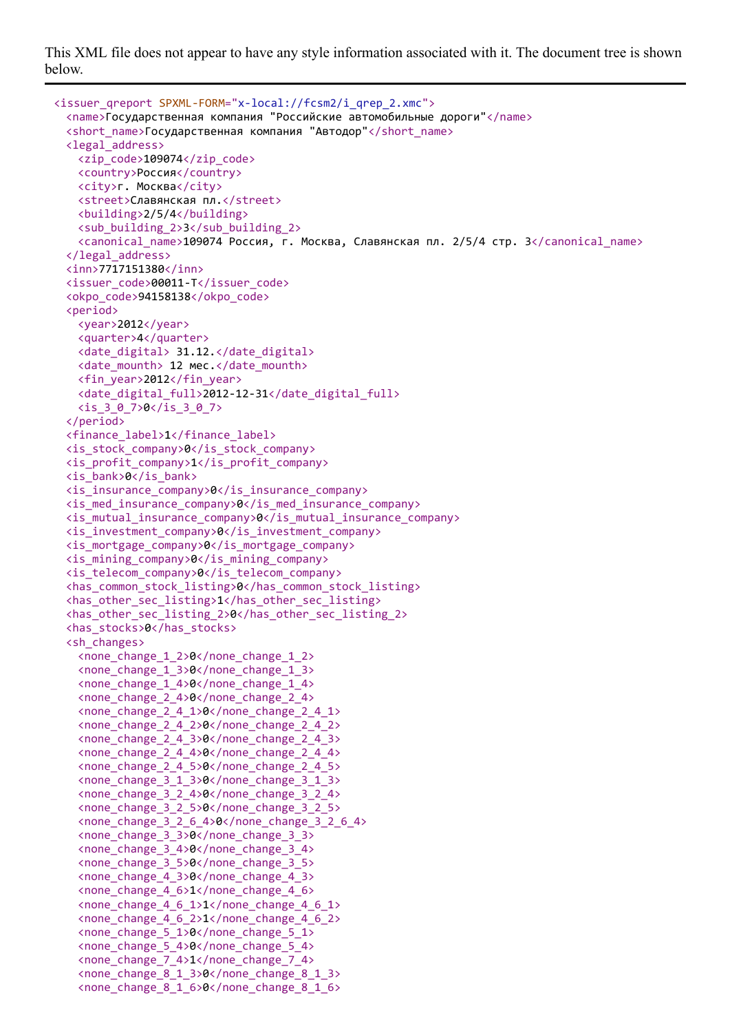This XML file does not appear to have any style information associated with it. The document tree is shown below.

```
<issuer_qreport SPXML-FORM="x-local://fcsm2/i_qrep_2.xmc">
  <name>Государственная компания "Российские автомобильные дороги"</name>
  <short_name>Государственная компания "Автодор"</short_name>
  <legal_address>
    <zip_code>109074</zip_code>
    <country>Россия</country>
    <city>г. Москва</city>
    <street>Славянская пл.</street>
    <building>2/5/4</building>
    <sub_building_2>3</sub_building_2>
    <canonical_name>109074 Россия, г. Москва, Славянская пл. 2/5/4 стр. 3</canonical_name>
  </legal_address>
  <inn>7717151380</inn>
  <issuer_code>00011-T</issuer_code>
  <okpo_code>94158138</okpo_code>
  <period>
    <year>2012</year>
    <quarter>4</quarter>
    <date_digital> 31.12.</date_digital>
    <date_mounth> 12 мес.</date_mounth>
    <fin_year>2012</fin_year>
    <date_digital_full>2012-12-31</date_digital_full>
    <is_3_0_7>0</is_3_0_7>
  </period>
  <finance_label>1</finance_label>
  <is_stock_company>0</is_stock_company>
  <is_profit_company>1</is_profit_company>
  <is_bank>0</is_bank>
  <is_insurance_company>0</is_insurance_company>
  <is_med_insurance_company>0</is_med_insurance_company>
  <is_mutual_insurance_company>0</is_mutual_insurance_company>
  <is_investment_company>0</is_investment_company>
  <is_mortgage_company>0</is_mortgage_company>
  <is_mining_company>0</is_mining_company>
  <is_telecom_company>0</is_telecom_company>
  <has_common_stock_listing>0</has_common_stock_listing>
  <has_other_sec_listing>1</has_other_sec_listing>
  <has_other_sec_listing_2>0</has_other_sec_listing_2>
  <has_stocks>0</has_stocks>
  <sh_changes>
    <none_change_1_2>0</none_change_1_2>
    <none_change_1_3>0</none_change_1_3>
    <none_change_1_4>0</none_change_1_4>
    <none_change_2_4>0</none_change_2_4>
    <none_change_2_4_1>0</none_change_2_4_1>
    <none_change_2_4_2>0</none_change_2_4_2>
    <none_change_2_4_3>0</none_change_2_4_3>
    <none_change_2_4_4>0</none_change_2_4_4>
    <none_change_2_4_5>0</none_change_2_4_5>
    <none_change_3_1_3>0</none_change_3_1_3>
    <none_change_3_2_4>0</none_change_3_2_4>
    <none_change_3_2_5>0</none_change_3_2_5>
    <none_change_3_2_6_4>0</none_change_3_2_6_4>
    <none_change_3_3>0</none_change_3_3>
    <none_change_3_4>0</none_change_3_4>
    <none_change_3_5>0</none_change_3_5>
    <none_change_4_3>0</none_change_4_3>
    <none_change_4_6>1</none_change_4_6>
    <none_change_4_6_1>1</none_change_4_6_1>
    <none_change_4_6_2>1</none_change_4_6_2>
    <none_change_5_1>0</none_change_5_1>
    <none_change_5_4>0</none_change_5_4>
    <none_change_7_4>1</none_change_7_4>
    <none_change_8_1_3>0</none_change_8_1_3>
    <none_change_8_1_6>0</none_change_8_1_6>
```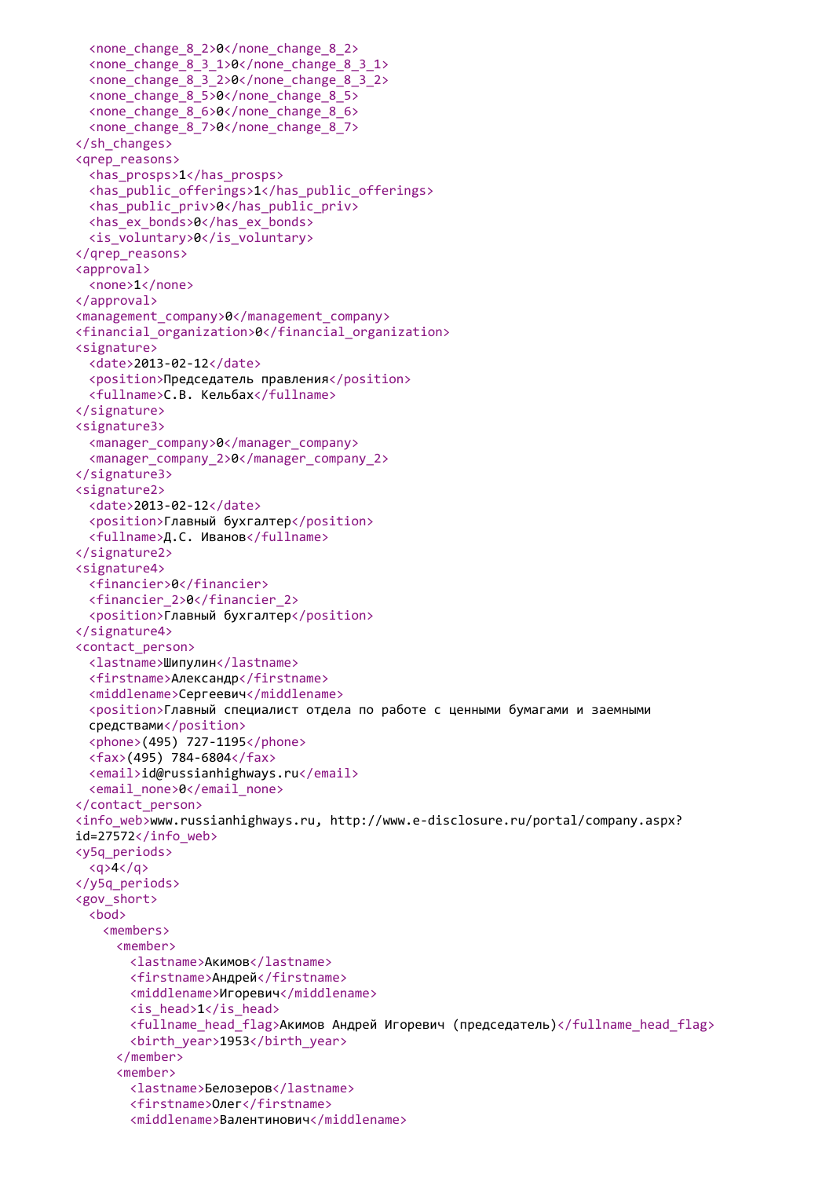```xml
      <none_change_8_2>0</none_change_8_2>
      <none_change_8_3_1>0</none_change_8_3_1>
      <none_change_8_3_2>0</none_change_8_3_2>
      <none_change_8_5>0</none_change_8_5>
      <none_change_8_6>0</none_change_8_6>
      <none_change_8_7>0</none_change_8_7>
    </sh_changes>
    <qrep_reasons>
      <has_prosps>1</has_prosps>
      <has_public_offerings>1</has_public_offerings>
      <has_public_priv>0</has_public_priv>
      <has_ex_bonds>0</has_ex_bonds>
      <is_voluntary>0</is_voluntary>
    </qrep_reasons>
    <approval>
      <none>1</none>
    </approval>
    <management_company>0</management_company>
    <financial_organization>0</financial_organization>
    <signature>
      <date>2013-02-12</date>
      <position>Председатель правления</position>
      <fullname>С.В. Кельбах</fullname>
    </signature>
    <signature3>
      <manager_company>0</manager_company>
      <manager_company_2>0</manager_company_2>
    </signature3>
    <signature2>
      <date>2013-02-12</date>
      <position>Главный бухгалтер</position>
      <fullname>Д.С. Иванов</fullname>
    </signature2>
    <signature4>
      <financier>0</financier>
      <financier_2>0</financier_2>
      <position>Главный бухгалтер</position>
    </signature4>
    <contact_person>
      <lastname>Шипулин</lastname>
      <firstname>Александр</firstname>
      <middlename>Сергеевич</middlename>
      <position>Главный специалист отдела по работе с ценными бумагами и заемными
      средствами</position>
      <phone>(495) 727-1195</phone>
      <fax>(495) 784-6804</fax>
      <email>id@russianhighways.ru</email>
      <email_none>0</email_none>
    </contact_person>
    <info_web>www.russianhighways.ru, http://www.e-disclosure.ru/portal/company.aspx?
    id=27572</info_web>
    <y5q_periods>
      <q>4</q>
    </y5q_periods>
    <gov_short>
      <bod>
        <members>
          <member>
            <lastname>Акимов</lastname>
            <firstname>Андрей</firstname>
            <middlename>Игоревич</middlename>
            <is_head>1</is_head>
            <fullname_head_flag>Акимов Андрей Игоревич (председатель)</fullname_head_flag>
            <birth_year>1953</birth_year>
          </member>
          <member>
            <lastname>Белозеров</lastname>
            <firstname>Олег</firstname>
            <middlename>Валентинович</middlename>
```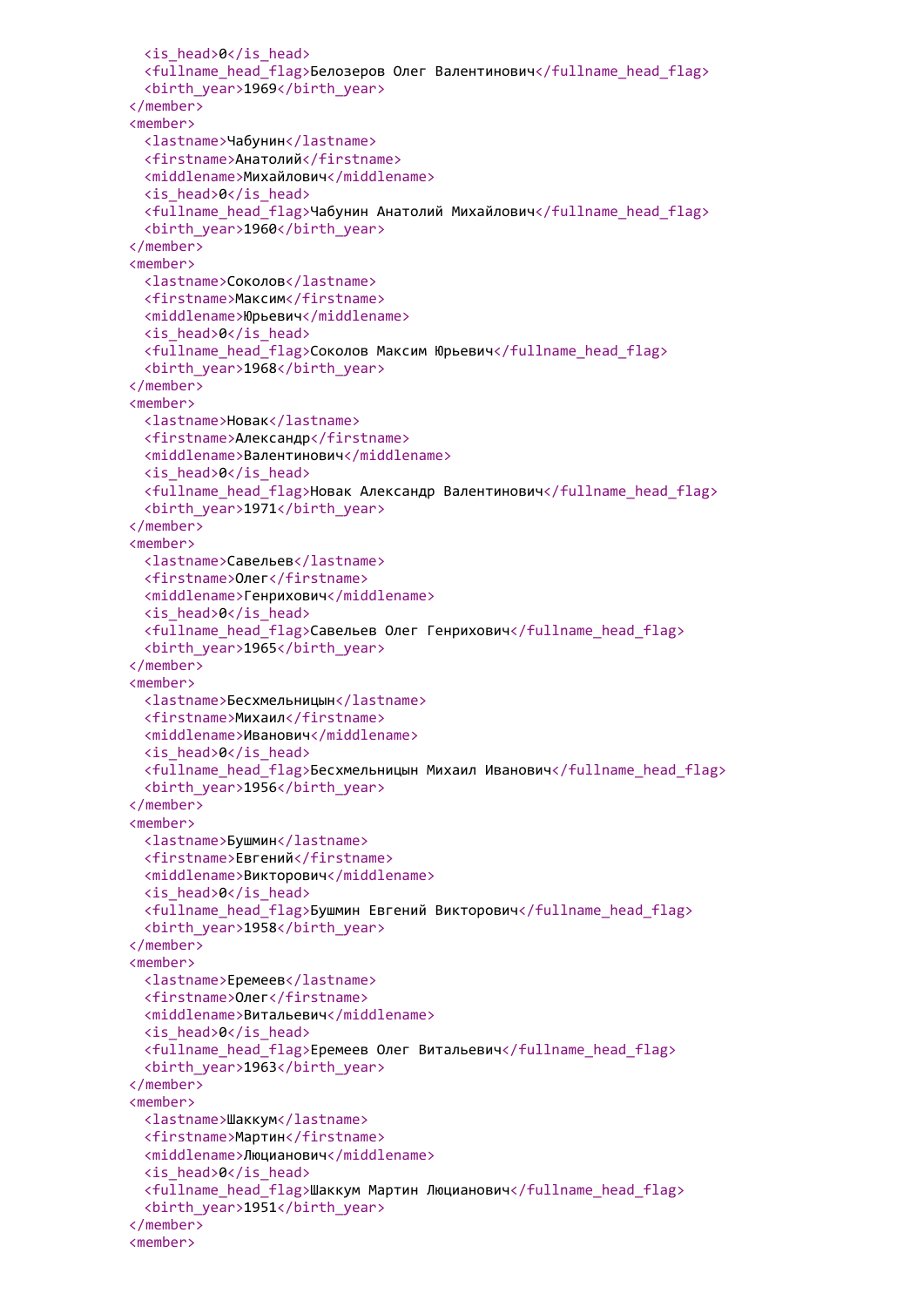```xml
      <is_head>0</is_head>
      <fullname_head_flag>Белозеров Олег Валентинович</fullname_head_flag>
      <birth_year>1969</birth_year>
    </member>
    <member>
      <lastname>Чабунин</lastname>
      <firstname>Анатолий</firstname>
      <middlename>Михайлович</middlename>
      <is_head>0</is_head>
      <fullname_head_flag>Чабунин Анатолий Михайлович</fullname_head_flag>
      <birth_year>1960</birth_year>
    </member>
    <member>
      <lastname>Соколов</lastname>
      <firstname>Максим</firstname>
      <middlename>Юрьевич</middlename>
      <is_head>0</is_head>
      <fullname_head_flag>Соколов Максим Юрьевич</fullname_head_flag>
      <birth_year>1968</birth_year>
    </member>
    <member>
      <lastname>Новак</lastname>
      <firstname>Александр</firstname>
      <middlename>Валентинович</middlename>
      <is_head>0</is_head>
      <fullname_head_flag>Новак Александр Валентинович</fullname_head_flag>
      <birth_year>1971</birth_year>
    </member>
    <member>
      <lastname>Савельев</lastname>
      <firstname>Олег</firstname>
      <middlename>Генрихович</middlename>
      <is_head>0</is_head>
      <fullname_head_flag>Савельев Олег Генрихович</fullname_head_flag>
      <birth_year>1965</birth_year>
    </member>
    <member>
      <lastname>Бесхмельницын</lastname>
      <firstname>Михаил</firstname>
      <middlename>Иванович</middlename>
      <is_head>0</is_head>
      <fullname_head_flag>Бесхмельницын Михаил Иванович</fullname_head_flag>
      <birth_year>1956</birth_year>
    </member>
    <member>
      <lastname>Бушмин</lastname>
      <firstname>Евгений</firstname>
      <middlename>Викторович</middlename>
      <is_head>0</is_head>
      <fullname_head_flag>Бушмин Евгений Викторович</fullname_head_flag>
      <birth_year>1958</birth_year>
    </member>
    <member>
      <lastname>Еремеев</lastname>
      <firstname>Олег</firstname>
      <middlename>Витальевич</middlename>
      <is_head>0</is_head>
      <fullname_head_flag>Еремеев Олег Витальевич</fullname_head_flag>
      <birth_year>1963</birth_year>
    </member>
    <member>
      <lastname>Шаккум</lastname>
      <firstname>Мартин</firstname>
      <middlename>Люцианович</middlename>
      <is_head>0</is_head>
      <fullname_head_flag>Шаккум Мартин Люцианович</fullname_head_flag>
      <birth_year>1951</birth_year>
    </member>
    <member>
```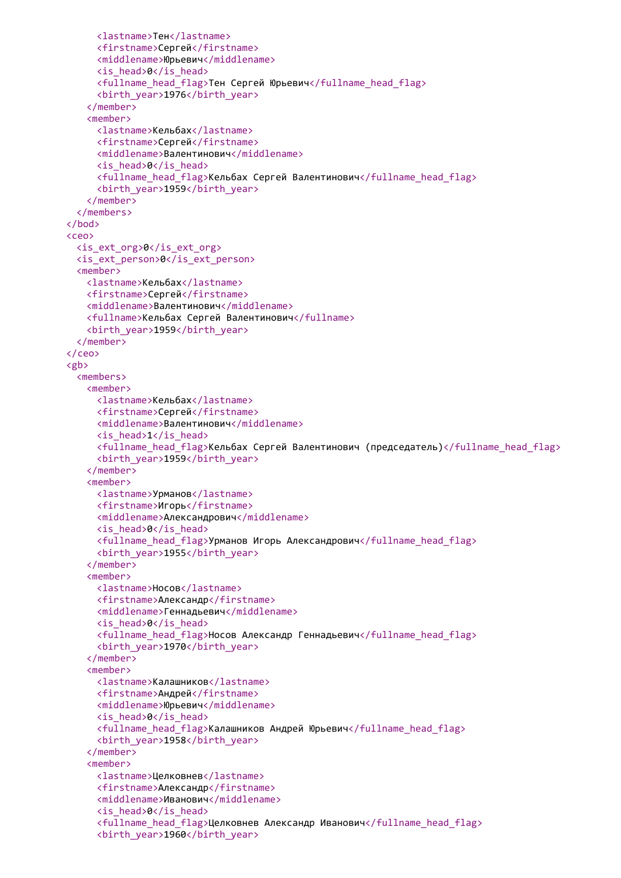```xml
          <lastname>Тен</lastname>
          <firstname>Сергей</firstname>
          <middlename>Юрьевич</middlename>
          <is_head>0</is_head>
          <fullname_head_flag>Тен Сергей Юрьевич</fullname_head_flag>
          <birth_year>1976</birth_year>
        </member>
        <member>
          <lastname>Кельбах</lastname>
          <firstname>Сергей</firstname>
          <middlename>Валентинович</middlename>
          <is_head>0</is_head>
          <fullname_head_flag>Кельбах Сергей Валентинович</fullname_head_flag>
          <birth_year>1959</birth_year>
        </member>
      </members>
    </bod>
    <ceo>
      <is_ext_org>0</is_ext_org>
      <is_ext_person>0</is_ext_person>
      <member>
        <lastname>Кельбах</lastname>
        <firstname>Сергей</firstname>
        <middlename>Валентинович</middlename>
        <fullname>Кельбах Сергей Валентинович</fullname>
        <birth_year>1959</birth_year>
      </member>
    </ceo>
    <gb>
      <members>
        <member>
          <lastname>Кельбах</lastname>
          <firstname>Сергей</firstname>
          <middlename>Валентинович</middlename>
          <is_head>1</is_head>
          <fullname_head_flag>Кельбах Сергей Валентинович (председатель)</fullname_head_flag>
          <birth_year>1959</birth_year>
        </member>
        <member>
          <lastname>Урманов</lastname>
          <firstname>Игорь</firstname>
          <middlename>Александрович</middlename>
          <is_head>0</is_head>
          <fullname_head_flag>Урманов Игорь Александрович</fullname_head_flag>
          <birth_year>1955</birth_year>
        </member>
        <member>
          <lastname>Носов</lastname>
          <firstname>Александр</firstname>
          <middlename>Геннадьевич</middlename>
          <is_head>0</is_head>
          <fullname_head_flag>Носов Александр Геннадьевич</fullname_head_flag>
          <birth_year>1970</birth_year>
        </member>
        <member>
          <lastname>Калашников</lastname>
          <firstname>Андрей</firstname>
          <middlename>Юрьевич</middlename>
          <is_head>0</is_head>
          <fullname_head_flag>Калашников Андрей Юрьевич</fullname_head_flag>
          <birth_year>1958</birth_year>
        </member>
        <member>
          <lastname>Целковнев</lastname>
          <firstname>Александр</firstname>
          <middlename>Иванович</middlename>
          <is_head>0</is_head>
          <fullname_head_flag>Целковнев Александр Иванович</fullname_head_flag>
          <birth_year>1960</birth_year>
```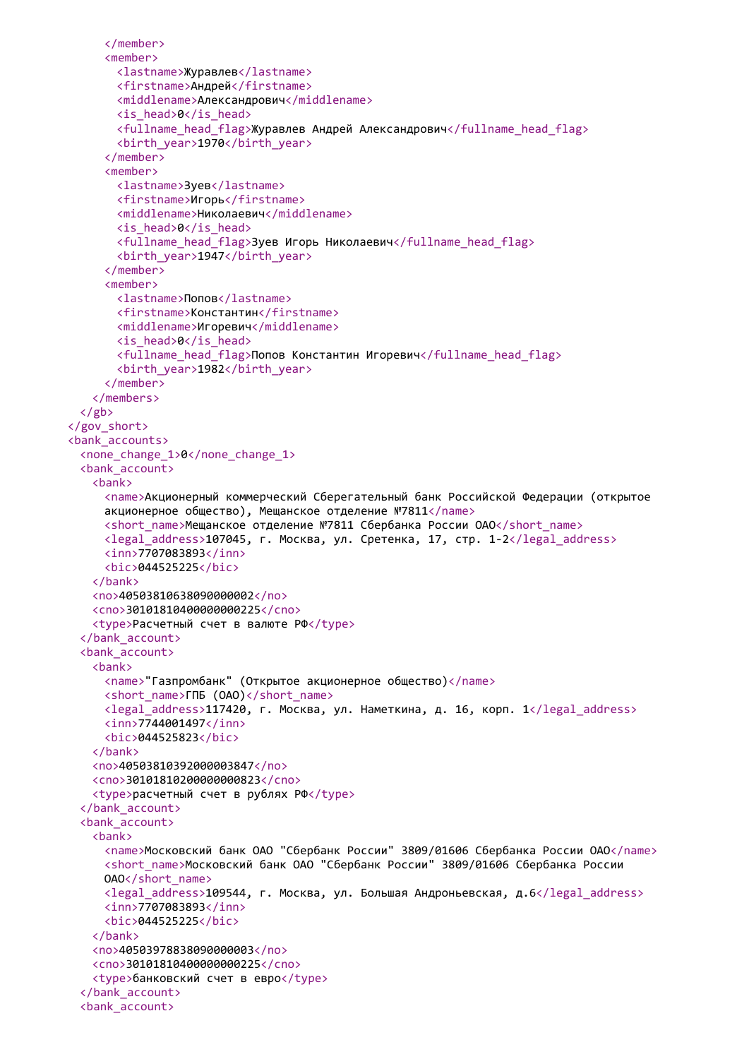```xml
      </member>
      <member>
        <lastname>Журавлев</lastname>
        <firstname>Андрей</firstname>
        <middlename>Александрович</middlename>
        <is_head>0</is_head>
        <fullname_head_flag>Журавлев Андрей Александрович</fullname_head_flag>
        <birth_year>1970</birth_year>
      </member>
      <member>
        <lastname>Зуев</lastname>
        <firstname>Игорь</firstname>
        <middlename>Николаевич</middlename>
        <is_head>0</is_head>
        <fullname_head_flag>Зуев Игорь Николаевич</fullname_head_flag>
        <birth_year>1947</birth_year>
      </member>
      <member>
        <lastname>Попов</lastname>
        <firstname>Константин</firstname>
        <middlename>Игоревич</middlename>
        <is_head>0</is_head>
        <fullname_head_flag>Попов Константин Игоревич</fullname_head_flag>
        <birth_year>1982</birth_year>
      </member>
    </members>
  </gb>
</gov_short>
<bank_accounts>
  <none_change_1>0</none_change_1>
  <bank_account>
    <bank>
      <name>Акционерный коммерческий Сберегательный банк Российской Федерации (открытое
      акционерное общество), Мещанское отделение №7811</name>
      <short_name>Мещанское отделение №7811 Сбербанка России ОАО</short_name>
      <legal_address>107045, г. Москва, ул. Сретенка, 17, стр. 1-2</legal_address>
      <inn>7707083893</inn>
      <bic>044525225</bic>
    </bank>
    <no>40503810638090000002</no>
    <cno>30101810400000000225</cno>
    <type>Расчетный счет в валюте РФ</type>
  </bank_account>
  <bank_account>
    <bank>
      <name>"Газпромбанк" (Открытое акционерное общество)</name>
      <short_name>ГПБ (ОАО)</short_name>
      <legal_address>117420, г. Москва, ул. Наметкина, д. 16, корп. 1</legal_address>
      <inn>7744001497</inn>
      <bic>044525823</bic>
    </bank>
    <no>40503810392000003847</no>
    <cno>30101810200000000823</cno>
    <type>расчетный счет в рублях РФ</type>
  </bank_account>
  <bank_account>
    <bank>
      <name>Московский банк ОАО "Сбербанк России" 3809/01606 Сбербанка России ОАО</name>
      <short_name>Московский банк ОАО "Сбербанк России" 3809/01606 Сбербанка России
      ОАО</short_name>
      <legal_address>109544, г. Москва, ул. Большая Андроньевская, д.6</legal_address>
      <inn>7707083893</inn>
      <bic>044525225</bic>
    </bank>
    <no>40503978838090000003</no>
    <cno>30101810400000000225</cno>
    <type>банковский счет в евро</type>
  </bank_account>
  <bank_account>
```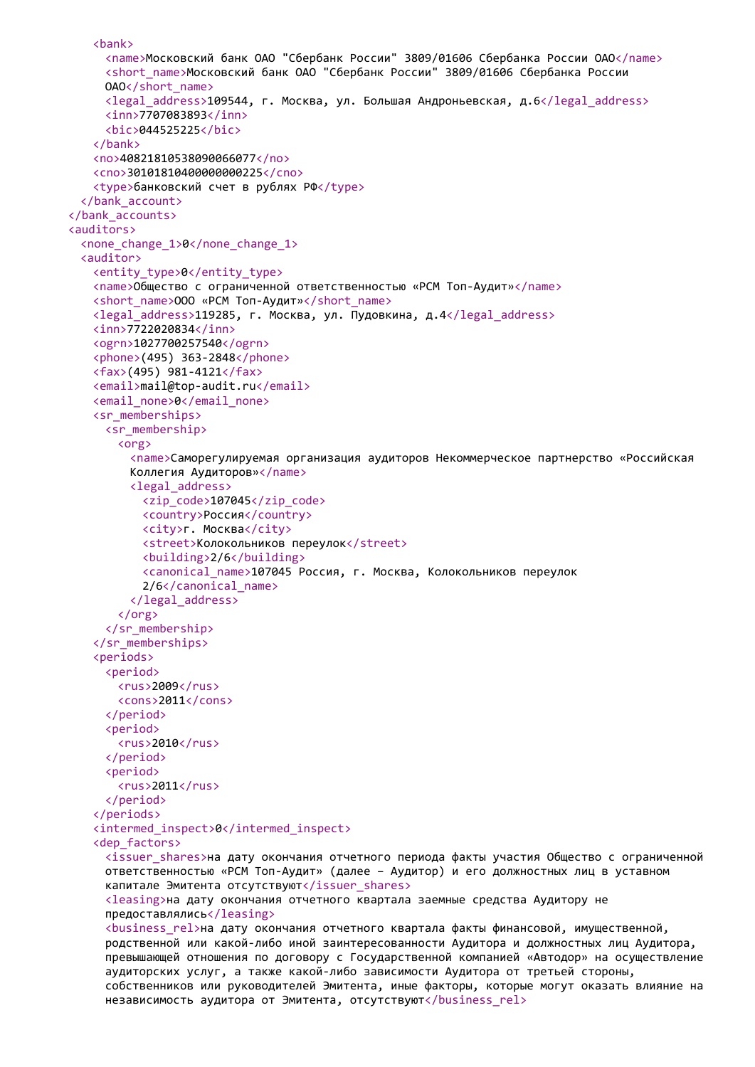```xml
      <bank>
        <name>Московский банк ОАО "Сбербанк России" 3809/01606 Сбербанка России ОАО</name>
        <short_name>Московский банк ОАО "Сбербанк России" 3809/01606 Сбербанка России
        ОАО</short_name>
        <legal_address>109544, г. Москва, ул. Большая Андроньевская, д.6</legal_address>
        <inn>7707083893</inn>
        <bic>044525225</bic>
      </bank>
      <no>40821810538090066077</no>
      <cno>30101810400000000225</cno>
      <type>банковский счет в рублях РФ</type>
    </bank_account>
  </bank_accounts>
  <auditors>
    <none_change_1>0</none_change_1>
    <auditor>
      <entity_type>0</entity_type>
      <name>Общество с ограниченной ответственностью «РСМ Топ-Аудит»</name>
      <short_name>ООО «РСМ Топ-Аудит»</short_name>
      <legal_address>119285, г. Москва, ул. Пудовкина, д.4</legal_address>
      <inn>7722020834</inn>
      <ogrn>1027700257540</ogrn>
      <phone>(495) 363-2848</phone>
      <fax>(495) 981-4121</fax>
      <email>mail@top-audit.ru</email>
      <email_none>0</email_none>
      <sr_memberships>
        <sr_membership>
          <org>
            <name>Саморегулируемая организация аудиторов Некоммерческое партнерство «Российская
            Коллегия Аудиторов»</name>
            <legal_address>
              <zip_code>107045</zip_code>
              <country>Россия</country>
              <city>г. Москва</city>
              <street>Колокольников переулок</street>
              <building>2/6</building>
              <canonical_name>107045 Россия, г. Москва, Колокольников переулок
              2/6</canonical_name>
            </legal_address>
          </org>
        </sr_membership>
      </sr_memberships>
      <periods>
        <period>
          <rus>2009</rus>
          <cons>2011</cons>
        </period>
        <period>
          <rus>2010</rus>
        </period>
        <period>
          <rus>2011</rus>
        </period>
      </periods>
      <intermed_inspect>0</intermed_inspect>
      <dep_factors>
        <issuer_shares>на дату окончания отчетного периода факты участия Общество с ограниченной
        ответственностью «РСМ Топ-Аудит» (далее – Аудитор) и его должностных лиц в уставном
        капитале Эмитента отсутствуют</issuer_shares>
        <leasing>на дату окончания отчетного квартала заемные средства Аудитору не
        предоставлялись</leasing>
        <business_rel>на дату окончания отчетного квартала факты финансовой, имущественной,
        родственной или какой-либо иной заинтересованности Аудитора и должностных лиц Аудитора,
        превышающей отношения по договору с Государственной компанией «Автодор» на осуществление
        аудиторских услуг, а также какой-либо зависимости Аудитора от третьей стороны,
        собственников или руководителей Эмитента, иные факторы, которые могут оказать влияние на
        независимость аудитора от Эмитента, отсутствуют</business_rel>
```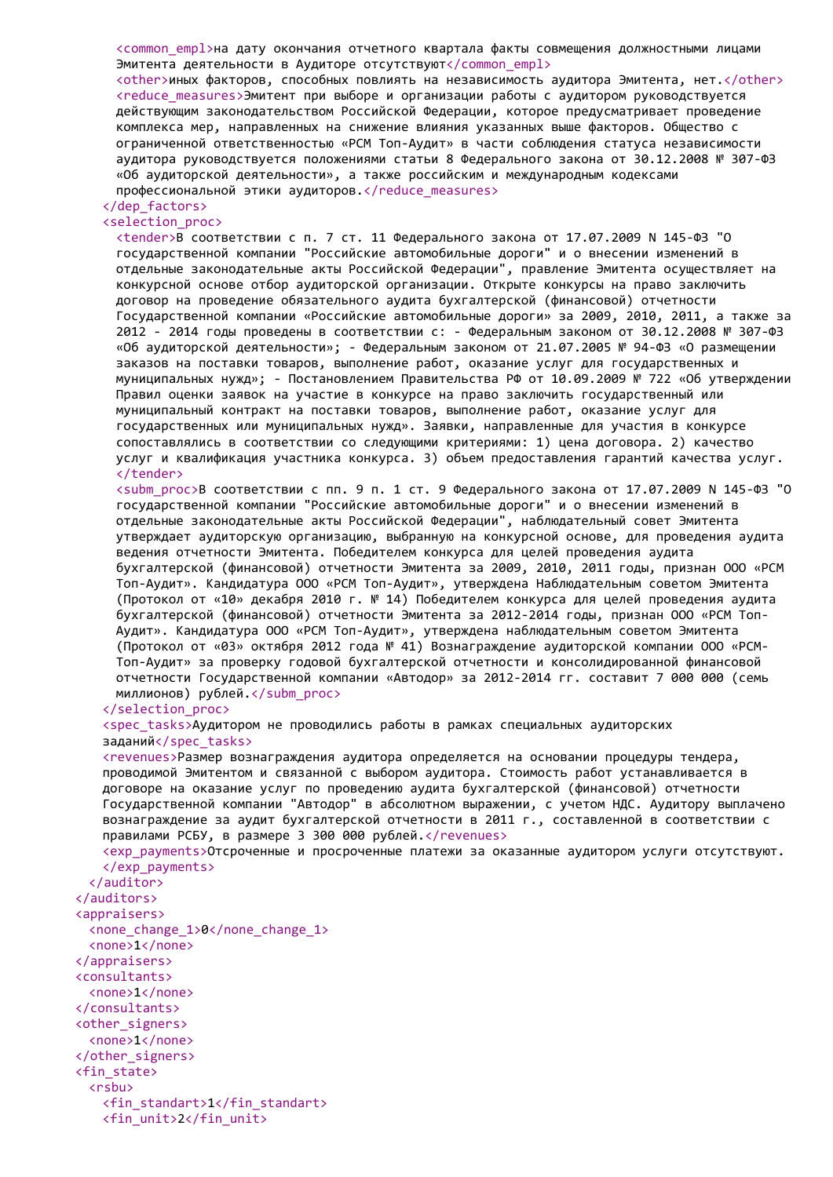```
        <common_empl>на дату окончания отчетного квартала факты совмещения должностными лицами
        Эмитента деятельности в Аудиторе отсутствуют</common_empl>
        <other>иных факторов, способных повлиять на независимость аудитора Эмитента, нет.</other>
        <reduce_measures>Эмитент при выборе и организации работы с аудитором руководствуется
        действующим законодательством Российской Федерации, которое предусматривает проведение
        комплекса мер, направленных на снижение влияния указанных выше факторов. Общество с
        ограниченной ответственностью «РСМ Топ-Аудит» в части соблюдения статуса независимости
        аудитора руководствуется положениями статьи 8 Федерального закона от 30.12.2008 № 307-ФЗ
        «Об аудиторской деятельности», а также российским и международным кодексами
        профессиональной этики аудиторов.</reduce_measures>
      </dep_factors>
      <selection_proc>
        <tender>В соответствии с п. 7 ст. 11 Федерального закона от 17.07.2009 N 145-ФЗ "О
        государственной компании "Российские автомобильные дороги" и о внесении изменений в
        отдельные законодательные акты Российской Федерации", правление Эмитента осуществляет на
        конкурсной основе отбор аудиторской организации. Открыте конкурсы на право заключить
        договор на проведение обязательного аудита бухгалтерской (финансовой) отчетности
        Государственной компании «Российские автомобильные дороги» за 2009, 2010, 2011, а также за
        2012 - 2014 годы проведены в соответствии с: - Федеральным законом от 30.12.2008 № 307-ФЗ
        «Об аудиторской деятельности»; - Федеральным законом от 21.07.2005 № 94-ФЗ «О размещении
        заказов на поставки товаров, выполнение работ, оказание услуг для государственных и
        муниципальных нужд»; - Постановлением Правительства РФ от 10.09.2009 № 722 «Об утверждении
        Правил оценки заявок на участие в конкурсе на право заключить государственный или
        муниципальный контракт на поставки товаров, выполнение работ, оказание услуг для
        государственных или муниципальных нужд». Заявки, направленные для участия в конкурсе
        сопоставлялись в соответствии со следующими критериями: 1) цена договора. 2) качество
        услуг и квалификация участника конкурса. 3) объем предоставления гарантий качества услуг.
        </tender>
        <subm_proc>В соответствии с пп. 9 п. 1 ст. 9 Федерального закона от 17.07.2009 N 145-ФЗ "О
        государственной компании "Российские автомобильные дороги" и о внесении изменений в
        отдельные законодательные акты Российской Федерации", наблюдательный совет Эмитента
        утверждает аудиторскую организацию, выбранную на конкурсной основе, для проведения аудита
        ведения отчетности Эмитента. Победителем конкурса для целей проведения аудита
        бухгалтерской (финансовой) отчетности Эмитента за 2009, 2010, 2011 годы, признан ООО «РСМ
        Топ-Аудит». Кандидатура ООО «РСМ Топ-Аудит», утверждена Наблюдательным советом Эмитента
        (Протокол от «10» декабря 2010 г. № 14) Победителем конкурса для целей проведения аудита
        бухгалтерской (финансовой) отчетности Эмитента за 2012-2014 годы, признан ООО «РСМ Топ-
        Аудит». Кандидатура ООО «РСМ Топ-Аудит», утверждена наблюдательным советом Эмитента
        (Протокол от «03» октября 2012 года № 41) Вознаграждение аудиторской компании ООО «РСМ-
        Топ-Аудит» за проверку годовой бухгалтерской отчетности и консолидированной финансовой
        отчетности Государственной компании «Автодор» за 2012-2014 гг. составит 7 000 000 (семь
        миллионов) рублей.</subm_proc>
      </selection_proc>
      <spec_tasks>Аудитором не проводились работы в рамках специальных аудиторских
      заданий</spec_tasks>
      <revenues>Размер вознаграждения аудитора определяется на основании процедуры тендера,
      проводимой Эмитентом и связанной с выбором аудитора. Стоимость работ устанавливается в
      договоре на оказание услуг по проведению аудита бухгалтерской (финансовой) отчетности
      Государственной компании "Автодор" в абсолютном выражении, с учетом НДС. Аудитору выплачено
      вознаграждение за аудит бухгалтерской отчетности в 2011 г., составленной в соответствии с
      правилами РСБУ, в размере 3 300 000 рублей.</revenues>
      <exp_payments>Отсроченные и просроченные платежи за оказанные аудитором услуги отсутствуют.
      </exp_payments>
    </auditor>
  </auditors>
  <appraisers>
    <none_change_1>0</none_change_1>
    <none>1</none>
  </appraisers>
  <consultants>
    <none>1</none>
  </consultants>
  <other_signers>
    <none>1</none>
  </other_signers>
  <fin_state>
    <rsbu>
      <fin_standart>1</fin_standart>
      <fin_unit>2</fin_unit>
```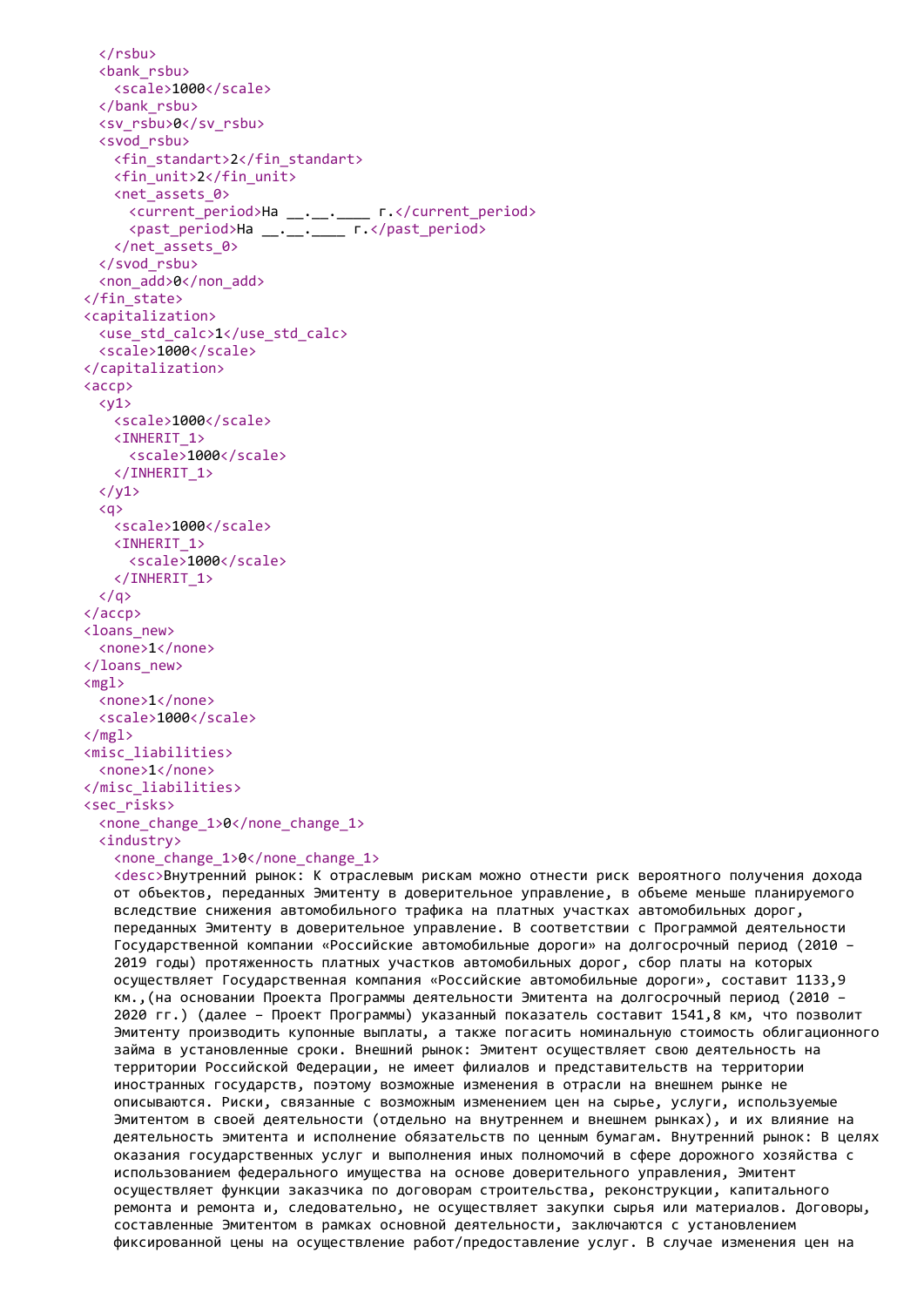```
    </rsbu>
    <bank_rsbu>
      <scale>1000</scale>
    </bank_rsbu>
    <sv_rsbu>0</sv_rsbu>
    <svod_rsbu>
      <fin_standart>2</fin_standart>
      <fin_unit>2</fin_unit>
      <net_assets_0>
        <current_period>На __.__.____ г.</current_period>
        <past_period>На __.__.____ г.</past_period>
      </net_assets_0>
    </svod_rsbu>
    <non_add>0</non_add>
  </fin_state>
  <capitalization>
    <use_std_calc>1</use_std_calc>
    <scale>1000</scale>
  </capitalization>
  <accp>
    <y1>
      <scale>1000</scale>
      <INHERIT_1>
        <scale>1000</scale>
      </INHERIT_1>
    </y1>
    <q>
      <scale>1000</scale>
      <INHERIT_1>
        <scale>1000</scale>
      </INHERIT_1>
    </q>
  </accp>
  <loans_new>
    <none>1</none>
  </loans_new>
  <mgl>
    <none>1</none>
    <scale>1000</scale>
  </mgl>
  <misc_liabilities>
    <none>1</none>
  </misc_liabilities>
  <sec_risks>
    <none_change_1>0</none_change_1>
    <industry>
      <none_change_1>0</none_change_1>
      <desc>Внутренний рынок: К отраслевым рискам можно отнести риск вероятного получения дохода
      от объектов, переданных Эмитенту в доверительное управление, в объеме меньше планируемого
      вследствие снижения автомобильного трафика на платных участках автомобильных дорог,
      переданных Эмитенту в доверительное управление. В соответствии с Программой деятельности
      Государственной компании «Российские автомобильные дороги» на долгосрочный период (2010 –
      2019 годы) протяженность платных участков автомобильных дорог, сбор платы на которых
      осуществляет Государственная компания «Российские автомобильные дороги», составит 1133,9
      км.,(на основании Проекта Программы деятельности Эмитента на долгосрочный период (2010 –
      2020 гг.) (далее – Проект Программы) указанный показатель составит 1541,8 км, что позволит
      Эмитенту производить купонные выплаты, а также погасить номинальную стоимость облигационного
      займа в установленные сроки. Внешний рынок: Эмитент осуществляет свою деятельность на
      территории Российской Федерации, не имеет филиалов и представительств на территории
      иностранных государств, поэтому возможные изменения в отрасли на внешнем рынке не
      описываются. Риски, связанные с возможным изменением цен на сырье, услуги, используемые
      Эмитентом в своей деятельности (отдельно на внутреннем и внешнем рынках), и их влияние на
      деятельность эмитента и исполнение обязательств по ценным бумагам. Внутренний рынок: В целях
      оказания государственных услуг и выполнения иных полномочий в сфере дорожного хозяйства с
      использованием федерального имущества на основе доверительного управления, Эмитент
      осуществляет функции заказчика по договорам строительства, реконструкции, капитального
      ремонта и ремонта и, следовательно, не осуществляет закупки сырья или материалов. Договоры,
      составленные Эмитентом в рамках основной деятельности, заключаются с установлением
      фиксированной цены на осуществление работ/предоставление услуг. В случае изменения цен на
```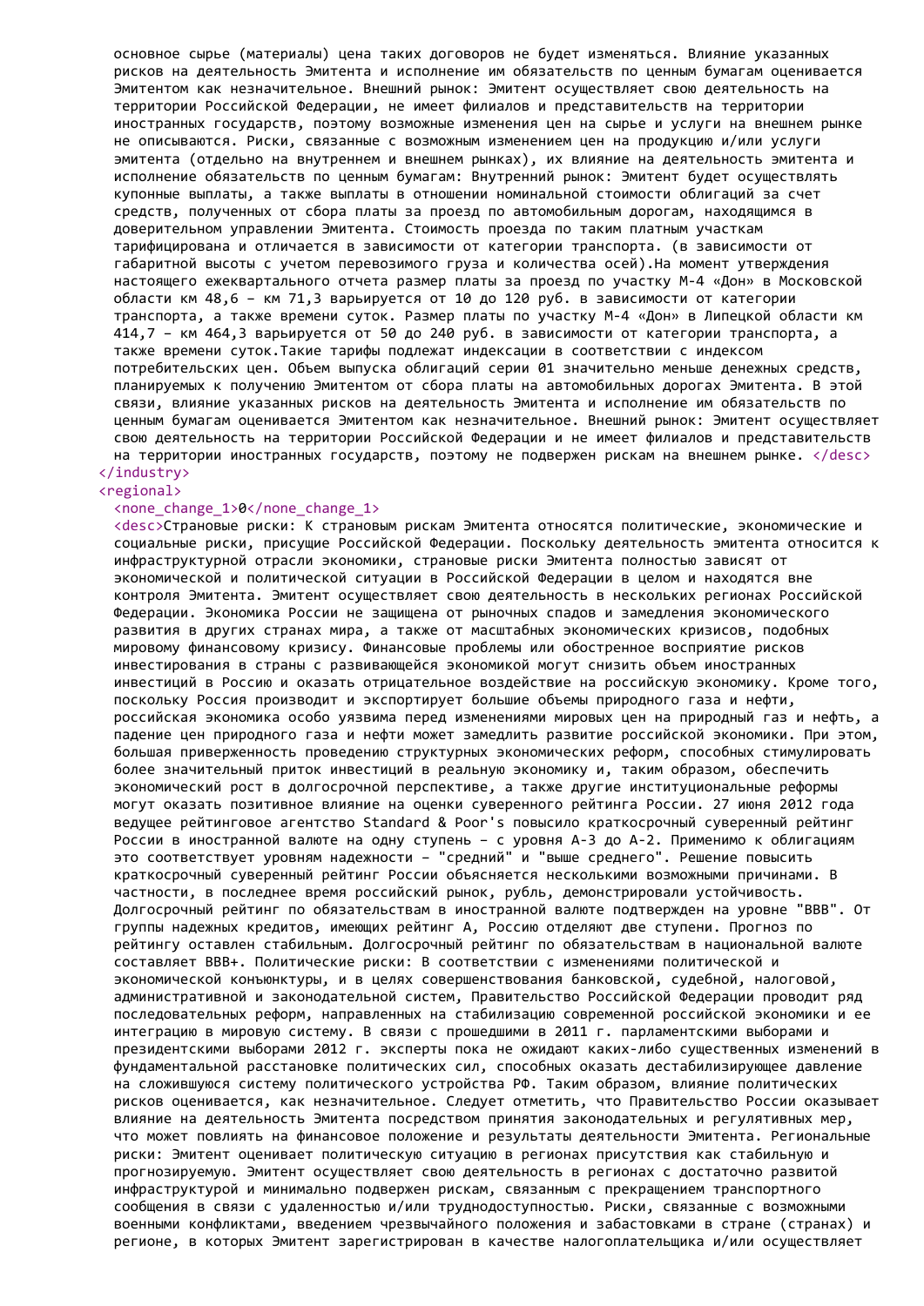основное сырье (материалы) цена таких договоров не будет изменяться. Влияние указанных рисков на деятельность Эмитента и исполнение им обязательств по ценным бумагам оценивается Эмитентом как незначительное. Внешний рынок: Эмитент осуществляет свою деятельность на территории Российской Федерации, не имеет филиалов и представительств на территории иностранных государств, поэтому возможные изменения цен на сырье и услуги на внешнем рынке не описываются. Риски, связанные с возможным изменением цен на продукцию и/или услуги эмитента (отдельно на внутреннем и внешнем рынках), их влияние на деятельность эмитента и исполнение обязательств по ценным бумагам: Внутренний рынок: Эмитент будет осуществлять купонные выплаты, а также выплаты в отношении номинальной стоимости облигаций за счет средств, полученных от сбора платы за проезд по автомобильным дорогам, находящимся в доверительном управлении Эмитента. Стоимость проезда по таким платным участкам тарифицирована и отличается в зависимости от категории транспорта. (в зависимости от габаритной высоты с учетом перевозимого груза и количества осей).На момент утверждения настоящего ежеквартального отчета размер платы за проезд по участку М-4 «Дон» в Московской области км 48,6 – км 71,3 варьируется от 10 до 120 руб. в зависимости от категории транспорта, а также времени суток. Размер платы по участку М-4 «Дон» в Липецкой области км 414,7 – км 464,3 варьируется от 50 до 240 руб. в зависимости от категории транспорта, а также времени суток.Такие тарифы подлежат индексации в соответствии с индексом потребительских цен. Объем выпуска облигаций серии 01 значительно меньше денежных средств, планируемых к получению Эмитентом от сбора платы на автомобильных дорогах Эмитента. В этой связи, влияние указанных рисков на деятельность Эмитента и исполнение им обязательств по ценным бумагам оценивается Эмитентом как незначительное. Внешний рынок: Эмитент осуществляет свою деятельность на территории Российской Федерации и не имеет филиалов и представительств на территории иностранных государств, поэтому не подвержен рискам на внешнем рынке. </desc>
</industry>
<regional>
<none_change_1>0</none_change_1>
<desc>Страновые риски: К страновым рискам Эмитента относятся политические, экономические и социальные риски, присущие Российской Федерации. Поскольку деятельность эмитента относится к инфраструктурной отрасли экономики, страновые риски Эмитента полностью зависят от экономической и политической ситуации в Российской Федерации в целом и находятся вне контроля Эмитента. Эмитент осуществляет свою деятельность в нескольких регионах Российской Федерации. Экономика России не защищена от рыночных спадов и замедления экономического развития в других странах мира, а также от масштабных экономических кризисов, подобных мировому финансовому кризису. Финансовые проблемы или обостренное восприятие рисков инвестирования в страны с развивающейся экономикой могут снизить объем иностранных инвестиций в Россию и оказать отрицательное воздействие на российскую экономику. Кроме того, поскольку Россия производит и экспортирует большие объемы природного газа и нефти, российская экономика особо уязвима перед изменениями мировых цен на природный газ и нефть, а падение цен природного газа и нефти может замедлить развитие российской экономики. При этом, большая приверженность проведению структурных экономических реформ, способных стимулировать более значительный приток инвестиций в реальную экономику и, таким образом, обеспечить экономический рост в долгосрочной перспективе, а также другие институциональные реформы могут оказать позитивное влияние на оценки суверенного рейтинга России. 27 июня 2012 года ведущее рейтинговое агентство Standard & Poor's повысило краткосрочный суверенный рейтинг России в иностранной валюте на одну ступень – с уровня А-3 до А-2. Применимо к облигациям это соответствует уровням надежности – "средний" и "выше среднего". Решение повысить краткосрочный суверенный рейтинг России объясняется несколькими возможными причинами. В частности, в последнее время российский рынок, рубль, демонстрировали устойчивость. Долгосрочный рейтинг по обязательствам в иностранной валюте подтвержден на уровне "BBB". От группы надежных кредитов, имеющих рейтинг А, Россию отделяют две ступени. Прогноз по рейтингу оставлен стабильным. Долгосрочный рейтинг по обязательствам в национальной валюте составляет BBB+. Политические риски: В соответствии с изменениями политической и экономической конъюнктуры, и в целях совершенствования банковской, судебной, налоговой, административной и законодательной систем, Правительство Российской Федерации проводит ряд последовательных реформ, направленных на стабилизацию современной российской экономики и ее интеграцию в мировую систему. В связи с прошедшими в 2011 г. парламентскими выборами и президентскими выборами 2012 г. эксперты пока не ожидают каких-либо существенных изменений в фундаментальной расстановке политических сил, способных оказать дестабилизирующее давление на сложившуюся систему политического устройства РФ. Таким образом, влияние политических рисков оценивается, как незначительное. Следует отметить, что Правительство России оказывает влияние на деятельность Эмитента посредством принятия законодательных и регулятивных мер, что может повлиять на финансовое положение и результаты деятельности Эмитента. Региональные риски: Эмитент оценивает политическую ситуацию в регионах присутствия как стабильную и прогнозируемую. Эмитент осуществляет свою деятельность в регионах с достаточно развитой инфраструктурой и минимально подвержен рискам, связанным с прекращением транспортного сообщения в связи с удаленностью и/или труднодоступностью. Риски, связанные с возможными военными конфликтами, введением чрезвычайного положения и забастовками в стране (странах) и регионе, в которых Эмитент зарегистрирован в качестве налогоплательщика и/или осуществляет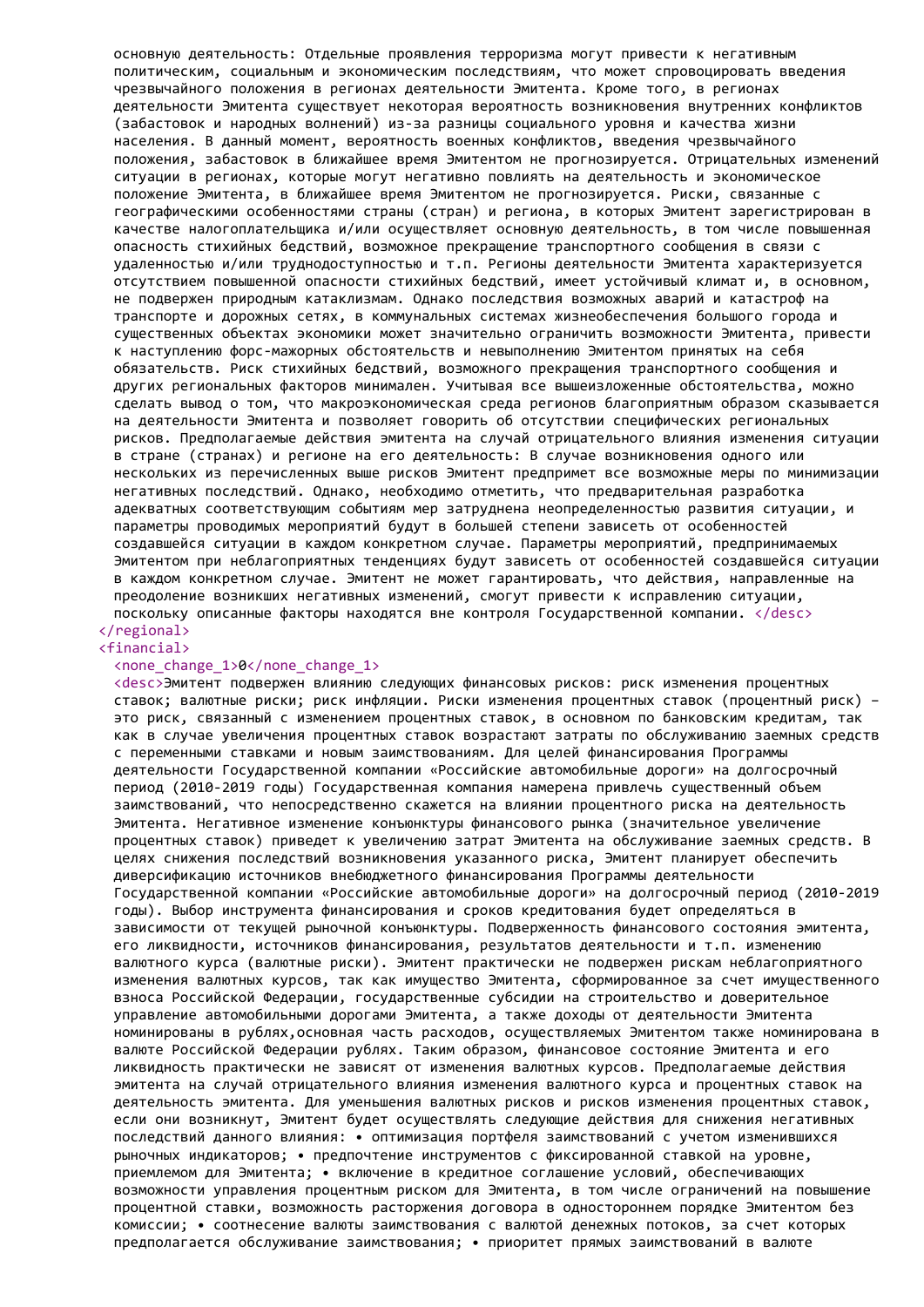основную деятельность: Отдельные проявления терроризма могут привести к негативным политическим, социальным и экономическим последствиям, что может спровоцировать введения чрезвычайного положения в регионах деятельности Эмитента. Кроме того, в регионах деятельности Эмитента существует некоторая вероятность возникновения внутренних конфликтов (забастовок и народных волнений) из-за разницы социального уровня и качества жизни населения. В данный момент, вероятность военных конфликтов, введения чрезвычайного положения, забастовок в ближайшее время Эмитентом не прогнозируется. Отрицательных изменений ситуации в регионах, которые могут негативно повлиять на деятельность и экономическое положение Эмитента, в ближайшее время Эмитентом не прогнозируется. Риски, связанные с географическими особенностями страны (стран) и региона, в которых Эмитент зарегистрирован в качестве налогоплательщика и/или осуществляет основную деятельность, в том числе повышенная опасность стихийных бедствий, возможное прекращение транспортного сообщения в связи с удаленностью и/или труднодоступностью и т.п. Регионы деятельности Эмитента характеризуется отсутствием повышенной опасности стихийных бедствий, имеет устойчивый климат и, в основном, не подвержен природным катаклизмам. Однако последствия возможных аварий и катастроф на транспорте и дорожных сетях, в коммунальных системах жизнеобеспечения большого города и существенных объектах экономики может значительно ограничить возможности Эмитента, привести к наступлению форс-мажорных обстоятельств и невыполнению Эмитентом принятых на себя обязательств. Риск стихийных бедствий, возможного прекращения транспортного сообщения и других региональных факторов минимален. Учитывая все вышеизложенные обстоятельства, можно сделать вывод о том, что макроэкономическая среда регионов благоприятным образом сказывается на деятельности Эмитента и позволяет говорить об отсутствии специфических региональных рисков. Предполагаемые действия эмитента на случай отрицательного влияния изменения ситуации в стране (странах) и регионе на его деятельность: В случае возникновения одного или нескольких из перечисленных выше рисков Эмитент предпримет все возможные меры по минимизации негативных последствий. Однако, необходимо отметить, что предварительная разработка адекватных соответствующим событиям мер затруднена неопределенностью развития ситуации, и параметры проводимых мероприятий будут в большей степени зависеть от особенностей создавшейся ситуации в каждом конкретном случае. Параметры мероприятий, предпринимаемых Эмитентом при неблагоприятных тенденциях будут зависеть от особенностей создавшейся ситуации в каждом конкретном случае. Эмитент не может гарантировать, что действия, направленные на преодоление возникших негативных изменений, смогут привести к исправлению ситуации, поскольку описанные факторы находятся вне контроля Государственной компании. </desc>
</regional>
<financial>
<none_change_1>0</none_change_1>
<desc>Эмитент подвержен влиянию следующих финансовых рисков: риск изменения процентных ставок; валютные риски; риск инфляции. Риски изменения процентных ставок (процентный риск) – это риск, связанный с изменением процентных ставок, в основном по банковским кредитам, так как в случае увеличения процентных ставок возрастают затраты по обслуживанию заемных средств с переменными ставками и новым заимствованиям. Для целей финансирования Программы деятельности Государственной компании «Российские автомобильные дороги» на долгосрочный период (2010-2019 годы) Государственная компания намерена привлечь существенный объем заимствований, что непосредственно скажется на влиянии процентного риска на деятельность Эмитента. Негативное изменение конъюнктуры финансового рынка (значительное увеличение процентных ставок) приведет к увеличению затрат Эмитента на обслуживание заемных средств. В целях снижения последствий возникновения указанного риска, Эмитент планирует обеспечить диверсификацию источников внебюджетного финансирования Программы деятельности Государственной компании «Российские автомобильные дороги» на долгосрочный период (2010-2019 годы). Выбор инструмента финансирования и сроков кредитования будет определяться в зависимости от текущей рыночной конъюнктуры. Подверженность финансового состояния эмитента, его ликвидности, источников финансирования, результатов деятельности и т.п. изменению валютного курса (валютные риски). Эмитент практически не подвержен рискам неблагоприятного изменения валютных курсов, так как имущество Эмитента, сформированное за счет имущественного взноса Российской Федерации, государственные субсидии на строительство и доверительное управление автомобильными дорогами Эмитента, а также доходы от деятельности Эмитента номинированы в рублях,основная часть расходов, осуществляемых Эмитентом также номинирована в валюте Российской Федерации рублях. Таким образом, финансовое состояние Эмитента и его ликвидность практически не зависят от изменения валютных курсов. Предполагаемые действия эмитента на случай отрицательного влияния изменения валютного курса и процентных ставок на деятельность эмитента. Для уменьшения валютных рисков и рисков изменения процентных ставок, если они возникнут, Эмитент будет осуществлять следующие действия для снижения негативных последствий данного влияния: • оптимизация портфеля заимствований с учетом изменившихся рыночных индикаторов; • предпочтение инструментов с фиксированной ставкой на уровне, приемлемом для Эмитента; • включение в кредитное соглашение условий, обеспечивающих возможности управления процентным риском для Эмитента, в том числе ограничений на повышение процентной ставки, возможность расторжения договора в одностороннем порядке Эмитентом без комиссии; • соотнесение валюты заимствования с валютой денежных потоков, за счет которых предполагается обслуживание заимствования; • приоритет прямых заимствований в валюте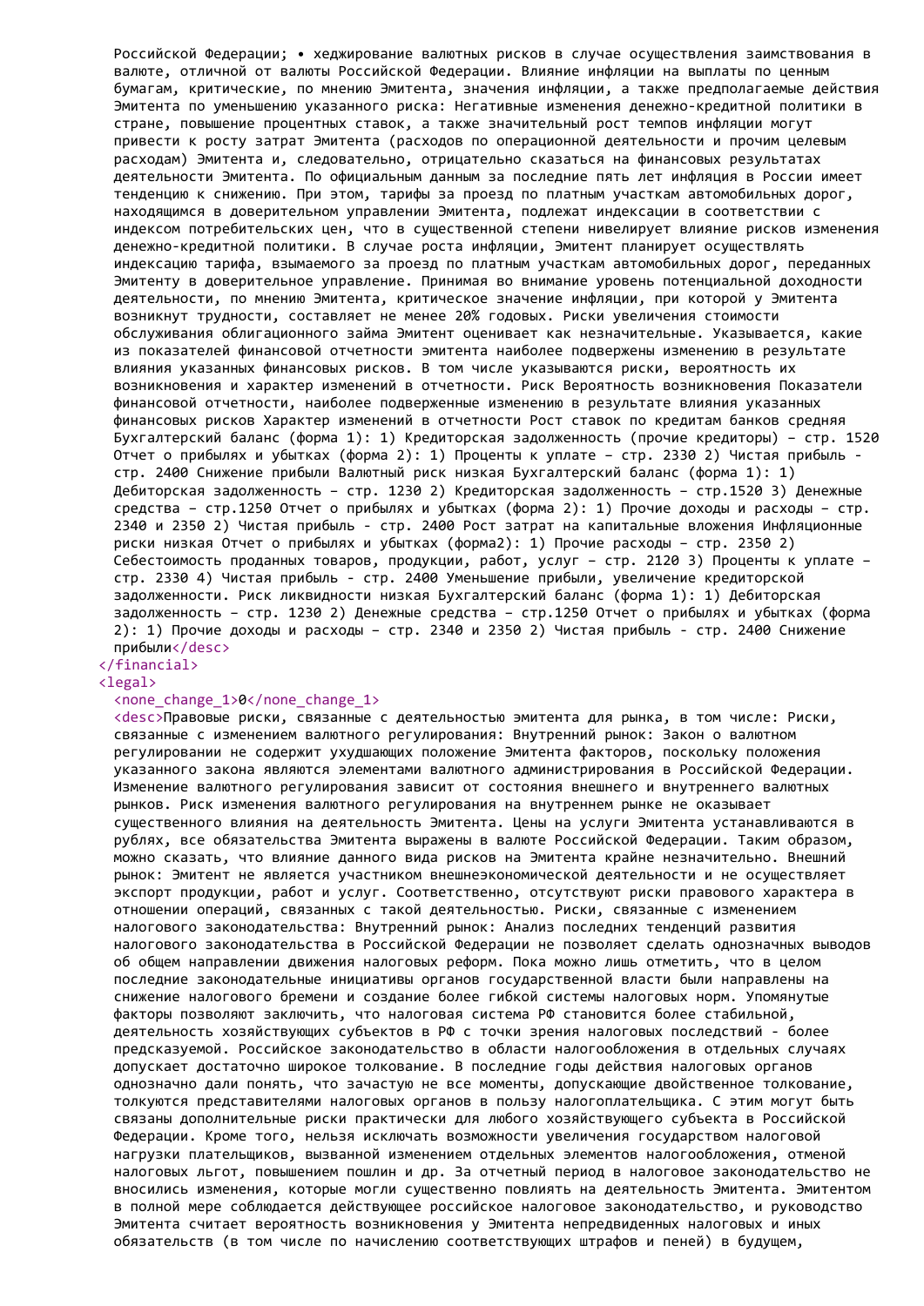Российской Федерации; • хеджирование валютных рисков в случае осуществления заимствования в валюте, отличной от валюты Российской Федерации. Влияние инфляции на выплаты по ценным бумагам, критические, по мнению Эмитента, значения инфляции, а также предполагаемые действия Эмитента по уменьшению указанного риска: Негативные изменения денежно-кредитной политики в стране, повышение процентных ставок, а также значительный рост темпов инфляции могут привести к росту затрат Эмитента (расходов по операционной деятельности и прочим целевым расходам) Эмитента и, следовательно, отрицательно сказаться на финансовых результатах деятельности Эмитента. По официальным данным за последние пять лет инфляция в России имеет тенденцию к снижению. При этом, тарифы за проезд по платным участкам автомобильных дорог, находящимся в доверительном управлении Эмитента, подлежат индексации в соответствии с индексом потребительских цен, что в существенной степени нивелирует влияние рисков изменения денежно-кредитной политики. В случае роста инфляции, Эмитент планирует осуществлять индексацию тарифа, взымаемого за проезд по платным участкам автомобильных дорог, переданных Эмитенту в доверительное управление. Принимая во внимание уровень потенциальной доходности деятельности, по мнению Эмитента, критическое значение инфляции, при которой у Эмитента возникнут трудности, составляет не менее 20% годовых. Риски увеличения стоимости обслуживания облигационного займа Эмитент оценивает как незначительные. Указывается, какие из показателей финансовой отчетности эмитента наиболее подвержены изменению в результате влияния указанных финансовых рисков. В том числе указываются риски, вероятность их возникновения и характер изменений в отчетности. Риск Вероятность возникновения Показатели финансовой отчетности, наиболее подверженные изменению в результате влияния указанных финансовых рисков Характер изменений в отчетности Рост ставок по кредитам банков средняя Бухгалтерский баланс (форма 1): 1) Кредиторская задолженность (прочие кредиторы) – стр. 1520 Отчет о прибылях и убытках (форма 2): 1) Проценты к уплате – стр. 2330 2) Чистая прибыль - стр. 2400 Снижение прибыли Валютный риск низкая Бухгалтерский баланс (форма 1): 1) Дебиторская задолженность – стр. 1230 2) Кредиторская задолженность – стр.1520 3) Денежные средства – стр.1250 Отчет о прибылях и убытках (форма 2): 1) Прочие доходы и расходы – стр. 2340 и 2350 2) Чистая прибыль - стр. 2400 Рост затрат на капитальные вложения Инфляционные риски низкая Отчет о прибылях и убытках (форма2): 1) Прочие расходы – стр. 2350 2) Себестоимость проданных товаров, продукции, работ, услуг – стр. 2120 3) Проценты к уплате – стр. 2330 4) Чистая прибыль - стр. 2400 Уменьшение прибыли, увеличение кредиторской задолженности. Риск ликвидности низкая Бухгалтерский баланс (форма 1): 1) Дебиторская задолженность – стр. 1230 2) Денежные средства – стр.1250 Отчет о прибылях и убытках (форма 2): 1) Прочие доходы и расходы – стр. 2340 и 2350 2) Чистая прибыль - стр. 2400 Снижение прибыли</desc>
</financial>
<legal>
<none_change_1>0</none_change_1>
<desc>Правовые риски, связанные с деятельностью эмитента для рынка, в том числе: Риски, связанные с изменением валютного регулирования: Внутренний рынок: Закон о валютном регулировании не содержит ухудшающих положение Эмитента факторов, поскольку положения указанного закона являются элементами валютного администрирования в Российской Федерации. Изменение валютного регулирования зависит от состояния внешнего и внутреннего валютных рынков. Риск изменения валютного регулирования на внутреннем рынке не оказывает существенного влияния на деятельность Эмитента. Цены на услуги Эмитента устанавливаются в рублях, все обязательства Эмитента выражены в валюте Российской Федерации. Таким образом, можно сказать, что влияние данного вида рисков на Эмитента крайне незначительно. Внешний рынок: Эмитент не является участником внешнеэкономической деятельности и не осуществляет экспорт продукции, работ и услуг. Соответственно, отсутствуют риски правового характера в отношении операций, связанных с такой деятельностью. Риски, связанные с изменением налогового законодательства: Внутренний рынок: Анализ последних тенденций развития налогового законодательства в Российской Федерации не позволяет сделать однозначных выводов об общем направлении движения налоговых реформ. Пока можно лишь отметить, что в целом последние законодательные инициативы органов государственной власти были направлены на снижение налогового бремени и создание более гибкой системы налоговых норм. Упомянутые факторы позволяют заключить, что налоговая система РФ становится более стабильной, деятельность хозяйствующих субъектов в РФ с точки зрения налоговых последствий - более предсказуемой. Российское законодательство в области налогообложения в отдельных случаях допускает достаточно широкое толкование. В последние годы действия налоговых органов однозначно дали понять, что зачастую не все моменты, допускающие двойственное толкование, толкуются представителями налоговых органов в пользу налогоплательщика. С этим могут быть связаны дополнительные риски практически для любого хозяйствующего субъекта в Российской Федерации. Кроме того, нельзя исключать возможности увеличения государством налоговой нагрузки плательщиков, вызванной изменением отдельных элементов налогообложения, отменой налоговых льгот, повышением пошлин и др. За отчетный период в налоговое законодательство не вносились изменения, которые могли существенно повлиять на деятельность Эмитента. Эмитентом в полной мере соблюдается действующее российское налоговое законодательство, и руководство Эмитента считает вероятность возникновения у Эмитента непредвиденных налоговых и иных обязательств (в том числе по начислению соответствующих штрафов и пеней) в будущем,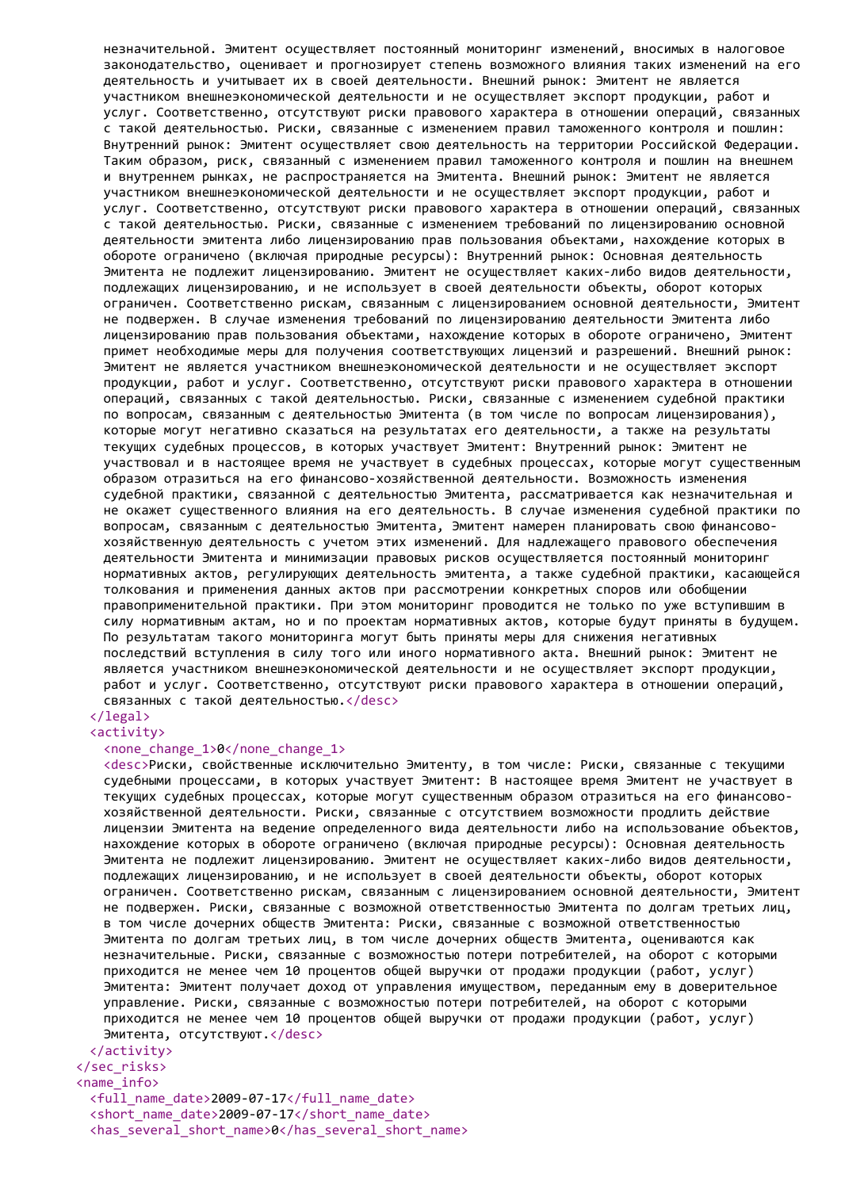незначительной. Эмитент осуществляет постоянный мониторинг изменений, вносимых в налоговое законодательство, оценивает и прогнозирует степень возможного влияния таких изменений на его деятельность и учитывает их в своей деятельности. Внешний рынок: Эмитент не является участником внешнеэкономической деятельности и не осуществляет экспорт продукции, работ и услуг. Соответственно, отсутствуют риски правового характера в отношении операций, связанных с такой деятельностью. Риски, связанные с изменением правил таможенного контроля и пошлин: Внутренний рынок: Эмитент осуществляет свою деятельность на территории Российской Федерации. Таким образом, риск, связанный с изменением правил таможенного контроля и пошлин на внешнем и внутреннем рынках, не распространяется на Эмитента. Внешний рынок: Эмитент не является участником внешнеэкономической деятельности и не осуществляет экспорт продукции, работ и услуг. Соответственно, отсутствуют риски правового характера в отношении операций, связанных с такой деятельностью. Риски, связанные с изменением требований по лицензированию основной деятельности эмитента либо лицензированию прав пользования объектами, нахождение которых в обороте ограничено (включая природные ресурсы): Внутренний рынок: Основная деятельность Эмитента не подлежит лицензированию. Эмитент не осуществляет каких-либо видов деятельности, подлежащих лицензированию, и не использует в своей деятельности объекты, оборот которых ограничен. Соответственно рискам, связанным с лицензированием основной деятельности, Эмитент не подвержен. В случае изменения требований по лицензированию деятельности Эмитента либо лицензированию прав пользования объектами, нахождение которых в обороте ограничено, Эмитент примет необходимые меры для получения соответствующих лицензий и разрешений. Внешний рынок: Эмитент не является участником внешнеэкономической деятельности и не осуществляет экспорт продукции, работ и услуг. Соответственно, отсутствуют риски правового характера в отношении операций, связанных с такой деятельностью. Риски, связанные с изменением судебной практики по вопросам, связанным с деятельностью Эмитента (в том числе по вопросам лицензирования), которые могут негативно сказаться на результатах его деятельности, а также на результаты текущих судебных процессов, в которых участвует Эмитент: Внутренний рынок: Эмитент не участвовал и в настоящее время не участвует в судебных процессах, которые могут существенным образом отразиться на его финансово-хозяйственной деятельности. Возможность изменения судебной практики, связанной с деятельностью Эмитента, рассматривается как незначительная и не окажет существенного влияния на его деятельность. В случае изменения судебной практики по вопросам, связанным с деятельностью Эмитента, Эмитент намерен планировать свою финансово-хозяйственную деятельность с учетом этих изменений. Для надлежащего правового обеспечения деятельности Эмитента и минимизации правовых рисков осуществляется постоянный мониторинг нормативных актов, регулирующих деятельность эмитента, а также судебной практики, касающейся толкования и применения данных актов при рассмотрении конкретных споров или обобщении правоприменительной практики. При этом мониторинг проводится не только по уже вступившим в силу нормативным актам, но и по проектам нормативных актов, которые будут приняты в будущем. По результатам такого мониторинга могут быть приняты меры для снижения негативных последствий вступления в силу того или иного нормативного акта. Внешний рынок: Эмитент не является участником внешнеэкономической деятельности и не осуществляет экспорт продукции, работ и услуг. Соответственно, отсутствуют риски правового характера в отношении операций, связанных с такой деятельностью.</desc>
    </legal>
    <activity>
      <none_change_1>0</none_change_1>
      <desc>Риски, свойственные исключительно Эмитенту, в том числе: Риски, связанные с текущими судебными процессами, в которых участвует Эмитент: В настоящее время Эмитент не участвует в текущих судебных процессах, которые могут существенным образом отразиться на его финансово-хозяйственной деятельности. Риски, связанные с отсутствием возможности продлить действие лицензии Эмитента на ведение определенного вида деятельности либо на использование объектов, нахождение которых в обороте ограничено (включая природные ресурсы): Основная деятельность Эмитента не подлежит лицензированию. Эмитент не осуществляет каких-либо видов деятельности, подлежащих лицензированию, и не использует в своей деятельности объекты, оборот которых ограничен. Соответственно рискам, связанным с лицензированием основной деятельности, Эмитент не подвержен. Риски, связанные с возможной ответственностью Эмитента по долгам третьих лиц, в том числе дочерних обществ Эмитента: Риски, связанные с возможной ответственностью Эмитента по долгам третьих лиц, в том числе дочерних обществ Эмитента, оцениваются как незначительные. Риски, связанные с возможностью потери потребителей, на оборот с которыми приходится не менее чем 10 процентов общей выручки от продажи продукции (работ, услуг) Эмитента: Эмитент получает доход от управления имуществом, переданным ему в доверительное управление. Риски, связанные с возможностью потери потребителей, на оборот с которыми приходится не менее чем 10 процентов общей выручки от продажи продукции (работ, услуг) Эмитента, отсутствуют.</desc>
    </activity>
  </sec_risks>
  <name_info>
    <full_name_date>2009-07-17</full_name_date>
    <short_name_date>2009-07-17</short_name_date>
    <has_several_short_name>0</has_several_short_name>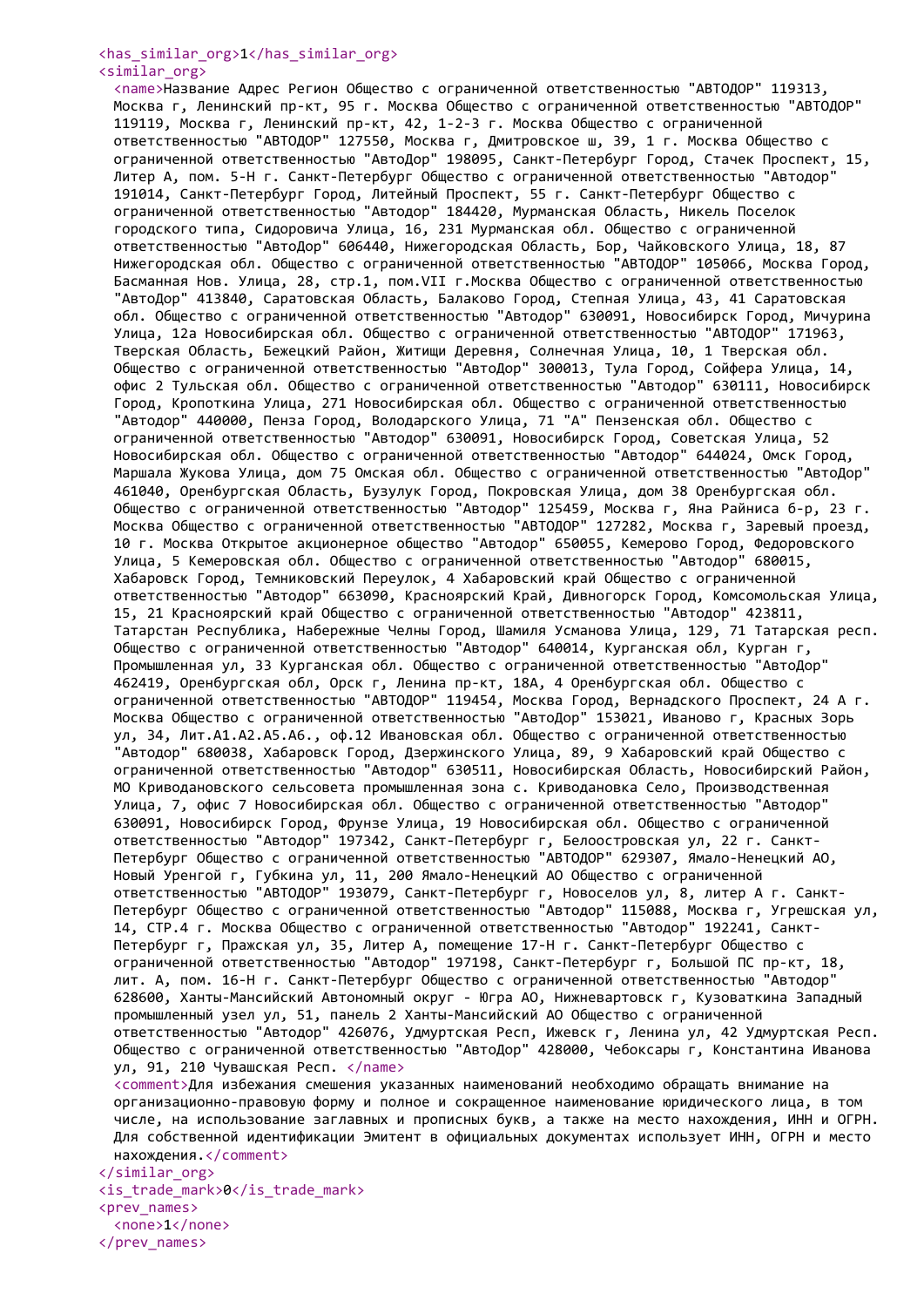```
<has_similar_org>1</has_similar_org>
<similar_org>
  <name>Название Адрес Регион Общество с ограниченной ответственностью "АВТОДОР" 119313, Москва г, Ленинский пр-кт, 95 г. Москва Общество с ограниченной ответственностью "АВТОДОР" 119119, Москва г, Ленинский пр-кт, 42, 1-2-3 г. Москва Общество с ограниченной ответственностью "АВТОДОР" 127550, Москва г, Дмитровское ш, 39, 1 г. Москва Общество с ограниченной ответственностью "АвтоДор" 198095, Санкт-Петербург Город, Стачек Проспект, 15, Литер А, пом. 5-Н г. Санкт-Петербург Общество с ограниченной ответственностью "Автодор" 191014, Санкт-Петербург Город, Литейный Проспект, 55 г. Санкт-Петербург Общество с ограниченной ответственностью "Автодор" 184420, Мурманская Область, Никель Поселок городского типа, Сидоровича Улица, 16, 231 Мурманская обл. Общество с ограниченной ответственностью "АвтоДор" 606440, Нижегородская Область, Бор, Чайковского Улица, 18, 87 Нижегородская обл. Общество с ограниченной ответственностью "АВТОДОР" 105066, Москва Город, Басманная Нов. Улица, 28, стр.1, пом.VII г.Москва Общество с ограниченной ответственностью "АвтоДор" 413840, Саратовская Область, Балаково Город, Степная Улица, 43, 41 Саратовская обл. Общество с ограниченной ответственностью "Автодор" 630091, Новосибирск Город, Мичурина Улица, 12а Новосибирская обл. Общество с ограниченной ответственностью "АВТОДОР" 171963, Тверская Область, Бежецкий Район, Житищи Деревня, Солнечная Улица, 10, 1 Тверская обл. Общество с ограниченной ответственностью "АвтоДор" 300013, Тула Город, Сойфера Улица, 14, офис 2 Тульская обл. Общество с ограниченной ответственностью "Автодор" 630111, Новосибирск Город, Кропоткина Улица, 271 Новосибирская обл. Общество с ограниченной ответственностью "Автодор" 440000, Пенза Город, Володарского Улица, 71 "А" Пензенская обл. Общество с ограниченной ответственностью "Автодор" 630091, Новосибирск Город, Советская Улица, 52 Новосибирская обл. Общество с ограниченной ответственностью "Автодор" 644024, Омск Город, Маршала Жукова Улица, дом 75 Омская обл. Общество с ограниченной ответственностью "АвтоДор" 461040, Оренбургская Область, Бузулук Город, Покровская Улица, дом 38 Оренбургская обл. Общество с ограниченной ответственностью "Автодор" 125459, Москва г, Яна Райниса б-р, 23 г. Москва Общество с ограниченной ответственностью "АВТОДОР" 127282, Москва г, Заревый проезд, 10 г. Москва Открытое акционерное общество "Автодор" 650055, Кемерово Город, Федоровского Улица, 5 Кемеровская обл. Общество с ограниченной ответственностью "Автодор" 680015, Хабаровск Город, Темниковский Переулок, 4 Хабаровский край Общество с ограниченной ответственностью "Автодор" 663090, Красноярский Край, Дивногорск Город, Комсомольская Улица, 15, 21 Красноярский край Общество с ограниченной ответственностью "Автодор" 423811, Татарстан Республика, Набережные Челны Город, Шамиля Усманова Улица, 129, 71 Татарская респ. Общество с ограниченной ответственностью "Автодор" 640014, Курганская обл, Курган г, Промышленная ул, 33 Курганская обл. Общество с ограниченной ответственностью "Автодор" 462419, Оренбургская обл, Орск г, Ленина пр-кт, 18А, 4 Оренбургская обл. Общество с ограниченной ответственностью "АВТОДОР" 119454, Москва Город, Вернадского Проспект, 24 А г. Москва Общество с ограниченной ответственностью "АвтоДор" 153021, Иваново г, Красных Зорь ул, 34, Лит.А1.А2.А5.А6., оф.12 Ивановская обл. Общество с ограниченной ответственностью "Автодор" 680038, Хабаровск Город, Дзержинского Улица, 89, 9 Хабаровский край Общество с ограниченной ответственностью "Автодор" 630511, Новосибирская Область, Новосибирский Район, МО Криводановского сельсовета промышленная зона с. Криводановка Село, Производственная Улица, 7, офис 7 Новосибирская обл. Общество с ограниченной ответственностью "Автодор" 630091, Новосибирск Город, Фрунзе Улица, 19 Новосибирская обл. Общество с ограниченной ответственностью "Автодор" 197342, Санкт-Петербург г, Белоостровская ул, 22 г. Санкт-Петербург Общество с ограниченной ответственностью "АВТОДОР" 629307, Ямало-Ненецкий АО, Новый Уренгой г, Губкина ул, 11, 200 Ямало-Ненецкий АО Общество с ограниченной ответственностью "АВТОДОР" 193079, Санкт-Петербург г, Новоселов ул, 8, литер А г. Санкт-Петербург Общество с ограниченной ответственностью "Автодор" 115088, Москва г, Угрешская ул, 14, СТР.4 г. Москва Общество с ограниченной ответственностью "Автодор" 192241, Санкт-Петербург г, Пражская ул, 35, Литер А, помещение 17-Н г. Санкт-Петербург Общество с ограниченной ответственностью "Автодор" 197198, Санкт-Петербург г, Большой ПС пр-кт, 18, лит. А, пом. 16-Н г. Санкт-Петербург Общество с ограниченной ответственностью "Автодор" 628600, Ханты-Мансийский Автономный округ - Югра АО, Нижневартовск г, Кузоваткина Западный промышленный узел ул, 51, панель 2 Ханты-Мансийский АО Общество с ограниченной ответственностью "Автодор" 426076, Удмуртская Респ, Ижевск г, Ленина ул, 42 Удмуртская Респ. Общество с ограниченной ответственностью "АвтоДор" 428000, Чебоксары г, Константина Иванова ул, 91, 210 Чувашская Респ. </name>
  <comment>Для избежания смешения указанных наименований необходимо обращать внимание на организационно-правовую форму и полное и сокращенное наименование юридического лица, в том числе, на использование заглавных и прописных букв, а также на место нахождения, ИНН и ОГРН. Для собственной идентификации Эмитент в официальных документах использует ИНН, ОГРН и место нахождения.</comment>
</similar_org>
<is_trade_mark>0</is_trade_mark>
<prev_names>
  <none>1</none>
</prev_names>
```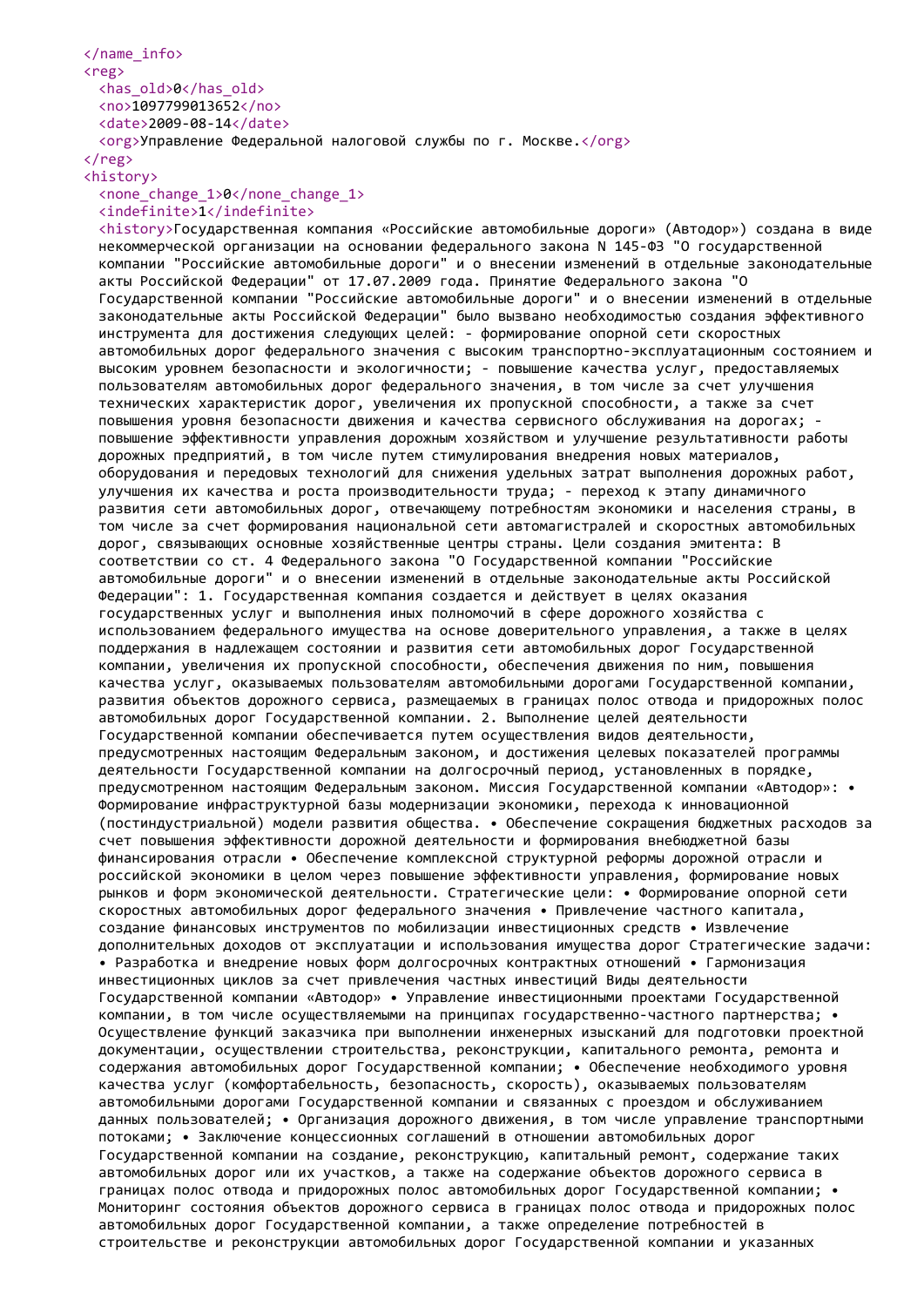```
</name_info>
<reg>
  <has_old>0</has_old>
  <no>1097799013652</no>
  <date>2009-08-14</date>
  <org>Управление Федеральной налоговой службы по г. Москве.</org>
</reg>
<history>
  <none_change_1>0</none_change_1>
  <indefinite>1</indefinite>
  <history>Государственная компания «Российские автомобильные дороги» (Автодор») создана в виде некоммерческой организации на основании федерального закона N 145-ФЗ "О государственной компании "Российские автомобильные дороги" и о внесении изменений в отдельные законодательные акты Российской Федерации" от 17.07.2009 года. Принятие Федерального закона "О Государственной компании "Российские автомобильные дороги" и о внесении изменений в отдельные законодательные акты Российской Федерации" было вызвано необходимостью создания эффективного инструмента для достижения следующих целей: - формирование опорной сети скоростных автомобильных дорог федерального значения с высоким транспортно-эксплуатационным состоянием и высоким уровнем безопасности и экологичности; - повышение качества услуг, предоставляемых пользователям автомобильных дорог федерального значения, в том числе за счет улучшения технических характеристик дорог, увеличения их пропускной способности, а также за счет повышения уровня безопасности движения и качества сервисного обслуживания на дорогах; - повышение эффективности управления дорожным хозяйством и улучшение результативности работы дорожных предприятий, в том числе путем стимулирования внедрения новых материалов, оборудования и передовых технологий для снижения удельных затрат выполнения дорожных работ, улучшения их качества и роста производительности труда; - переход к этапу динамичного развития сети автомобильных дорог, отвечающему потребностям экономики и населения страны, в том числе за счет формирования национальной сети автомагистралей и скоростных автомобильных дорог, связывающих основные хозяйственные центры страны. Цели создания эмитента: В соответствии со ст. 4 Федерального закона "О Государственной компании "Российские автомобильные дороги" и о внесении изменений в отдельные законодательные акты Российской Федерации": 1. Государственная компания создается и действует в целях оказания государственных услуг и выполнения иных полномочий в сфере дорожного хозяйства с использованием федерального имущества на основе доверительного управления, а также в целях поддержания в надлежащем состоянии и развития сети автомобильных дорог Государственной компании, увеличения их пропускной способности, обеспечения движения по ним, повышения качества услуг, оказываемых пользователям автомобильными дорогами Государственной компании, развития объектов дорожного сервиса, размещаемых в границах полос отвода и придорожных полос автомобильных дорог Государственной компании. 2. Выполнение целей деятельности Государственной компании обеспечивается путем осуществления видов деятельности, предусмотренных настоящим Федеральным законом, и достижения целевых показателей программы деятельности Государственной компании на долгосрочный период, установленных в порядке, предусмотренном настоящим Федеральным законом. Миссия Государственной компании «Автодор»: • Формирование инфраструктурной базы модернизации экономики, перехода к инновационной (постиндустриальной) модели развития общества. • Обеспечение сокращения бюджетных расходов за счет повышения эффективности дорожной деятельности и формирования внебюджетной базы финансирования отрасли • Обеспечение комплексной структурной реформы дорожной отрасли и российской экономики в целом через повышение эффективности управления, формирование новых рынков и форм экономической деятельности. Стратегические цели: • Формирование опорной сети скоростных автомобильных дорог федерального значения • Привлечение частного капитала, создание финансовых инструментов по мобилизации инвестиционных средств • Извлечение дополнительных доходов от эксплуатации и использования имущества дорог Стратегические задачи: • Разработка и внедрение новых форм долгосрочных контрактных отношений • Гармонизация инвестиционных циклов за счет привлечения частных инвестиций Виды деятельности Государственной компании «Автодор» • Управление инвестиционными проектами Государственной компании, в том числе осуществляемыми на принципах государственно-частного партнерства; • Осуществление функций заказчика при выполнении инженерных изысканий для подготовки проектной документации, осуществлении строительства, реконструкции, капитального ремонта, ремонта и содержания автомобильных дорог Государственной компании; • Обеспечение необходимого уровня качества услуг (комфортабельность, безопасность, скорость), оказываемых пользователям автомобильными дорогами Государственной компании и связанных с проездом и обслуживанием данных пользователей; • Организация дорожного движения, в том числе управление транспортными потоками; • Заключение концессионных соглашений в отношении автомобильных дорог Государственной компании на создание, реконструкцию, капитальный ремонт, содержание таких автомобильных дорог или их участков, а также на содержание объектов дорожного сервиса в границах полос отвода и придорожных полос автомобильных дорог Государственной компании; • Мониторинг состояния объектов дорожного сервиса в границах полос отвода и придорожных полос автомобильных дорог Государственной компании, а также определение потребностей в строительстве и реконструкции автомобильных дорог Государственной компании и указанных
```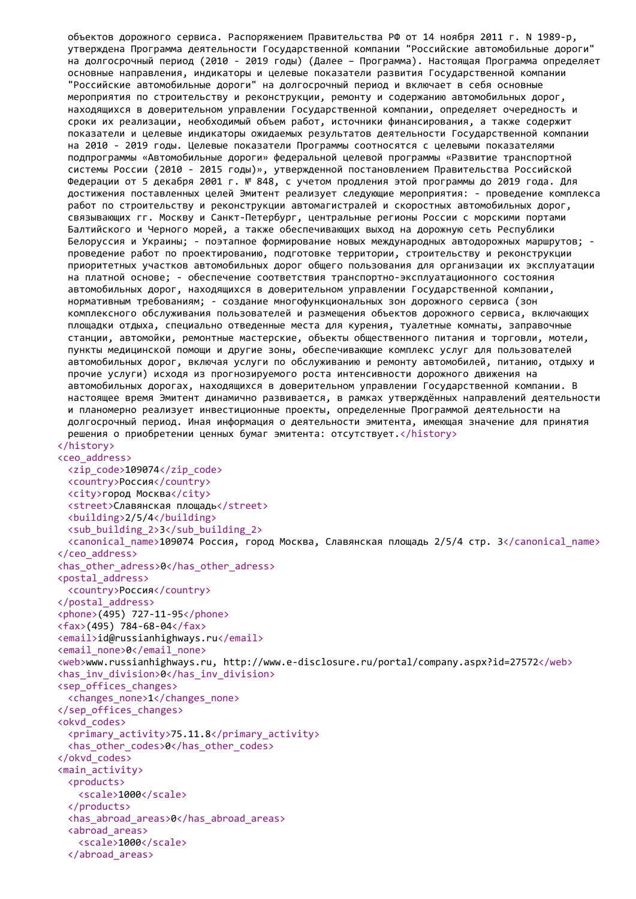```
объектов дорожного сервиса. Распоряжением Правительства РФ от 14 ноября 2011 г. N 1989-р, утверждена Программа деятельности Государственной компании "Российские автомобильные дороги" на долгосрочный период (2010 - 2019 годы) (Далее – Программа). Настоящая Программа определяет основные направления, индикаторы и целевые показатели развития Государственной компании "Российские автомобильные дороги" на долгосрочный период и включает в себя основные мероприятия по строительству и реконструкции, ремонту и содержанию автомобильных дорог, находящихся в доверительном управлении Государственной компании, определяет очередность и сроки их реализации, необходимый объем работ, источники финансирования, а также содержит показатели и целевые индикаторы ожидаемых результатов деятельности Государственной компании на 2010 - 2019 годы. Целевые показатели Программы соотносятся с целевыми показателями подпрограммы «Автомобильные дороги» федеральной целевой программы «Развитие транспортной системы России (2010 - 2015 годы)», утвержденной постановлением Правительства Российской Федерации от 5 декабря 2001 г. № 848, с учетом продления этой программы до 2019 года. Для достижения поставленных целей Эмитент реализует следующие мероприятия: - проведение комплекса работ по строительству и реконструкции автомагистралей и скоростных автомобильных дорог, связывающих гг. Москву и Санкт-Петербург, центральные регионы России с морскими портами Балтийского и Черного морей, а также обеспечивающих выход на дорожную сеть Республики Белоруссия и Украины; - поэтапное формирование новых международных автодорожных маршрутов; - проведение работ по проектированию, подготовке территории, строительству и реконструкции приоритетных участков автомобильных дорог общего пользования для организации их эксплуатации на платной основе; - обеспечение соответствия транспортно-эксплуатационного состояния автомобильных дорог, находящихся в доверительном управлении Государственной компании, нормативным требованиям; - создание многофункциональных зон дорожного сервиса (зон комплексного обслуживания пользователей и размещения объектов дорожного сервиса, включающих площадки отдыха, специально отведенные места для курения, туалетные комнаты, заправочные станции, автомойки, ремонтные мастерские, объекты общественного питания и торговли, мотели, пункты медицинской помощи и другие зоны, обеспечивающие комплекс услуг для пользователей автомобильных дорог, включая услуги по обслуживанию и ремонту автомобилей, питанию, отдыху и прочие услуги) исходя из прогнозируемого роста интенсивности дорожного движения на автомобильных дорогах, находящихся в доверительном управлении Государственной компании. В настоящее время Эмитент динамично развивается, в рамках утверждённых направлений деятельности и планомерно реализует инвестиционные проекты, определенные Программой деятельности на долгосрочный период. Иная информация о деятельности эмитента, имеющая значение для принятия решения о приобретении ценных бумаг эмитента: отсутствует.</history>
</history>
<ceo_address>
  <zip_code>109074</zip_code>
  <country>Россия</country>
  <city>город Москва</city>
  <street>Славянская площадь</street>
  <building>2/5/4</building>
  <sub_building_2>3</sub_building_2>
  <canonical_name>109074 Россия, город Москва, Славянская площадь 2/5/4 стр. 3</canonical_name>
</ceo_address>
<has_other_adress>0</has_other_adress>
<postal_address>
  <country>Россия</country>
</postal_address>
<phone>(495) 727-11-95</phone>
<fax>(495) 784-68-04</fax>
<email>id@russianhighways.ru</email>
<email_none>0</email_none>
<web>www.russianhighways.ru, http://www.e-disclosure.ru/portal/company.aspx?id=27572</web>
<has_inv_division>0</has_inv_division>
<sep_offices_changes>
  <changes_none>1</changes_none>
</sep_offices_changes>
<okvd_codes>
  <primary_activity>75.11.8</primary_activity>
  <has_other_codes>0</has_other_codes>
</okvd_codes>
<main_activity>
  <products>
    <scale>1000</scale>
  </products>
  <has_abroad_areas>0</has_abroad_areas>
  <abroad_areas>
    <scale>1000</scale>
  </abroad_areas>
```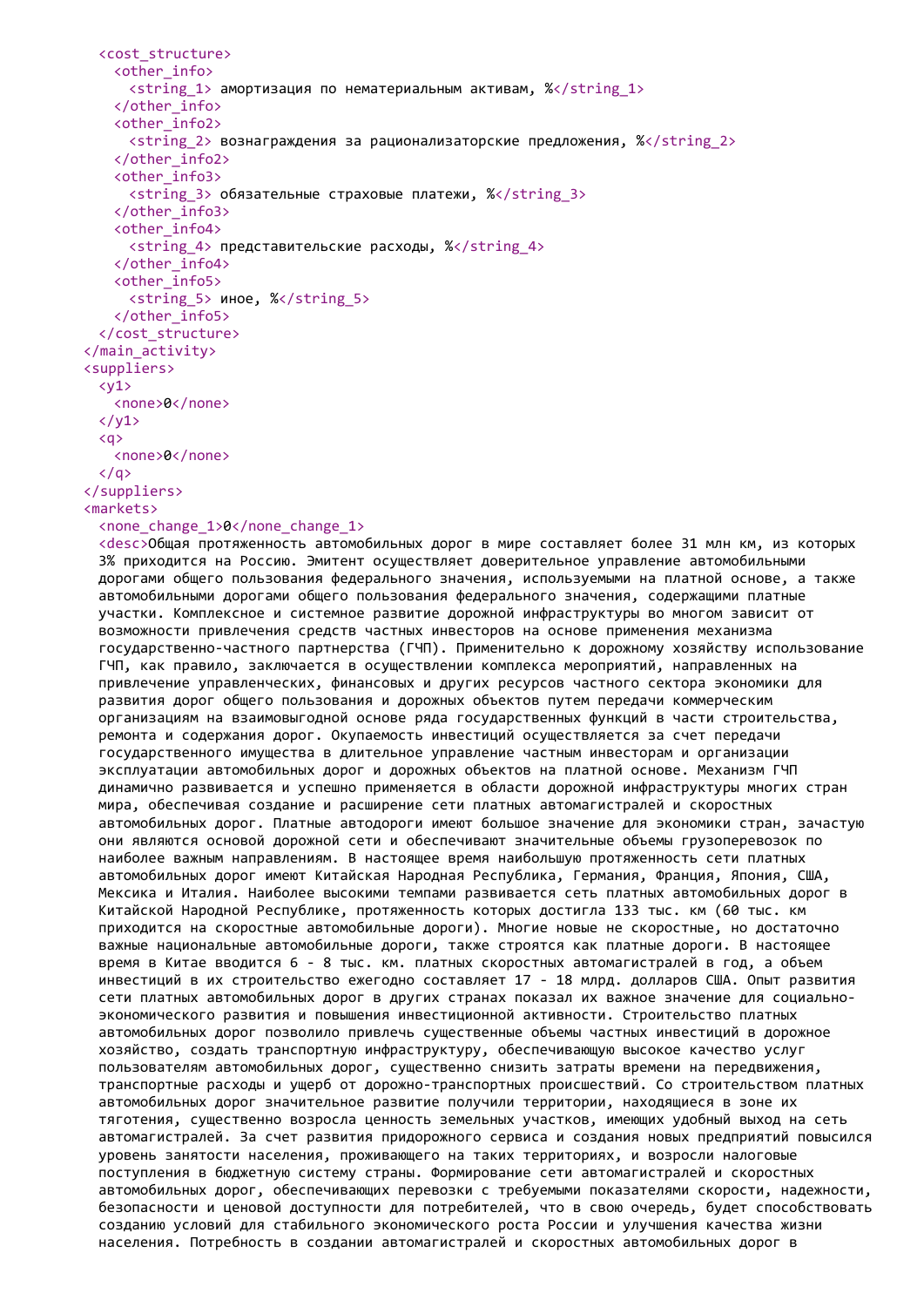```
    <cost_structure>
      <other_info>
        <string_1> амортизация по нематериальным активам, %</string_1>
      </other_info>
      <other_info2>
        <string_2> вознаграждения за рационализаторские предложения, %</string_2>
      </other_info2>
      <other_info3>
        <string_3> обязательные страховые платежи, %</string_3>
      </other_info3>
      <other_info4>
        <string_4> представительские расходы, %</string_4>
      </other_info4>
      <other_info5>
        <string_5> иное, %</string_5>
      </other_info5>
    </cost_structure>
  </main_activity>
  <suppliers>
    <y1>
      <none>0</none>
    </y1>
    <q>
      <none>0</none>
    </q>
  </suppliers>
  <markets>
    <none_change_1>0</none_change_1>
    <desc>Общая протяженность автомобильных дорог в мире составляет более 31 млн км, из которых 3% приходится на Россию. Эмитент осуществляет доверительное управление автомобильными дорогами общего пользования федерального значения, используемыми на платной основе, а также автомобильными дорогами общего пользования федерального значения, содержащими платные участки. Комплексное и системное развитие дорожной инфраструктуры во многом зависит от возможности привлечения средств частных инвесторов на основе применения механизма государственно-частного партнерства (ГЧП). Применительно к дорожному хозяйству использование ГЧП, как правило, заключается в осуществлении комплекса мероприятий, направленных на привлечение управленческих, финансовых и других ресурсов частного сектора экономики для развития дорог общего пользования и дорожных объектов путем передачи коммерческим организациям на взаимовыгодной основе ряда государственных функций в части строительства, ремонта и содержания дорог. Окупаемость инвестиций осуществляется за счет передачи государственного имущества в длительное управление частным инвесторам и организации эксплуатации автомобильных дорог и дорожных объектов на платной основе. Механизм ГЧП динамично развивается и успешно применяется в области дорожной инфраструктуры многих стран мира, обеспечивая создание и расширение сети платных автомагистралей и скоростных автомобильных дорог. Платные автодороги имеют большое значение для экономики стран, зачастую они являются основой дорожной сети и обеспечивают значительные объемы грузоперевозок по наиболее важным направлениям. В настоящее время наибольшую протяженность сети платных автомобильных дорог имеют Китайская Народная Республика, Германия, Франция, Япония, США, Мексика и Италия. Наиболее высокими темпами развивается сеть платных автомобильных дорог в Китайской Народной Республике, протяженность которых достигла 133 тыс. км (60 тыс. км приходится на скоростные автомобильные дороги). Многие новые не скоростные, но достаточно важные национальные автомобильные дороги, также строятся как платные дороги. В настоящее время в Китае вводится 6 - 8 тыс. км. платных скоростных автомагистралей в год, а объем инвестиций в их строительство ежегодно составляет 17 - 18 млрд. долларов США. Опыт развития сети платных автомобильных дорог в других странах показал их важное значение для социально-экономического развития и повышения инвестиционной активности. Строительство платных автомобильных дорог позволило привлечь существенные объемы частных инвестиций в дорожное хозяйство, создать транспортную инфраструктуру, обеспечивающую высокое качество услуг пользователям автомобильных дорог, существенно снизить затраты времени на передвижения, транспортные расходы и ущерб от дорожно-транспортных происшествий. Со строительством платных автомобильных дорог значительное развитие получили территории, находящиеся в зоне их тяготения, существенно возросла ценность земельных участков, имеющих удобный выход на сеть автомагистралей. За счет развития придорожного сервиса и создания новых предприятий повысился уровень занятости населения, проживающего на таких территориях, и возросли налоговые поступления в бюджетную систему страны. Формирование сети автомагистралей и скоростных автомобильных дорог, обеспечивающих перевозки с требуемыми показателями скорости, надежности, безопасности и ценовой доступности для потребителей, что в свою очередь, будет способствовать созданию условий для стабильного экономического роста России и улучшения качества жизни населения. Потребность в создании автомагистралей и скоростных автомобильных дорог в
```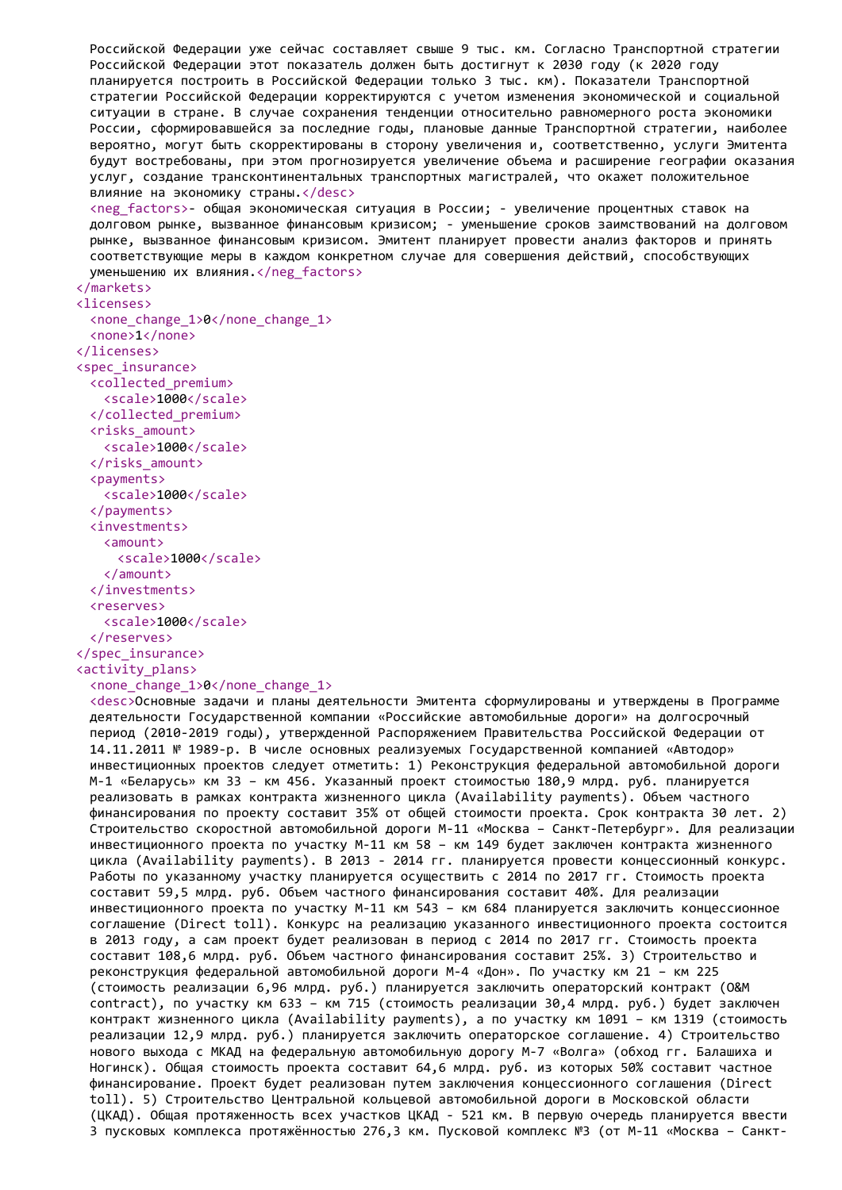```
Российской Федерации уже сейчас составляет свыше 9 тыс. км. Согласно Транспортной стратегии Российской Федерации этот показатель должен быть достигнут к 2030 году (к 2020 году планируется построить в Российской Федерации только 3 тыс. км). Показатели Транспортной стратегии Российской Федерации корректируются с учетом изменения экономической и социальной ситуации в стране. В случае сохранения тенденции относительно равномерного роста экономики России, сформировавшейся за последние годы, плановые данные Транспортной стратегии, наиболее вероятно, могут быть скорректированы в сторону увеличения и, соответственно, услуги Эмитента будут востребованы, при этом прогнозируется увеличение объема и расширение географии оказания услуг, создание трансконтинентальных транспортных магистралей, что окажет положительное влияние на экономику страны.</desc>
      <neg_factors>- общая экономическая ситуация в России; - увеличение процентных ставок на долговом рынке, вызванное финансовым кризисом; - уменьшение сроков заимствований на долговом рынке, вызванное финансовым кризисом. Эмитент планирует провести анализ факторов и принять соответствующие меры в каждом конкретном случае для совершения действий, способствующих уменьшению их влияния.</neg_factors>
    </markets>
    <licenses>
      <none_change_1>0</none_change_1>
      <none>1</none>
    </licenses>
    <spec_insurance>
      <collected_premium>
        <scale>1000</scale>
      </collected_premium>
      <risks_amount>
        <scale>1000</scale>
      </risks_amount>
      <payments>
        <scale>1000</scale>
      </payments>
      <investments>
        <amount>
          <scale>1000</scale>
        </amount>
      </investments>
      <reserves>
        <scale>1000</scale>
      </reserves>
    </spec_insurance>
    <activity_plans>
      <none_change_1>0</none_change_1>
      <desc>Основные задачи и планы деятельности Эмитента сформулированы и утверждены в Программе деятельности Государственной компании «Российские автомобильные дороги» на долгосрочный период (2010-2019 годы), утвержденной Распоряжением Правительства Российской Федерации от 14.11.2011 № 1989-р. В числе основных реализуемых Государственной компанией «Автодор» инвестиционных проектов следует отметить: 1) Реконструкция федеральной автомобильной дороги М-1 «Беларусь» км 33 – км 456. Указанный проект стоимостью 180,9 млрд. руб. планируется реализовать в рамках контракта жизненного цикла (Availability payments). Объем частного финансирования по проекту составит 35% от общей стоимости проекта. Срок контракта 30 лет. 2) Строительство скоростной автомобильной дороги М-11 «Москва – Санкт-Петербург». Для реализации инвестиционного проекта по участку М-11 км 58 – км 149 будет заключен контракта жизненного цикла (Availability payments). В 2013 - 2014 гг. планируется провести концессионный конкурс. Работы по указанному участку планируется осуществить с 2014 по 2017 гг. Стоимость проекта составит 59,5 млрд. руб. Объем частного финансирования составит 40%. Для реализации инвестиционного проекта по участку М-11 км 543 – км 684 планируется заключить концессионное соглашение (Direct toll). Конкурс на реализацию указанного инвестиционного проекта состоится в 2013 году, а сам проект будет реализован в период с 2014 по 2017 гг. Стоимость проекта составит 108,6 млрд. руб. Объем частного финансирования составит 25%. 3) Строительство и реконструкция федеральной автомобильной дороги М-4 «Дон». По участку км 21 – км 225 (стоимость реализации 6,96 млрд. руб.) планируется заключить операторский контракт (O&M contract), по участку км 633 – км 715 (стоимость реализации 30,4 млрд. руб.) будет заключен контракт жизненного цикла (Availability payments), а по участку км 1091 – км 1319 (стоимость реализации 12,9 млрд. руб.) планируется заключить операторское соглашение. 4) Строительство нового выхода с МКАД на федеральную автомобильную дорогу М-7 «Волга» (обход гг. Балашиха и Ногинск). Общая стоимость проекта составит 64,6 млрд. руб. из которых 50% составит частное финансирование. Проект будет реализован путем заключения концессионного соглашения (Direct toll). 5) Строительство Центральной кольцевой автомобильной дороги в Московской области (ЦКАД). Общая протяженность всех участков ЦКАД - 521 км. В первую очередь планируется ввести 3 пусковых комплекса протяжённостью 276,3 км. Пусковой комплекс №3 (от М-11 «Москва – Санкт-
```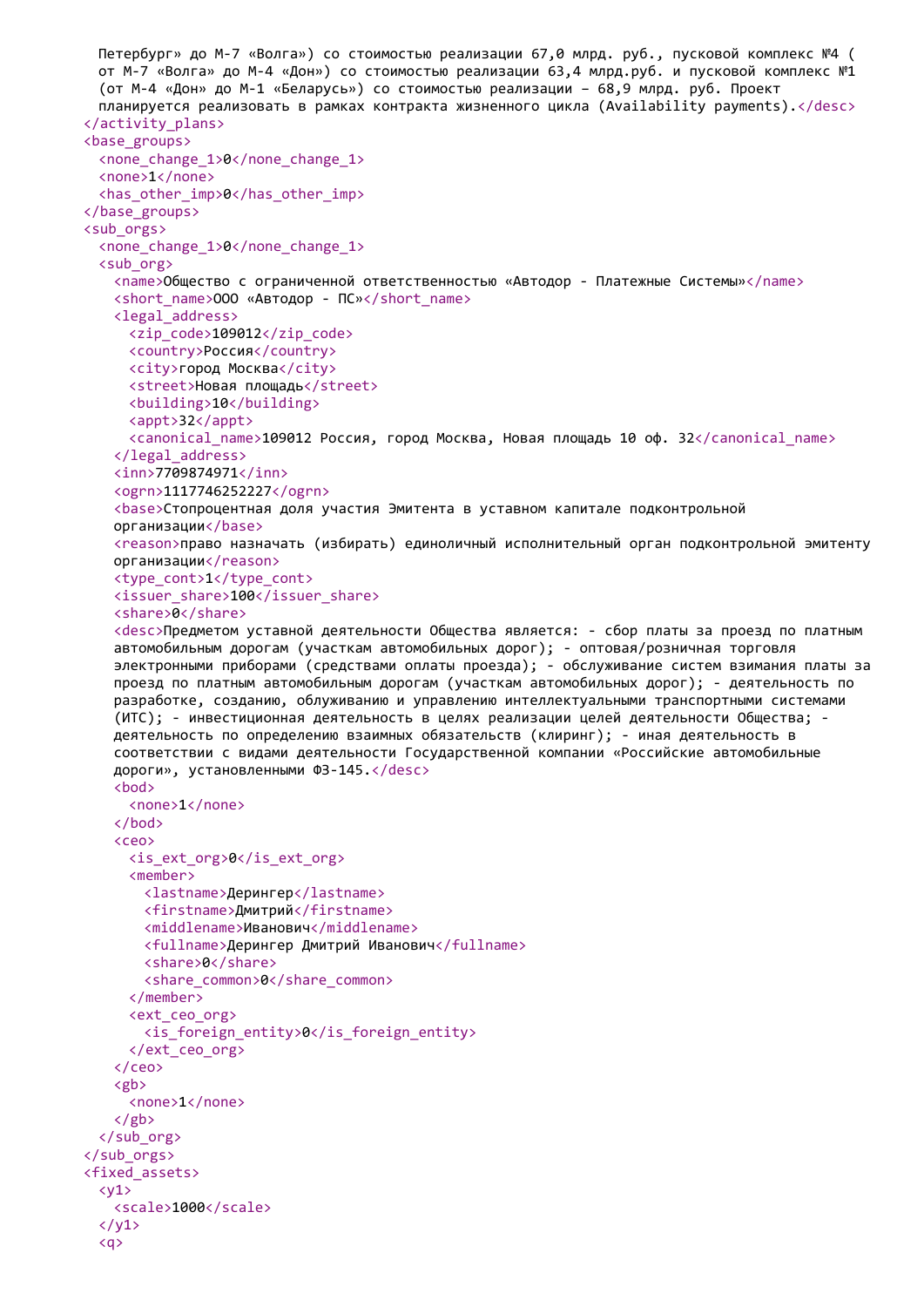```
  Петербург» до М-7 «Волга») со стоимостью реализации 67,0 млрд. руб., пусковой комплекс №4 (
  от М-7 «Волга» до М-4 «Дон») со стоимостью реализации 63,4 млрд.руб. и пусковой комплекс №1
  (от М-4 «Дон» до М-1 «Беларусь») со стоимостью реализации – 68,9 млрд. руб. Проект
  планируется реализовать в рамках контракта жизненного цикла (Availability payments).</desc>
</activity_plans>
<base_groups>
  <none_change_1>0</none_change_1>
  <none>1</none>
  <has_other_imp>0</has_other_imp>
</base_groups>
<sub_orgs>
  <none_change_1>0</none_change_1>
  <sub_org>
    <name>Общество с ограниченной ответственностью «Автодор - Платежные Системы»</name>
    <short_name>ООО «Автодор - ПС»</short_name>
    <legal_address>
      <zip_code>109012</zip_code>
      <country>Россия</country>
      <city>город Москва</city>
      <street>Новая площадь</street>
      <building>10</building>
      <appt>32</appt>
      <canonical_name>109012 Россия, город Москва, Новая площадь 10 оф. 32</canonical_name>
    </legal_address>
    <inn>7709874971</inn>
    <ogrn>1117746252227</ogrn>
    <base>Стопроцентная доля участия Эмитента в уставном капитале подконтрольной
    организации</base>
    <reason>право назначать (избирать) единоличный исполнительный орган подконтрольной эмитенту
    организации</reason>
    <type_cont>1</type_cont>
    <issuer_share>100</issuer_share>
    <share>0</share>
    <desc>Предметом уставной деятельности Общества является: - сбор платы за проезд по платным
    автомобильным дорогам (участкам автомобильных дорог); - оптовая/розничная торговля
    электронными приборами (средствами оплаты проезда); - обслуживание систем взимания платы за
    проезд по платным автомобильным дорогам (участкам автомобильных дорог); - деятельность по
    разработке, созданию, облуживанию и управлению интеллектуальными транспортными системами
    (ИТС); - инвестиционная деятельность в целях реализации целей деятельности Общества; -
    деятельность по определению взаимных обязательств (клиринг); - иная деятельность в
    соответствии с видами деятельности Государственной компании «Российские автомобильные
    дороги», установленными ФЗ-145.</desc>
    <bod>
      <none>1</none>
    </bod>
    <ceo>
      <is_ext_org>0</is_ext_org>
      <member>
        <lastname>Дерингер</lastname>
        <firstname>Дмитрий</firstname>
        <middlename>Иванович</middlename>
        <fullname>Дерингер Дмитрий Иванович</fullname>
        <share>0</share>
        <share_common>0</share_common>
      </member>
      <ext_ceo_org>
        <is_foreign_entity>0</is_foreign_entity>
      </ext_ceo_org>
    </ceo>
    <gb>
      <none>1</none>
    </gb>
  </sub_org>
</sub_orgs>
<fixed_assets>
  <y1>
    <scale>1000</scale>
  </y1>
  <q>
```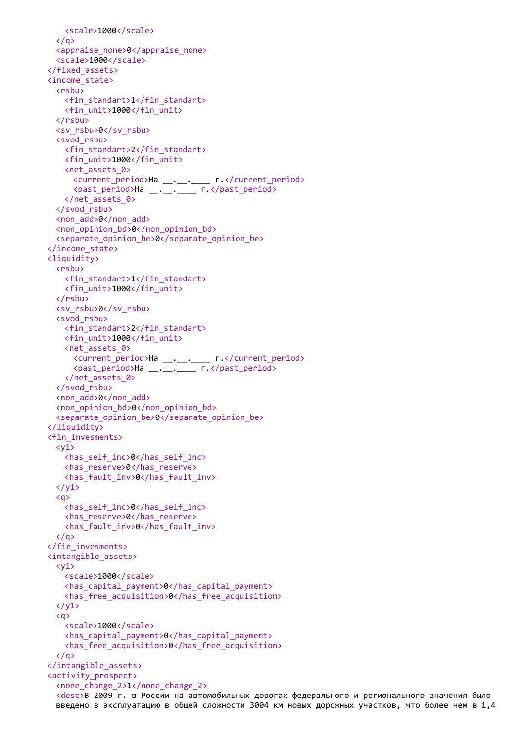```
      <scale>1000</scale>
    </q>
    <appraise_none>0</appraise_none>
    <scale>1000</scale>
  </fixed_assets>
  <income_state>
    <rsbu>
      <fin_standart>1</fin_standart>
      <fin_unit>1000</fin_unit>
    </rsbu>
    <sv_rsbu>0</sv_rsbu>
    <svod_rsbu>
      <fin_standart>2</fin_standart>
      <fin_unit>1000</fin_unit>
      <net_assets_0>
        <current_period>На __.__.____ г.</current_period>
        <past_period>На __.__.____ г.</past_period>
      </net_assets_0>
    </svod_rsbu>
    <non_add>0</non_add>
    <non_opinion_bd>0</non_opinion_bd>
    <separate_opinion_be>0</separate_opinion_be>
  </income_state>
  <liquidity>
    <rsbu>
      <fin_standart>1</fin_standart>
      <fin_unit>1000</fin_unit>
    </rsbu>
    <sv_rsbu>0</sv_rsbu>
    <svod_rsbu>
      <fin_standart>2</fin_standart>
      <fin_unit>1000</fin_unit>
      <net_assets_0>
        <current_period>На __.__.____ г.</current_period>
        <past_period>На __.__.____ г.</past_period>
      </net_assets_0>
    </svod_rsbu>
    <non_add>0</non_add>
    <non_opinion_bd>0</non_opinion_bd>
    <separate_opinion_be>0</separate_opinion_be>
  </liquidity>
  <fin_invesments>
    <y1>
      <has_self_inc>0</has_self_inc>
      <has_reserve>0</has_reserve>
      <has_fault_inv>0</has_fault_inv>
    </y1>
    <q>
      <has_self_inc>0</has_self_inc>
      <has_reserve>0</has_reserve>
      <has_fault_inv>0</has_fault_inv>
    </q>
  </fin_invesments>
  <intangible_assets>
    <y1>
      <scale>1000</scale>
      <has_capital_payment>0</has_capital_payment>
      <has_free_acquisition>0</has_free_acquisition>
    </y1>
    <q>
      <scale>1000</scale>
      <has_capital_payment>0</has_capital_payment>
      <has_free_acquisition>0</has_free_acquisition>
    </q>
  </intangible_assets>
  <activity_prospect>
    <none_change_2>1</none_change_2>
    <desc>В 2009 г. в России на автомобильных дорогах федерального и регионального значения было
    введено в эксплуатацию в общей сложности 3004 км новых дорожных участков, что более чем в 1,4
```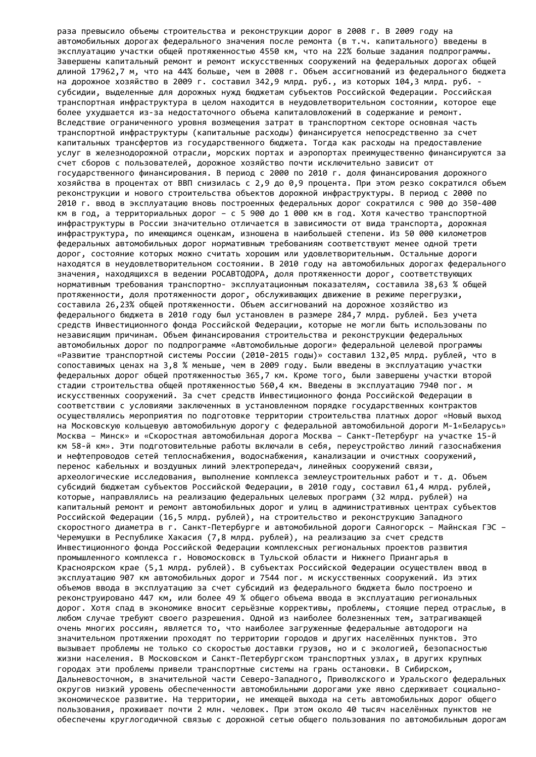раза превысило объемы строительства и реконструкции дорог в 2008 г. В 2009 году на автомобильных дорогах федерального значения после ремонта (в т.ч. капитального) введены в эксплуатацию участки общей протяженностью 4550 км, что на 22% больше задания подпрограммы. Завершены капитальный ремонт и ремонт искусственных сооружений на федеральных дорогах общей длиной 17962,7 м, что на 44% больше, чем в 2008 г. Объем ассигнований из федерального бюджета на дорожное хозяйство в 2009 г. составил 342,9 млрд. руб., из которых 104,3 млрд. руб. - субсидии, выделенные для дорожных нужд бюджетам субъектов Российской Федерации. Российская транспортная инфраструктура в целом находится в неудовлетворительном состоянии, которое еще более ухудшается из-за недостаточного объема капиталовложений в содержание и ремонт. Вследствие ограниченного уровня возмещения затрат в транспортном секторе основная часть транспортной инфраструктуры (капитальные расходы) финансируется непосредственно за счет капитальных трансфертов из государственного бюджета. Тогда как расходы на предоставление услуг в железнодорожной отрасли, морских портах и аэропортах преимущественно финансируются за счет сборов с пользователей, дорожное хозяйство почти исключительно зависит от государственного финансирования. В период с 2000 по 2010 г. доля финансирования дорожного хозяйства в процентах от ВВП снизилась с 2,9 до 0,9 процента. При этом резко сократился объем реконструкции и нового строительства объектов дорожной инфраструктуры. В период с 2000 по 2010 г. ввод в эксплуатацию вновь построенных федеральных дорог сократился с 900 до 350-400 км в год, а территориальных дорог – с 5 900 до 1 000 км в год. Хотя качество транспортной инфраструктуры в России значительно отличается в зависимости от вида транспорта, дорожная инфраструктура, по имеющимся оценкам, изношена в наибольшей степени. Из 50 000 километров федеральных автомобильных дорог нормативным требованиям соответствуют менее одной трети дорог, состояние которых можно считать хорошим или удовлетворительным. Остальные дороги находятся в неудовлетворительном состоянии. В 2010 году на автомобильных дорогах федерального значения, находящихся в ведении РОСАВТОДОРА, доля протяженности дорог, соответствующих нормативным требования транспортно- эксплуатационным показателям, составила 38,63 % общей протяженности, доля протяженности дорог, обслуживающих движение в режиме перегрузки, составила 26,23% общей протяженности. Объем ассигнований на дорожное хозяйство из федерального бюджета в 2010 году был установлен в размере 284,7 млрд. рублей. Без учета средств Инвестиционного фонда Российской Федерации, которые не могли быть использованы по независящим причинам. Объем финансирования строительства и реконструкции федеральных автомобильных дорог по подпрограмме «Автомобильные дороги» федеральной целевой программы «Развитие транспортной системы России (2010-2015 годы)» составил 132,05 млрд. рублей, что в сопоставимых ценах на 3,8 % меньше, чем в 2009 году. Были введены в эксплуатацию участки федеральных дорог общей протяженностью 365,7 км. Кроме того, были завершены участки второй стадии строительства общей протяженностью 560,4 км. Введены в эксплуатацию 7940 пог. м искусственных сооружений. За счет средств Инвестиционного фонда Российской Федерации в соответствии с условиями заключенных в установленном порядке государственных контрактов осуществлялись мероприятия по подготовке территории строительства платных дорог «Новый выход на Московскую кольцевую автомобильную дорогу с федеральной автомобильной дороги М-1«Беларусь» Москва – Минск» и «Скоростная автомобильная дорога Москва – Санкт-Петербург на участке 15-й км 58-й км». Эти подготовительные работы включали в себя, переустройство линий газоснабжения и нефтепроводов сетей теплоснабжения, водоснабжения, канализации и очистных сооружений, перенос кабельных и воздушных линий электропередач, линейных сооружений связи, археологические исследования, выполнение комплекса землеустроительных работ и т. д. Объем субсидий бюджетам субъектов Российской Федерации, в 2010 году, составил 61,4 млрд. рублей, которые, направлялись на реализацию федеральных целевых программ (32 млрд. рублей) на капитальный ремонт и ремонт автомобильных дорог и улиц в административных центрах субъектов Российской Федерации (16,5 млрд. рублей), на строительство и реконструкцию Западного скоростного диаметра в г. Санкт-Петербурге и автомобильной дороги Саяногорск – Майнская ГЭС – Черемушки в Республике Хакасия (7,8 млрд. рублей), на реализацию за счет средств Инвестиционного фонда Российской Федерации комплексных региональных проектов развития промышленного комплекса г. Новомосковск в Тульской области и Нижнего Приангарья в Красноярском крае (5,1 млрд. рублей). В субъектах Российской Федерации осуществлен ввод в эксплуатацию 907 км автомобильных дорог и 7544 пог. м искусственных сооружений. Из этих объемов ввода в эксплуатацию за счет субсидий из федерального бюджета было построено и реконструировано 447 км, или более 49 % общего объема ввода в эксплуатацию региональных дорог. Хотя спад в экономике вносит серьёзные коррективы, проблемы, стоящие перед отраслью, в любом случае требуют своего разрешения. Одной из наиболее болезненных тем, затрагивающей очень многих россиян, является то, что наиболее загруженные федеральные автодороги на значительном протяжении проходят по территории городов и других населённых пунктов. Это вызывает проблемы не только со скоростью доставки грузов, но и с экологией, безопасностью жизни населения. В Московском и Санкт-Петербургском транспортных узлах, в других крупных городах эти проблемы привели транспортные системы на грань остановки. В Сибирском, Дальневосточном, в значительной части Северо-Западного, Приволжского и Уральского федеральных округов низкий уровень обеспеченности автомобильными дорогами уже явно сдерживает социально-экономическое развитие. На территории, не имеющей выхода на сеть автомобильных дорог общего пользования, проживает почти 2 млн. человек. При этом около 40 тысяч населённых пунктов не обеспечены круглогодичной связью с дорожной сетью общего пользования по автомобильным дорогам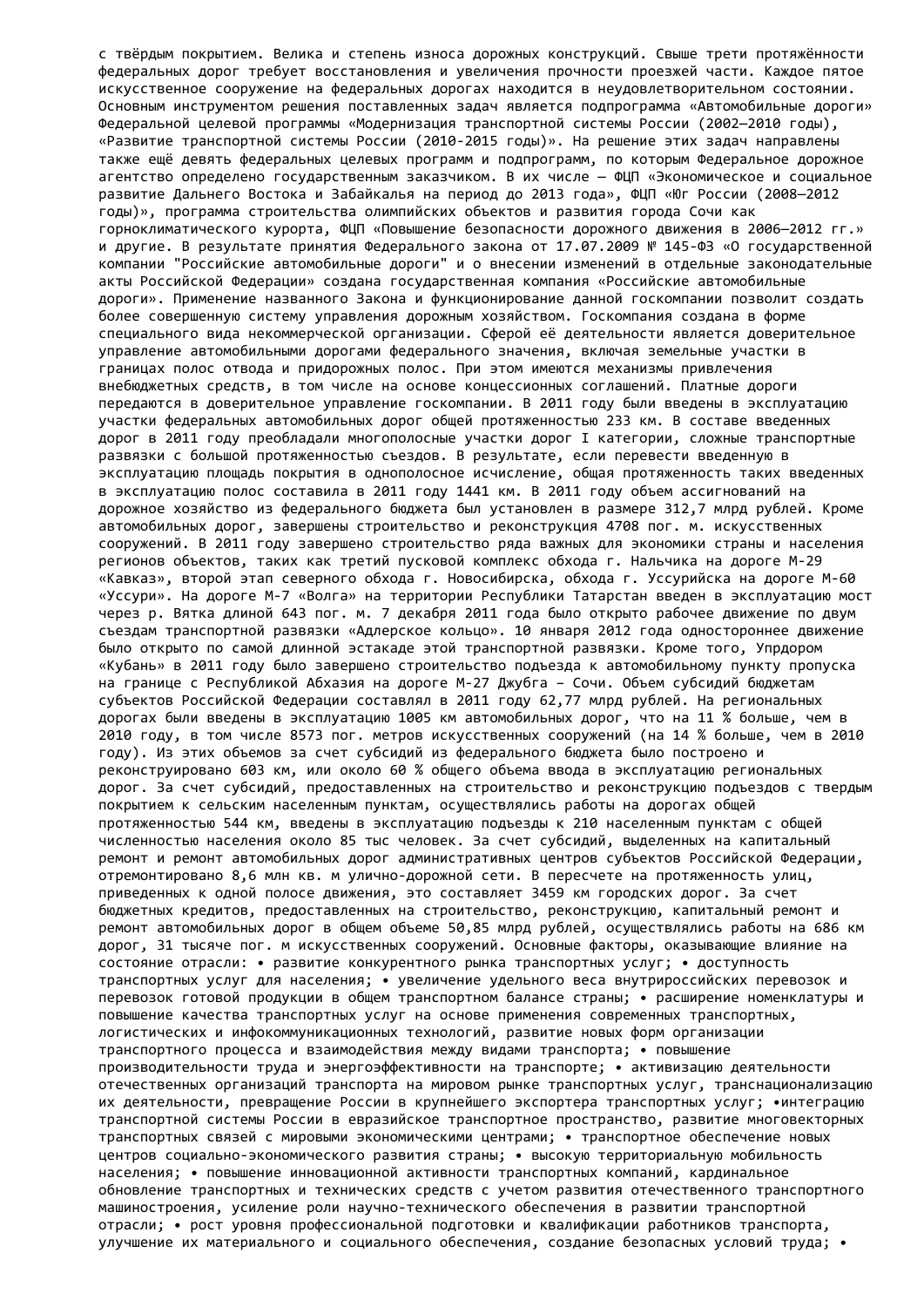с твёрдым покрытием. Велика и степень износа дорожных конструкций. Свыше трети протяжённости федеральных дорог требует восстановления и увеличения прочности проезжей части. Каждое пятое искусственное сооружение на федеральных дорогах находится в неудовлетворительном состоянии. Основным инструментом решения поставленных задач является подпрограмма «Автомобильные дороги» Федеральной целевой программы «Модернизация транспортной системы России (2002–2010 годы), «Развитие транспортной системы России (2010-2015 годы)». На решение этих задач направлены также ещё девять федеральных целевых программ и подпрограмм, по которым Федеральное дорожное агентство определено государственным заказчиком. В их числе – ФЦП «Экономическое и социальное развитие Дальнего Востока и Забайкалья на период до 2013 года», ФЦП «Юг России (2008–2012 годы)», программа строительства олимпийских объектов и развития города Сочи как горноклиматического курорта, ФЦП «Повышение безопасности дорожного движения в 2006–2012 гг.» и другие. В результате принятия Федерального закона от 17.07.2009 № 145-ФЗ «О государственной компании "Российские автомобильные дороги" и о внесении изменений в отдельные законодательные акты Российской Федерации» создана государственная компания «Российские автомобильные дороги». Применение названного Закона и функционирование данной госкомпании позволит создать более совершенную систему управления дорожным хозяйством. Госкомпания создана в форме специального вида некоммерческой организации. Сферой её деятельности является доверительное управление автомобильными дорогами федерального значения, включая земельные участки в границах полос отвода и придорожных полос. При этом имеются механизмы привлечения внебюджетных средств, в том числе на основе концессионных соглашений. Платные дороги передаются в доверительное управление госкомпании. В 2011 году были введены в эксплуатацию участки федеральных автомобильных дорог общей протяженностью 233 км. В составе введенных дорог в 2011 году преобладали многополосные участки дорог I категории, сложные транспортные развязки с большой протяженностью съездов. В результате, если перевести введенную в эксплуатацию площадь покрытия в однополосное исчисление, общая протяженность таких введенных в эксплуатацию полос составила в 2011 году 1441 км. В 2011 году объем ассигнований на дорожное хозяйство из федерального бюджета был установлен в размере 312,7 млрд рублей. Кроме автомобильных дорог, завершены строительство и реконструкция 4708 пог. м. искусственных сооружений. В 2011 году завершено строительство ряда важных для экономики страны и населения регионов объектов, таких как третий пусковой комплекс обхода г. Нальчика на дороге М-29 «Кавказ», второй этап северного обхода г. Новосибирска, обхода г. Уссурийска на дороге М-60 «Уссури». На дороге М-7 «Волга» на территории Республики Татарстан введен в эксплуатацию мост через р. Вятка длиной 643 пог. м. 7 декабря 2011 года было открыто рабочее движение по двум съездам транспортной развязки «Адлерское кольцо». 10 января 2012 года одностороннее движение было открыто по самой длинной эстакаде этой транспортной развязки. Кроме того, Упрдором «Кубань» в 2011 году было завершено строительство подъезда к автомобильному пункту пропуска на границе с Республикой Абхазия на дороге М-27 Джубга – Сочи. Объем субсидий бюджетам субъектов Российской Федерации составлял в 2011 году 62,77 млрд рублей. На региональных дорогах были введены в эксплуатацию 1005 км автомобильных дорог, что на 11 % больше, чем в 2010 году, в том числе 8573 пог. метров искусственных сооружений (на 14 % больше, чем в 2010 году). Из этих объемов за счет субсидий из федерального бюджета было построено и реконструировано 603 км, или около 60 % общего объема ввода в эксплуатацию региональных дорог. За счет субсидий, предоставленных на строительство и реконструкцию подъездов с твердым покрытием к сельским населенным пунктам, осуществлялись работы на дорогах общей протяженностью 544 км, введены в эксплуатацию подъезды к 210 населенным пунктам с общей численностью населения около 85 тыс человек. За счет субсидий, выделенных на капитальный ремонт и ремонт автомобильных дорог административных центров субъектов Российской Федерации, отремонтировано 8,6 млн кв. м улично-дорожной сети. В пересчете на протяженность улиц, приведенных к одной полосе движения, это составляет 3459 км городских дорог. За счет бюджетных кредитов, предоставленных на строительство, реконструкцию, капитальный ремонт и ремонт автомобильных дорог в общем объеме 50,85 млрд рублей, осуществлялись работы на 686 км дорог, 31 тысяче пог. м искусственных сооружений. Основные факторы, оказывающие влияние на состояние отрасли: • развитие конкурентного рынка транспортных услуг; • доступность транспортных услуг для населения; • увеличение удельного веса внутрироссийских перевозок и перевозок готовой продукции в общем транспортном балансе страны; • расширение номенклатуры и повышение качества транспортных услуг на основе применения современных транспортных, логистических и инфокоммуникационных технологий, развитие новых форм организации транспортного процесса и взаимодействия между видами транспорта; • повышение производительности труда и энергоэффективности на транспорте; • активизацию деятельности отечественных организаций транспорта на мировом рынке транспортных услуг, транснационализацию их деятельности, превращение России в крупнейшего экспортера транспортных услуг; •интеграцию транспортной системы России в евразийское транспортное пространство, развитие многовекторных транспортных связей с мировыми экономическими центрами; • транспортное обеспечение новых центров социально-экономического развития страны; • высокую территориальную мобильность населения; • повышение инновационной активности транспортных компаний, кардинальное обновление транспортных и технических средств с учетом развития отечественного транспортного машиностроения, усиление роли научно-технического обеспечения в развитии транспортной отрасли; • рост уровня профессиональной подготовки и квалификации работников транспорта, улучшение их материального и социального обеспечения, создание безопасных условий труда; •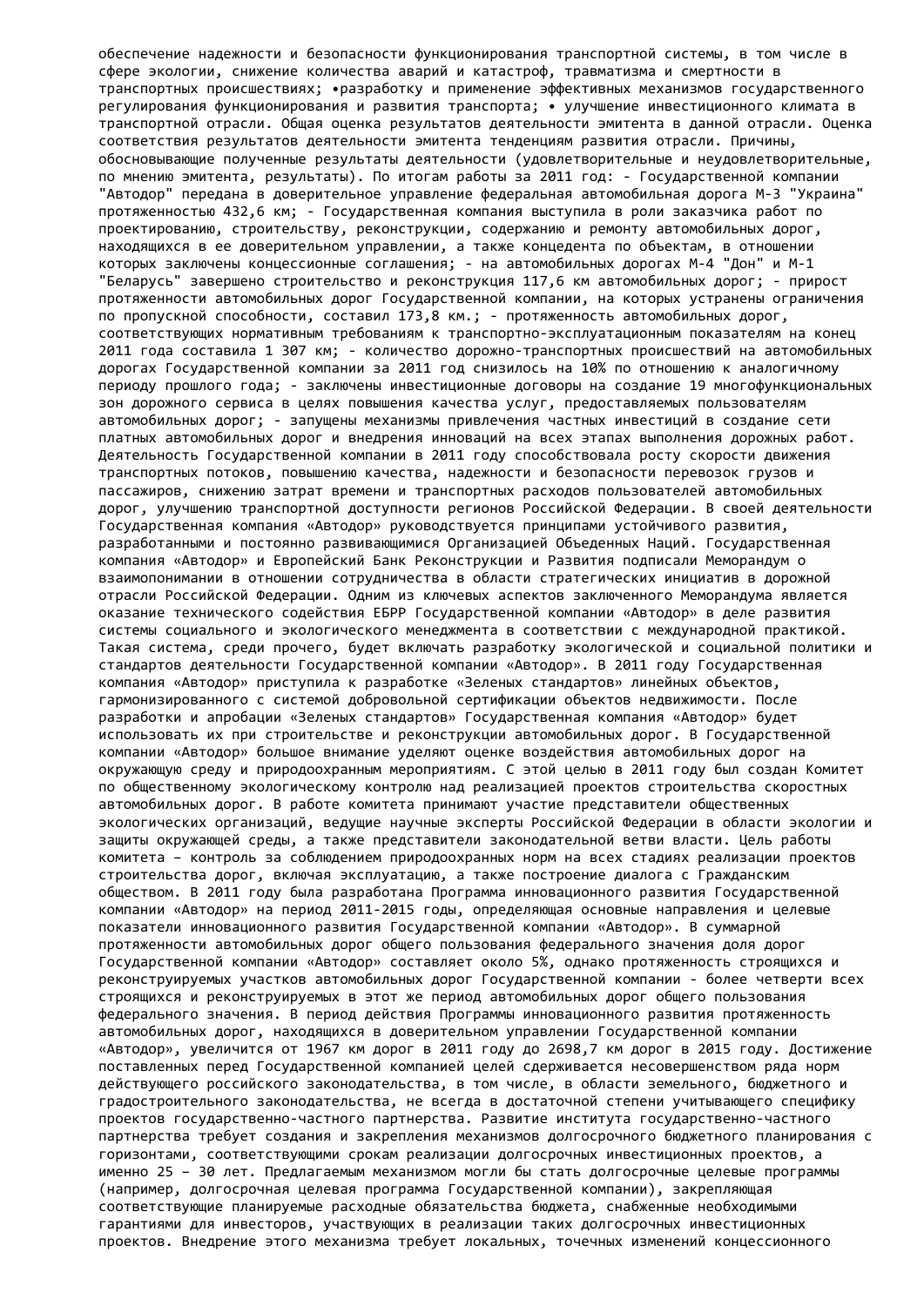обеспечение надежности и безопасности функционирования транспортной системы, в том числе в сфере экологии, снижение количества аварий и катастроф, травматизма и смертности в транспортных происшествиях; •разработку и применение эффективных механизмов государственного регулирования функционирования и развития транспорта; • улучшение инвестиционного климата в транспортной отрасли. Общая оценка результатов деятельности эмитента в данной отрасли. Оценка соответствия результатов деятельности эмитента тенденциям развития отрасли. Причины, обосновывающие полученные результаты деятельности (удовлетворительные и неудовлетворительные, по мнению эмитента, результаты). По итогам работы за 2011 год: - Государственной компании "Автодор" передана в доверительное управление федеральная автомобильная дорога М-3 "Украина" протяженностью 432,6 км; - Государственная компания выступила в роли заказчика работ по проектированию, строительству, реконструкции, содержанию и ремонту автомобильных дорог, находящихся в ее доверительном управлении, а также концедента по объектам, в отношении которых заключены концессионные соглашения; - на автомобильных дорогах М-4 "Дон" и М-1 "Беларусь" завершено строительство и реконструкция 117,6 км автомобильных дорог; - прирост протяженности автомобильных дорог Государственной компании, на которых устранены ограничения по пропускной способности, составил 173,8 км.; - протяженность автомобильных дорог, соответствующих нормативным требованиям к транспортно-эксплуатационным показателям на конец 2011 года составила 1 307 км; - количество дорожно-транспортных происшествий на автомобильных дорогах Государственной компании за 2011 год снизилось на 10% по отношению к аналогичному периоду прошлого года; - заключены инвестиционные договоры на создание 19 многофункциональных зон дорожного сервиса в целях повышения качества услуг, предоставляемых пользователям автомобильных дорог; - запущены механизмы привлечения частных инвестиций в создание сети платных автомобильных дорог и внедрения инноваций на всех этапах выполнения дорожных работ. Деятельность Государственной компании в 2011 году способствовала росту скорости движения транспортных потоков, повышению качества, надежности и безопасности перевозок грузов и пассажиров, снижению затрат времени и транспортных расходов пользователей автомобильных дорог, улучшению транспортной доступности регионов Российской Федерации. В своей деятельности Государственная компания «Автодор» руководствуется принципами устойчивого развития, разработанными и постоянно развивающимися Организацией Объеденных Наций. Государственная компания «Автодор» и Европейский Банк Реконструкции и Развития подписали Меморандум о взаимопонимании в отношении сотрудничества в области стратегических инициатив в дорожной отрасли Российской Федерации. Одним из ключевых аспектов заключенного Меморандума является оказание технического содействия ЕБРР Государственной компании «Автодор» в деле развития системы социального и экологического менеджмента в соответствии с международной практикой. Такая система, среди прочего, будет включать разработку экологической и социальной политики и стандартов деятельности Государственной компании «Автодор». В 2011 году Государственная компания «Автодор» приступила к разработке «Зеленых стандартов» линейных объектов, гармонизированного с системой добровольной сертификации объектов недвижимости. После разработки и апробации «Зеленых стандартов» Государственная компания «Автодор» будет использовать их при строительстве и реконструкции автомобильных дорог. В Государственной компании «Автодор» большое внимание уделяют оценке воздействия автомобильных дорог на окружающую среду и природоохранным мероприятиям. С этой целью в 2011 году был создан Комитет по общественному экологическому контролю над реализацией проектов строительства скоростных автомобильных дорог. В работе комитета принимают участие представители общественных экологических организаций, ведущие научные эксперты Российской Федерации в области экологии и защиты окружающей среды, а также представители законодательной ветви власти. Цель работы комитета – контроль за соблюдением природоохранных норм на всех стадиях реализации проектов строительства дорог, включая эксплуатацию, а также построение диалога с Гражданским обществом. В 2011 году была разработана Программа инновационного развития Государственной компании «Автодор» на период 2011-2015 годы, определяющая основные направления и целевые показатели инновационного развития Государственной компании «Автодор». В суммарной протяженности автомобильных дорог общего пользования федерального значения доля дорог Государственной компании «Автодор» составляет около 5%, однако протяженность строящихся и реконструируемых участков автомобильных дорог Государственной компании - более четверти всех строящихся и реконструируемых в этот же период автомобильных дорог общего пользования федерального значения. В период действия Программы инновационного развития протяженность автомобильных дорог, находящихся в доверительном управлении Государственной компании «Автодор», увеличится от 1967 км дорог в 2011 году до 2698,7 км дорог в 2015 году. Достижение поставленных перед Государственной компанией целей сдерживается несовершенством ряда норм действующего российского законодательства, в том числе, в области земельного, бюджетного и градостроительного законодательства, не всегда в достаточной степени учитывающего специфику проектов государственно-частного партнерства. Развитие института государственно-частного партнерства требует создания и закрепления механизмов долгосрочного бюджетного планирования с горизонтами, соответствующими срокам реализации долгосрочных инвестиционных проектов, а именно 25 – 30 лет. Предлагаемым механизмом могли бы стать долгосрочные целевые программы (например, долгосрочная целевая программа Государственной компании), закрепляющая соответствующие планируемые расходные обязательства бюджета, снабженные необходимыми гарантиями для инвесторов, участвующих в реализации таких долгосрочных инвестиционных проектов. Внедрение этого механизма требует локальных, точечных изменений концессионного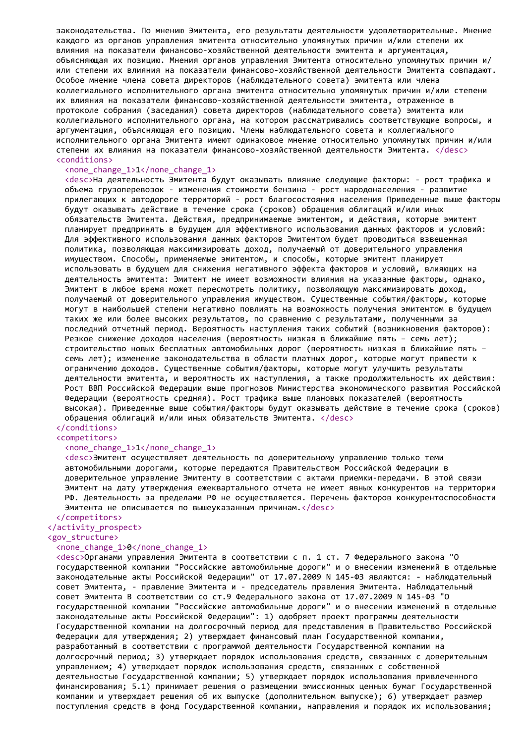законодательства. По мнению Эмитента, его результаты деятельности удовлетворительные. Мнение каждого из органов управления эмитента относительно упомянутых причин и/или степени их влияния на показатели финансово-хозяйственной деятельности эмитента и аргументация, объясняющая их позицию. Мнения органов управления Эмитента относительно упомянутых причин и/или степени их влияния на показатели финансово-хозяйственной деятельности Эмитента совпадают. Особое мнение члена совета директоров (наблюдательного совета) эмитента или члена коллегиального исполнительного органа эмитента относительно упомянутых причин и/или степени их влияния на показатели финансово-хозяйственной деятельности эмитента, отраженное в протоколе собрания (заседания) совета директоров (наблюдательного совета) эмитента или коллегиального исполнительного органа, на котором рассматривались соответствующие вопросы, и аргументация, объясняющая его позицию. Члены наблюдательного совета и коллегиального исполнительного органа Эмитента имеют одинаковое мнение относительно упомянутых причин и/или степени их влияния на показатели финансово-хозяйственной деятельности Эмитента. </desc>

```
<conditions>
  <none_change_1>1</none_change_1>
  <desc>На деятельность Эмитента будут оказывать влияние следующие факторы: - рост трафика и объема грузоперевозок - изменения стоимости бензина - рост народонаселения - развитие прилегающих к автодороге территорий - рост благосостояния населения Приведенные выше факторы будут оказывать действие в течение срока (сроков) обращения облигаций и/или иных обязательств Эмитента. Действия, предпринимаемые эмитентом, и действия, которые эмитент планирует предпринять в будущем для эффективного использования данных факторов и условий: Для эффективного использования данных факторов Эмитентом будет проводиться взвешенная политика, позволяющая максимизировать доход, получаемый от доверительного управления имуществом. Способы, применяемые эмитентом, и способы, которые эмитент планирует использовать в будущем для снижения негативного эффекта факторов и условий, влияющих на деятельность эмитента: Эмитент не имеет возможности влияния на указанные факторы, однако, Эмитент в любое время может пересмотреть политику, позволяющую максимизировать доход, получаемый от доверительного управления имуществом. Существенные события/факторы, которые могут в наибольшей степени негативно повлиять на возможность получения эмитентом в будущем таких же или более высоких результатов, по сравнению с результатами, полученными за последний отчетный период. Вероятность наступления таких событий (возникновения факторов): Резкое снижение доходов населения (вероятность низкая в ближайшие пять – семь лет); строительство новых бесплатных автомобильных дорог (вероятность низкая в ближайшие пять – семь лет); изменение законодательства в области платных дорог, которые могут привести к ограничению доходов. Существенные события/факторы, которые могут улучшить результаты деятельности эмитента, и вероятность их наступления, а также продолжительность их действия: Рост ВВП Российской Федерации выше прогнозов Министерства экономического развития Российской Федерации (вероятность средняя). Рост трафика выше плановых показателей (вероятность высокая). Приведенные выше события/факторы будут оказывать действие в течение срока (сроков) обращения облигаций и/или иных обязательств Эмитента. </desc>
</conditions>
<competitors>
  <none_change_1>1</none_change_1>
  <desc>Эмитент осуществляет деятельность по доверительному управлению только теми автомобильными дорогами, которые передаются Правительством Российской Федерации в доверительное управление Эмитенту в соответствии с актами приемки-передачи. В этой связи Эмитент на дату утверждения ежеквартального отчета не имеет явных конкурентов на территории РФ. Деятельность за пределами РФ не осуществляется. Перечень факторов конкурентоспособности Эмитента не описывается по вышеуказанным причинам.</desc>
</competitors>
</activity_prospect>
<gov_structure>
  <none_change_1>0</none_change_1>
  <desc>Органами управления Эмитента в соответствии с п. 1 ст. 7 Федерального закона "О государственной компании "Российские автомобильные дороги" и о внесении изменений в отдельные законодательные акты Российской Федерации" от 17.07.2009 N 145-ФЗ являются: - наблюдательный совет Эмитента, - правление Эмитента и - председатель правления Эмитента. Наблюдательный совет Эмитента В соответствии со ст.9 Федерального закона от 17.07.2009 N 145-ФЗ "О государственной компании "Российские автомобильные дороги" и о внесении изменений в отдельные законодательные акты Российской Федерации": 1) одобряет проект программы деятельности Государственной компании на долгосрочный период для представления в Правительство Российской Федерации для утверждения; 2) утверждает финансовый план Государственной компании, разработанный в соответствии с программой деятельности Государственной компании на долгосрочный период; 3) утверждает порядок использования средств, связанных с доверительным управлением; 4) утверждает порядок использования средств, связанных с собственной деятельностью Государственной компании; 5) утверждает порядок использования привлеченного финансирования; 5.1) принимает решения о размещении эмиссионных ценных бумаг Государственной компании и утверждает решения об их выпуске (дополнительном выпуске); 6) утверждает размер поступления средств в фонд Государственной компании, направления и порядок их использования;
```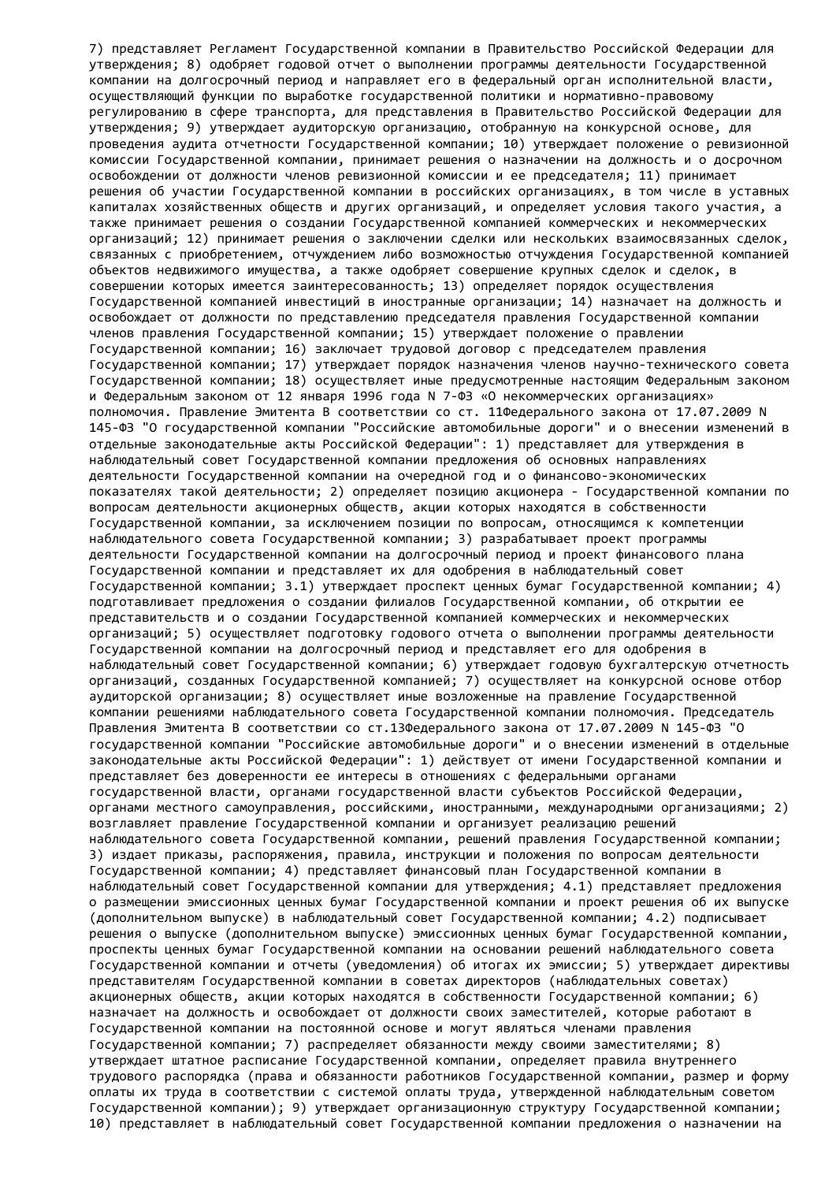7) представляет Регламент Государственной компании в Правительство Российской Федерации для утверждения; 8) одобряет годовой отчет о выполнении программы деятельности Государственной компании на долгосрочный период и направляет его в федеральный орган исполнительной власти, осуществляющий функции по выработке государственной политики и нормативно-правовому регулированию в сфере транспорта, для представления в Правительство Российской Федерации для утверждения; 9) утверждает аудиторскую организацию, отобранную на конкурсной основе, для проведения аудита отчетности Государственной компании; 10) утверждает положение о ревизионной комиссии Государственной компании, принимает решения о назначении на должность и о досрочном освобождении от должности членов ревизионной комиссии и ее председателя; 11) принимает решения об участии Государственной компании в российских организациях, в том числе в уставных капиталах хозяйственных обществ и других организаций, и определяет условия такого участия, а также принимает решения о создании Государственной компанией коммерческих и некоммерческих организаций; 12) принимает решения о заключении сделки или нескольких взаимосвязанных сделок, связанных с приобретением, отчуждением либо возможностью отчуждения Государственной компанией объектов недвижимого имущества, а также одобряет совершение крупных сделок и сделок, в совершении которых имеется заинтересованность; 13) определяет порядок осуществления Государственной компанией инвестиций в иностранные организации; 14) назначает на должность и освобождает от должности по представлению председателя правления Государственной компании членов правления Государственной компании; 15) утверждает положение о правлении Государственной компании; 16) заключает трудовой договор с председателем правления Государственной компании; 17) утверждает порядок назначения членов научно-технического совета Государственной компании; 18) осуществляет иные предусмотренные настоящим Федеральным законом и Федеральным законом от 12 января 1996 года N 7-ФЗ «О некоммерческих организациях» полномочия. Правление Эмитента В соответствии со ст. 11Федерального закона от 17.07.2009 N 145-ФЗ "О государственной компании "Российские автомобильные дороги" и о внесении изменений в отдельные законодательные акты Российской Федерации": 1) представляет для утверждения в наблюдательный совет Государственной компании предложения об основных направлениях деятельности Государственной компании на очередной год и о финансово-экономических показателях такой деятельности; 2) определяет позицию акционера - Государственной компании по вопросам деятельности акционерных обществ, акции которых находятся в собственности Государственной компании, за исключением позиции по вопросам, относящимся к компетенции наблюдательного совета Государственной компании; 3) разрабатывает проект программы деятельности Государственной компании на долгосрочный период и проект финансового плана Государственной компании и представляет их для одобрения в наблюдательный совет Государственной компании; 3.1) утверждает проспект ценных бумаг Государственной компании; 4) подготавливает предложения о создании филиалов Государственной компании, об открытии ее представительств и о создании Государственной компанией коммерческих и некоммерческих организаций; 5) осуществляет подготовку годового отчета о выполнении программы деятельности Государственной компании на долгосрочный период и представляет его для одобрения в наблюдательный совет Государственной компании; 6) утверждает годовую бухгалтерскую отчетность организаций, созданных Государственной компанией; 7) осуществляет на конкурсной основе отбор аудиторской организации; 8) осуществляет иные возложенные на правление Государственной компании решениями наблюдательного совета Государственной компании полномочия. Председатель Правления Эмитента В соответствии со ст.13Федерального закона от 17.07.2009 N 145-ФЗ "О государственной компании "Российские автомобильные дороги" и о внесении изменений в отдельные законодательные акты Российской Федерации": 1) действует от имени Государственной компании и представляет без доверенности ее интересы в отношениях с федеральными органами государственной власти, органами государственной власти субъектов Российской Федерации, органами местного самоуправления, российскими, иностранными, международными организациями; 2) возглавляет правление Государственной компании и организует реализацию решений наблюдательного совета Государственной компании, решений правления Государственной компании; 3) издает приказы, распоряжения, правила, инструкции и положения по вопросам деятельности Государственной компании; 4) представляет финансовый план Государственной компании в наблюдательный совет Государственной компании для утверждения; 4.1) представляет предложения о размещении эмиссионных ценных бумаг Государственной компании и проект решения об их выпуске (дополнительном выпуске) в наблюдательный совет Государственной компании; 4.2) подписывает решения о выпуске (дополнительном выпуске) эмиссионных ценных бумаг Государственной компании, проспекты ценных бумаг Государственной компании на основании решений наблюдательного совета Государственной компании и отчеты (уведомления) об итогах их эмиссии; 5) утверждает директивы представителям Государственной компании в советах директоров (наблюдательных советах) акционерных обществ, акции которых находятся в собственности Государственной компании; 6) назначает на должность и освобождает от должности своих заместителей, которые работают в Государственной компании на постоянной основе и могут являться членами правления Государственной компании; 7) распределяет обязанности между своими заместителями; 8) утверждает штатное расписание Государственной компании, определяет правила внутреннего трудового распорядка (права и обязанности работников Государственной компании, размер и форму оплаты их труда в соответствии с системой оплаты труда, утвержденной наблюдательным советом Государственной компании); 9) утверждает организационную структуру Государственной компании; 10) представляет в наблюдательный совет Государственной компании предложения о назначении на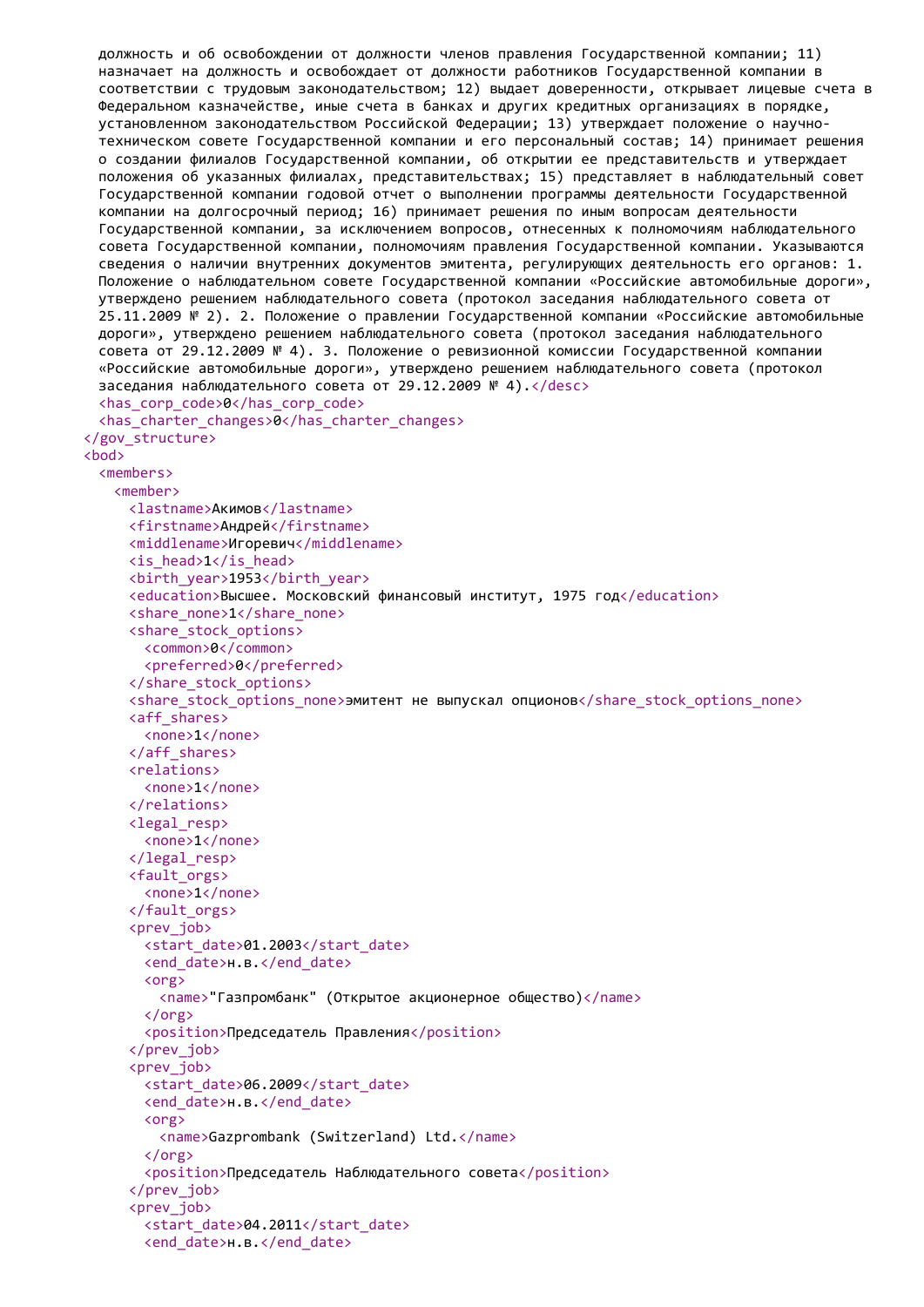```
должность и об освобождении от должности членов правления Государственной компании; 11) назначает на должность и освобождает от должности работников Государственной компании в соответствии с трудовым законодательством; 12) выдает доверенности, открывает лицевые счета в Федеральном казначействе, иные счета в банках и других кредитных организациях в порядке, установленном законодательством Российской Федерации; 13) утверждает положение о научно-техническом совете Государственной компании и его персональный состав; 14) принимает решения о создании филиалов Государственной компании, об открытии ее представительств и утверждает положения об указанных филиалах, представительствах; 15) представляет в наблюдательный совет Государственной компании годовой отчет о выполнении программы деятельности Государственной компании на долгосрочный период; 16) принимает решения по иным вопросам деятельности Государственной компании, за исключением вопросов, отнесенных к полномочиям наблюдательного совета Государственной компании, полномочиям правления Государственной компании. Указываются сведения о наличии внутренних документов эмитента, регулирующих деятельность его органов: 1. Положение о наблюдательном совете Государственной компании «Российские автомобильные дороги», утверждено решением наблюдательного совета (протокол заседания наблюдательного совета от 25.11.2009 № 2). 2. Положение о правлении Государственной компании «Российские автомобильные дороги», утверждено решением наблюдательного совета (протокол заседания наблюдательного совета от 29.12.2009 № 4). 3. Положение о ревизионной комиссии Государственной компании «Российские автомобильные дороги», утверждено решением наблюдательного совета (протокол заседания наблюдательного совета от 29.12.2009 № 4).</desc>
    <has_corp_code>0</has_corp_code>
    <has_charter_changes>0</has_charter_changes>
  </gov_structure>
  <bod>
    <members>
      <member>
        <lastname>Акимов</lastname>
        <firstname>Андрей</firstname>
        <middlename>Игоревич</middlename>
        <is_head>1</is_head>
        <birth_year>1953</birth_year>
        <education>Высшее. Московский финансовый институт, 1975 год</education>
        <share_none>1</share_none>
        <share_stock_options>
          <common>0</common>
          <preferred>0</preferred>
        </share_stock_options>
        <share_stock_options_none>эмитент не выпускал опционов</share_stock_options_none>
        <aff_shares>
          <none>1</none>
        </aff_shares>
        <relations>
          <none>1</none>
        </relations>
        <legal_resp>
          <none>1</none>
        </legal_resp>
        <fault_orgs>
          <none>1</none>
        </fault_orgs>
        <prev_job>
          <start_date>01.2003</start_date>
          <end_date>н.в.</end_date>
          <org>
            <name>"Газпромбанк" (Открытое акционерное общество)</name>
          </org>
          <position>Председатель Правления</position>
        </prev_job>
        <prev_job>
          <start_date>06.2009</start_date>
          <end_date>н.в.</end_date>
          <org>
            <name>Gazprombank (Switzerland) Ltd.</name>
          </org>
          <position>Председатель Наблюдательного совета</position>
        </prev_job>
        <prev_job>
          <start_date>04.2011</start_date>
          <end_date>н.в.</end_date>
```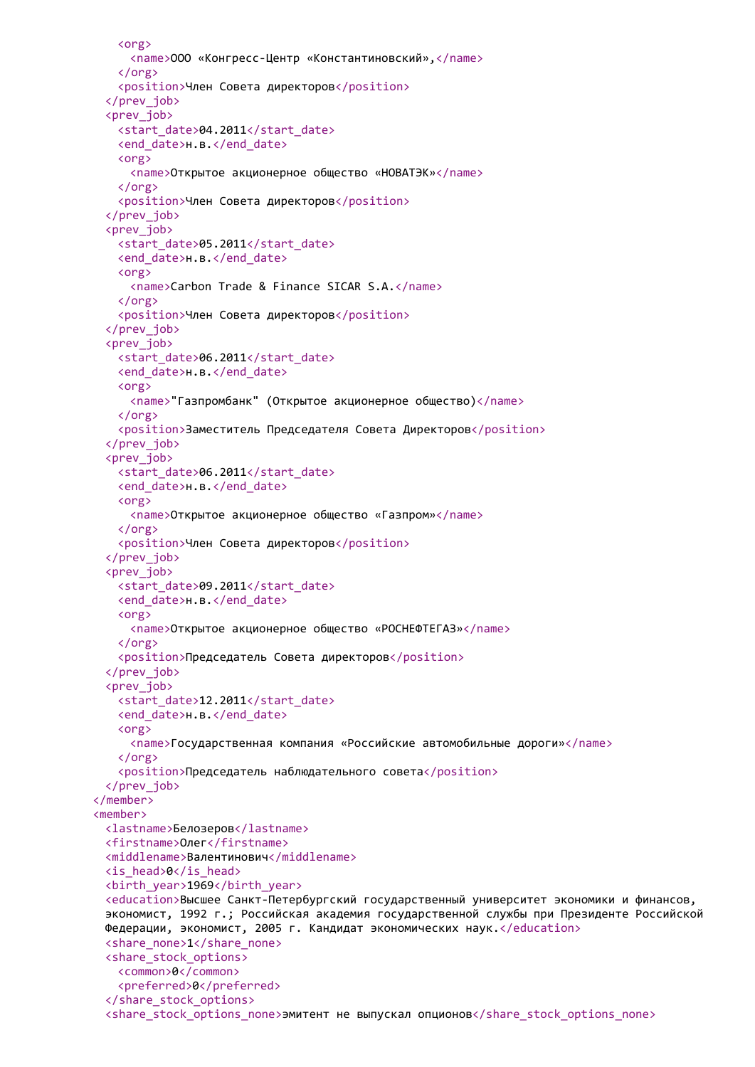```xml
      <org>
        <name>ООО «Конгресс-Центр «Константиновский»,</name>
      </org>
      <position>Член Совета директоров</position>
    </prev_job>
    <prev_job>
      <start_date>04.2011</start_date>
      <end_date>н.в.</end_date>
      <org>
        <name>Открытое акционерное общество «НОВАТЭК»</name>
      </org>
      <position>Член Совета директоров</position>
    </prev_job>
    <prev_job>
      <start_date>05.2011</start_date>
      <end_date>н.в.</end_date>
      <org>
        <name>Carbon Trade & Finance SICAR S.A.</name>
      </org>
      <position>Член Совета директоров</position>
    </prev_job>
    <prev_job>
      <start_date>06.2011</start_date>
      <end_date>н.в.</end_date>
      <org>
        <name>"Газпромбанк" (Открытое акционерное общество)</name>
      </org>
      <position>Заместитель Председателя Совета Директоров</position>
    </prev_job>
    <prev_job>
      <start_date>06.2011</start_date>
      <end_date>н.в.</end_date>
      <org>
        <name>Открытое акционерное общество «Газпром»</name>
      </org>
      <position>Член Совета директоров</position>
    </prev_job>
    <prev_job>
      <start_date>09.2011</start_date>
      <end_date>н.в.</end_date>
      <org>
        <name>Открытое акционерное общество «РОСНЕФТЕГАЗ»</name>
      </org>
      <position>Председатель Совета директоров</position>
    </prev_job>
    <prev_job>
      <start_date>12.2011</start_date>
      <end_date>н.в.</end_date>
      <org>
        <name>Государственная компания «Российские автомобильные дороги»</name>
      </org>
      <position>Председатель наблюдательного совета</position>
    </prev_job>
  </member>
  <member>
    <lastname>Белозеров</lastname>
    <firstname>Олег</firstname>
    <middlename>Валентинович</middlename>
    <is_head>0</is_head>
    <birth_year>1969</birth_year>
    <education>Высшее Санкт-Петербургский государственный университет экономики и финансов,
    экономист, 1992 г.; Российская академия государственной службы при Президенте Российской
    Федерации, экономист, 2005 г. Кандидат экономических наук.</education>
    <share_none>1</share_none>
    <share_stock_options>
      <common>0</common>
      <preferred>0</preferred>
    </share_stock_options>
    <share_stock_options_none>эмитент не выпускал опционов</share_stock_options_none>
```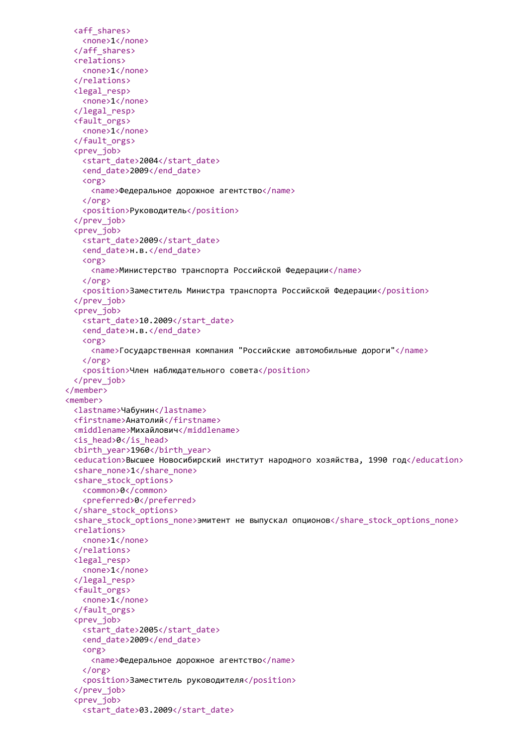```
      <aff_shares>
        <none>1</none>
      </aff_shares>
      <relations>
        <none>1</none>
      </relations>
      <legal_resp>
        <none>1</none>
      </legal_resp>
      <fault_orgs>
        <none>1</none>
      </fault_orgs>
      <prev_job>
        <start_date>2004</start_date>
        <end_date>2009</end_date>
        <org>
          <name>Федеральное дорожное агентство</name>
        </org>
        <position>Руководитель</position>
      </prev_job>
      <prev_job>
        <start_date>2009</start_date>
        <end_date>н.в.</end_date>
        <org>
          <name>Министерство транспорта Российской Федерации</name>
        </org>
        <position>Заместитель Министра транспорта Российской Федерации</position>
      </prev_job>
      <prev_job>
        <start_date>10.2009</start_date>
        <end_date>н.в.</end_date>
        <org>
          <name>Государственная компания "Российские автомобильные дороги"</name>
        </org>
        <position>Член наблюдательного совета</position>
      </prev_job>
    </member>
    <member>
      <lastname>Чабунин</lastname>
      <firstname>Анатолий</firstname>
      <middlename>Михайлович</middlename>
      <is_head>0</is_head>
      <birth_year>1960</birth_year>
      <education>Высшее Новосибирский институт народного хозяйства, 1990 год</education>
      <share_none>1</share_none>
      <share_stock_options>
        <common>0</common>
        <preferred>0</preferred>
      </share_stock_options>
      <share_stock_options_none>эмитент не выпускал опционов</share_stock_options_none>
      <relations>
        <none>1</none>
      </relations>
      <legal_resp>
        <none>1</none>
      </legal_resp>
      <fault_orgs>
        <none>1</none>
      </fault_orgs>
      <prev_job>
        <start_date>2005</start_date>
        <end_date>2009</end_date>
        <org>
          <name>Федеральное дорожное агентство</name>
        </org>
        <position>Заместитель руководителя</position>
      </prev_job>
      <prev_job>
        <start_date>03.2009</start_date>
```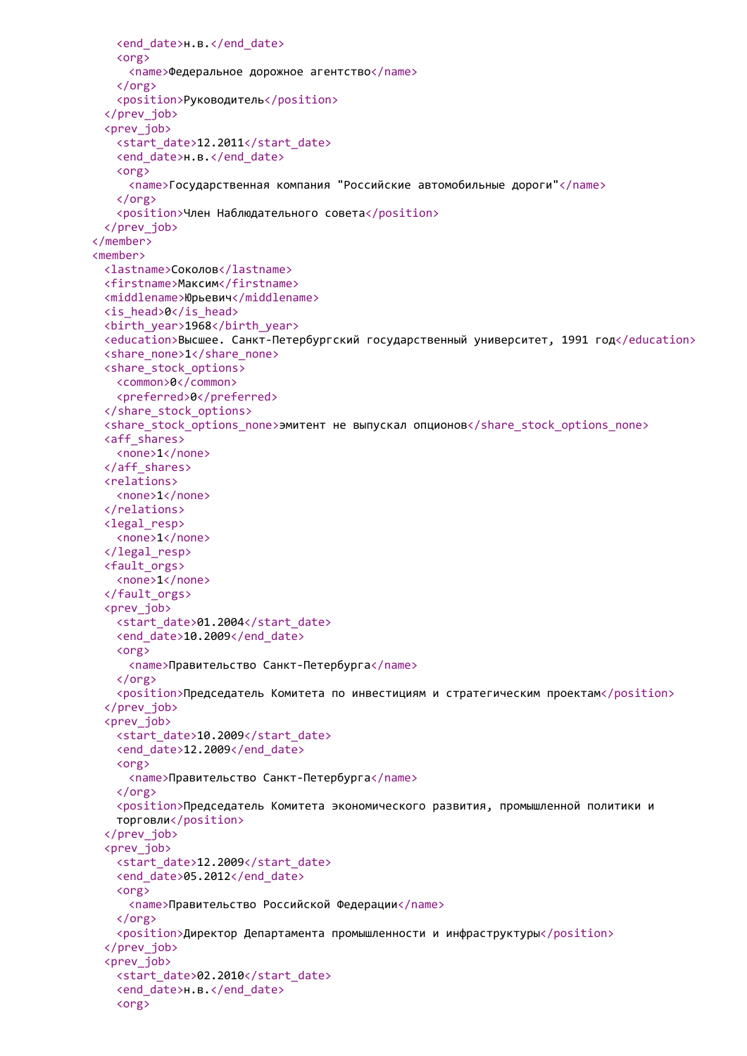```xml
      <end_date>н.в.</end_date>
      <org>
        <name>Федеральное дорожное агентство</name>
      </org>
      <position>Руководитель</position>
    </prev_job>
    <prev_job>
      <start_date>12.2011</start_date>
      <end_date>н.в.</end_date>
      <org>
        <name>Государственная компания "Российские автомобильные дороги"</name>
      </org>
      <position>Член Наблюдательного совета</position>
    </prev_job>
  </member>
  <member>
    <lastname>Соколов</lastname>
    <firstname>Максим</firstname>
    <middlename>Юрьевич</middlename>
    <is_head>0</is_head>
    <birth_year>1968</birth_year>
    <education>Высшее. Санкт-Петербургский государственный университет, 1991 год</education>
    <share_none>1</share_none>
    <share_stock_options>
      <common>0</common>
      <preferred>0</preferred>
    </share_stock_options>
    <share_stock_options_none>эмитент не выпускал опционов</share_stock_options_none>
    <aff_shares>
      <none>1</none>
    </aff_shares>
    <relations>
      <none>1</none>
    </relations>
    <legal_resp>
      <none>1</none>
    </legal_resp>
    <fault_orgs>
      <none>1</none>
    </fault_orgs>
    <prev_job>
      <start_date>01.2004</start_date>
      <end_date>10.2009</end_date>
      <org>
        <name>Правительство Санкт-Петербурга</name>
      </org>
      <position>Председатель Комитета по инвестициям и стратегическим проектам</position>
    </prev_job>
    <prev_job>
      <start_date>10.2009</start_date>
      <end_date>12.2009</end_date>
      <org>
        <name>Правительство Санкт-Петербурга</name>
      </org>
      <position>Председатель Комитета экономического развития, промышленной политики и
      торговли</position>
    </prev_job>
    <prev_job>
      <start_date>12.2009</start_date>
      <end_date>05.2012</end_date>
      <org>
        <name>Правительство Российской Федерации</name>
      </org>
      <position>Директор Департамента промышленности и инфраструктуры</position>
    </prev_job>
    <prev_job>
      <start_date>02.2010</start_date>
      <end_date>н.в.</end_date>
      <org>
```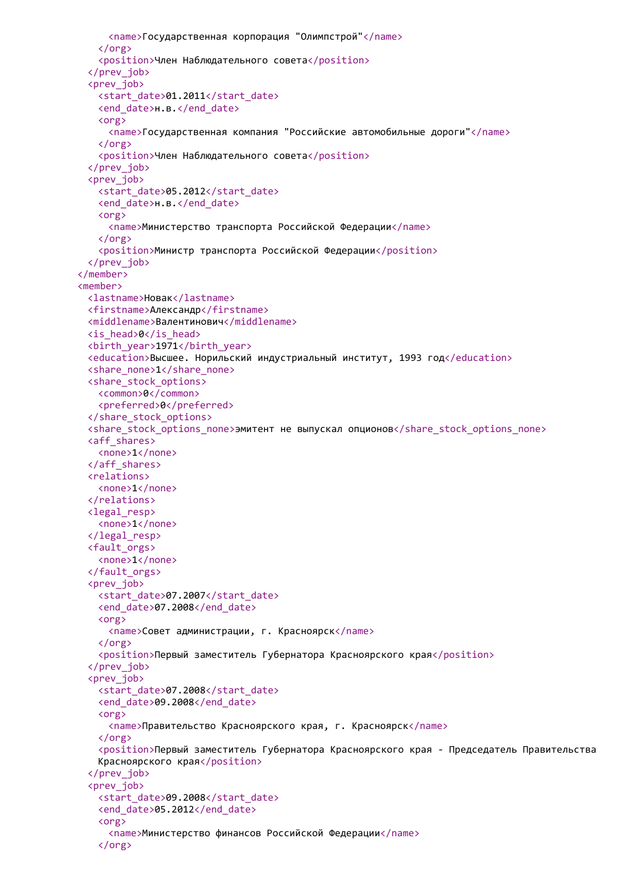```xml
        <name>Государственная корпорация "Олимпстрой"</name>
      </org>
      <position>Член Наблюдательного совета</position>
    </prev_job>
    <prev_job>
      <start_date>01.2011</start_date>
      <end_date>н.в.</end_date>
      <org>
        <name>Государственная компания "Российские автомобильные дороги"</name>
      </org>
      <position>Член Наблюдательного совета</position>
    </prev_job>
    <prev_job>
      <start_date>05.2012</start_date>
      <end_date>н.в.</end_date>
      <org>
        <name>Министерство транспорта Российской Федерации</name>
      </org>
      <position>Министр транспорта Российской Федерации</position>
    </prev_job>
  </member>
  <member>
    <lastname>Новак</lastname>
    <firstname>Александр</firstname>
    <middlename>Валентинович</middlename>
    <is_head>0</is_head>
    <birth_year>1971</birth_year>
    <education>Высшее. Норильский индустриальный институт, 1993 год</education>
    <share_none>1</share_none>
    <share_stock_options>
      <common>0</common>
      <preferred>0</preferred>
    </share_stock_options>
    <share_stock_options_none>эмитент не выпускал опционов</share_stock_options_none>
    <aff_shares>
      <none>1</none>
    </aff_shares>
    <relations>
      <none>1</none>
    </relations>
    <legal_resp>
      <none>1</none>
    </legal_resp>
    <fault_orgs>
      <none>1</none>
    </fault_orgs>
    <prev_job>
      <start_date>07.2007</start_date>
      <end_date>07.2008</end_date>
      <org>
        <name>Совет администрации, г. Красноярск</name>
      </org>
      <position>Первый заместитель Губернатора Красноярского края</position>
    </prev_job>
    <prev_job>
      <start_date>07.2008</start_date>
      <end_date>09.2008</end_date>
      <org>
        <name>Правительство Красноярского края, г. Красноярск</name>
      </org>
      <position>Первый заместитель Губернатора Красноярского края - Председатель Правительства
      Красноярского края</position>
    </prev_job>
    <prev_job>
      <start_date>09.2008</start_date>
      <end_date>05.2012</end_date>
      <org>
        <name>Министерство финансов Российской Федерации</name>
      </org>
```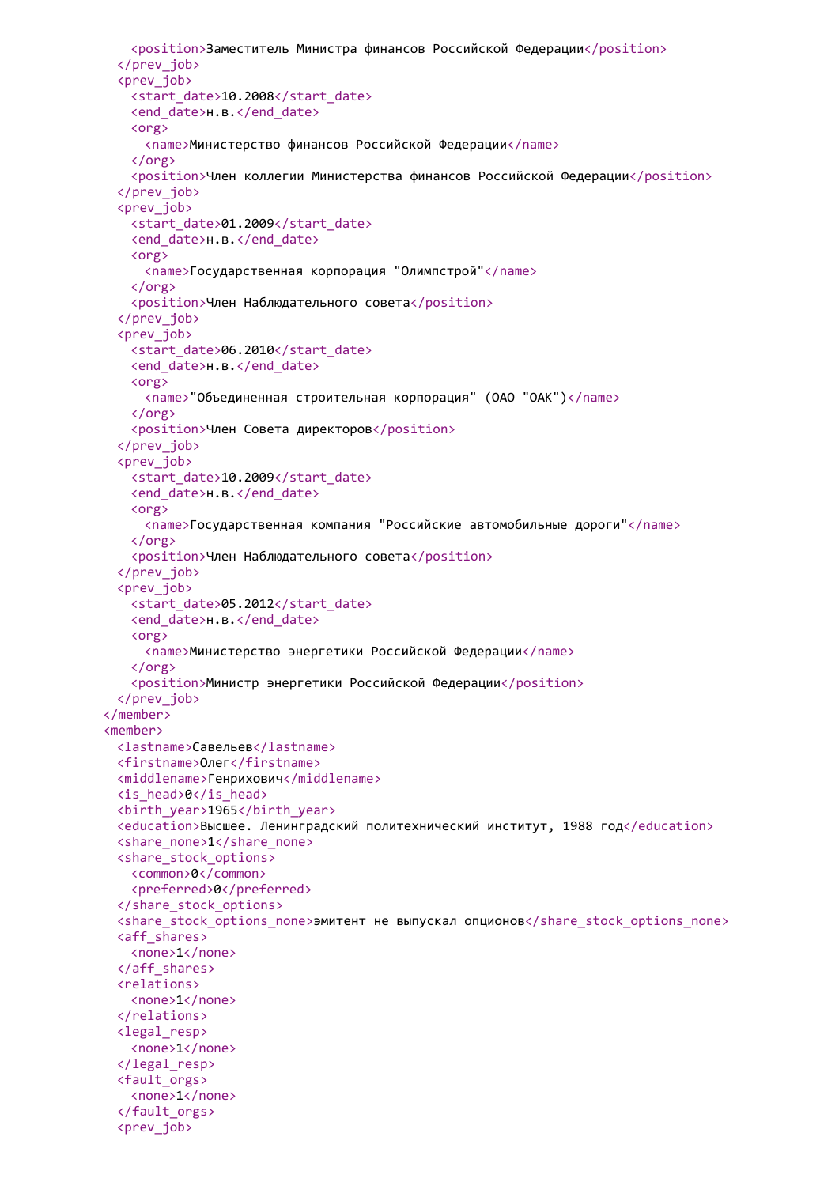```xml
      <position>Заместитель Министра финансов Российской Федерации</position>
    </prev_job>
    <prev_job>
      <start_date>10.2008</start_date>
      <end_date>н.в.</end_date>
      <org>
        <name>Министерство финансов Российской Федерации</name>
      </org>
      <position>Член коллегии Министерства финансов Российской Федерации</position>
    </prev_job>
    <prev_job>
      <start_date>01.2009</start_date>
      <end_date>н.в.</end_date>
      <org>
        <name>Государственная корпорация "Олимпстрой"</name>
      </org>
      <position>Член Наблюдательного совета</position>
    </prev_job>
    <prev_job>
      <start_date>06.2010</start_date>
      <end_date>н.в.</end_date>
      <org>
        <name>"Объединенная строительная корпорация" (ОАО "ОАК")</name>
      </org>
      <position>Член Совета директоров</position>
    </prev_job>
    <prev_job>
      <start_date>10.2009</start_date>
      <end_date>н.в.</end_date>
      <org>
        <name>Государственная компания "Российские автомобильные дороги"</name>
      </org>
      <position>Член Наблюдательного совета</position>
    </prev_job>
    <prev_job>
      <start_date>05.2012</start_date>
      <end_date>н.в.</end_date>
      <org>
        <name>Министерство энергетики Российской Федерации</name>
      </org>
      <position>Министр энергетики Российской Федерации</position>
    </prev_job>
  </member>
  <member>
    <lastname>Савельев</lastname>
    <firstname>Олег</firstname>
    <middlename>Генрихович</middlename>
    <is_head>0</is_head>
    <birth_year>1965</birth_year>
    <education>Высшее. Ленинградский политехнический институт, 1988 год</education>
    <share_none>1</share_none>
    <share_stock_options>
      <common>0</common>
      <preferred>0</preferred>
    </share_stock_options>
    <share_stock_options_none>эмитент не выпускал опционов</share_stock_options_none>
    <aff_shares>
      <none>1</none>
    </aff_shares>
    <relations>
      <none>1</none>
    </relations>
    <legal_resp>
      <none>1</none>
    </legal_resp>
    <fault_orgs>
      <none>1</none>
    </fault_orgs>
    <prev_job>
```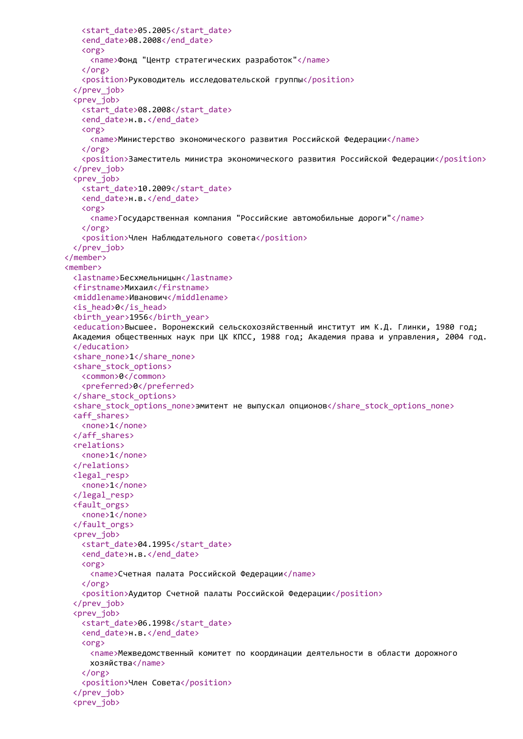```xml
      <start_date>05.2005</start_date>
      <end_date>08.2008</end_date>
      <org>
        <name>Фонд "Центр стратегических разработок"</name>
      </org>
      <position>Руководитель исследовательской группы</position>
    </prev_job>
    <prev_job>
      <start_date>08.2008</start_date>
      <end_date>н.в.</end_date>
      <org>
        <name>Министерство экономического развития Российской Федерации</name>
      </org>
      <position>Заместитель министра экономического развития Российской Федерации</position>
    </prev_job>
    <prev_job>
      <start_date>10.2009</start_date>
      <end_date>н.в.</end_date>
      <org>
        <name>Государственная компания "Российские автомобильные дороги"</name>
      </org>
      <position>Член Наблюдательного совета</position>
    </prev_job>
  </member>
  <member>
    <lastname>Бесхмельницын</lastname>
    <firstname>Михаил</firstname>
    <middlename>Иванович</middlename>
    <is_head>0</is_head>
    <birth_year>1956</birth_year>
    <education>Высшее. Воронежский сельскохозяйственный институт им К.Д. Глинки, 1980 год;
    Академия общественных наук при ЦК КПСС, 1988 год; Академия права и управления, 2004 год.
    </education>
    <share_none>1</share_none>
    <share_stock_options>
      <common>0</common>
      <preferred>0</preferred>
    </share_stock_options>
    <share_stock_options_none>эмитент не выпускал опционов</share_stock_options_none>
    <aff_shares>
      <none>1</none>
    </aff_shares>
    <relations>
      <none>1</none>
    </relations>
    <legal_resp>
      <none>1</none>
    </legal_resp>
    <fault_orgs>
      <none>1</none>
    </fault_orgs>
    <prev_job>
      <start_date>04.1995</start_date>
      <end_date>н.в.</end_date>
      <org>
        <name>Счетная палата Российской Федерации</name>
      </org>
      <position>Аудитор Счетной палаты Российской Федерации</position>
    </prev_job>
    <prev_job>
      <start_date>06.1998</start_date>
      <end_date>н.в.</end_date>
      <org>
        <name>Межведомственный комитет по координации деятельности в области дорожного
        хозяйства</name>
      </org>
      <position>Член Совета</position>
    </prev_job>
    <prev_job>
```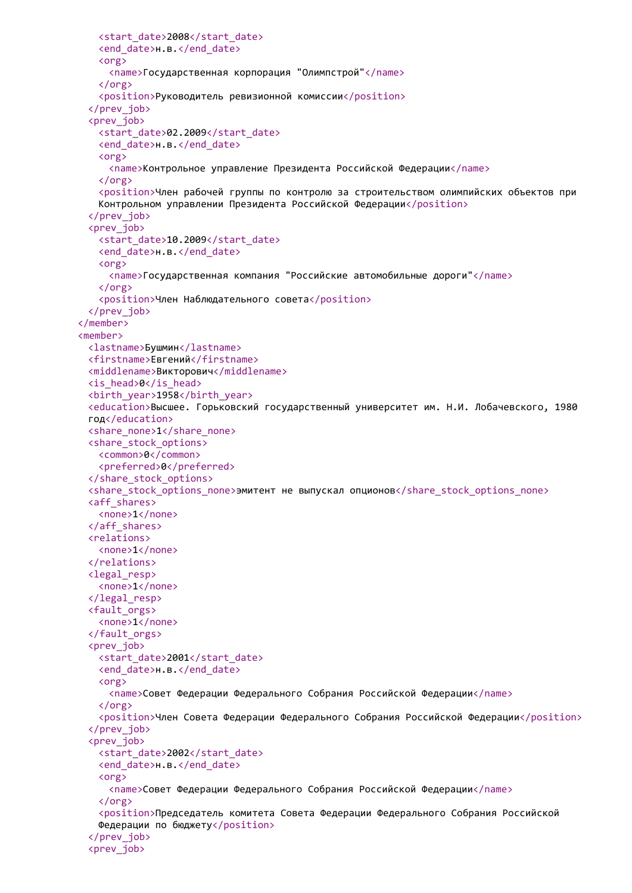```
      <start_date>2008</start_date>
      <end_date>н.в.</end_date>
      <org>
        <name>Государственная корпорация "Олимпстрой"</name>
      </org>
      <position>Руководитель ревизионной комиссии</position>
    </prev_job>
    <prev_job>
      <start_date>02.2009</start_date>
      <end_date>н.в.</end_date>
      <org>
        <name>Контрольное управление Президента Российской Федерации</name>
      </org>
      <position>Член рабочей группы по контролю за строительством олимпийских объектов при
      Контрольном управлении Президента Российской Федерации</position>
    </prev_job>
    <prev_job>
      <start_date>10.2009</start_date>
      <end_date>н.в.</end_date>
      <org>
        <name>Государственная компания "Российские автомобильные дороги"</name>
      </org>
      <position>Член Наблюдательного совета</position>
    </prev_job>
  </member>
  <member>
    <lastname>Бушмин</lastname>
    <firstname>Евгений</firstname>
    <middlename>Викторович</middlename>
    <is_head>0</is_head>
    <birth_year>1958</birth_year>
    <education>Высшее. Горьковский государственный университет им. Н.И. Лобачевского, 1980
    год</education>
    <share_none>1</share_none>
    <share_stock_options>
      <common>0</common>
      <preferred>0</preferred>
    </share_stock_options>
    <share_stock_options_none>эмитент не выпускал опционов</share_stock_options_none>
    <aff_shares>
      <none>1</none>
    </aff_shares>
    <relations>
      <none>1</none>
    </relations>
    <legal_resp>
      <none>1</none>
    </legal_resp>
    <fault_orgs>
      <none>1</none>
    </fault_orgs>
    <prev_job>
      <start_date>2001</start_date>
      <end_date>н.в.</end_date>
      <org>
        <name>Совет Федерации Федерального Собрания Российской Федерации</name>
      </org>
      <position>Член Совета Федерации Федерального Собрания Российской Федерации</position>
    </prev_job>
    <prev_job>
      <start_date>2002</start_date>
      <end_date>н.в.</end_date>
      <org>
        <name>Совет Федерации Федерального Собрания Российской Федерации</name>
      </org>
      <position>Председатель комитета Совета Федерации Федерального Собрания Российской
      Федерации по бюджету</position>
    </prev_job>
    <prev_job>
```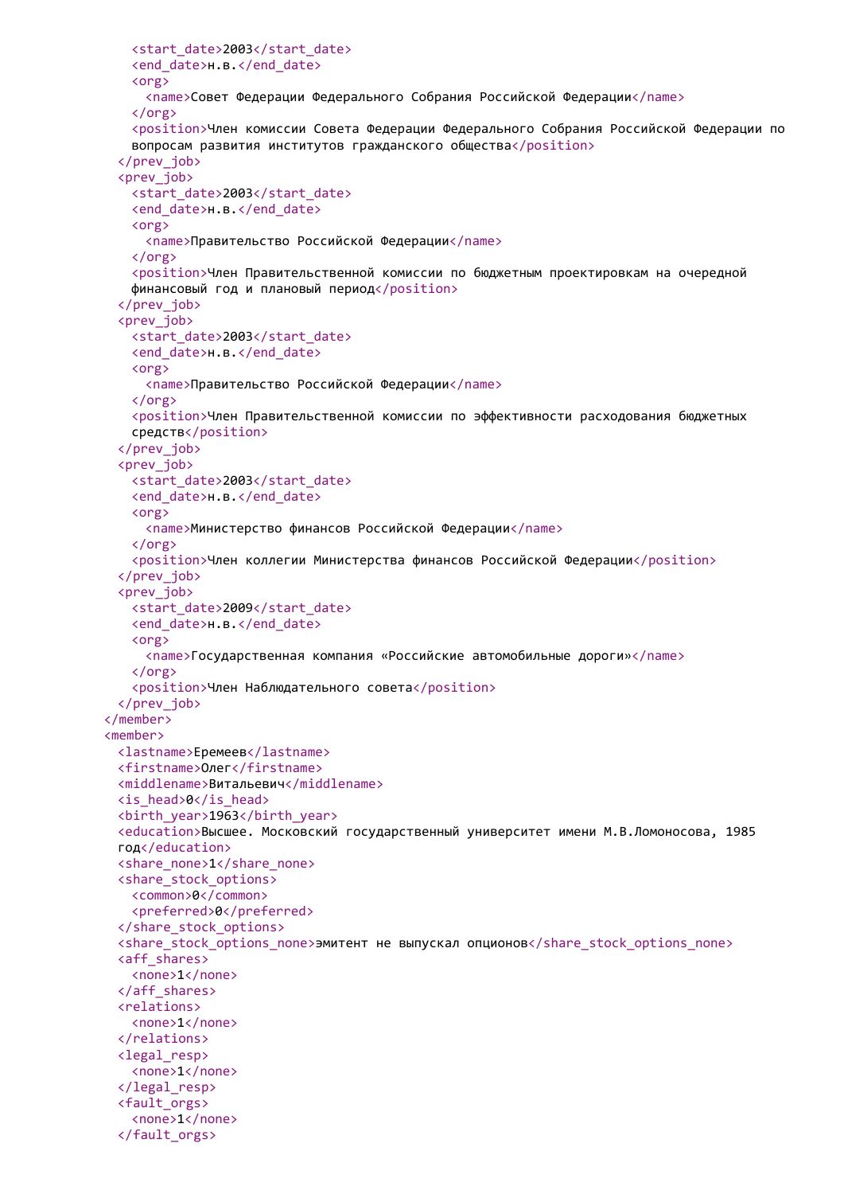```xml
      <start_date>2003</start_date>
      <end_date>н.в.</end_date>
      <org>
        <name>Совет Федерации Федерального Собрания Российской Федерации</name>
      </org>
      <position>Член комиссии Совета Федерации Федерального Собрания Российской Федерации по
      вопросам развития институтов гражданского общества</position>
    </prev_job>
    <prev_job>
      <start_date>2003</start_date>
      <end_date>н.в.</end_date>
      <org>
        <name>Правительство Российской Федерации</name>
      </org>
      <position>Член Правительственной комиссии по бюджетным проектировкам на очередной
      финансовый год и плановый период</position>
    </prev_job>
    <prev_job>
      <start_date>2003</start_date>
      <end_date>н.в.</end_date>
      <org>
        <name>Правительство Российской Федерации</name>
      </org>
      <position>Член Правительственной комиссии по эффективности расходования бюджетных
      средств</position>
    </prev_job>
    <prev_job>
      <start_date>2003</start_date>
      <end_date>н.в.</end_date>
      <org>
        <name>Министерство финансов Российской Федерации</name>
      </org>
      <position>Член коллегии Министерства финансов Российской Федерации</position>
    </prev_job>
    <prev_job>
      <start_date>2009</start_date>
      <end_date>н.в.</end_date>
      <org>
        <name>Государственная компания «Российские автомобильные дороги»</name>
      </org>
      <position>Член Наблюдательного совета</position>
    </prev_job>
  </member>
  <member>
    <lastname>Еремеев</lastname>
    <firstname>Олег</firstname>
    <middlename>Витальевич</middlename>
    <is_head>0</is_head>
    <birth_year>1963</birth_year>
    <education>Высшее. Московский государственный университет имени М.В.Ломоносова, 1985
    год</education>
    <share_none>1</share_none>
    <share_stock_options>
      <common>0</common>
      <preferred>0</preferred>
    </share_stock_options>
    <share_stock_options_none>эмитент не выпускал опционов</share_stock_options_none>
    <aff_shares>
      <none>1</none>
    </aff_shares>
    <relations>
      <none>1</none>
    </relations>
    <legal_resp>
      <none>1</none>
    </legal_resp>
    <fault_orgs>
      <none>1</none>
    </fault_orgs>
```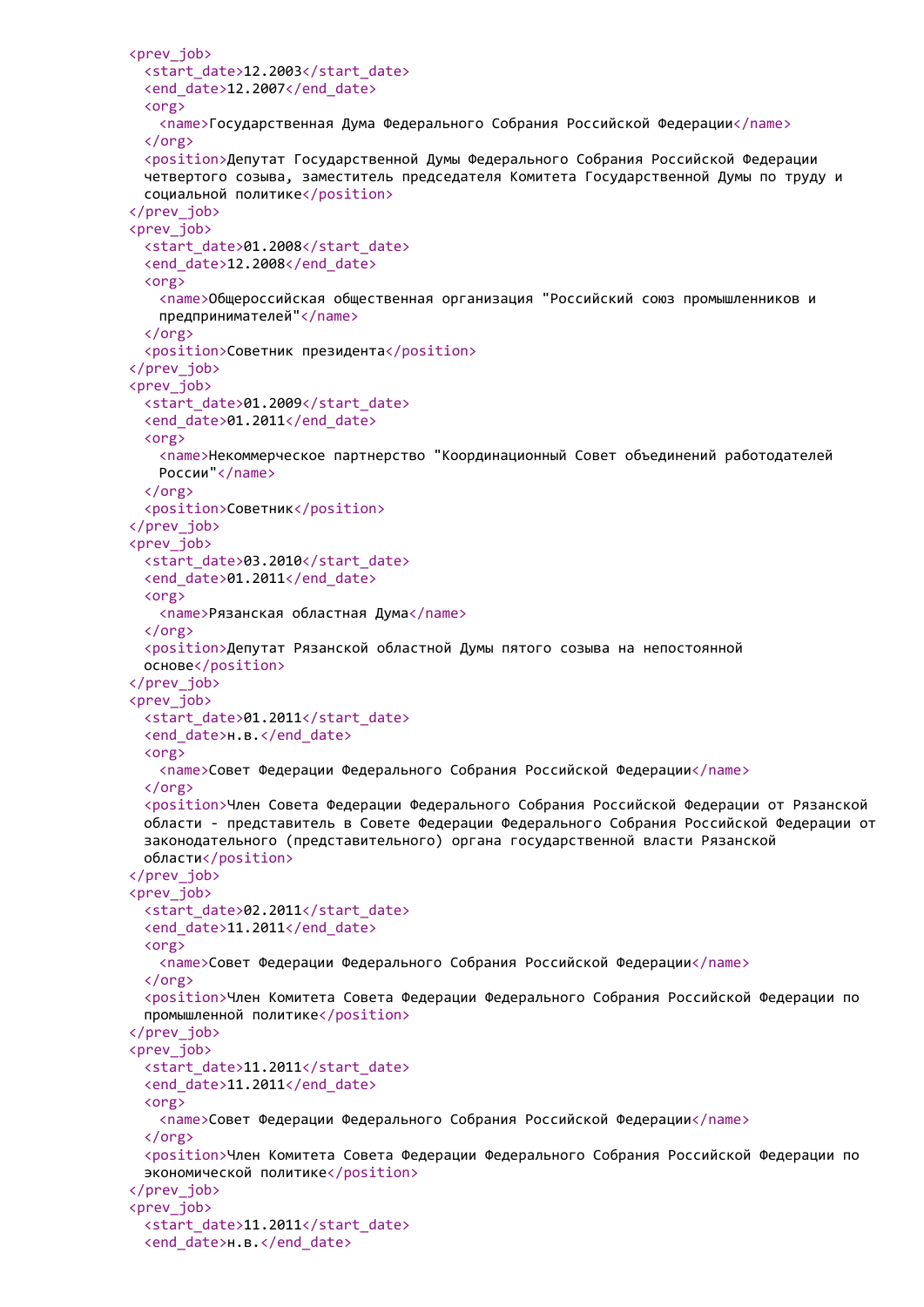```xml
<prev_job>
  <start_date>12.2003</start_date>
  <end_date>12.2007</end_date>
  <org>
    <name>Государственная Дума Федерального Собрания Российской Федерации</name>
  </org>
  <position>Депутат Государственной Думы Федерального Собрания Российской Федерации
  четвертого созыва, заместитель председателя Комитета Государственной Думы по труду и
  социальной политике</position>
</prev_job>
<prev_job>
  <start_date>01.2008</start_date>
  <end_date>12.2008</end_date>
  <org>
    <name>Общероссийская общественная организация "Российский союз промышленников и
    предпринимателей"</name>
  </org>
  <position>Советник президента</position>
</prev_job>
<prev_job>
  <start_date>01.2009</start_date>
  <end_date>01.2011</end_date>
  <org>
    <name>Некоммерческое партнерство "Координационный Совет объединений работодателей
    России"</name>
  </org>
  <position>Советник</position>
</prev_job>
<prev_job>
  <start_date>03.2010</start_date>
  <end_date>01.2011</end_date>
  <org>
    <name>Рязанская областная Дума</name>
  </org>
  <position>Депутат Рязанской областной Думы пятого созыва на непостоянной
  основе</position>
</prev_job>
<prev_job>
  <start_date>01.2011</start_date>
  <end_date>н.в.</end_date>
  <org>
    <name>Совет Федерации Федерального Собрания Российской Федерации</name>
  </org>
  <position>Член Совета Федерации Федерального Собрания Российской Федерации от Рязанской
  области - представитель в Совете Федерации Федерального Собрания Российской Федерации от
  законодательного (представительного) органа государственной власти Рязанской
  области</position>
</prev_job>
<prev_job>
  <start_date>02.2011</start_date>
  <end_date>11.2011</end_date>
  <org>
    <name>Совет Федерации Федерального Собрания Российской Федерации</name>
  </org>
  <position>Член Комитета Совета Федерации Федерального Собрания Российской Федерации по
  промышленной политике</position>
</prev_job>
<prev_job>
  <start_date>11.2011</start_date>
  <end_date>11.2011</end_date>
  <org>
    <name>Совет Федерации Федерального Собрания Российской Федерации</name>
  </org>
  <position>Член Комитета Совета Федерации Федерального Собрания Российской Федерации по
  экономической политике</position>
</prev_job>
<prev_job>
  <start_date>11.2011</start_date>
  <end_date>н.в.</end_date>
```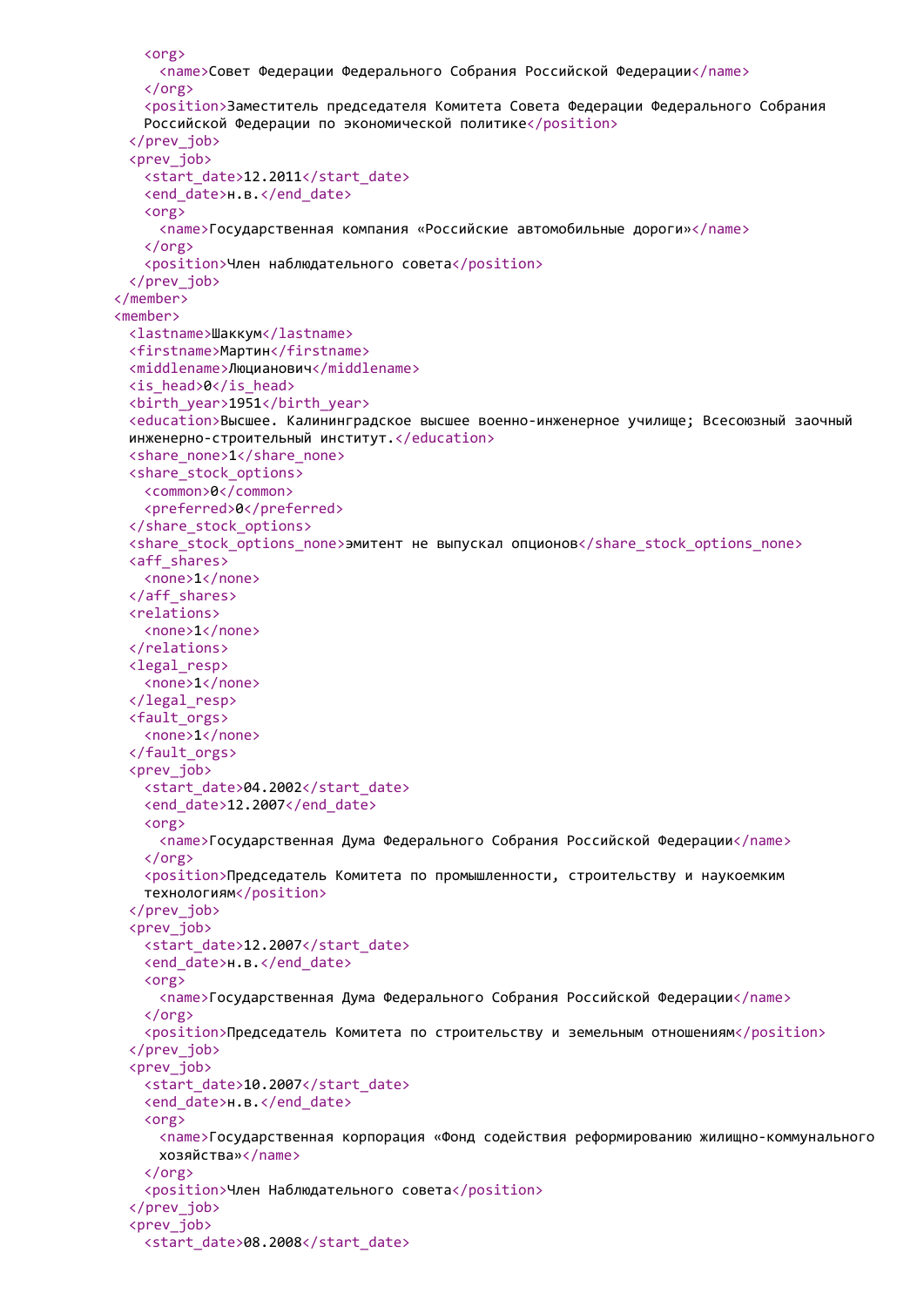```xml
      <org>
        <name>Совет Федерации Федерального Собрания Российской Федерации</name>
      </org>
      <position>Заместитель председателя Комитета Совета Федерации Федерального Собрания
      Российской Федерации по экономической политике</position>
    </prev_job>
    <prev_job>
      <start_date>12.2011</start_date>
      <end_date>н.в.</end_date>
      <org>
        <name>Государственная компания «Российские автомобильные дороги»</name>
      </org>
      <position>Член наблюдательного совета</position>
    </prev_job>
  </member>
  <member>
    <lastname>Шаккум</lastname>
    <firstname>Мартин</firstname>
    <middlename>Люцианович</middlename>
    <is_head>0</is_head>
    <birth_year>1951</birth_year>
    <education>Высшее. Калининградское высшее военно-инженерное училище; Всесоюзный заочный
    инженерно-строительный институт.</education>
    <share_none>1</share_none>
    <share_stock_options>
      <common>0</common>
      <preferred>0</preferred>
    </share_stock_options>
    <share_stock_options_none>эмитент не выпускал опционов</share_stock_options_none>
    <aff_shares>
      <none>1</none>
    </aff_shares>
    <relations>
      <none>1</none>
    </relations>
    <legal_resp>
      <none>1</none>
    </legal_resp>
    <fault_orgs>
      <none>1</none>
    </fault_orgs>
    <prev_job>
      <start_date>04.2002</start_date>
      <end_date>12.2007</end_date>
      <org>
        <name>Государственная Дума Федерального Собрания Российской Федерации</name>
      </org>
      <position>Председатель Комитета по промышленности, строительству и наукоемким
      технологиям</position>
    </prev_job>
    <prev_job>
      <start_date>12.2007</start_date>
      <end_date>н.в.</end_date>
      <org>
        <name>Государственная Дума Федерального Собрания Российской Федерации</name>
      </org>
      <position>Председатель Комитета по строительству и земельным отношениям</position>
    </prev_job>
    <prev_job>
      <start_date>10.2007</start_date>
      <end_date>н.в.</end_date>
      <org>
        <name>Государственная корпорация «Фонд содействия реформированию жилищно-коммунального
        хозяйства»</name>
      </org>
      <position>Член Наблюдательного совета</position>
    </prev_job>
    <prev_job>
      <start_date>08.2008</start_date>
```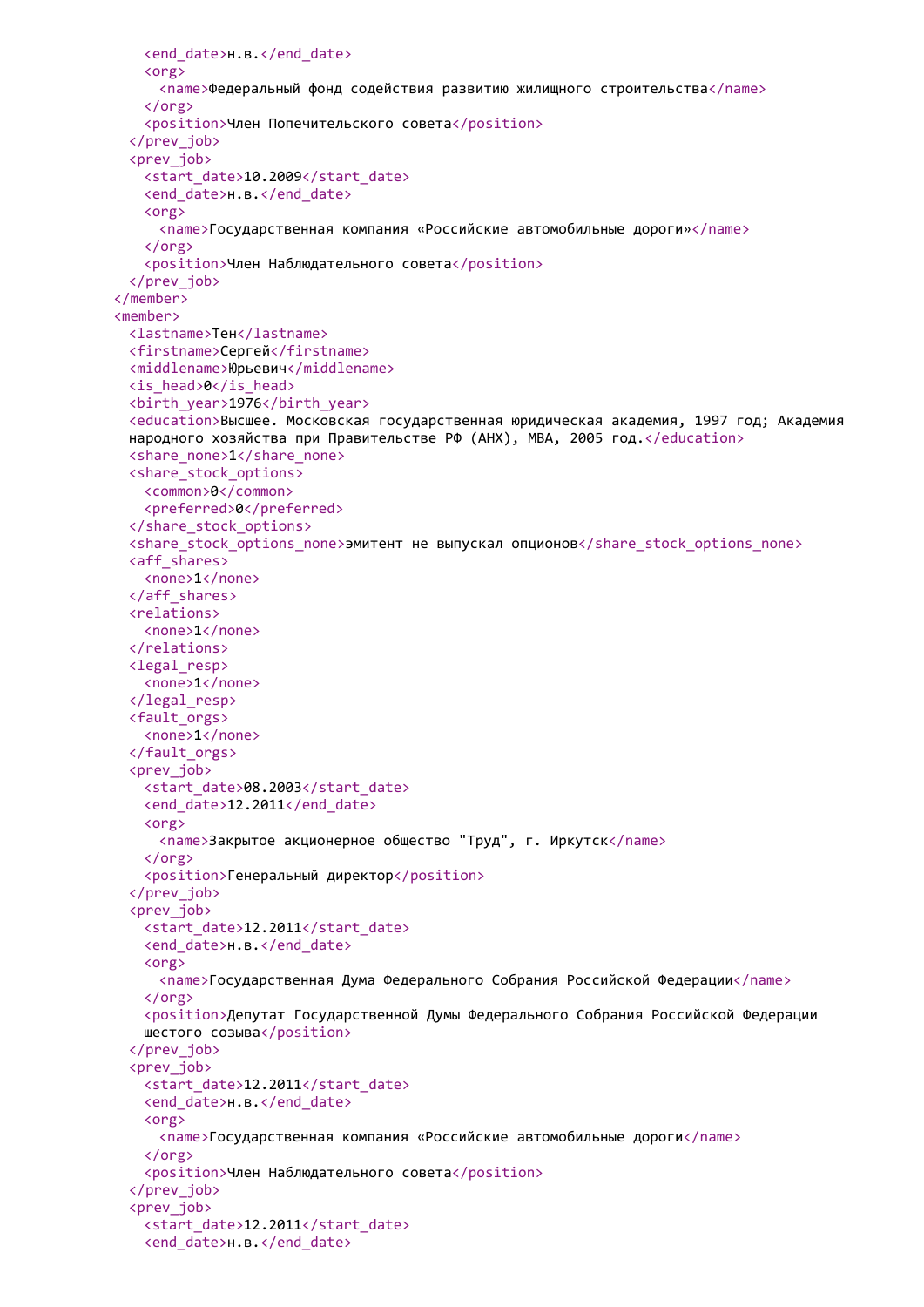```xml
      <end_date>н.в.</end_date>
      <org>
        <name>Федеральный фонд содействия развитию жилищного строительства</name>
      </org>
      <position>Член Попечительского совета</position>
    </prev_job>
    <prev_job>
      <start_date>10.2009</start_date>
      <end_date>н.в.</end_date>
      <org>
        <name>Государственная компания «Российские автомобильные дороги»</name>
      </org>
      <position>Член Наблюдательного совета</position>
    </prev_job>
  </member>
  <member>
    <lastname>Тен</lastname>
    <firstname>Сергей</firstname>
    <middlename>Юрьевич</middlename>
    <is_head>0</is_head>
    <birth_year>1976</birth_year>
    <education>Высшее. Московская государственная юридическая академия, 1997 год; Академия народного хозяйства при Правительстве РФ (АНХ), MBA, 2005 год.</education>
    <share_none>1</share_none>
    <share_stock_options>
      <common>0</common>
      <preferred>0</preferred>
    </share_stock_options>
    <share_stock_options_none>эмитент не выпускал опционов</share_stock_options_none>
    <aff_shares>
      <none>1</none>
    </aff_shares>
    <relations>
      <none>1</none>
    </relations>
    <legal_resp>
      <none>1</none>
    </legal_resp>
    <fault_orgs>
      <none>1</none>
    </fault_orgs>
    <prev_job>
      <start_date>08.2003</start_date>
      <end_date>12.2011</end_date>
      <org>
        <name>Закрытое акционерное общество "Труд", г. Иркутск</name>
      </org>
      <position>Генеральный директор</position>
    </prev_job>
    <prev_job>
      <start_date>12.2011</start_date>
      <end_date>н.в.</end_date>
      <org>
        <name>Государственная Дума Федерального Собрания Российской Федерации</name>
      </org>
      <position>Депутат Государственной Думы Федерального Собрания Российской Федерации шестого созыва</position>
    </prev_job>
    <prev_job>
      <start_date>12.2011</start_date>
      <end_date>н.в.</end_date>
      <org>
        <name>Государственная компания «Российские автомобильные дороги</name>
      </org>
      <position>Член Наблюдательного совета</position>
    </prev_job>
    <prev_job>
      <start_date>12.2011</start_date>
      <end_date>н.в.</end_date>
```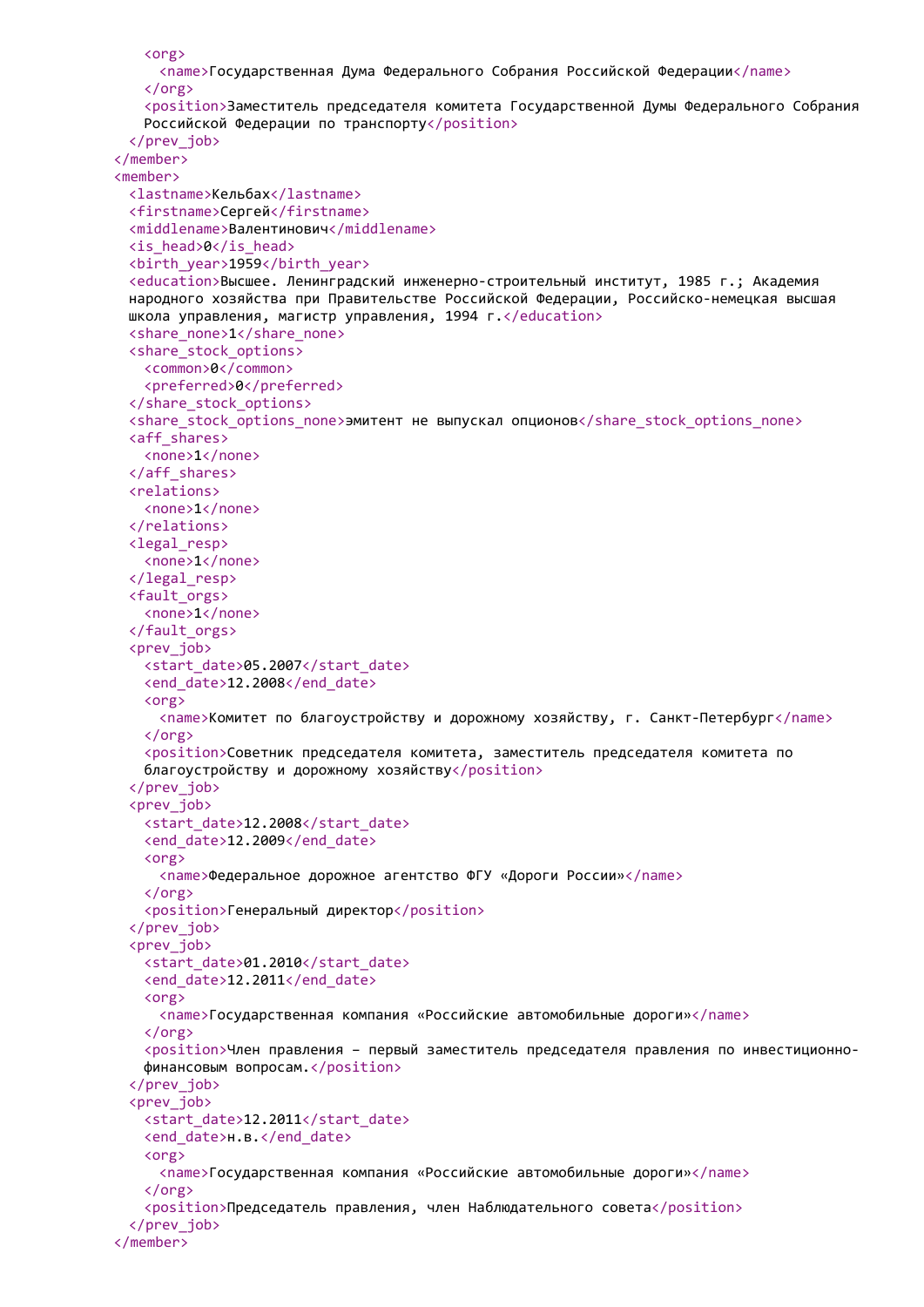```xml
      <org>
        <name>Государственная Дума Федерального Собрания Российской Федерации</name>
      </org>
      <position>Заместитель председателя комитета Государственной Думы Федерального Собрания
      Российской Федерации по транспорту</position>
    </prev_job>
  </member>
  <member>
    <lastname>Кельбах</lastname>
    <firstname>Сергей</firstname>
    <middlename>Валентинович</middlename>
    <is_head>0</is_head>
    <birth_year>1959</birth_year>
    <education>Высшее. Ленинградский инженерно-строительный институт, 1985 г.; Академия
    народного хозяйства при Правительстве Российской Федерации, Российско-немецкая высшая
    школа управления, магистр управления, 1994 г.</education>
    <share_none>1</share_none>
    <share_stock_options>
      <common>0</common>
      <preferred>0</preferred>
    </share_stock_options>
    <share_stock_options_none>эмитент не выпускал опционов</share_stock_options_none>
    <aff_shares>
      <none>1</none>
    </aff_shares>
    <relations>
      <none>1</none>
    </relations>
    <legal_resp>
      <none>1</none>
    </legal_resp>
    <fault_orgs>
      <none>1</none>
    </fault_orgs>
    <prev_job>
      <start_date>05.2007</start_date>
      <end_date>12.2008</end_date>
      <org>
        <name>Комитет по благоустройству и дорожному хозяйству, г. Санкт-Петербург</name>
      </org>
      <position>Советник председателя комитета, заместитель председателя комитета по
      благоустройству и дорожному хозяйству</position>
    </prev_job>
    <prev_job>
      <start_date>12.2008</start_date>
      <end_date>12.2009</end_date>
      <org>
        <name>Федеральное дорожное агентство ФГУ «Дороги России»</name>
      </org>
      <position>Генеральный директор</position>
    </prev_job>
    <prev_job>
      <start_date>01.2010</start_date>
      <end_date>12.2011</end_date>
      <org>
        <name>Государственная компания «Российские автомобильные дороги»</name>
      </org>
      <position>Член правления – первый заместитель председателя правления по инвестиционно-
      финансовым вопросам.</position>
    </prev_job>
    <prev_job>
      <start_date>12.2011</start_date>
      <end_date>н.в.</end_date>
      <org>
        <name>Государственная компания «Российские автомобильные дороги»</name>
      </org>
      <position>Председатель правления, член Наблюдательного совета</position>
    </prev_job>
  </member>
```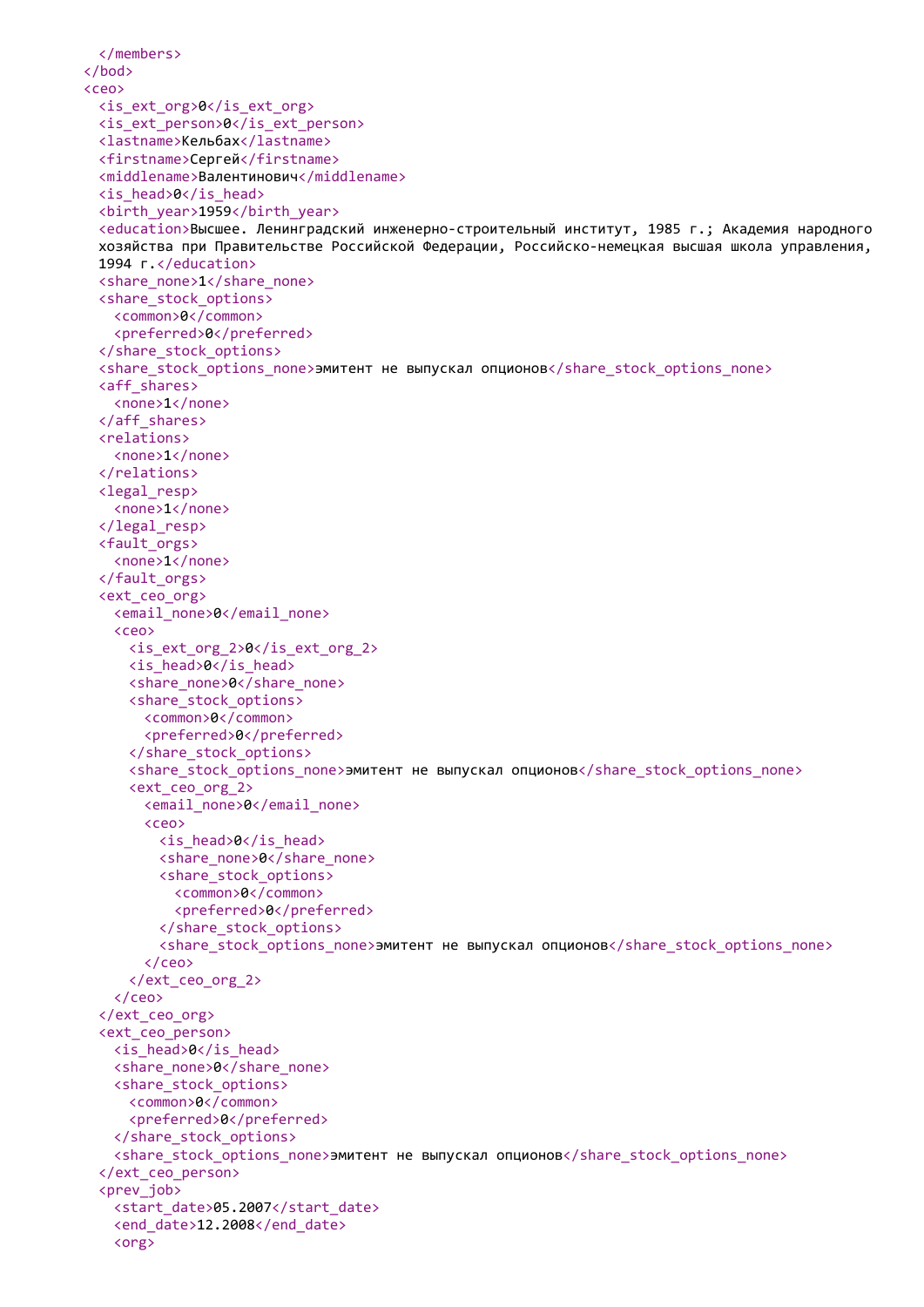```xml
    </members>
  </bod>
  <ceo>
    <is_ext_org>0</is_ext_org>
    <is_ext_person>0</is_ext_person>
    <lastname>Кельбах</lastname>
    <firstname>Сергей</firstname>
    <middlename>Валентинович</middlename>
    <is_head>0</is_head>
    <birth_year>1959</birth_year>
    <education>Высшее. Ленинградский инженерно-строительный институт, 1985 г.; Академия народного
    хозяйства при Правительстве Российской Федерации, Российско-немецкая высшая школа управления,
    1994 г.</education>
    <share_none>1</share_none>
    <share_stock_options>
      <common>0</common>
      <preferred>0</preferred>
    </share_stock_options>
    <share_stock_options_none>эмитент не выпускал опционов</share_stock_options_none>
    <aff_shares>
      <none>1</none>
    </aff_shares>
    <relations>
      <none>1</none>
    </relations>
    <legal_resp>
      <none>1</none>
    </legal_resp>
    <fault_orgs>
      <none>1</none>
    </fault_orgs>
    <ext_ceo_org>
      <email_none>0</email_none>
      <ceo>
        <is_ext_org_2>0</is_ext_org_2>
        <is_head>0</is_head>
        <share_none>0</share_none>
        <share_stock_options>
          <common>0</common>
          <preferred>0</preferred>
        </share_stock_options>
        <share_stock_options_none>эмитент не выпускал опционов</share_stock_options_none>
        <ext_ceo_org_2>
          <email_none>0</email_none>
          <ceo>
            <is_head>0</is_head>
            <share_none>0</share_none>
            <share_stock_options>
              <common>0</common>
              <preferred>0</preferred>
            </share_stock_options>
            <share_stock_options_none>эмитент не выпускал опционов</share_stock_options_none>
          </ceo>
        </ext_ceo_org_2>
      </ceo>
    </ext_ceo_org>
    <ext_ceo_person>
      <is_head>0</is_head>
      <share_none>0</share_none>
      <share_stock_options>
        <common>0</common>
        <preferred>0</preferred>
      </share_stock_options>
      <share_stock_options_none>эмитент не выпускал опционов</share_stock_options_none>
    </ext_ceo_person>
    <prev_job>
      <start_date>05.2007</start_date>
      <end_date>12.2008</end_date>
      <org>
```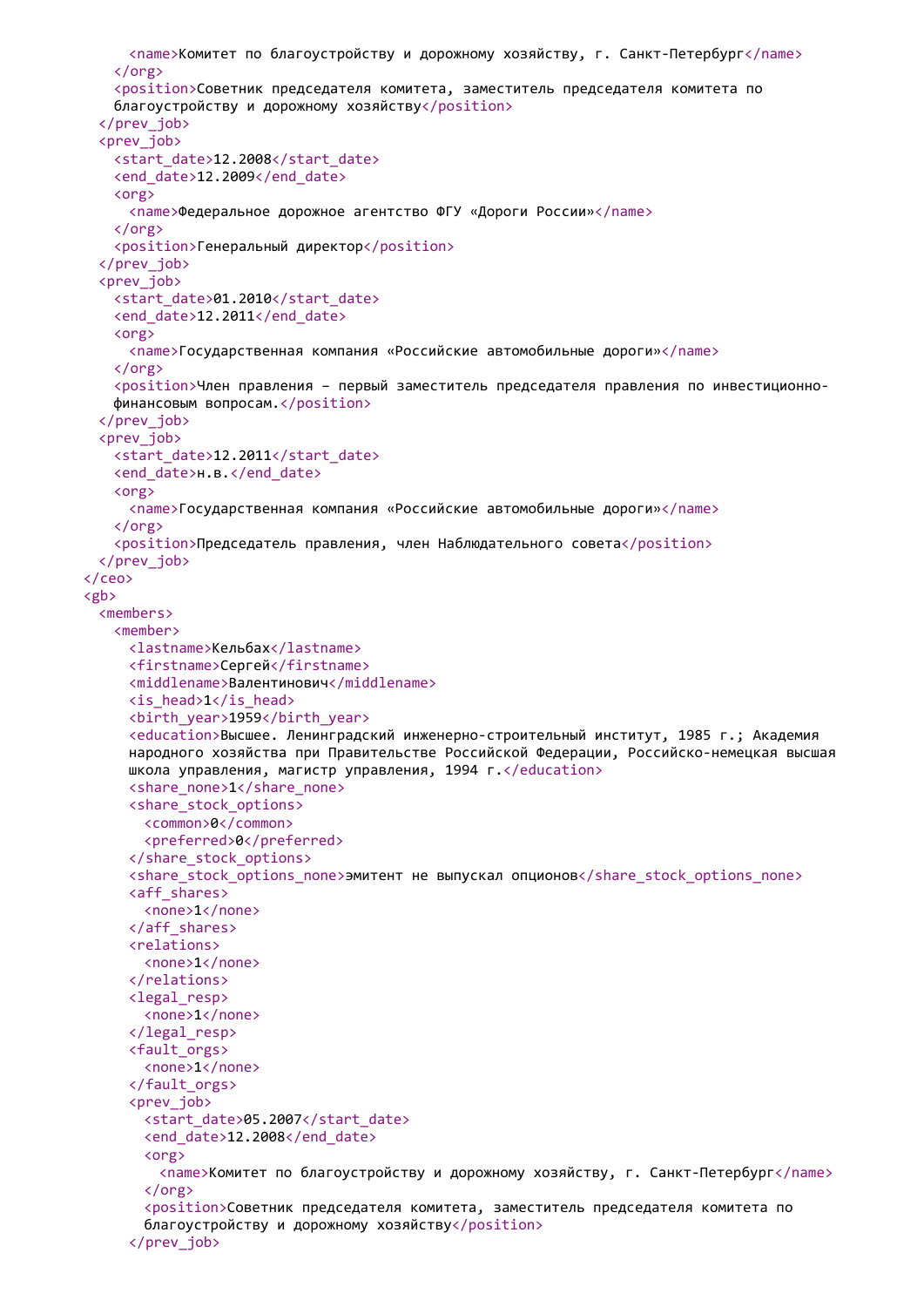```
      <name>Комитет по благоустройству и дорожному хозяйству, г. Санкт-Петербург</name>
    </org>
    <position>Советник председателя комитета, заместитель председателя комитета по
    благоустройству и дорожному хозяйству</position>
  </prev_job>
  <prev_job>
    <start_date>12.2008</start_date>
    <end_date>12.2009</end_date>
    <org>
      <name>Федеральное дорожное агентство ФГУ «Дороги России»</name>
    </org>
    <position>Генеральный директор</position>
  </prev_job>
  <prev_job>
    <start_date>01.2010</start_date>
    <end_date>12.2011</end_date>
    <org>
      <name>Государственная компания «Российские автомобильные дороги»</name>
    </org>
    <position>Член правления – первый заместитель председателя правления по инвестиционно-
    финансовым вопросам.</position>
  </prev_job>
  <prev_job>
    <start_date>12.2011</start_date>
    <end_date>н.в.</end_date>
    <org>
      <name>Государственная компания «Российские автомобильные дороги»</name>
    </org>
    <position>Председатель правления, член Наблюдательного совета</position>
  </prev_job>
</ceo>
<gb>
  <members>
    <member>
      <lastname>Кельбах</lastname>
      <firstname>Сергей</firstname>
      <middlename>Валентинович</middlename>
      <is_head>1</is_head>
      <birth_year>1959</birth_year>
      <education>Высшее. Ленинградский инженерно-строительный институт, 1985 г.; Академия
      народного хозяйства при Правительстве Российской Федерации, Российско-немецкая высшая
      школа управления, магистр управления, 1994 г.</education>
      <share_none>1</share_none>
      <share_stock_options>
        <common>0</common>
        <preferred>0</preferred>
      </share_stock_options>
      <share_stock_options_none>эмитент не выпускал опционов</share_stock_options_none>
      <aff_shares>
        <none>1</none>
      </aff_shares>
      <relations>
        <none>1</none>
      </relations>
      <legal_resp>
        <none>1</none>
      </legal_resp>
      <fault_orgs>
        <none>1</none>
      </fault_orgs>
      <prev_job>
        <start_date>05.2007</start_date>
        <end_date>12.2008</end_date>
        <org>
          <name>Комитет по благоустройству и дорожному хозяйству, г. Санкт-Петербург</name>
        </org>
        <position>Советник председателя комитета, заместитель председателя комитета по
        благоустройству и дорожному хозяйству</position>
      </prev_job>
```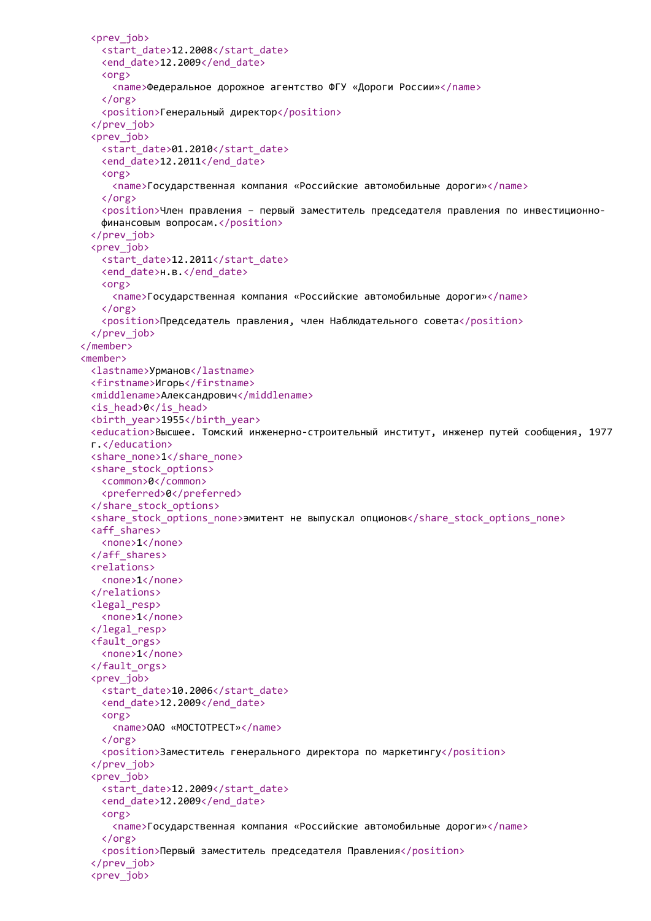```
    <prev_job>
      <start_date>12.2008</start_date>
      <end_date>12.2009</end_date>
      <org>
        <name>Федеральное дорожное агентство ФГУ «Дороги России»</name>
      </org>
      <position>Генеральный директор</position>
    </prev_job>
    <prev_job>
      <start_date>01.2010</start_date>
      <end_date>12.2011</end_date>
      <org>
        <name>Государственная компания «Российские автомобильные дороги»</name>
      </org>
      <position>Член правления – первый заместитель председателя правления по инвестиционно-
      финансовым вопросам.</position>
    </prev_job>
    <prev_job>
      <start_date>12.2011</start_date>
      <end_date>н.в.</end_date>
      <org>
        <name>Государственная компания «Российские автомобильные дороги»</name>
      </org>
      <position>Председатель правления, член Наблюдательного совета</position>
    </prev_job>
  </member>
  <member>
    <lastname>Урманов</lastname>
    <firstname>Игорь</firstname>
    <middlename>Александрович</middlename>
    <is_head>0</is_head>
    <birth_year>1955</birth_year>
    <education>Высшее. Томский инженерно-строительный институт, инженер путей сообщения, 1977
    г.</education>
    <share_none>1</share_none>
    <share_stock_options>
      <common>0</common>
      <preferred>0</preferred>
    </share_stock_options>
    <share_stock_options_none>эмитент не выпускал опционов</share_stock_options_none>
    <aff_shares>
      <none>1</none>
    </aff_shares>
    <relations>
      <none>1</none>
    </relations>
    <legal_resp>
      <none>1</none>
    </legal_resp>
    <fault_orgs>
      <none>1</none>
    </fault_orgs>
    <prev_job>
      <start_date>10.2006</start_date>
      <end_date>12.2009</end_date>
      <org>
        <name>ОАО «МОСТОТРЕСТ»</name>
      </org>
      <position>Заместитель генерального директора по маркетингу</position>
    </prev_job>
    <prev_job>
      <start_date>12.2009</start_date>
      <end_date>12.2009</end_date>
      <org>
        <name>Государственная компания «Российские автомобильные дороги»</name>
      </org>
      <position>Первый заместитель председателя Правления</position>
    </prev_job>
    <prev_job>
```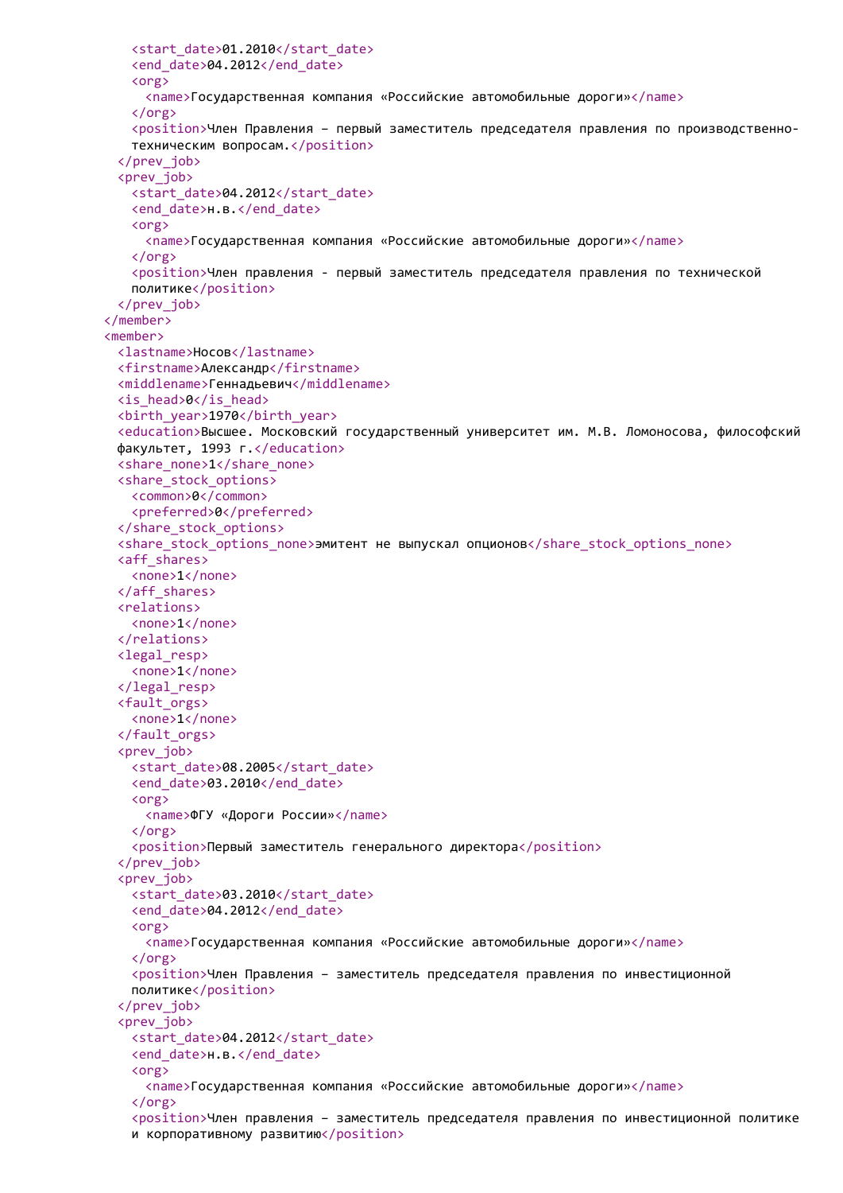```
      <start_date>01.2010</start_date>
      <end_date>04.2012</end_date>
      <org>
        <name>Государственная компания «Российские автомобильные дороги»</name>
      </org>
      <position>Член Правления – первый заместитель председателя правления по производственно-
      техническим вопросам.</position>
    </prev_job>
    <prev_job>
      <start_date>04.2012</start_date>
      <end_date>н.в.</end_date>
      <org>
        <name>Государственная компания «Российские автомобильные дороги»</name>
      </org>
      <position>Член правления - первый заместитель председателя правления по технической
      политике</position>
    </prev_job>
  </member>
  <member>
    <lastname>Носов</lastname>
    <firstname>Александр</firstname>
    <middlename>Геннадьевич</middlename>
    <is_head>0</is_head>
    <birth_year>1970</birth_year>
    <education>Высшее. Московский государственный университет им. М.В. Ломоносова, философский
    факультет, 1993 г.</education>
    <share_none>1</share_none>
    <share_stock_options>
      <common>0</common>
      <preferred>0</preferred>
    </share_stock_options>
    <share_stock_options_none>эмитент не выпускал опционов</share_stock_options_none>
    <aff_shares>
      <none>1</none>
    </aff_shares>
    <relations>
      <none>1</none>
    </relations>
    <legal_resp>
      <none>1</none>
    </legal_resp>
    <fault_orgs>
      <none>1</none>
    </fault_orgs>
    <prev_job>
      <start_date>08.2005</start_date>
      <end_date>03.2010</end_date>
      <org>
        <name>ФГУ «Дороги России»</name>
      </org>
      <position>Первый заместитель генерального директора</position>
    </prev_job>
    <prev_job>
      <start_date>03.2010</start_date>
      <end_date>04.2012</end_date>
      <org>
        <name>Государственная компания «Российские автомобильные дороги»</name>
      </org>
      <position>Член Правления – заместитель председателя правления по инвестиционной
      политике</position>
    </prev_job>
    <prev_job>
      <start_date>04.2012</start_date>
      <end_date>н.в.</end_date>
      <org>
        <name>Государственная компания «Российские автомобильные дороги»</name>
      </org>
      <position>Член правления – заместитель председателя правления по инвестиционной политике
      и корпоративному развитию</position>
```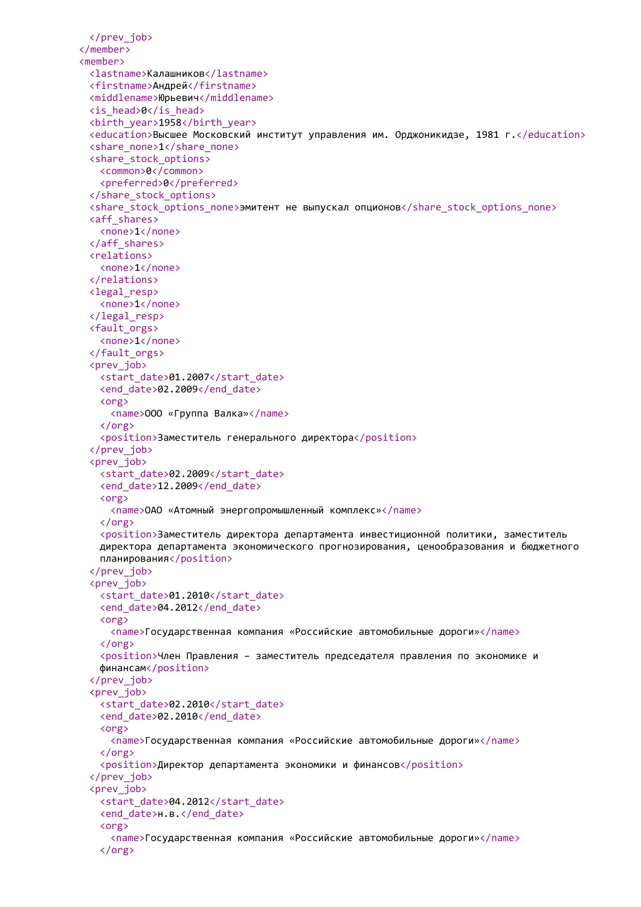```xml
      </prev_job>
    </member>
    <member>
      <lastname>Калашников</lastname>
      <firstname>Андрей</firstname>
      <middlename>Юрьевич</middlename>
      <is_head>0</is_head>
      <birth_year>1958</birth_year>
      <education>Высшее Московский институт управления им. Орджоникидзе, 1981 г.</education>
      <share_none>1</share_none>
      <share_stock_options>
        <common>0</common>
        <preferred>0</preferred>
      </share_stock_options>
      <share_stock_options_none>эмитент не выпускал опционов</share_stock_options_none>
      <aff_shares>
        <none>1</none>
      </aff_shares>
      <relations>
        <none>1</none>
      </relations>
      <legal_resp>
        <none>1</none>
      </legal_resp>
      <fault_orgs>
        <none>1</none>
      </fault_orgs>
      <prev_job>
        <start_date>01.2007</start_date>
        <end_date>02.2009</end_date>
        <org>
          <name>ООО «Группа Валка»</name>
        </org>
        <position>Заместитель генерального директора</position>
      </prev_job>
      <prev_job>
        <start_date>02.2009</start_date>
        <end_date>12.2009</end_date>
        <org>
          <name>ОАО «Атомный энергопромышленный комплекс»</name>
        </org>
        <position>Заместитель директора департамента инвестиционной политики, заместитель
        директора департамента экономического прогнозирования, ценообразования и бюджетного
        планирования</position>
      </prev_job>
      <prev_job>
        <start_date>01.2010</start_date>
        <end_date>04.2012</end_date>
        <org>
          <name>Государственная компания «Российские автомобильные дороги»</name>
        </org>
        <position>Член Правления – заместитель председателя правления по экономике и
        финансам</position>
      </prev_job>
      <prev_job>
        <start_date>02.2010</start_date>
        <end_date>02.2010</end_date>
        <org>
          <name>Государственная компания «Российские автомобильные дороги»</name>
        </org>
        <position>Директор департамента экономики и финансов</position>
      </prev_job>
      <prev_job>
        <start_date>04.2012</start_date>
        <end_date>н.в.</end_date>
        <org>
          <name>Государственная компания «Российские автомобильные дороги»</name>
        </org>
```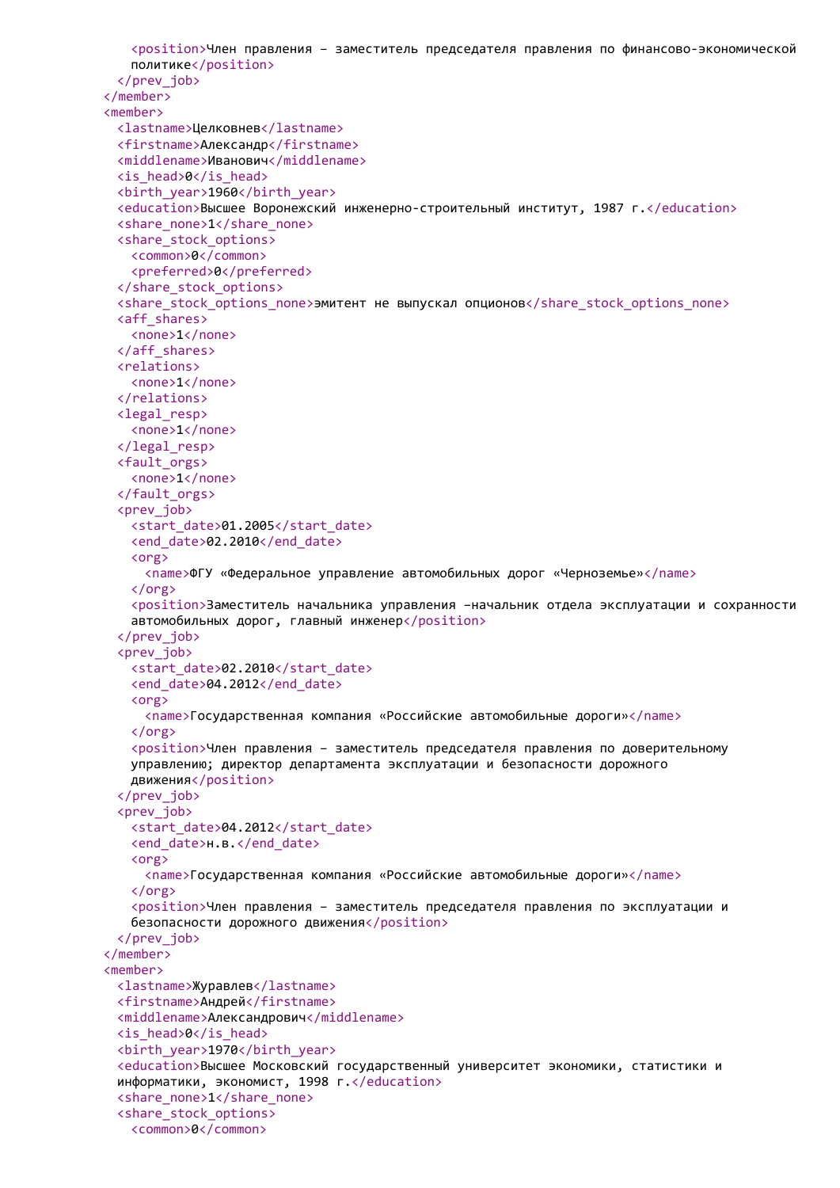```
      <position>Член правления – заместитель председателя правления по финансово-экономической
      политике</position>
    </prev_job>
  </member>
  <member>
    <lastname>Целковнев</lastname>
    <firstname>Александр</firstname>
    <middlename>Иванович</middlename>
    <is_head>0</is_head>
    <birth_year>1960</birth_year>
    <education>Высшее Воронежский инженерно-строительный институт, 1987 г.</education>
    <share_none>1</share_none>
    <share_stock_options>
      <common>0</common>
      <preferred>0</preferred>
    </share_stock_options>
    <share_stock_options_none>эмитент не выпускал опционов</share_stock_options_none>
    <aff_shares>
      <none>1</none>
    </aff_shares>
    <relations>
      <none>1</none>
    </relations>
    <legal_resp>
      <none>1</none>
    </legal_resp>
    <fault_orgs>
      <none>1</none>
    </fault_orgs>
    <prev_job>
      <start_date>01.2005</start_date>
      <end_date>02.2010</end_date>
      <org>
        <name>ФГУ «Федеральное управление автомобильных дорог «Черноземье»</name>
      </org>
      <position>Заместитель начальника управления –начальник отдела эксплуатации и сохранности
      автомобильных дорог, главный инженер</position>
    </prev_job>
    <prev_job>
      <start_date>02.2010</start_date>
      <end_date>04.2012</end_date>
      <org>
        <name>Государственная компания «Российские автомобильные дороги»</name>
      </org>
      <position>Член правления – заместитель председателя правления по доверительному
      управлению; директор департамента эксплуатации и безопасности дорожного
      движения</position>
    </prev_job>
    <prev_job>
      <start_date>04.2012</start_date>
      <end_date>н.в.</end_date>
      <org>
        <name>Государственная компания «Российские автомобильные дороги»</name>
      </org>
      <position>Член правления – заместитель председателя правления по эксплуатации и
      безопасности дорожного движения</position>
    </prev_job>
  </member>
  <member>
    <lastname>Журавлев</lastname>
    <firstname>Андрей</firstname>
    <middlename>Александрович</middlename>
    <is_head>0</is_head>
    <birth_year>1970</birth_year>
    <education>Высшее Московский государственный университет экономики, статистики и
    информатики, экономист, 1998 г.</education>
    <share_none>1</share_none>
    <share_stock_options>
      <common>0</common>
```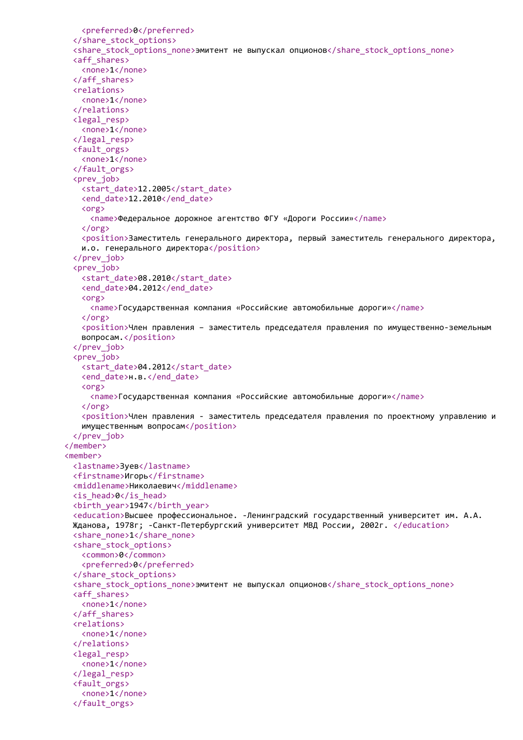```
      <preferred>0</preferred>
    </share_stock_options>
    <share_stock_options_none>эмитент не выпускал опционов</share_stock_options_none>
    <aff_shares>
      <none>1</none>
    </aff_shares>
    <relations>
      <none>1</none>
    </relations>
    <legal_resp>
      <none>1</none>
    </legal_resp>
    <fault_orgs>
      <none>1</none>
    </fault_orgs>
    <prev_job>
      <start_date>12.2005</start_date>
      <end_date>12.2010</end_date>
      <org>
        <name>Федеральное дорожное агентство ФГУ «Дороги России»</name>
      </org>
      <position>Заместитель генерального директора, первый заместитель генерального директора,
      и.о. генерального директора</position>
    </prev_job>
    <prev_job>
      <start_date>08.2010</start_date>
      <end_date>04.2012</end_date>
      <org>
        <name>Государственная компания «Российские автомобильные дороги»</name>
      </org>
      <position>Член правления – заместитель председателя правления по имущественно-земельным
      вопросам.</position>
    </prev_job>
    <prev_job>
      <start_date>04.2012</start_date>
      <end_date>н.в.</end_date>
      <org>
        <name>Государственная компания «Российские автомобильные дороги»</name>
      </org>
      <position>Член правления - заместитель председателя правления по проектному управлению и
      имущественным вопросам</position>
    </prev_job>
  </member>
  <member>
    <lastname>Зуев</lastname>
    <firstname>Игорь</firstname>
    <middlename>Николаевич</middlename>
    <is_head>0</is_head>
    <birth_year>1947</birth_year>
    <education>Высшее профессиональное. -Ленинградский государственный университет им. А.А.
    Жданова, 1978г; -Санкт-Петербургский университет МВД России, 2002г. </education>
    <share_none>1</share_none>
    <share_stock_options>
      <common>0</common>
      <preferred>0</preferred>
    </share_stock_options>
    <share_stock_options_none>эмитент не выпускал опционов</share_stock_options_none>
    <aff_shares>
      <none>1</none>
    </aff_shares>
    <relations>
      <none>1</none>
    </relations>
    <legal_resp>
      <none>1</none>
    </legal_resp>
    <fault_orgs>
      <none>1</none>
    </fault_orgs>
```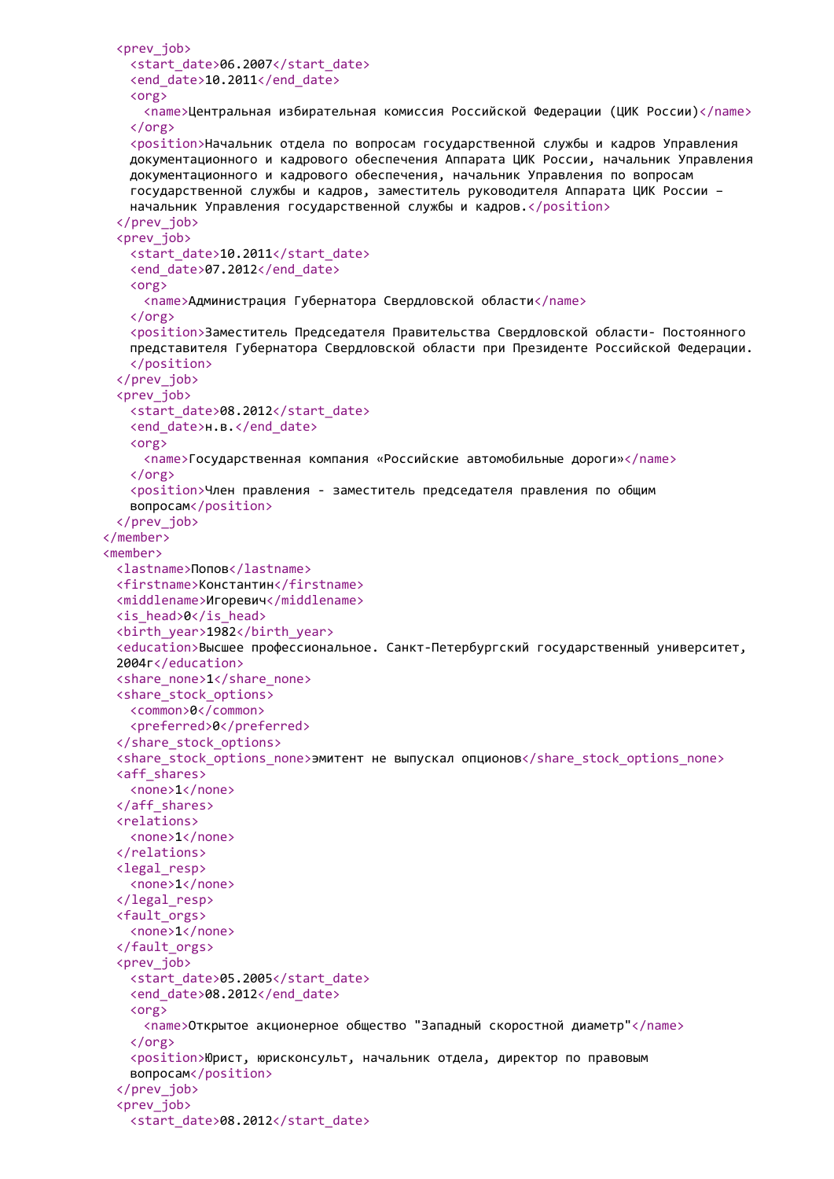```xml
    <prev_job>
      <start_date>06.2007</start_date>
      <end_date>10.2011</end_date>
      <org>
        <name>Центральная избирательная комиссия Российской Федерации (ЦИК России)</name>
      </org>
      <position>Начальник отдела по вопросам государственной службы и кадров Управления
      документационного и кадрового обеспечения Аппарата ЦИК России, начальник Управления
      документационного и кадрового обеспечения, начальник Управления по вопросам
      государственной службы и кадров, заместитель руководителя Аппарата ЦИК России –
      начальник Управления государственной службы и кадров.</position>
    </prev_job>
    <prev_job>
      <start_date>10.2011</start_date>
      <end_date>07.2012</end_date>
      <org>
        <name>Администрация Губернатора Свердловской области</name>
      </org>
      <position>Заместитель Председателя Правительства Свердловской области- Постоянного
      представителя Губернатора Свердловской области при Президенте Российской Федерации.
      </position>
    </prev_job>
    <prev_job>
      <start_date>08.2012</start_date>
      <end_date>н.в.</end_date>
      <org>
        <name>Государственная компания «Российские автомобильные дороги»</name>
      </org>
      <position>Член правления - заместитель председателя правления по общим
      вопросам</position>
    </prev_job>
  </member>
  <member>
    <lastname>Попов</lastname>
    <firstname>Константин</firstname>
    <middlename>Игоревич</middlename>
    <is_head>0</is_head>
    <birth_year>1982</birth_year>
    <education>Высшее профессиональное. Санкт-Петербургский государственный университет,
    2004г</education>
    <share_none>1</share_none>
    <share_stock_options>
      <common>0</common>
      <preferred>0</preferred>
    </share_stock_options>
    <share_stock_options_none>эмитент не выпускал опционов</share_stock_options_none>
    <aff_shares>
      <none>1</none>
    </aff_shares>
    <relations>
      <none>1</none>
    </relations>
    <legal_resp>
      <none>1</none>
    </legal_resp>
    <fault_orgs>
      <none>1</none>
    </fault_orgs>
    <prev_job>
      <start_date>05.2005</start_date>
      <end_date>08.2012</end_date>
      <org>
        <name>Открытое акционерное общество "Западный скоростной диаметр"</name>
      </org>
      <position>Юрист, юрисконсульт, начальник отдела, директор по правовым
      вопросам</position>
    </prev_job>
    <prev_job>
      <start_date>08.2012</start_date>
```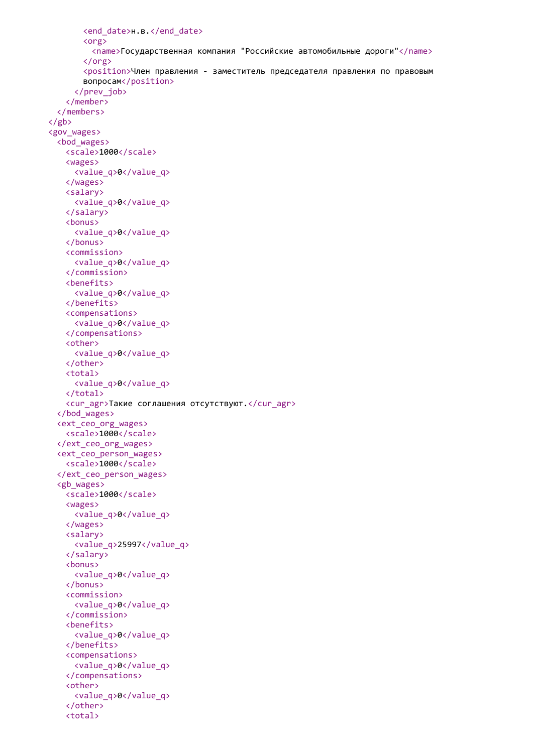```xml
        <end_date>н.в.</end_date>
        <org>
          <name>Государственная компания "Российские автомобильные дороги"</name>
        </org>
        <position>Член правления - заместитель председателя правления по правовым
        вопросам</position>
      </prev_job>
    </member>
  </members>
</gb>
<gov_wages>
  <bod_wages>
    <scale>1000</scale>
    <wages>
      <value_q>0</value_q>
    </wages>
    <salary>
      <value_q>0</value_q>
    </salary>
    <bonus>
      <value_q>0</value_q>
    </bonus>
    <commission>
      <value_q>0</value_q>
    </commission>
    <benefits>
      <value_q>0</value_q>
    </benefits>
    <compensations>
      <value_q>0</value_q>
    </compensations>
    <other>
      <value_q>0</value_q>
    </other>
    <total>
      <value_q>0</value_q>
    </total>
    <cur_agr>Такие соглашения отсутствуют.</cur_agr>
  </bod_wages>
  <ext_ceo_org_wages>
    <scale>1000</scale>
  </ext_ceo_org_wages>
  <ext_ceo_person_wages>
    <scale>1000</scale>
  </ext_ceo_person_wages>
  <gb_wages>
    <scale>1000</scale>
    <wages>
      <value_q>0</value_q>
    </wages>
    <salary>
      <value_q>25997</value_q>
    </salary>
    <bonus>
      <value_q>0</value_q>
    </bonus>
    <commission>
      <value_q>0</value_q>
    </commission>
    <benefits>
      <value_q>0</value_q>
    </benefits>
    <compensations>
      <value_q>0</value_q>
    </compensations>
    <other>
      <value_q>0</value_q>
    </other>
    <total>
```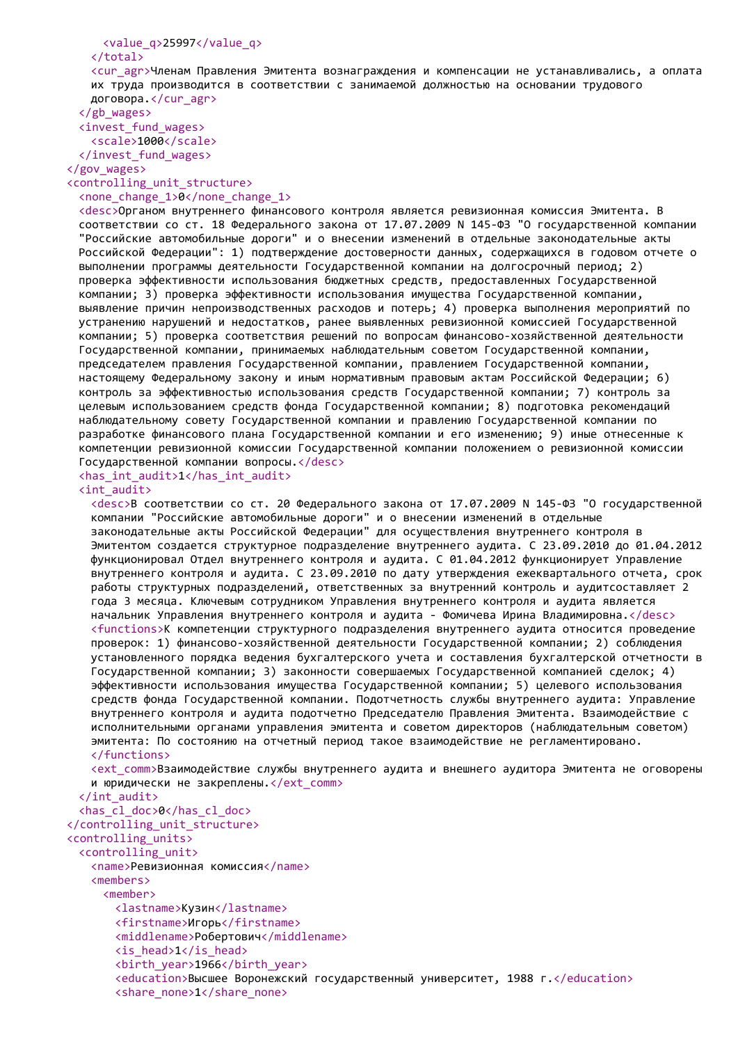```xml
      <value_q>25997</value_q>
    </total>
    <cur_agr>Членам Правления Эмитента вознаграждения и компенсации не устанавливались, а оплата их труда производится в соответствии с занимаемой должностью на основании трудового договора.</cur_agr>
  </gb_wages>
  <invest_fund_wages>
    <scale>1000</scale>
  </invest_fund_wages>
</gov_wages>
<controlling_unit_structure>
  <none_change_1>0</none_change_1>
  <desc>Органом внутреннего финансового контроля является ревизионная комиссия Эмитента. В соответствии со ст. 18 Федерального закона от 17.07.2009 N 145-ФЗ "О государственной компании "Российские автомобильные дороги" и о внесении изменений в отдельные законодательные акты Российской Федерации": 1) подтверждение достоверности данных, содержащихся в годовом отчете о выполнении программы деятельности Государственной компании на долгосрочный период; 2) проверка эффективности использования бюджетных средств, предоставленных Государственной компании; 3) проверка эффективности использования имущества Государственной компании, выявление причин непроизводственных расходов и потерь; 4) проверка выполнения мероприятий по устранению нарушений и недостатков, ранее выявленных ревизионной комиссией Государственной компании; 5) проверка соответствия решений по вопросам финансово-хозяйственной деятельности Государственной компании, принимаемых наблюдательным советом Государственной компании, председателем правления Государственной компании, правлением Государственной компании, настоящему Федеральному закону и иным нормативным правовым актам Российской Федерации; 6) контроль за эффективностью использования средств Государственной компании; 7) контроль за целевым использованием средств фонда Государственной компании; 8) подготовка рекомендаций наблюдательному совету Государственной компании и правлению Государственной компании по разработке финансового плана Государственной компании и его изменению; 9) иные отнесенные к компетенции ревизионной комиссии Государственной компании положением о ревизионной комиссии Государственной компании вопросы.</desc>
  <has_int_audit>1</has_int_audit>
  <int_audit>
    <desc>В соответствии со ст. 20 Федерального закона от 17.07.2009 N 145-ФЗ "О государственной компании "Российские автомобильные дороги" и о внесении изменений в отдельные законодательные акты Российской Федерации" для осуществления внутреннего контроля в Эмитентом создается структурное подразделение внутреннего аудита. С 23.09.2010 до 01.04.2012 функционировал Отдел внутреннего контроля и аудита. С 01.04.2012 функционирует Управление внутреннего контроля и аудита. С 23.09.2010 по дату утверждения ежеквартального отчета, срок работы структурных подразделений, ответственных за внутренний контроль и аудитсоставляет 2 года 3 месяца. Ключевым сотрудником Управления внутреннего контроля и аудита является начальник Управления внутреннего контроля и аудита - Фомичева Ирина Владимировна.</desc>
    <functions>К компетенции структурного подразделения внутреннего аудита относится проведение проверок: 1) финансово-хозяйственной деятельности Государственной компании; 2) соблюдения установленного порядка ведения бухгалтерского учета и составления бухгалтерской отчетности в Государственной компании; 3) законности совершаемых Государственной компанией сделок; 4) эффективности использования имущества Государственной компании; 5) целевого использования средств фонда Государственной компании. Подотчетность службы внутреннего аудита: Управление внутреннего контроля и аудита подотчетно Председателю Правления Эмитента. Взаимодействие с исполнительными органами управления эмитента и советом директоров (наблюдательным советом) эмитента: По состоянию на отчетный период такое взаимодействие не регламентировано.
    </functions>
    <ext_comm>Взаимодействие службы внутреннего аудита и внешнего аудитора Эмитента не оговорены и юридически не закреплены.</ext_comm>
  </int_audit>
  <has_cl_doc>0</has_cl_doc>
</controlling_unit_structure>
<controlling_units>
  <controlling_unit>
    <name>Ревизионная комиссия</name>
    <members>
      <member>
        <lastname>Кузин</lastname>
        <firstname>Игорь</firstname>
        <middlename>Робертович</middlename>
        <is_head>1</is_head>
        <birth_year>1966</birth_year>
        <education>Высшее Воронежский государственный университет, 1988 г.</education>
        <share_none>1</share_none>
```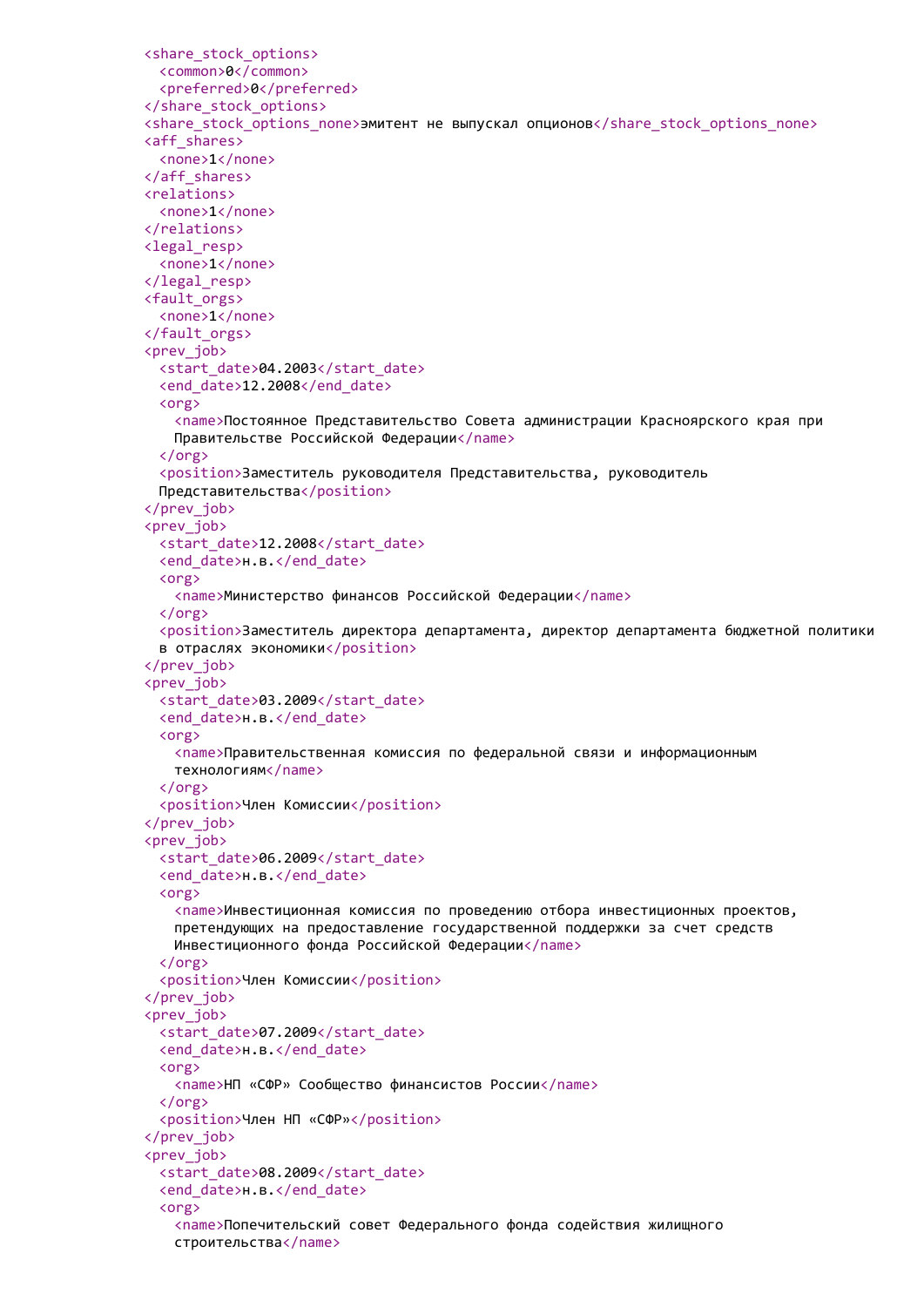```
<share_stock_options>
  <common>0</common>
  <preferred>0</preferred>
</share_stock_options>
<share_stock_options_none>эмитент не выпускал опционов</share_stock_options_none>
<aff_shares>
  <none>1</none>
</aff_shares>
<relations>
  <none>1</none>
</relations>
<legal_resp>
  <none>1</none>
</legal_resp>
<fault_orgs>
  <none>1</none>
</fault_orgs>
<prev_job>
  <start_date>04.2003</start_date>
  <end_date>12.2008</end_date>
  <org>
    <name>Постоянное Представительство Совета администрации Красноярского края при
    Правительстве Российской Федерации</name>
  </org>
  <position>Заместитель руководителя Представительства, руководитель
  Представительства</position>
</prev_job>
<prev_job>
  <start_date>12.2008</start_date>
  <end_date>н.в.</end_date>
  <org>
    <name>Министерство финансов Российской Федерации</name>
  </org>
  <position>Заместитель директора департамента, директор департамента бюджетной политики
  в отраслях экономики</position>
</prev_job>
<prev_job>
  <start_date>03.2009</start_date>
  <end_date>н.в.</end_date>
  <org>
    <name>Правительственная комиссия по федеральной связи и информационным
    технологиям</name>
  </org>
  <position>Член Комиссии</position>
</prev_job>
<prev_job>
  <start_date>06.2009</start_date>
  <end_date>н.в.</end_date>
  <org>
    <name>Инвестиционная комиссия по проведению отбора инвестиционных проектов,
    претендующих на предоставление государственной поддержки за счет средств
    Инвестиционного фонда Российской Федерации</name>
  </org>
  <position>Член Комиссии</position>
</prev_job>
<prev_job>
  <start_date>07.2009</start_date>
  <end_date>н.в.</end_date>
  <org>
    <name>НП «СФР» Сообщество финансистов России</name>
  </org>
  <position>Член НП «СФР»</position>
</prev_job>
<prev_job>
  <start_date>08.2009</start_date>
  <end_date>н.в.</end_date>
  <org>
    <name>Попечительский совет Федерального фонда содействия жилищного
    строительства</name>
```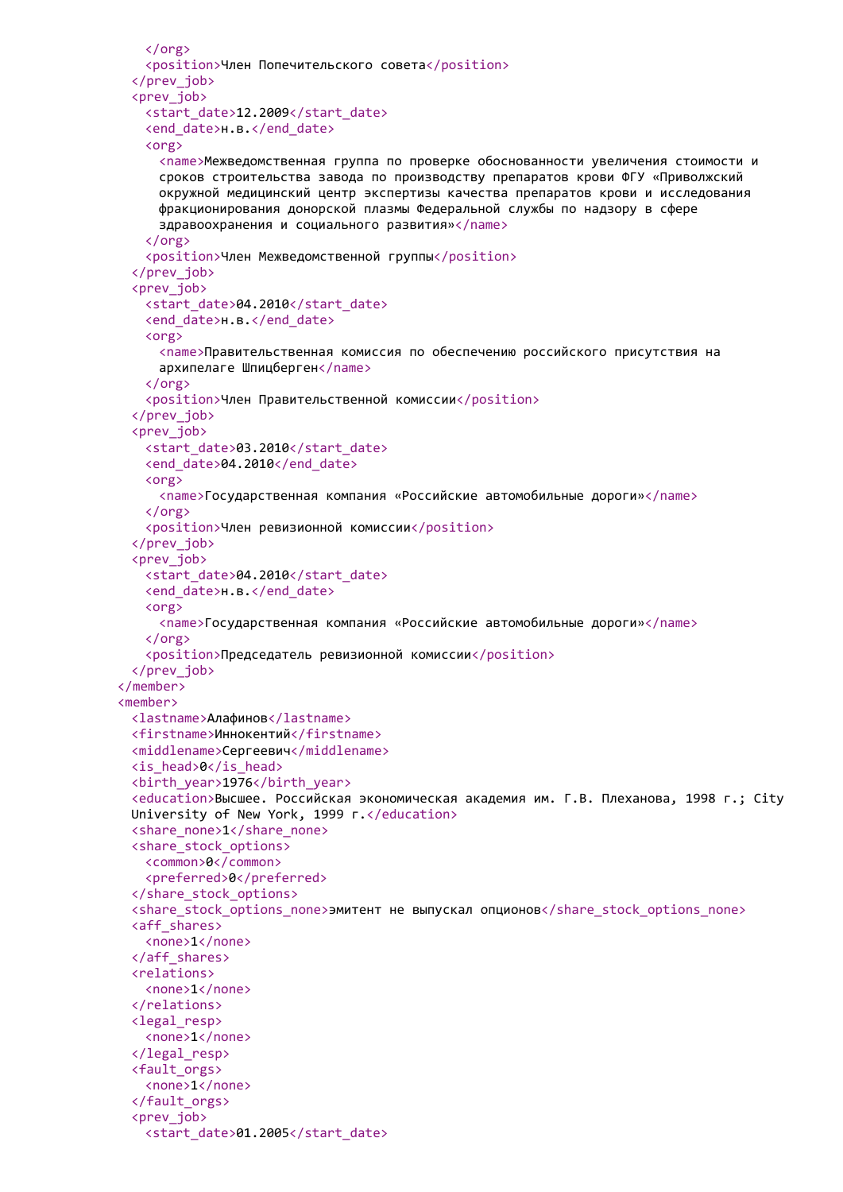```xml
          </org>
          <position>Член Попечительского совета</position>
        </prev_job>
        <prev_job>
          <start_date>12.2009</start_date>
          <end_date>н.в.</end_date>
          <org>
            <name>Межведомственная группа по проверке обоснованности увеличения стоимости и
            сроков строительства завода по производству препаратов крови ФГУ «Приволжский
            окружной медицинский центр экспертизы качества препаратов крови и исследования
            фракционирования донорской плазмы Федеральной службы по надзору в сфере
            здравоохранения и социального развития»</name>
          </org>
          <position>Член Межведомственной группы</position>
        </prev_job>
        <prev_job>
          <start_date>04.2010</start_date>
          <end_date>н.в.</end_date>
          <org>
            <name>Правительственная комиссия по обеспечению российского присутствия на
            архипелаге Шпицберген</name>
          </org>
          <position>Член Правительственной комиссии</position>
        </prev_job>
        <prev_job>
          <start_date>03.2010</start_date>
          <end_date>04.2010</end_date>
          <org>
            <name>Государственная компания «Российские автомобильные дороги»</name>
          </org>
          <position>Член ревизионной комиссии</position>
        </prev_job>
        <prev_job>
          <start_date>04.2010</start_date>
          <end_date>н.в.</end_date>
          <org>
            <name>Государственная компания «Российские автомобильные дороги»</name>
          </org>
          <position>Председатель ревизионной комиссии</position>
        </prev_job>
      </member>
      <member>
        <lastname>Алафинов</lastname>
        <firstname>Иннокентий</firstname>
        <middlename>Сергеевич</middlename>
        <is_head>0</is_head>
        <birth_year>1976</birth_year>
        <education>Высшее. Российская экономическая академия им. Г.В. Плеханова, 1998 г.; City
        University of New York, 1999 г.</education>
        <share_none>1</share_none>
        <share_stock_options>
          <common>0</common>
          <preferred>0</preferred>
        </share_stock_options>
        <share_stock_options_none>эмитент не выпускал опционов</share_stock_options_none>
        <aff_shares>
          <none>1</none>
        </aff_shares>
        <relations>
          <none>1</none>
        </relations>
        <legal_resp>
          <none>1</none>
        </legal_resp>
        <fault_orgs>
          <none>1</none>
        </fault_orgs>
        <prev_job>
          <start_date>01.2005</start_date>
```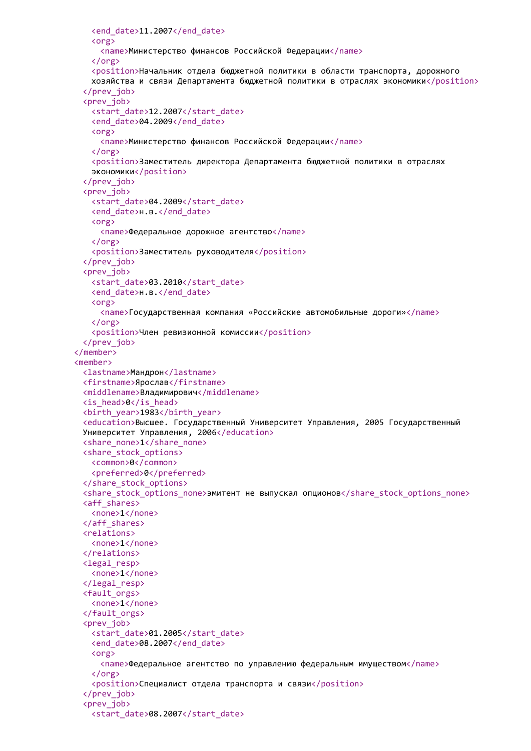```xml
          <end_date>11.2007</end_date>
          <org>
            <name>Министерство финансов Российской Федерации</name>
          </org>
          <position>Начальник отдела бюджетной политики в области транспорта, дорожного
          хозяйства и связи Департамента бюджетной политики в отраслях экономики</position>
        </prev_job>
        <prev_job>
          <start_date>12.2007</start_date>
          <end_date>04.2009</end_date>
          <org>
            <name>Министерство финансов Российской Федерации</name>
          </org>
          <position>Заместитель директора Департамента бюджетной политики в отраслях
          экономики</position>
        </prev_job>
        <prev_job>
          <start_date>04.2009</start_date>
          <end_date>н.в.</end_date>
          <org>
            <name>Федеральное дорожное агентство</name>
          </org>
          <position>Заместитель руководителя</position>
        </prev_job>
        <prev_job>
          <start_date>03.2010</start_date>
          <end_date>н.в.</end_date>
          <org>
            <name>Государственная компания «Российские автомобильные дороги»</name>
          </org>
          <position>Член ревизионной комиссии</position>
        </prev_job>
      </member>
      <member>
        <lastname>Мандрон</lastname>
        <firstname>Ярослав</firstname>
        <middlename>Владимирович</middlename>
        <is_head>0</is_head>
        <birth_year>1983</birth_year>
        <education>Высшее. Государственный Университет Управления, 2005 Государственный
        Университет Управления, 2006</education>
        <share_none>1</share_none>
        <share_stock_options>
          <common>0</common>
          <preferred>0</preferred>
        </share_stock_options>
        <share_stock_options_none>эмитент не выпускал опционов</share_stock_options_none>
        <aff_shares>
          <none>1</none>
        </aff_shares>
        <relations>
          <none>1</none>
        </relations>
        <legal_resp>
          <none>1</none>
        </legal_resp>
        <fault_orgs>
          <none>1</none>
        </fault_orgs>
        <prev_job>
          <start_date>01.2005</start_date>
          <end_date>08.2007</end_date>
          <org>
            <name>Федеральное агентство по управлению федеральным имуществом</name>
          </org>
          <position>Специалист отдела транспорта и связи</position>
        </prev_job>
        <prev_job>
          <start_date>08.2007</start_date>
```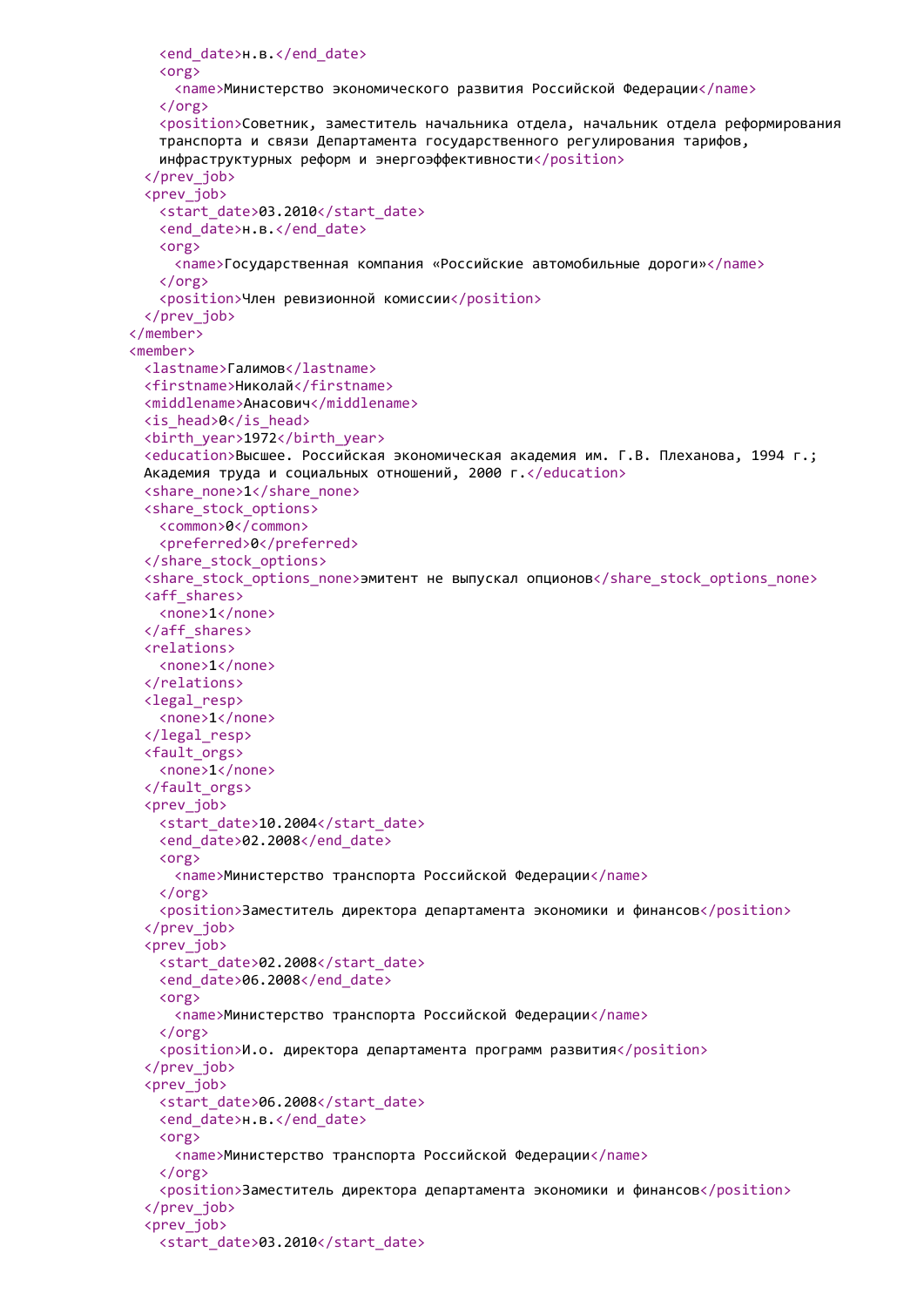```xml
        <end_date>н.в.</end_date>
        <org>
          <name>Министерство экономического развития Российской Федерации</name>
        </org>
        <position>Советник, заместитель начальника отдела, начальник отдела реформирования
        транспорта и связи Департамента государственного регулирования тарифов,
        инфраструктурных реформ и энергоэффективности</position>
      </prev_job>
      <prev_job>
        <start_date>03.2010</start_date>
        <end_date>н.в.</end_date>
        <org>
          <name>Государственная компания «Российские автомобильные дороги»</name>
        </org>
        <position>Член ревизионной комиссии</position>
      </prev_job>
    </member>
    <member>
      <lastname>Галимов</lastname>
      <firstname>Николай</firstname>
      <middlename>Анасович</middlename>
      <is_head>0</is_head>
      <birth_year>1972</birth_year>
      <education>Высшее. Российская экономическая академия им. Г.В. Плеханова, 1994 г.;
      Академия труда и социальных отношений, 2000 г.</education>
      <share_none>1</share_none>
      <share_stock_options>
        <common>0</common>
        <preferred>0</preferred>
      </share_stock_options>
      <share_stock_options_none>эмитент не выпускал опционов</share_stock_options_none>
      <aff_shares>
        <none>1</none>
      </aff_shares>
      <relations>
        <none>1</none>
      </relations>
      <legal_resp>
        <none>1</none>
      </legal_resp>
      <fault_orgs>
        <none>1</none>
      </fault_orgs>
      <prev_job>
        <start_date>10.2004</start_date>
        <end_date>02.2008</end_date>
        <org>
          <name>Министерство транспорта Российской Федерации</name>
        </org>
        <position>Заместитель директора департамента экономики и финансов</position>
      </prev_job>
      <prev_job>
        <start_date>02.2008</start_date>
        <end_date>06.2008</end_date>
        <org>
          <name>Министерство транспорта Российской Федерации</name>
        </org>
        <position>И.о. директора департамента программ развития</position>
      </prev_job>
      <prev_job>
        <start_date>06.2008</start_date>
        <end_date>н.в.</end_date>
        <org>
          <name>Министерство транспорта Российской Федерации</name>
        </org>
        <position>Заместитель директора департамента экономики и финансов</position>
      </prev_job>
      <prev_job>
        <start_date>03.2010</start_date>
```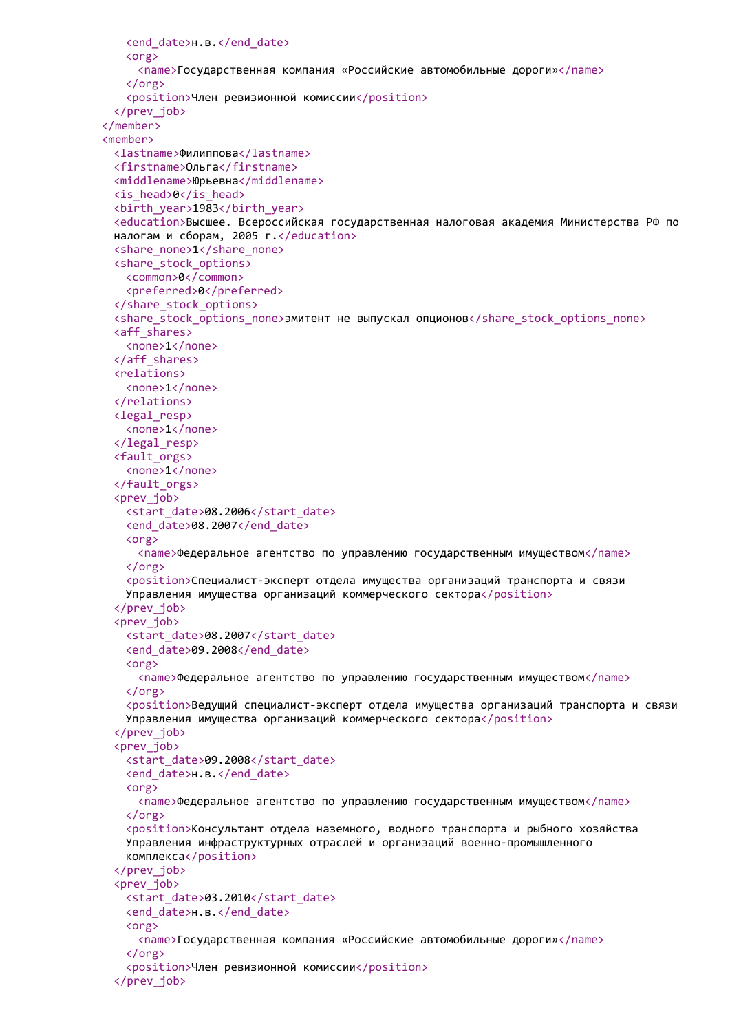```xml
      <end_date>н.в.</end_date>
      <org>
        <name>Государственная компания «Российские автомобильные дороги»</name>
      </org>
      <position>Член ревизионной комиссии</position>
    </prev_job>
  </member>
  <member>
    <lastname>Филиппова</lastname>
    <firstname>Ольга</firstname>
    <middlename>Юрьевна</middlename>
    <is_head>0</is_head>
    <birth_year>1983</birth_year>
    <education>Высшее. Всероссийская государственная налоговая академия Министерства РФ по налогам и сборам, 2005 г.</education>
    <share_none>1</share_none>
    <share_stock_options>
      <common>0</common>
      <preferred>0</preferred>
    </share_stock_options>
    <share_stock_options_none>эмитент не выпускал опционов</share_stock_options_none>
    <aff_shares>
      <none>1</none>
    </aff_shares>
    <relations>
      <none>1</none>
    </relations>
    <legal_resp>
      <none>1</none>
    </legal_resp>
    <fault_orgs>
      <none>1</none>
    </fault_orgs>
    <prev_job>
      <start_date>08.2006</start_date>
      <end_date>08.2007</end_date>
      <org>
        <name>Федеральное агентство по управлению государственным имуществом</name>
      </org>
      <position>Специалист-эксперт отдела имущества организаций транспорта и связи Управления имущества организаций коммерческого сектора</position>
    </prev_job>
    <prev_job>
      <start_date>08.2007</start_date>
      <end_date>09.2008</end_date>
      <org>
        <name>Федеральное агентство по управлению государственным имуществом</name>
      </org>
      <position>Ведущий специалист-эксперт отдела имущества организаций транспорта и связи Управления имущества организаций коммерческого сектора</position>
    </prev_job>
    <prev_job>
      <start_date>09.2008</start_date>
      <end_date>н.в.</end_date>
      <org>
        <name>Федеральное агентство по управлению государственным имуществом</name>
      </org>
      <position>Консультант отдела наземного, водного транспорта и рыбного хозяйства Управления инфраструктурных отраслей и организаций военно-промышленного комплекса</position>
    </prev_job>
    <prev_job>
      <start_date>03.2010</start_date>
      <end_date>н.в.</end_date>
      <org>
        <name>Государственная компания «Российские автомобильные дороги»</name>
      </org>
      <position>Член ревизионной комиссии</position>
    </prev_job>
```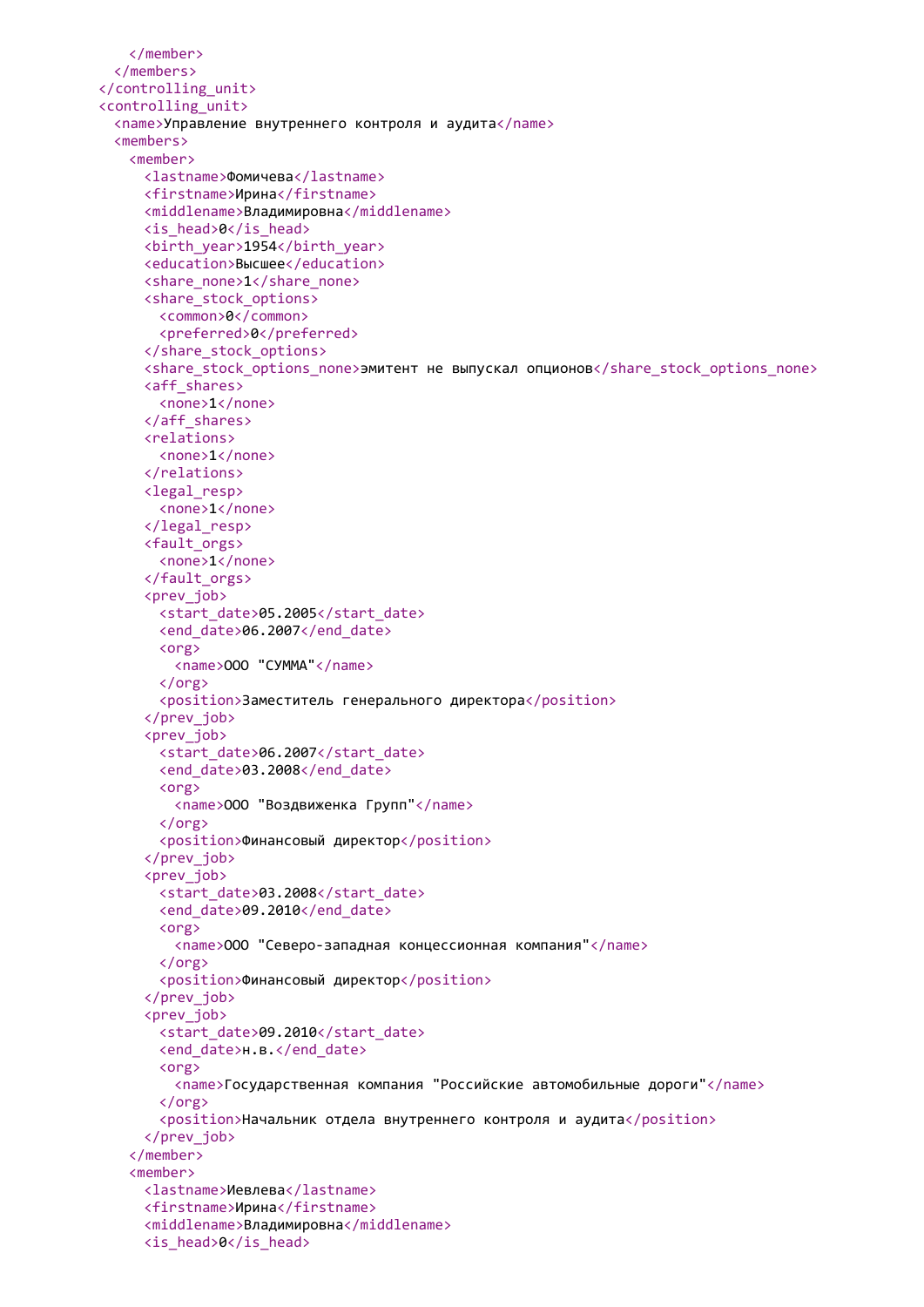```xml
        </member>
      </members>
    </controlling_unit>
    <controlling_unit>
      <name>Управление внутреннего контроля и аудита</name>
      <members>
        <member>
          <lastname>Фомичева</lastname>
          <firstname>Ирина</firstname>
          <middlename>Владимировна</middlename>
          <is_head>0</is_head>
          <birth_year>1954</birth_year>
          <education>Высшее</education>
          <share_none>1</share_none>
          <share_stock_options>
            <common>0</common>
            <preferred>0</preferred>
          </share_stock_options>
          <share_stock_options_none>эмитент не выпускал опционов</share_stock_options_none>
          <aff_shares>
            <none>1</none>
          </aff_shares>
          <relations>
            <none>1</none>
          </relations>
          <legal_resp>
            <none>1</none>
          </legal_resp>
          <fault_orgs>
            <none>1</none>
          </fault_orgs>
          <prev_job>
            <start_date>05.2005</start_date>
            <end_date>06.2007</end_date>
            <org>
              <name>ООО "СУММА"</name>
            </org>
            <position>Заместитель генерального директора</position>
          </prev_job>
          <prev_job>
            <start_date>06.2007</start_date>
            <end_date>03.2008</end_date>
            <org>
              <name>ООО "Воздвиженка Групп"</name>
            </org>
            <position>Финансовый директор</position>
          </prev_job>
          <prev_job>
            <start_date>03.2008</start_date>
            <end_date>09.2010</end_date>
            <org>
              <name>ООО "Северо-западная концессионная компания"</name>
            </org>
            <position>Финансовый директор</position>
          </prev_job>
          <prev_job>
            <start_date>09.2010</start_date>
            <end_date>н.в.</end_date>
            <org>
              <name>Государственная компания "Российские автомобильные дороги"</name>
            </org>
            <position>Начальник отдела внутреннего контроля и аудита</position>
          </prev_job>
        </member>
        <member>
          <lastname>Иевлева</lastname>
          <firstname>Ирина</firstname>
          <middlename>Владимировна</middlename>
          <is_head>0</is_head>
```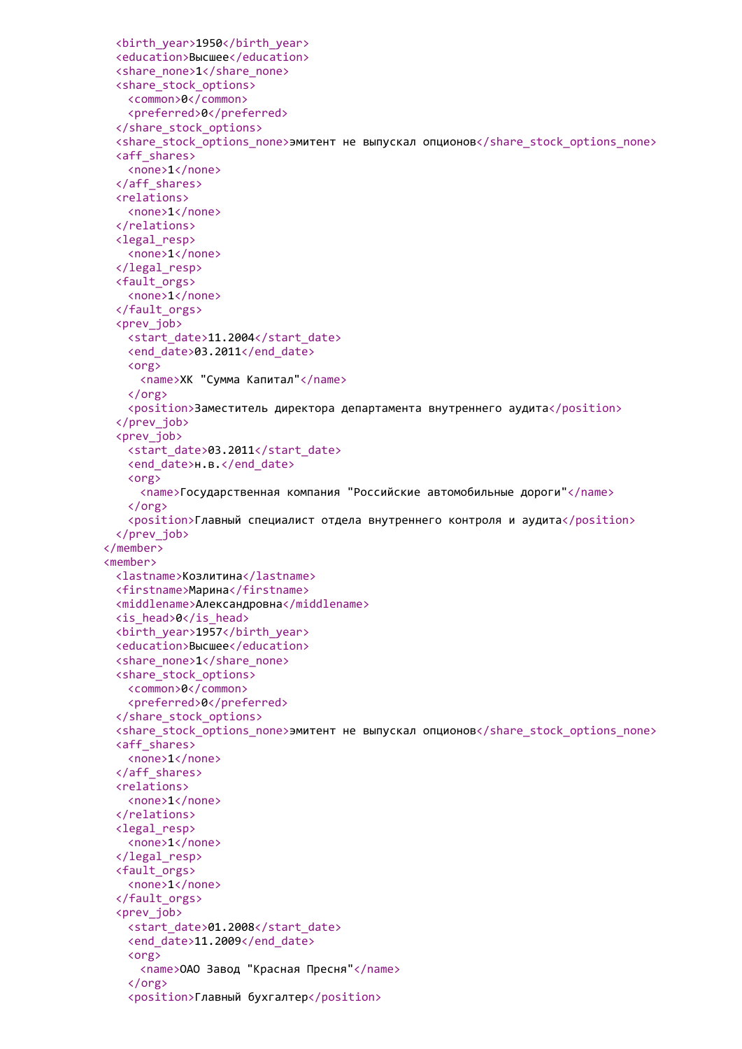```
      <birth_year>1950</birth_year>
      <education>Высшее</education>
      <share_none>1</share_none>
      <share_stock_options>
        <common>0</common>
        <preferred>0</preferred>
      </share_stock_options>
      <share_stock_options_none>эмитент не выпускал опционов</share_stock_options_none>
      <aff_shares>
        <none>1</none>
      </aff_shares>
      <relations>
        <none>1</none>
      </relations>
      <legal_resp>
        <none>1</none>
      </legal_resp>
      <fault_orgs>
        <none>1</none>
      </fault_orgs>
      <prev_job>
        <start_date>11.2004</start_date>
        <end_date>03.2011</end_date>
        <org>
          <name>ХК "Сумма Капитал"</name>
        </org>
        <position>Заместитель директора департамента внутреннего аудита</position>
      </prev_job>
      <prev_job>
        <start_date>03.2011</start_date>
        <end_date>н.в.</end_date>
        <org>
          <name>Государственная компания "Российские автомобильные дороги"</name>
        </org>
        <position>Главный специалист отдела внутреннего контроля и аудита</position>
      </prev_job>
    </member>
    <member>
      <lastname>Козлитина</lastname>
      <firstname>Марина</firstname>
      <middlename>Александровна</middlename>
      <is_head>0</is_head>
      <birth_year>1957</birth_year>
      <education>Высшее</education>
      <share_none>1</share_none>
      <share_stock_options>
        <common>0</common>
        <preferred>0</preferred>
      </share_stock_options>
      <share_stock_options_none>эмитент не выпускал опционов</share_stock_options_none>
      <aff_shares>
        <none>1</none>
      </aff_shares>
      <relations>
        <none>1</none>
      </relations>
      <legal_resp>
        <none>1</none>
      </legal_resp>
      <fault_orgs>
        <none>1</none>
      </fault_orgs>
      <prev_job>
        <start_date>01.2008</start_date>
        <end_date>11.2009</end_date>
        <org>
          <name>ОАО Завод "Красная Пресня"</name>
        </org>
        <position>Главный бухгалтер</position>
```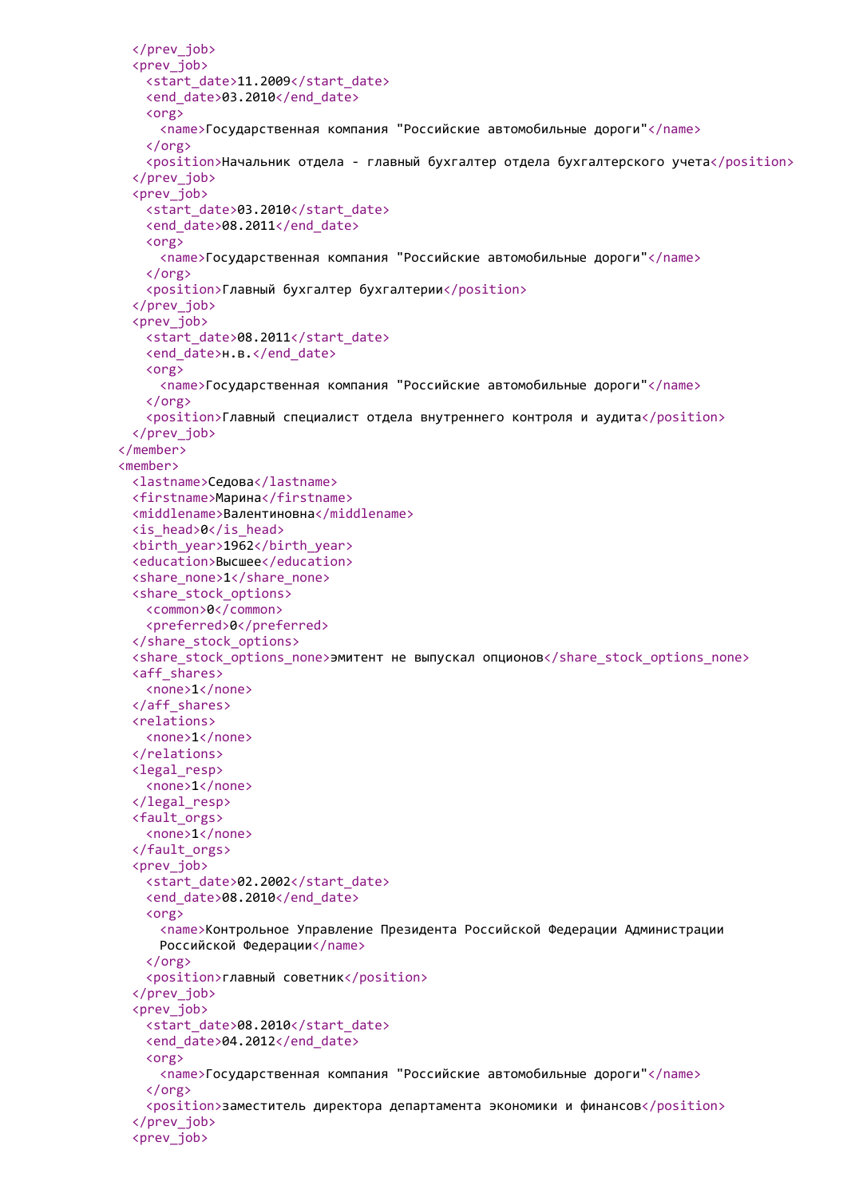```
      </prev_job>
      <prev_job>
        <start_date>11.2009</start_date>
        <end_date>03.2010</end_date>
        <org>
          <name>Государственная компания "Российские автомобильные дороги"</name>
        </org>
        <position>Начальник отдела - главный бухгалтер отдела бухгалтерского учета</position>
      </prev_job>
      <prev_job>
        <start_date>03.2010</start_date>
        <end_date>08.2011</end_date>
        <org>
          <name>Государственная компания "Российские автомобильные дороги"</name>
        </org>
        <position>Главный бухгалтер бухгалтерии</position>
      </prev_job>
      <prev_job>
        <start_date>08.2011</start_date>
        <end_date>н.в.</end_date>
        <org>
          <name>Государственная компания "Российские автомобильные дороги"</name>
        </org>
        <position>Главный специалист отдела внутреннего контроля и аудита</position>
      </prev_job>
    </member>
    <member>
      <lastname>Седова</lastname>
      <firstname>Марина</firstname>
      <middlename>Валентиновна</middlename>
      <is_head>0</is_head>
      <birth_year>1962</birth_year>
      <education>Высшее</education>
      <share_none>1</share_none>
      <share_stock_options>
        <common>0</common>
        <preferred>0</preferred>
      </share_stock_options>
      <share_stock_options_none>эмитент не выпускал опционов</share_stock_options_none>
      <aff_shares>
        <none>1</none>
      </aff_shares>
      <relations>
        <none>1</none>
      </relations>
      <legal_resp>
        <none>1</none>
      </legal_resp>
      <fault_orgs>
        <none>1</none>
      </fault_orgs>
      <prev_job>
        <start_date>02.2002</start_date>
        <end_date>08.2010</end_date>
        <org>
          <name>Контрольное Управление Президента Российской Федерации Администрации
          Российской Федерации</name>
        </org>
        <position>главный советник</position>
      </prev_job>
      <prev_job>
        <start_date>08.2010</start_date>
        <end_date>04.2012</end_date>
        <org>
          <name>Государственная компания "Российские автомобильные дороги"</name>
        </org>
        <position>заместитель директора департамента экономики и финансов</position>
      </prev_job>
      <prev_job>
```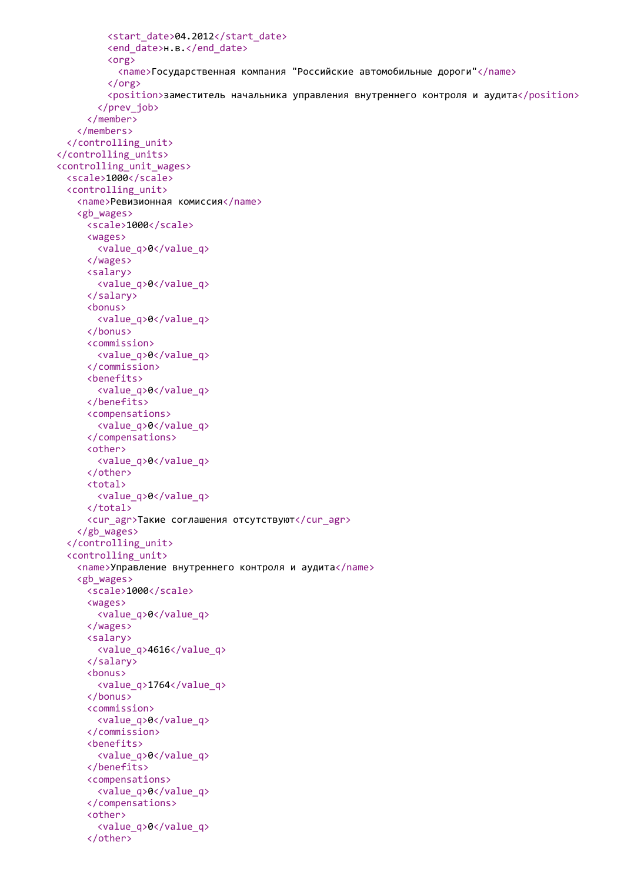```
          <start_date>04.2012</start_date>
          <end_date>н.в.</end_date>
          <org>
            <name>Государственная компания "Российские автомобильные дороги"</name>
          </org>
          <position>заместитель начальника управления внутреннего контроля и аудита</position>
        </prev_job>
      </member>
    </members>
  </controlling_unit>
</controlling_units>
<controlling_unit_wages>
  <scale>1000</scale>
  <controlling_unit>
    <name>Ревизионная комиссия</name>
    <gb_wages>
      <scale>1000</scale>
      <wages>
        <value_q>0</value_q>
      </wages>
      <salary>
        <value_q>0</value_q>
      </salary>
      <bonus>
        <value_q>0</value_q>
      </bonus>
      <commission>
        <value_q>0</value_q>
      </commission>
      <benefits>
        <value_q>0</value_q>
      </benefits>
      <compensations>
        <value_q>0</value_q>
      </compensations>
      <other>
        <value_q>0</value_q>
      </other>
      <total>
        <value_q>0</value_q>
      </total>
      <cur_agr>Такие соглашения отсутствуют</cur_agr>
    </gb_wages>
  </controlling_unit>
  <controlling_unit>
    <name>Управление внутреннего контроля и аудита</name>
    <gb_wages>
      <scale>1000</scale>
      <wages>
        <value_q>0</value_q>
      </wages>
      <salary>
        <value_q>4616</value_q>
      </salary>
      <bonus>
        <value_q>1764</value_q>
      </bonus>
      <commission>
        <value_q>0</value_q>
      </commission>
      <benefits>
        <value_q>0</value_q>
      </benefits>
      <compensations>
        <value_q>0</value_q>
      </compensations>
      <other>
        <value_q>0</value_q>
      </other>
```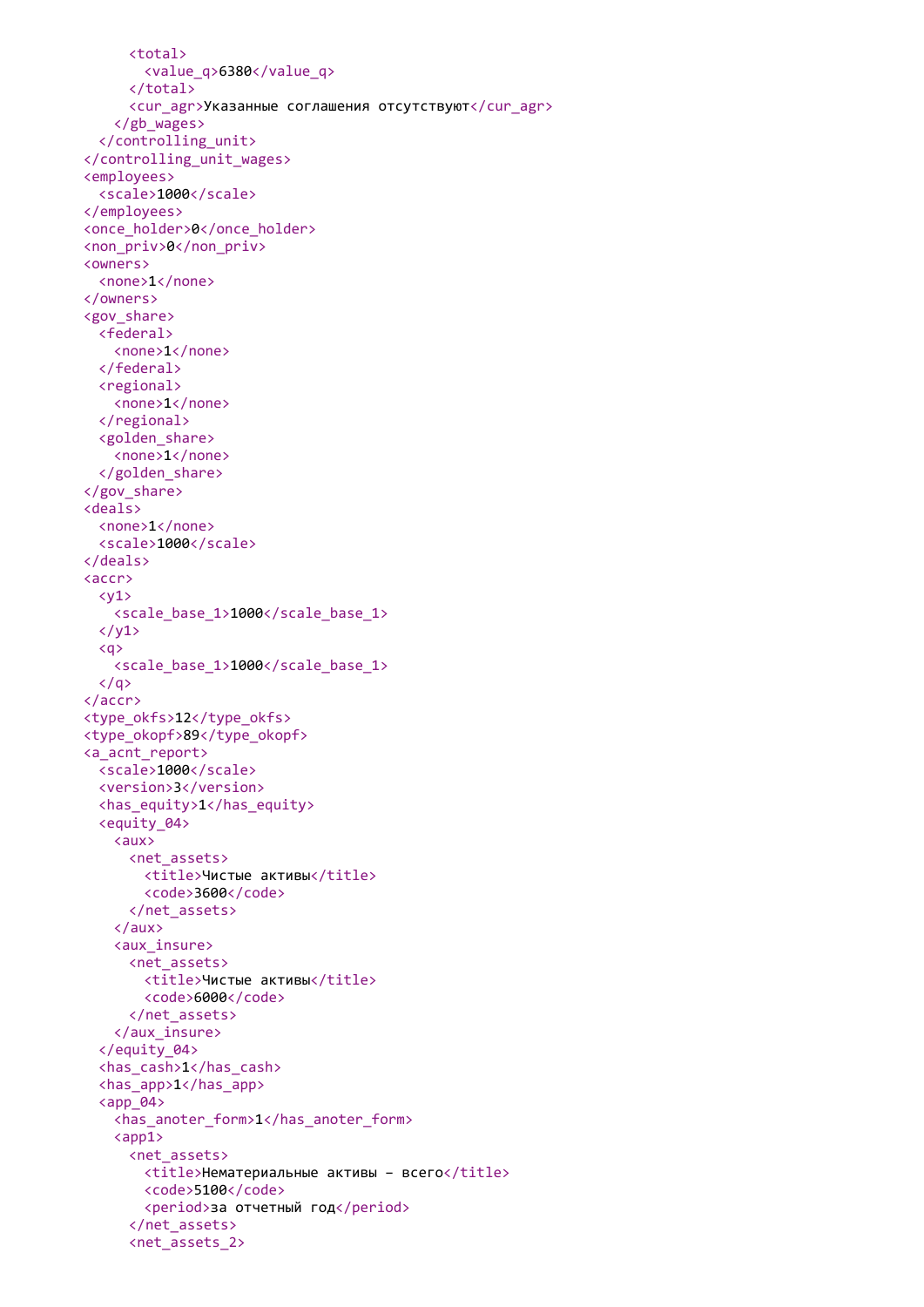```
      <total>
        <value_q>6380</value_q>
      </total>
      <cur_agr>Указанные соглашения отсутствуют</cur_agr>
    </gb_wages>
  </controlling_unit>
</controlling_unit_wages>
<employees>
  <scale>1000</scale>
</employees>
<once_holder>0</once_holder>
<non_priv>0</non_priv>
<owners>
  <none>1</none>
</owners>
<gov_share>
  <federal>
    <none>1</none>
  </federal>
  <regional>
    <none>1</none>
  </regional>
  <golden_share>
    <none>1</none>
  </golden_share>
</gov_share>
<deals>
  <none>1</none>
  <scale>1000</scale>
</deals>
<accr>
  <y1>
    <scale_base_1>1000</scale_base_1>
  </y1>
  <q>
    <scale_base_1>1000</scale_base_1>
  </q>
</accr>
<type_okfs>12</type_okfs>
<type_okopf>89</type_okopf>
<a_acnt_report>
  <scale>1000</scale>
  <version>3</version>
  <has_equity>1</has_equity>
  <equity_04>
    <aux>
      <net_assets>
        <title>Чистые активы</title>
        <code>3600</code>
      </net_assets>
    </aux>
    <aux_insure>
      <net_assets>
        <title>Чистые активы</title>
        <code>6000</code>
      </net_assets>
    </aux_insure>
  </equity_04>
  <has_cash>1</has_cash>
  <has_app>1</has_app>
  <app_04>
    <has_anoter_form>1</has_anoter_form>
    <app1>
      <net_assets>
        <title>Нематериальные активы - всего</title>
        <code>5100</code>
        <period>за отчетный год</period>
      </net_assets>
      <net_assets_2>
```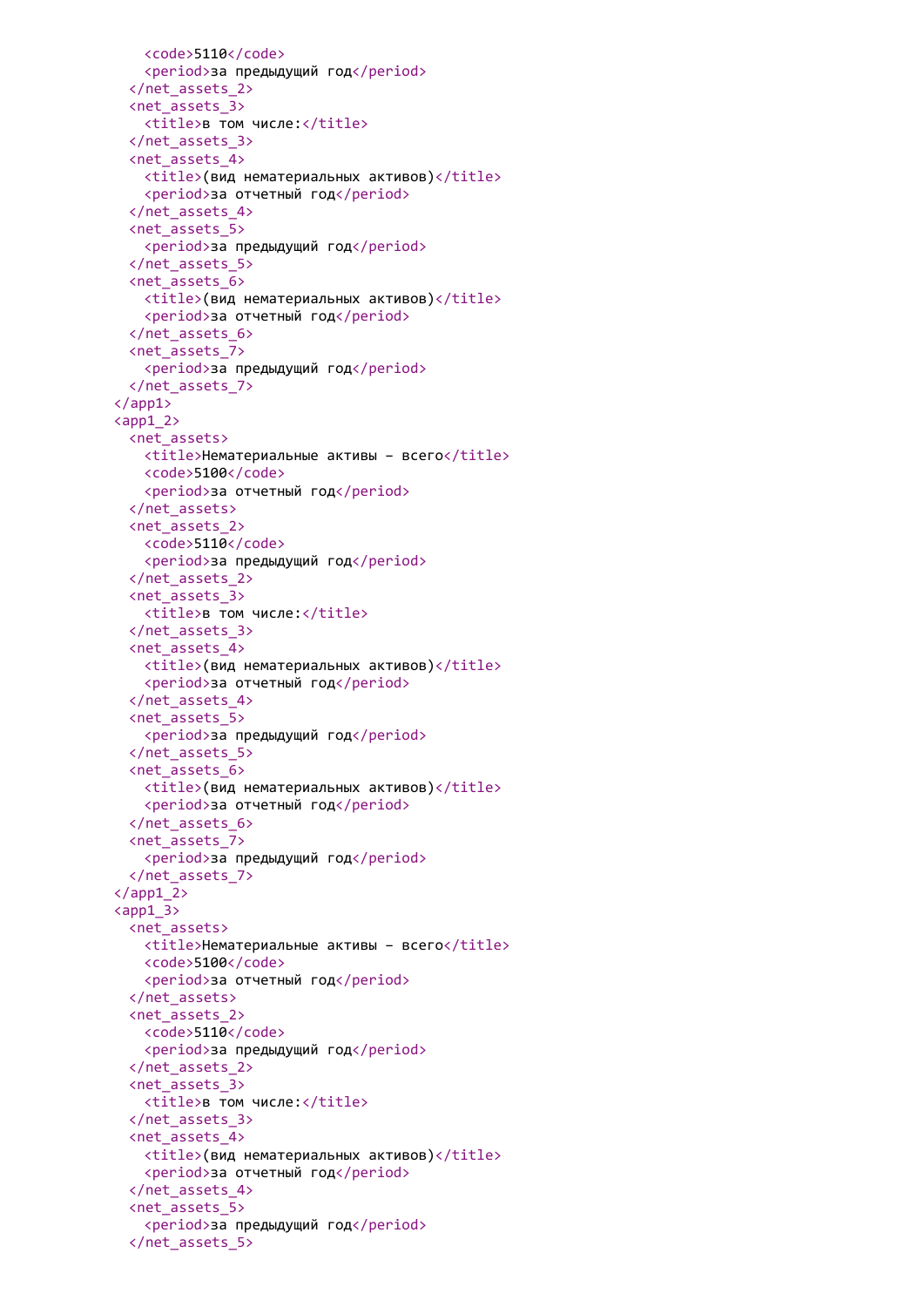```
    <code>5110</code>
    <period>за предыдущий год</period>
  </net_assets_2>
  <net_assets_3>
    <title>в том числе:</title>
  </net_assets_3>
  <net_assets_4>
    <title>(вид нематериальных активов)</title>
    <period>за отчетный год</period>
  </net_assets_4>
  <net_assets_5>
    <period>за предыдущий год</period>
  </net_assets_5>
  <net_assets_6>
    <title>(вид нематериальных активов)</title>
    <period>за отчетный год</period>
  </net_assets_6>
  <net_assets_7>
    <period>за предыдущий год</period>
  </net_assets_7>
</app1>
<app1_2>
  <net_assets>
    <title>Нематериальные активы – всего</title>
    <code>5100</code>
    <period>за отчетный год</period>
  </net_assets>
  <net_assets_2>
    <code>5110</code>
    <period>за предыдущий год</period>
  </net_assets_2>
  <net_assets_3>
    <title>в том числе:</title>
  </net_assets_3>
  <net_assets_4>
    <title>(вид нематериальных активов)</title>
    <period>за отчетный год</period>
  </net_assets_4>
  <net_assets_5>
    <period>за предыдущий год</period>
  </net_assets_5>
  <net_assets_6>
    <title>(вид нематериальных активов)</title>
    <period>за отчетный год</period>
  </net_assets_6>
  <net_assets_7>
    <period>за предыдущий год</period>
  </net_assets_7>
</app1_2>
<app1_3>
  <net_assets>
    <title>Нематериальные активы – всего</title>
    <code>5100</code>
    <period>за отчетный год</period>
  </net_assets>
  <net_assets_2>
    <code>5110</code>
    <period>за предыдущий год</period>
  </net_assets_2>
  <net_assets_3>
    <title>в том числе:</title>
  </net_assets_3>
  <net_assets_4>
    <title>(вид нематериальных активов)</title>
    <period>за отчетный год</period>
  </net_assets_4>
  <net_assets_5>
    <period>за предыдущий год</period>
  </net_assets_5>
```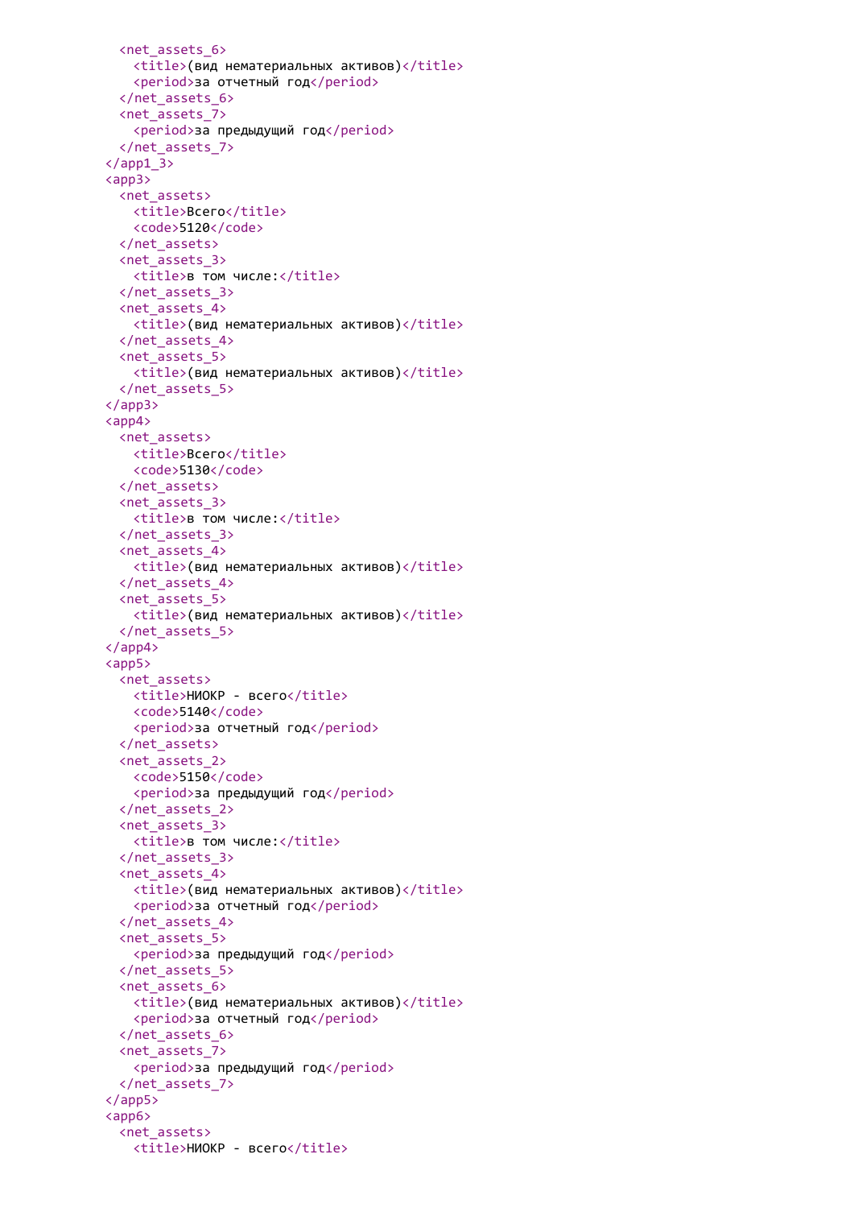```
    <net_assets_6>
      <title>(вид нематериальных активов)</title>
      <period>за отчетный год</period>
    </net_assets_6>
    <net_assets_7>
      <period>за предыдущий год</period>
    </net_assets_7>
  </app1_3>
  <app3>
    <net_assets>
      <title>Всего</title>
      <code>5120</code>
    </net_assets>
    <net_assets_3>
      <title>в том числе:</title>
    </net_assets_3>
    <net_assets_4>
      <title>(вид нематериальных активов)</title>
    </net_assets_4>
    <net_assets_5>
      <title>(вид нематериальных активов)</title>
    </net_assets_5>
  </app3>
  <app4>
    <net_assets>
      <title>Всего</title>
      <code>5130</code>
    </net_assets>
    <net_assets_3>
      <title>в том числе:</title>
    </net_assets_3>
    <net_assets_4>
      <title>(вид нематериальных активов)</title>
    </net_assets_4>
    <net_assets_5>
      <title>(вид нематериальных активов)</title>
    </net_assets_5>
  </app4>
  <app5>
    <net_assets>
      <title>НИОКР - всего</title>
      <code>5140</code>
      <period>за отчетный год</period>
    </net_assets>
    <net_assets_2>
      <code>5150</code>
      <period>за предыдущий год</period>
    </net_assets_2>
    <net_assets_3>
      <title>в том числе:</title>
    </net_assets_3>
    <net_assets_4>
      <title>(вид нематериальных активов)</title>
      <period>за отчетный год</period>
    </net_assets_4>
    <net_assets_5>
      <period>за предыдущий год</period>
    </net_assets_5>
    <net_assets_6>
      <title>(вид нематериальных активов)</title>
      <period>за отчетный год</period>
    </net_assets_6>
    <net_assets_7>
      <period>за предыдущий год</period>
    </net_assets_7>
  </app5>
  <app6>
    <net_assets>
      <title>НИОКР - всего</title>
```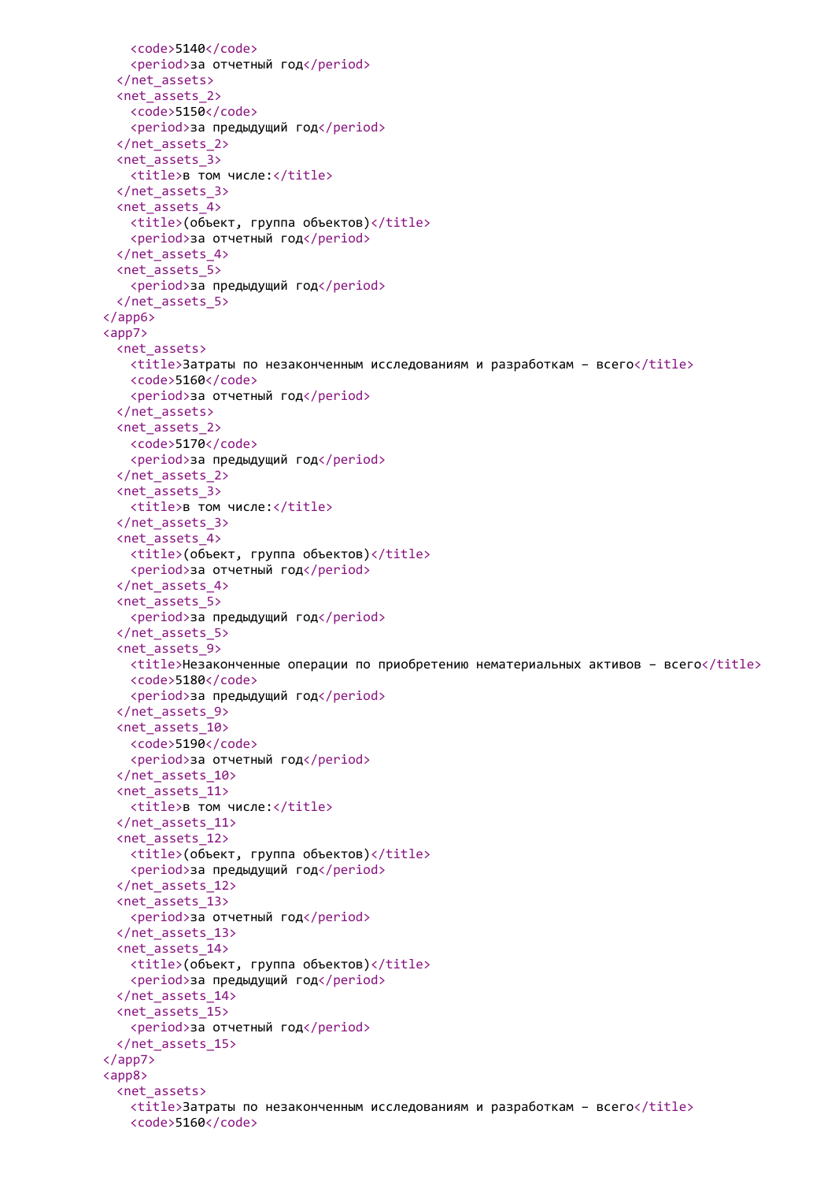```xml
        <code>5140</code>
        <period>за отчетный год</period>
      </net_assets>
      <net_assets_2>
        <code>5150</code>
        <period>за предыдущий год</period>
      </net_assets_2>
      <net_assets_3>
        <title>в том числе:</title>
      </net_assets_3>
      <net_assets_4>
        <title>(объект, группа объектов)</title>
        <period>за отчетный год</period>
      </net_assets_4>
      <net_assets_5>
        <period>за предыдущий год</period>
      </net_assets_5>
    </app6>
    <app7>
      <net_assets>
        <title>Затраты по незаконченным исследованиям и разработкам – всего</title>
        <code>5160</code>
        <period>за отчетный год</period>
      </net_assets>
      <net_assets_2>
        <code>5170</code>
        <period>за предыдущий год</period>
      </net_assets_2>
      <net_assets_3>
        <title>в том числе:</title>
      </net_assets_3>
      <net_assets_4>
        <title>(объект, группа объектов)</title>
        <period>за отчетный год</period>
      </net_assets_4>
      <net_assets_5>
        <period>за предыдущий год</period>
      </net_assets_5>
      <net_assets_9>
        <title>Незаконченные операции по приобретению нематериальных активов – всего</title>
        <code>5180</code>
        <period>за предыдущий год</period>
      </net_assets_9>
      <net_assets_10>
        <code>5190</code>
        <period>за отчетный год</period>
      </net_assets_10>
      <net_assets_11>
        <title>в том числе:</title>
      </net_assets_11>
      <net_assets_12>
        <title>(объект, группа объектов)</title>
        <period>за предыдущий год</period>
      </net_assets_12>
      <net_assets_13>
        <period>за отчетный год</period>
      </net_assets_13>
      <net_assets_14>
        <title>(объект, группа объектов)</title>
        <period>за предыдущий год</period>
      </net_assets_14>
      <net_assets_15>
        <period>за отчетный год</period>
      </net_assets_15>
    </app7>
    <app8>
      <net_assets>
        <title>Затраты по незаконченным исследованиям и разработкам – всего</title>
        <code>5160</code>
```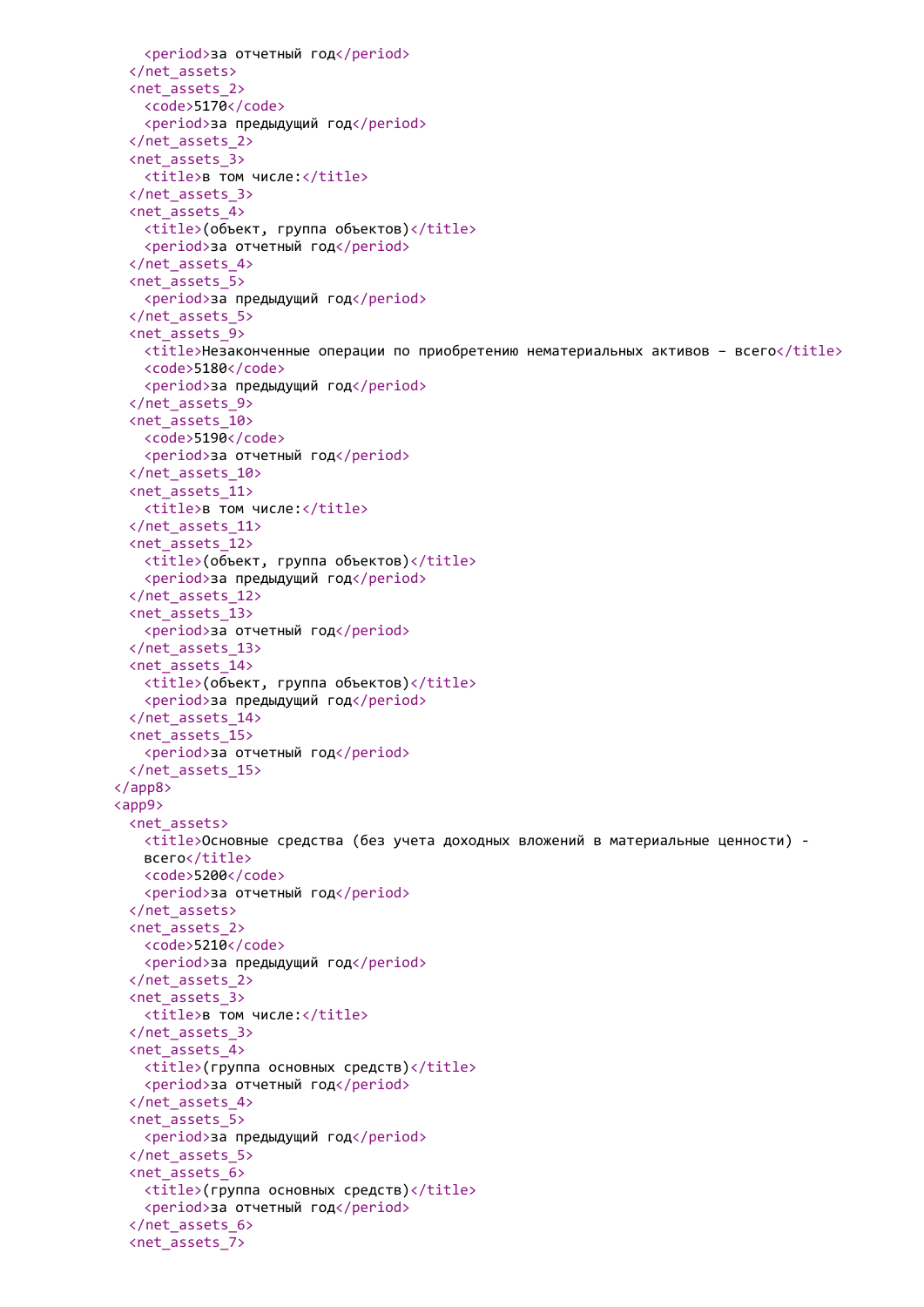```
      <period>за отчетный год</period>
    </net_assets>
    <net_assets_2>
      <code>5170</code>
      <period>за предыдущий год</period>
    </net_assets_2>
    <net_assets_3>
      <title>в том числе:</title>
    </net_assets_3>
    <net_assets_4>
      <title>(объект, группа объектов)</title>
      <period>за отчетный год</period>
    </net_assets_4>
    <net_assets_5>
      <period>за предыдущий год</period>
    </net_assets_5>
    <net_assets_9>
      <title>Незаконченные операции по приобретению нематериальных активов – всего</title>
      <code>5180</code>
      <period>за предыдущий год</period>
    </net_assets_9>
    <net_assets_10>
      <code>5190</code>
      <period>за отчетный год</period>
    </net_assets_10>
    <net_assets_11>
      <title>в том числе:</title>
    </net_assets_11>
    <net_assets_12>
      <title>(объект, группа объектов)</title>
      <period>за предыдущий год</period>
    </net_assets_12>
    <net_assets_13>
      <period>за отчетный год</period>
    </net_assets_13>
    <net_assets_14>
      <title>(объект, группа объектов)</title>
      <period>за предыдущий год</period>
    </net_assets_14>
    <net_assets_15>
      <period>за отчетный год</period>
    </net_assets_15>
  </app8>
  <app9>
    <net_assets>
      <title>Основные средства (без учета доходных вложений в материальные ценности) - всего</title>
      <code>5200</code>
      <period>за отчетный год</period>
    </net_assets>
    <net_assets_2>
      <code>5210</code>
      <period>за предыдущий год</period>
    </net_assets_2>
    <net_assets_3>
      <title>в том числе:</title>
    </net_assets_3>
    <net_assets_4>
      <title>(группа основных средств)</title>
      <period>за отчетный год</period>
    </net_assets_4>
    <net_assets_5>
      <period>за предыдущий год</period>
    </net_assets_5>
    <net_assets_6>
      <title>(группа основных средств)</title>
      <period>за отчетный год</period>
    </net_assets_6>
    <net_assets_7>
```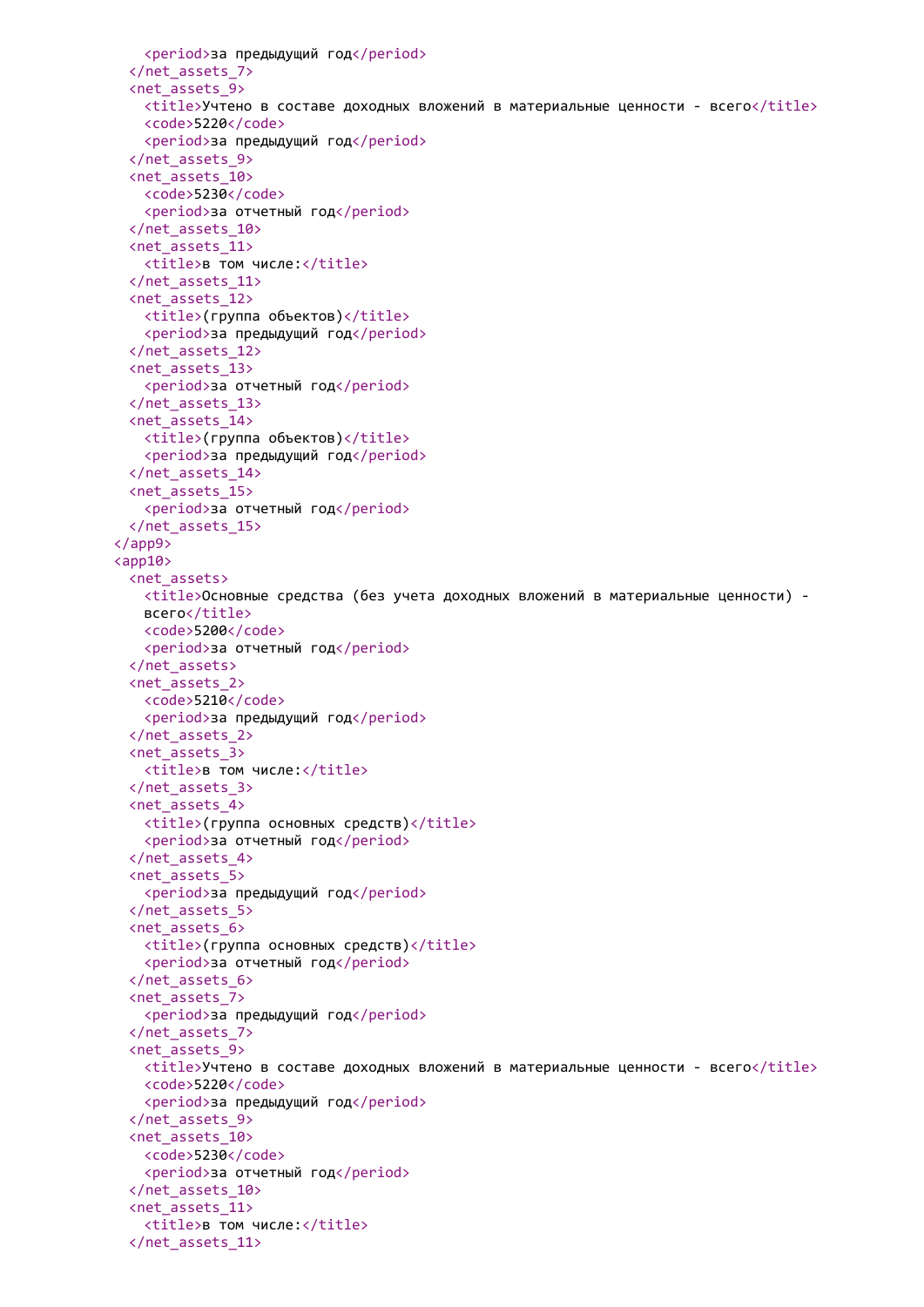```xml
      <period>за предыдущий год</period>
    </net_assets_7>
    <net_assets_9>
      <title>Учтено в составе доходных вложений в материальные ценности - всего</title>
      <code>5220</code>
      <period>за предыдущий год</period>
    </net_assets_9>
    <net_assets_10>
      <code>5230</code>
      <period>за отчетный год</period>
    </net_assets_10>
    <net_assets_11>
      <title>в том числе:</title>
    </net_assets_11>
    <net_assets_12>
      <title>(группа объектов)</title>
      <period>за предыдущий год</period>
    </net_assets_12>
    <net_assets_13>
      <period>за отчетный год</period>
    </net_assets_13>
    <net_assets_14>
      <title>(группа объектов)</title>
      <period>за предыдущий год</period>
    </net_assets_14>
    <net_assets_15>
      <period>за отчетный год</period>
    </net_assets_15>
  </app9>
  <app10>
    <net_assets>
      <title>Основные средства (без учета доходных вложений в материальные ценности) -
      всего</title>
      <code>5200</code>
      <period>за отчетный год</period>
    </net_assets>
    <net_assets_2>
      <code>5210</code>
      <period>за предыдущий год</period>
    </net_assets_2>
    <net_assets_3>
      <title>в том числе:</title>
    </net_assets_3>
    <net_assets_4>
      <title>(группа основных средств)</title>
      <period>за отчетный год</period>
    </net_assets_4>
    <net_assets_5>
      <period>за предыдущий год</period>
    </net_assets_5>
    <net_assets_6>
      <title>(группа основных средств)</title>
      <period>за отчетный год</period>
    </net_assets_6>
    <net_assets_7>
      <period>за предыдущий год</period>
    </net_assets_7>
    <net_assets_9>
      <title>Учтено в составе доходных вложений в материальные ценности - всего</title>
      <code>5220</code>
      <period>за предыдущий год</period>
    </net_assets_9>
    <net_assets_10>
      <code>5230</code>
      <period>за отчетный год</period>
    </net_assets_10>
    <net_assets_11>
      <title>в том числе:</title>
    </net_assets_11>
```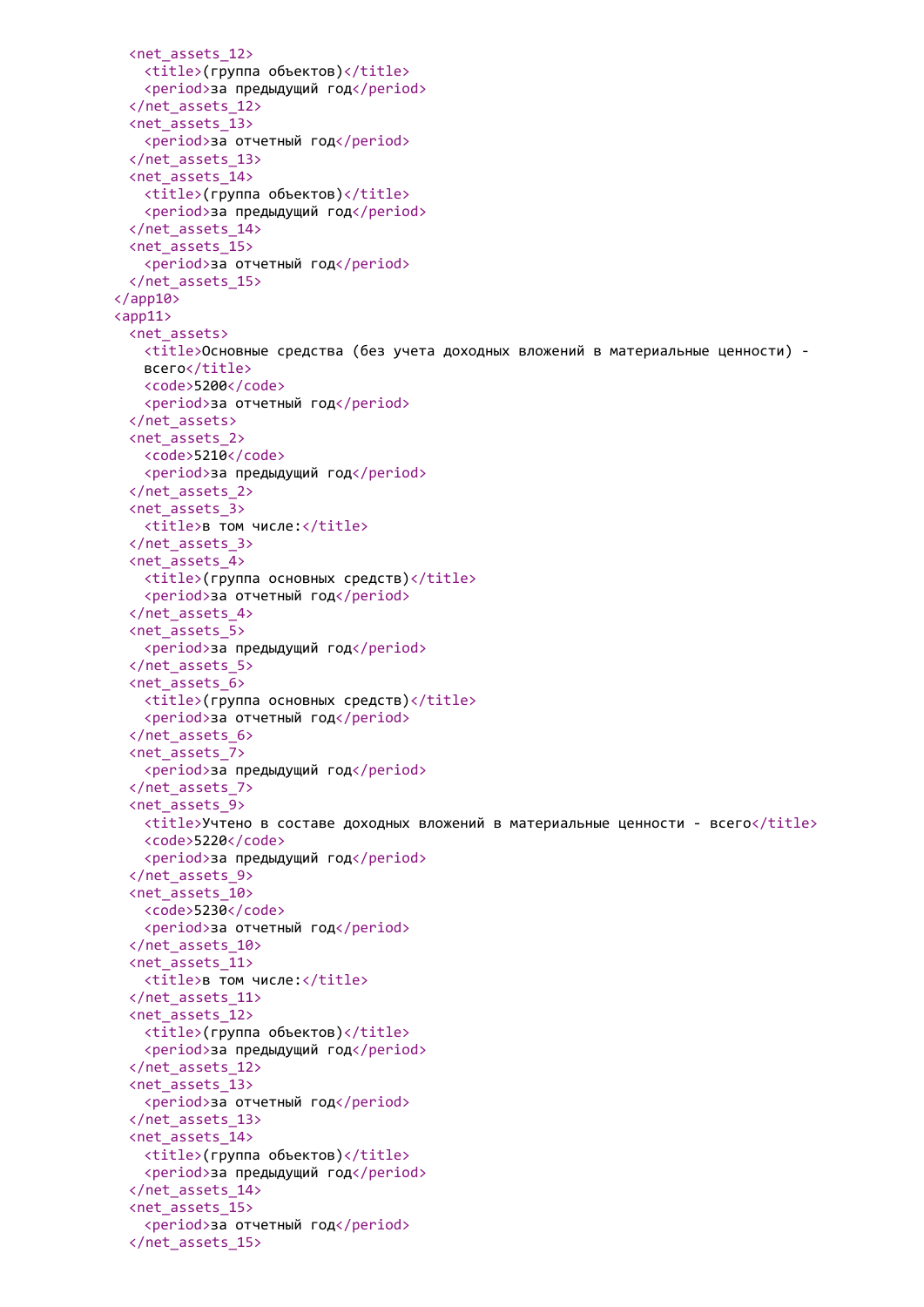```xml
    <net_assets_12>
      <title>(группа объектов)</title>
      <period>за предыдущий год</period>
    </net_assets_12>
    <net_assets_13>
      <period>за отчетный год</period>
    </net_assets_13>
    <net_assets_14>
      <title>(группа объектов)</title>
      <period>за предыдущий год</period>
    </net_assets_14>
    <net_assets_15>
      <period>за отчетный год</period>
    </net_assets_15>
  </app10>
  <app11>
    <net_assets>
      <title>Основные средства (без учета доходных вложений в материальные ценности) - всего</title>
      <code>5200</code>
      <period>за отчетный год</period>
    </net_assets>
    <net_assets_2>
      <code>5210</code>
      <period>за предыдущий год</period>
    </net_assets_2>
    <net_assets_3>
      <title>в том числе:</title>
    </net_assets_3>
    <net_assets_4>
      <title>(группа основных средств)</title>
      <period>за отчетный год</period>
    </net_assets_4>
    <net_assets_5>
      <period>за предыдущий год</period>
    </net_assets_5>
    <net_assets_6>
      <title>(группа основных средств)</title>
      <period>за отчетный год</period>
    </net_assets_6>
    <net_assets_7>
      <period>за предыдущий год</period>
    </net_assets_7>
    <net_assets_9>
      <title>Учтено в составе доходных вложений в материальные ценности - всего</title>
      <code>5220</code>
      <period>за предыдущий год</period>
    </net_assets_9>
    <net_assets_10>
      <code>5230</code>
      <period>за отчетный год</period>
    </net_assets_10>
    <net_assets_11>
      <title>в том числе:</title>
    </net_assets_11>
    <net_assets_12>
      <title>(группа объектов)</title>
      <period>за предыдущий год</period>
    </net_assets_12>
    <net_assets_13>
      <period>за отчетный год</period>
    </net_assets_13>
    <net_assets_14>
      <title>(группа объектов)</title>
      <period>за предыдущий год</period>
    </net_assets_14>
    <net_assets_15>
      <period>за отчетный год</period>
    </net_assets_15>
```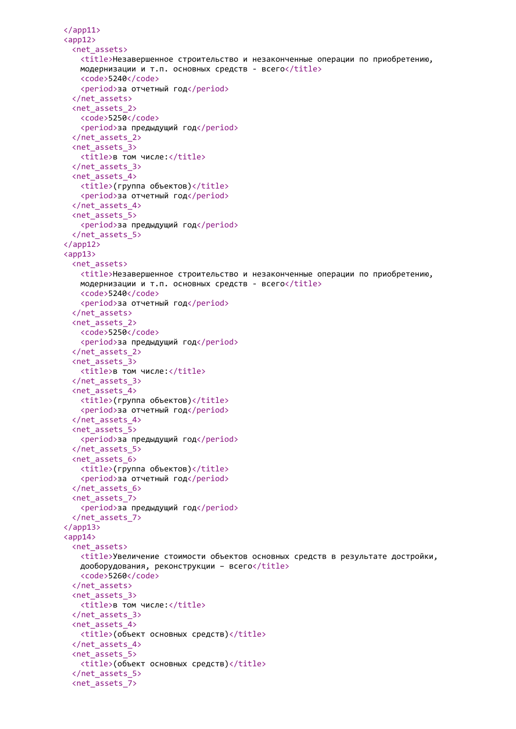```
</app11>
<app12>
  <net_assets>
    <title>Незавершенное строительство и незаконченные операции по приобретению,
    модернизации и т.п. основных средств - всего</title>
    <code>5240</code>
    <period>за отчетный год</period>
  </net_assets>
  <net_assets_2>
    <code>5250</code>
    <period>за предыдущий год</period>
  </net_assets_2>
  <net_assets_3>
    <title>в том числе:</title>
  </net_assets_3>
  <net_assets_4>
    <title>(группа объектов)</title>
    <period>за отчетный год</period>
  </net_assets_4>
  <net_assets_5>
    <period>за предыдущий год</period>
  </net_assets_5>
</app12>
<app13>
  <net_assets>
    <title>Незавершенное строительство и незаконченные операции по приобретению,
    модернизации и т.п. основных средств - всего</title>
    <code>5240</code>
    <period>за отчетный год</period>
  </net_assets>
  <net_assets_2>
    <code>5250</code>
    <period>за предыдущий год</period>
  </net_assets_2>
  <net_assets_3>
    <title>в том числе:</title>
  </net_assets_3>
  <net_assets_4>
    <title>(группа объектов)</title>
    <period>за отчетный год</period>
  </net_assets_4>
  <net_assets_5>
    <period>за предыдущий год</period>
  </net_assets_5>
  <net_assets_6>
    <title>(группа объектов)</title>
    <period>за отчетный год</period>
  </net_assets_6>
  <net_assets_7>
    <period>за предыдущий год</period>
  </net_assets_7>
</app13>
<app14>
  <net_assets>
    <title>Увеличение стоимости объектов основных средств в результате достройки,
    дооборудования, реконструкции – всего</title>
    <code>5260</code>
  </net_assets>
  <net_assets_3>
    <title>в том числе:</title>
  </net_assets_3>
  <net_assets_4>
    <title>(объект основных средств)</title>
  </net_assets_4>
  <net_assets_5>
    <title>(объект основных средств)</title>
  </net_assets_5>
  <net_assets_7>
```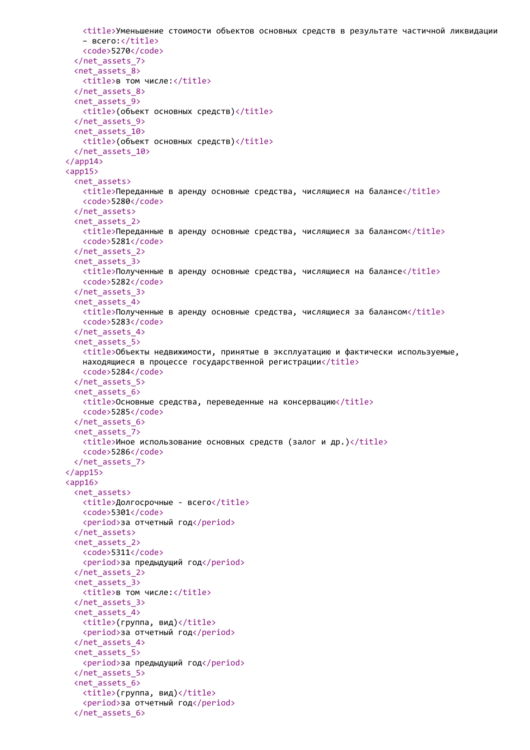```
      <title>Уменьшение стоимости объектов основных средств в результате частичной ликвидации
      - всего:</title>
      <code>5270</code>
    </net_assets_7>
    <net_assets_8>
      <title>в том числе:</title>
    </net_assets_8>
    <net_assets_9>
      <title>(объект основных средств)</title>
    </net_assets_9>
    <net_assets_10>
      <title>(объект основных средств)</title>
    </net_assets_10>
  </app14>
  <app15>
    <net_assets>
      <title>Переданные в аренду основные средства, числящиеся на балансе</title>
      <code>5280</code>
    </net_assets>
    <net_assets_2>
      <title>Переданные в аренду основные средства, числящиеся за балансом</title>
      <code>5281</code>
    </net_assets_2>
    <net_assets_3>
      <title>Полученные в аренду основные средства, числящиеся на балансе</title>
      <code>5282</code>
    </net_assets_3>
    <net_assets_4>
      <title>Полученные в аренду основные средства, числящиеся за балансом</title>
      <code>5283</code>
    </net_assets_4>
    <net_assets_5>
      <title>Объекты недвижимости, принятые в эксплуатацию и фактически используемые,
      находящиеся в процессе государственной регистрации</title>
      <code>5284</code>
    </net_assets_5>
    <net_assets_6>
      <title>Основные средства, переведенные на консервацию</title>
      <code>5285</code>
    </net_assets_6>
    <net_assets_7>
      <title>Иное использование основных средств (залог и др.)</title>
      <code>5286</code>
    </net_assets_7>
  </app15>
  <app16>
    <net_assets>
      <title>Долгосрочные - всего</title>
      <code>5301</code>
      <period>за отчетный год</period>
    </net_assets>
    <net_assets_2>
      <code>5311</code>
      <period>за предыдущий год</period>
    </net_assets_2>
    <net_assets_3>
      <title>в том числе:</title>
    </net_assets_3>
    <net_assets_4>
      <title>(группа, вид)</title>
      <period>за отчетный год</period>
    </net_assets_4>
    <net_assets_5>
      <period>за предыдущий год</period>
    </net_assets_5>
    <net_assets_6>
      <title>(группа, вид)</title>
      <period>за отчетный год</period>
    </net_assets_6>
```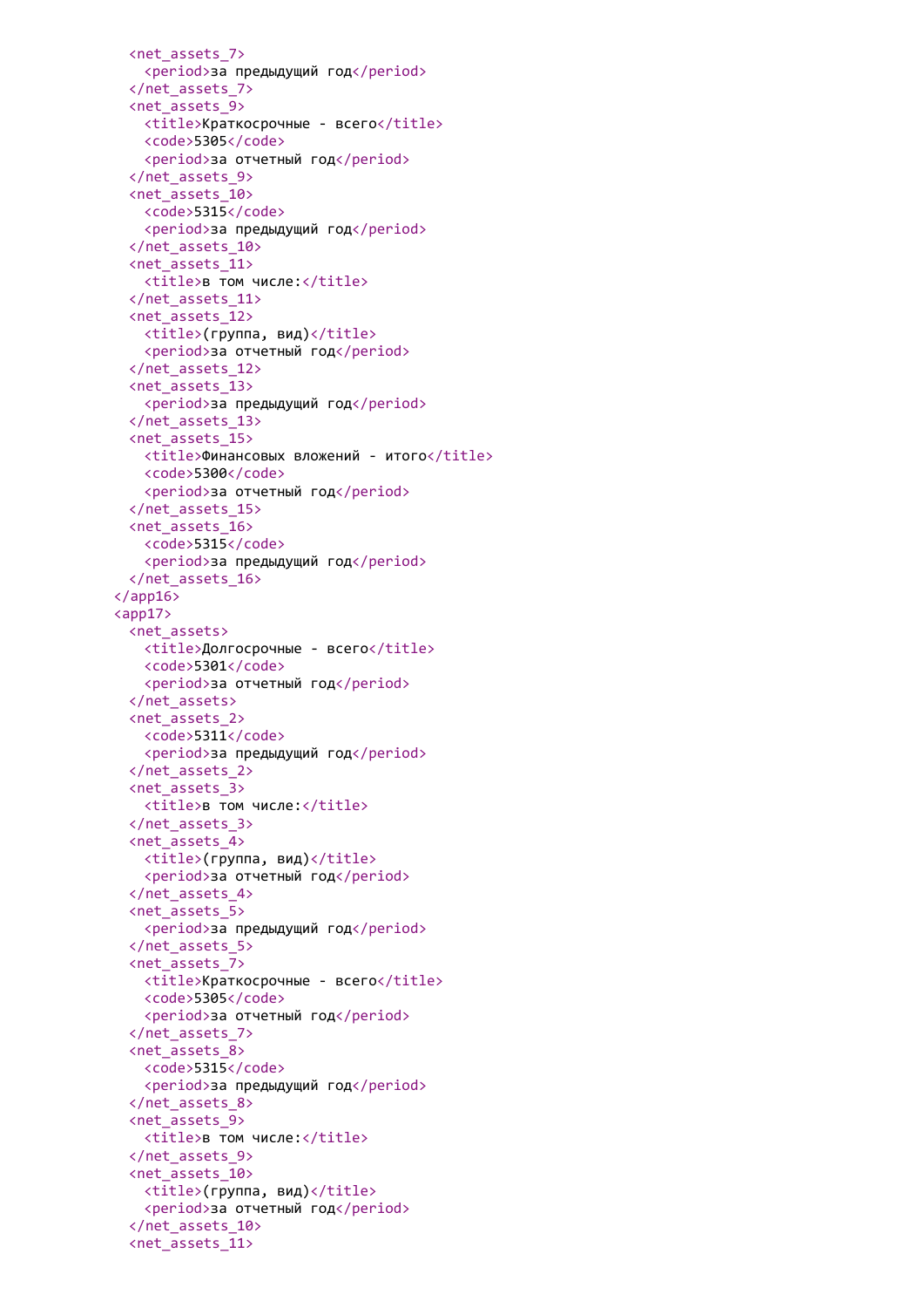```
    <net_assets_7>
      <period>за предыдущий год</period>
    </net_assets_7>
    <net_assets_9>
      <title>Краткосрочные - всего</title>
      <code>5305</code>
      <period>за отчетный год</period>
    </net_assets_9>
    <net_assets_10>
      <code>5315</code>
      <period>за предыдущий год</period>
    </net_assets_10>
    <net_assets_11>
      <title>в том числе:</title>
    </net_assets_11>
    <net_assets_12>
      <title>(группа, вид)</title>
      <period>за отчетный год</period>
    </net_assets_12>
    <net_assets_13>
      <period>за предыдущий год</period>
    </net_assets_13>
    <net_assets_15>
      <title>Финансовых вложений - итого</title>
      <code>5300</code>
      <period>за отчетный год</period>
    </net_assets_15>
    <net_assets_16>
      <code>5315</code>
      <period>за предыдущий год</period>
    </net_assets_16>
  </app16>
  <app17>
    <net_assets>
      <title>Долгосрочные - всего</title>
      <code>5301</code>
      <period>за отчетный год</period>
    </net_assets>
    <net_assets_2>
      <code>5311</code>
      <period>за предыдущий год</period>
    </net_assets_2>
    <net_assets_3>
      <title>в том числе:</title>
    </net_assets_3>
    <net_assets_4>
      <title>(группа, вид)</title>
      <period>за отчетный год</period>
    </net_assets_4>
    <net_assets_5>
      <period>за предыдущий год</period>
    </net_assets_5>
    <net_assets_7>
      <title>Краткосрочные - всего</title>
      <code>5305</code>
      <period>за отчетный год</period>
    </net_assets_7>
    <net_assets_8>
      <code>5315</code>
      <period>за предыдущий год</period>
    </net_assets_8>
    <net_assets_9>
      <title>в том числе:</title>
    </net_assets_9>
    <net_assets_10>
      <title>(группа, вид)</title>
      <period>за отчетный год</period>
    </net_assets_10>
    <net_assets_11>
```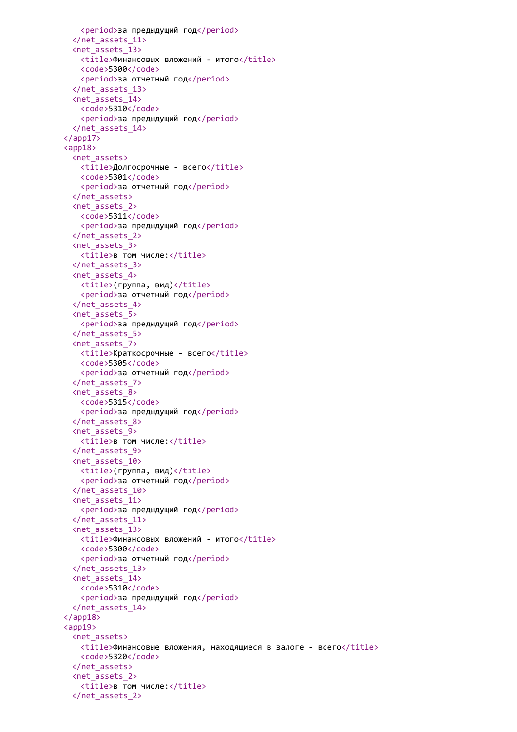```xml
        <period>за предыдущий год</period>
      </net_assets_11>
      <net_assets_13>
        <title>Финансовых вложений - итого</title>
        <code>5300</code>
        <period>за отчетный год</period>
      </net_assets_13>
      <net_assets_14>
        <code>5310</code>
        <period>за предыдущий год</period>
      </net_assets_14>
    </app17>
    <app18>
      <net_assets>
        <title>Долгосрочные - всего</title>
        <code>5301</code>
        <period>за отчетный год</period>
      </net_assets>
      <net_assets_2>
        <code>5311</code>
        <period>за предыдущий год</period>
      </net_assets_2>
      <net_assets_3>
        <title>в том числе:</title>
      </net_assets_3>
      <net_assets_4>
        <title>(группа, вид)</title>
        <period>за отчетный год</period>
      </net_assets_4>
      <net_assets_5>
        <period>за предыдущий год</period>
      </net_assets_5>
      <net_assets_7>
        <title>Краткосрочные - всего</title>
        <code>5305</code>
        <period>за отчетный год</period>
      </net_assets_7>
      <net_assets_8>
        <code>5315</code>
        <period>за предыдущий год</period>
      </net_assets_8>
      <net_assets_9>
        <title>в том числе:</title>
      </net_assets_9>
      <net_assets_10>
        <title>(группа, вид)</title>
        <period>за отчетный год</period>
      </net_assets_10>
      <net_assets_11>
        <period>за предыдущий год</period>
      </net_assets_11>
      <net_assets_13>
        <title>Финансовых вложений - итого</title>
        <code>5300</code>
        <period>за отчетный год</period>
      </net_assets_13>
      <net_assets_14>
        <code>5310</code>
        <period>за предыдущий год</period>
      </net_assets_14>
    </app18>
    <app19>
      <net_assets>
        <title>Финансовые вложения, находящиеся в залоге - всего</title>
        <code>5320</code>
      </net_assets>
      <net_assets_2>
        <title>в том числе:</title>
      </net_assets_2>
```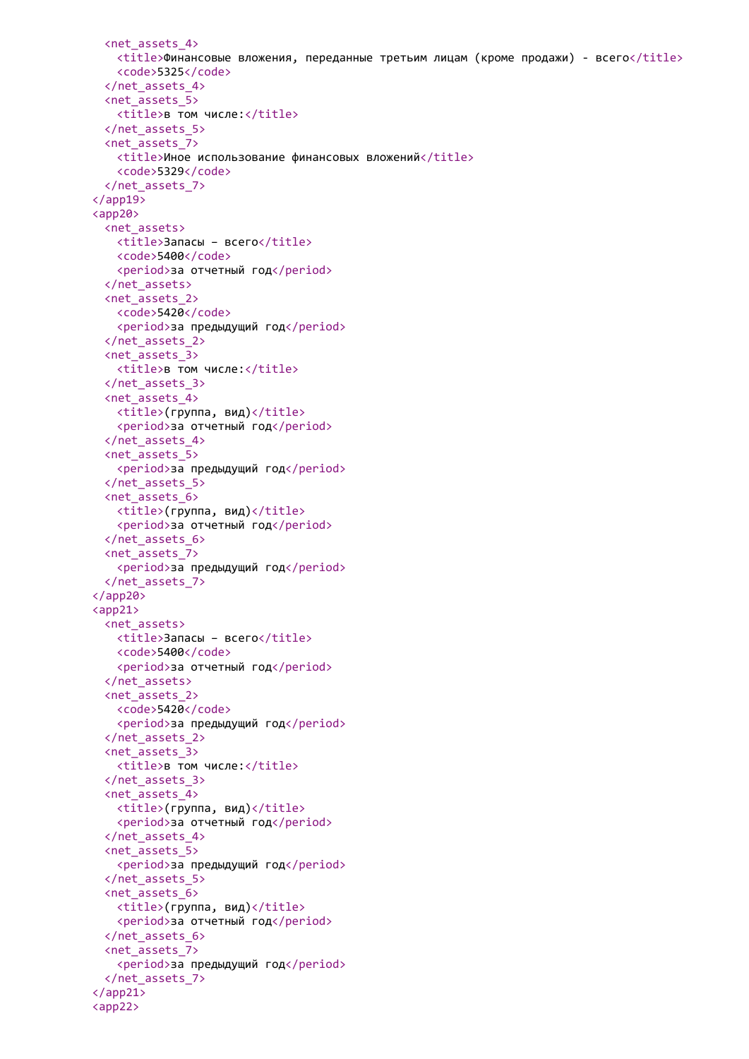```
    <net_assets_4>
      <title>Финансовые вложения, переданные третьим лицам (кроме продажи) - всего</title>
      <code>5325</code>
    </net_assets_4>
    <net_assets_5>
      <title>в том числе:</title>
    </net_assets_5>
    <net_assets_7>
      <title>Иное использование финансовых вложений</title>
      <code>5329</code>
    </net_assets_7>
  </app19>
  <app20>
    <net_assets>
      <title>Запасы – всего</title>
      <code>5400</code>
      <period>за отчетный год</period>
    </net_assets>
    <net_assets_2>
      <code>5420</code>
      <period>за предыдущий год</period>
    </net_assets_2>
    <net_assets_3>
      <title>в том числе:</title>
    </net_assets_3>
    <net_assets_4>
      <title>(группа, вид)</title>
      <period>за отчетный год</period>
    </net_assets_4>
    <net_assets_5>
      <period>за предыдущий год</period>
    </net_assets_5>
    <net_assets_6>
      <title>(группа, вид)</title>
      <period>за отчетный год</period>
    </net_assets_6>
    <net_assets_7>
      <period>за предыдущий год</period>
    </net_assets_7>
  </app20>
  <app21>
    <net_assets>
      <title>Запасы – всего</title>
      <code>5400</code>
      <period>за отчетный год</period>
    </net_assets>
    <net_assets_2>
      <code>5420</code>
      <period>за предыдущий год</period>
    </net_assets_2>
    <net_assets_3>
      <title>в том числе:</title>
    </net_assets_3>
    <net_assets_4>
      <title>(группа, вид)</title>
      <period>за отчетный год</period>
    </net_assets_4>
    <net_assets_5>
      <period>за предыдущий год</period>
    </net_assets_5>
    <net_assets_6>
      <title>(группа, вид)</title>
      <period>за отчетный год</period>
    </net_assets_6>
    <net_assets_7>
      <period>за предыдущий год</period>
    </net_assets_7>
  </app21>
  <app22>
```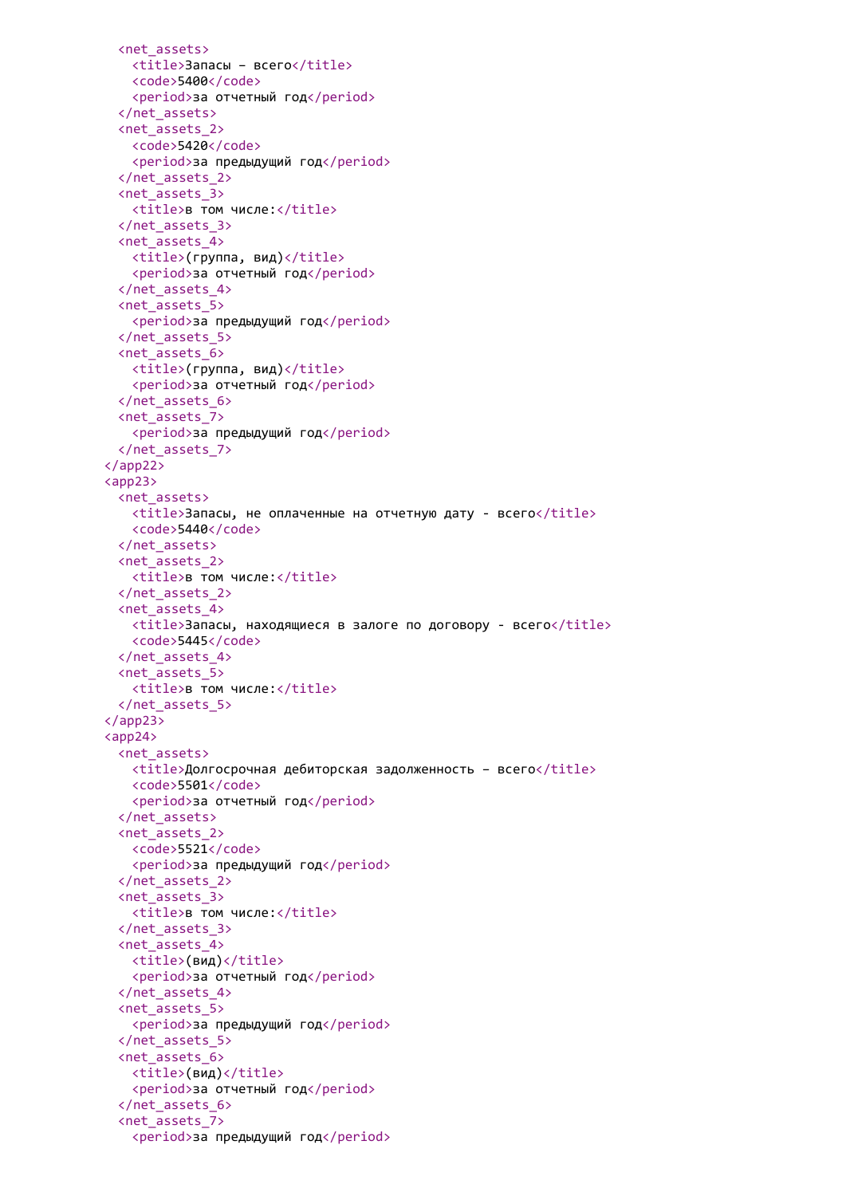```
  <net_assets>
    <title>Запасы – всего</title>
    <code>5400</code>
    <period>за отчетный год</period>
  </net_assets>
  <net_assets_2>
    <code>5420</code>
    <period>за предыдущий год</period>
  </net_assets_2>
  <net_assets_3>
    <title>в том числе:</title>
  </net_assets_3>
  <net_assets_4>
    <title>(группа, вид)</title>
    <period>за отчетный год</period>
  </net_assets_4>
  <net_assets_5>
    <period>за предыдущий год</period>
  </net_assets_5>
  <net_assets_6>
    <title>(группа, вид)</title>
    <period>за отчетный год</period>
  </net_assets_6>
  <net_assets_7>
    <period>за предыдущий год</period>
  </net_assets_7>
</app22>
<app23>
  <net_assets>
    <title>Запасы, не оплаченные на отчетную дату - всего</title>
    <code>5440</code>
  </net_assets>
  <net_assets_2>
    <title>в том числе:</title>
  </net_assets_2>
  <net_assets_4>
    <title>Запасы, находящиеся в залоге по договору - всего</title>
    <code>5445</code>
  </net_assets_4>
  <net_assets_5>
    <title>в том числе:</title>
  </net_assets_5>
</app23>
<app24>
  <net_assets>
    <title>Долгосрочная дебиторская задолженность – всего</title>
    <code>5501</code>
    <period>за отчетный год</period>
  </net_assets>
  <net_assets_2>
    <code>5521</code>
    <period>за предыдущий год</period>
  </net_assets_2>
  <net_assets_3>
    <title>в том числе:</title>
  </net_assets_3>
  <net_assets_4>
    <title>(вид)</title>
    <period>за отчетный год</period>
  </net_assets_4>
  <net_assets_5>
    <period>за предыдущий год</period>
  </net_assets_5>
  <net_assets_6>
    <title>(вид)</title>
    <period>за отчетный год</period>
  </net_assets_6>
  <net_assets_7>
    <period>за предыдущий год</period>
```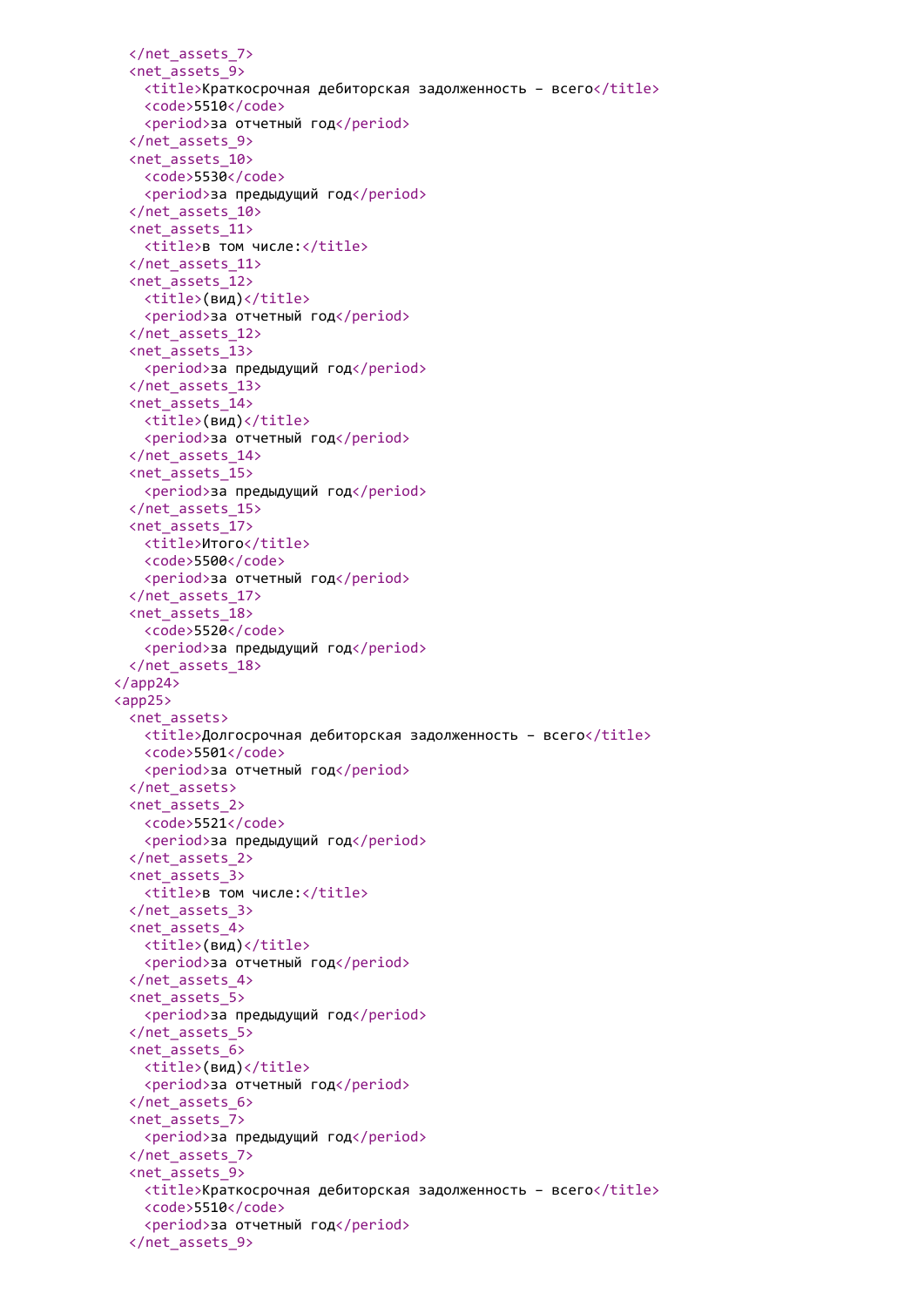```xml
    </net_assets_7>
    <net_assets_9>
      <title>Краткосрочная дебиторская задолженность – всего</title>
      <code>5510</code>
      <period>за отчетный год</period>
    </net_assets_9>
    <net_assets_10>
      <code>5530</code>
      <period>за предыдущий год</period>
    </net_assets_10>
    <net_assets_11>
      <title>в том числе:</title>
    </net_assets_11>
    <net_assets_12>
      <title>(вид)</title>
      <period>за отчетный год</period>
    </net_assets_12>
    <net_assets_13>
      <period>за предыдущий год</period>
    </net_assets_13>
    <net_assets_14>
      <title>(вид)</title>
      <period>за отчетный год</period>
    </net_assets_14>
    <net_assets_15>
      <period>за предыдущий год</period>
    </net_assets_15>
    <net_assets_17>
      <title>Итого</title>
      <code>5500</code>
      <period>за отчетный год</period>
    </net_assets_17>
    <net_assets_18>
      <code>5520</code>
      <period>за предыдущий год</period>
    </net_assets_18>
  </app24>
  <app25>
    <net_assets>
      <title>Долгосрочная дебиторская задолженность – всего</title>
      <code>5501</code>
      <period>за отчетный год</period>
    </net_assets>
    <net_assets_2>
      <code>5521</code>
      <period>за предыдущий год</period>
    </net_assets_2>
    <net_assets_3>
      <title>в том числе:</title>
    </net_assets_3>
    <net_assets_4>
      <title>(вид)</title>
      <period>за отчетный год</period>
    </net_assets_4>
    <net_assets_5>
      <period>за предыдущий год</period>
    </net_assets_5>
    <net_assets_6>
      <title>(вид)</title>
      <period>за отчетный год</period>
    </net_assets_6>
    <net_assets_7>
      <period>за предыдущий год</period>
    </net_assets_7>
    <net_assets_9>
      <title>Краткосрочная дебиторская задолженность – всего</title>
      <code>5510</code>
      <period>за отчетный год</period>
    </net_assets_9>
```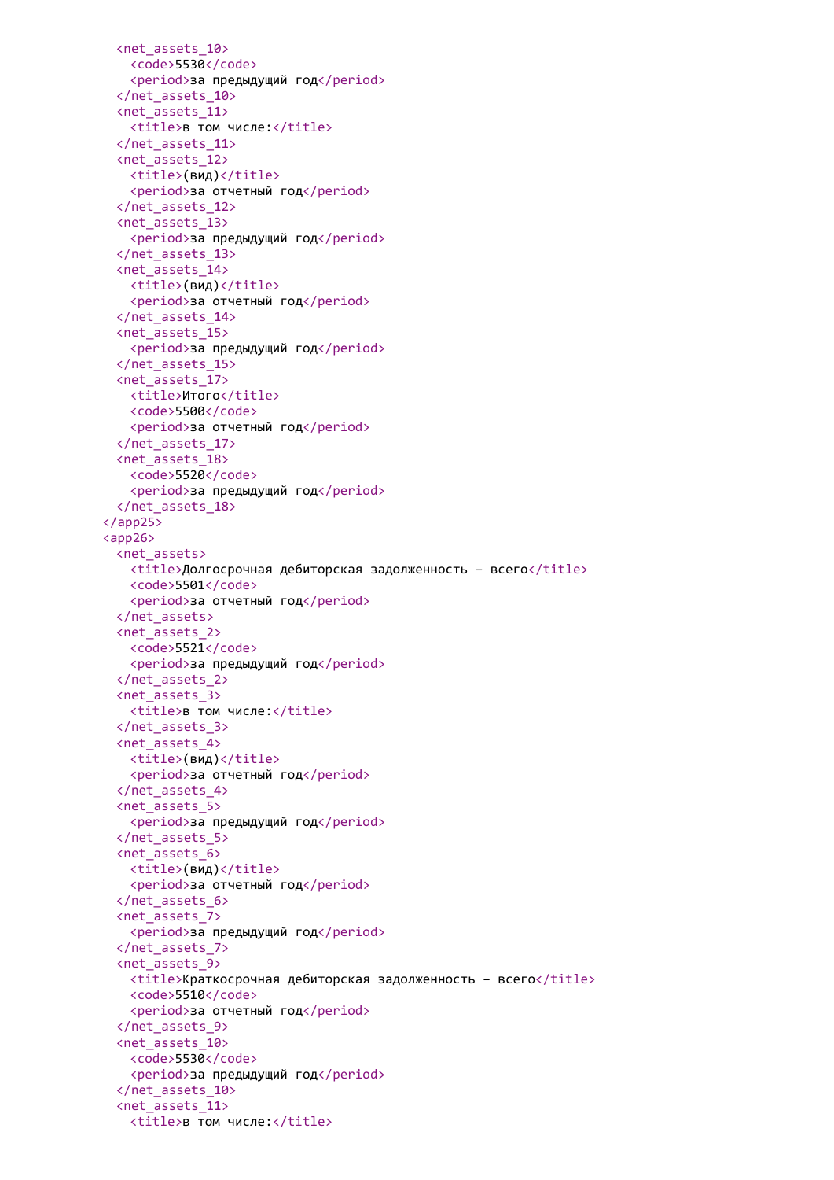```
    <net_assets_10>
      <code>5530</code>
      <period>за предыдущий год</period>
    </net_assets_10>
    <net_assets_11>
      <title>в том числе:</title>
    </net_assets_11>
    <net_assets_12>
      <title>(вид)</title>
      <period>за отчетный год</period>
    </net_assets_12>
    <net_assets_13>
      <period>за предыдущий год</period>
    </net_assets_13>
    <net_assets_14>
      <title>(вид)</title>
      <period>за отчетный год</period>
    </net_assets_14>
    <net_assets_15>
      <period>за предыдущий год</period>
    </net_assets_15>
    <net_assets_17>
      <title>Итого</title>
      <code>5500</code>
      <period>за отчетный год</period>
    </net_assets_17>
    <net_assets_18>
      <code>5520</code>
      <period>за предыдущий год</period>
    </net_assets_18>
  </app25>
  <app26>
    <net_assets>
      <title>Долгосрочная дебиторская задолженность – всего</title>
      <code>5501</code>
      <period>за отчетный год</period>
    </net_assets>
    <net_assets_2>
      <code>5521</code>
      <period>за предыдущий год</period>
    </net_assets_2>
    <net_assets_3>
      <title>в том числе:</title>
    </net_assets_3>
    <net_assets_4>
      <title>(вид)</title>
      <period>за отчетный год</period>
    </net_assets_4>
    <net_assets_5>
      <period>за предыдущий год</period>
    </net_assets_5>
    <net_assets_6>
      <title>(вид)</title>
      <period>за отчетный год</period>
    </net_assets_6>
    <net_assets_7>
      <period>за предыдущий год</period>
    </net_assets_7>
    <net_assets_9>
      <title>Краткосрочная дебиторская задолженность – всего</title>
      <code>5510</code>
      <period>за отчетный год</period>
    </net_assets_9>
    <net_assets_10>
      <code>5530</code>
      <period>за предыдущий год</period>
    </net_assets_10>
    <net_assets_11>
      <title>в том числе:</title>
```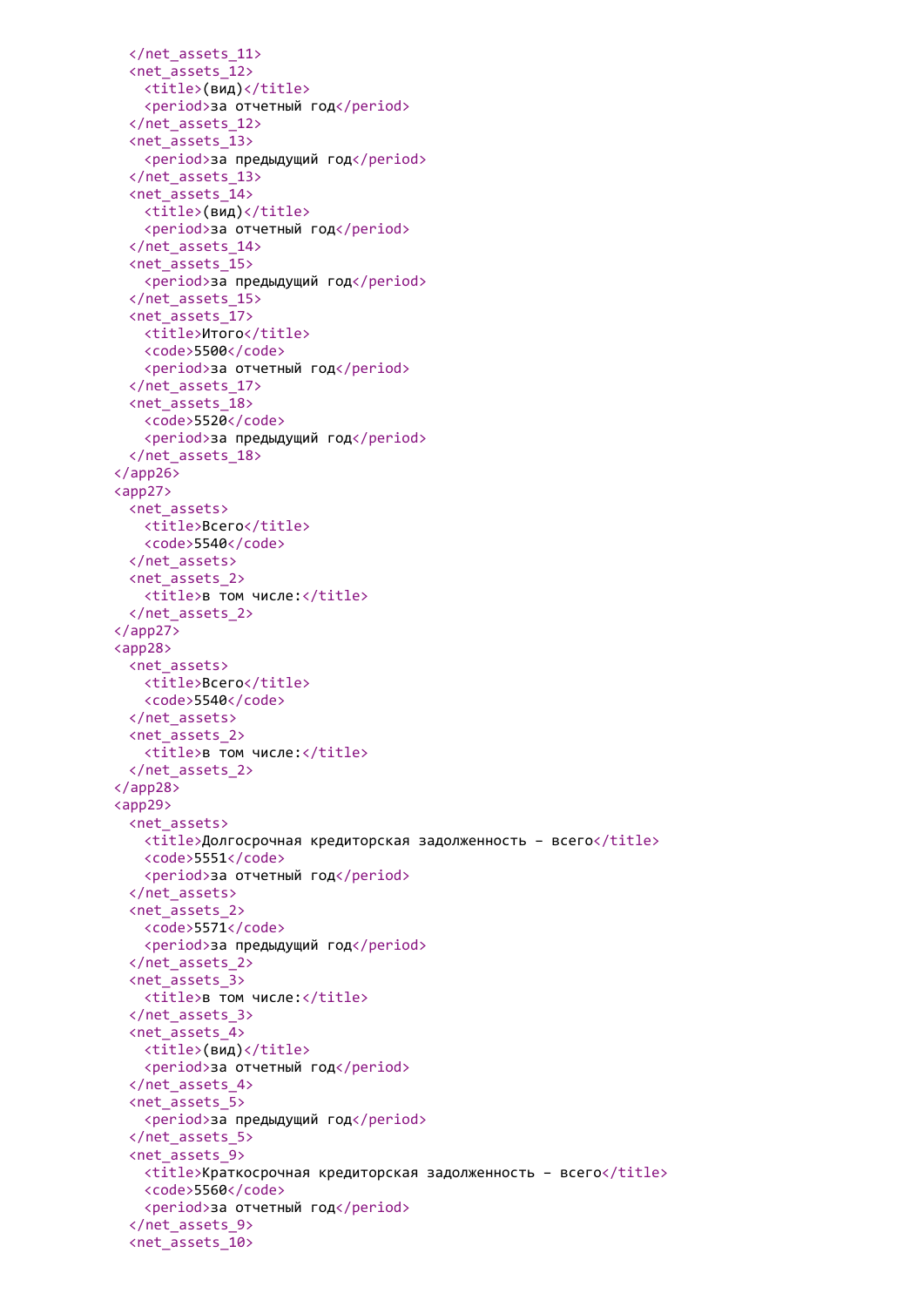```
    </net_assets_11>
    <net_assets_12>
      <title>(вид)</title>
      <period>за отчетный год</period>
    </net_assets_12>
    <net_assets_13>
      <period>за предыдущий год</period>
    </net_assets_13>
    <net_assets_14>
      <title>(вид)</title>
      <period>за отчетный год</period>
    </net_assets_14>
    <net_assets_15>
      <period>за предыдущий год</period>
    </net_assets_15>
    <net_assets_17>
      <title>Итого</title>
      <code>5500</code>
      <period>за отчетный год</period>
    </net_assets_17>
    <net_assets_18>
      <code>5520</code>
      <period>за предыдущий год</period>
    </net_assets_18>
  </app26>
  <app27>
    <net_assets>
      <title>Всего</title>
      <code>5540</code>
    </net_assets>
    <net_assets_2>
      <title>в том числе:</title>
    </net_assets_2>
  </app27>
  <app28>
    <net_assets>
      <title>Всего</title>
      <code>5540</code>
    </net_assets>
    <net_assets_2>
      <title>в том числе:</title>
    </net_assets_2>
  </app28>
  <app29>
    <net_assets>
      <title>Долгосрочная кредиторская задолженность – всего</title>
      <code>5551</code>
      <period>за отчетный год</period>
    </net_assets>
    <net_assets_2>
      <code>5571</code>
      <period>за предыдущий год</period>
    </net_assets_2>
    <net_assets_3>
      <title>в том числе:</title>
    </net_assets_3>
    <net_assets_4>
      <title>(вид)</title>
      <period>за отчетный год</period>
    </net_assets_4>
    <net_assets_5>
      <period>за предыдущий год</period>
    </net_assets_5>
    <net_assets_9>
      <title>Краткосрочная кредиторская задолженность – всего</title>
      <code>5560</code>
      <period>за отчетный год</period>
    </net_assets_9>
    <net_assets_10>
```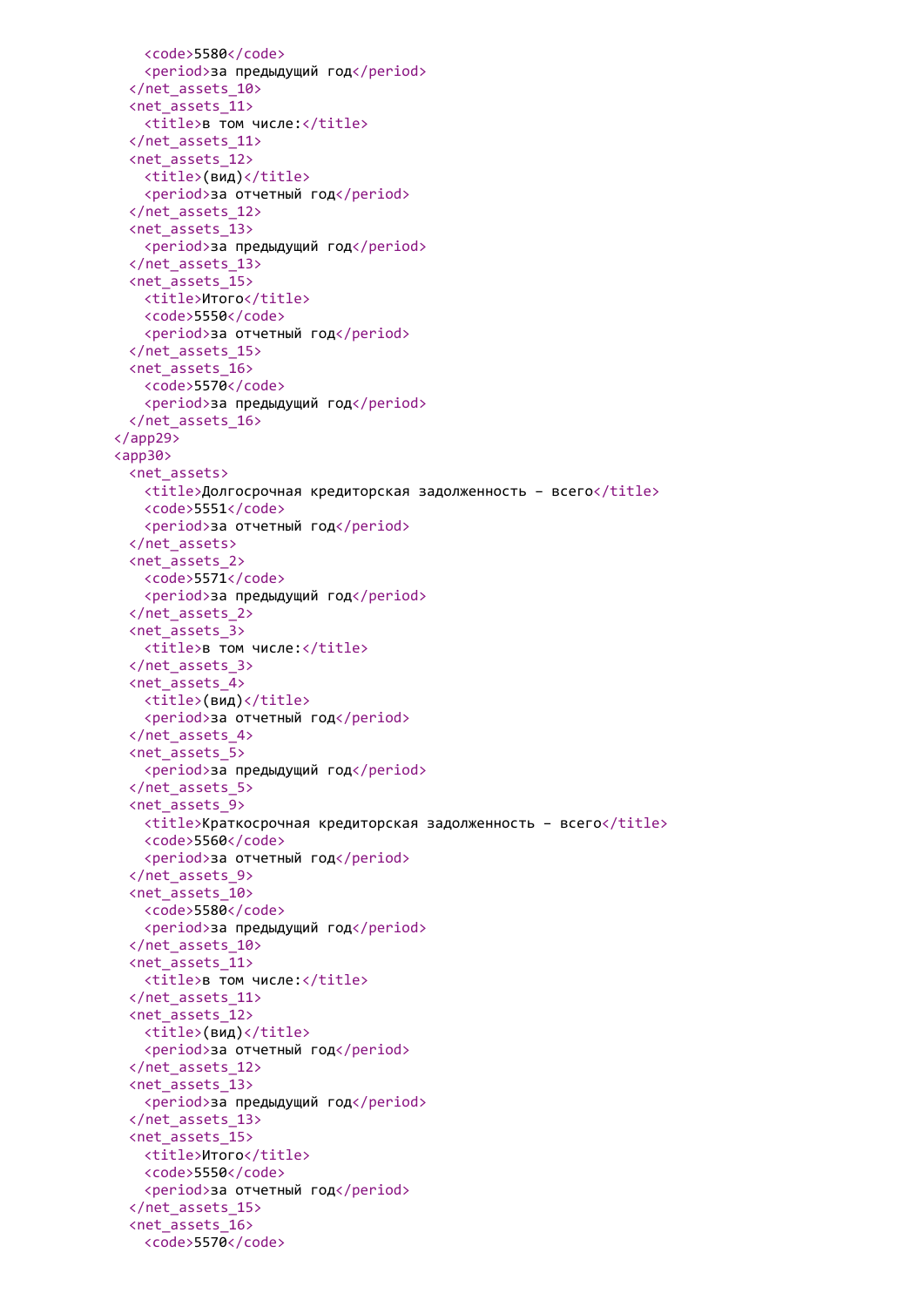```xml
      <code>5580</code>
      <period>за предыдущий год</period>
    </net_assets_10>
    <net_assets_11>
      <title>в том числе:</title>
    </net_assets_11>
    <net_assets_12>
      <title>(вид)</title>
      <period>за отчетный год</period>
    </net_assets_12>
    <net_assets_13>
      <period>за предыдущий год</period>
    </net_assets_13>
    <net_assets_15>
      <title>Итого</title>
      <code>5550</code>
      <period>за отчетный год</period>
    </net_assets_15>
    <net_assets_16>
      <code>5570</code>
      <period>за предыдущий год</period>
    </net_assets_16>
  </app29>
  <app30>
    <net_assets>
      <title>Долгосрочная кредиторская задолженность – всего</title>
      <code>5551</code>
      <period>за отчетный год</period>
    </net_assets>
    <net_assets_2>
      <code>5571</code>
      <period>за предыдущий год</period>
    </net_assets_2>
    <net_assets_3>
      <title>в том числе:</title>
    </net_assets_3>
    <net_assets_4>
      <title>(вид)</title>
      <period>за отчетный год</period>
    </net_assets_4>
    <net_assets_5>
      <period>за предыдущий год</period>
    </net_assets_5>
    <net_assets_9>
      <title>Краткосрочная кредиторская задолженность – всего</title>
      <code>5560</code>
      <period>за отчетный год</period>
    </net_assets_9>
    <net_assets_10>
      <code>5580</code>
      <period>за предыдущий год</period>
    </net_assets_10>
    <net_assets_11>
      <title>в том числе:</title>
    </net_assets_11>
    <net_assets_12>
      <title>(вид)</title>
      <period>за отчетный год</period>
    </net_assets_12>
    <net_assets_13>
      <period>за предыдущий год</period>
    </net_assets_13>
    <net_assets_15>
      <title>Итого</title>
      <code>5550</code>
      <period>за отчетный год</period>
    </net_assets_15>
    <net_assets_16>
      <code>5570</code>
```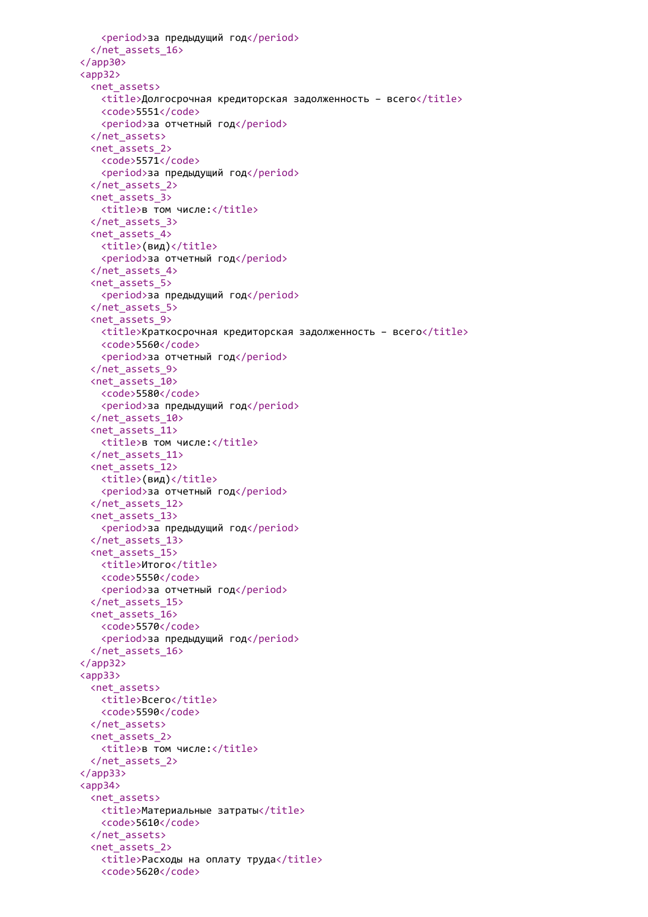```xml
      <period>за предыдущий год</period>
    </net_assets_16>
  </app30>
  <app32>
    <net_assets>
      <title>Долгосрочная кредиторская задолженность – всего</title>
      <code>5551</code>
      <period>за отчетный год</period>
    </net_assets>
    <net_assets_2>
      <code>5571</code>
      <period>за предыдущий год</period>
    </net_assets_2>
    <net_assets_3>
      <title>в том числе:</title>
    </net_assets_3>
    <net_assets_4>
      <title>(вид)</title>
      <period>за отчетный год</period>
    </net_assets_4>
    <net_assets_5>
      <period>за предыдущий год</period>
    </net_assets_5>
    <net_assets_9>
      <title>Краткосрочная кредиторская задолженность – всего</title>
      <code>5560</code>
      <period>за отчетный год</period>
    </net_assets_9>
    <net_assets_10>
      <code>5580</code>
      <period>за предыдущий год</period>
    </net_assets_10>
    <net_assets_11>
      <title>в том числе:</title>
    </net_assets_11>
    <net_assets_12>
      <title>(вид)</title>
      <period>за отчетный год</period>
    </net_assets_12>
    <net_assets_13>
      <period>за предыдущий год</period>
    </net_assets_13>
    <net_assets_15>
      <title>Итого</title>
      <code>5550</code>
      <period>за отчетный год</period>
    </net_assets_15>
    <net_assets_16>
      <code>5570</code>
      <period>за предыдущий год</period>
    </net_assets_16>
  </app32>
  <app33>
    <net_assets>
      <title>Всего</title>
      <code>5590</code>
    </net_assets>
    <net_assets_2>
      <title>в том числе:</title>
    </net_assets_2>
  </app33>
  <app34>
    <net_assets>
      <title>Материальные затраты</title>
      <code>5610</code>
    </net_assets>
    <net_assets_2>
      <title>Расходы на оплату труда</title>
      <code>5620</code>
```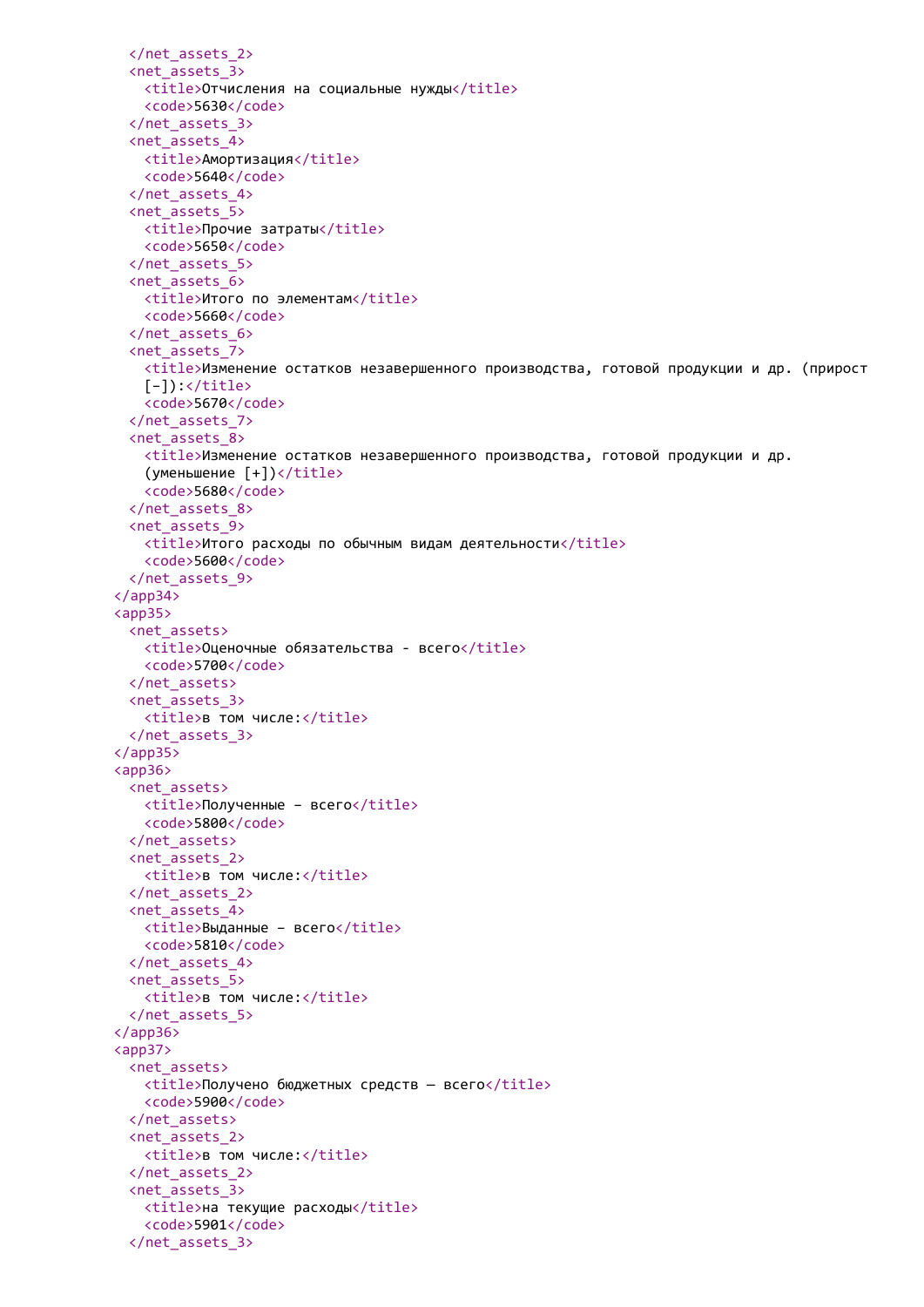```
    </net_assets_2>
    <net_assets_3>
      <title>Отчисления на социальные нужды</title>
      <code>5630</code>
    </net_assets_3>
    <net_assets_4>
      <title>Амортизация</title>
      <code>5640</code>
    </net_assets_4>
    <net_assets_5>
      <title>Прочие затраты</title>
      <code>5650</code>
    </net_assets_5>
    <net_assets_6>
      <title>Итого по элементам</title>
      <code>5660</code>
    </net_assets_6>
    <net_assets_7>
      <title>Изменение остатков незавершенного производства, готовой продукции и др. (прирост
      [-]):</title>
      <code>5670</code>
    </net_assets_7>
    <net_assets_8>
      <title>Изменение остатков незавершенного производства, готовой продукции и др.
      (уменьшение [+])</title>
      <code>5680</code>
    </net_assets_8>
    <net_assets_9>
      <title>Итого расходы по обычным видам деятельности</title>
      <code>5600</code>
    </net_assets_9>
  </app34>
  <app35>
    <net_assets>
      <title>Оценочные обязательства - всего</title>
      <code>5700</code>
    </net_assets>
    <net_assets_3>
      <title>в том числе:</title>
    </net_assets_3>
  </app35>
  <app36>
    <net_assets>
      <title>Полученные – всего</title>
      <code>5800</code>
    </net_assets>
    <net_assets_2>
      <title>в том числе:</title>
    </net_assets_2>
    <net_assets_4>
      <title>Выданные – всего</title>
      <code>5810</code>
    </net_assets_4>
    <net_assets_5>
      <title>в том числе:</title>
    </net_assets_5>
  </app36>
  <app37>
    <net_assets>
      <title>Получено бюджетных средств — всего</title>
      <code>5900</code>
    </net_assets>
    <net_assets_2>
      <title>в том числе:</title>
    </net_assets_2>
    <net_assets_3>
      <title>на текущие расходы</title>
      <code>5901</code>
    </net_assets_3>
```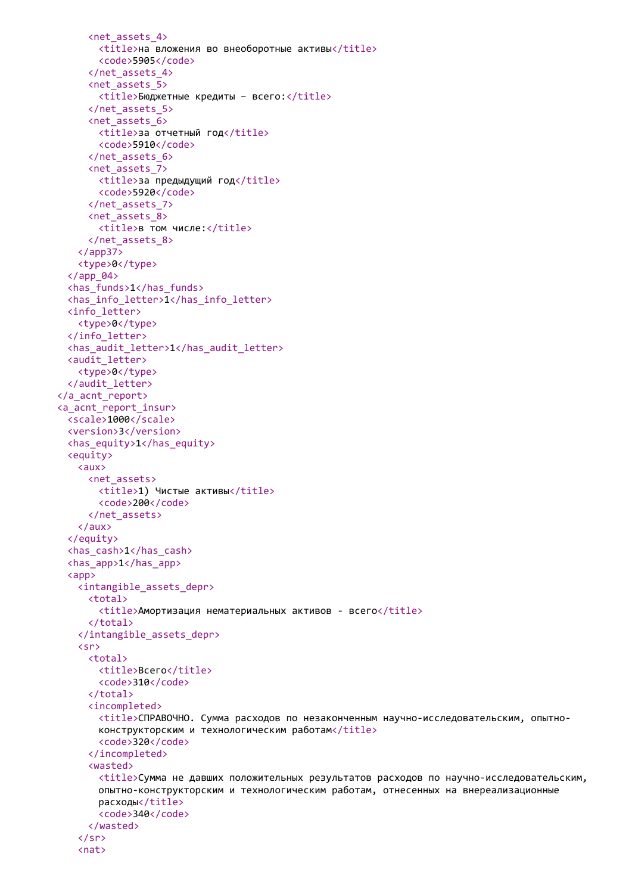```
        <net_assets_4>
          <title>на вложения во внеоборотные активы</title>
          <code>5905</code>
        </net_assets_4>
        <net_assets_5>
          <title>Бюджетные кредиты – всего:</title>
        </net_assets_5>
        <net_assets_6>
          <title>за отчетный год</title>
          <code>5910</code>
        </net_assets_6>
        <net_assets_7>
          <title>за предыдущий год</title>
          <code>5920</code>
        </net_assets_7>
        <net_assets_8>
          <title>в том числе:</title>
        </net_assets_8>
      </app37>
      <type>0</type>
    </app_04>
    <has_funds>1</has_funds>
    <has_info_letter>1</has_info_letter>
    <info_letter>
      <type>0</type>
    </info_letter>
    <has_audit_letter>1</has_audit_letter>
    <audit_letter>
      <type>0</type>
    </audit_letter>
  </a_acnt_report>
  <a_acnt_report_insur>
    <scale>1000</scale>
    <version>3</version>
    <has_equity>1</has_equity>
    <equity>
      <aux>
        <net_assets>
          <title>1) Чистые активы</title>
          <code>200</code>
        </net_assets>
      </aux>
    </equity>
    <has_cash>1</has_cash>
    <has_app>1</has_app>
    <app>
      <intangible_assets_depr>
        <total>
          <title>Амортизация нематериальных активов - всего</title>
        </total>
      </intangible_assets_depr>
      <sr>
        <total>
          <title>Всего</title>
          <code>310</code>
        </total>
        <incompleted>
          <title>СПРАВОЧНО. Сумма расходов по незаконченным научно-исследовательским, опытно-
          конструкторским и технологическим работам</title>
          <code>320</code>
        </incompleted>
        <wasted>
          <title>Сумма не давших положительных результатов расходов по научно-исследовательским,
          опытно-конструкторским и технологическим работам, отнесенных на внереализационные
          расходы</title>
          <code>340</code>
        </wasted>
      </sr>
      <nat>
```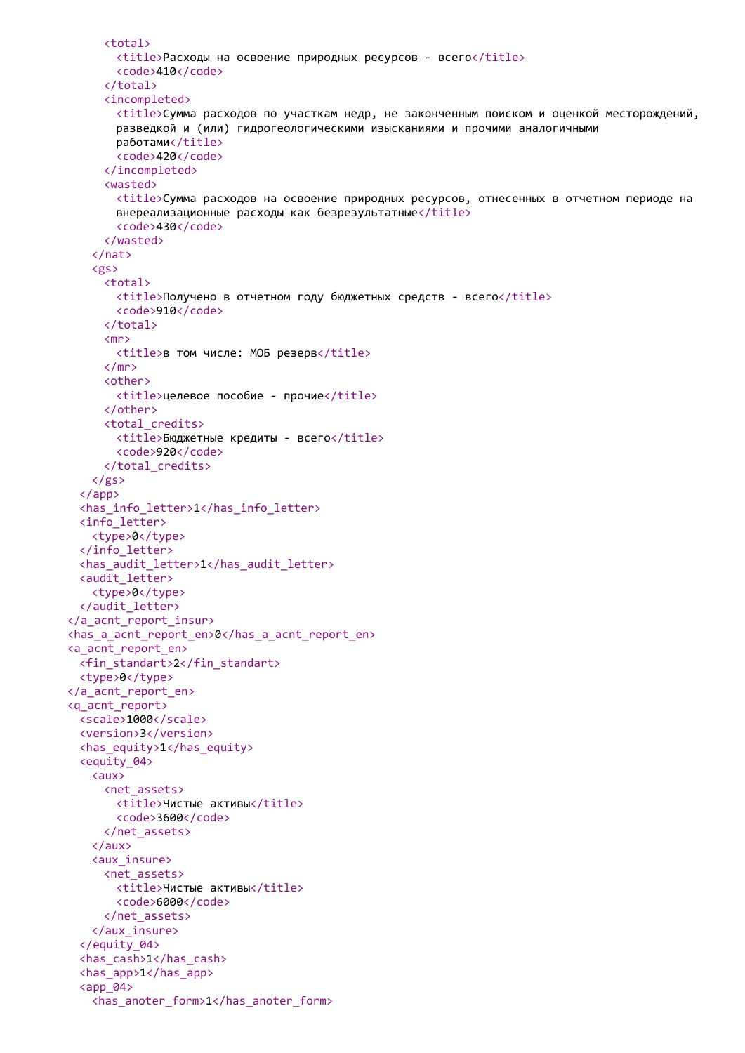```xml
        <total>
          <title>Расходы на освоение природных ресурсов - всего</title>
          <code>410</code>
        </total>
        <incompleted>
          <title>Сумма расходов по участкам недр, не законченным поиском и оценкой месторождений,
          разведкой и (или) гидрогеологическими изысканиями и прочими аналогичными
          работами</title>
          <code>420</code>
        </incompleted>
        <wasted>
          <title>Сумма расходов на освоение природных ресурсов, отнесенных в отчетном периоде на
          внереализационные расходы как безрезультатные</title>
          <code>430</code>
        </wasted>
      </nat>
      <gs>
        <total>
          <title>Получено в отчетном году бюджетных средств - всего</title>
          <code>910</code>
        </total>
        <mr>
          <title>в том числе: МОБ резерв</title>
        </mr>
        <other>
          <title>целевое пособие - прочие</title>
        </other>
        <total_credits>
          <title>Бюджетные кредиты - всего</title>
          <code>920</code>
        </total_credits>
      </gs>
    </app>
    <has_info_letter>1</has_info_letter>
    <info_letter>
      <type>0</type>
    </info_letter>
    <has_audit_letter>1</has_audit_letter>
    <audit_letter>
      <type>0</type>
    </audit_letter>
  </a_acnt_report_insur>
  <has_a_acnt_report_en>0</has_a_acnt_report_en>
  <a_acnt_report_en>
    <fin_standart>2</fin_standart>
    <type>0</type>
  </a_acnt_report_en>
  <q_acnt_report>
    <scale>1000</scale>
    <version>3</version>
    <has_equity>1</has_equity>
    <equity_04>
      <aux>
        <net_assets>
          <title>Чистые активы</title>
          <code>3600</code>
        </net_assets>
      </aux>
      <aux_insure>
        <net_assets>
          <title>Чистые активы</title>
          <code>6000</code>
        </net_assets>
      </aux_insure>
    </equity_04>
    <has_cash>1</has_cash>
    <has_app>1</has_app>
    <app_04>
      <has_anoter_form>1</has_anoter_form>
```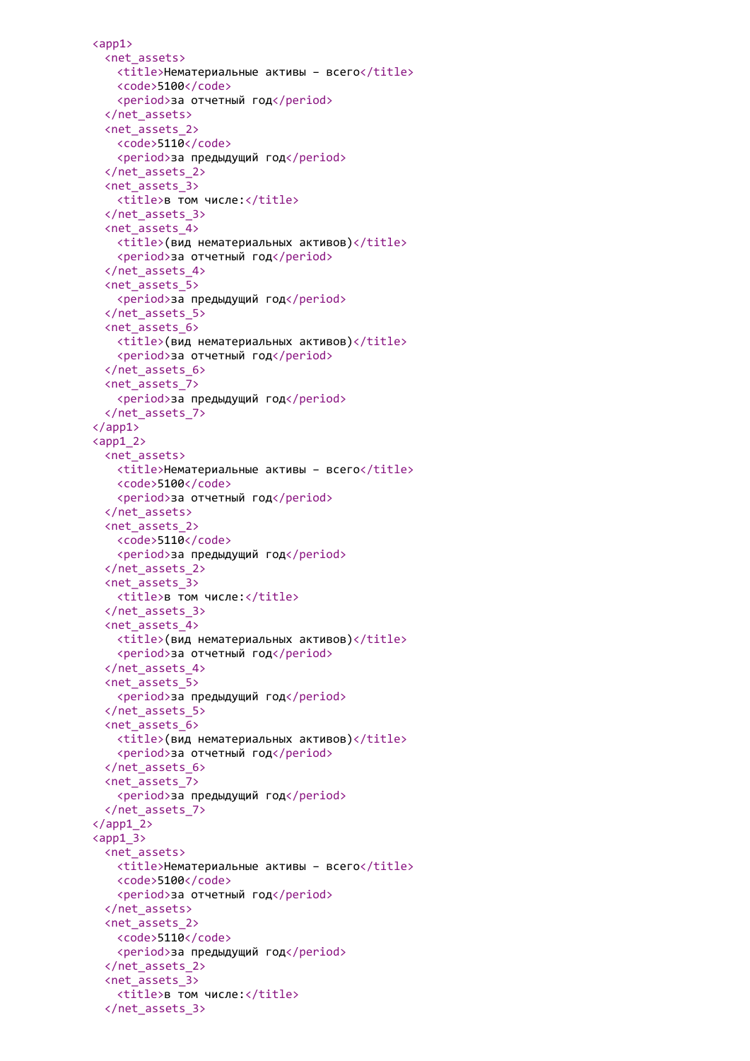```
<app1>
  <net_assets>
    <title>Нематериальные активы – всего</title>
    <code>5100</code>
    <period>за отчетный год</period>
  </net_assets>
  <net_assets_2>
    <code>5110</code>
    <period>за предыдущий год</period>
  </net_assets_2>
  <net_assets_3>
    <title>в том числе:</title>
  </net_assets_3>
  <net_assets_4>
    <title>(вид нематериальных активов)</title>
    <period>за отчетный год</period>
  </net_assets_4>
  <net_assets_5>
    <period>за предыдущий год</period>
  </net_assets_5>
  <net_assets_6>
    <title>(вид нематериальных активов)</title>
    <period>за отчетный год</period>
  </net_assets_6>
  <net_assets_7>
    <period>за предыдущий год</period>
  </net_assets_7>
</app1>
<app1_2>
  <net_assets>
    <title>Нематериальные активы – всего</title>
    <code>5100</code>
    <period>за отчетный год</period>
  </net_assets>
  <net_assets_2>
    <code>5110</code>
    <period>за предыдущий год</period>
  </net_assets_2>
  <net_assets_3>
    <title>в том числе:</title>
  </net_assets_3>
  <net_assets_4>
    <title>(вид нематериальных активов)</title>
    <period>за отчетный год</period>
  </net_assets_4>
  <net_assets_5>
    <period>за предыдущий год</period>
  </net_assets_5>
  <net_assets_6>
    <title>(вид нематериальных активов)</title>
    <period>за отчетный год</period>
  </net_assets_6>
  <net_assets_7>
    <period>за предыдущий год</period>
  </net_assets_7>
</app1_2>
<app1_3>
  <net_assets>
    <title>Нематериальные активы – всего</title>
    <code>5100</code>
    <period>за отчетный год</period>
  </net_assets>
  <net_assets_2>
    <code>5110</code>
    <period>за предыдущий год</period>
  </net_assets_2>
  <net_assets_3>
    <title>в том числе:</title>
  </net_assets_3>
```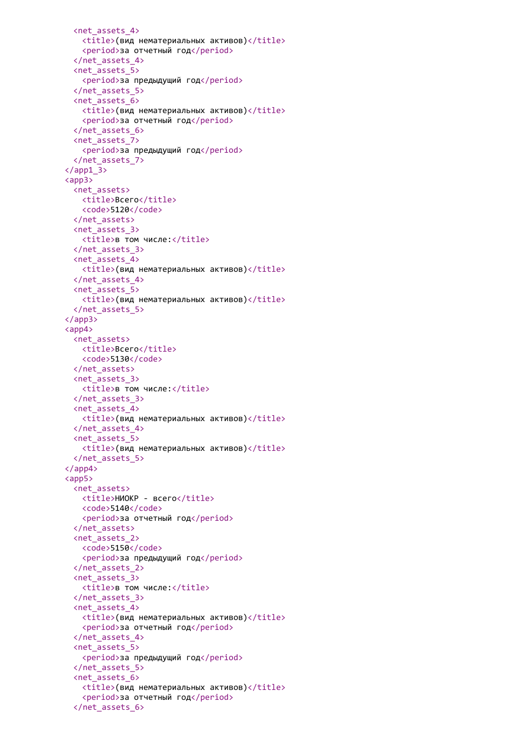```
    <net_assets_4>
      <title>(вид нематериальных активов)</title>
      <period>за отчетный год</period>
    </net_assets_4>
    <net_assets_5>
      <period>за предыдущий год</period>
    </net_assets_5>
    <net_assets_6>
      <title>(вид нематериальных активов)</title>
      <period>за отчетный год</period>
    </net_assets_6>
    <net_assets_7>
      <period>за предыдущий год</period>
    </net_assets_7>
  </app1_3>
  <app3>
    <net_assets>
      <title>Всего</title>
      <code>5120</code>
    </net_assets>
    <net_assets_3>
      <title>в том числе:</title>
    </net_assets_3>
    <net_assets_4>
      <title>(вид нематериальных активов)</title>
    </net_assets_4>
    <net_assets_5>
      <title>(вид нематериальных активов)</title>
    </net_assets_5>
  </app3>
  <app4>
    <net_assets>
      <title>Всего</title>
      <code>5130</code>
    </net_assets>
    <net_assets_3>
      <title>в том числе:</title>
    </net_assets_3>
    <net_assets_4>
      <title>(вид нематериальных активов)</title>
    </net_assets_4>
    <net_assets_5>
      <title>(вид нематериальных активов)</title>
    </net_assets_5>
  </app4>
  <app5>
    <net_assets>
      <title>НИОКР - всего</title>
      <code>5140</code>
      <period>за отчетный год</period>
    </net_assets>
    <net_assets_2>
      <code>5150</code>
      <period>за предыдущий год</period>
    </net_assets_2>
    <net_assets_3>
      <title>в том числе:</title>
    </net_assets_3>
    <net_assets_4>
      <title>(вид нематериальных активов)</title>
      <period>за отчетный год</period>
    </net_assets_4>
    <net_assets_5>
      <period>за предыдущий год</period>
    </net_assets_5>
    <net_assets_6>
      <title>(вид нематериальных активов)</title>
      <period>за отчетный год</period>
    </net_assets_6>
```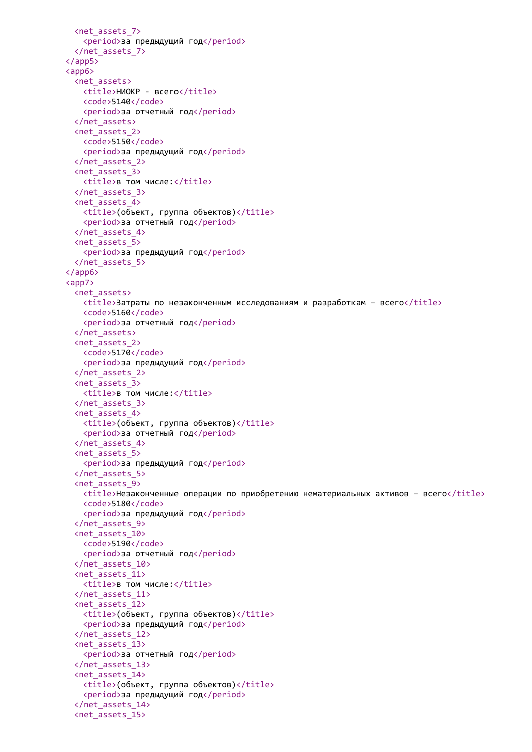```xml
      <net_assets_7>
        <period>за предыдущий год</period>
      </net_assets_7>
    </app5>
    <app6>
      <net_assets>
        <title>НИОКР - всего</title>
        <code>5140</code>
        <period>за отчетный год</period>
      </net_assets>
      <net_assets_2>
        <code>5150</code>
        <period>за предыдущий год</period>
      </net_assets_2>
      <net_assets_3>
        <title>в том числе:</title>
      </net_assets_3>
      <net_assets_4>
        <title>(объект, группа объектов)</title>
        <period>за отчетный год</period>
      </net_assets_4>
      <net_assets_5>
        <period>за предыдущий год</period>
      </net_assets_5>
    </app6>
    <app7>
      <net_assets>
        <title>Затраты по незаконченным исследованиям и разработкам – всего</title>
        <code>5160</code>
        <period>за отчетный год</period>
      </net_assets>
      <net_assets_2>
        <code>5170</code>
        <period>за предыдущий год</period>
      </net_assets_2>
      <net_assets_3>
        <title>в том числе:</title>
      </net_assets_3>
      <net_assets_4>
        <title>(объект, группа объектов)</title>
        <period>за отчетный год</period>
      </net_assets_4>
      <net_assets_5>
        <period>за предыдущий год</period>
      </net_assets_5>
      <net_assets_9>
        <title>Незаконченные операции по приобретению нематериальных активов – всего</title>
        <code>5180</code>
        <period>за предыдущий год</period>
      </net_assets_9>
      <net_assets_10>
        <code>5190</code>
        <period>за отчетный год</period>
      </net_assets_10>
      <net_assets_11>
        <title>в том числе:</title>
      </net_assets_11>
      <net_assets_12>
        <title>(объект, группа объектов)</title>
        <period>за предыдущий год</period>
      </net_assets_12>
      <net_assets_13>
        <period>за отчетный год</period>
      </net_assets_13>
      <net_assets_14>
        <title>(объект, группа объектов)</title>
        <period>за предыдущий год</period>
      </net_assets_14>
      <net_assets_15>
```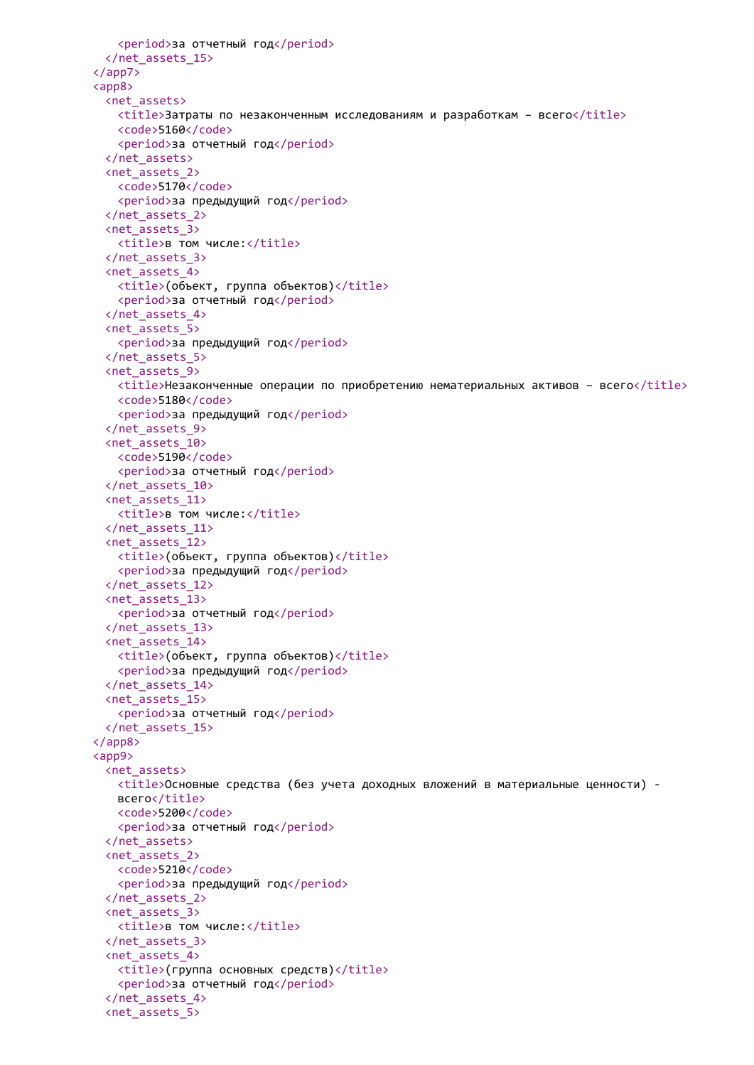```xml
      <period>за отчетный год</period>
    </net_assets_15>
  </app7>
  <app8>
    <net_assets>
      <title>Затраты по незаконченным исследованиям и разработкам – всего</title>
      <code>5160</code>
      <period>за отчетный год</period>
    </net_assets>
    <net_assets_2>
      <code>5170</code>
      <period>за предыдущий год</period>
    </net_assets_2>
    <net_assets_3>
      <title>в том числе:</title>
    </net_assets_3>
    <net_assets_4>
      <title>(объект, группа объектов)</title>
      <period>за отчетный год</period>
    </net_assets_4>
    <net_assets_5>
      <period>за предыдущий год</period>
    </net_assets_5>
    <net_assets_9>
      <title>Незаконченные операции по приобретению нематериальных активов – всего</title>
      <code>5180</code>
      <period>за предыдущий год</period>
    </net_assets_9>
    <net_assets_10>
      <code>5190</code>
      <period>за отчетный год</period>
    </net_assets_10>
    <net_assets_11>
      <title>в том числе:</title>
    </net_assets_11>
    <net_assets_12>
      <title>(объект, группа объектов)</title>
      <period>за предыдущий год</period>
    </net_assets_12>
    <net_assets_13>
      <period>за отчетный год</period>
    </net_assets_13>
    <net_assets_14>
      <title>(объект, группа объектов)</title>
      <period>за предыдущий год</period>
    </net_assets_14>
    <net_assets_15>
      <period>за отчетный год</period>
    </net_assets_15>
  </app8>
  <app9>
    <net_assets>
      <title>Основные средства (без учета доходных вложений в материальные ценности) -
      всего</title>
      <code>5200</code>
      <period>за отчетный год</period>
    </net_assets>
    <net_assets_2>
      <code>5210</code>
      <period>за предыдущий год</period>
    </net_assets_2>
    <net_assets_3>
      <title>в том числе:</title>
    </net_assets_3>
    <net_assets_4>
      <title>(группа основных средств)</title>
      <period>за отчетный год</period>
    </net_assets_4>
    <net_assets_5>
```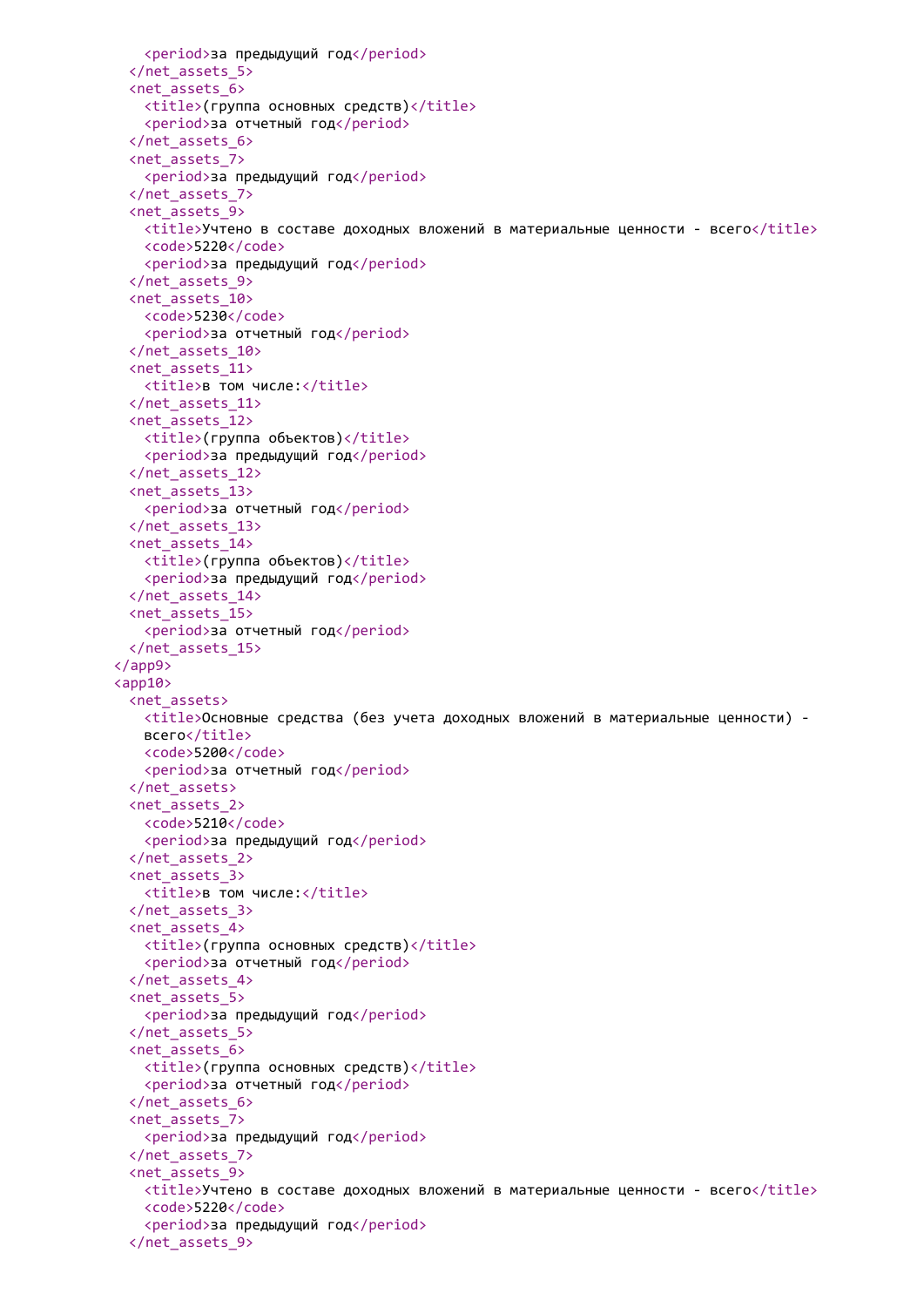```xml
      <period>за предыдущий год</period>
    </net_assets_5>
    <net_assets_6>
      <title>(группа основных средств)</title>
      <period>за отчетный год</period>
    </net_assets_6>
    <net_assets_7>
      <period>за предыдущий год</period>
    </net_assets_7>
    <net_assets_9>
      <title>Учтено в составе доходных вложений в материальные ценности - всего</title>
      <code>5220</code>
      <period>за предыдущий год</period>
    </net_assets_9>
    <net_assets_10>
      <code>5230</code>
      <period>за отчетный год</period>
    </net_assets_10>
    <net_assets_11>
      <title>в том числе:</title>
    </net_assets_11>
    <net_assets_12>
      <title>(группа объектов)</title>
      <period>за предыдущий год</period>
    </net_assets_12>
    <net_assets_13>
      <period>за отчетный год</period>
    </net_assets_13>
    <net_assets_14>
      <title>(группа объектов)</title>
      <period>за предыдущий год</period>
    </net_assets_14>
    <net_assets_15>
      <period>за отчетный год</period>
    </net_assets_15>
  </app9>
  <app10>
    <net_assets>
      <title>Основные средства (без учета доходных вложений в материальные ценности) -
      всего</title>
      <code>5200</code>
      <period>за отчетный год</period>
    </net_assets>
    <net_assets_2>
      <code>5210</code>
      <period>за предыдущий год</period>
    </net_assets_2>
    <net_assets_3>
      <title>в том числе:</title>
    </net_assets_3>
    <net_assets_4>
      <title>(группа основных средств)</title>
      <period>за отчетный год</period>
    </net_assets_4>
    <net_assets_5>
      <period>за предыдущий год</period>
    </net_assets_5>
    <net_assets_6>
      <title>(группа основных средств)</title>
      <period>за отчетный год</period>
    </net_assets_6>
    <net_assets_7>
      <period>за предыдущий год</period>
    </net_assets_7>
    <net_assets_9>
      <title>Учтено в составе доходных вложений в материальные ценности - всего</title>
      <code>5220</code>
      <period>за предыдущий год</period>
    </net_assets_9>
```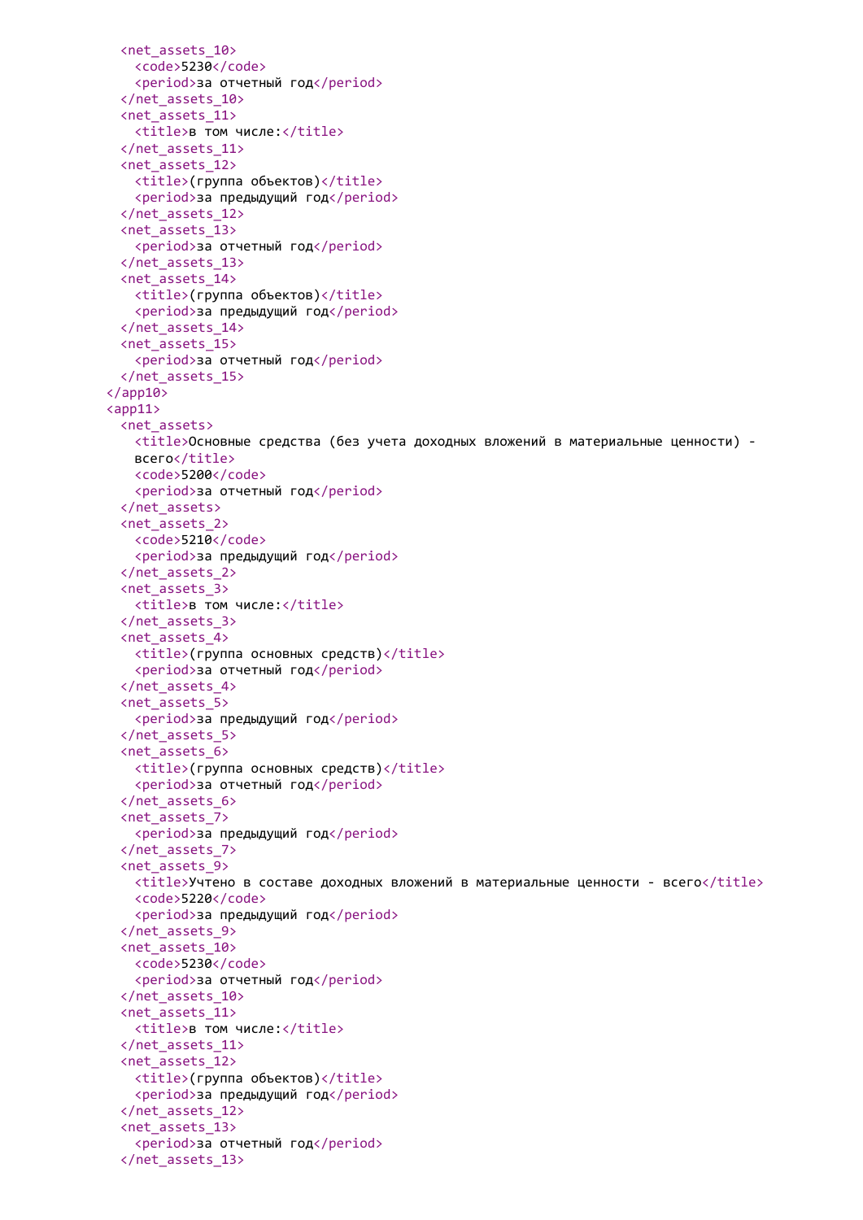```
    <net_assets_10>
      <code>5230</code>
      <period>за отчетный год</period>
    </net_assets_10>
    <net_assets_11>
      <title>в том числе:</title>
    </net_assets_11>
    <net_assets_12>
      <title>(группа объектов)</title>
      <period>за предыдущий год</period>
    </net_assets_12>
    <net_assets_13>
      <period>за отчетный год</period>
    </net_assets_13>
    <net_assets_14>
      <title>(группа объектов)</title>
      <period>за предыдущий год</period>
    </net_assets_14>
    <net_assets_15>
      <period>за отчетный год</period>
    </net_assets_15>
  </app10>
  <app11>
    <net_assets>
      <title>Основные средства (без учета доходных вложений в материальные ценности) -
      всего</title>
      <code>5200</code>
      <period>за отчетный год</period>
    </net_assets>
    <net_assets_2>
      <code>5210</code>
      <period>за предыдущий год</period>
    </net_assets_2>
    <net_assets_3>
      <title>в том числе:</title>
    </net_assets_3>
    <net_assets_4>
      <title>(группа основных средств)</title>
      <period>за отчетный год</period>
    </net_assets_4>
    <net_assets_5>
      <period>за предыдущий год</period>
    </net_assets_5>
    <net_assets_6>
      <title>(группа основных средств)</title>
      <period>за отчетный год</period>
    </net_assets_6>
    <net_assets_7>
      <period>за предыдущий год</period>
    </net_assets_7>
    <net_assets_9>
      <title>Учтено в составе доходных вложений в материальные ценности - всего</title>
      <code>5220</code>
      <period>за предыдущий год</period>
    </net_assets_9>
    <net_assets_10>
      <code>5230</code>
      <period>за отчетный год</period>
    </net_assets_10>
    <net_assets_11>
      <title>в том числе:</title>
    </net_assets_11>
    <net_assets_12>
      <title>(группа объектов)</title>
      <period>за предыдущий год</period>
    </net_assets_12>
    <net_assets_13>
      <period>за отчетный год</period>
    </net_assets_13>
```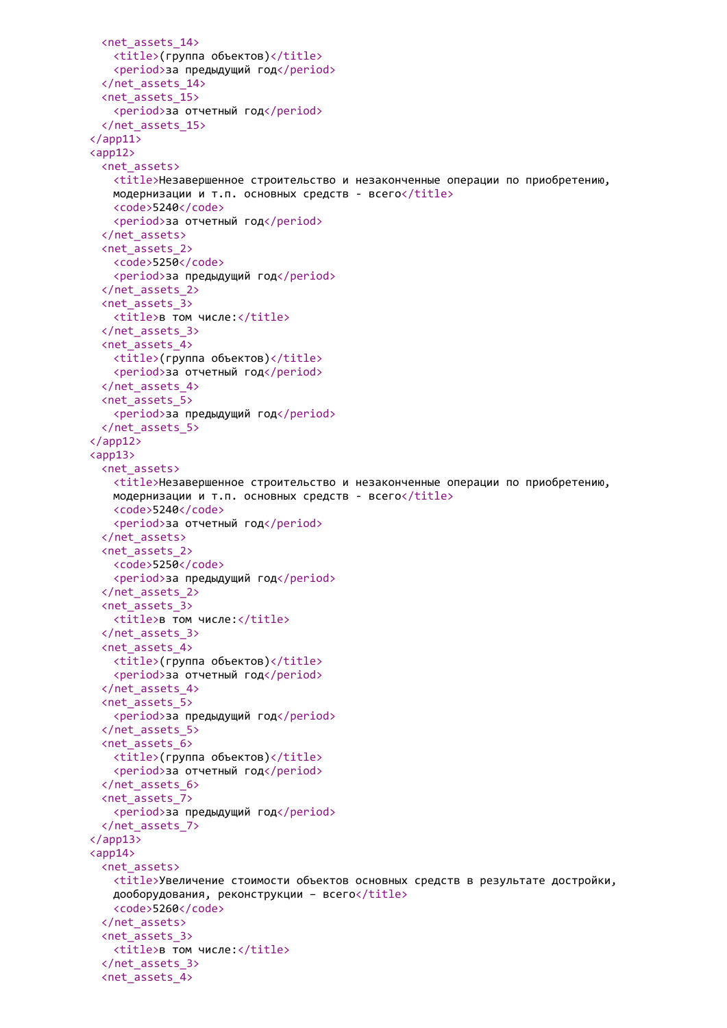```xml
    <net_assets_14>
      <title>(группа объектов)</title>
      <period>за предыдущий год</period>
    </net_assets_14>
    <net_assets_15>
      <period>за отчетный год</period>
    </net_assets_15>
  </app11>
  <app12>
    <net_assets>
      <title>Незавершенное строительство и незаконченные операции по приобретению,
      модернизации и т.п. основных средств - всего</title>
      <code>5240</code>
      <period>за отчетный год</period>
    </net_assets>
    <net_assets_2>
      <code>5250</code>
      <period>за предыдущий год</period>
    </net_assets_2>
    <net_assets_3>
      <title>в том числе:</title>
    </net_assets_3>
    <net_assets_4>
      <title>(группа объектов)</title>
      <period>за отчетный год</period>
    </net_assets_4>
    <net_assets_5>
      <period>за предыдущий год</period>
    </net_assets_5>
  </app12>
  <app13>
    <net_assets>
      <title>Незавершенное строительство и незаконченные операции по приобретению,
      модернизации и т.п. основных средств - всего</title>
      <code>5240</code>
      <period>за отчетный год</period>
    </net_assets>
    <net_assets_2>
      <code>5250</code>
      <period>за предыдущий год</period>
    </net_assets_2>
    <net_assets_3>
      <title>в том числе:</title>
    </net_assets_3>
    <net_assets_4>
      <title>(группа объектов)</title>
      <period>за отчетный год</period>
    </net_assets_4>
    <net_assets_5>
      <period>за предыдущий год</period>
    </net_assets_5>
    <net_assets_6>
      <title>(группа объектов)</title>
      <period>за отчетный год</period>
    </net_assets_6>
    <net_assets_7>
      <period>за предыдущий год</period>
    </net_assets_7>
  </app13>
  <app14>
    <net_assets>
      <title>Увеличение стоимости объектов основных средств в результате достройки,
      дооборудования, реконструкции – всего</title>
      <code>5260</code>
    </net_assets>
    <net_assets_3>
      <title>в том числе:</title>
    </net_assets_3>
    <net_assets_4>
```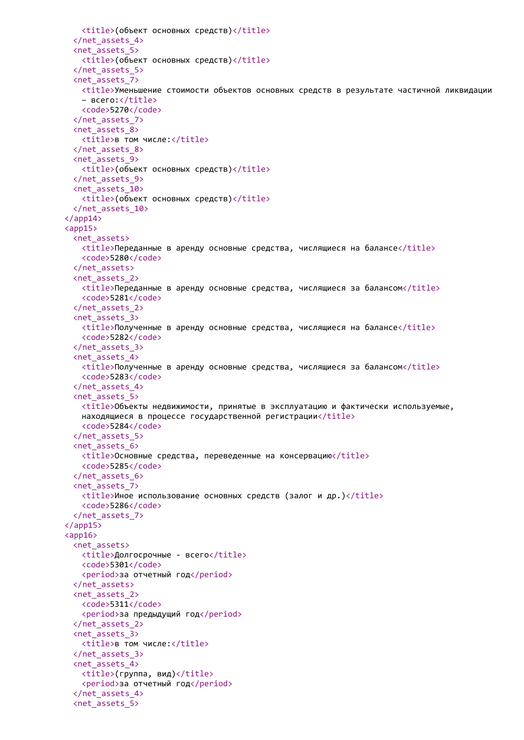```xml
      <title>(объект основных средств)</title>
    </net_assets_4>
    <net_assets_5>
      <title>(объект основных средств)</title>
    </net_assets_5>
    <net_assets_7>
      <title>Уменьшение стоимости объектов основных средств в результате частичной ликвидации
      – всего:</title>
      <code>5270</code>
    </net_assets_7>
    <net_assets_8>
      <title>в том числе:</title>
    </net_assets_8>
    <net_assets_9>
      <title>(объект основных средств)</title>
    </net_assets_9>
    <net_assets_10>
      <title>(объект основных средств)</title>
    </net_assets_10>
  </app14>
  <app15>
    <net_assets>
      <title>Переданные в аренду основные средства, числящиеся на балансе</title>
      <code>5280</code>
    </net_assets>
    <net_assets_2>
      <title>Переданные в аренду основные средства, числящиеся за балансом</title>
      <code>5281</code>
    </net_assets_2>
    <net_assets_3>
      <title>Полученные в аренду основные средства, числящиеся на балансе</title>
      <code>5282</code>
    </net_assets_3>
    <net_assets_4>
      <title>Полученные в аренду основные средства, числящиеся за балансом</title>
      <code>5283</code>
    </net_assets_4>
    <net_assets_5>
      <title>Объекты недвижимости, принятые в эксплуатацию и фактически используемые,
      находящиеся в процессе государственной регистрации</title>
      <code>5284</code>
    </net_assets_5>
    <net_assets_6>
      <title>Основные средства, переведенные на консервацию</title>
      <code>5285</code>
    </net_assets_6>
    <net_assets_7>
      <title>Иное использование основных средств (залог и др.)</title>
      <code>5286</code>
    </net_assets_7>
  </app15>
  <app16>
    <net_assets>
      <title>Долгосрочные - всего</title>
      <code>5301</code>
      <period>за отчетный год</period>
    </net_assets>
    <net_assets_2>
      <code>5311</code>
      <period>за предыдущий год</period>
    </net_assets_2>
    <net_assets_3>
      <title>в том числе:</title>
    </net_assets_3>
    <net_assets_4>
      <title>(группа, вид)</title>
      <period>за отчетный год</period>
    </net_assets_4>
    <net_assets_5>
```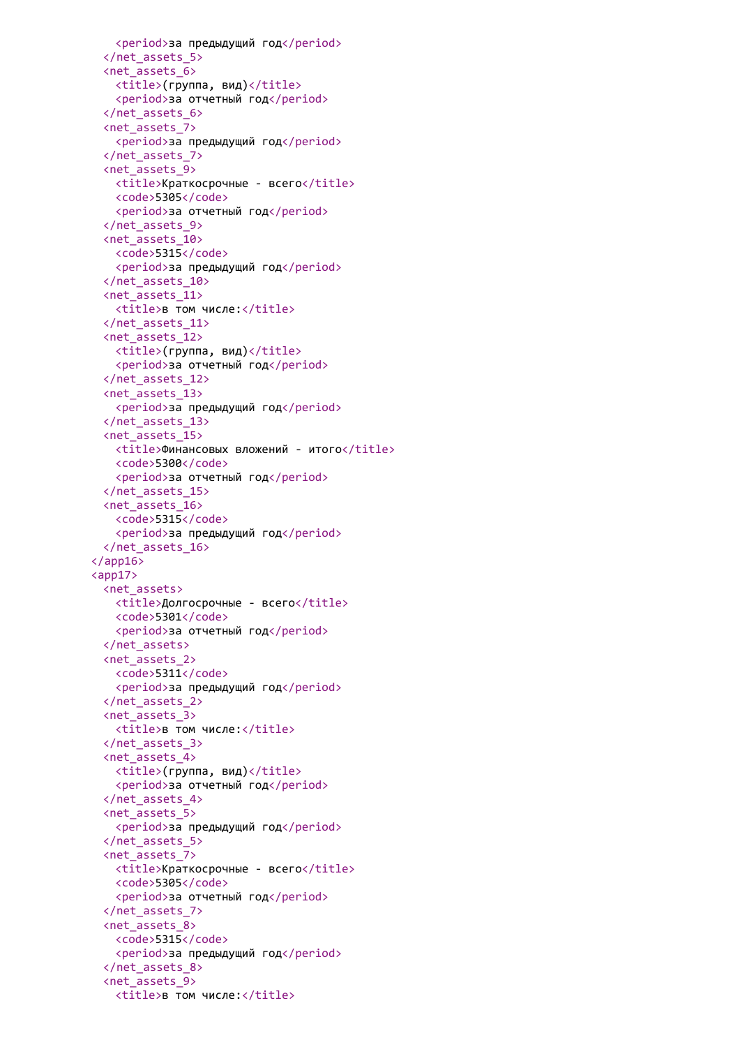```
      <period>за предыдущий год</period>
    </net_assets_5>
    <net_assets_6>
      <title>(группа, вид)</title>
      <period>за отчетный год</period>
    </net_assets_6>
    <net_assets_7>
      <period>за предыдущий год</period>
    </net_assets_7>
    <net_assets_9>
      <title>Краткосрочные - всего</title>
      <code>5305</code>
      <period>за отчетный год</period>
    </net_assets_9>
    <net_assets_10>
      <code>5315</code>
      <period>за предыдущий год</period>
    </net_assets_10>
    <net_assets_11>
      <title>в том числе:</title>
    </net_assets_11>
    <net_assets_12>
      <title>(группа, вид)</title>
      <period>за отчетный год</period>
    </net_assets_12>
    <net_assets_13>
      <period>за предыдущий год</period>
    </net_assets_13>
    <net_assets_15>
      <title>Финансовых вложений - итого</title>
      <code>5300</code>
      <period>за отчетный год</period>
    </net_assets_15>
    <net_assets_16>
      <code>5315</code>
      <period>за предыдущий год</period>
    </net_assets_16>
  </app16>
  <app17>
    <net_assets>
      <title>Долгосрочные - всего</title>
      <code>5301</code>
      <period>за отчетный год</period>
    </net_assets>
    <net_assets_2>
      <code>5311</code>
      <period>за предыдущий год</period>
    </net_assets_2>
    <net_assets_3>
      <title>в том числе:</title>
    </net_assets_3>
    <net_assets_4>
      <title>(группа, вид)</title>
      <period>за отчетный год</period>
    </net_assets_4>
    <net_assets_5>
      <period>за предыдущий год</period>
    </net_assets_5>
    <net_assets_7>
      <title>Краткосрочные - всего</title>
      <code>5305</code>
      <period>за отчетный год</period>
    </net_assets_7>
    <net_assets_8>
      <code>5315</code>
      <period>за предыдущий год</period>
    </net_assets_8>
    <net_assets_9>
      <title>в том числе:</title>
```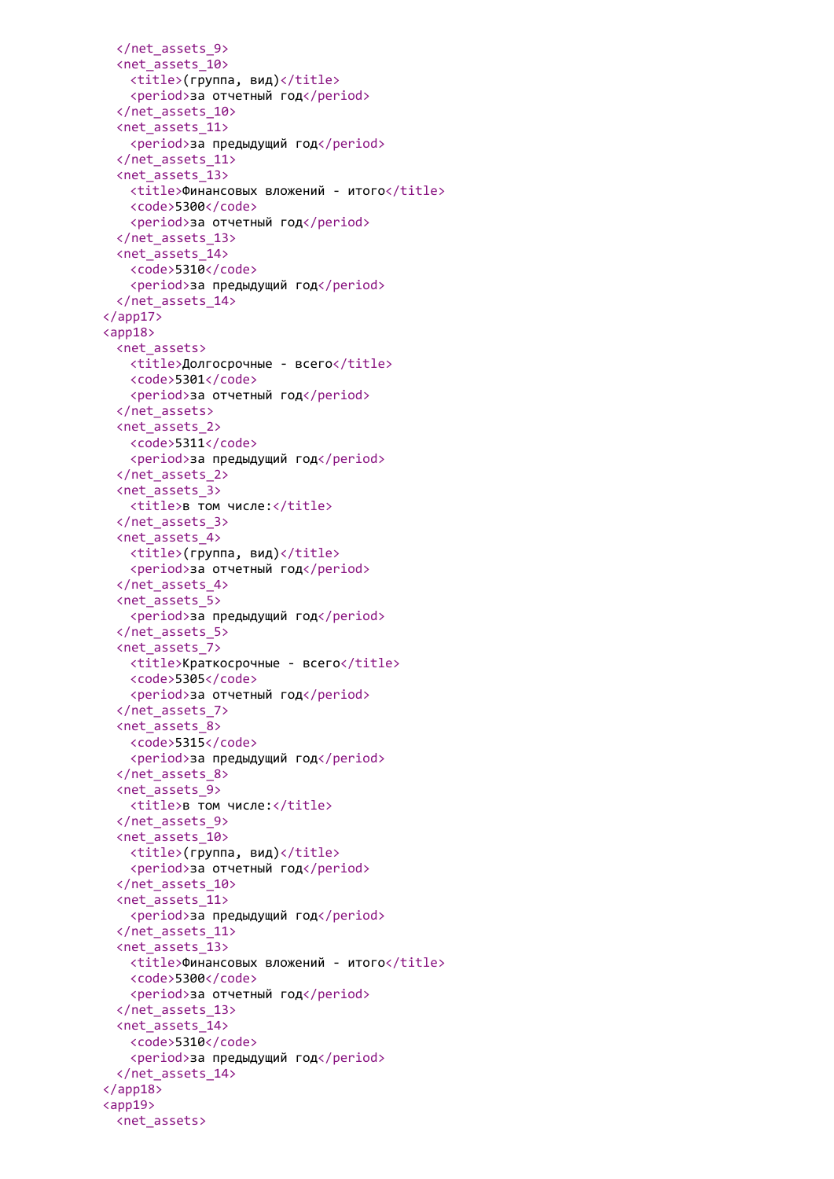```xml
    </net_assets_9>
    <net_assets_10>
      <title>(группа, вид)</title>
      <period>за отчетный год</period>
    </net_assets_10>
    <net_assets_11>
      <period>за предыдущий год</period>
    </net_assets_11>
    <net_assets_13>
      <title>Финансовых вложений - итого</title>
      <code>5300</code>
      <period>за отчетный год</period>
    </net_assets_13>
    <net_assets_14>
      <code>5310</code>
      <period>за предыдущий год</period>
    </net_assets_14>
  </app17>
  <app18>
    <net_assets>
      <title>Долгосрочные - всего</title>
      <code>5301</code>
      <period>за отчетный год</period>
    </net_assets>
    <net_assets_2>
      <code>5311</code>
      <period>за предыдущий год</period>
    </net_assets_2>
    <net_assets_3>
      <title>в том числе:</title>
    </net_assets_3>
    <net_assets_4>
      <title>(группа, вид)</title>
      <period>за отчетный год</period>
    </net_assets_4>
    <net_assets_5>
      <period>за предыдущий год</period>
    </net_assets_5>
    <net_assets_7>
      <title>Краткосрочные - всего</title>
      <code>5305</code>
      <period>за отчетный год</period>
    </net_assets_7>
    <net_assets_8>
      <code>5315</code>
      <period>за предыдущий год</period>
    </net_assets_8>
    <net_assets_9>
      <title>в том числе:</title>
    </net_assets_9>
    <net_assets_10>
      <title>(группа, вид)</title>
      <period>за отчетный год</period>
    </net_assets_10>
    <net_assets_11>
      <period>за предыдущий год</period>
    </net_assets_11>
    <net_assets_13>
      <title>Финансовых вложений - итого</title>
      <code>5300</code>
      <period>за отчетный год</period>
    </net_assets_13>
    <net_assets_14>
      <code>5310</code>
      <period>за предыдущий год</period>
    </net_assets_14>
  </app18>
  <app19>
    <net_assets>
```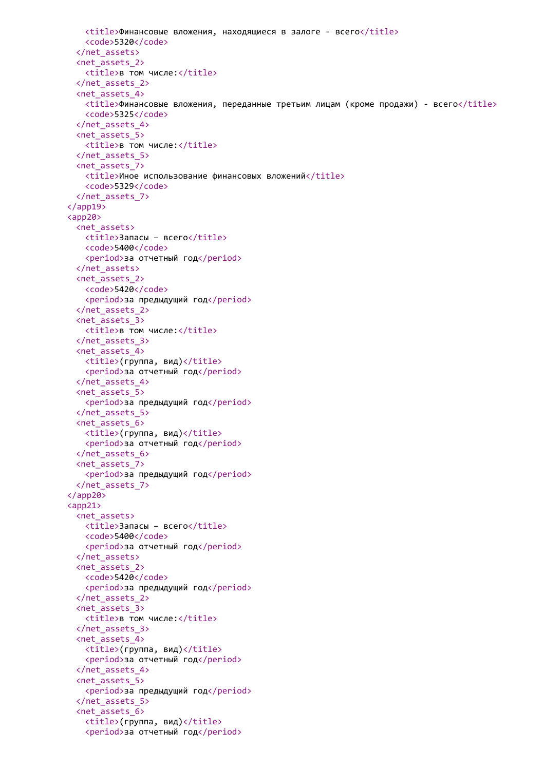```
      <title>Финансовые вложения, находящиеся в залоге - всего</title>
      <code>5320</code>
    </net_assets>
    <net_assets_2>
      <title>в том числе:</title>
    </net_assets_2>
    <net_assets_4>
      <title>Финансовые вложения, переданные третьим лицам (кроме продажи) - всего</title>
      <code>5325</code>
    </net_assets_4>
    <net_assets_5>
      <title>в том числе:</title>
    </net_assets_5>
    <net_assets_7>
      <title>Иное использование финансовых вложений</title>
      <code>5329</code>
    </net_assets_7>
  </app19>
  <app20>
    <net_assets>
      <title>Запасы – всего</title>
      <code>5400</code>
      <period>за отчетный год</period>
    </net_assets>
    <net_assets_2>
      <code>5420</code>
      <period>за предыдущий год</period>
    </net_assets_2>
    <net_assets_3>
      <title>в том числе:</title>
    </net_assets_3>
    <net_assets_4>
      <title>(группа, вид)</title>
      <period>за отчетный год</period>
    </net_assets_4>
    <net_assets_5>
      <period>за предыдущий год</period>
    </net_assets_5>
    <net_assets_6>
      <title>(группа, вид)</title>
      <period>за отчетный год</period>
    </net_assets_6>
    <net_assets_7>
      <period>за предыдущий год</period>
    </net_assets_7>
  </app20>
  <app21>
    <net_assets>
      <title>Запасы – всего</title>
      <code>5400</code>
      <period>за отчетный год</period>
    </net_assets>
    <net_assets_2>
      <code>5420</code>
      <period>за предыдущий год</period>
    </net_assets_2>
    <net_assets_3>
      <title>в том числе:</title>
    </net_assets_3>
    <net_assets_4>
      <title>(группа, вид)</title>
      <period>за отчетный год</period>
    </net_assets_4>
    <net_assets_5>
      <period>за предыдущий год</period>
    </net_assets_5>
    <net_assets_6>
      <title>(группа, вид)</title>
      <period>за отчетный год</period>
```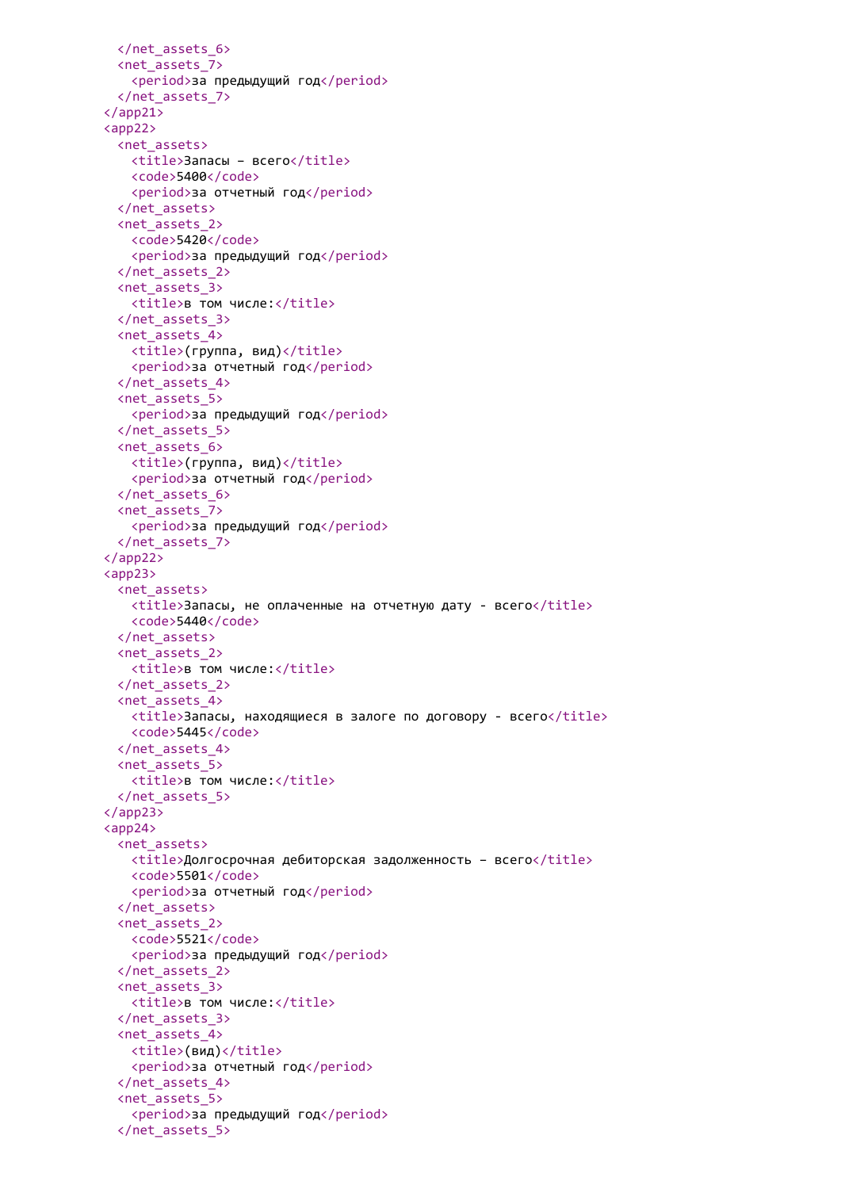```
    </net_assets_6>
    <net_assets_7>
      <period>за предыдущий год</period>
    </net_assets_7>
  </app21>
  <app22>
    <net_assets>
      <title>Запасы – всего</title>
      <code>5400</code>
      <period>за отчетный год</period>
    </net_assets>
    <net_assets_2>
      <code>5420</code>
      <period>за предыдущий год</period>
    </net_assets_2>
    <net_assets_3>
      <title>в том числе:</title>
    </net_assets_3>
    <net_assets_4>
      <title>(группа, вид)</title>
      <period>за отчетный год</period>
    </net_assets_4>
    <net_assets_5>
      <period>за предыдущий год</period>
    </net_assets_5>
    <net_assets_6>
      <title>(группа, вид)</title>
      <period>за отчетный год</period>
    </net_assets_6>
    <net_assets_7>
      <period>за предыдущий год</period>
    </net_assets_7>
  </app22>
  <app23>
    <net_assets>
      <title>Запасы, не оплаченные на отчетную дату - всего</title>
      <code>5440</code>
    </net_assets>
    <net_assets_2>
      <title>в том числе:</title>
    </net_assets_2>
    <net_assets_4>
      <title>Запасы, находящиеся в залоге по договору - всего</title>
      <code>5445</code>
    </net_assets_4>
    <net_assets_5>
      <title>в том числе:</title>
    </net_assets_5>
  </app23>
  <app24>
    <net_assets>
      <title>Долгосрочная дебиторская задолженность – всего</title>
      <code>5501</code>
      <period>за отчетный год</period>
    </net_assets>
    <net_assets_2>
      <code>5521</code>
      <period>за предыдущий год</period>
    </net_assets_2>
    <net_assets_3>
      <title>в том числе:</title>
    </net_assets_3>
    <net_assets_4>
      <title>(вид)</title>
      <period>за отчетный год</period>
    </net_assets_4>
    <net_assets_5>
      <period>за предыдущий год</period>
    </net_assets_5>
```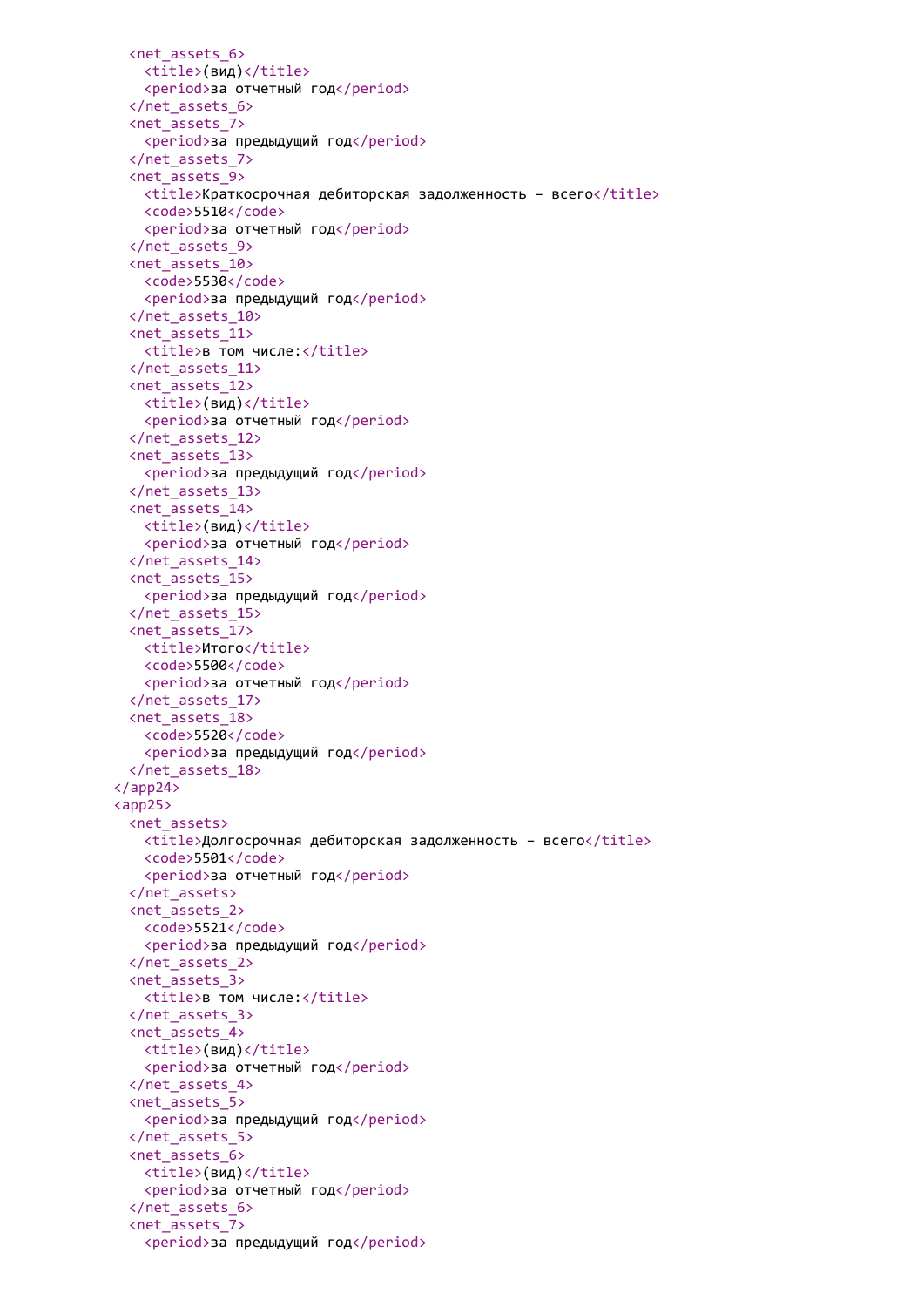```
    <net_assets_6>
      <title>(вид)</title>
      <period>за отчетный год</period>
    </net_assets_6>
    <net_assets_7>
      <period>за предыдущий год</period>
    </net_assets_7>
    <net_assets_9>
      <title>Краткосрочная дебиторская задолженность - всего</title>
      <code>5510</code>
      <period>за отчетный год</period>
    </net_assets_9>
    <net_assets_10>
      <code>5530</code>
      <period>за предыдущий год</period>
    </net_assets_10>
    <net_assets_11>
      <title>в том числе:</title>
    </net_assets_11>
    <net_assets_12>
      <title>(вид)</title>
      <period>за отчетный год</period>
    </net_assets_12>
    <net_assets_13>
      <period>за предыдущий год</period>
    </net_assets_13>
    <net_assets_14>
      <title>(вид)</title>
      <period>за отчетный год</period>
    </net_assets_14>
    <net_assets_15>
      <period>за предыдущий год</period>
    </net_assets_15>
    <net_assets_17>
      <title>Итого</title>
      <code>5500</code>
      <period>за отчетный год</period>
    </net_assets_17>
    <net_assets_18>
      <code>5520</code>
      <period>за предыдущий год</period>
    </net_assets_18>
  </app24>
  <app25>
    <net_assets>
      <title>Долгосрочная дебиторская задолженность - всего</title>
      <code>5501</code>
      <period>за отчетный год</period>
    </net_assets>
    <net_assets_2>
      <code>5521</code>
      <period>за предыдущий год</period>
    </net_assets_2>
    <net_assets_3>
      <title>в том числе:</title>
    </net_assets_3>
    <net_assets_4>
      <title>(вид)</title>
      <period>за отчетный год</period>
    </net_assets_4>
    <net_assets_5>
      <period>за предыдущий год</period>
    </net_assets_5>
    <net_assets_6>
      <title>(вид)</title>
      <period>за отчетный год</period>
    </net_assets_6>
    <net_assets_7>
      <period>за предыдущий год</period>
```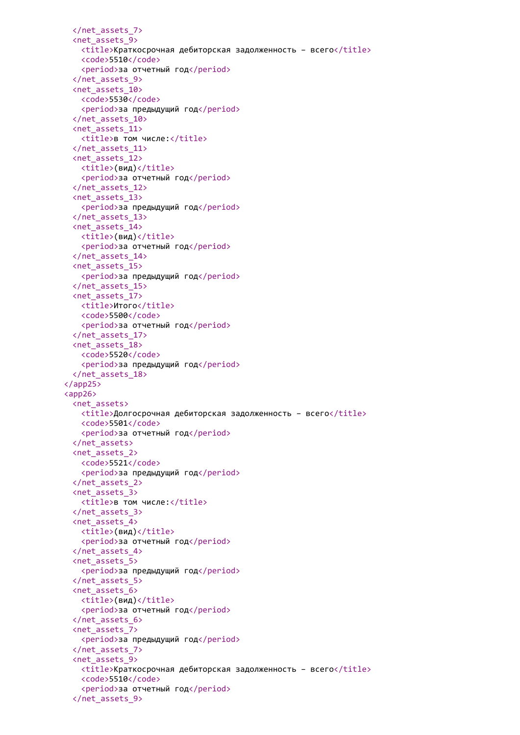```xml
    </net_assets_7>
    <net_assets_9>
      <title>Краткосрочная дебиторская задолженность – всего</title>
      <code>5510</code>
      <period>за отчетный год</period>
    </net_assets_9>
    <net_assets_10>
      <code>5530</code>
      <period>за предыдущий год</period>
    </net_assets_10>
    <net_assets_11>
      <title>в том числе:</title>
    </net_assets_11>
    <net_assets_12>
      <title>(вид)</title>
      <period>за отчетный год</period>
    </net_assets_12>
    <net_assets_13>
      <period>за предыдущий год</period>
    </net_assets_13>
    <net_assets_14>
      <title>(вид)</title>
      <period>за отчетный год</period>
    </net_assets_14>
    <net_assets_15>
      <period>за предыдущий год</period>
    </net_assets_15>
    <net_assets_17>
      <title>Итого</title>
      <code>5500</code>
      <period>за отчетный год</period>
    </net_assets_17>
    <net_assets_18>
      <code>5520</code>
      <period>за предыдущий год</period>
    </net_assets_18>
  </app25>
  <app26>
    <net_assets>
      <title>Долгосрочная дебиторская задолженность – всего</title>
      <code>5501</code>
      <period>за отчетный год</period>
    </net_assets>
    <net_assets_2>
      <code>5521</code>
      <period>за предыдущий год</period>
    </net_assets_2>
    <net_assets_3>
      <title>в том числе:</title>
    </net_assets_3>
    <net_assets_4>
      <title>(вид)</title>
      <period>за отчетный год</period>
    </net_assets_4>
    <net_assets_5>
      <period>за предыдущий год</period>
    </net_assets_5>
    <net_assets_6>
      <title>(вид)</title>
      <period>за отчетный год</period>
    </net_assets_6>
    <net_assets_7>
      <period>за предыдущий год</period>
    </net_assets_7>
    <net_assets_9>
      <title>Краткосрочная дебиторская задолженность – всего</title>
      <code>5510</code>
      <period>за отчетный год</period>
    </net_assets_9>
```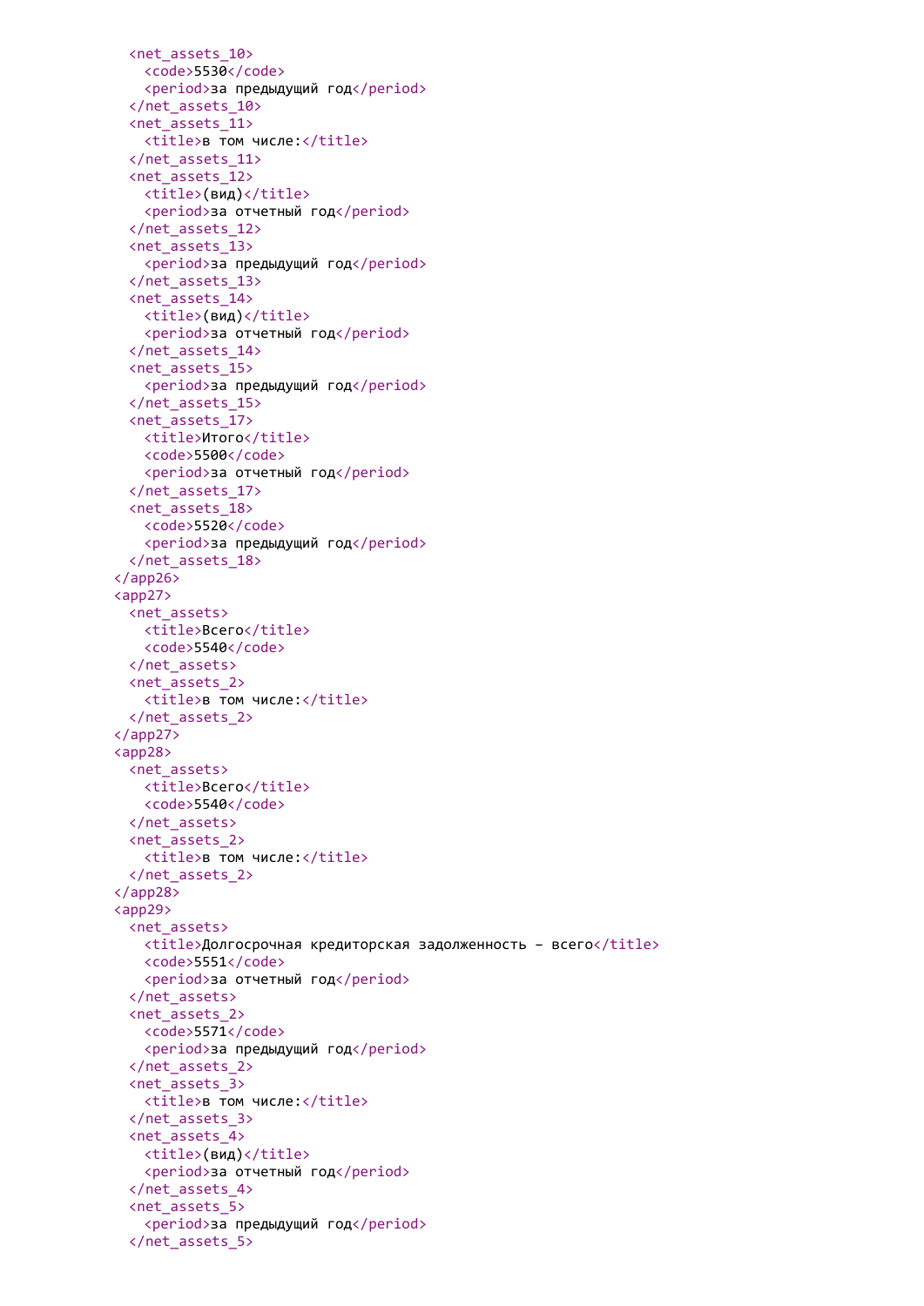```
    <net_assets_10>
      <code>5530</code>
      <period>за предыдущий год</period>
    </net_assets_10>
    <net_assets_11>
      <title>в том числе:</title>
    </net_assets_11>
    <net_assets_12>
      <title>(вид)</title>
      <period>за отчетный год</period>
    </net_assets_12>
    <net_assets_13>
      <period>за предыдущий год</period>
    </net_assets_13>
    <net_assets_14>
      <title>(вид)</title>
      <period>за отчетный год</period>
    </net_assets_14>
    <net_assets_15>
      <period>за предыдущий год</period>
    </net_assets_15>
    <net_assets_17>
      <title>Итого</title>
      <code>5500</code>
      <period>за отчетный год</period>
    </net_assets_17>
    <net_assets_18>
      <code>5520</code>
      <period>за предыдущий год</period>
    </net_assets_18>
  </app26>
  <app27>
    <net_assets>
      <title>Всего</title>
      <code>5540</code>
    </net_assets>
    <net_assets_2>
      <title>в том числе:</title>
    </net_assets_2>
  </app27>
  <app28>
    <net_assets>
      <title>Всего</title>
      <code>5540</code>
    </net_assets>
    <net_assets_2>
      <title>в том числе:</title>
    </net_assets_2>
  </app28>
  <app29>
    <net_assets>
      <title>Долгосрочная кредиторская задолженность – всего</title>
      <code>5551</code>
      <period>за отчетный год</period>
    </net_assets>
    <net_assets_2>
      <code>5571</code>
      <period>за предыдущий год</period>
    </net_assets_2>
    <net_assets_3>
      <title>в том числе:</title>
    </net_assets_3>
    <net_assets_4>
      <title>(вид)</title>
      <period>за отчетный год</period>
    </net_assets_4>
    <net_assets_5>
      <period>за предыдущий год</period>
    </net_assets_5>
```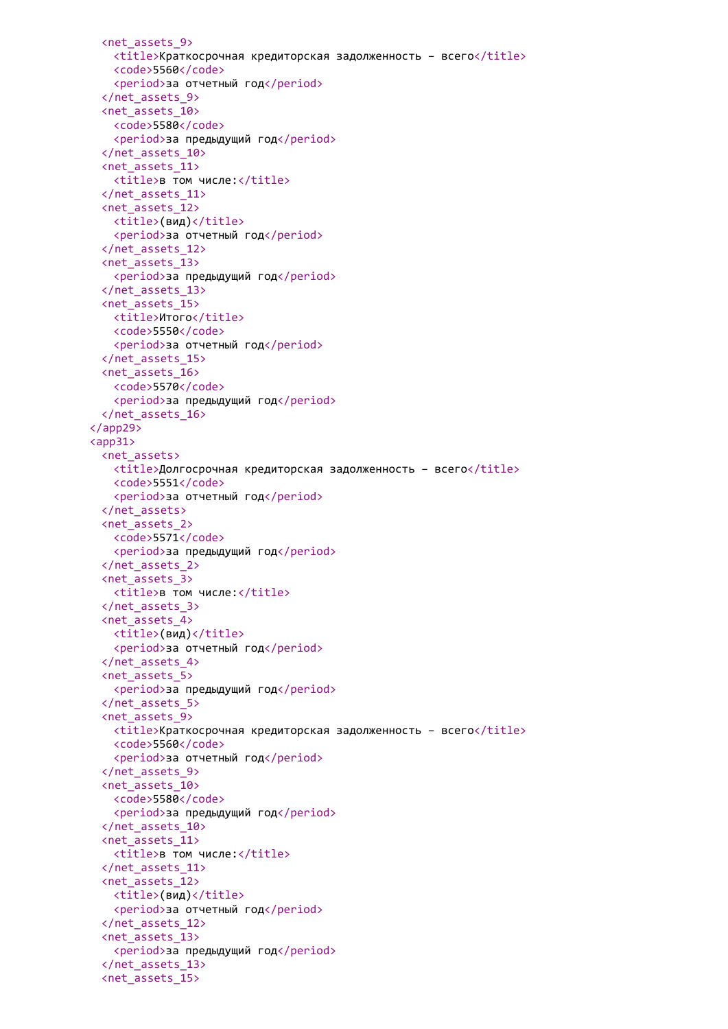```xml
    <net_assets_9>
      <title>Краткосрочная кредиторская задолженность - всего</title>
      <code>5560</code>
      <period>за отчетный год</period>
    </net_assets_9>
    <net_assets_10>
      <code>5580</code>
      <period>за предыдущий год</period>
    </net_assets_10>
    <net_assets_11>
      <title>в том числе:</title>
    </net_assets_11>
    <net_assets_12>
      <title>(вид)</title>
      <period>за отчетный год</period>
    </net_assets_12>
    <net_assets_13>
      <period>за предыдущий год</period>
    </net_assets_13>
    <net_assets_15>
      <title>Итого</title>
      <code>5550</code>
      <period>за отчетный год</period>
    </net_assets_15>
    <net_assets_16>
      <code>5570</code>
      <period>за предыдущий год</period>
    </net_assets_16>
  </app29>
  <app31>
    <net_assets>
      <title>Долгосрочная кредиторская задолженность - всего</title>
      <code>5551</code>
      <period>за отчетный год</period>
    </net_assets>
    <net_assets_2>
      <code>5571</code>
      <period>за предыдущий год</period>
    </net_assets_2>
    <net_assets_3>
      <title>в том числе:</title>
    </net_assets_3>
    <net_assets_4>
      <title>(вид)</title>
      <period>за отчетный год</period>
    </net_assets_4>
    <net_assets_5>
      <period>за предыдущий год</period>
    </net_assets_5>
    <net_assets_9>
      <title>Краткосрочная кредиторская задолженность - всего</title>
      <code>5560</code>
      <period>за отчетный год</period>
    </net_assets_9>
    <net_assets_10>
      <code>5580</code>
      <period>за предыдущий год</period>
    </net_assets_10>
    <net_assets_11>
      <title>в том числе:</title>
    </net_assets_11>
    <net_assets_12>
      <title>(вид)</title>
      <period>за отчетный год</period>
    </net_assets_12>
    <net_assets_13>
      <period>за предыдущий год</period>
    </net_assets_13>
    <net_assets_15>
```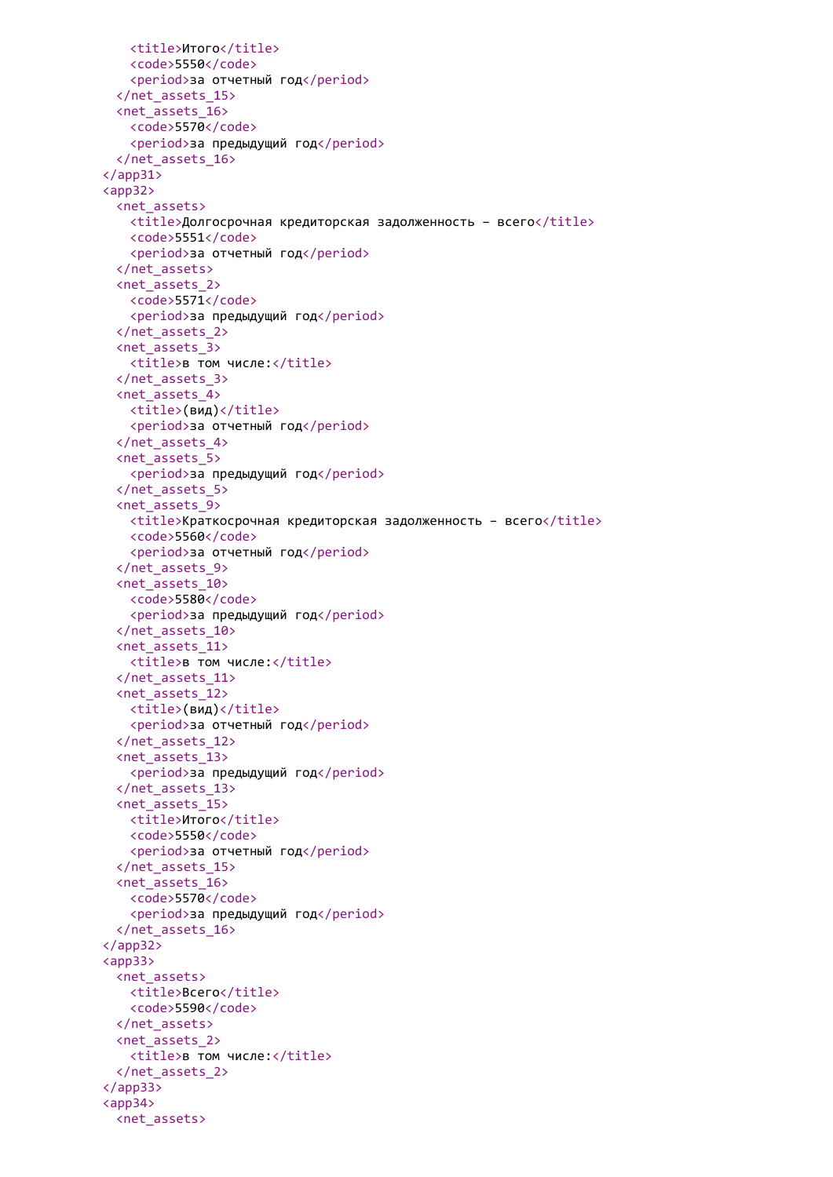```
      <title>Итого</title>
      <code>5550</code>
      <period>за отчетный год</period>
    </net_assets_15>
    <net_assets_16>
      <code>5570</code>
      <period>за предыдущий год</period>
    </net_assets_16>
  </app31>
  <app32>
    <net_assets>
      <title>Долгосрочная кредиторская задолженность – всего</title>
      <code>5551</code>
      <period>за отчетный год</period>
    </net_assets>
    <net_assets_2>
      <code>5571</code>
      <period>за предыдущий год</period>
    </net_assets_2>
    <net_assets_3>
      <title>в том числе:</title>
    </net_assets_3>
    <net_assets_4>
      <title>(вид)</title>
      <period>за отчетный год</period>
    </net_assets_4>
    <net_assets_5>
      <period>за предыдущий год</period>
    </net_assets_5>
    <net_assets_9>
      <title>Краткосрочная кредиторская задолженность – всего</title>
      <code>5560</code>
      <period>за отчетный год</period>
    </net_assets_9>
    <net_assets_10>
      <code>5580</code>
      <period>за предыдущий год</period>
    </net_assets_10>
    <net_assets_11>
      <title>в том числе:</title>
    </net_assets_11>
    <net_assets_12>
      <title>(вид)</title>
      <period>за отчетный год</period>
    </net_assets_12>
    <net_assets_13>
      <period>за предыдущий год</period>
    </net_assets_13>
    <net_assets_15>
      <title>Итого</title>
      <code>5550</code>
      <period>за отчетный год</period>
    </net_assets_15>
    <net_assets_16>
      <code>5570</code>
      <period>за предыдущий год</period>
    </net_assets_16>
  </app32>
  <app33>
    <net_assets>
      <title>Всего</title>
      <code>5590</code>
    </net_assets>
    <net_assets_2>
      <title>в том числе:</title>
    </net_assets_2>
  </app33>
  <app34>
    <net_assets>
```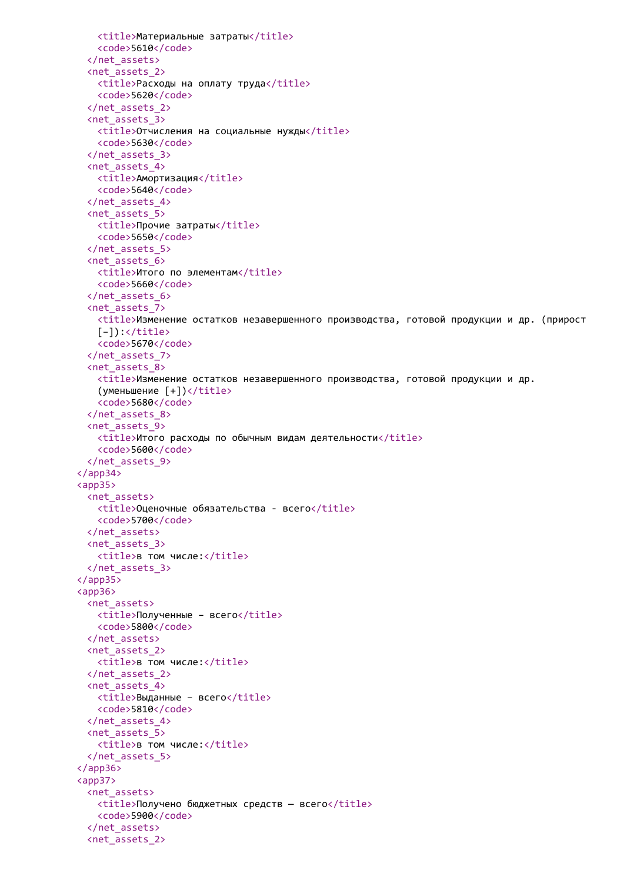```
      <title>Материальные затраты</title>
      <code>5610</code>
    </net_assets>
    <net_assets_2>
      <title>Расходы на оплату труда</title>
      <code>5620</code>
    </net_assets_2>
    <net_assets_3>
      <title>Отчисления на социальные нужды</title>
      <code>5630</code>
    </net_assets_3>
    <net_assets_4>
      <title>Амортизация</title>
      <code>5640</code>
    </net_assets_4>
    <net_assets_5>
      <title>Прочие затраты</title>
      <code>5650</code>
    </net_assets_5>
    <net_assets_6>
      <title>Итого по элементам</title>
      <code>5660</code>
    </net_assets_6>
    <net_assets_7>
      <title>Изменение остатков незавершенного производства, готовой продукции и др. (прирост
      [-]):</title>
      <code>5670</code>
    </net_assets_7>
    <net_assets_8>
      <title>Изменение остатков незавершенного производства, готовой продукции и др.
      (уменьшение [+])</title>
      <code>5680</code>
    </net_assets_8>
    <net_assets_9>
      <title>Итого расходы по обычным видам деятельности</title>
      <code>5600</code>
    </net_assets_9>
  </app34>
  <app35>
    <net_assets>
      <title>Оценочные обязательства - всего</title>
      <code>5700</code>
    </net_assets>
    <net_assets_3>
      <title>в том числе:</title>
    </net_assets_3>
  </app35>
  <app36>
    <net_assets>
      <title>Полученные – всего</title>
      <code>5800</code>
    </net_assets>
    <net_assets_2>
      <title>в том числе:</title>
    </net_assets_2>
    <net_assets_4>
      <title>Выданные – всего</title>
      <code>5810</code>
    </net_assets_4>
    <net_assets_5>
      <title>в том числе:</title>
    </net_assets_5>
  </app36>
  <app37>
    <net_assets>
      <title>Получено бюджетных средств — всего</title>
      <code>5900</code>
    </net_assets>
    <net_assets_2>
```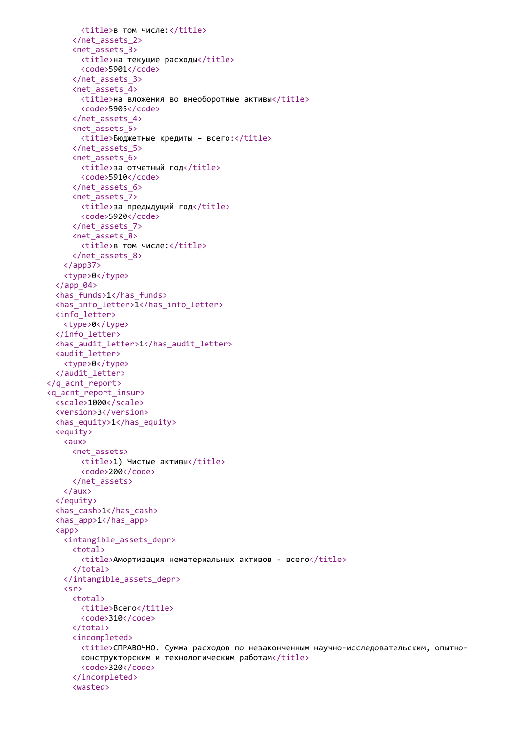```
          <title>в том числе:</title>
        </net_assets_2>
        <net_assets_3>
          <title>на текущие расходы</title>
          <code>5901</code>
        </net_assets_3>
        <net_assets_4>
          <title>на вложения во внеоборотные активы</title>
          <code>5905</code>
        </net_assets_4>
        <net_assets_5>
          <title>Бюджетные кредиты – всего:</title>
        </net_assets_5>
        <net_assets_6>
          <title>за отчетный год</title>
          <code>5910</code>
        </net_assets_6>
        <net_assets_7>
          <title>за предыдущий год</title>
          <code>5920</code>
        </net_assets_7>
        <net_assets_8>
          <title>в том числе:</title>
        </net_assets_8>
      </app37>
      <type>0</type>
    </app_04>
    <has_funds>1</has_funds>
    <has_info_letter>1</has_info_letter>
    <info_letter>
      <type>0</type>
    </info_letter>
    <has_audit_letter>1</has_audit_letter>
    <audit_letter>
      <type>0</type>
    </audit_letter>
  </q_acnt_report>
  <q_acnt_report_insur>
    <scale>1000</scale>
    <version>3</version>
    <has_equity>1</has_equity>
    <equity>
      <aux>
        <net_assets>
          <title>1) Чистые активы</title>
          <code>200</code>
        </net_assets>
      </aux>
    </equity>
    <has_cash>1</has_cash>
    <has_app>1</has_app>
    <app>
      <intangible_assets_depr>
        <total>
          <title>Амортизация нематериальных активов - всего</title>
        </total>
      </intangible_assets_depr>
      <sr>
        <total>
          <title>Всего</title>
          <code>310</code>
        </total>
        <incompleted>
          <title>СПРАВОЧНО. Сумма расходов по незаконченным научно-исследовательским, опытно-
          конструкторским и технологическим работам</title>
          <code>320</code>
        </incompleted>
        <wasted>
```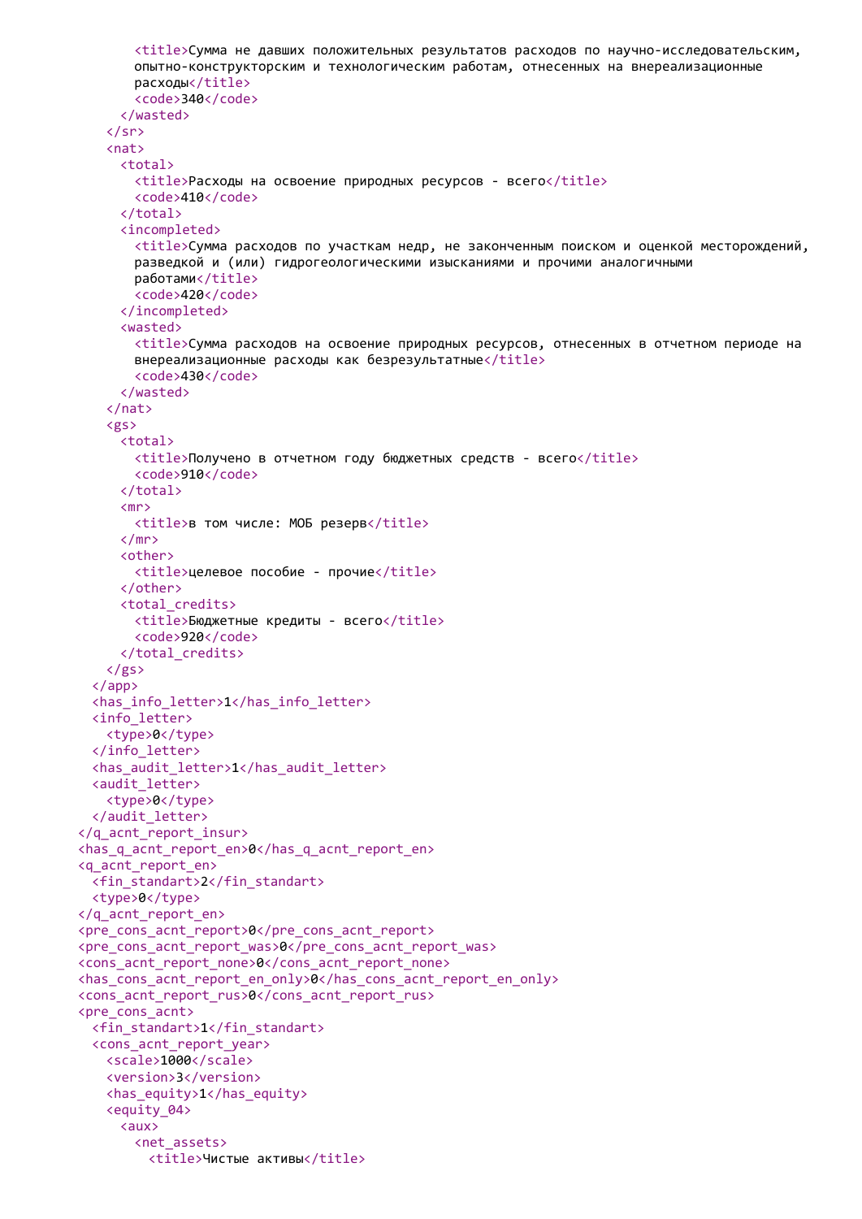```
        <title>Сумма не давших положительных результатов расходов по научно-исследовательским,
        опытно-конструкторским и технологическим работам, отнесенных на внереализационные
        расходы</title>
        <code>340</code>
      </wasted>
    </sr>
    <nat>
      <total>
        <title>Расходы на освоение природных ресурсов - всего</title>
        <code>410</code>
      </total>
      <incompleted>
        <title>Сумма расходов по участкам недр, не законченным поиском и оценкой месторождений,
        разведкой и (или) гидрогеологическими изысканиями и прочими аналогичными
        работами</title>
        <code>420</code>
      </incompleted>
      <wasted>
        <title>Сумма расходов на освоение природных ресурсов, отнесенных в отчетном периоде на
        внереализационные расходы как безрезультатные</title>
        <code>430</code>
      </wasted>
    </nat>
    <gs>
      <total>
        <title>Получено в отчетном году бюджетных средств - всего</title>
        <code>910</code>
      </total>
      <mr>
        <title>в том числе: МОБ резерв</title>
      </mr>
      <other>
        <title>целевое пособие - прочие</title>
      </other>
      <total_credits>
        <title>Бюджетные кредиты - всего</title>
        <code>920</code>
      </total_credits>
    </gs>
  </app>
  <has_info_letter>1</has_info_letter>
  <info_letter>
    <type>0</type>
  </info_letter>
  <has_audit_letter>1</has_audit_letter>
  <audit_letter>
    <type>0</type>
  </audit_letter>
</q_acnt_report_insur>
<has_q_acnt_report_en>0</has_q_acnt_report_en>
<q_acnt_report_en>
  <fin_standart>2</fin_standart>
  <type>0</type>
</q_acnt_report_en>
<pre_cons_acnt_report>0</pre_cons_acnt_report>
<pre_cons_acnt_report_was>0</pre_cons_acnt_report_was>
<cons_acnt_report_none>0</cons_acnt_report_none>
<has_cons_acnt_report_en_only>0</has_cons_acnt_report_en_only>
<cons_acnt_report_rus>0</cons_acnt_report_rus>
<pre_cons_acnt>
  <fin_standart>1</fin_standart>
  <cons_acnt_report_year>
    <scale>1000</scale>
    <version>3</version>
    <has_equity>1</has_equity>
    <equity_04>
      <aux>
        <net_assets>
          <title>Чистые активы</title>
```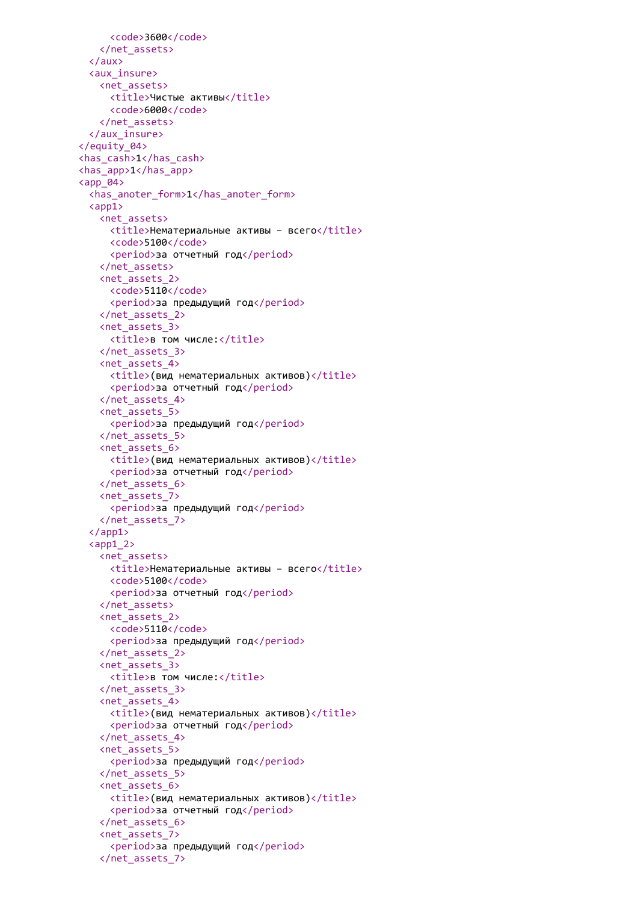```
      <code>3600</code>
    </net_assets>
  </aux>
  <aux_insure>
    <net_assets>
      <title>Чистые активы</title>
      <code>6000</code>
    </net_assets>
  </aux_insure>
</equity_04>
<has_cash>1</has_cash>
<has_app>1</has_app>
<app_04>
  <has_anoter_form>1</has_anoter_form>
  <app1>
    <net_assets>
      <title>Нематериальные активы – всего</title>
      <code>5100</code>
      <period>за отчетный год</period>
    </net_assets>
    <net_assets_2>
      <code>5110</code>
      <period>за предыдущий год</period>
    </net_assets_2>
    <net_assets_3>
      <title>в том числе:</title>
    </net_assets_3>
    <net_assets_4>
      <title>(вид нематериальных активов)</title>
      <period>за отчетный год</period>
    </net_assets_4>
    <net_assets_5>
      <period>за предыдущий год</period>
    </net_assets_5>
    <net_assets_6>
      <title>(вид нематериальных активов)</title>
      <period>за отчетный год</period>
    </net_assets_6>
    <net_assets_7>
      <period>за предыдущий год</period>
    </net_assets_7>
  </app1>
  <app1_2>
    <net_assets>
      <title>Нематериальные активы – всего</title>
      <code>5100</code>
      <period>за отчетный год</period>
    </net_assets>
    <net_assets_2>
      <code>5110</code>
      <period>за предыдущий год</period>
    </net_assets_2>
    <net_assets_3>
      <title>в том числе:</title>
    </net_assets_3>
    <net_assets_4>
      <title>(вид нематериальных активов)</title>
      <period>за отчетный год</period>
    </net_assets_4>
    <net_assets_5>
      <period>за предыдущий год</period>
    </net_assets_5>
    <net_assets_6>
      <title>(вид нематериальных активов)</title>
      <period>за отчетный год</period>
    </net_assets_6>
    <net_assets_7>
      <period>за предыдущий год</period>
    </net_assets_7>
```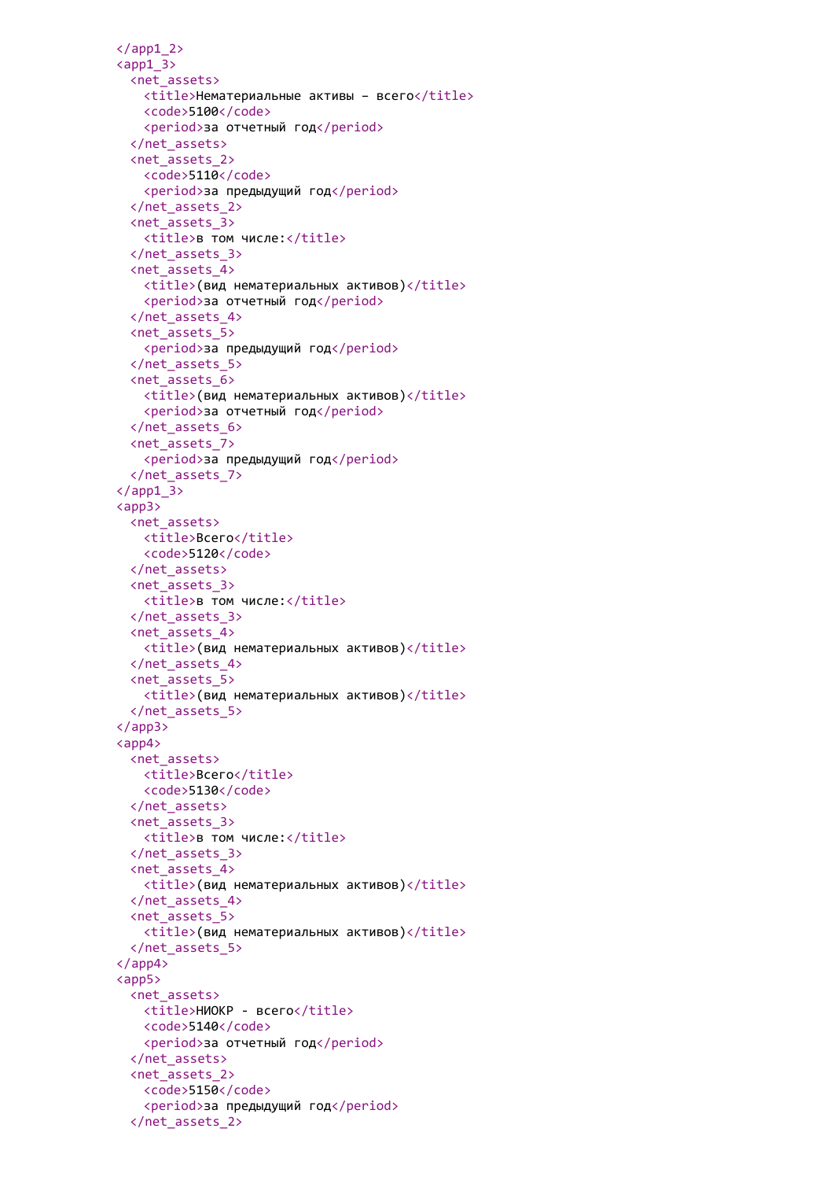```
        </app1_2>
        <app1_3>
          <net_assets>
            <title>Нематериальные активы – всего</title>
            <code>5100</code>
            <period>за отчетный год</period>
          </net_assets>
          <net_assets_2>
            <code>5110</code>
            <period>за предыдущий год</period>
          </net_assets_2>
          <net_assets_3>
            <title>в том числе:</title>
          </net_assets_3>
          <net_assets_4>
            <title>(вид нематериальных активов)</title>
            <period>за отчетный год</period>
          </net_assets_4>
          <net_assets_5>
            <period>за предыдущий год</period>
          </net_assets_5>
          <net_assets_6>
            <title>(вид нематериальных активов)</title>
            <period>за отчетный год</period>
          </net_assets_6>
          <net_assets_7>
            <period>за предыдущий год</period>
          </net_assets_7>
        </app1_3>
        <app3>
          <net_assets>
            <title>Всего</title>
            <code>5120</code>
          </net_assets>
          <net_assets_3>
            <title>в том числе:</title>
          </net_assets_3>
          <net_assets_4>
            <title>(вид нематериальных активов)</title>
          </net_assets_4>
          <net_assets_5>
            <title>(вид нематериальных активов)</title>
          </net_assets_5>
        </app3>
        <app4>
          <net_assets>
            <title>Всего</title>
            <code>5130</code>
          </net_assets>
          <net_assets_3>
            <title>в том числе:</title>
          </net_assets_3>
          <net_assets_4>
            <title>(вид нематериальных активов)</title>
          </net_assets_4>
          <net_assets_5>
            <title>(вид нематериальных активов)</title>
          </net_assets_5>
        </app4>
        <app5>
          <net_assets>
            <title>НИОКР - всего</title>
            <code>5140</code>
            <period>за отчетный год</period>
          </net_assets>
          <net_assets_2>
            <code>5150</code>
            <period>за предыдущий год</period>
          </net_assets_2>
```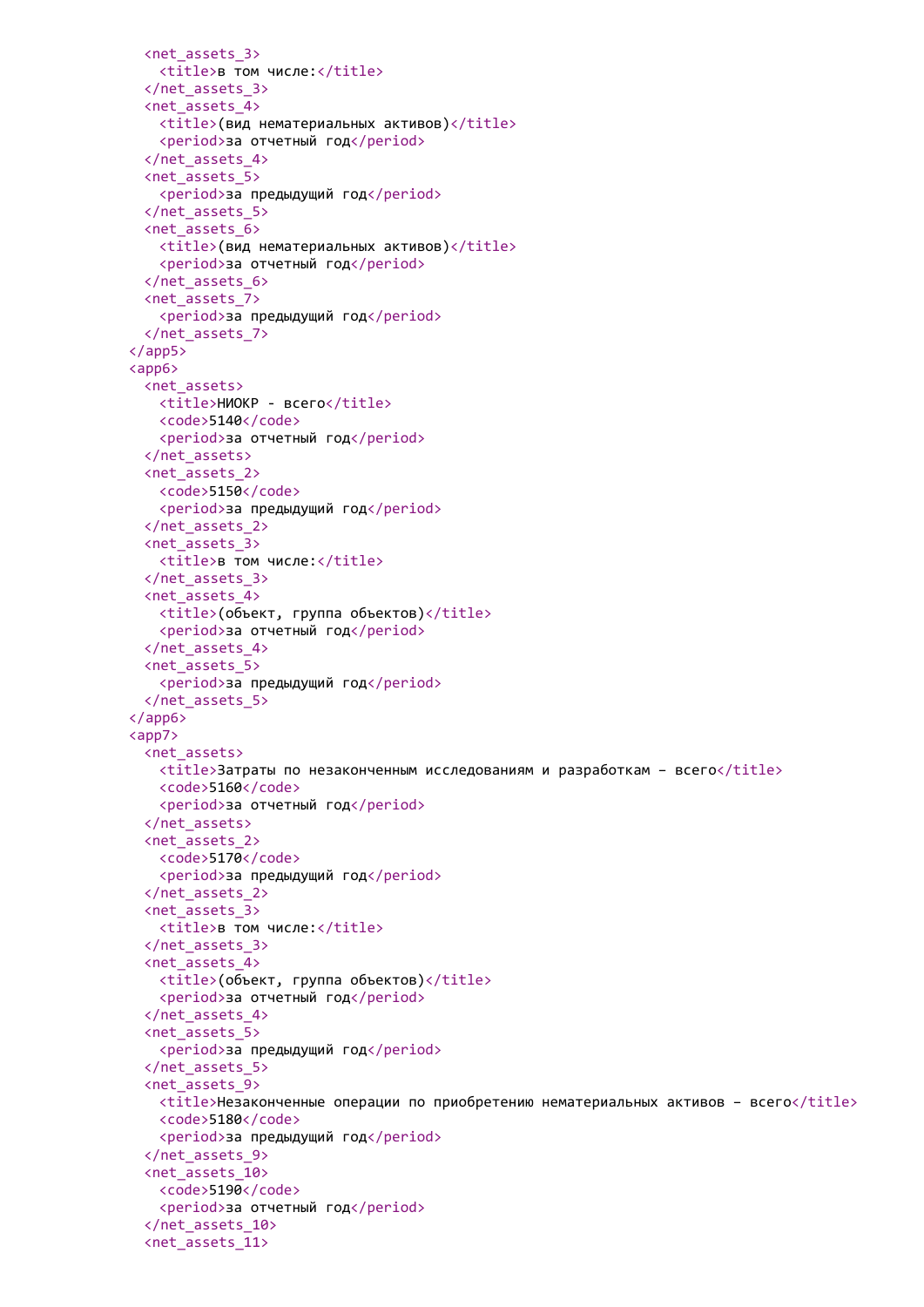```
    <net_assets_3>
      <title>в том числе:</title>
    </net_assets_3>
    <net_assets_4>
      <title>(вид нематериальных активов)</title>
      <period>за отчетный год</period>
    </net_assets_4>
    <net_assets_5>
      <period>за предыдущий год</period>
    </net_assets_5>
    <net_assets_6>
      <title>(вид нематериальных активов)</title>
      <period>за отчетный год</period>
    </net_assets_6>
    <net_assets_7>
      <period>за предыдущий год</period>
    </net_assets_7>
  </app5>
  <app6>
    <net_assets>
      <title>НИОКР - всего</title>
      <code>5140</code>
      <period>за отчетный год</period>
    </net_assets>
    <net_assets_2>
      <code>5150</code>
      <period>за предыдущий год</period>
    </net_assets_2>
    <net_assets_3>
      <title>в том числе:</title>
    </net_assets_3>
    <net_assets_4>
      <title>(объект, группа объектов)</title>
      <period>за отчетный год</period>
    </net_assets_4>
    <net_assets_5>
      <period>за предыдущий год</period>
    </net_assets_5>
  </app6>
  <app7>
    <net_assets>
      <title>Затраты по незаконченным исследованиям и разработкам – всего</title>
      <code>5160</code>
      <period>за отчетный год</period>
    </net_assets>
    <net_assets_2>
      <code>5170</code>
      <period>за предыдущий год</period>
    </net_assets_2>
    <net_assets_3>
      <title>в том числе:</title>
    </net_assets_3>
    <net_assets_4>
      <title>(объект, группа объектов)</title>
      <period>за отчетный год</period>
    </net_assets_4>
    <net_assets_5>
      <period>за предыдущий год</period>
    </net_assets_5>
    <net_assets_9>
      <title>Незаконченные операции по приобретению нематериальных активов – всего</title>
      <code>5180</code>
      <period>за предыдущий год</period>
    </net_assets_9>
    <net_assets_10>
      <code>5190</code>
      <period>за отчетный год</period>
    </net_assets_10>
    <net_assets_11>
```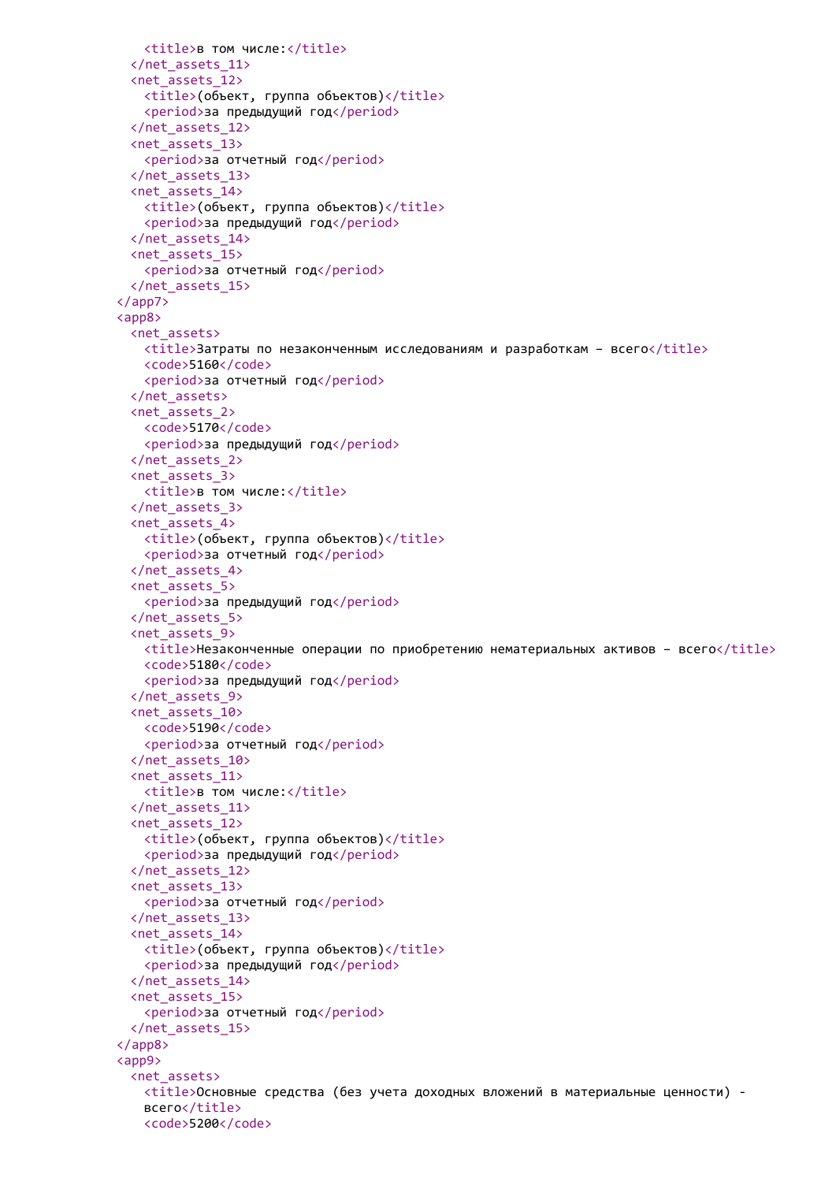```xml
      <title>в том числе:</title>
    </net_assets_11>
    <net_assets_12>
      <title>(объект, группа объектов)</title>
      <period>за предыдущий год</period>
    </net_assets_12>
    <net_assets_13>
      <period>за отчетный год</period>
    </net_assets_13>
    <net_assets_14>
      <title>(объект, группа объектов)</title>
      <period>за предыдущий год</period>
    </net_assets_14>
    <net_assets_15>
      <period>за отчетный год</period>
    </net_assets_15>
  </app7>
  <app8>
    <net_assets>
      <title>Затраты по незаконченным исследованиям и разработкам – всего</title>
      <code>5160</code>
      <period>за отчетный год</period>
    </net_assets>
    <net_assets_2>
      <code>5170</code>
      <period>за предыдущий год</period>
    </net_assets_2>
    <net_assets_3>
      <title>в том числе:</title>
    </net_assets_3>
    <net_assets_4>
      <title>(объект, группа объектов)</title>
      <period>за отчетный год</period>
    </net_assets_4>
    <net_assets_5>
      <period>за предыдущий год</period>
    </net_assets_5>
    <net_assets_9>
      <title>Незаконченные операции по приобретению нематериальных активов – всего</title>
      <code>5180</code>
      <period>за предыдущий год</period>
    </net_assets_9>
    <net_assets_10>
      <code>5190</code>
      <period>за отчетный год</period>
    </net_assets_10>
    <net_assets_11>
      <title>в том числе:</title>
    </net_assets_11>
    <net_assets_12>
      <title>(объект, группа объектов)</title>
      <period>за предыдущий год</period>
    </net_assets_12>
    <net_assets_13>
      <period>за отчетный год</period>
    </net_assets_13>
    <net_assets_14>
      <title>(объект, группа объектов)</title>
      <period>за предыдущий год</period>
    </net_assets_14>
    <net_assets_15>
      <period>за отчетный год</period>
    </net_assets_15>
  </app8>
  <app9>
    <net_assets>
      <title>Основные средства (без учета доходных вложений в материальные ценности) -
      всего</title>
      <code>5200</code>
```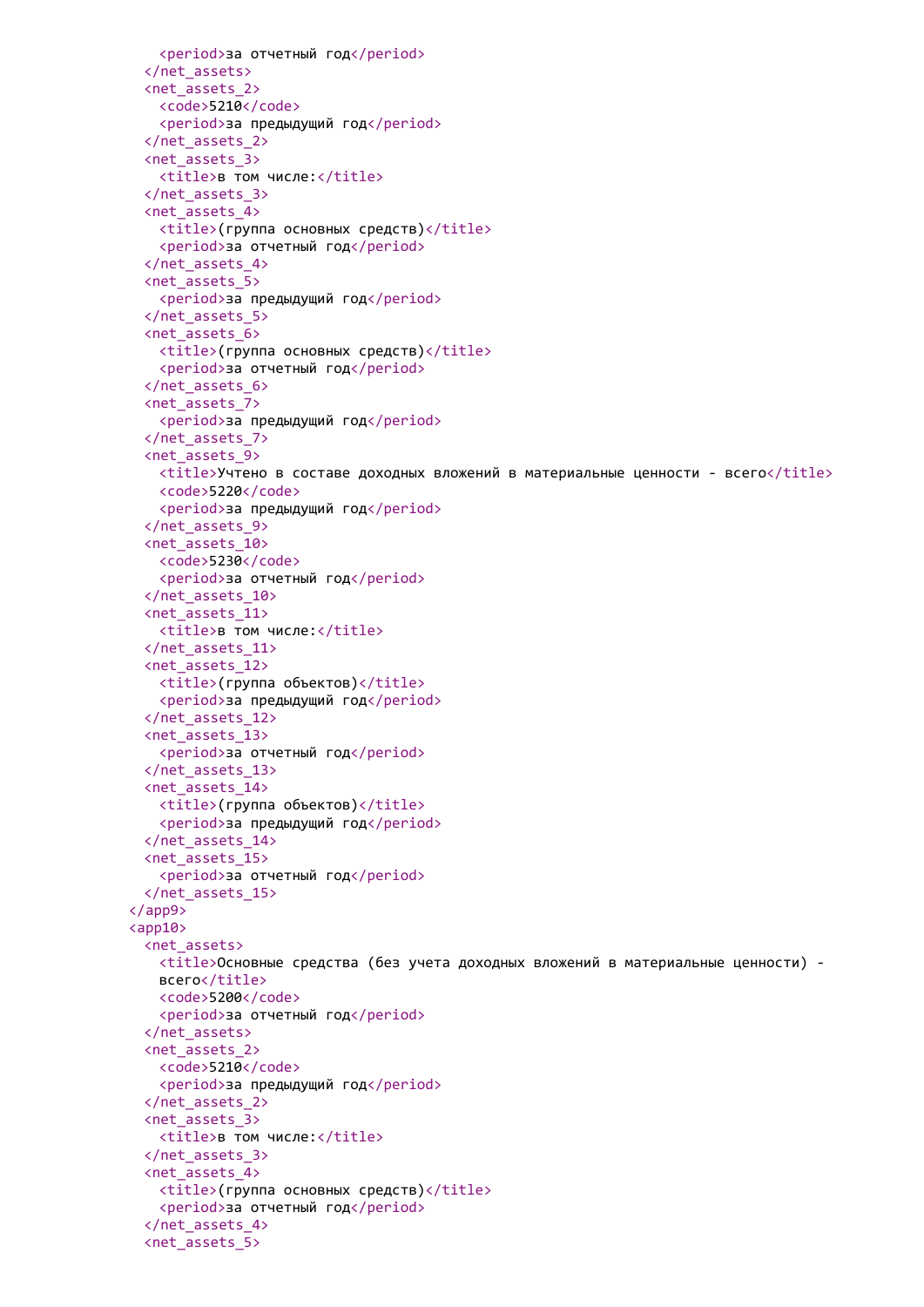```
      <period>за отчетный год</period>
    </net_assets>
    <net_assets_2>
      <code>5210</code>
      <period>за предыдущий год</period>
    </net_assets_2>
    <net_assets_3>
      <title>в том числе:</title>
    </net_assets_3>
    <net_assets_4>
      <title>(группа основных средств)</title>
      <period>за отчетный год</period>
    </net_assets_4>
    <net_assets_5>
      <period>за предыдущий год</period>
    </net_assets_5>
    <net_assets_6>
      <title>(группа основных средств)</title>
      <period>за отчетный год</period>
    </net_assets_6>
    <net_assets_7>
      <period>за предыдущий год</period>
    </net_assets_7>
    <net_assets_9>
      <title>Учтено в составе доходных вложений в материальные ценности - всего</title>
      <code>5220</code>
      <period>за предыдущий год</period>
    </net_assets_9>
    <net_assets_10>
      <code>5230</code>
      <period>за отчетный год</period>
    </net_assets_10>
    <net_assets_11>
      <title>в том числе:</title>
    </net_assets_11>
    <net_assets_12>
      <title>(группа объектов)</title>
      <period>за предыдущий год</period>
    </net_assets_12>
    <net_assets_13>
      <period>за отчетный год</period>
    </net_assets_13>
    <net_assets_14>
      <title>(группа объектов)</title>
      <period>за предыдущий год</period>
    </net_assets_14>
    <net_assets_15>
      <period>за отчетный год</period>
    </net_assets_15>
  </app9>
  <app10>
    <net_assets>
      <title>Основные средства (без учета доходных вложений в материальные ценности) -
      всего</title>
      <code>5200</code>
      <period>за отчетный год</period>
    </net_assets>
    <net_assets_2>
      <code>5210</code>
      <period>за предыдущий год</period>
    </net_assets_2>
    <net_assets_3>
      <title>в том числе:</title>
    </net_assets_3>
    <net_assets_4>
      <title>(группа основных средств)</title>
      <period>за отчетный год</period>
    </net_assets_4>
    <net_assets_5>
```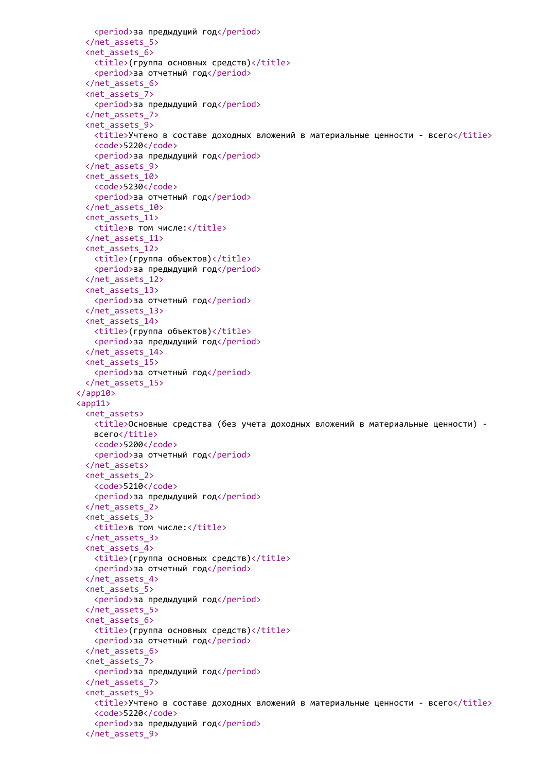```
      <period>за предыдущий год</period>
    </net_assets_5>
    <net_assets_6>
      <title>(группа основных средств)</title>
      <period>за отчетный год</period>
    </net_assets_6>
    <net_assets_7>
      <period>за предыдущий год</period>
    </net_assets_7>
    <net_assets_9>
      <title>Учтено в составе доходных вложений в материальные ценности - всего</title>
      <code>5220</code>
      <period>за предыдущий год</period>
    </net_assets_9>
    <net_assets_10>
      <code>5230</code>
      <period>за отчетный год</period>
    </net_assets_10>
    <net_assets_11>
      <title>в том числе:</title>
    </net_assets_11>
    <net_assets_12>
      <title>(группа объектов)</title>
      <period>за предыдущий год</period>
    </net_assets_12>
    <net_assets_13>
      <period>за отчетный год</period>
    </net_assets_13>
    <net_assets_14>
      <title>(группа объектов)</title>
      <period>за предыдущий год</period>
    </net_assets_14>
    <net_assets_15>
      <period>за отчетный год</period>
    </net_assets_15>
  </app10>
  <app11>
    <net_assets>
      <title>Основные средства (без учета доходных вложений в материальные ценности) -
      всего</title>
      <code>5200</code>
      <period>за отчетный год</period>
    </net_assets>
    <net_assets_2>
      <code>5210</code>
      <period>за предыдущий год</period>
    </net_assets_2>
    <net_assets_3>
      <title>в том числе:</title>
    </net_assets_3>
    <net_assets_4>
      <title>(группа основных средств)</title>
      <period>за отчетный год</period>
    </net_assets_4>
    <net_assets_5>
      <period>за предыдущий год</period>
    </net_assets_5>
    <net_assets_6>
      <title>(группа основных средств)</title>
      <period>за отчетный год</period>
    </net_assets_6>
    <net_assets_7>
      <period>за предыдущий год</period>
    </net_assets_7>
    <net_assets_9>
      <title>Учтено в составе доходных вложений в материальные ценности - всего</title>
      <code>5220</code>
      <period>за предыдущий год</period>
    </net_assets_9>
```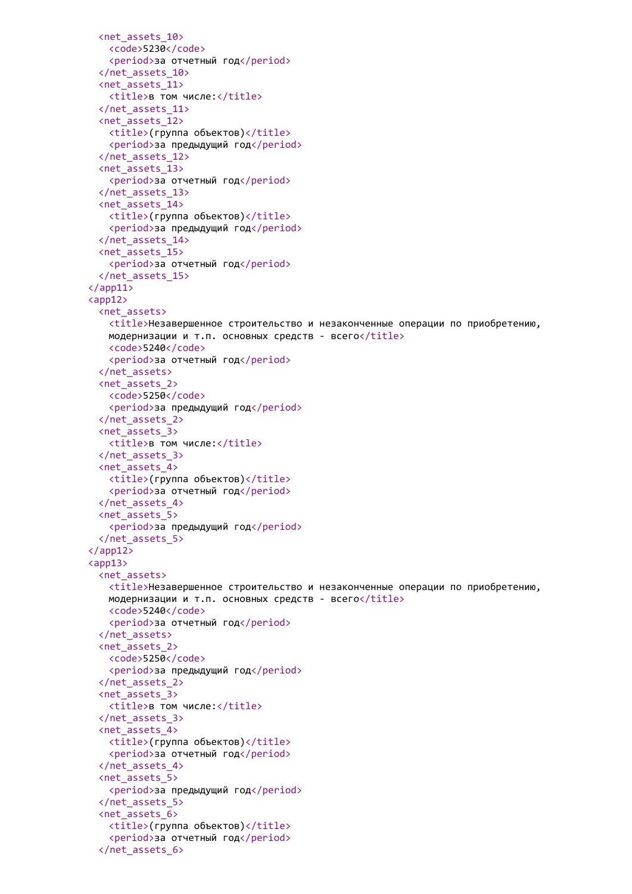```
    <net_assets_10>
      <code>5230</code>
      <period>за отчетный год</period>
    </net_assets_10>
    <net_assets_11>
      <title>в том числе:</title>
    </net_assets_11>
    <net_assets_12>
      <title>(группа объектов)</title>
      <period>за предыдущий год</period>
    </net_assets_12>
    <net_assets_13>
      <period>за отчетный год</period>
    </net_assets_13>
    <net_assets_14>
      <title>(группа объектов)</title>
      <period>за предыдущий год</period>
    </net_assets_14>
    <net_assets_15>
      <period>за отчетный год</period>
    </net_assets_15>
  </app11>
  <app12>
    <net_assets>
      <title>Незавершенное строительство и незаконченные операции по приобретению,
      модернизации и т.п. основных средств - всего</title>
      <code>5240</code>
      <period>за отчетный год</period>
    </net_assets>
    <net_assets_2>
      <code>5250</code>
      <period>за предыдущий год</period>
    </net_assets_2>
    <net_assets_3>
      <title>в том числе:</title>
    </net_assets_3>
    <net_assets_4>
      <title>(группа объектов)</title>
      <period>за отчетный год</period>
    </net_assets_4>
    <net_assets_5>
      <period>за предыдущий год</period>
    </net_assets_5>
  </app12>
  <app13>
    <net_assets>
      <title>Незавершенное строительство и незаконченные операции по приобретению,
      модернизации и т.п. основных средств - всего</title>
      <code>5240</code>
      <period>за отчетный год</period>
    </net_assets>
    <net_assets_2>
      <code>5250</code>
      <period>за предыдущий год</period>
    </net_assets_2>
    <net_assets_3>
      <title>в том числе:</title>
    </net_assets_3>
    <net_assets_4>
      <title>(группа объектов)</title>
      <period>за отчетный год</period>
    </net_assets_4>
    <net_assets_5>
      <period>за предыдущий год</period>
    </net_assets_5>
    <net_assets_6>
      <title>(группа объектов)</title>
      <period>за отчетный год</period>
    </net_assets_6>
```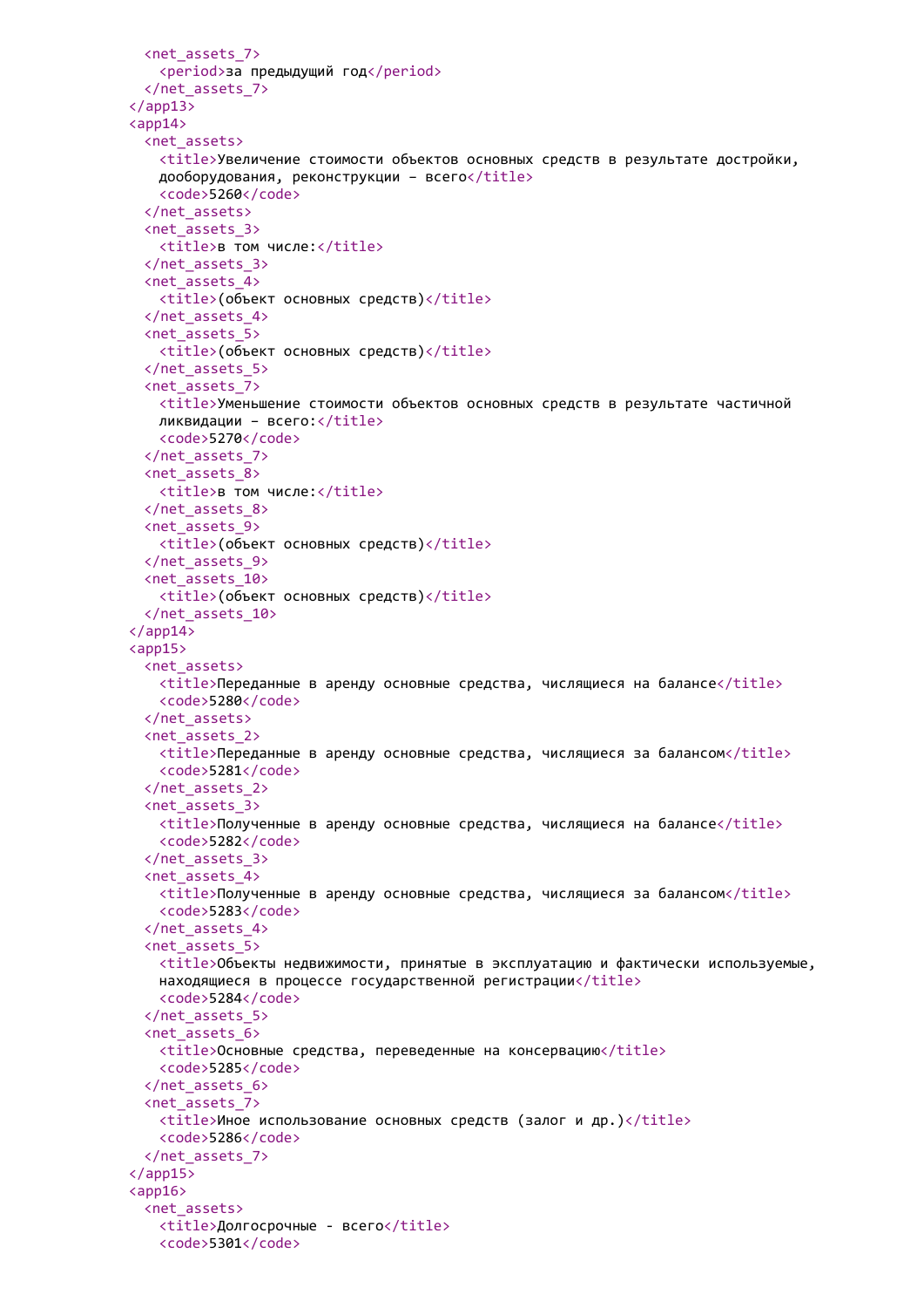```
      <net_assets_7>
        <period>за предыдущий год</period>
      </net_assets_7>
    </app13>
    <app14>
      <net_assets>
        <title>Увеличение стоимости объектов основных средств в результате достройки,
        дооборудования, реконструкции – всего</title>
        <code>5260</code>
      </net_assets>
      <net_assets_3>
        <title>в том числе:</title>
      </net_assets_3>
      <net_assets_4>
        <title>(объект основных средств)</title>
      </net_assets_4>
      <net_assets_5>
        <title>(объект основных средств)</title>
      </net_assets_5>
      <net_assets_7>
        <title>Уменьшение стоимости объектов основных средств в результате частичной
        ликвидации – всего:</title>
        <code>5270</code>
      </net_assets_7>
      <net_assets_8>
        <title>в том числе:</title>
      </net_assets_8>
      <net_assets_9>
        <title>(объект основных средств)</title>
      </net_assets_9>
      <net_assets_10>
        <title>(объект основных средств)</title>
      </net_assets_10>
    </app14>
    <app15>
      <net_assets>
        <title>Переданные в аренду основные средства, числящиеся на балансе</title>
        <code>5280</code>
      </net_assets>
      <net_assets_2>
        <title>Переданные в аренду основные средства, числящиеся за балансом</title>
        <code>5281</code>
      </net_assets_2>
      <net_assets_3>
        <title>Полученные в аренду основные средства, числящиеся на балансе</title>
        <code>5282</code>
      </net_assets_3>
      <net_assets_4>
        <title>Полученные в аренду основные средства, числящиеся за балансом</title>
        <code>5283</code>
      </net_assets_4>
      <net_assets_5>
        <title>Объекты недвижимости, принятые в эксплуатацию и фактически используемые,
        находящиеся в процессе государственной регистрации</title>
        <code>5284</code>
      </net_assets_5>
      <net_assets_6>
        <title>Основные средства, переведенные на консервацию</title>
        <code>5285</code>
      </net_assets_6>
      <net_assets_7>
        <title>Иное использование основных средств (залог и др.)</title>
        <code>5286</code>
      </net_assets_7>
    </app15>
    <app16>
      <net_assets>
        <title>Долгосрочные - всего</title>
        <code>5301</code>
```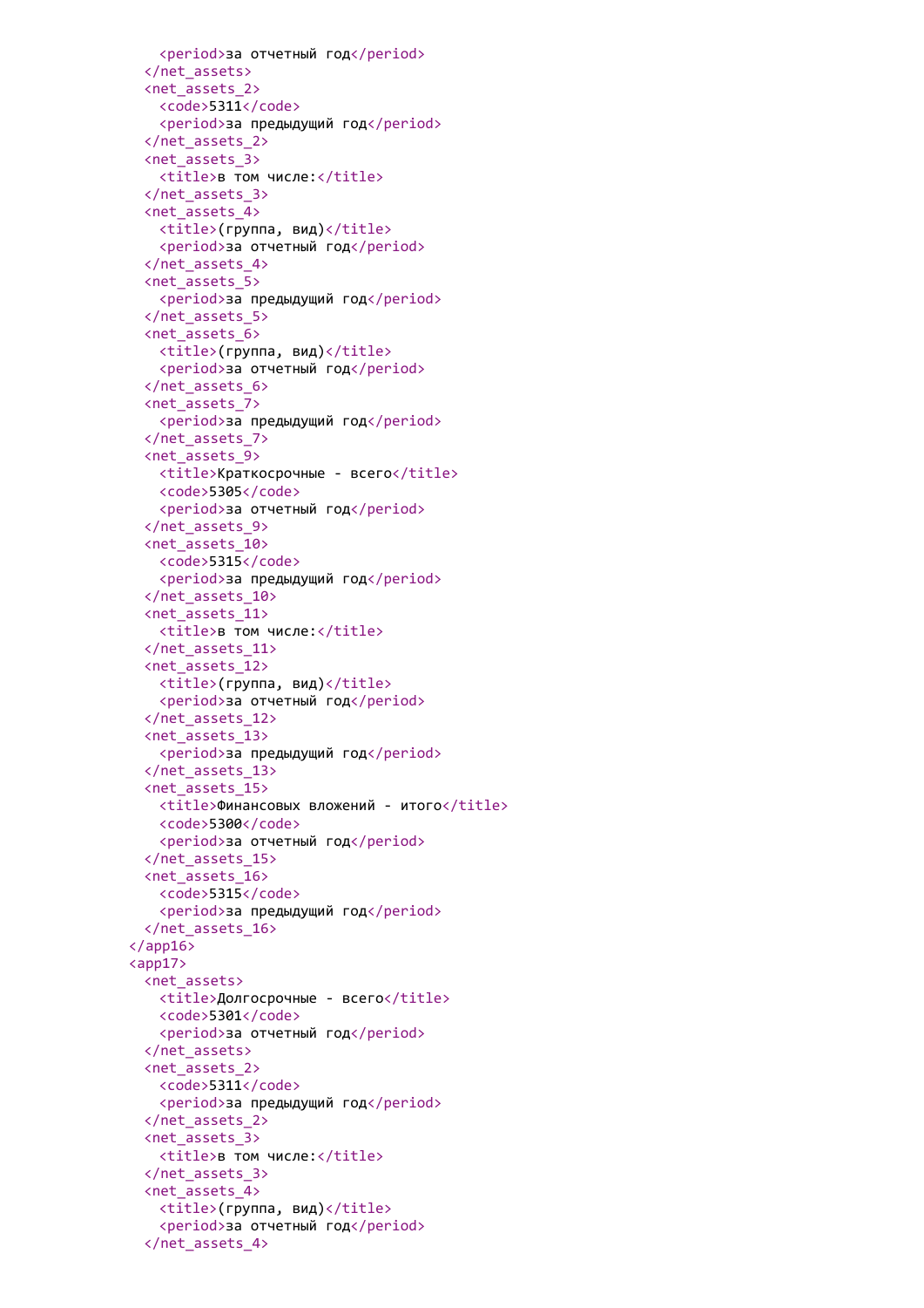```
      <period>за отчетный год</period>
    </net_assets>
    <net_assets_2>
      <code>5311</code>
      <period>за предыдущий год</period>
    </net_assets_2>
    <net_assets_3>
      <title>в том числе:</title>
    </net_assets_3>
    <net_assets_4>
      <title>(группа, вид)</title>
      <period>за отчетный год</period>
    </net_assets_4>
    <net_assets_5>
      <period>за предыдущий год</period>
    </net_assets_5>
    <net_assets_6>
      <title>(группа, вид)</title>
      <period>за отчетный год</period>
    </net_assets_6>
    <net_assets_7>
      <period>за предыдущий год</period>
    </net_assets_7>
    <net_assets_9>
      <title>Краткосрочные - всего</title>
      <code>5305</code>
      <period>за отчетный год</period>
    </net_assets_9>
    <net_assets_10>
      <code>5315</code>
      <period>за предыдущий год</period>
    </net_assets_10>
    <net_assets_11>
      <title>в том числе:</title>
    </net_assets_11>
    <net_assets_12>
      <title>(группа, вид)</title>
      <period>за отчетный год</period>
    </net_assets_12>
    <net_assets_13>
      <period>за предыдущий год</period>
    </net_assets_13>
    <net_assets_15>
      <title>Финансовых вложений - итого</title>
      <code>5300</code>
      <period>за отчетный год</period>
    </net_assets_15>
    <net_assets_16>
      <code>5315</code>
      <period>за предыдущий год</period>
    </net_assets_16>
  </app16>
  <app17>
    <net_assets>
      <title>Долгосрочные - всего</title>
      <code>5301</code>
      <period>за отчетный год</period>
    </net_assets>
    <net_assets_2>
      <code>5311</code>
      <period>за предыдущий год</period>
    </net_assets_2>
    <net_assets_3>
      <title>в том числе:</title>
    </net_assets_3>
    <net_assets_4>
      <title>(группа, вид)</title>
      <period>за отчетный год</period>
    </net_assets_4>
```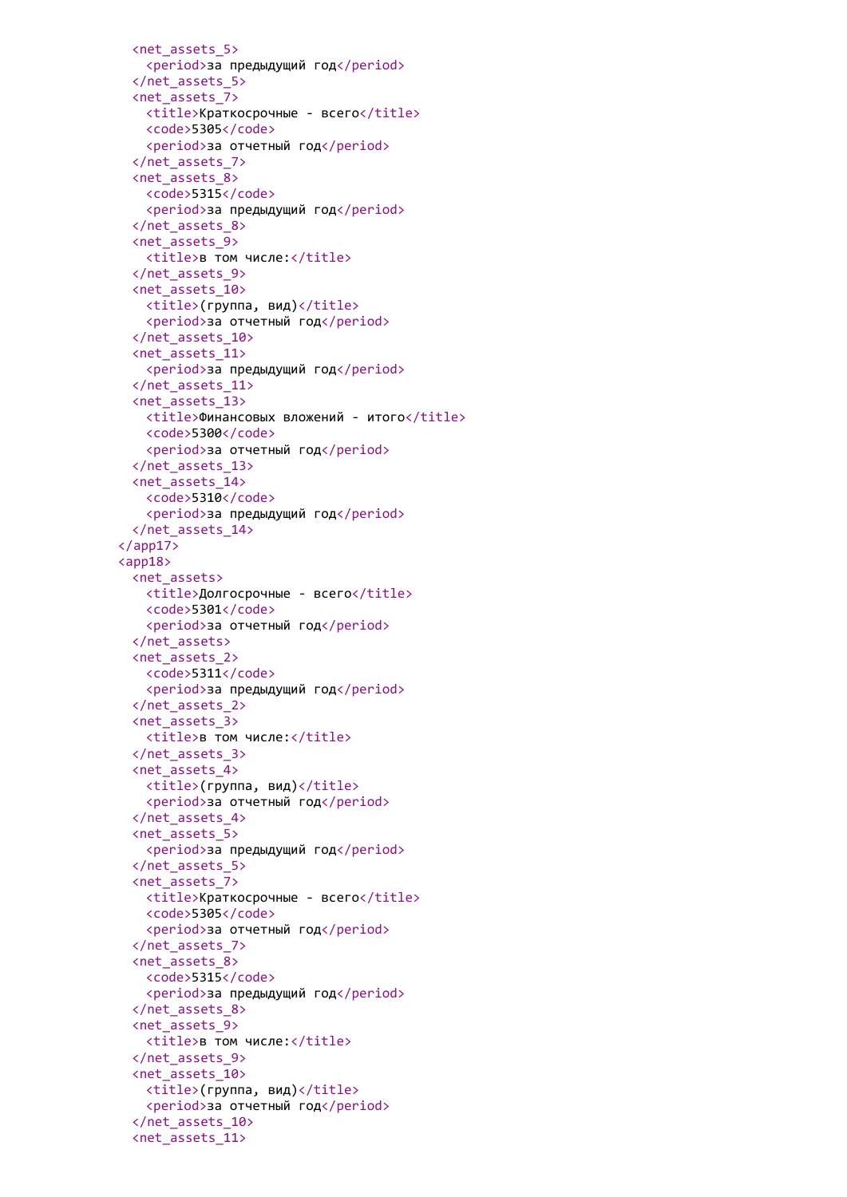```
    <net_assets_5>
      <period>за предыдущий год</period>
    </net_assets_5>
    <net_assets_7>
      <title>Краткосрочные - всего</title>
      <code>5305</code>
      <period>за отчетный год</period>
    </net_assets_7>
    <net_assets_8>
      <code>5315</code>
      <period>за предыдущий год</period>
    </net_assets_8>
    <net_assets_9>
      <title>в том числе:</title>
    </net_assets_9>
    <net_assets_10>
      <title>(группа, вид)</title>
      <period>за отчетный год</period>
    </net_assets_10>
    <net_assets_11>
      <period>за предыдущий год</period>
    </net_assets_11>
    <net_assets_13>
      <title>Финансовых вложений - итого</title>
      <code>5300</code>
      <period>за отчетный год</period>
    </net_assets_13>
    <net_assets_14>
      <code>5310</code>
      <period>за предыдущий год</period>
    </net_assets_14>
  </app17>
  <app18>
    <net_assets>
      <title>Долгосрочные - всего</title>
      <code>5301</code>
      <period>за отчетный год</period>
    </net_assets>
    <net_assets_2>
      <code>5311</code>
      <period>за предыдущий год</period>
    </net_assets_2>
    <net_assets_3>
      <title>в том числе:</title>
    </net_assets_3>
    <net_assets_4>
      <title>(группа, вид)</title>
      <period>за отчетный год</period>
    </net_assets_4>
    <net_assets_5>
      <period>за предыдущий год</period>
    </net_assets_5>
    <net_assets_7>
      <title>Краткосрочные - всего</title>
      <code>5305</code>
      <period>за отчетный год</period>
    </net_assets_7>
    <net_assets_8>
      <code>5315</code>
      <period>за предыдущий год</period>
    </net_assets_8>
    <net_assets_9>
      <title>в том числе:</title>
    </net_assets_9>
    <net_assets_10>
      <title>(группа, вид)</title>
      <period>за отчетный год</period>
    </net_assets_10>
    <net_assets_11>
```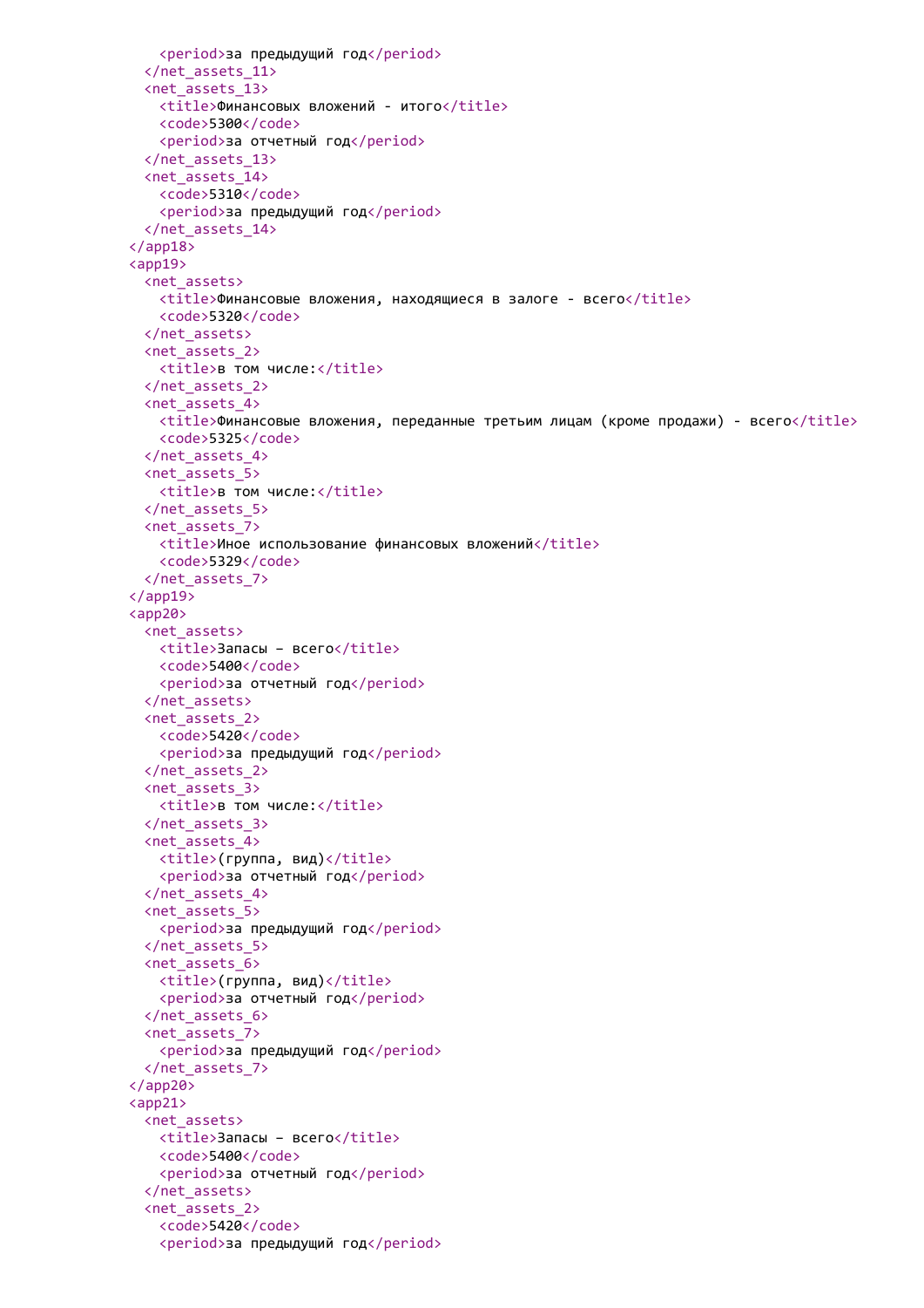```
      <period>за предыдущий год</period>
    </net_assets_11>
    <net_assets_13>
      <title>Финансовых вложений - итого</title>
      <code>5300</code>
      <period>за отчетный год</period>
    </net_assets_13>
    <net_assets_14>
      <code>5310</code>
      <period>за предыдущий год</period>
    </net_assets_14>
  </app18>
  <app19>
    <net_assets>
      <title>Финансовые вложения, находящиеся в залоге - всего</title>
      <code>5320</code>
    </net_assets>
    <net_assets_2>
      <title>в том числе:</title>
    </net_assets_2>
    <net_assets_4>
      <title>Финансовые вложения, переданные третьим лицам (кроме продажи) - всего</title>
      <code>5325</code>
    </net_assets_4>
    <net_assets_5>
      <title>в том числе:</title>
    </net_assets_5>
    <net_assets_7>
      <title>Иное использование финансовых вложений</title>
      <code>5329</code>
    </net_assets_7>
  </app19>
  <app20>
    <net_assets>
      <title>Запасы – всего</title>
      <code>5400</code>
      <period>за отчетный год</period>
    </net_assets>
    <net_assets_2>
      <code>5420</code>
      <period>за предыдущий год</period>
    </net_assets_2>
    <net_assets_3>
      <title>в том числе:</title>
    </net_assets_3>
    <net_assets_4>
      <title>(группа, вид)</title>
      <period>за отчетный год</period>
    </net_assets_4>
    <net_assets_5>
      <period>за предыдущий год</period>
    </net_assets_5>
    <net_assets_6>
      <title>(группа, вид)</title>
      <period>за отчетный год</period>
    </net_assets_6>
    <net_assets_7>
      <period>за предыдущий год</period>
    </net_assets_7>
  </app20>
  <app21>
    <net_assets>
      <title>Запасы – всего</title>
      <code>5400</code>
      <period>за отчетный год</period>
    </net_assets>
    <net_assets_2>
      <code>5420</code>
      <period>за предыдущий год</period>
```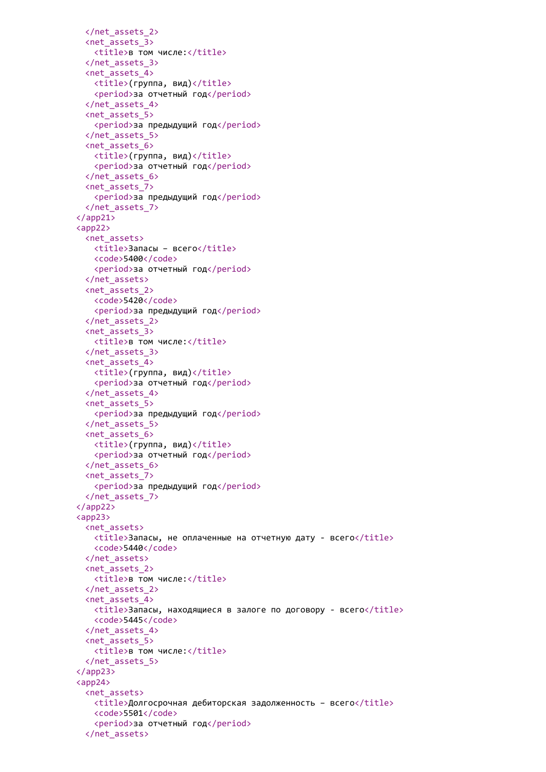```
    </net_assets_2>
    <net_assets_3>
      <title>в том числе:</title>
    </net_assets_3>
    <net_assets_4>
      <title>(группа, вид)</title>
      <period>за отчетный год</period>
    </net_assets_4>
    <net_assets_5>
      <period>за предыдущий год</period>
    </net_assets_5>
    <net_assets_6>
      <title>(группа, вид)</title>
      <period>за отчетный год</period>
    </net_assets_6>
    <net_assets_7>
      <period>за предыдущий год</period>
    </net_assets_7>
  </app21>
  <app22>
    <net_assets>
      <title>Запасы – всего</title>
      <code>5400</code>
      <period>за отчетный год</period>
    </net_assets>
    <net_assets_2>
      <code>5420</code>
      <period>за предыдущий год</period>
    </net_assets_2>
    <net_assets_3>
      <title>в том числе:</title>
    </net_assets_3>
    <net_assets_4>
      <title>(группа, вид)</title>
      <period>за отчетный год</period>
    </net_assets_4>
    <net_assets_5>
      <period>за предыдущий год</period>
    </net_assets_5>
    <net_assets_6>
      <title>(группа, вид)</title>
      <period>за отчетный год</period>
    </net_assets_6>
    <net_assets_7>
      <period>за предыдущий год</period>
    </net_assets_7>
  </app22>
  <app23>
    <net_assets>
      <title>Запасы, не оплаченные на отчетную дату - всего</title>
      <code>5440</code>
    </net_assets>
    <net_assets_2>
      <title>в том числе:</title>
    </net_assets_2>
    <net_assets_4>
      <title>Запасы, находящиеся в залоге по договору - всего</title>
      <code>5445</code>
    </net_assets_4>
    <net_assets_5>
      <title>в том числе:</title>
    </net_assets_5>
  </app23>
  <app24>
    <net_assets>
      <title>Долгосрочная дебиторская задолженность – всего</title>
      <code>5501</code>
      <period>за отчетный год</period>
    </net_assets>
```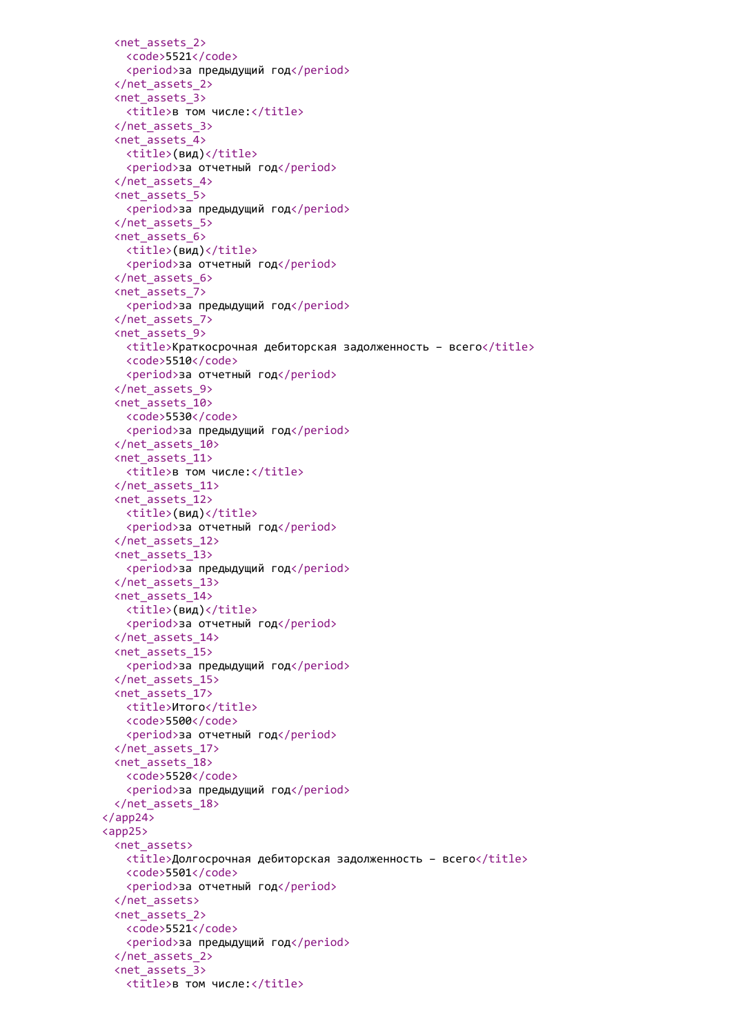```xml
      <net_assets_2>
        <code>5521</code>
        <period>за предыдущий год</period>
      </net_assets_2>
      <net_assets_3>
        <title>в том числе:</title>
      </net_assets_3>
      <net_assets_4>
        <title>(вид)</title>
        <period>за отчетный год</period>
      </net_assets_4>
      <net_assets_5>
        <period>за предыдущий год</period>
      </net_assets_5>
      <net_assets_6>
        <title>(вид)</title>
        <period>за отчетный год</period>
      </net_assets_6>
      <net_assets_7>
        <period>за предыдущий год</period>
      </net_assets_7>
      <net_assets_9>
        <title>Краткосрочная дебиторская задолженность – всего</title>
        <code>5510</code>
        <period>за отчетный год</period>
      </net_assets_9>
      <net_assets_10>
        <code>5530</code>
        <period>за предыдущий год</period>
      </net_assets_10>
      <net_assets_11>
        <title>в том числе:</title>
      </net_assets_11>
      <net_assets_12>
        <title>(вид)</title>
        <period>за отчетный год</period>
      </net_assets_12>
      <net_assets_13>
        <period>за предыдущий год</period>
      </net_assets_13>
      <net_assets_14>
        <title>(вид)</title>
        <period>за отчетный год</period>
      </net_assets_14>
      <net_assets_15>
        <period>за предыдущий год</period>
      </net_assets_15>
      <net_assets_17>
        <title>Итого</title>
        <code>5500</code>
        <period>за отчетный год</period>
      </net_assets_17>
      <net_assets_18>
        <code>5520</code>
        <period>за предыдущий год</period>
      </net_assets_18>
    </app24>
    <app25>
      <net_assets>
        <title>Долгосрочная дебиторская задолженность – всего</title>
        <code>5501</code>
        <period>за отчетный год</period>
      </net_assets>
      <net_assets_2>
        <code>5521</code>
        <period>за предыдущий год</period>
      </net_assets_2>
      <net_assets_3>
        <title>в том числе:</title>
```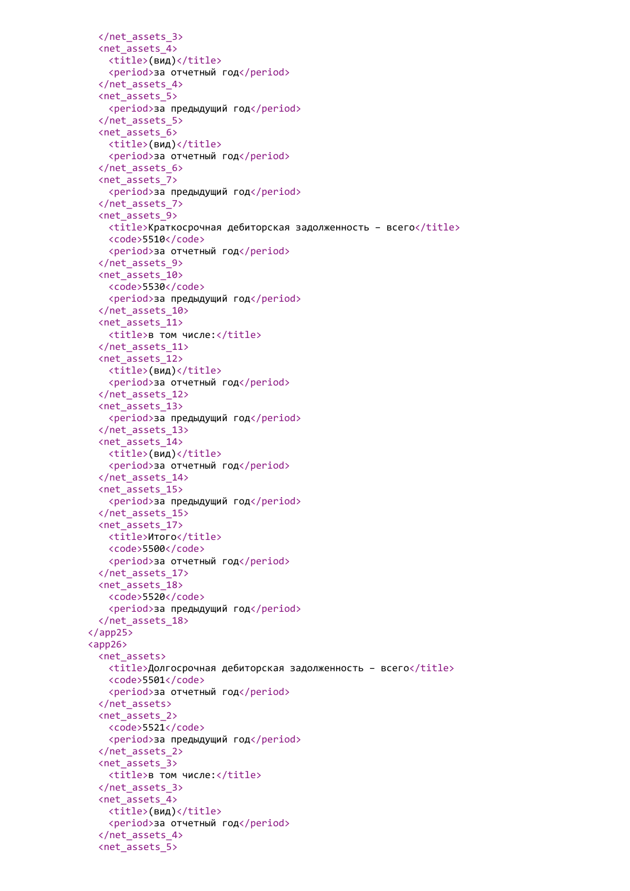```
    </net_assets_3>
    <net_assets_4>
      <title>(вид)</title>
      <period>за отчетный год</period>
    </net_assets_4>
    <net_assets_5>
      <period>за предыдущий год</period>
    </net_assets_5>
    <net_assets_6>
      <title>(вид)</title>
      <period>за отчетный год</period>
    </net_assets_6>
    <net_assets_7>
      <period>за предыдущий год</period>
    </net_assets_7>
    <net_assets_9>
      <title>Краткосрочная дебиторская задолженность – всего</title>
      <code>5510</code>
      <period>за отчетный год</period>
    </net_assets_9>
    <net_assets_10>
      <code>5530</code>
      <period>за предыдущий год</period>
    </net_assets_10>
    <net_assets_11>
      <title>в том числе:</title>
    </net_assets_11>
    <net_assets_12>
      <title>(вид)</title>
      <period>за отчетный год</period>
    </net_assets_12>
    <net_assets_13>
      <period>за предыдущий год</period>
    </net_assets_13>
    <net_assets_14>
      <title>(вид)</title>
      <period>за отчетный год</period>
    </net_assets_14>
    <net_assets_15>
      <period>за предыдущий год</period>
    </net_assets_15>
    <net_assets_17>
      <title>Итого</title>
      <code>5500</code>
      <period>за отчетный год</period>
    </net_assets_17>
    <net_assets_18>
      <code>5520</code>
      <period>за предыдущий год</period>
    </net_assets_18>
  </app25>
  <app26>
    <net_assets>
      <title>Долгосрочная дебиторская задолженность – всего</title>
      <code>5501</code>
      <period>за отчетный год</period>
    </net_assets>
    <net_assets_2>
      <code>5521</code>
      <period>за предыдущий год</period>
    </net_assets_2>
    <net_assets_3>
      <title>в том числе:</title>
    </net_assets_3>
    <net_assets_4>
      <title>(вид)</title>
      <period>за отчетный год</period>
    </net_assets_4>
    <net_assets_5>
```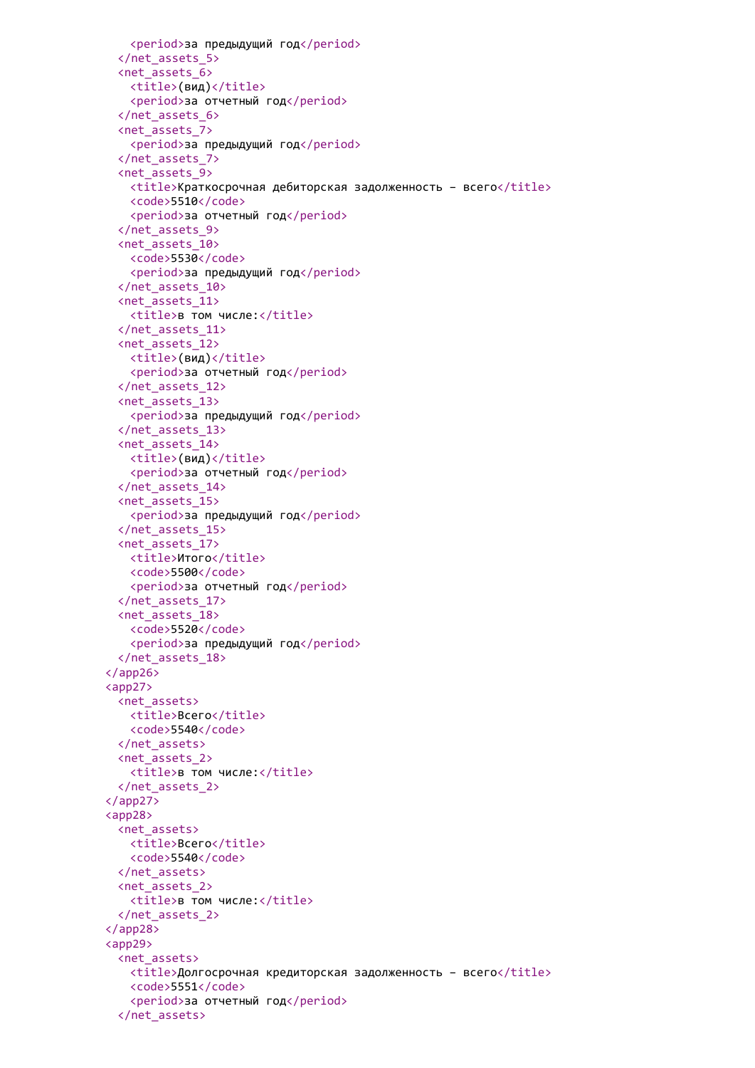```
      <period>за предыдущий год</period>
    </net_assets_5>
    <net_assets_6>
      <title>(вид)</title>
      <period>за отчетный год</period>
    </net_assets_6>
    <net_assets_7>
      <period>за предыдущий год</period>
    </net_assets_7>
    <net_assets_9>
      <title>Краткосрочная дебиторская задолженность - всего</title>
      <code>5510</code>
      <period>за отчетный год</period>
    </net_assets_9>
    <net_assets_10>
      <code>5530</code>
      <period>за предыдущий год</period>
    </net_assets_10>
    <net_assets_11>
      <title>в том числе:</title>
    </net_assets_11>
    <net_assets_12>
      <title>(вид)</title>
      <period>за отчетный год</period>
    </net_assets_12>
    <net_assets_13>
      <period>за предыдущий год</period>
    </net_assets_13>
    <net_assets_14>
      <title>(вид)</title>
      <period>за отчетный год</period>
    </net_assets_14>
    <net_assets_15>
      <period>за предыдущий год</period>
    </net_assets_15>
    <net_assets_17>
      <title>Итого</title>
      <code>5500</code>
      <period>за отчетный год</period>
    </net_assets_17>
    <net_assets_18>
      <code>5520</code>
      <period>за предыдущий год</period>
    </net_assets_18>
  </app26>
  <app27>
    <net_assets>
      <title>Всего</title>
      <code>5540</code>
    </net_assets>
    <net_assets_2>
      <title>в том числе:</title>
    </net_assets_2>
  </app27>
  <app28>
    <net_assets>
      <title>Всего</title>
      <code>5540</code>
    </net_assets>
    <net_assets_2>
      <title>в том числе:</title>
    </net_assets_2>
  </app28>
  <app29>
    <net_assets>
      <title>Долгосрочная кредиторская задолженность - всего</title>
      <code>5551</code>
      <period>за отчетный год</period>
    </net_assets>
```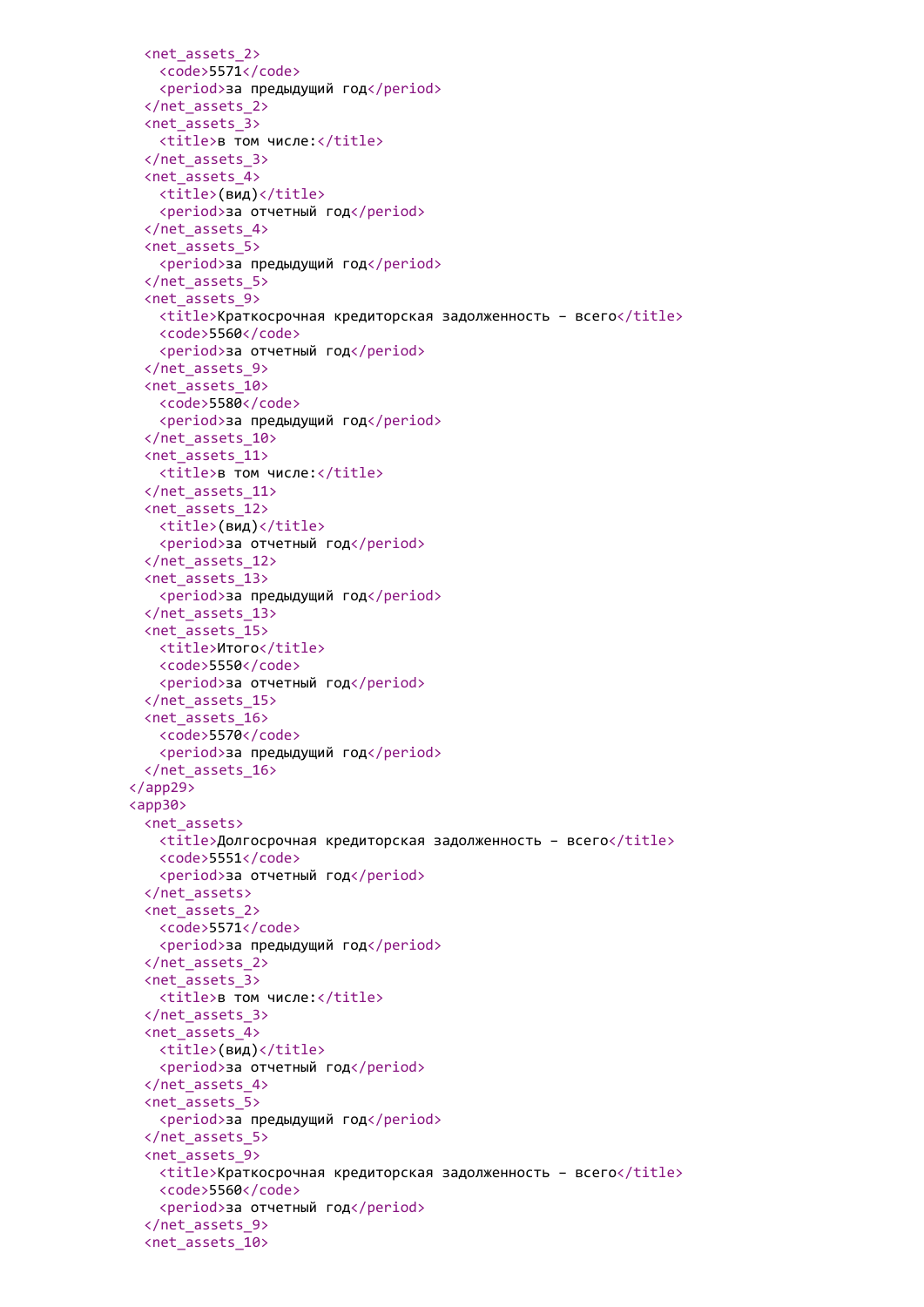```xml
    <net_assets_2>
      <code>5571</code>
      <period>за предыдущий год</period>
    </net_assets_2>
    <net_assets_3>
      <title>в том числе:</title>
    </net_assets_3>
    <net_assets_4>
      <title>(вид)</title>
      <period>за отчетный год</period>
    </net_assets_4>
    <net_assets_5>
      <period>за предыдущий год</period>
    </net_assets_5>
    <net_assets_9>
      <title>Краткосрочная кредиторская задолженность – всего</title>
      <code>5560</code>
      <period>за отчетный год</period>
    </net_assets_9>
    <net_assets_10>
      <code>5580</code>
      <period>за предыдущий год</period>
    </net_assets_10>
    <net_assets_11>
      <title>в том числе:</title>
    </net_assets_11>
    <net_assets_12>
      <title>(вид)</title>
      <period>за отчетный год</period>
    </net_assets_12>
    <net_assets_13>
      <period>за предыдущий год</period>
    </net_assets_13>
    <net_assets_15>
      <title>Итого</title>
      <code>5550</code>
      <period>за отчетный год</period>
    </net_assets_15>
    <net_assets_16>
      <code>5570</code>
      <period>за предыдущий год</period>
    </net_assets_16>
  </app29>
  <app30>
    <net_assets>
      <title>Долгосрочная кредиторская задолженность – всего</title>
      <code>5551</code>
      <period>за отчетный год</period>
    </net_assets>
    <net_assets_2>
      <code>5571</code>
      <period>за предыдущий год</period>
    </net_assets_2>
    <net_assets_3>
      <title>в том числе:</title>
    </net_assets_3>
    <net_assets_4>
      <title>(вид)</title>
      <period>за отчетный год</period>
    </net_assets_4>
    <net_assets_5>
      <period>за предыдущий год</period>
    </net_assets_5>
    <net_assets_9>
      <title>Краткосрочная кредиторская задолженность – всего</title>
      <code>5560</code>
      <period>за отчетный год</period>
    </net_assets_9>
    <net_assets_10>
```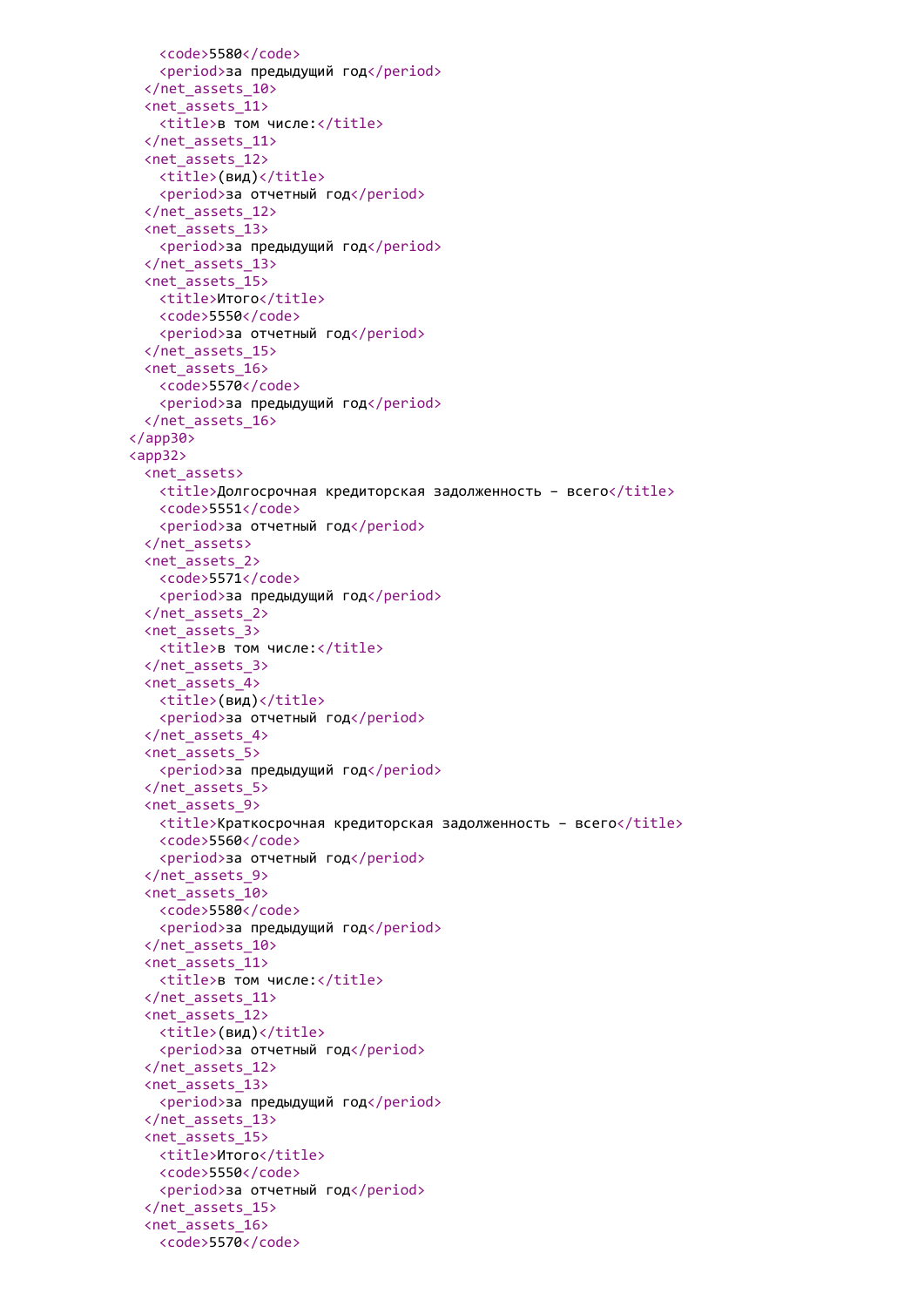```
      <code>5580</code>
      <period>за предыдущий год</period>
    </net_assets_10>
    <net_assets_11>
      <title>в том числе:</title>
    </net_assets_11>
    <net_assets_12>
      <title>(вид)</title>
      <period>за отчетный год</period>
    </net_assets_12>
    <net_assets_13>
      <period>за предыдущий год</period>
    </net_assets_13>
    <net_assets_15>
      <title>Итого</title>
      <code>5550</code>
      <period>за отчетный год</period>
    </net_assets_15>
    <net_assets_16>
      <code>5570</code>
      <period>за предыдущий год</period>
    </net_assets_16>
  </app30>
  <app32>
    <net_assets>
      <title>Долгосрочная кредиторская задолженность – всего</title>
      <code>5551</code>
      <period>за отчетный год</period>
    </net_assets>
    <net_assets_2>
      <code>5571</code>
      <period>за предыдущий год</period>
    </net_assets_2>
    <net_assets_3>
      <title>в том числе:</title>
    </net_assets_3>
    <net_assets_4>
      <title>(вид)</title>
      <period>за отчетный год</period>
    </net_assets_4>
    <net_assets_5>
      <period>за предыдущий год</period>
    </net_assets_5>
    <net_assets_9>
      <title>Краткосрочная кредиторская задолженность – всего</title>
      <code>5560</code>
      <period>за отчетный год</period>
    </net_assets_9>
    <net_assets_10>
      <code>5580</code>
      <period>за предыдущий год</period>
    </net_assets_10>
    <net_assets_11>
      <title>в том числе:</title>
    </net_assets_11>
    <net_assets_12>
      <title>(вид)</title>
      <period>за отчетный год</period>
    </net_assets_12>
    <net_assets_13>
      <period>за предыдущий год</period>
    </net_assets_13>
    <net_assets_15>
      <title>Итого</title>
      <code>5550</code>
      <period>за отчетный год</period>
    </net_assets_15>
    <net_assets_16>
      <code>5570</code>
```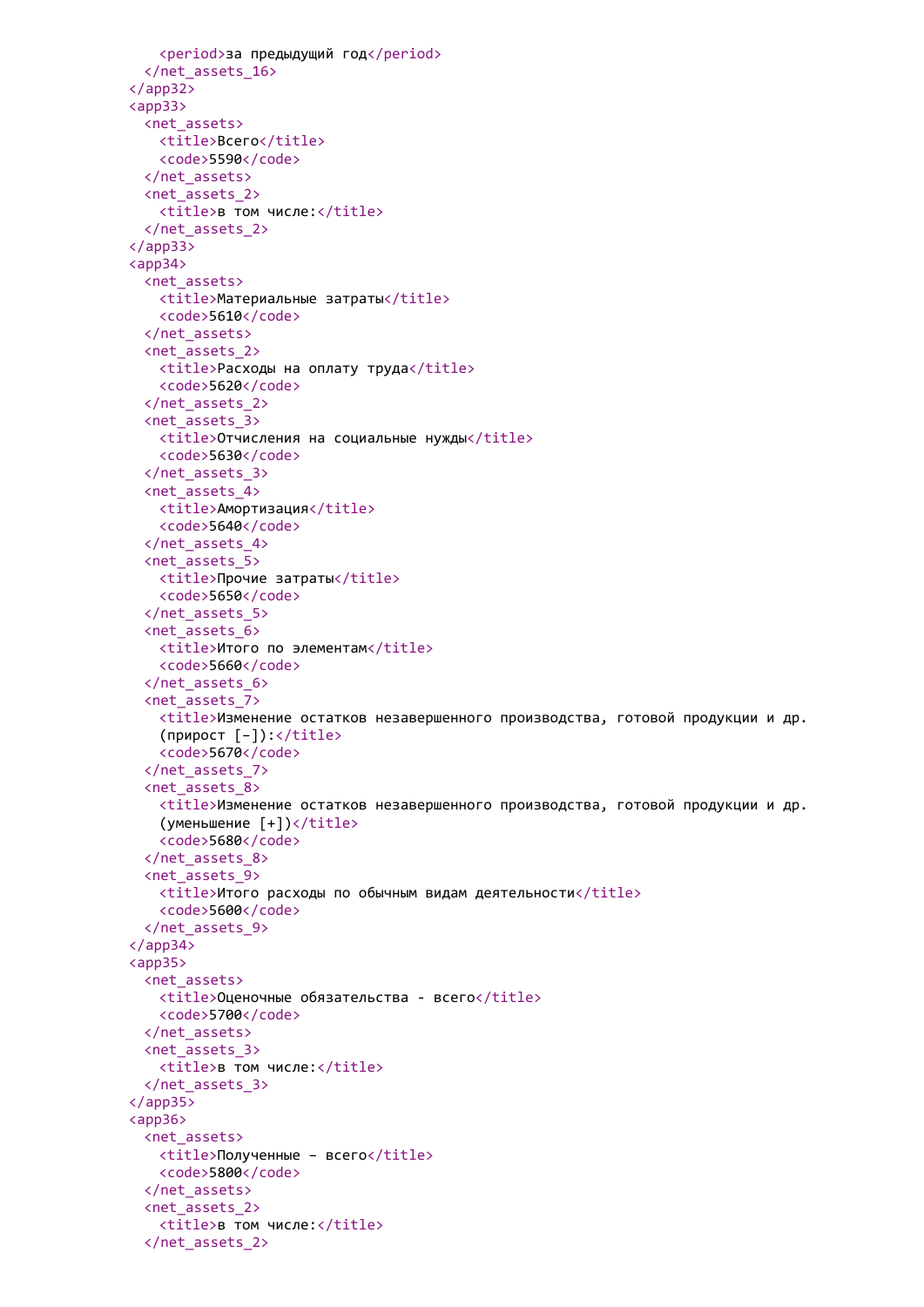```
        <period>за предыдущий год</period>
      </net_assets_16>
    </app32>
    <app33>
      <net_assets>
        <title>Всего</title>
        <code>5590</code>
      </net_assets>
      <net_assets_2>
        <title>в том числе:</title>
      </net_assets_2>
    </app33>
    <app34>
      <net_assets>
        <title>Материальные затраты</title>
        <code>5610</code>
      </net_assets>
      <net_assets_2>
        <title>Расходы на оплату труда</title>
        <code>5620</code>
      </net_assets_2>
      <net_assets_3>
        <title>Отчисления на социальные нужды</title>
        <code>5630</code>
      </net_assets_3>
      <net_assets_4>
        <title>Амортизация</title>
        <code>5640</code>
      </net_assets_4>
      <net_assets_5>
        <title>Прочие затраты</title>
        <code>5650</code>
      </net_assets_5>
      <net_assets_6>
        <title>Итого по элементам</title>
        <code>5660</code>
      </net_assets_6>
      <net_assets_7>
        <title>Изменение остатков незавершенного производства, готовой продукции и др.
        (прирост [-]):</title>
        <code>5670</code>
      </net_assets_7>
      <net_assets_8>
        <title>Изменение остатков незавершенного производства, готовой продукции и др.
        (уменьшение [+])</title>
        <code>5680</code>
      </net_assets_8>
      <net_assets_9>
        <title>Итого расходы по обычным видам деятельности</title>
        <code>5600</code>
      </net_assets_9>
    </app34>
    <app35>
      <net_assets>
        <title>Оценочные обязательства - всего</title>
        <code>5700</code>
      </net_assets>
      <net_assets_3>
        <title>в том числе:</title>
      </net_assets_3>
    </app35>
    <app36>
      <net_assets>
        <title>Полученные – всего</title>
        <code>5800</code>
      </net_assets>
      <net_assets_2>
        <title>в том числе:</title>
      </net_assets_2>
```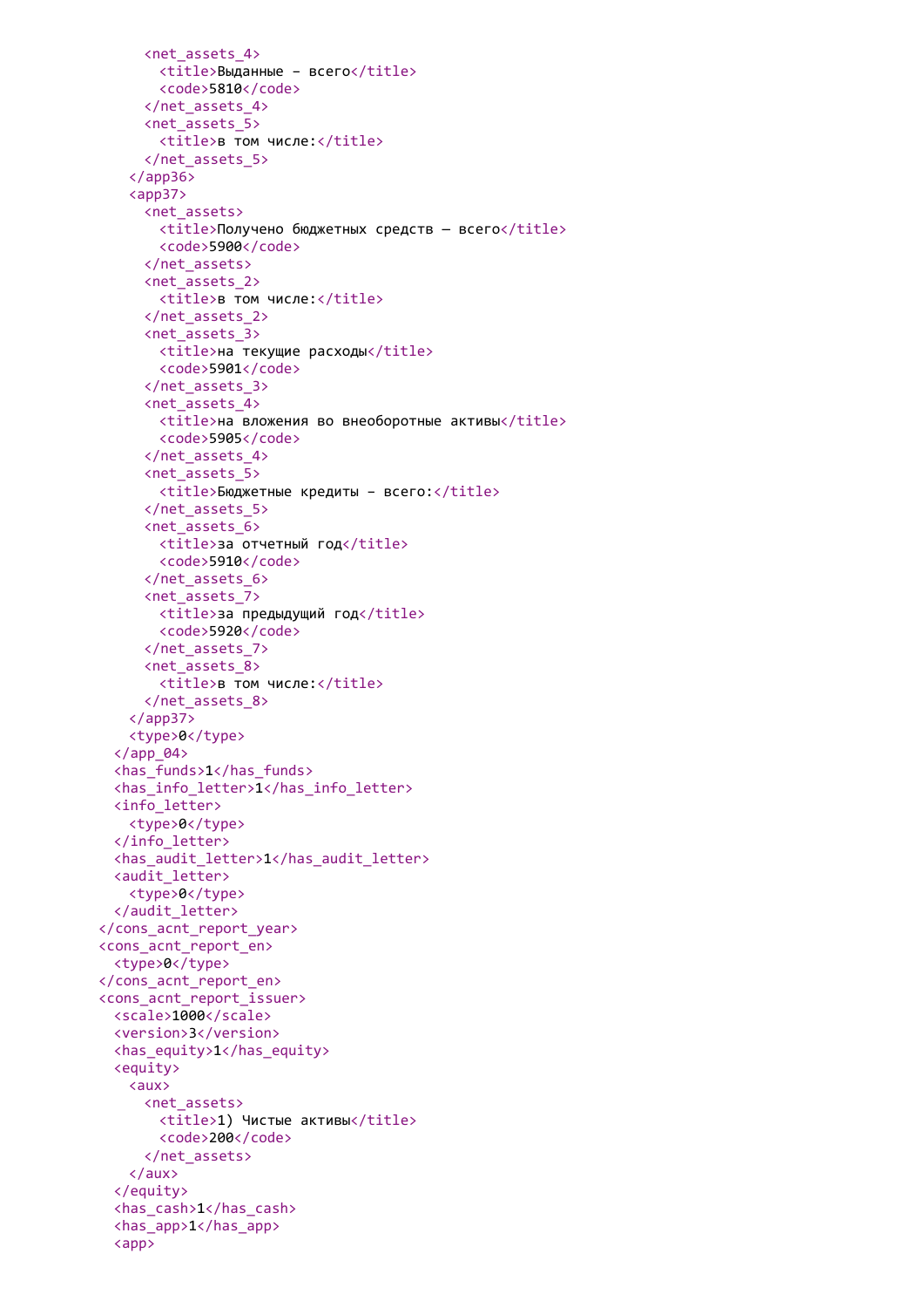```
      <net_assets_4>
        <title>Выданные – всего</title>
        <code>5810</code>
      </net_assets_4>
      <net_assets_5>
        <title>в том числе:</title>
      </net_assets_5>
    </app36>
    <app37>
      <net_assets>
        <title>Получено бюджетных средств — всего</title>
        <code>5900</code>
      </net_assets>
      <net_assets_2>
        <title>в том числе:</title>
      </net_assets_2>
      <net_assets_3>
        <title>на текущие расходы</title>
        <code>5901</code>
      </net_assets_3>
      <net_assets_4>
        <title>на вложения во внеоборотные активы</title>
        <code>5905</code>
      </net_assets_4>
      <net_assets_5>
        <title>Бюджетные кредиты – всего:</title>
      </net_assets_5>
      <net_assets_6>
        <title>за отчетный год</title>
        <code>5910</code>
      </net_assets_6>
      <net_assets_7>
        <title>за предыдущий год</title>
        <code>5920</code>
      </net_assets_7>
      <net_assets_8>
        <title>в том числе:</title>
      </net_assets_8>
    </app37>
    <type>0</type>
  </app_04>
  <has_funds>1</has_funds>
  <has_info_letter>1</has_info_letter>
  <info_letter>
    <type>0</type>
  </info_letter>
  <has_audit_letter>1</has_audit_letter>
  <audit_letter>
    <type>0</type>
  </audit_letter>
</cons_acnt_report_year>
<cons_acnt_report_en>
  <type>0</type>
</cons_acnt_report_en>
<cons_acnt_report_issuer>
  <scale>1000</scale>
  <version>3</version>
  <has_equity>1</has_equity>
  <equity>
    <aux>
      <net_assets>
        <title>1) Чистые активы</title>
        <code>200</code>
      </net_assets>
    </aux>
  </equity>
  <has_cash>1</has_cash>
  <has_app>1</has_app>
  <app>
```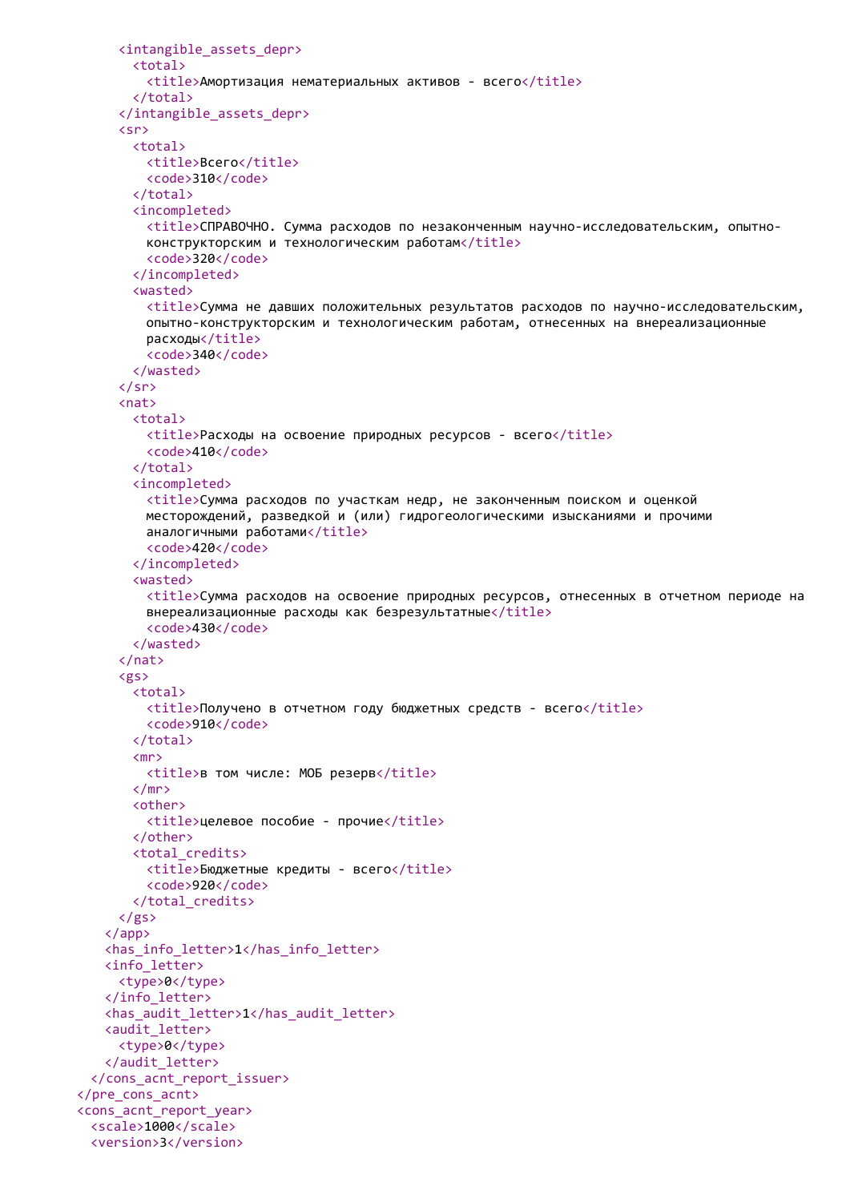```xml
      <intangible_assets_depr>
        <total>
          <title>Амортизация нематериальных активов - всего</title>
        </total>
      </intangible_assets_depr>
      <sr>
        <total>
          <title>Всего</title>
          <code>310</code>
        </total>
        <incompleted>
          <title>СПРАВОЧНО. Сумма расходов по незаконченным научно-исследовательским, опытно-
          конструкторским и технологическим работам</title>
          <code>320</code>
        </incompleted>
        <wasted>
          <title>Сумма не давших положительных результатов расходов по научно-исследовательским,
          опытно-конструкторским и технологическим работам, отнесенных на внереализационные
          расходы</title>
          <code>340</code>
        </wasted>
      </sr>
      <nat>
        <total>
          <title>Расходы на освоение природных ресурсов - всего</title>
          <code>410</code>
        </total>
        <incompleted>
          <title>Сумма расходов по участкам недр, не законченным поиском и оценкой
          месторождений, разведкой и (или) гидрогеологическими изысканиями и прочими
          аналогичными работами</title>
          <code>420</code>
        </incompleted>
        <wasted>
          <title>Сумма расходов на освоение природных ресурсов, отнесенных в отчетном периоде на
          внереализационные расходы как безрезультатные</title>
          <code>430</code>
        </wasted>
      </nat>
      <gs>
        <total>
          <title>Получено в отчетном году бюджетных средств - всего</title>
          <code>910</code>
        </total>
        <mr>
          <title>в том числе: МОБ резерв</title>
        </mr>
        <other>
          <title>целевое пособие - прочие</title>
        </other>
        <total_credits>
          <title>Бюджетные кредиты - всего</title>
          <code>920</code>
        </total_credits>
      </gs>
    </app>
    <has_info_letter>1</has_info_letter>
    <info_letter>
      <type>0</type>
    </info_letter>
    <has_audit_letter>1</has_audit_letter>
    <audit_letter>
      <type>0</type>
    </audit_letter>
  </cons_acnt_report_issuer>
</pre_cons_acnt>
<cons_acnt_report_year>
  <scale>1000</scale>
  <version>3</version>
```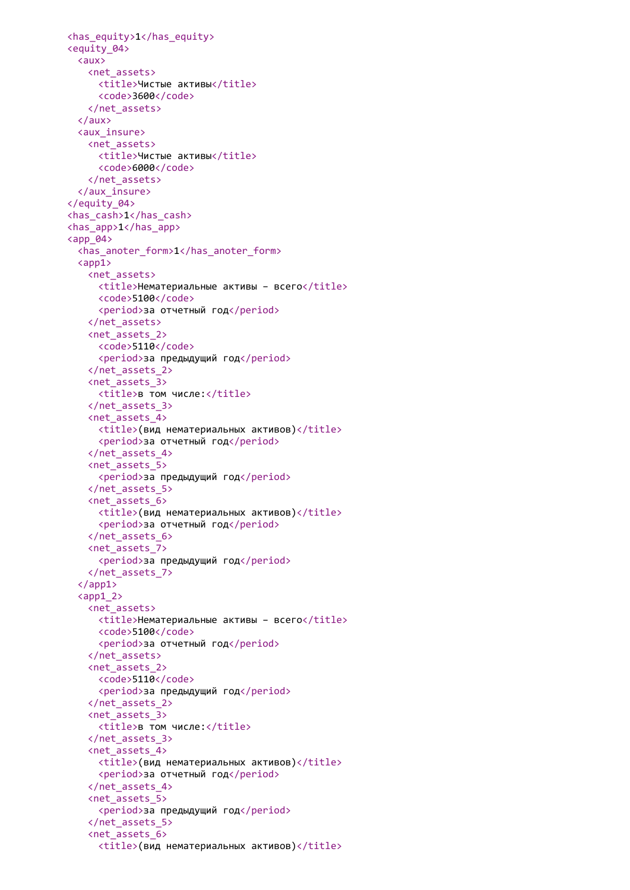```
      <has_equity>1</has_equity>
      <equity_04>
        <aux>
          <net_assets>
            <title>Чистые активы</title>
            <code>3600</code>
          </net_assets>
        </aux>
        <aux_insure>
          <net_assets>
            <title>Чистые активы</title>
            <code>6000</code>
          </net_assets>
        </aux_insure>
      </equity_04>
      <has_cash>1</has_cash>
      <has_app>1</has_app>
      <app_04>
        <has_anoter_form>1</has_anoter_form>
        <app1>
          <net_assets>
            <title>Нематериальные активы - всего</title>
            <code>5100</code>
            <period>за отчетный год</period>
          </net_assets>
          <net_assets_2>
            <code>5110</code>
            <period>за предыдущий год</period>
          </net_assets_2>
          <net_assets_3>
            <title>в том числе:</title>
          </net_assets_3>
          <net_assets_4>
            <title>(вид нематериальных активов)</title>
            <period>за отчетный год</period>
          </net_assets_4>
          <net_assets_5>
            <period>за предыдущий год</period>
          </net_assets_5>
          <net_assets_6>
            <title>(вид нематериальных активов)</title>
            <period>за отчетный год</period>
          </net_assets_6>
          <net_assets_7>
            <period>за предыдущий год</period>
          </net_assets_7>
        </app1>
        <app1_2>
          <net_assets>
            <title>Нематериальные активы - всего</title>
            <code>5100</code>
            <period>за отчетный год</period>
          </net_assets>
          <net_assets_2>
            <code>5110</code>
            <period>за предыдущий год</period>
          </net_assets_2>
          <net_assets_3>
            <title>в том числе:</title>
          </net_assets_3>
          <net_assets_4>
            <title>(вид нематериальных активов)</title>
            <period>за отчетный год</period>
          </net_assets_4>
          <net_assets_5>
            <period>за предыдущий год</period>
          </net_assets_5>
          <net_assets_6>
            <title>(вид нематериальных активов)</title>
```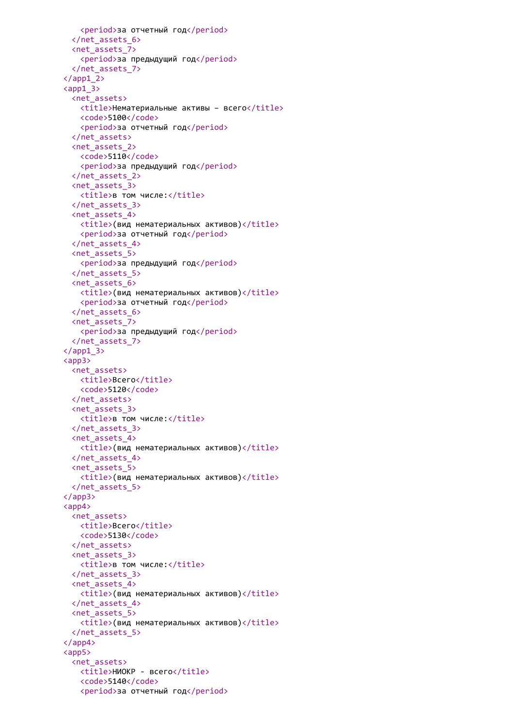```
      <period>за отчетный год</period>
    </net_assets_6>
    <net_assets_7>
      <period>за предыдущий год</period>
    </net_assets_7>
  </app1_2>
  <app1_3>
    <net_assets>
      <title>Нематериальные активы – всего</title>
      <code>5100</code>
      <period>за отчетный год</period>
    </net_assets>
    <net_assets_2>
      <code>5110</code>
      <period>за предыдущий год</period>
    </net_assets_2>
    <net_assets_3>
      <title>в том числе:</title>
    </net_assets_3>
    <net_assets_4>
      <title>(вид нематериальных активов)</title>
      <period>за отчетный год</period>
    </net_assets_4>
    <net_assets_5>
      <period>за предыдущий год</period>
    </net_assets_5>
    <net_assets_6>
      <title>(вид нематериальных активов)</title>
      <period>за отчетный год</period>
    </net_assets_6>
    <net_assets_7>
      <period>за предыдущий год</period>
    </net_assets_7>
  </app1_3>
  <app3>
    <net_assets>
      <title>Всего</title>
      <code>5120</code>
    </net_assets>
    <net_assets_3>
      <title>в том числе:</title>
    </net_assets_3>
    <net_assets_4>
      <title>(вид нематериальных активов)</title>
    </net_assets_4>
    <net_assets_5>
      <title>(вид нематериальных активов)</title>
    </net_assets_5>
  </app3>
  <app4>
    <net_assets>
      <title>Всего</title>
      <code>5130</code>
    </net_assets>
    <net_assets_3>
      <title>в том числе:</title>
    </net_assets_3>
    <net_assets_4>
      <title>(вид нематериальных активов)</title>
    </net_assets_4>
    <net_assets_5>
      <title>(вид нематериальных активов)</title>
    </net_assets_5>
  </app4>
  <app5>
    <net_assets>
      <title>НИОКР - всего</title>
      <code>5140</code>
      <period>за отчетный год</period>
```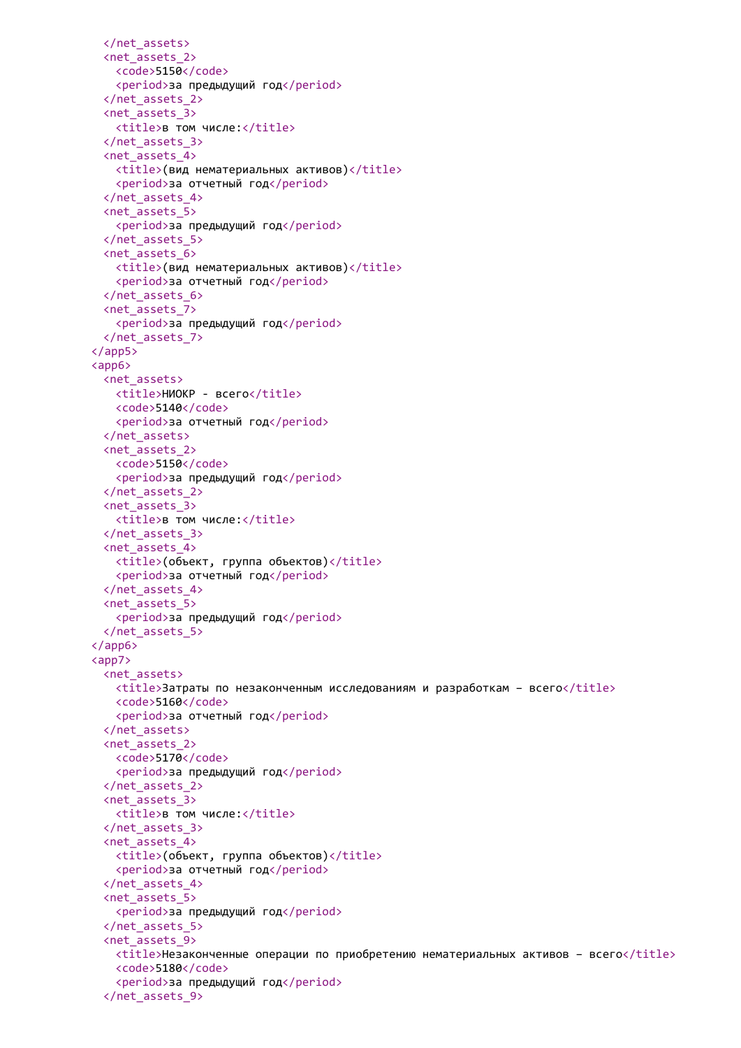```xml
    </net_assets>
    <net_assets_2>
      <code>5150</code>
      <period>за предыдущий год</period>
    </net_assets_2>
    <net_assets_3>
      <title>в том числе:</title>
    </net_assets_3>
    <net_assets_4>
      <title>(вид нематериальных активов)</title>
      <period>за отчетный год</period>
    </net_assets_4>
    <net_assets_5>
      <period>за предыдущий год</period>
    </net_assets_5>
    <net_assets_6>
      <title>(вид нематериальных активов)</title>
      <period>за отчетный год</period>
    </net_assets_6>
    <net_assets_7>
      <period>за предыдущий год</period>
    </net_assets_7>
  </app5>
  <app6>
    <net_assets>
      <title>НИОКР - всего</title>
      <code>5140</code>
      <period>за отчетный год</period>
    </net_assets>
    <net_assets_2>
      <code>5150</code>
      <period>за предыдущий год</period>
    </net_assets_2>
    <net_assets_3>
      <title>в том числе:</title>
    </net_assets_3>
    <net_assets_4>
      <title>(объект, группа объектов)</title>
      <period>за отчетный год</period>
    </net_assets_4>
    <net_assets_5>
      <period>за предыдущий год</period>
    </net_assets_5>
  </app6>
  <app7>
    <net_assets>
      <title>Затраты по незаконченным исследованиям и разработкам – всего</title>
      <code>5160</code>
      <period>за отчетный год</period>
    </net_assets>
    <net_assets_2>
      <code>5170</code>
      <period>за предыдущий год</period>
    </net_assets_2>
    <net_assets_3>
      <title>в том числе:</title>
    </net_assets_3>
    <net_assets_4>
      <title>(объект, группа объектов)</title>
      <period>за отчетный год</period>
    </net_assets_4>
    <net_assets_5>
      <period>за предыдущий год</period>
    </net_assets_5>
    <net_assets_9>
      <title>Незаконченные операции по приобретению нематериальных активов – всего</title>
      <code>5180</code>
      <period>за предыдущий год</period>
    </net_assets_9>
```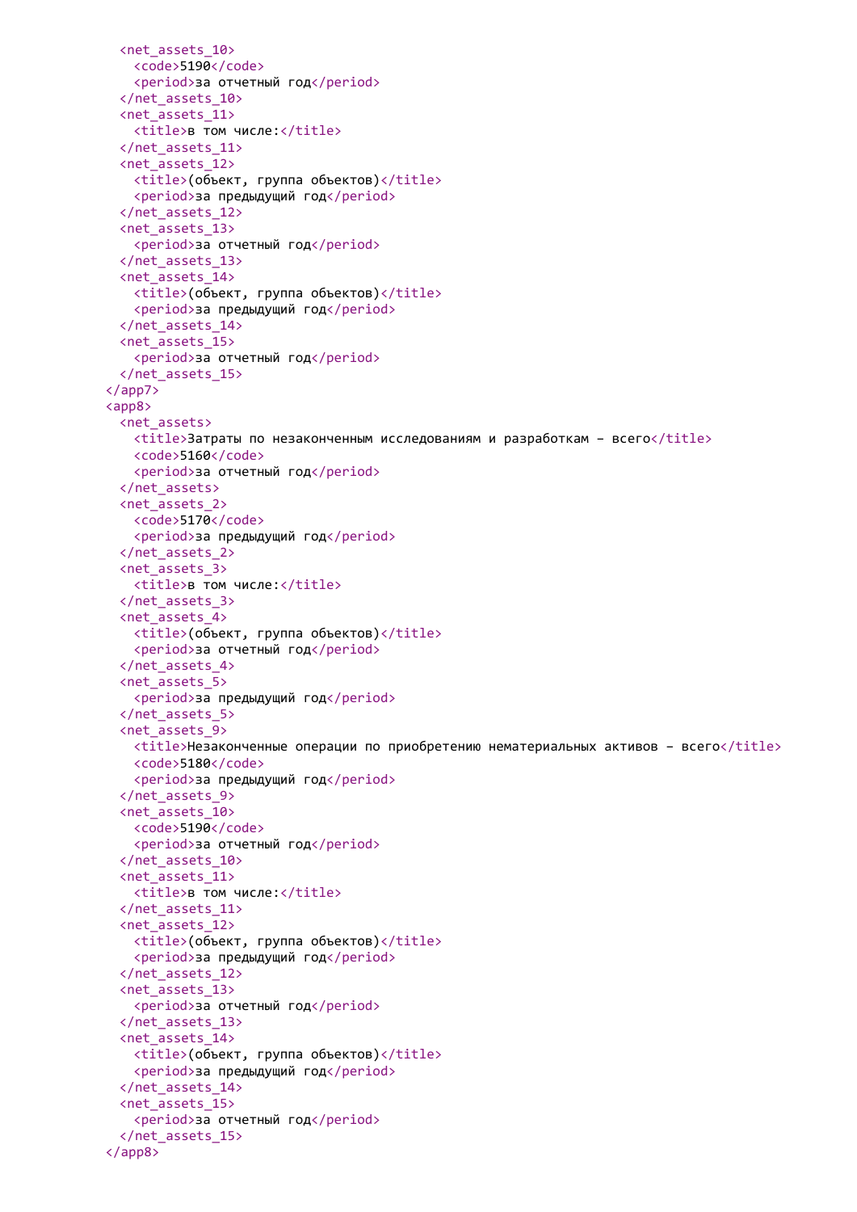```xml
    <net_assets_10>
      <code>5190</code>
      <period>за отчетный год</period>
    </net_assets_10>
    <net_assets_11>
      <title>в том числе:</title>
    </net_assets_11>
    <net_assets_12>
      <title>(объект, группа объектов)</title>
      <period>за предыдущий год</period>
    </net_assets_12>
    <net_assets_13>
      <period>за отчетный год</period>
    </net_assets_13>
    <net_assets_14>
      <title>(объект, группа объектов)</title>
      <period>за предыдущий год</period>
    </net_assets_14>
    <net_assets_15>
      <period>за отчетный год</period>
    </net_assets_15>
  </app7>
  <app8>
    <net_assets>
      <title>Затраты по незаконченным исследованиям и разработкам – всего</title>
      <code>5160</code>
      <period>за отчетный год</period>
    </net_assets>
    <net_assets_2>
      <code>5170</code>
      <period>за предыдущий год</period>
    </net_assets_2>
    <net_assets_3>
      <title>в том числе:</title>
    </net_assets_3>
    <net_assets_4>
      <title>(объект, группа объектов)</title>
      <period>за отчетный год</period>
    </net_assets_4>
    <net_assets_5>
      <period>за предыдущий год</period>
    </net_assets_5>
    <net_assets_9>
      <title>Незаконченные операции по приобретению нематериальных активов – всего</title>
      <code>5180</code>
      <period>за предыдущий год</period>
    </net_assets_9>
    <net_assets_10>
      <code>5190</code>
      <period>за отчетный год</period>
    </net_assets_10>
    <net_assets_11>
      <title>в том числе:</title>
    </net_assets_11>
    <net_assets_12>
      <title>(объект, группа объектов)</title>
      <period>за предыдущий год</period>
    </net_assets_12>
    <net_assets_13>
      <period>за отчетный год</period>
    </net_assets_13>
    <net_assets_14>
      <title>(объект, группа объектов)</title>
      <period>за предыдущий год</period>
    </net_assets_14>
    <net_assets_15>
      <period>за отчетный год</period>
    </net_assets_15>
  </app8>
```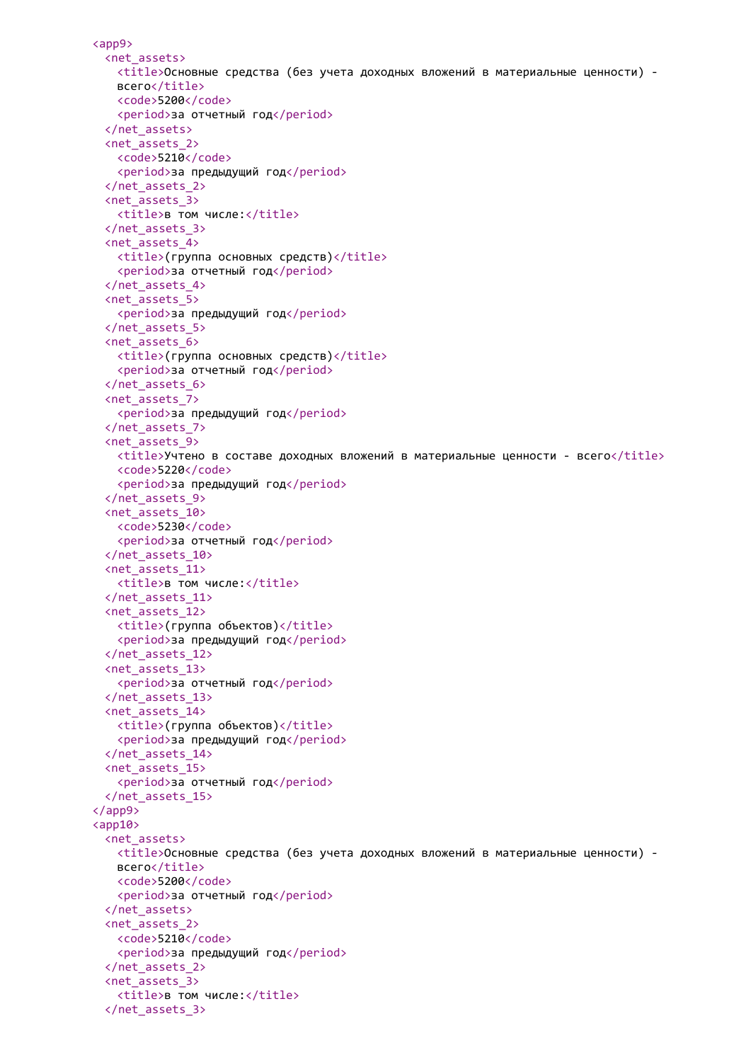```xml
<app9>
  <net_assets>
    <title>Основные средства (без учета доходных вложений в материальные ценности) - всего</title>
    <code>5200</code>
    <period>за отчетный год</period>
  </net_assets>
  <net_assets_2>
    <code>5210</code>
    <period>за предыдущий год</period>
  </net_assets_2>
  <net_assets_3>
    <title>в том числе:</title>
  </net_assets_3>
  <net_assets_4>
    <title>(группа основных средств)</title>
    <period>за отчетный год</period>
  </net_assets_4>
  <net_assets_5>
    <period>за предыдущий год</period>
  </net_assets_5>
  <net_assets_6>
    <title>(группа основных средств)</title>
    <period>за отчетный год</period>
  </net_assets_6>
  <net_assets_7>
    <period>за предыдущий год</period>
  </net_assets_7>
  <net_assets_9>
    <title>Учтено в составе доходных вложений в материальные ценности - всего</title>
    <code>5220</code>
    <period>за предыдущий год</period>
  </net_assets_9>
  <net_assets_10>
    <code>5230</code>
    <period>за отчетный год</period>
  </net_assets_10>
  <net_assets_11>
    <title>в том числе:</title>
  </net_assets_11>
  <net_assets_12>
    <title>(группа объектов)</title>
    <period>за предыдущий год</period>
  </net_assets_12>
  <net_assets_13>
    <period>за отчетный год</period>
  </net_assets_13>
  <net_assets_14>
    <title>(группа объектов)</title>
    <period>за предыдущий год</period>
  </net_assets_14>
  <net_assets_15>
    <period>за отчетный год</period>
  </net_assets_15>
</app9>
<app10>
  <net_assets>
    <title>Основные средства (без учета доходных вложений в материальные ценности) - всего</title>
    <code>5200</code>
    <period>за отчетный год</period>
  </net_assets>
  <net_assets_2>
    <code>5210</code>
    <period>за предыдущий год</period>
  </net_assets_2>
  <net_assets_3>
    <title>в том числе:</title>
  </net_assets_3>
```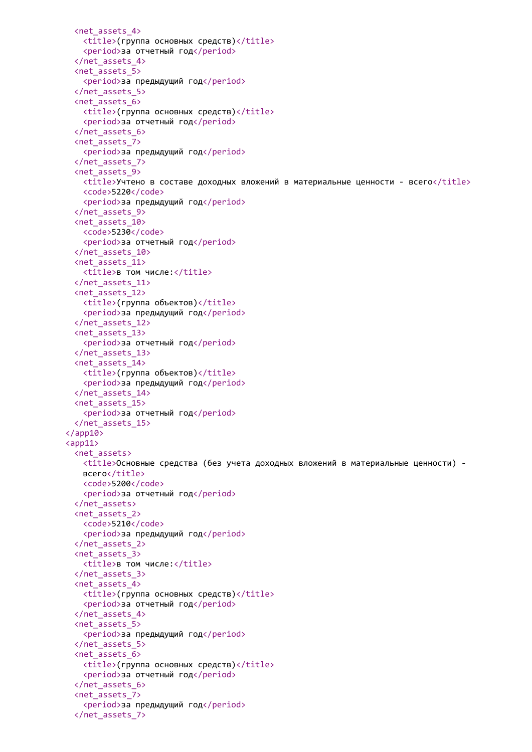```
    <net_assets_4>
      <title>(группа основных средств)</title>
      <period>за отчетный год</period>
    </net_assets_4>
    <net_assets_5>
      <period>за предыдущий год</period>
    </net_assets_5>
    <net_assets_6>
      <title>(группа основных средств)</title>
      <period>за отчетный год</period>
    </net_assets_6>
    <net_assets_7>
      <period>за предыдущий год</period>
    </net_assets_7>
    <net_assets_9>
      <title>Учтено в составе доходных вложений в материальные ценности - всего</title>
      <code>5220</code>
      <period>за предыдущий год</period>
    </net_assets_9>
    <net_assets_10>
      <code>5230</code>
      <period>за отчетный год</period>
    </net_assets_10>
    <net_assets_11>
      <title>в том числе:</title>
    </net_assets_11>
    <net_assets_12>
      <title>(группа объектов)</title>
      <period>за предыдущий год</period>
    </net_assets_12>
    <net_assets_13>
      <period>за отчетный год</period>
    </net_assets_13>
    <net_assets_14>
      <title>(группа объектов)</title>
      <period>за предыдущий год</period>
    </net_assets_14>
    <net_assets_15>
      <period>за отчетный год</period>
    </net_assets_15>
  </app10>
  <app11>
    <net_assets>
      <title>Основные средства (без учета доходных вложений в материальные ценности) -
      всего</title>
      <code>5200</code>
      <period>за отчетный год</period>
    </net_assets>
    <net_assets_2>
      <code>5210</code>
      <period>за предыдущий год</period>
    </net_assets_2>
    <net_assets_3>
      <title>в том числе:</title>
    </net_assets_3>
    <net_assets_4>
      <title>(группа основных средств)</title>
      <period>за отчетный год</period>
    </net_assets_4>
    <net_assets_5>
      <period>за предыдущий год</period>
    </net_assets_5>
    <net_assets_6>
      <title>(группа основных средств)</title>
      <period>за отчетный год</period>
    </net_assets_6>
    <net_assets_7>
      <period>за предыдущий год</period>
    </net_assets_7>
```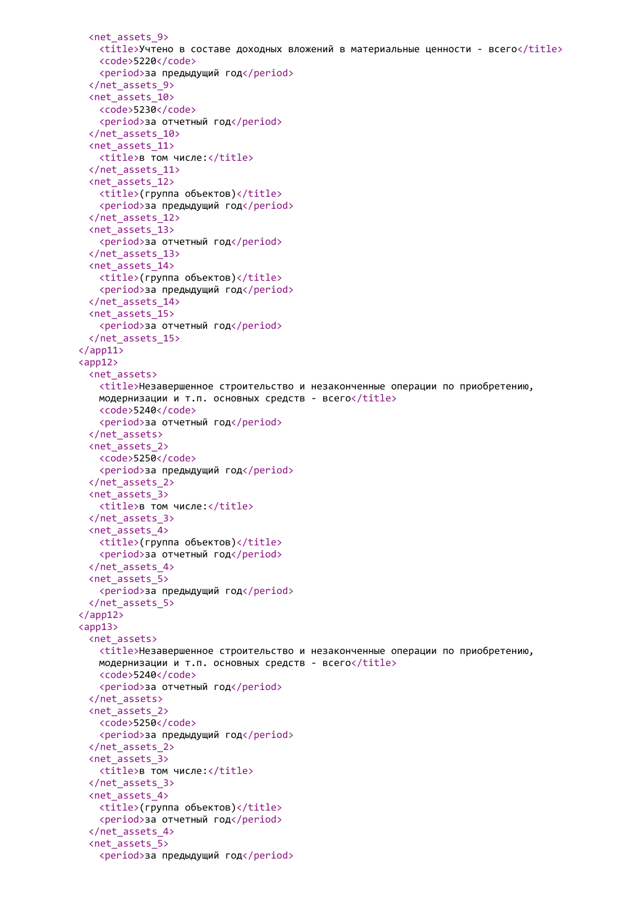```
    <net_assets_9>
      <title>Учтено в составе доходных вложений в материальные ценности - всего</title>
      <code>5220</code>
      <period>за предыдущий год</period>
    </net_assets_9>
    <net_assets_10>
      <code>5230</code>
      <period>за отчетный год</period>
    </net_assets_10>
    <net_assets_11>
      <title>в том числе:</title>
    </net_assets_11>
    <net_assets_12>
      <title>(группа объектов)</title>
      <period>за предыдущий год</period>
    </net_assets_12>
    <net_assets_13>
      <period>за отчетный год</period>
    </net_assets_13>
    <net_assets_14>
      <title>(группа объектов)</title>
      <period>за предыдущий год</period>
    </net_assets_14>
    <net_assets_15>
      <period>за отчетный год</period>
    </net_assets_15>
  </app11>
  <app12>
    <net_assets>
      <title>Незавершенное строительство и незаконченные операции по приобретению,
      модернизации и т.п. основных средств - всего</title>
      <code>5240</code>
      <period>за отчетный год</period>
    </net_assets>
    <net_assets_2>
      <code>5250</code>
      <period>за предыдущий год</period>
    </net_assets_2>
    <net_assets_3>
      <title>в том числе:</title>
    </net_assets_3>
    <net_assets_4>
      <title>(группа объектов)</title>
      <period>за отчетный год</period>
    </net_assets_4>
    <net_assets_5>
      <period>за предыдущий год</period>
    </net_assets_5>
  </app12>
  <app13>
    <net_assets>
      <title>Незавершенное строительство и незаконченные операции по приобретению,
      модернизации и т.п. основных средств - всего</title>
      <code>5240</code>
      <period>за отчетный год</period>
    </net_assets>
    <net_assets_2>
      <code>5250</code>
      <period>за предыдущий год</period>
    </net_assets_2>
    <net_assets_3>
      <title>в том числе:</title>
    </net_assets_3>
    <net_assets_4>
      <title>(группа объектов)</title>
      <period>за отчетный год</period>
    </net_assets_4>
    <net_assets_5>
      <period>за предыдущий год</period>
```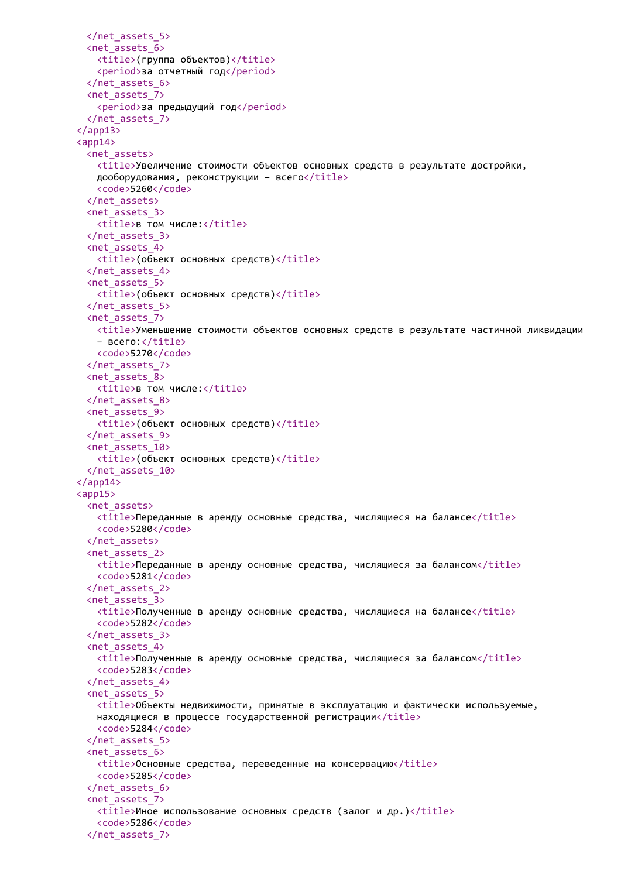```xml
      </net_assets_5>
      <net_assets_6>
        <title>(группа объектов)</title>
        <period>за отчетный год</period>
      </net_assets_6>
      <net_assets_7>
        <period>за предыдущий год</period>
      </net_assets_7>
    </app13>
    <app14>
      <net_assets>
        <title>Увеличение стоимости объектов основных средств в результате достройки,
        дооборудования, реконструкции – всего</title>
        <code>5260</code>
      </net_assets>
      <net_assets_3>
        <title>в том числе:</title>
      </net_assets_3>
      <net_assets_4>
        <title>(объект основных средств)</title>
      </net_assets_4>
      <net_assets_5>
        <title>(объект основных средств)</title>
      </net_assets_5>
      <net_assets_7>
        <title>Уменьшение стоимости объектов основных средств в результате частичной ликвидации
        – всего:</title>
        <code>5270</code>
      </net_assets_7>
      <net_assets_8>
        <title>в том числе:</title>
      </net_assets_8>
      <net_assets_9>
        <title>(объект основных средств)</title>
      </net_assets_9>
      <net_assets_10>
        <title>(объект основных средств)</title>
      </net_assets_10>
    </app14>
    <app15>
      <net_assets>
        <title>Переданные в аренду основные средства, числящиеся на балансе</title>
        <code>5280</code>
      </net_assets>
      <net_assets_2>
        <title>Переданные в аренду основные средства, числящиеся за балансом</title>
        <code>5281</code>
      </net_assets_2>
      <net_assets_3>
        <title>Полученные в аренду основные средства, числящиеся на балансе</title>
        <code>5282</code>
      </net_assets_3>
      <net_assets_4>
        <title>Полученные в аренду основные средства, числящиеся за балансом</title>
        <code>5283</code>
      </net_assets_4>
      <net_assets_5>
        <title>Объекты недвижимости, принятые в эксплуатацию и фактически используемые,
        находящиеся в процессе государственной регистрации</title>
        <code>5284</code>
      </net_assets_5>
      <net_assets_6>
        <title>Основные средства, переведенные на консервацию</title>
        <code>5285</code>
      </net_assets_6>
      <net_assets_7>
        <title>Иное использование основных средств (залог и др.)</title>
        <code>5286</code>
      </net_assets_7>
```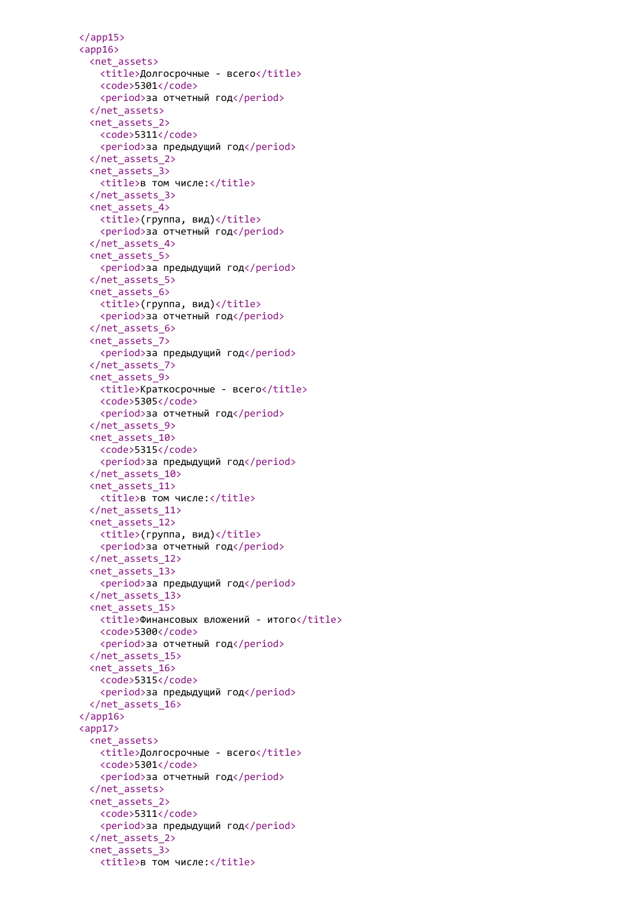```
    </app15>
    <app16>
      <net_assets>
        <title>Долгосрочные - всего</title>
        <code>5301</code>
        <period>за отчетный год</period>
      </net_assets>
      <net_assets_2>
        <code>5311</code>
        <period>за предыдущий год</period>
      </net_assets_2>
      <net_assets_3>
        <title>в том числе:</title>
      </net_assets_3>
      <net_assets_4>
        <title>(группа, вид)</title>
        <period>за отчетный год</period>
      </net_assets_4>
      <net_assets_5>
        <period>за предыдущий год</period>
      </net_assets_5>
      <net_assets_6>
        <title>(группа, вид)</title>
        <period>за отчетный год</period>
      </net_assets_6>
      <net_assets_7>
        <period>за предыдущий год</period>
      </net_assets_7>
      <net_assets_9>
        <title>Краткосрочные - всего</title>
        <code>5305</code>
        <period>за отчетный год</period>
      </net_assets_9>
      <net_assets_10>
        <code>5315</code>
        <period>за предыдущий год</period>
      </net_assets_10>
      <net_assets_11>
        <title>в том числе:</title>
      </net_assets_11>
      <net_assets_12>
        <title>(группа, вид)</title>
        <period>за отчетный год</period>
      </net_assets_12>
      <net_assets_13>
        <period>за предыдущий год</period>
      </net_assets_13>
      <net_assets_15>
        <title>Финансовых вложений - итого</title>
        <code>5300</code>
        <period>за отчетный год</period>
      </net_assets_15>
      <net_assets_16>
        <code>5315</code>
        <period>за предыдущий год</period>
      </net_assets_16>
    </app16>
    <app17>
      <net_assets>
        <title>Долгосрочные - всего</title>
        <code>5301</code>
        <period>за отчетный год</period>
      </net_assets>
      <net_assets_2>
        <code>5311</code>
        <period>за предыдущий год</period>
      </net_assets_2>
      <net_assets_3>
        <title>в том числе:</title>
```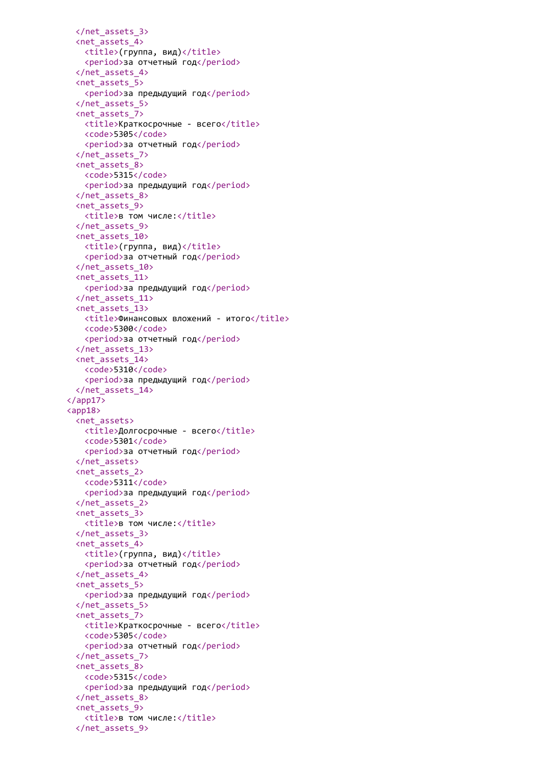```xml
    </net_assets_3>
    <net_assets_4>
      <title>(группа, вид)</title>
      <period>за отчетный год</period>
    </net_assets_4>
    <net_assets_5>
      <period>за предыдущий год</period>
    </net_assets_5>
    <net_assets_7>
      <title>Краткосрочные - всего</title>
      <code>5305</code>
      <period>за отчетный год</period>
    </net_assets_7>
    <net_assets_8>
      <code>5315</code>
      <period>за предыдущий год</period>
    </net_assets_8>
    <net_assets_9>
      <title>в том числе:</title>
    </net_assets_9>
    <net_assets_10>
      <title>(группа, вид)</title>
      <period>за отчетный год</period>
    </net_assets_10>
    <net_assets_11>
      <period>за предыдущий год</period>
    </net_assets_11>
    <net_assets_13>
      <title>Финансовых вложений - итого</title>
      <code>5300</code>
      <period>за отчетный год</period>
    </net_assets_13>
    <net_assets_14>
      <code>5310</code>
      <period>за предыдущий год</period>
    </net_assets_14>
  </app17>
  <app18>
    <net_assets>
      <title>Долгосрочные - всего</title>
      <code>5301</code>
      <period>за отчетный год</period>
    </net_assets>
    <net_assets_2>
      <code>5311</code>
      <period>за предыдущий год</period>
    </net_assets_2>
    <net_assets_3>
      <title>в том числе:</title>
    </net_assets_3>
    <net_assets_4>
      <title>(группа, вид)</title>
      <period>за отчетный год</period>
    </net_assets_4>
    <net_assets_5>
      <period>за предыдущий год</period>
    </net_assets_5>
    <net_assets_7>
      <title>Краткосрочные - всего</title>
      <code>5305</code>
      <period>за отчетный год</period>
    </net_assets_7>
    <net_assets_8>
      <code>5315</code>
      <period>за предыдущий год</period>
    </net_assets_8>
    <net_assets_9>
      <title>в том числе:</title>
    </net_assets_9>
```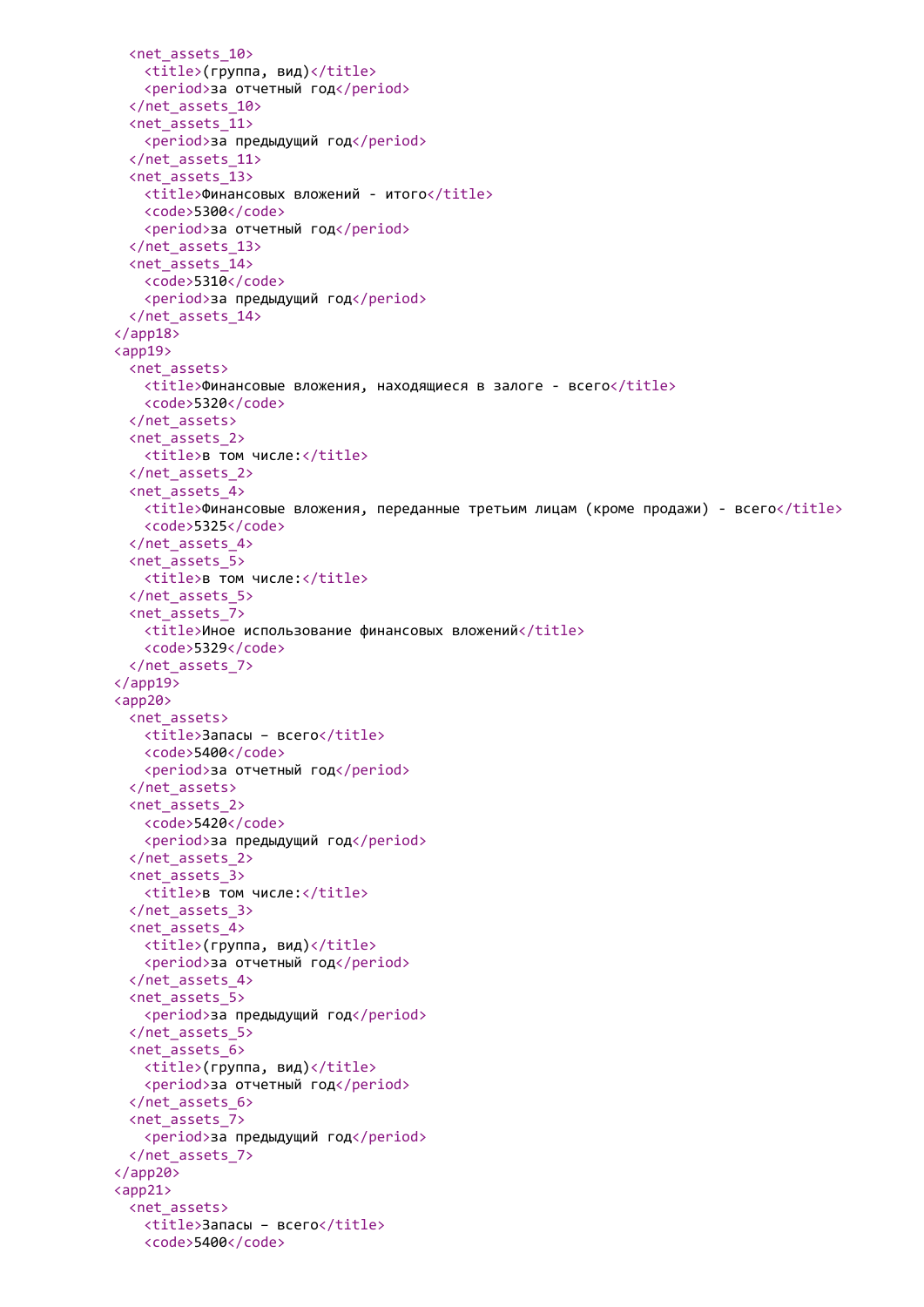```
    <net_assets_10>
      <title>(группа, вид)</title>
      <period>за отчетный год</period>
    </net_assets_10>
    <net_assets_11>
      <period>за предыдущий год</period>
    </net_assets_11>
    <net_assets_13>
      <title>Финансовых вложений - итого</title>
      <code>5300</code>
      <period>за отчетный год</period>
    </net_assets_13>
    <net_assets_14>
      <code>5310</code>
      <period>за предыдущий год</period>
    </net_assets_14>
  </app18>
  <app19>
    <net_assets>
      <title>Финансовые вложения, находящиеся в залоге - всего</title>
      <code>5320</code>
    </net_assets>
    <net_assets_2>
      <title>в том числе:</title>
    </net_assets_2>
    <net_assets_4>
      <title>Финансовые вложения, переданные третьим лицам (кроме продажи) - всего</title>
      <code>5325</code>
    </net_assets_4>
    <net_assets_5>
      <title>в том числе:</title>
    </net_assets_5>
    <net_assets_7>
      <title>Иное использование финансовых вложений</title>
      <code>5329</code>
    </net_assets_7>
  </app19>
  <app20>
    <net_assets>
      <title>Запасы – всего</title>
      <code>5400</code>
      <period>за отчетный год</period>
    </net_assets>
    <net_assets_2>
      <code>5420</code>
      <period>за предыдущий год</period>
    </net_assets_2>
    <net_assets_3>
      <title>в том числе:</title>
    </net_assets_3>
    <net_assets_4>
      <title>(группа, вид)</title>
      <period>за отчетный год</period>
    </net_assets_4>
    <net_assets_5>
      <period>за предыдущий год</period>
    </net_assets_5>
    <net_assets_6>
      <title>(группа, вид)</title>
      <period>за отчетный год</period>
    </net_assets_6>
    <net_assets_7>
      <period>за предыдущий год</period>
    </net_assets_7>
  </app20>
  <app21>
    <net_assets>
      <title>Запасы – всего</title>
      <code>5400</code>
```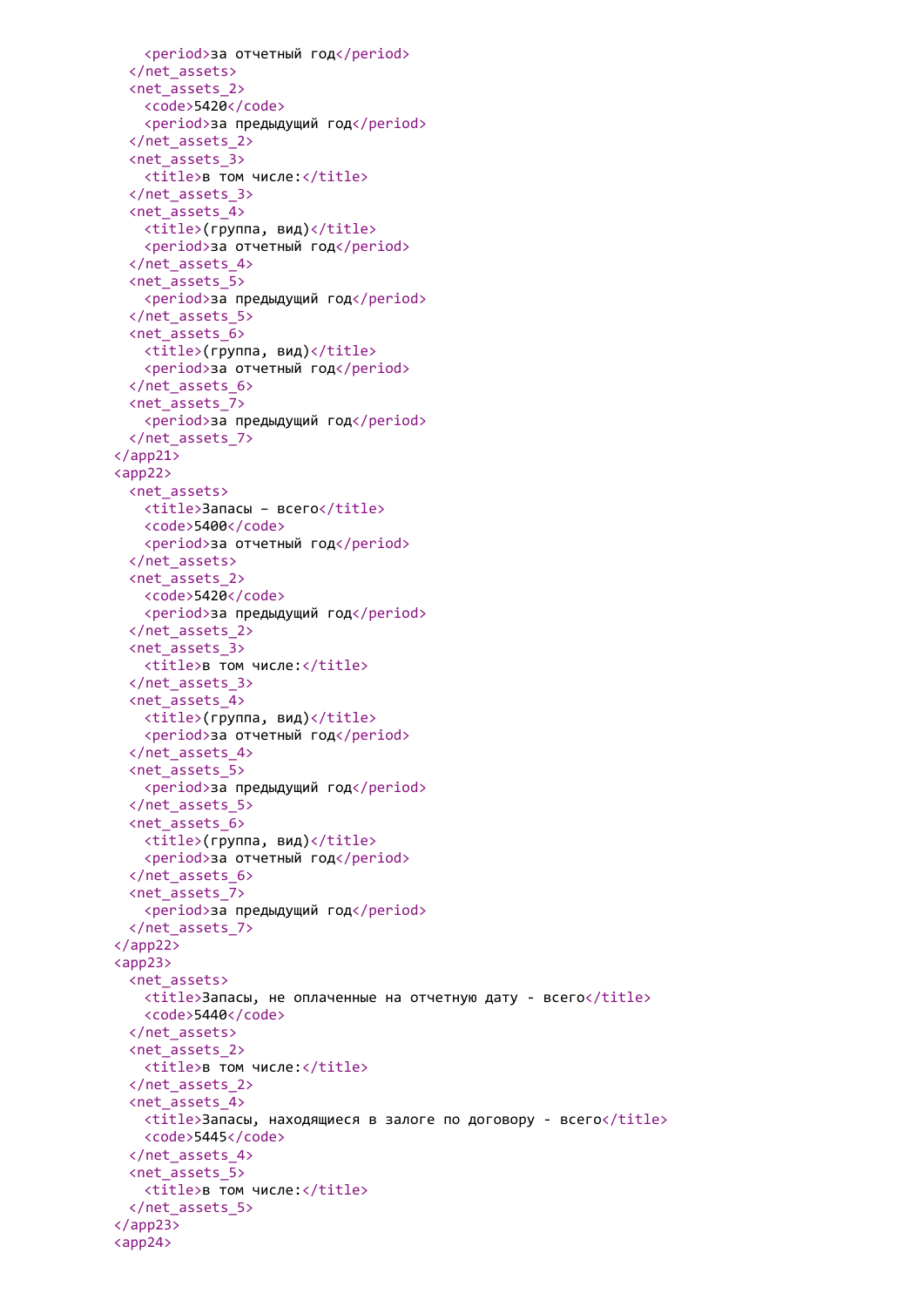```xml
        <period>за отчетный год</period>
      </net_assets>
      <net_assets_2>
        <code>5420</code>
        <period>за предыдущий год</period>
      </net_assets_2>
      <net_assets_3>
        <title>в том числе:</title>
      </net_assets_3>
      <net_assets_4>
        <title>(группа, вид)</title>
        <period>за отчетный год</period>
      </net_assets_4>
      <net_assets_5>
        <period>за предыдущий год</period>
      </net_assets_5>
      <net_assets_6>
        <title>(группа, вид)</title>
        <period>за отчетный год</period>
      </net_assets_6>
      <net_assets_7>
        <period>за предыдущий год</period>
      </net_assets_7>
    </app21>
    <app22>
      <net_assets>
        <title>Запасы – всего</title>
        <code>5400</code>
        <period>за отчетный год</period>
      </net_assets>
      <net_assets_2>
        <code>5420</code>
        <period>за предыдущий год</period>
      </net_assets_2>
      <net_assets_3>
        <title>в том числе:</title>
      </net_assets_3>
      <net_assets_4>
        <title>(группа, вид)</title>
        <period>за отчетный год</period>
      </net_assets_4>
      <net_assets_5>
        <period>за предыдущий год</period>
      </net_assets_5>
      <net_assets_6>
        <title>(группа, вид)</title>
        <period>за отчетный год</period>
      </net_assets_6>
      <net_assets_7>
        <period>за предыдущий год</period>
      </net_assets_7>
    </app22>
    <app23>
      <net_assets>
        <title>Запасы, не оплаченные на отчетную дату - всего</title>
        <code>5440</code>
      </net_assets>
      <net_assets_2>
        <title>в том числе:</title>
      </net_assets_2>
      <net_assets_4>
        <title>Запасы, находящиеся в залоге по договору - всего</title>
        <code>5445</code>
      </net_assets_4>
      <net_assets_5>
        <title>в том числе:</title>
      </net_assets_5>
    </app23>
    <app24>
```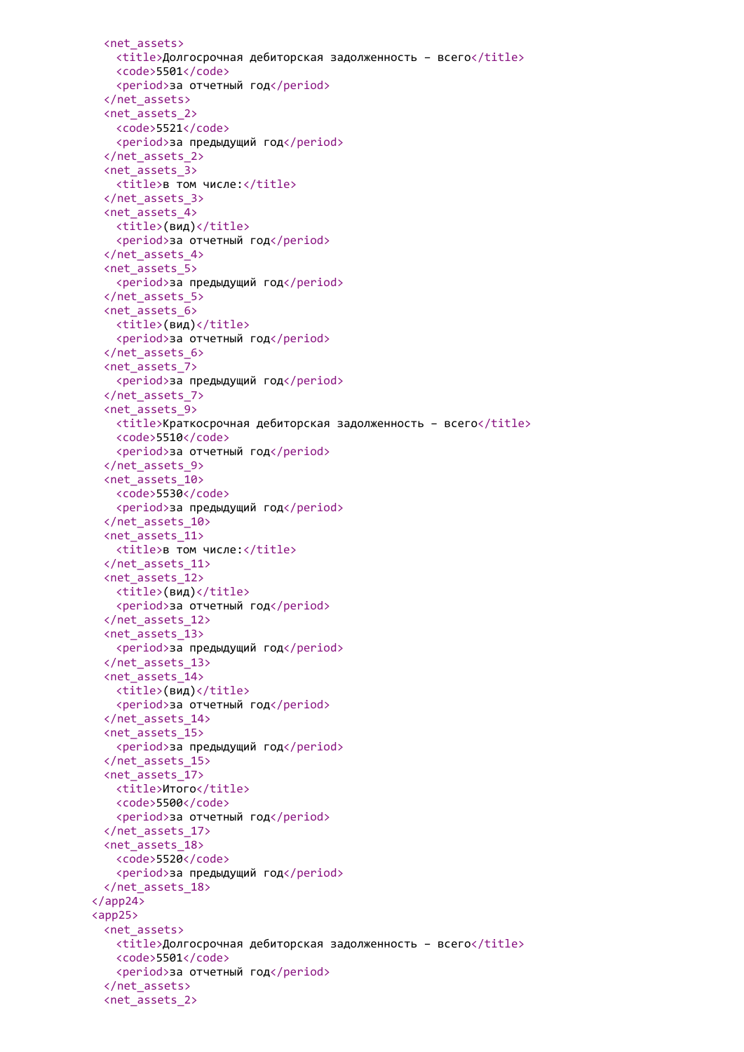```
    <net_assets>
      <title>Долгосрочная дебиторская задолженность – всего</title>
      <code>5501</code>
      <period>за отчетный год</period>
    </net_assets>
    <net_assets_2>
      <code>5521</code>
      <period>за предыдущий год</period>
    </net_assets_2>
    <net_assets_3>
      <title>в том числе:</title>
    </net_assets_3>
    <net_assets_4>
      <title>(вид)</title>
      <period>за отчетный год</period>
    </net_assets_4>
    <net_assets_5>
      <period>за предыдущий год</period>
    </net_assets_5>
    <net_assets_6>
      <title>(вид)</title>
      <period>за отчетный год</period>
    </net_assets_6>
    <net_assets_7>
      <period>за предыдущий год</period>
    </net_assets_7>
    <net_assets_9>
      <title>Краткосрочная дебиторская задолженность – всего</title>
      <code>5510</code>
      <period>за отчетный год</period>
    </net_assets_9>
    <net_assets_10>
      <code>5530</code>
      <period>за предыдущий год</period>
    </net_assets_10>
    <net_assets_11>
      <title>в том числе:</title>
    </net_assets_11>
    <net_assets_12>
      <title>(вид)</title>
      <period>за отчетный год</period>
    </net_assets_12>
    <net_assets_13>
      <period>за предыдущий год</period>
    </net_assets_13>
    <net_assets_14>
      <title>(вид)</title>
      <period>за отчетный год</period>
    </net_assets_14>
    <net_assets_15>
      <period>за предыдущий год</period>
    </net_assets_15>
    <net_assets_17>
      <title>Итого</title>
      <code>5500</code>
      <period>за отчетный год</period>
    </net_assets_17>
    <net_assets_18>
      <code>5520</code>
      <period>за предыдущий год</period>
    </net_assets_18>
  </app24>
  <app25>
    <net_assets>
      <title>Долгосрочная дебиторская задолженность – всего</title>
      <code>5501</code>
      <period>за отчетный год</period>
    </net_assets>
    <net_assets_2>
```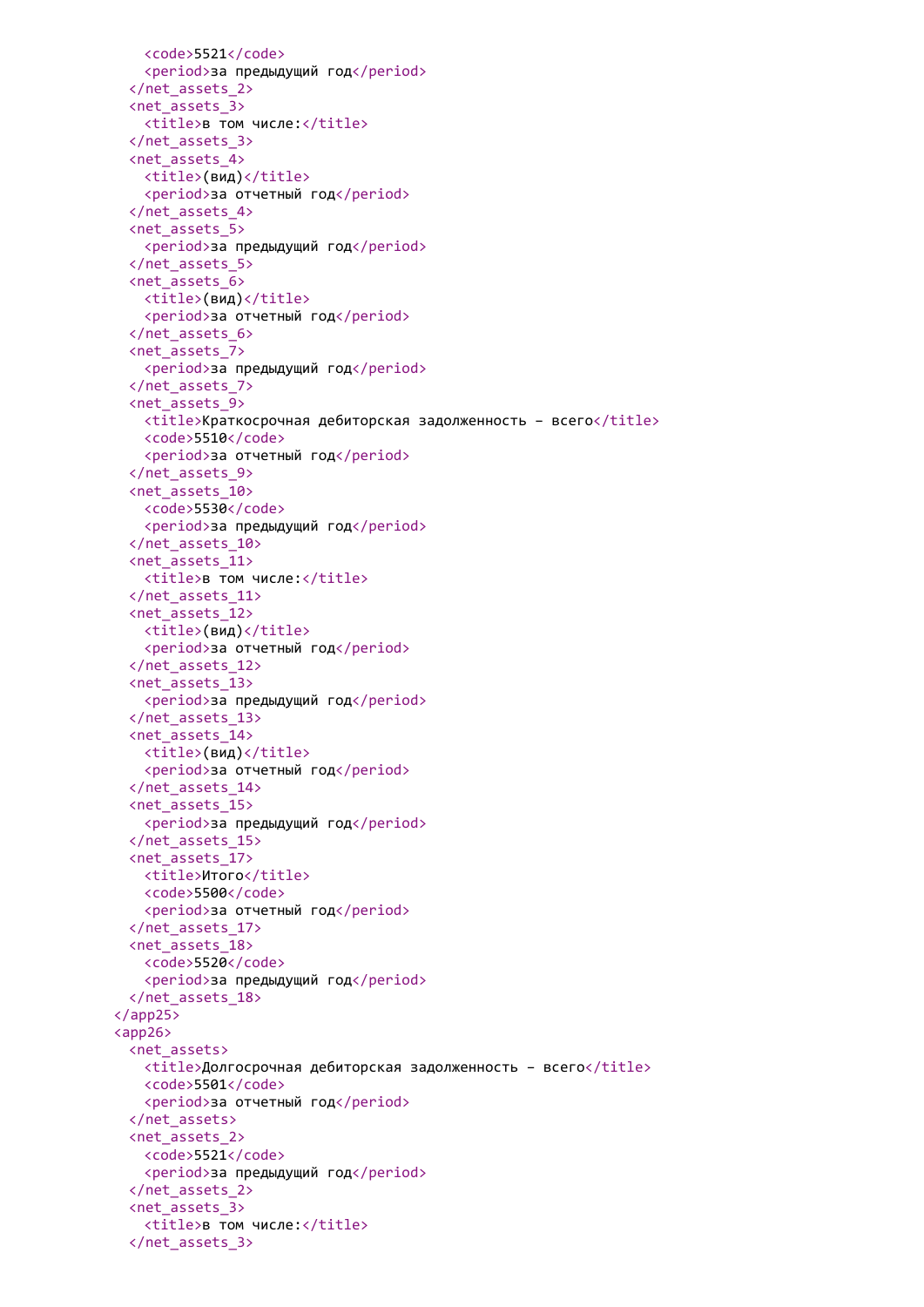```xml
        <code>5521</code>
        <period>за предыдущий год</period>
      </net_assets_2>
      <net_assets_3>
        <title>в том числе:</title>
      </net_assets_3>
      <net_assets_4>
        <title>(вид)</title>
        <period>за отчетный год</period>
      </net_assets_4>
      <net_assets_5>
        <period>за предыдущий год</period>
      </net_assets_5>
      <net_assets_6>
        <title>(вид)</title>
        <period>за отчетный год</period>
      </net_assets_6>
      <net_assets_7>
        <period>за предыдущий год</period>
      </net_assets_7>
      <net_assets_9>
        <title>Краткосрочная дебиторская задолженность – всего</title>
        <code>5510</code>
        <period>за отчетный год</period>
      </net_assets_9>
      <net_assets_10>
        <code>5530</code>
        <period>за предыдущий год</period>
      </net_assets_10>
      <net_assets_11>
        <title>в том числе:</title>
      </net_assets_11>
      <net_assets_12>
        <title>(вид)</title>
        <period>за отчетный год</period>
      </net_assets_12>
      <net_assets_13>
        <period>за предыдущий год</period>
      </net_assets_13>
      <net_assets_14>
        <title>(вид)</title>
        <period>за отчетный год</period>
      </net_assets_14>
      <net_assets_15>
        <period>за предыдущий год</period>
      </net_assets_15>
      <net_assets_17>
        <title>Итого</title>
        <code>5500</code>
        <period>за отчетный год</period>
      </net_assets_17>
      <net_assets_18>
        <code>5520</code>
        <period>за предыдущий год</period>
      </net_assets_18>
    </app25>
    <app26>
      <net_assets>
        <title>Долгосрочная дебиторская задолженность – всего</title>
        <code>5501</code>
        <period>за отчетный год</period>
      </net_assets>
      <net_assets_2>
        <code>5521</code>
        <period>за предыдущий год</period>
      </net_assets_2>
      <net_assets_3>
        <title>в том числе:</title>
      </net_assets_3>
```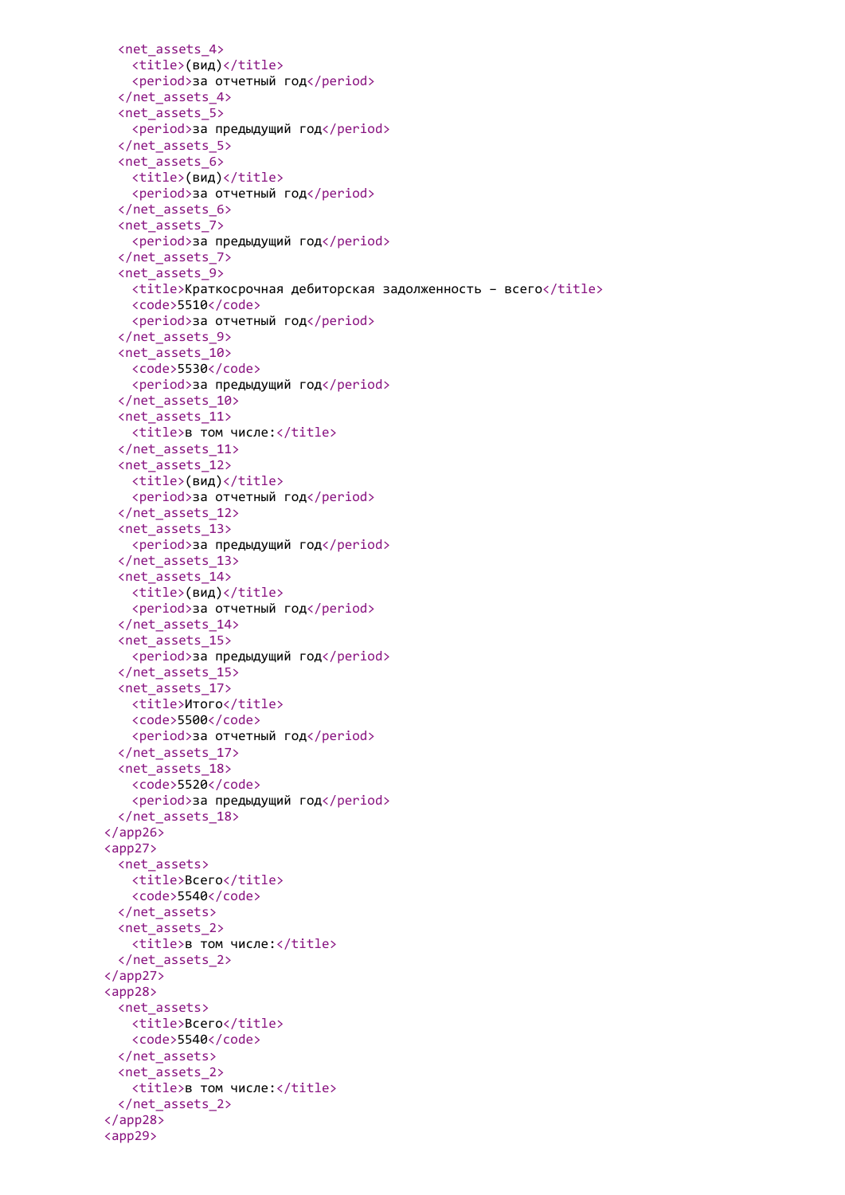```
    <net_assets_4>
      <title>(вид)</title>
      <period>за отчетный год</period>
    </net_assets_4>
    <net_assets_5>
      <period>за предыдущий год</period>
    </net_assets_5>
    <net_assets_6>
      <title>(вид)</title>
      <period>за отчетный год</period>
    </net_assets_6>
    <net_assets_7>
      <period>за предыдущий год</period>
    </net_assets_7>
    <net_assets_9>
      <title>Краткосрочная дебиторская задолженность – всего</title>
      <code>5510</code>
      <period>за отчетный год</period>
    </net_assets_9>
    <net_assets_10>
      <code>5530</code>
      <period>за предыдущий год</period>
    </net_assets_10>
    <net_assets_11>
      <title>в том числе:</title>
    </net_assets_11>
    <net_assets_12>
      <title>(вид)</title>
      <period>за отчетный год</period>
    </net_assets_12>
    <net_assets_13>
      <period>за предыдущий год</period>
    </net_assets_13>
    <net_assets_14>
      <title>(вид)</title>
      <period>за отчетный год</period>
    </net_assets_14>
    <net_assets_15>
      <period>за предыдущий год</period>
    </net_assets_15>
    <net_assets_17>
      <title>Итого</title>
      <code>5500</code>
      <period>за отчетный год</period>
    </net_assets_17>
    <net_assets_18>
      <code>5520</code>
      <period>за предыдущий год</period>
    </net_assets_18>
  </app26>
  <app27>
    <net_assets>
      <title>Всего</title>
      <code>5540</code>
    </net_assets>
    <net_assets_2>
      <title>в том числе:</title>
    </net_assets_2>
  </app27>
  <app28>
    <net_assets>
      <title>Всего</title>
      <code>5540</code>
    </net_assets>
    <net_assets_2>
      <title>в том числе:</title>
    </net_assets_2>
  </app28>
  <app29>
```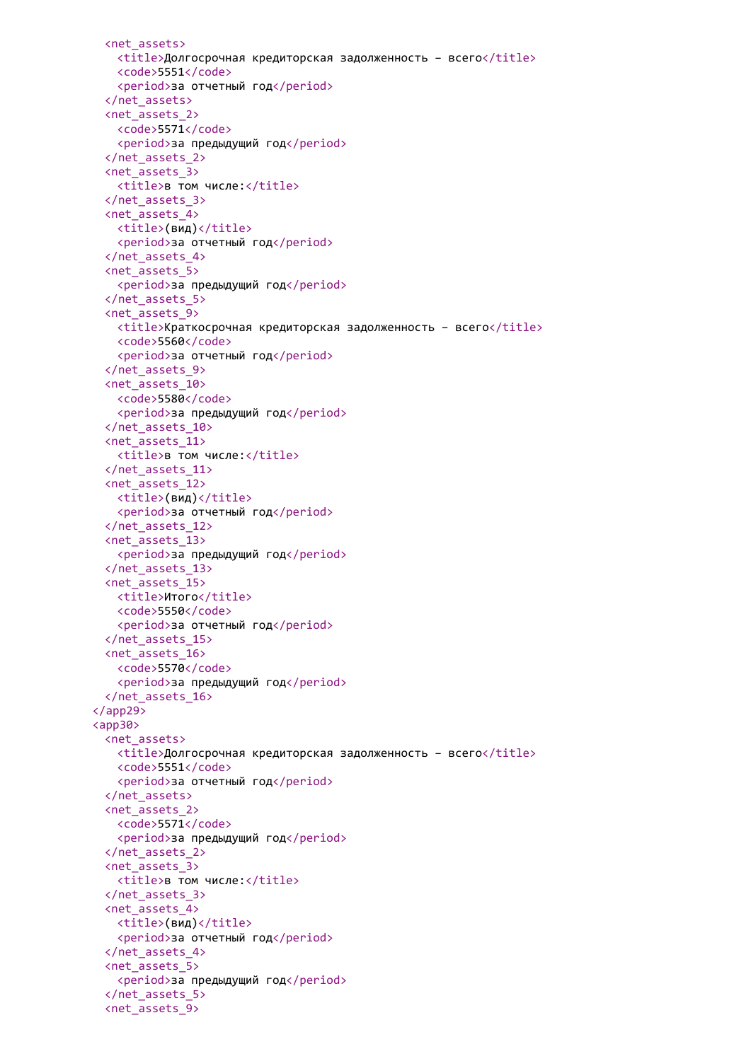```xml
    <net_assets>
      <title>Долгосрочная кредиторская задолженность – всего</title>
      <code>5551</code>
      <period>за отчетный год</period>
    </net_assets>
    <net_assets_2>
      <code>5571</code>
      <period>за предыдущий год</period>
    </net_assets_2>
    <net_assets_3>
      <title>в том числе:</title>
    </net_assets_3>
    <net_assets_4>
      <title>(вид)</title>
      <period>за отчетный год</period>
    </net_assets_4>
    <net_assets_5>
      <period>за предыдущий год</period>
    </net_assets_5>
    <net_assets_9>
      <title>Краткосрочная кредиторская задолженность – всего</title>
      <code>5560</code>
      <period>за отчетный год</period>
    </net_assets_9>
    <net_assets_10>
      <code>5580</code>
      <period>за предыдущий год</period>
    </net_assets_10>
    <net_assets_11>
      <title>в том числе:</title>
    </net_assets_11>
    <net_assets_12>
      <title>(вид)</title>
      <period>за отчетный год</period>
    </net_assets_12>
    <net_assets_13>
      <period>за предыдущий год</period>
    </net_assets_13>
    <net_assets_15>
      <title>Итого</title>
      <code>5550</code>
      <period>за отчетный год</period>
    </net_assets_15>
    <net_assets_16>
      <code>5570</code>
      <period>за предыдущий год</period>
    </net_assets_16>
  </app29>
  <app30>
    <net_assets>
      <title>Долгосрочная кредиторская задолженность – всего</title>
      <code>5551</code>
      <period>за отчетный год</period>
    </net_assets>
    <net_assets_2>
      <code>5571</code>
      <period>за предыдущий год</period>
    </net_assets_2>
    <net_assets_3>
      <title>в том числе:</title>
    </net_assets_3>
    <net_assets_4>
      <title>(вид)</title>
      <period>за отчетный год</period>
    </net_assets_4>
    <net_assets_5>
      <period>за предыдущий год</period>
    </net_assets_5>
    <net_assets_9>
```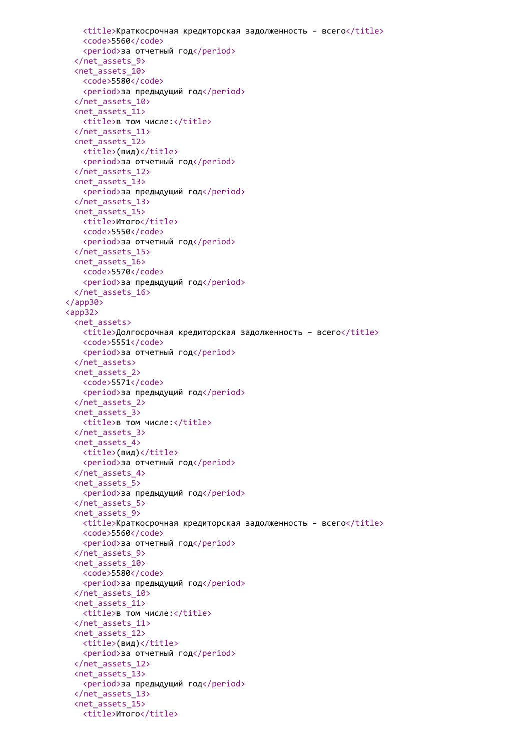```xml
      <title>Краткосрочная кредиторская задолженность – всего</title>
      <code>5560</code>
      <period>за отчетный год</period>
    </net_assets_9>
    <net_assets_10>
      <code>5580</code>
      <period>за предыдущий год</period>
    </net_assets_10>
    <net_assets_11>
      <title>в том числе:</title>
    </net_assets_11>
    <net_assets_12>
      <title>(вид)</title>
      <period>за отчетный год</period>
    </net_assets_12>
    <net_assets_13>
      <period>за предыдущий год</period>
    </net_assets_13>
    <net_assets_15>
      <title>Итого</title>
      <code>5550</code>
      <period>за отчетный год</period>
    </net_assets_15>
    <net_assets_16>
      <code>5570</code>
      <period>за предыдущий год</period>
    </net_assets_16>
  </app30>
  <app32>
    <net_assets>
      <title>Долгосрочная кредиторская задолженность – всего</title>
      <code>5551</code>
      <period>за отчетный год</period>
    </net_assets>
    <net_assets_2>
      <code>5571</code>
      <period>за предыдущий год</period>
    </net_assets_2>
    <net_assets_3>
      <title>в том числе:</title>
    </net_assets_3>
    <net_assets_4>
      <title>(вид)</title>
      <period>за отчетный год</period>
    </net_assets_4>
    <net_assets_5>
      <period>за предыдущий год</period>
    </net_assets_5>
    <net_assets_9>
      <title>Краткосрочная кредиторская задолженность – всего</title>
      <code>5560</code>
      <period>за отчетный год</period>
    </net_assets_9>
    <net_assets_10>
      <code>5580</code>
      <period>за предыдущий год</period>
    </net_assets_10>
    <net_assets_11>
      <title>в том числе:</title>
    </net_assets_11>
    <net_assets_12>
      <title>(вид)</title>
      <period>за отчетный год</period>
    </net_assets_12>
    <net_assets_13>
      <period>за предыдущий год</period>
    </net_assets_13>
    <net_assets_15>
      <title>Итого</title>
```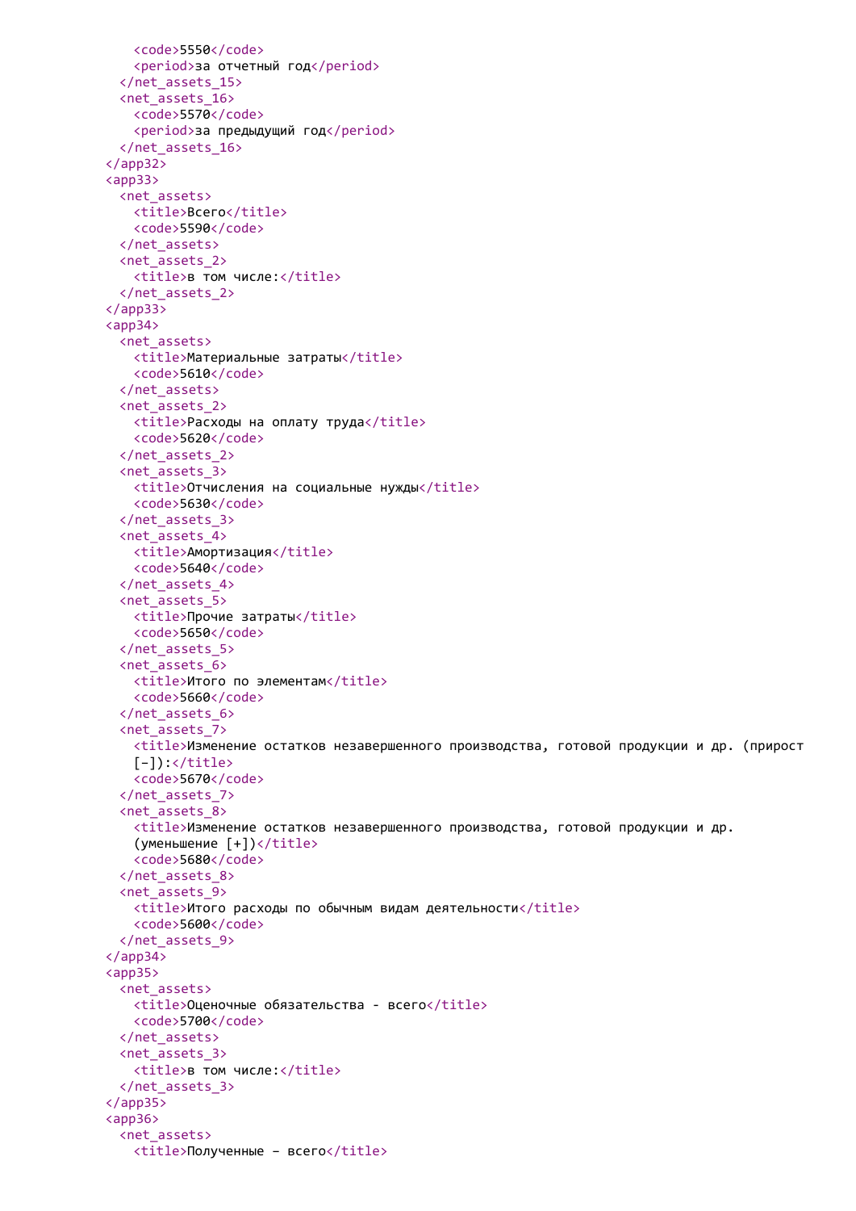```
      <code>5550</code>
      <period>за отчетный год</period>
    </net_assets_15>
    <net_assets_16>
      <code>5570</code>
      <period>за предыдущий год</period>
    </net_assets_16>
  </app32>
  <app33>
    <net_assets>
      <title>Всего</title>
      <code>5590</code>
    </net_assets>
    <net_assets_2>
      <title>в том числе:</title>
    </net_assets_2>
  </app33>
  <app34>
    <net_assets>
      <title>Материальные затраты</title>
      <code>5610</code>
    </net_assets>
    <net_assets_2>
      <title>Расходы на оплату труда</title>
      <code>5620</code>
    </net_assets_2>
    <net_assets_3>
      <title>Отчисления на социальные нужды</title>
      <code>5630</code>
    </net_assets_3>
    <net_assets_4>
      <title>Амортизация</title>
      <code>5640</code>
    </net_assets_4>
    <net_assets_5>
      <title>Прочие затраты</title>
      <code>5650</code>
    </net_assets_5>
    <net_assets_6>
      <title>Итого по элементам</title>
      <code>5660</code>
    </net_assets_6>
    <net_assets_7>
      <title>Изменение остатков незавершенного производства, готовой продукции и др. (прирост
      [-]):</title>
      <code>5670</code>
    </net_assets_7>
    <net_assets_8>
      <title>Изменение остатков незавершенного производства, готовой продукции и др.
      (уменьшение [+])</title>
      <code>5680</code>
    </net_assets_8>
    <net_assets_9>
      <title>Итого расходы по обычным видам деятельности</title>
      <code>5600</code>
    </net_assets_9>
  </app34>
  <app35>
    <net_assets>
      <title>Оценочные обязательства - всего</title>
      <code>5700</code>
    </net_assets>
    <net_assets_3>
      <title>в том числе:</title>
    </net_assets_3>
  </app35>
  <app36>
    <net_assets>
      <title>Полученные – всего</title>
```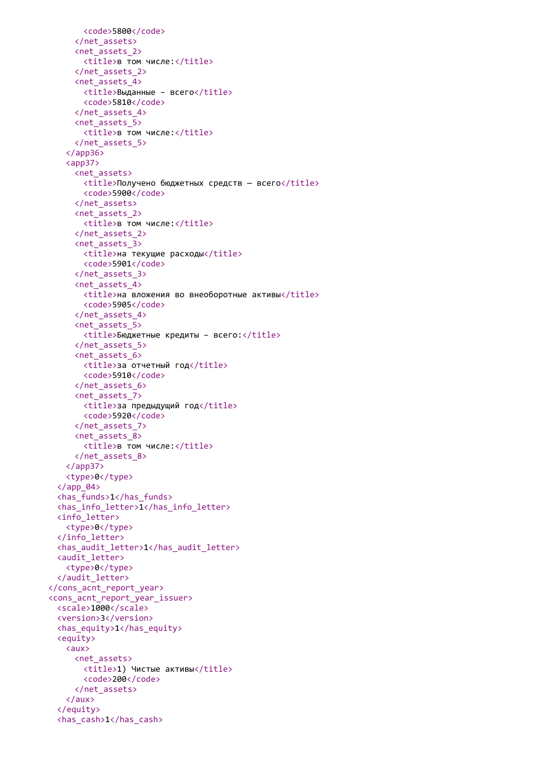```xml
        <code>5800</code>
      </net_assets>
      <net_assets_2>
        <title>в том числе:</title>
      </net_assets_2>
      <net_assets_4>
        <title>Выданные - всего</title>
        <code>5810</code>
      </net_assets_4>
      <net_assets_5>
        <title>в том числе:</title>
      </net_assets_5>
    </app36>
    <app37>
      <net_assets>
        <title>Получено бюджетных средств — всего</title>
        <code>5900</code>
      </net_assets>
      <net_assets_2>
        <title>в том числе:</title>
      </net_assets_2>
      <net_assets_3>
        <title>на текущие расходы</title>
        <code>5901</code>
      </net_assets_3>
      <net_assets_4>
        <title>на вложения во внеоборотные активы</title>
        <code>5905</code>
      </net_assets_4>
      <net_assets_5>
        <title>Бюджетные кредиты - всего:</title>
      </net_assets_5>
      <net_assets_6>
        <title>за отчетный год</title>
        <code>5910</code>
      </net_assets_6>
      <net_assets_7>
        <title>за предыдущий год</title>
        <code>5920</code>
      </net_assets_7>
      <net_assets_8>
        <title>в том числе:</title>
      </net_assets_8>
    </app37>
    <type>0</type>
  </app_04>
  <has_funds>1</has_funds>
  <has_info_letter>1</has_info_letter>
  <info_letter>
    <type>0</type>
  </info_letter>
  <has_audit_letter>1</has_audit_letter>
  <audit_letter>
    <type>0</type>
  </audit_letter>
</cons_acnt_report_year>
<cons_acnt_report_year_issuer>
  <scale>1000</scale>
  <version>3</version>
  <has_equity>1</has_equity>
  <equity>
    <aux>
      <net_assets>
        <title>1) Чистые активы</title>
        <code>200</code>
      </net_assets>
    </aux>
  </equity>
  <has_cash>1</has_cash>
```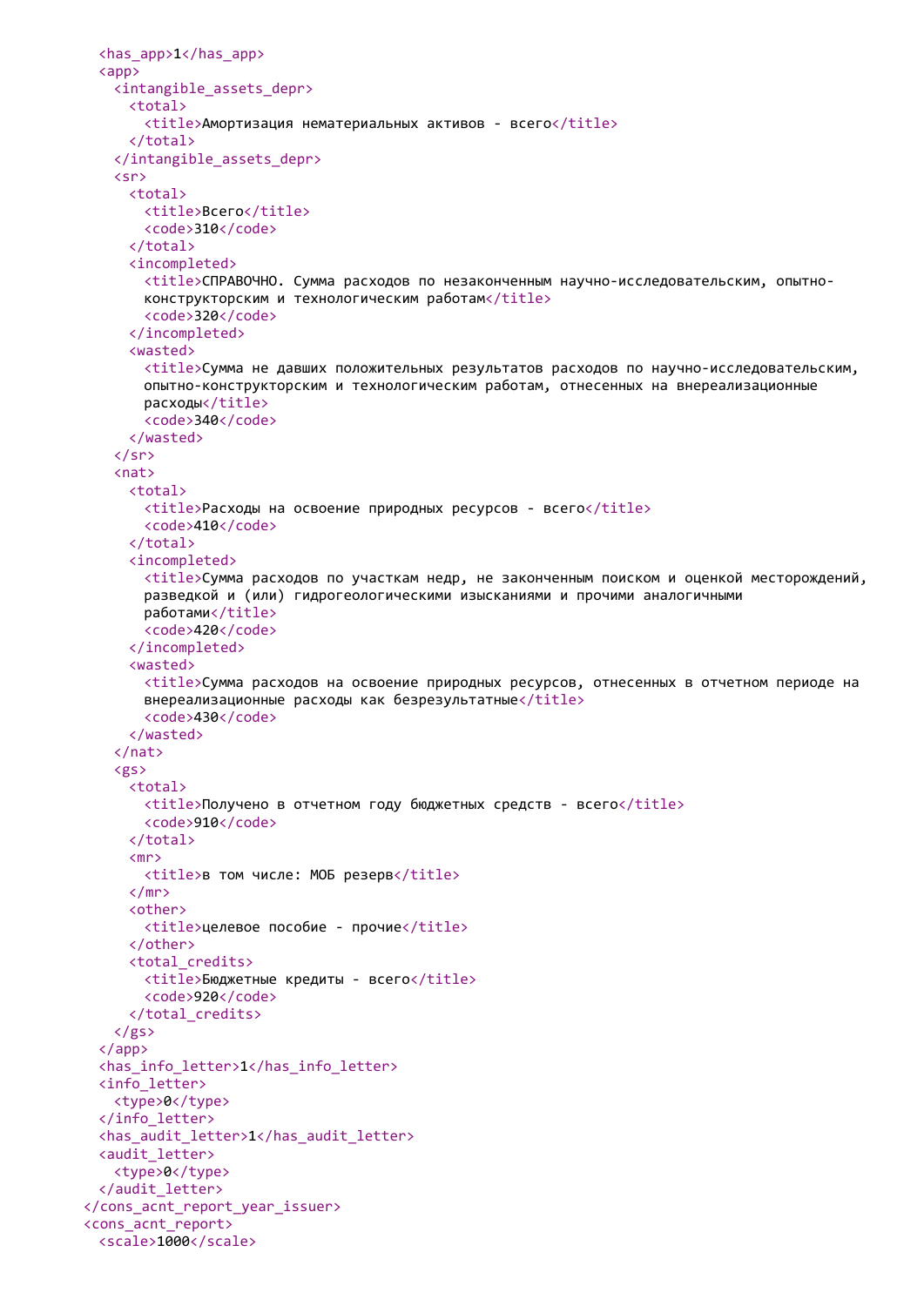```xml
    <has_app>1</has_app>
    <app>
      <intangible_assets_depr>
        <total>
          <title>Амортизация нематериальных активов - всего</title>
        </total>
      </intangible_assets_depr>
      <sr>
        <total>
          <title>Всего</title>
          <code>310</code>
        </total>
        <incompleted>
          <title>СПРАВОЧНО. Сумма расходов по незаконченным научно-исследовательским, опытно-
          конструкторским и технологическим работам</title>
          <code>320</code>
        </incompleted>
        <wasted>
          <title>Сумма не давших положительных результатов расходов по научно-исследовательским,
          опытно-конструкторским и технологическим работам, отнесенных на внереализационные
          расходы</title>
          <code>340</code>
        </wasted>
      </sr>
      <nat>
        <total>
          <title>Расходы на освоение природных ресурсов - всего</title>
          <code>410</code>
        </total>
        <incompleted>
          <title>Сумма расходов по участкам недр, не законченным поиском и оценкой месторождений,
          разведкой и (или) гидрогеологическими изысканиями и прочими аналогичными
          работами</title>
          <code>420</code>
        </incompleted>
        <wasted>
          <title>Сумма расходов на освоение природных ресурсов, отнесенных в отчетном периоде на
          внереализационные расходы как безрезультатные</title>
          <code>430</code>
        </wasted>
      </nat>
      <gs>
        <total>
          <title>Получено в отчетном году бюджетных средств - всего</title>
          <code>910</code>
        </total>
        <mr>
          <title>в том числе: МОБ резерв</title>
        </mr>
        <other>
          <title>целевое пособие - прочие</title>
        </other>
        <total_credits>
          <title>Бюджетные кредиты - всего</title>
          <code>920</code>
        </total_credits>
      </gs>
    </app>
    <has_info_letter>1</has_info_letter>
    <info_letter>
      <type>0</type>
    </info_letter>
    <has_audit_letter>1</has_audit_letter>
    <audit_letter>
      <type>0</type>
    </audit_letter>
  </cons_acnt_report_year_issuer>
  <cons_acnt_report>
    <scale>1000</scale>
```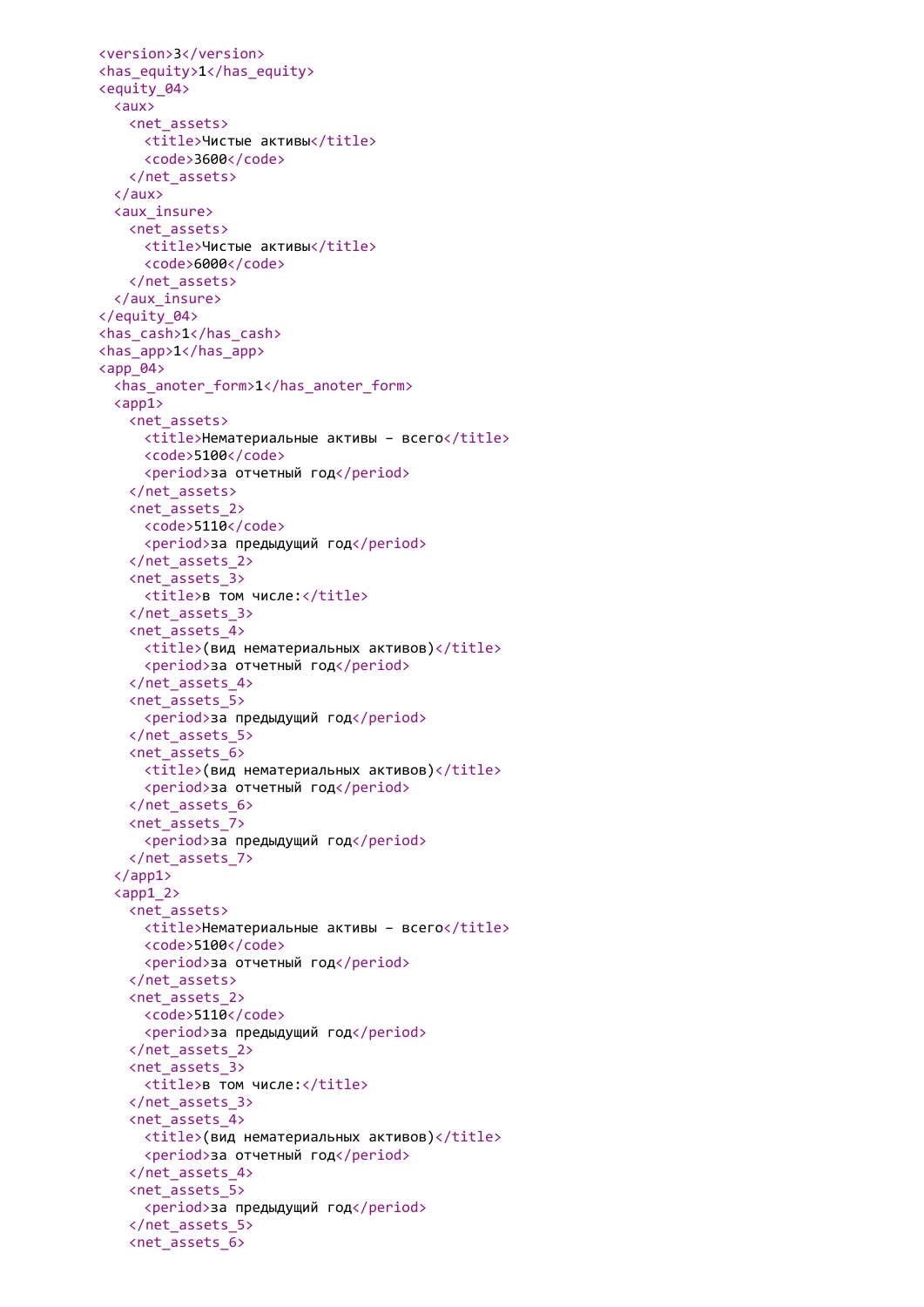```xml
<version>3</version>
<has_equity>1</has_equity>
<equity_04>
  <aux>
    <net_assets>
      <title>Чистые активы</title>
      <code>3600</code>
    </net_assets>
  </aux>
  <aux_insure>
    <net_assets>
      <title>Чистые активы</title>
      <code>6000</code>
    </net_assets>
  </aux_insure>
</equity_04>
<has_cash>1</has_cash>
<has_app>1</has_app>
<app_04>
  <has_anoter_form>1</has_anoter_form>
  <app1>
    <net_assets>
      <title>Нематериальные активы – всего</title>
      <code>5100</code>
      <period>за отчетный год</period>
    </net_assets>
    <net_assets_2>
      <code>5110</code>
      <period>за предыдущий год</period>
    </net_assets_2>
    <net_assets_3>
      <title>в том числе:</title>
    </net_assets_3>
    <net_assets_4>
      <title>(вид нематериальных активов)</title>
      <period>за отчетный год</period>
    </net_assets_4>
    <net_assets_5>
      <period>за предыдущий год</period>
    </net_assets_5>
    <net_assets_6>
      <title>(вид нематериальных активов)</title>
      <period>за отчетный год</period>
    </net_assets_6>
    <net_assets_7>
      <period>за предыдущий год</period>
    </net_assets_7>
  </app1>
  <app1_2>
    <net_assets>
      <title>Нематериальные активы – всего</title>
      <code>5100</code>
      <period>за отчетный год</period>
    </net_assets>
    <net_assets_2>
      <code>5110</code>
      <period>за предыдущий год</period>
    </net_assets_2>
    <net_assets_3>
      <title>в том числе:</title>
    </net_assets_3>
    <net_assets_4>
      <title>(вид нематериальных активов)</title>
      <period>за отчетный год</period>
    </net_assets_4>
    <net_assets_5>
      <period>за предыдущий год</period>
    </net_assets_5>
    <net_assets_6>
```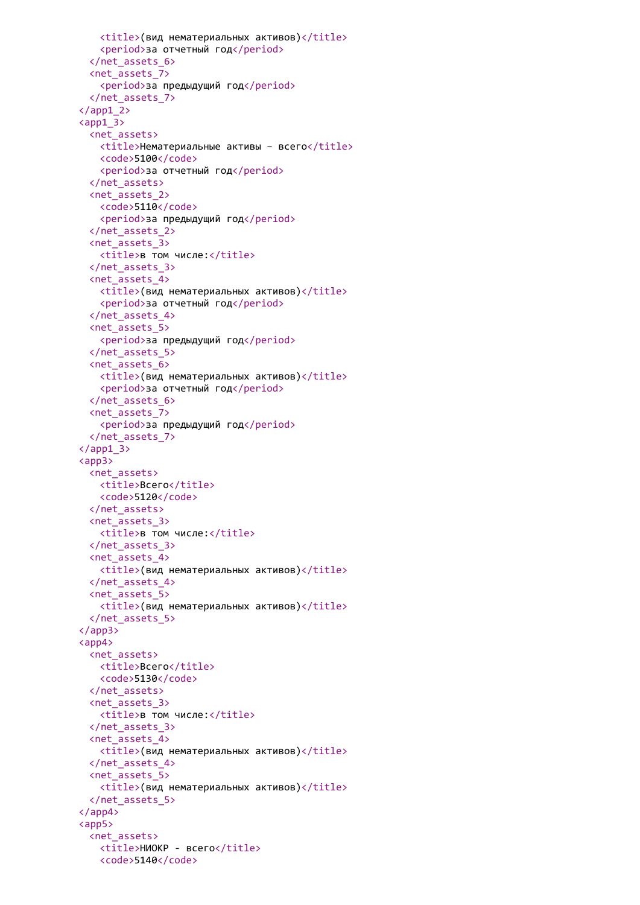```xml
        <title>(вид нематериальных активов)</title>
        <period>за отчетный год</period>
      </net_assets_6>
      <net_assets_7>
        <period>за предыдущий год</period>
      </net_assets_7>
    </app1_2>
    <app1_3>
      <net_assets>
        <title>Нематериальные активы – всего</title>
        <code>5100</code>
        <period>за отчетный год</period>
      </net_assets>
      <net_assets_2>
        <code>5110</code>
        <period>за предыдущий год</period>
      </net_assets_2>
      <net_assets_3>
        <title>в том числе:</title>
      </net_assets_3>
      <net_assets_4>
        <title>(вид нематериальных активов)</title>
        <period>за отчетный год</period>
      </net_assets_4>
      <net_assets_5>
        <period>за предыдущий год</period>
      </net_assets_5>
      <net_assets_6>
        <title>(вид нематериальных активов)</title>
        <period>за отчетный год</period>
      </net_assets_6>
      <net_assets_7>
        <period>за предыдущий год</period>
      </net_assets_7>
    </app1_3>
    <app3>
      <net_assets>
        <title>Всего</title>
        <code>5120</code>
      </net_assets>
      <net_assets_3>
        <title>в том числе:</title>
      </net_assets_3>
      <net_assets_4>
        <title>(вид нематериальных активов)</title>
      </net_assets_4>
      <net_assets_5>
        <title>(вид нематериальных активов)</title>
      </net_assets_5>
    </app3>
    <app4>
      <net_assets>
        <title>Всего</title>
        <code>5130</code>
      </net_assets>
      <net_assets_3>
        <title>в том числе:</title>
      </net_assets_3>
      <net_assets_4>
        <title>(вид нематериальных активов)</title>
      </net_assets_4>
      <net_assets_5>
        <title>(вид нематериальных активов)</title>
      </net_assets_5>
    </app4>
    <app5>
      <net_assets>
        <title>НИОКР - всего</title>
        <code>5140</code>
```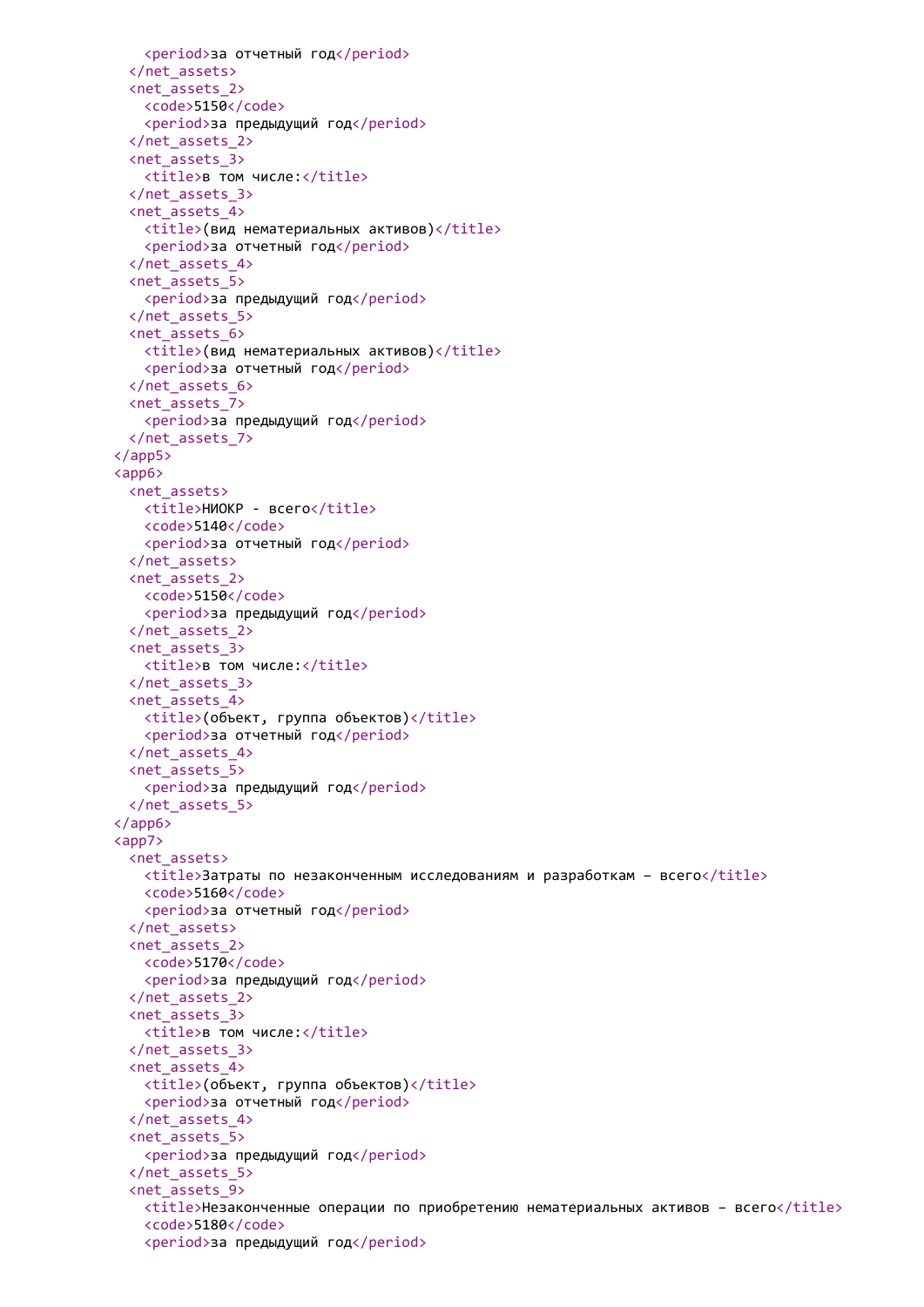```
        <period>за отчетный год</period>
      </net_assets>
      <net_assets_2>
        <code>5150</code>
        <period>за предыдущий год</period>
      </net_assets_2>
      <net_assets_3>
        <title>в том числе:</title>
      </net_assets_3>
      <net_assets_4>
        <title>(вид нематериальных активов)</title>
        <period>за отчетный год</period>
      </net_assets_4>
      <net_assets_5>
        <period>за предыдущий год</period>
      </net_assets_5>
      <net_assets_6>
        <title>(вид нематериальных активов)</title>
        <period>за отчетный год</period>
      </net_assets_6>
      <net_assets_7>
        <period>за предыдущий год</period>
      </net_assets_7>
    </app5>
    <app6>
      <net_assets>
        <title>НИОКР - всего</title>
        <code>5140</code>
        <period>за отчетный год</period>
      </net_assets>
      <net_assets_2>
        <code>5150</code>
        <period>за предыдущий год</period>
      </net_assets_2>
      <net_assets_3>
        <title>в том числе:</title>
      </net_assets_3>
      <net_assets_4>
        <title>(объект, группа объектов)</title>
        <period>за отчетный год</period>
      </net_assets_4>
      <net_assets_5>
        <period>за предыдущий год</period>
      </net_assets_5>
    </app6>
    <app7>
      <net_assets>
        <title>Затраты по незаконченным исследованиям и разработкам – всего</title>
        <code>5160</code>
        <period>за отчетный год</period>
      </net_assets>
      <net_assets_2>
        <code>5170</code>
        <period>за предыдущий год</period>
      </net_assets_2>
      <net_assets_3>
        <title>в том числе:</title>
      </net_assets_3>
      <net_assets_4>
        <title>(объект, группа объектов)</title>
        <period>за отчетный год</period>
      </net_assets_4>
      <net_assets_5>
        <period>за предыдущий год</period>
      </net_assets_5>
      <net_assets_9>
        <title>Незаконченные операции по приобретению нематериальных активов – всего</title>
        <code>5180</code>
        <period>за предыдущий год</period>
```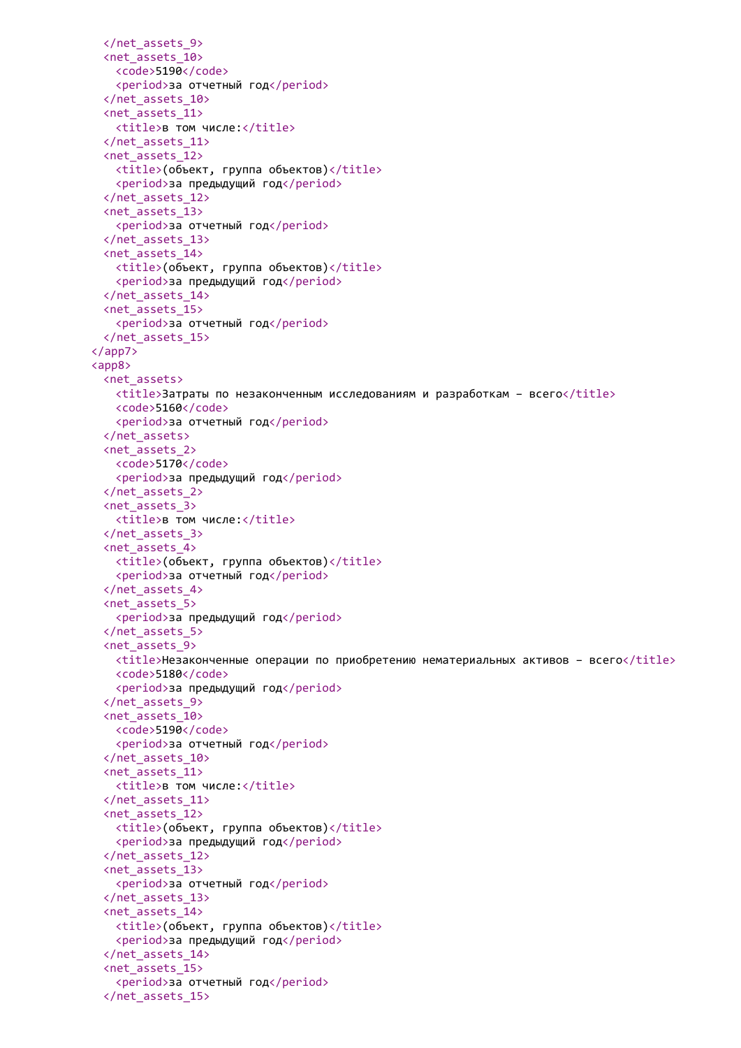```xml
    </net_assets_9>
    <net_assets_10>
      <code>5190</code>
      <period>за отчетный год</period>
    </net_assets_10>
    <net_assets_11>
      <title>в том числе:</title>
    </net_assets_11>
    <net_assets_12>
      <title>(объект, группа объектов)</title>
      <period>за предыдущий год</period>
    </net_assets_12>
    <net_assets_13>
      <period>за отчетный год</period>
    </net_assets_13>
    <net_assets_14>
      <title>(объект, группа объектов)</title>
      <period>за предыдущий год</period>
    </net_assets_14>
    <net_assets_15>
      <period>за отчетный год</period>
    </net_assets_15>
  </app7>
  <app8>
    <net_assets>
      <title>Затраты по незаконченным исследованиям и разработкам – всего</title>
      <code>5160</code>
      <period>за отчетный год</period>
    </net_assets>
    <net_assets_2>
      <code>5170</code>
      <period>за предыдущий год</period>
    </net_assets_2>
    <net_assets_3>
      <title>в том числе:</title>
    </net_assets_3>
    <net_assets_4>
      <title>(объект, группа объектов)</title>
      <period>за отчетный год</period>
    </net_assets_4>
    <net_assets_5>
      <period>за предыдущий год</period>
    </net_assets_5>
    <net_assets_9>
      <title>Незаконченные операции по приобретению нематериальных активов – всего</title>
      <code>5180</code>
      <period>за предыдущий год</period>
    </net_assets_9>
    <net_assets_10>
      <code>5190</code>
      <period>за отчетный год</period>
    </net_assets_10>
    <net_assets_11>
      <title>в том числе:</title>
    </net_assets_11>
    <net_assets_12>
      <title>(объект, группа объектов)</title>
      <period>за предыдущий год</period>
    </net_assets_12>
    <net_assets_13>
      <period>за отчетный год</period>
    </net_assets_13>
    <net_assets_14>
      <title>(объект, группа объектов)</title>
      <period>за предыдущий год</period>
    </net_assets_14>
    <net_assets_15>
      <period>за отчетный год</period>
    </net_assets_15>
```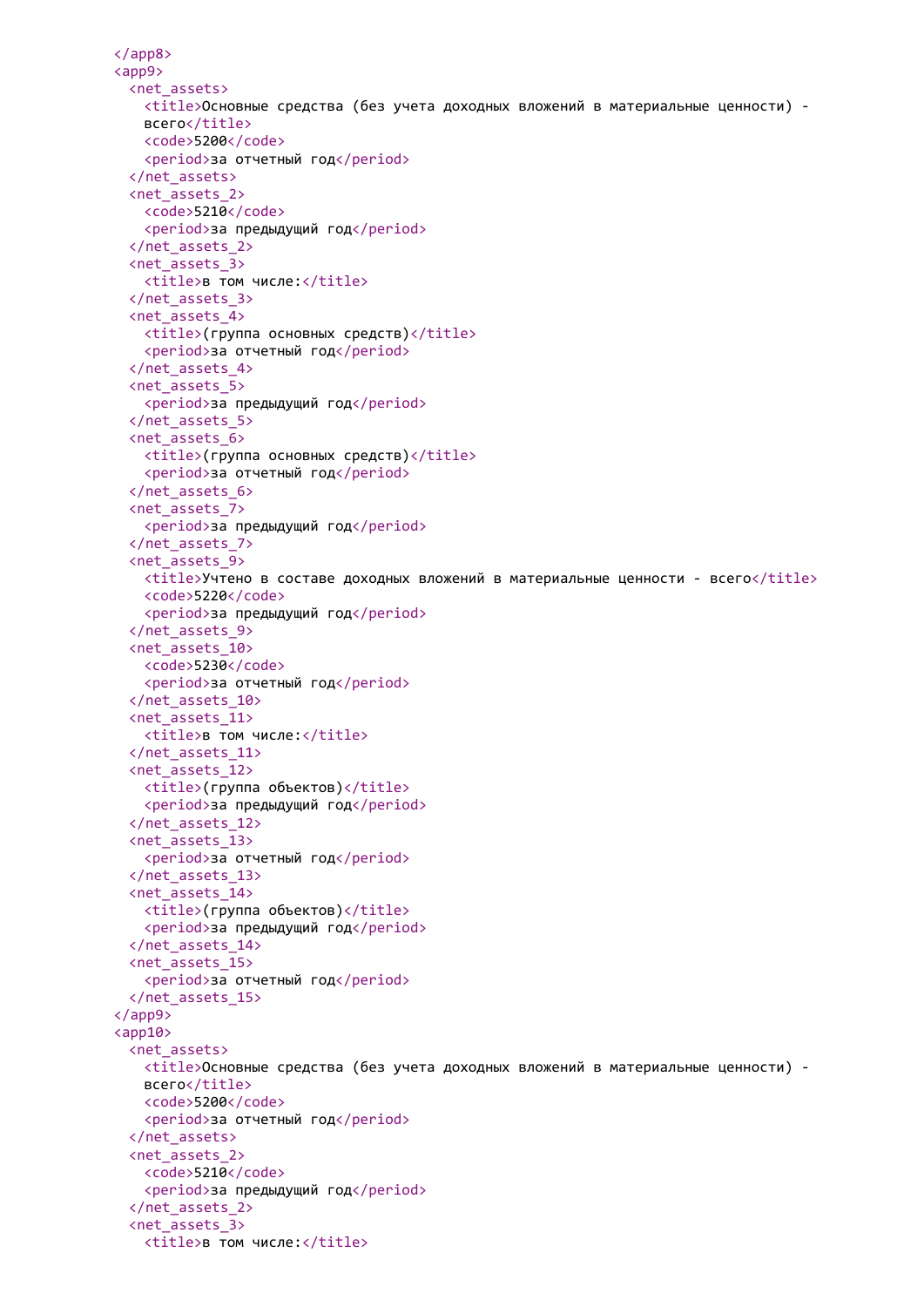```
</app8>
<app9>
  <net_assets>
    <title>Основные средства (без учета доходных вложений в материальные ценности) -
    всего</title>
    <code>5200</code>
    <period>за отчетный год</period>
  </net_assets>
  <net_assets_2>
    <code>5210</code>
    <period>за предыдущий год</period>
  </net_assets_2>
  <net_assets_3>
    <title>в том числе:</title>
  </net_assets_3>
  <net_assets_4>
    <title>(группа основных средств)</title>
    <period>за отчетный год</period>
  </net_assets_4>
  <net_assets_5>
    <period>за предыдущий год</period>
  </net_assets_5>
  <net_assets_6>
    <title>(группа основных средств)</title>
    <period>за отчетный год</period>
  </net_assets_6>
  <net_assets_7>
    <period>за предыдущий год</period>
  </net_assets_7>
  <net_assets_9>
    <title>Учтено в составе доходных вложений в материальные ценности - всего</title>
    <code>5220</code>
    <period>за предыдущий год</period>
  </net_assets_9>
  <net_assets_10>
    <code>5230</code>
    <period>за отчетный год</period>
  </net_assets_10>
  <net_assets_11>
    <title>в том числе:</title>
  </net_assets_11>
  <net_assets_12>
    <title>(группа объектов)</title>
    <period>за предыдущий год</period>
  </net_assets_12>
  <net_assets_13>
    <period>за отчетный год</period>
  </net_assets_13>
  <net_assets_14>
    <title>(группа объектов)</title>
    <period>за предыдущий год</period>
  </net_assets_14>
  <net_assets_15>
    <period>за отчетный год</period>
  </net_assets_15>
</app9>
<app10>
  <net_assets>
    <title>Основные средства (без учета доходных вложений в материальные ценности) -
    всего</title>
    <code>5200</code>
    <period>за отчетный год</period>
  </net_assets>
  <net_assets_2>
    <code>5210</code>
    <period>за предыдущий год</period>
  </net_assets_2>
  <net_assets_3>
    <title>в том числе:</title>
```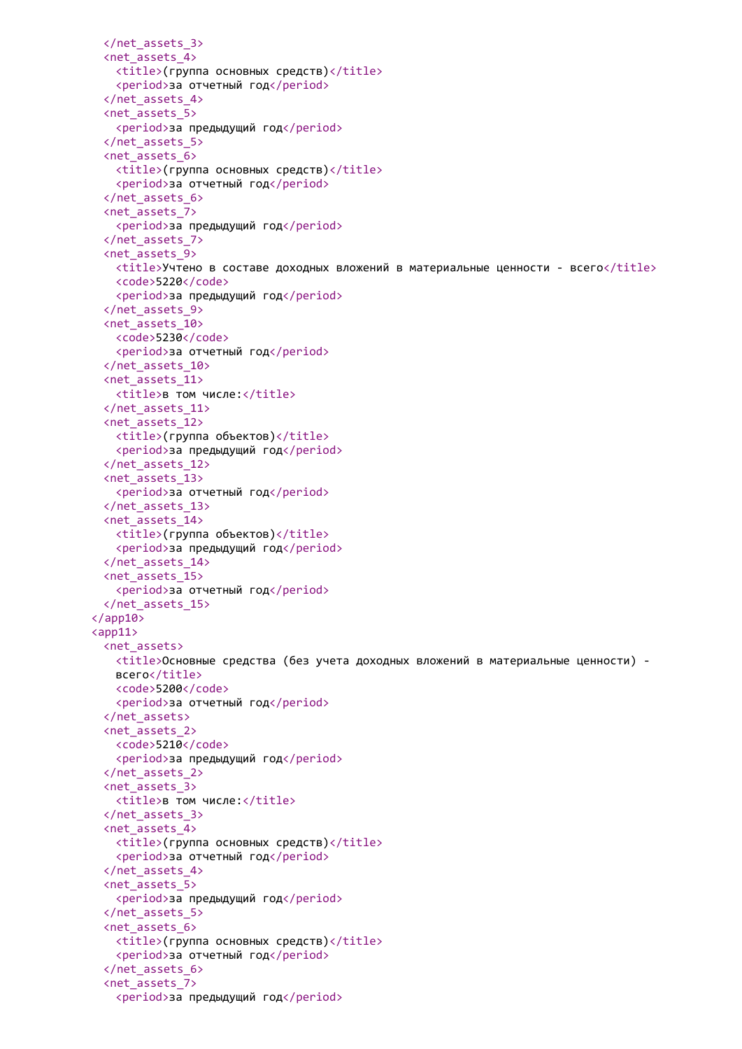```
    </net_assets_3>
    <net_assets_4>
      <title>(группа основных средств)</title>
      <period>за отчетный год</period>
    </net_assets_4>
    <net_assets_5>
      <period>за предыдущий год</period>
    </net_assets_5>
    <net_assets_6>
      <title>(группа основных средств)</title>
      <period>за отчетный год</period>
    </net_assets_6>
    <net_assets_7>
      <period>за предыдущий год</period>
    </net_assets_7>
    <net_assets_9>
      <title>Учтено в составе доходных вложений в материальные ценности - всего</title>
      <code>5220</code>
      <period>за предыдущий год</period>
    </net_assets_9>
    <net_assets_10>
      <code>5230</code>
      <period>за отчетный год</period>
    </net_assets_10>
    <net_assets_11>
      <title>в том числе:</title>
    </net_assets_11>
    <net_assets_12>
      <title>(группа объектов)</title>
      <period>за предыдущий год</period>
    </net_assets_12>
    <net_assets_13>
      <period>за отчетный год</period>
    </net_assets_13>
    <net_assets_14>
      <title>(группа объектов)</title>
      <period>за предыдущий год</period>
    </net_assets_14>
    <net_assets_15>
      <period>за отчетный год</period>
    </net_assets_15>
  </app10>
  <app11>
    <net_assets>
      <title>Основные средства (без учета доходных вложений в материальные ценности) -
      всего</title>
      <code>5200</code>
      <period>за отчетный год</period>
    </net_assets>
    <net_assets_2>
      <code>5210</code>
      <period>за предыдущий год</period>
    </net_assets_2>
    <net_assets_3>
      <title>в том числе:</title>
    </net_assets_3>
    <net_assets_4>
      <title>(группа основных средств)</title>
      <period>за отчетный год</period>
    </net_assets_4>
    <net_assets_5>
      <period>за предыдущий год</period>
    </net_assets_5>
    <net_assets_6>
      <title>(группа основных средств)</title>
      <period>за отчетный год</period>
    </net_assets_6>
    <net_assets_7>
      <period>за предыдущий год</period>
```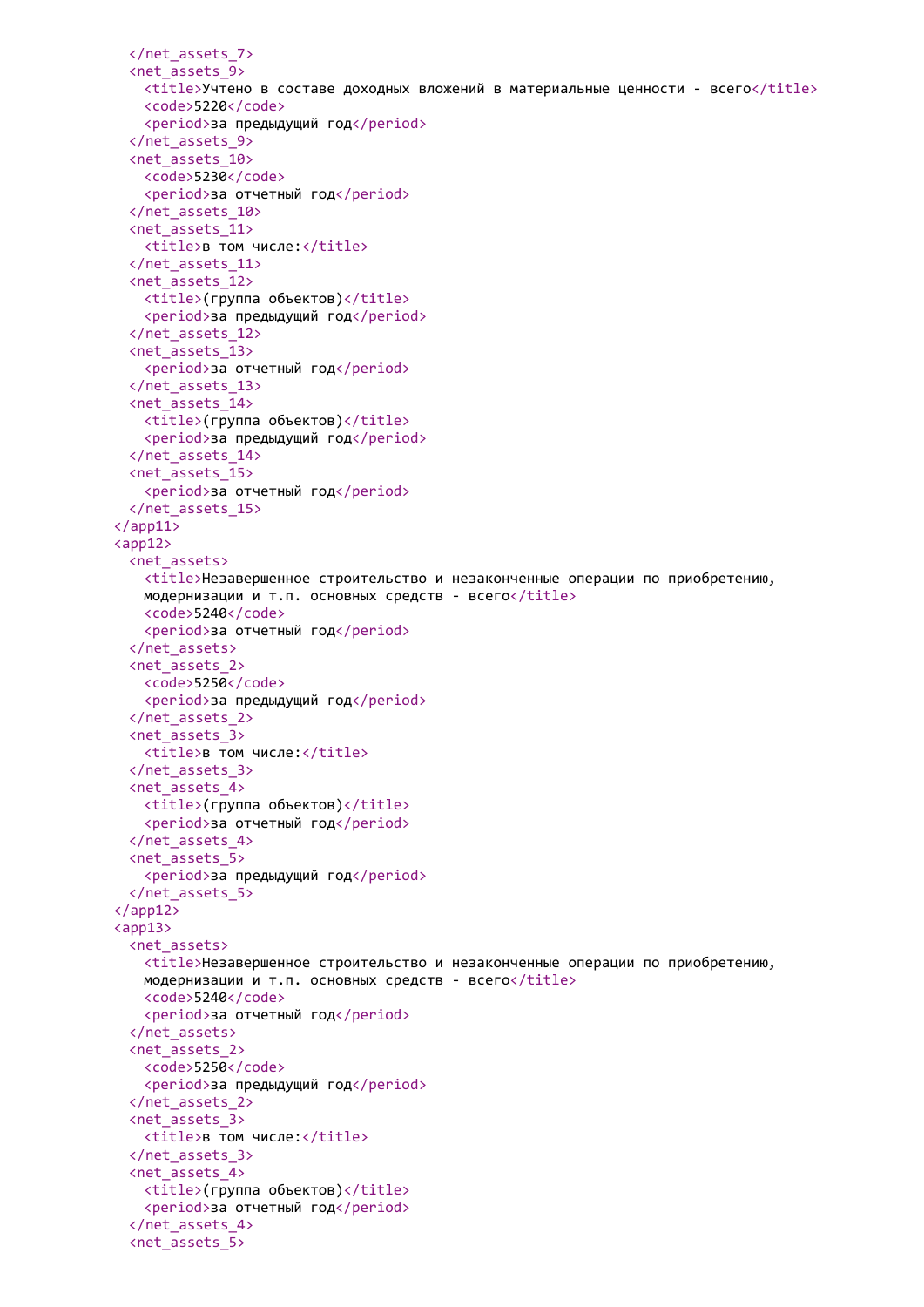```
    </net_assets_7>
    <net_assets_9>
      <title>Учтено в составе доходных вложений в материальные ценности - всего</title>
      <code>5220</code>
      <period>за предыдущий год</period>
    </net_assets_9>
    <net_assets_10>
      <code>5230</code>
      <period>за отчетный год</period>
    </net_assets_10>
    <net_assets_11>
      <title>в том числе:</title>
    </net_assets_11>
    <net_assets_12>
      <title>(группа объектов)</title>
      <period>за предыдущий год</period>
    </net_assets_12>
    <net_assets_13>
      <period>за отчетный год</period>
    </net_assets_13>
    <net_assets_14>
      <title>(группа объектов)</title>
      <period>за предыдущий год</period>
    </net_assets_14>
    <net_assets_15>
      <period>за отчетный год</period>
    </net_assets_15>
  </app11>
  <app12>
    <net_assets>
      <title>Незавершенное строительство и незаконченные операции по приобретению,
      модернизации и т.п. основных средств - всего</title>
      <code>5240</code>
      <period>за отчетный год</period>
    </net_assets>
    <net_assets_2>
      <code>5250</code>
      <period>за предыдущий год</period>
    </net_assets_2>
    <net_assets_3>
      <title>в том числе:</title>
    </net_assets_3>
    <net_assets_4>
      <title>(группа объектов)</title>
      <period>за отчетный год</period>
    </net_assets_4>
    <net_assets_5>
      <period>за предыдущий год</period>
    </net_assets_5>
  </app12>
  <app13>
    <net_assets>
      <title>Незавершенное строительство и незаконченные операции по приобретению,
      модернизации и т.п. основных средств - всего</title>
      <code>5240</code>
      <period>за отчетный год</period>
    </net_assets>
    <net_assets_2>
      <code>5250</code>
      <period>за предыдущий год</period>
    </net_assets_2>
    <net_assets_3>
      <title>в том числе:</title>
    </net_assets_3>
    <net_assets_4>
      <title>(группа объектов)</title>
      <period>за отчетный год</period>
    </net_assets_4>
    <net_assets_5>
```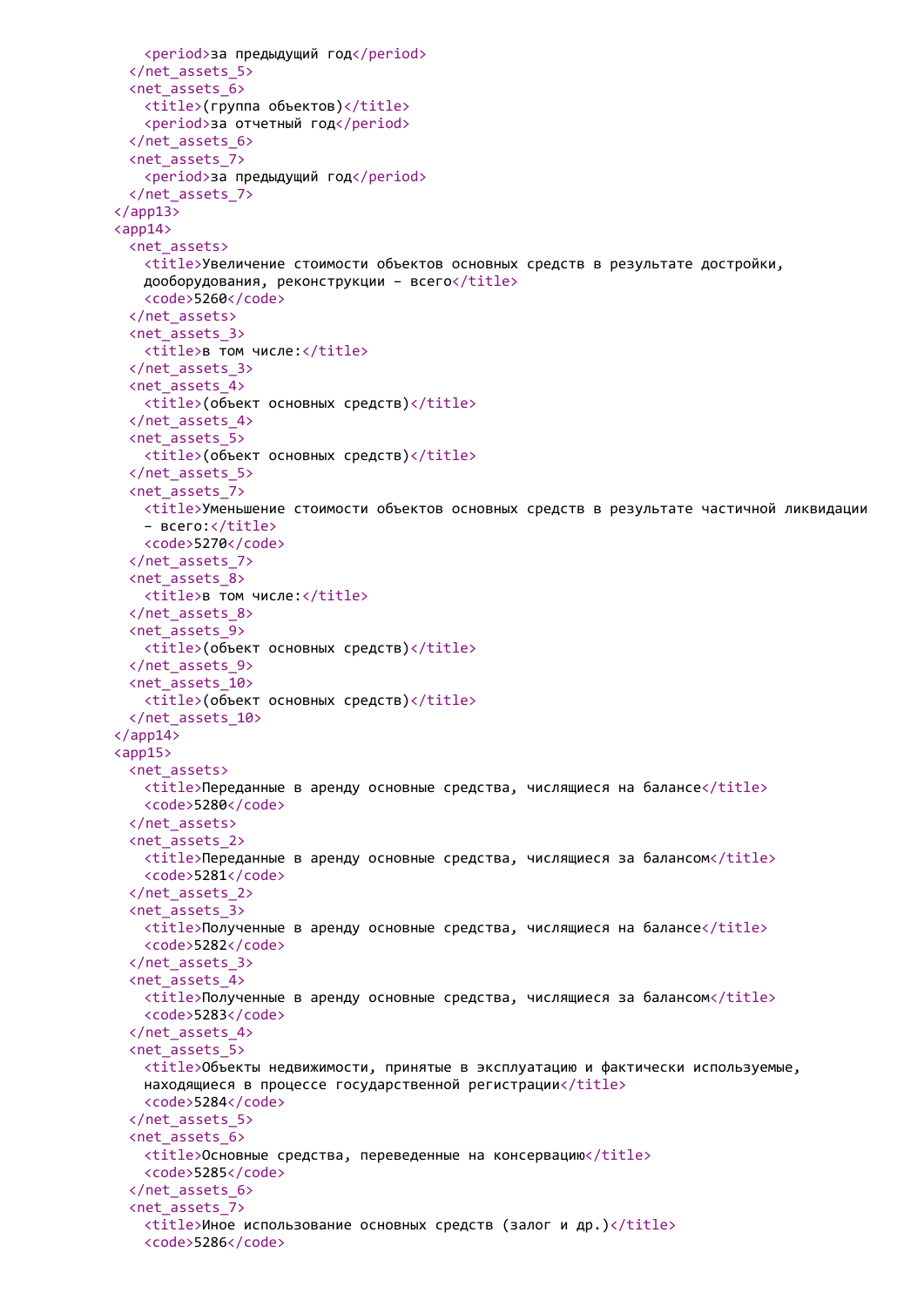```xml
      <period>за предыдущий год</period>
    </net_assets_5>
    <net_assets_6>
      <title>(группа объектов)</title>
      <period>за отчетный год</period>
    </net_assets_6>
    <net_assets_7>
      <period>за предыдущий год</period>
    </net_assets_7>
  </app13>
  <app14>
    <net_assets>
      <title>Увеличение стоимости объектов основных средств в результате достройки,
      дооборудования, реконструкции - всего</title>
      <code>5260</code>
    </net_assets>
    <net_assets_3>
      <title>в том числе:</title>
    </net_assets_3>
    <net_assets_4>
      <title>(объект основных средств)</title>
    </net_assets_4>
    <net_assets_5>
      <title>(объект основных средств)</title>
    </net_assets_5>
    <net_assets_7>
      <title>Уменьшение стоимости объектов основных средств в результате частичной ликвидации
      - всего:</title>
      <code>5270</code>
    </net_assets_7>
    <net_assets_8>
      <title>в том числе:</title>
    </net_assets_8>
    <net_assets_9>
      <title>(объект основных средств)</title>
    </net_assets_9>
    <net_assets_10>
      <title>(объект основных средств)</title>
    </net_assets_10>
  </app14>
  <app15>
    <net_assets>
      <title>Переданные в аренду основные средства, числящиеся на балансе</title>
      <code>5280</code>
    </net_assets>
    <net_assets_2>
      <title>Переданные в аренду основные средства, числящиеся за балансом</title>
      <code>5281</code>
    </net_assets_2>
    <net_assets_3>
      <title>Полученные в аренду основные средства, числящиеся на балансе</title>
      <code>5282</code>
    </net_assets_3>
    <net_assets_4>
      <title>Полученные в аренду основные средства, числящиеся за балансом</title>
      <code>5283</code>
    </net_assets_4>
    <net_assets_5>
      <title>Объекты недвижимости, принятые в эксплуатацию и фактически используемые,
      находящиеся в процессе государственной регистрации</title>
      <code>5284</code>
    </net_assets_5>
    <net_assets_6>
      <title>Основные средства, переведенные на консервацию</title>
      <code>5285</code>
    </net_assets_6>
    <net_assets_7>
      <title>Иное использование основных средств (залог и др.)</title>
      <code>5286</code>
```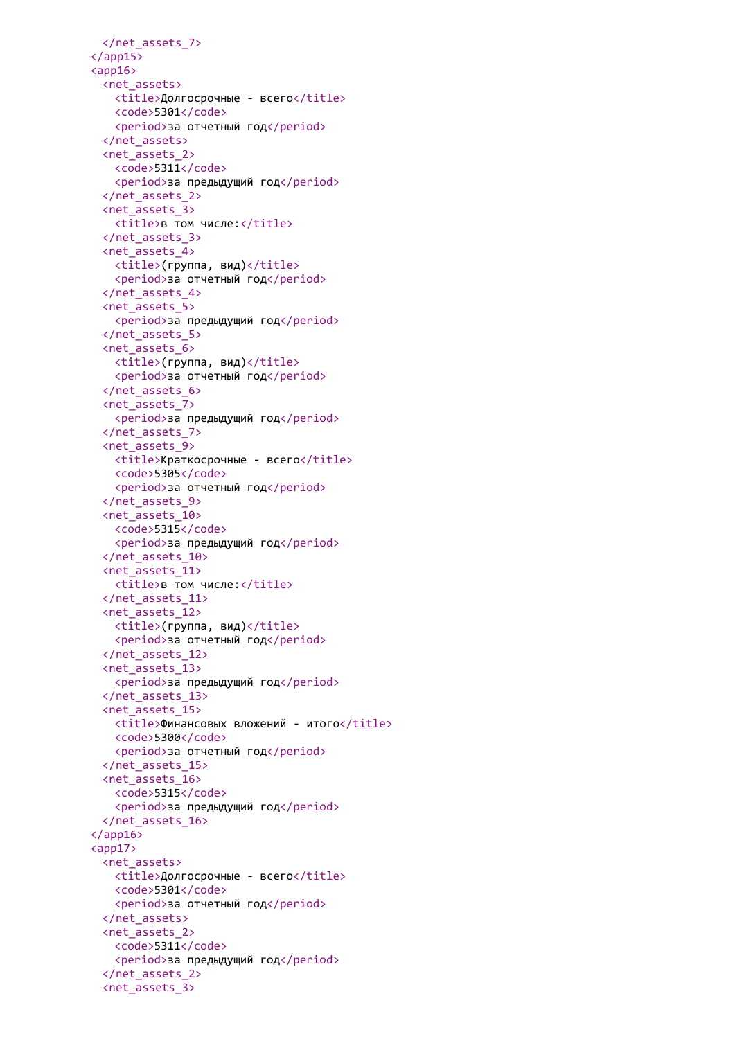```xml
      </net_assets_7>
    </app15>
    <app16>
      <net_assets>
        <title>Долгосрочные - всего</title>
        <code>5301</code>
        <period>за отчетный год</period>
      </net_assets>
      <net_assets_2>
        <code>5311</code>
        <period>за предыдущий год</period>
      </net_assets_2>
      <net_assets_3>
        <title>в том числе:</title>
      </net_assets_3>
      <net_assets_4>
        <title>(группа, вид)</title>
        <period>за отчетный год</period>
      </net_assets_4>
      <net_assets_5>
        <period>за предыдущий год</period>
      </net_assets_5>
      <net_assets_6>
        <title>(группа, вид)</title>
        <period>за отчетный год</period>
      </net_assets_6>
      <net_assets_7>
        <period>за предыдущий год</period>
      </net_assets_7>
      <net_assets_9>
        <title>Краткосрочные - всего</title>
        <code>5305</code>
        <period>за отчетный год</period>
      </net_assets_9>
      <net_assets_10>
        <code>5315</code>
        <period>за предыдущий год</period>
      </net_assets_10>
      <net_assets_11>
        <title>в том числе:</title>
      </net_assets_11>
      <net_assets_12>
        <title>(группа, вид)</title>
        <period>за отчетный год</period>
      </net_assets_12>
      <net_assets_13>
        <period>за предыдущий год</period>
      </net_assets_13>
      <net_assets_15>
        <title>Финансовых вложений - итого</title>
        <code>5300</code>
        <period>за отчетный год</period>
      </net_assets_15>
      <net_assets_16>
        <code>5315</code>
        <period>за предыдущий год</period>
      </net_assets_16>
    </app16>
    <app17>
      <net_assets>
        <title>Долгосрочные - всего</title>
        <code>5301</code>
        <period>за отчетный год</period>
      </net_assets>
      <net_assets_2>
        <code>5311</code>
        <period>за предыдущий год</period>
      </net_assets_2>
      <net_assets_3>
```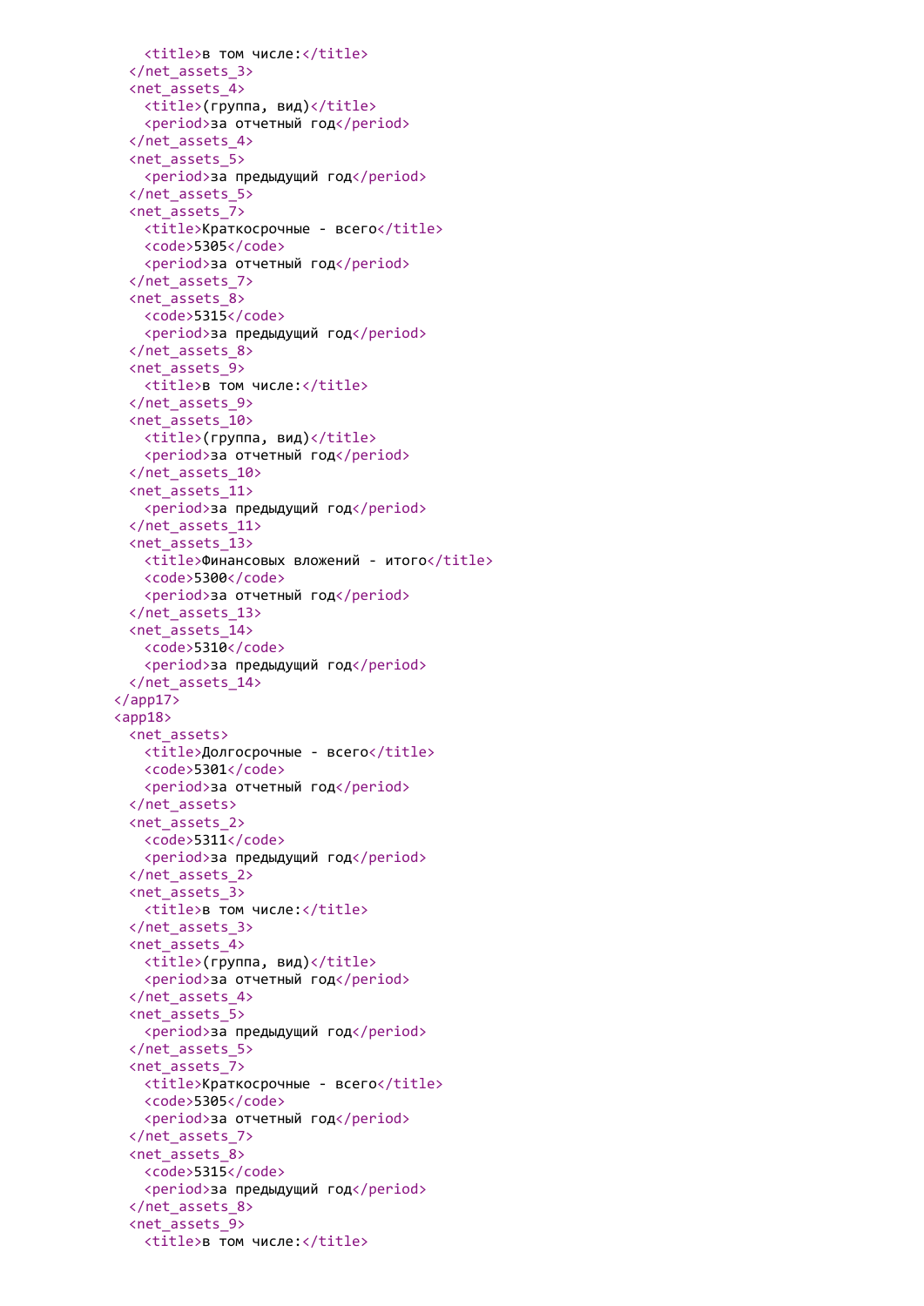```
      <title>в том числе:</title>
    </net_assets_3>
    <net_assets_4>
      <title>(группа, вид)</title>
      <period>за отчетный год</period>
    </net_assets_4>
    <net_assets_5>
      <period>за предыдущий год</period>
    </net_assets_5>
    <net_assets_7>
      <title>Краткосрочные - всего</title>
      <code>5305</code>
      <period>за отчетный год</period>
    </net_assets_7>
    <net_assets_8>
      <code>5315</code>
      <period>за предыдущий год</period>
    </net_assets_8>
    <net_assets_9>
      <title>в том числе:</title>
    </net_assets_9>
    <net_assets_10>
      <title>(группа, вид)</title>
      <period>за отчетный год</period>
    </net_assets_10>
    <net_assets_11>
      <period>за предыдущий год</period>
    </net_assets_11>
    <net_assets_13>
      <title>Финансовых вложений - итого</title>
      <code>5300</code>
      <period>за отчетный год</period>
    </net_assets_13>
    <net_assets_14>
      <code>5310</code>
      <period>за предыдущий год</period>
    </net_assets_14>
  </app17>
  <app18>
    <net_assets>
      <title>Долгосрочные - всего</title>
      <code>5301</code>
      <period>за отчетный год</period>
    </net_assets>
    <net_assets_2>
      <code>5311</code>
      <period>за предыдущий год</period>
    </net_assets_2>
    <net_assets_3>
      <title>в том числе:</title>
    </net_assets_3>
    <net_assets_4>
      <title>(группа, вид)</title>
      <period>за отчетный год</period>
    </net_assets_4>
    <net_assets_5>
      <period>за предыдущий год</period>
    </net_assets_5>
    <net_assets_7>
      <title>Краткосрочные - всего</title>
      <code>5305</code>
      <period>за отчетный год</period>
    </net_assets_7>
    <net_assets_8>
      <code>5315</code>
      <period>за предыдущий год</period>
    </net_assets_8>
    <net_assets_9>
      <title>в том числе:</title>
```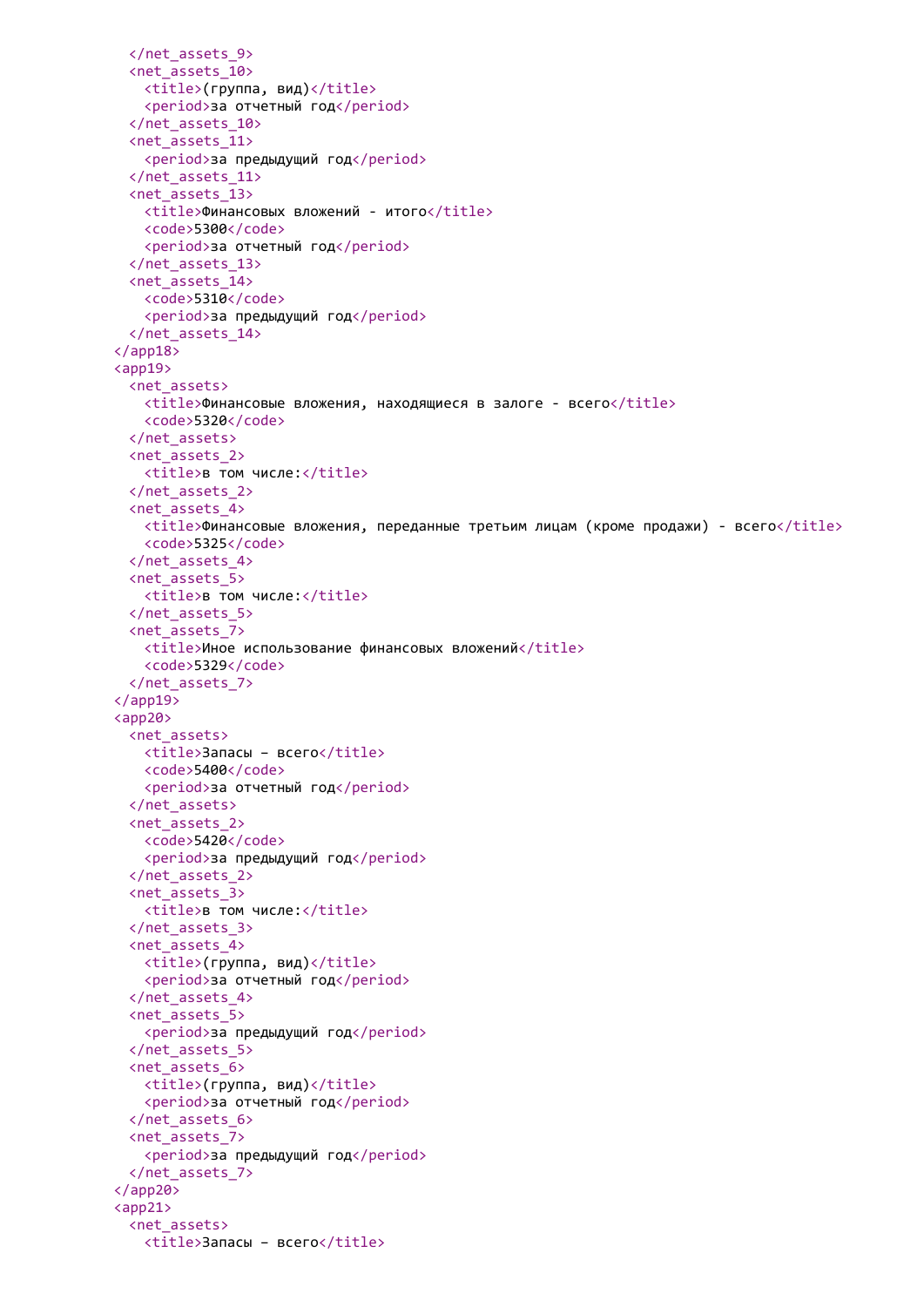```
    </net_assets_9>
    <net_assets_10>
      <title>(группа, вид)</title>
      <period>за отчетный год</period>
    </net_assets_10>
    <net_assets_11>
      <period>за предыдущий год</period>
    </net_assets_11>
    <net_assets_13>
      <title>Финансовых вложений - итого</title>
      <code>5300</code>
      <period>за отчетный год</period>
    </net_assets_13>
    <net_assets_14>
      <code>5310</code>
      <period>за предыдущий год</period>
    </net_assets_14>
  </app18>
  <app19>
    <net_assets>
      <title>Финансовые вложения, находящиеся в залоге - всего</title>
      <code>5320</code>
    </net_assets>
    <net_assets_2>
      <title>в том числе:</title>
    </net_assets_2>
    <net_assets_4>
      <title>Финансовые вложения, переданные третьим лицам (кроме продажи) - всего</title>
      <code>5325</code>
    </net_assets_4>
    <net_assets_5>
      <title>в том числе:</title>
    </net_assets_5>
    <net_assets_7>
      <title>Иное использование финансовых вложений</title>
      <code>5329</code>
    </net_assets_7>
  </app19>
  <app20>
    <net_assets>
      <title>Запасы – всего</title>
      <code>5400</code>
      <period>за отчетный год</period>
    </net_assets>
    <net_assets_2>
      <code>5420</code>
      <period>за предыдущий год</period>
    </net_assets_2>
    <net_assets_3>
      <title>в том числе:</title>
    </net_assets_3>
    <net_assets_4>
      <title>(группа, вид)</title>
      <period>за отчетный год</period>
    </net_assets_4>
    <net_assets_5>
      <period>за предыдущий год</period>
    </net_assets_5>
    <net_assets_6>
      <title>(группа, вид)</title>
      <period>за отчетный год</period>
    </net_assets_6>
    <net_assets_7>
      <period>за предыдущий год</period>
    </net_assets_7>
  </app20>
  <app21>
    <net_assets>
      <title>Запасы – всего</title>
```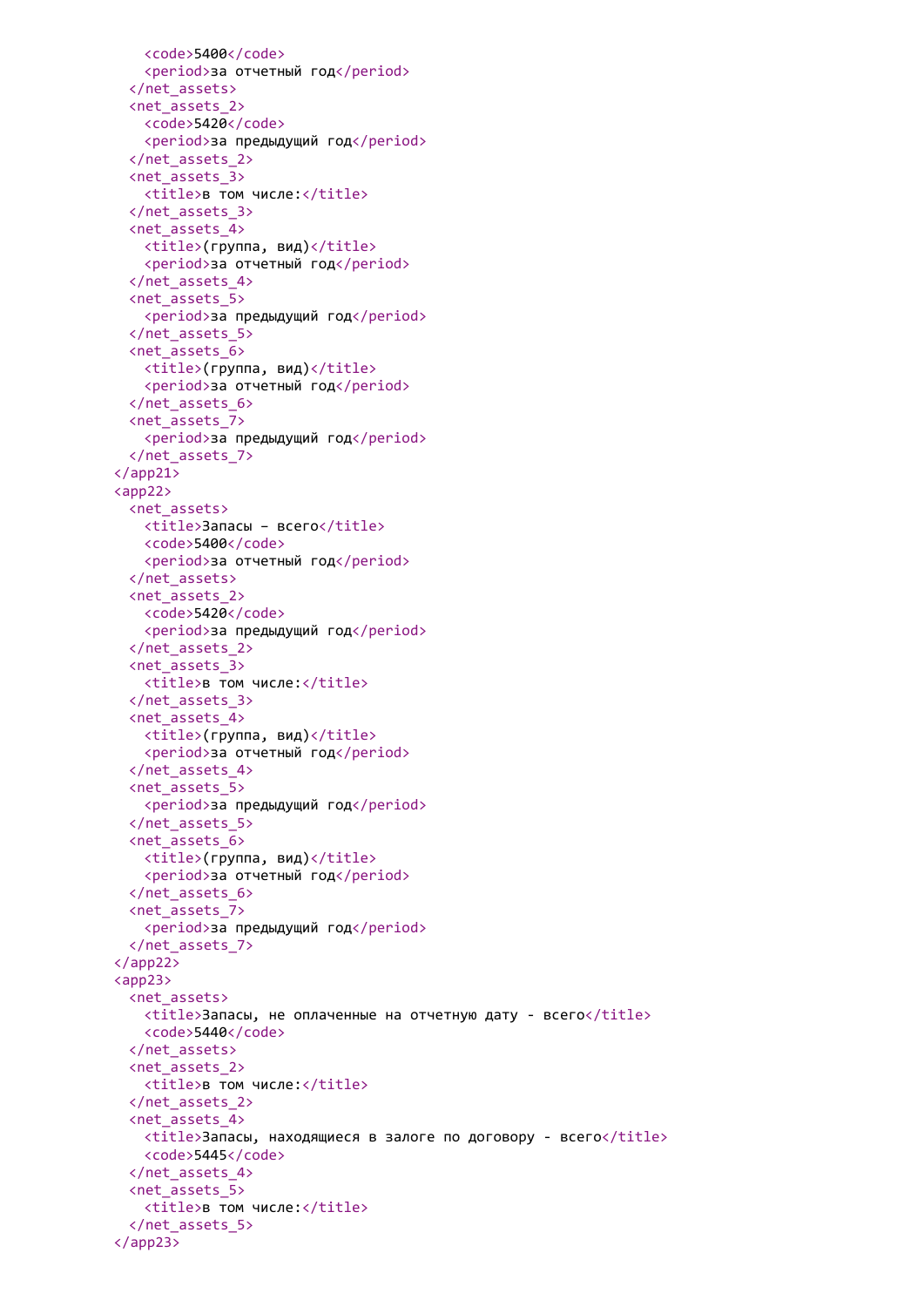```xml
      <code>5400</code>
      <period>за отчетный год</period>
    </net_assets>
    <net_assets_2>
      <code>5420</code>
      <period>за предыдущий год</period>
    </net_assets_2>
    <net_assets_3>
      <title>в том числе:</title>
    </net_assets_3>
    <net_assets_4>
      <title>(группа, вид)</title>
      <period>за отчетный год</period>
    </net_assets_4>
    <net_assets_5>
      <period>за предыдущий год</period>
    </net_assets_5>
    <net_assets_6>
      <title>(группа, вид)</title>
      <period>за отчетный год</period>
    </net_assets_6>
    <net_assets_7>
      <period>за предыдущий год</period>
    </net_assets_7>
  </app21>
  <app22>
    <net_assets>
      <title>Запасы – всего</title>
      <code>5400</code>
      <period>за отчетный год</period>
    </net_assets>
    <net_assets_2>
      <code>5420</code>
      <period>за предыдущий год</period>
    </net_assets_2>
    <net_assets_3>
      <title>в том числе:</title>
    </net_assets_3>
    <net_assets_4>
      <title>(группа, вид)</title>
      <period>за отчетный год</period>
    </net_assets_4>
    <net_assets_5>
      <period>за предыдущий год</period>
    </net_assets_5>
    <net_assets_6>
      <title>(группа, вид)</title>
      <period>за отчетный год</period>
    </net_assets_6>
    <net_assets_7>
      <period>за предыдущий год</period>
    </net_assets_7>
  </app22>
  <app23>
    <net_assets>
      <title>Запасы, не оплаченные на отчетную дату - всего</title>
      <code>5440</code>
    </net_assets>
    <net_assets_2>
      <title>в том числе:</title>
    </net_assets_2>
    <net_assets_4>
      <title>Запасы, находящиеся в залоге по договору - всего</title>
      <code>5445</code>
    </net_assets_4>
    <net_assets_5>
      <title>в том числе:</title>
    </net_assets_5>
  </app23>
```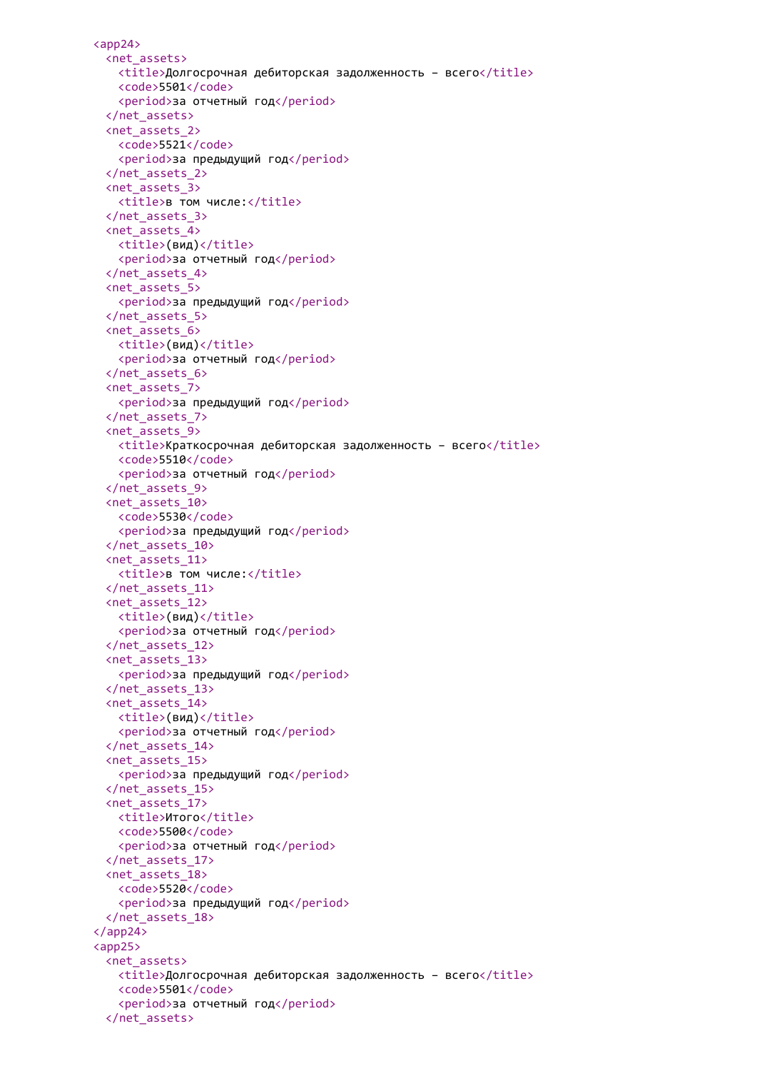```
<app24>
  <net_assets>
    <title>Долгосрочная дебиторская задолженность – всего</title>
    <code>5501</code>
    <period>за отчетный год</period>
  </net_assets>
  <net_assets_2>
    <code>5521</code>
    <period>за предыдущий год</period>
  </net_assets_2>
  <net_assets_3>
    <title>в том числе:</title>
  </net_assets_3>
  <net_assets_4>
    <title>(вид)</title>
    <period>за отчетный год</period>
  </net_assets_4>
  <net_assets_5>
    <period>за предыдущий год</period>
  </net_assets_5>
  <net_assets_6>
    <title>(вид)</title>
    <period>за отчетный год</period>
  </net_assets_6>
  <net_assets_7>
    <period>за предыдущий год</period>
  </net_assets_7>
  <net_assets_9>
    <title>Краткосрочная дебиторская задолженность – всего</title>
    <code>5510</code>
    <period>за отчетный год</period>
  </net_assets_9>
  <net_assets_10>
    <code>5530</code>
    <period>за предыдущий год</period>
  </net_assets_10>
  <net_assets_11>
    <title>в том числе:</title>
  </net_assets_11>
  <net_assets_12>
    <title>(вид)</title>
    <period>за отчетный год</period>
  </net_assets_12>
  <net_assets_13>
    <period>за предыдущий год</period>
  </net_assets_13>
  <net_assets_14>
    <title>(вид)</title>
    <period>за отчетный год</period>
  </net_assets_14>
  <net_assets_15>
    <period>за предыдущий год</period>
  </net_assets_15>
  <net_assets_17>
    <title>Итого</title>
    <code>5500</code>
    <period>за отчетный год</period>
  </net_assets_17>
  <net_assets_18>
    <code>5520</code>
    <period>за предыдущий год</period>
  </net_assets_18>
</app24>
<app25>
  <net_assets>
    <title>Долгосрочная дебиторская задолженность – всего</title>
    <code>5501</code>
    <period>за отчетный год</period>
  </net_assets>
```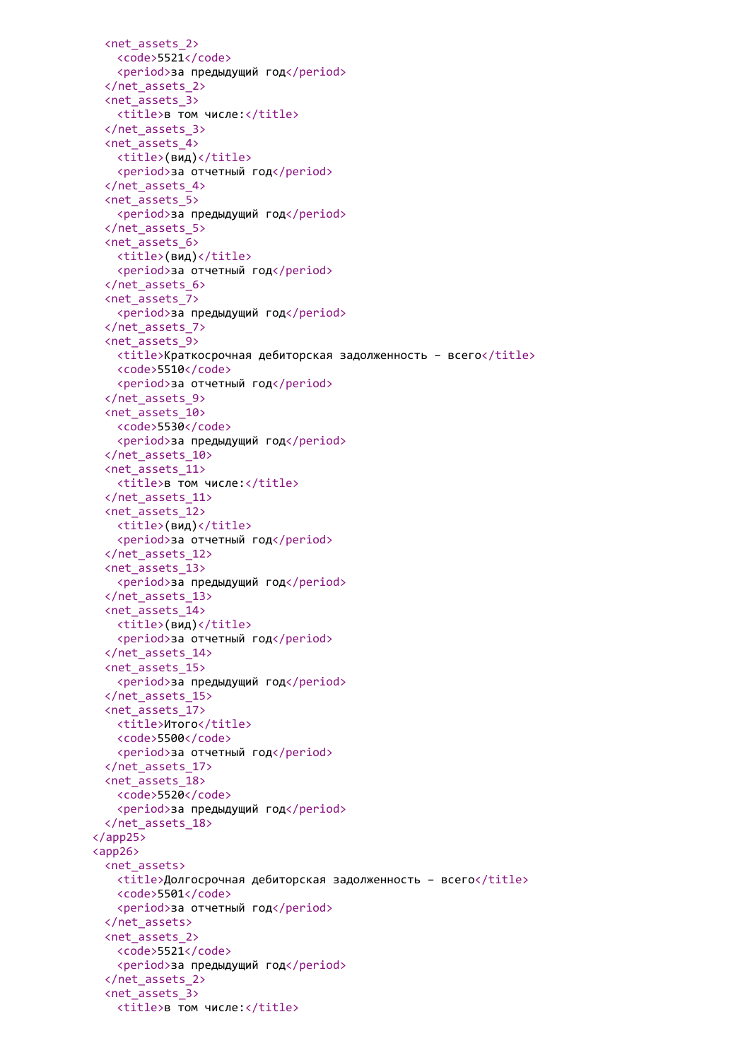```
    <net_assets_2>
      <code>5521</code>
      <period>за предыдущий год</period>
    </net_assets_2>
    <net_assets_3>
      <title>в том числе:</title>
    </net_assets_3>
    <net_assets_4>
      <title>(вид)</title>
      <period>за отчетный год</period>
    </net_assets_4>
    <net_assets_5>
      <period>за предыдущий год</period>
    </net_assets_5>
    <net_assets_6>
      <title>(вид)</title>
      <period>за отчетный год</period>
    </net_assets_6>
    <net_assets_7>
      <period>за предыдущий год</period>
    </net_assets_7>
    <net_assets_9>
      <title>Краткосрочная дебиторская задолженность – всего</title>
      <code>5510</code>
      <period>за отчетный год</period>
    </net_assets_9>
    <net_assets_10>
      <code>5530</code>
      <period>за предыдущий год</period>
    </net_assets_10>
    <net_assets_11>
      <title>в том числе:</title>
    </net_assets_11>
    <net_assets_12>
      <title>(вид)</title>
      <period>за отчетный год</period>
    </net_assets_12>
    <net_assets_13>
      <period>за предыдущий год</period>
    </net_assets_13>
    <net_assets_14>
      <title>(вид)</title>
      <period>за отчетный год</period>
    </net_assets_14>
    <net_assets_15>
      <period>за предыдущий год</period>
    </net_assets_15>
    <net_assets_17>
      <title>Итого</title>
      <code>5500</code>
      <period>за отчетный год</period>
    </net_assets_17>
    <net_assets_18>
      <code>5520</code>
      <period>за предыдущий год</period>
    </net_assets_18>
  </app25>
  <app26>
    <net_assets>
      <title>Долгосрочная дебиторская задолженность – всего</title>
      <code>5501</code>
      <period>за отчетный год</period>
    </net_assets>
    <net_assets_2>
      <code>5521</code>
      <period>за предыдущий год</period>
    </net_assets_2>
    <net_assets_3>
      <title>в том числе:</title>
```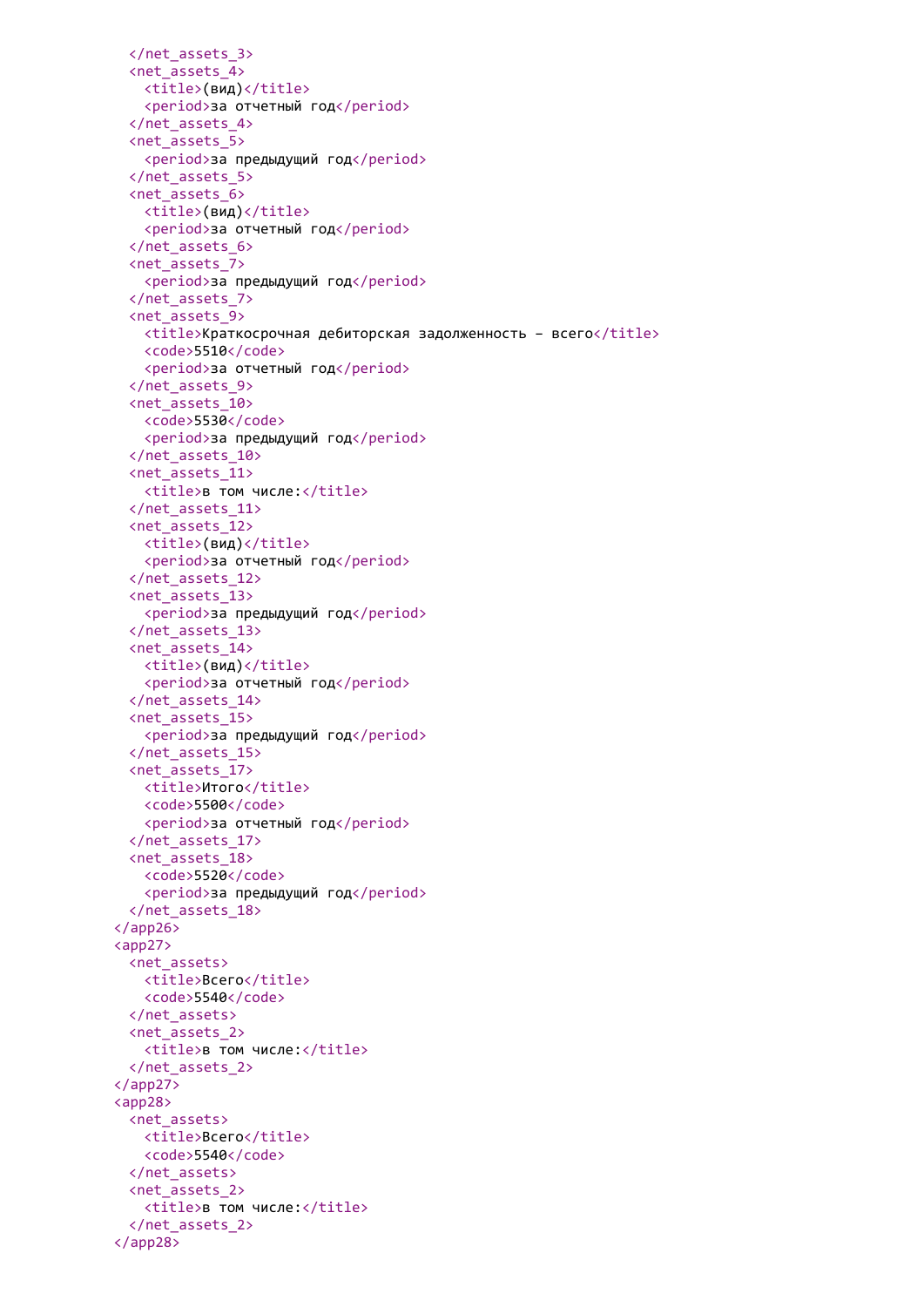```
    </net_assets_3>
    <net_assets_4>
      <title>(вид)</title>
      <period>за отчетный год</period>
    </net_assets_4>
    <net_assets_5>
      <period>за предыдущий год</period>
    </net_assets_5>
    <net_assets_6>
      <title>(вид)</title>
      <period>за отчетный год</period>
    </net_assets_6>
    <net_assets_7>
      <period>за предыдущий год</period>
    </net_assets_7>
    <net_assets_9>
      <title>Краткосрочная дебиторская задолженность – всего</title>
      <code>5510</code>
      <period>за отчетный год</period>
    </net_assets_9>
    <net_assets_10>
      <code>5530</code>
      <period>за предыдущий год</period>
    </net_assets_10>
    <net_assets_11>
      <title>в том числе:</title>
    </net_assets_11>
    <net_assets_12>
      <title>(вид)</title>
      <period>за отчетный год</period>
    </net_assets_12>
    <net_assets_13>
      <period>за предыдущий год</period>
    </net_assets_13>
    <net_assets_14>
      <title>(вид)</title>
      <period>за отчетный год</period>
    </net_assets_14>
    <net_assets_15>
      <period>за предыдущий год</period>
    </net_assets_15>
    <net_assets_17>
      <title>Итого</title>
      <code>5500</code>
      <period>за отчетный год</period>
    </net_assets_17>
    <net_assets_18>
      <code>5520</code>
      <period>за предыдущий год</period>
    </net_assets_18>
  </app26>
  <app27>
    <net_assets>
      <title>Всего</title>
      <code>5540</code>
    </net_assets>
    <net_assets_2>
      <title>в том числе:</title>
    </net_assets_2>
  </app27>
  <app28>
    <net_assets>
      <title>Всего</title>
      <code>5540</code>
    </net_assets>
    <net_assets_2>
      <title>в том числе:</title>
    </net_assets_2>
  </app28>
```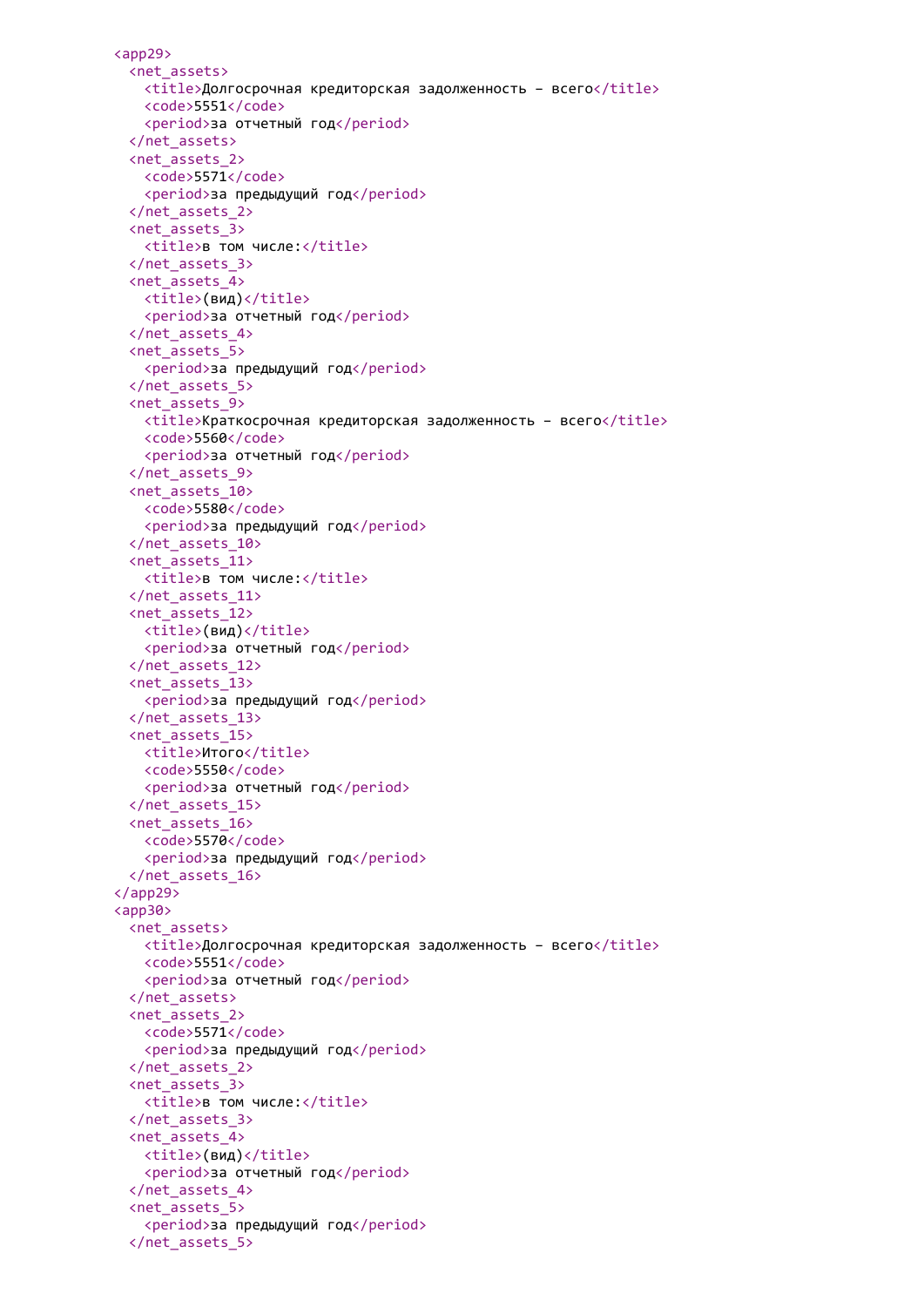```
<app29>
  <net_assets>
    <title>Долгосрочная кредиторская задолженность – всего</title>
    <code>5551</code>
    <period>за отчетный год</period>
  </net_assets>
  <net_assets_2>
    <code>5571</code>
    <period>за предыдущий год</period>
  </net_assets_2>
  <net_assets_3>
    <title>в том числе:</title>
  </net_assets_3>
  <net_assets_4>
    <title>(вид)</title>
    <period>за отчетный год</period>
  </net_assets_4>
  <net_assets_5>
    <period>за предыдущий год</period>
  </net_assets_5>
  <net_assets_9>
    <title>Краткосрочная кредиторская задолженность – всего</title>
    <code>5560</code>
    <period>за отчетный год</period>
  </net_assets_9>
  <net_assets_10>
    <code>5580</code>
    <period>за предыдущий год</period>
  </net_assets_10>
  <net_assets_11>
    <title>в том числе:</title>
  </net_assets_11>
  <net_assets_12>
    <title>(вид)</title>
    <period>за отчетный год</period>
  </net_assets_12>
  <net_assets_13>
    <period>за предыдущий год</period>
  </net_assets_13>
  <net_assets_15>
    <title>Итого</title>
    <code>5550</code>
    <period>за отчетный год</period>
  </net_assets_15>
  <net_assets_16>
    <code>5570</code>
    <period>за предыдущий год</period>
  </net_assets_16>
</app29>
<app30>
  <net_assets>
    <title>Долгосрочная кредиторская задолженность – всего</title>
    <code>5551</code>
    <period>за отчетный год</period>
  </net_assets>
  <net_assets_2>
    <code>5571</code>
    <period>за предыдущий год</period>
  </net_assets_2>
  <net_assets_3>
    <title>в том числе:</title>
  </net_assets_3>
  <net_assets_4>
    <title>(вид)</title>
    <period>за отчетный год</period>
  </net_assets_4>
  <net_assets_5>
    <period>за предыдущий год</period>
  </net_assets_5>
```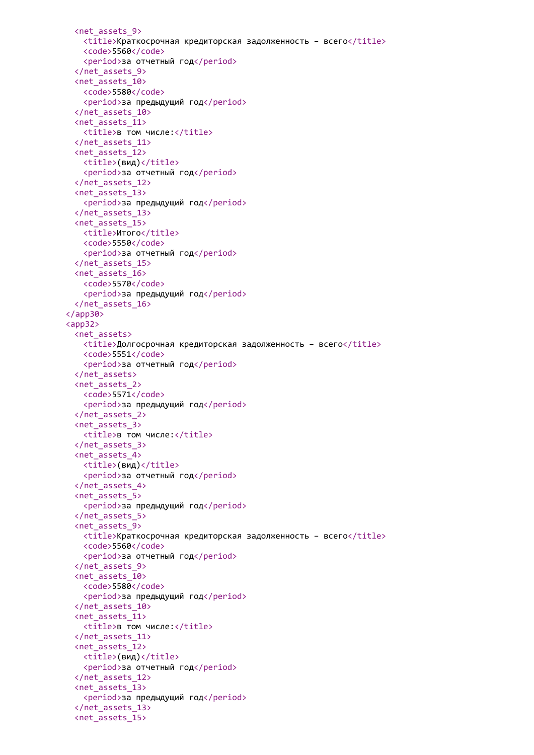```
    <net_assets_9>
      <title>Краткосрочная кредиторская задолженность – всего</title>
      <code>5560</code>
      <period>за отчетный год</period>
    </net_assets_9>
    <net_assets_10>
      <code>5580</code>
      <period>за предыдущий год</period>
    </net_assets_10>
    <net_assets_11>
      <title>в том числе:</title>
    </net_assets_11>
    <net_assets_12>
      <title>(вид)</title>
      <period>за отчетный год</period>
    </net_assets_12>
    <net_assets_13>
      <period>за предыдущий год</period>
    </net_assets_13>
    <net_assets_15>
      <title>Итого</title>
      <code>5550</code>
      <period>за отчетный год</period>
    </net_assets_15>
    <net_assets_16>
      <code>5570</code>
      <period>за предыдущий год</period>
    </net_assets_16>
  </app30>
  <app32>
    <net_assets>
      <title>Долгосрочная кредиторская задолженность – всего</title>
      <code>5551</code>
      <period>за отчетный год</period>
    </net_assets>
    <net_assets_2>
      <code>5571</code>
      <period>за предыдущий год</period>
    </net_assets_2>
    <net_assets_3>
      <title>в том числе:</title>
    </net_assets_3>
    <net_assets_4>
      <title>(вид)</title>
      <period>за отчетный год</period>
    </net_assets_4>
    <net_assets_5>
      <period>за предыдущий год</period>
    </net_assets_5>
    <net_assets_9>
      <title>Краткосрочная кредиторская задолженность – всего</title>
      <code>5560</code>
      <period>за отчетный год</period>
    </net_assets_9>
    <net_assets_10>
      <code>5580</code>
      <period>за предыдущий год</period>
    </net_assets_10>
    <net_assets_11>
      <title>в том числе:</title>
    </net_assets_11>
    <net_assets_12>
      <title>(вид)</title>
      <period>за отчетный год</period>
    </net_assets_12>
    <net_assets_13>
      <period>за предыдущий год</period>
    </net_assets_13>
    <net_assets_15>
```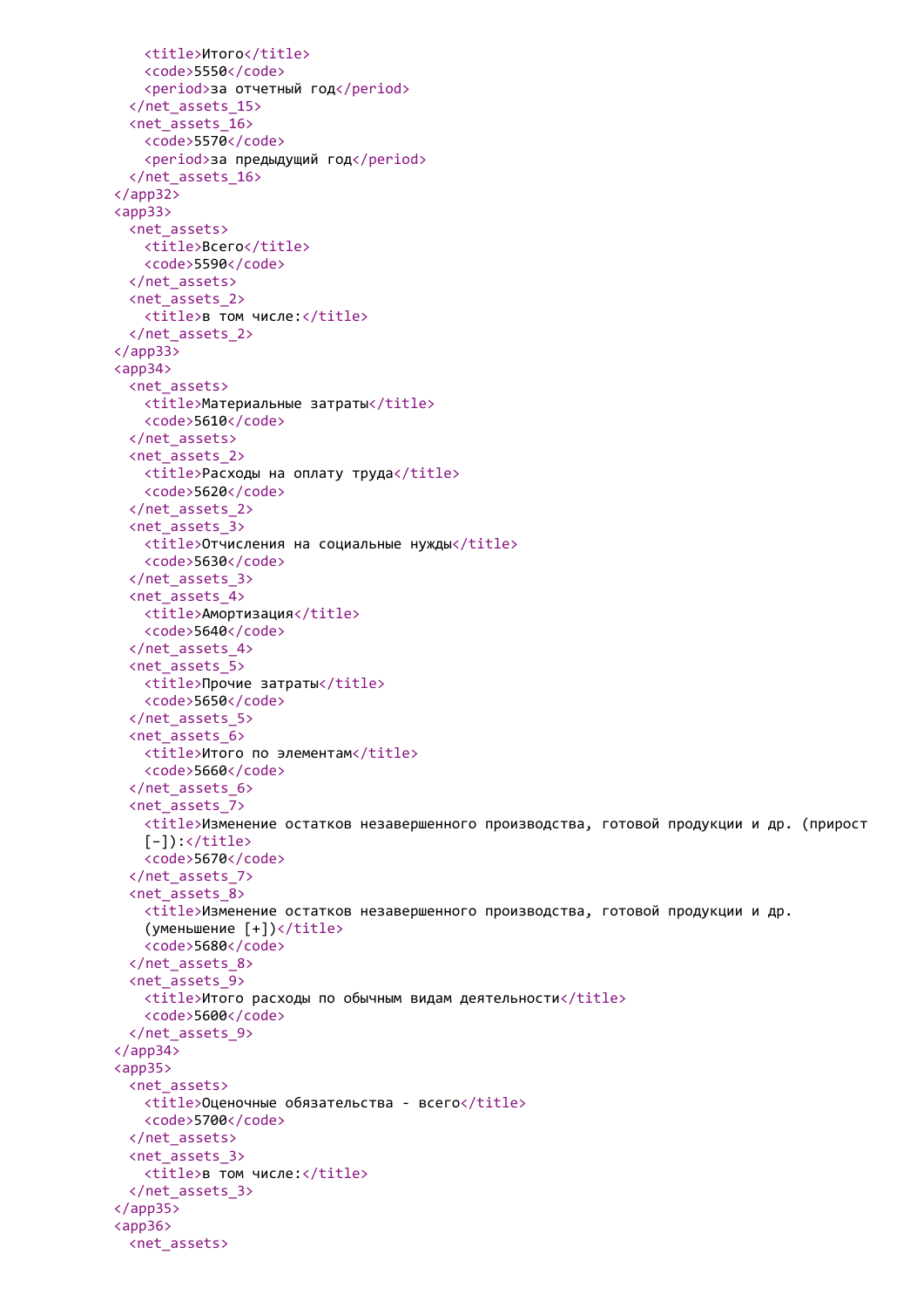```
        <title>Итого</title>
        <code>5550</code>
        <period>за отчетный год</period>
      </net_assets_15>
      <net_assets_16>
        <code>5570</code>
        <period>за предыдущий год</period>
      </net_assets_16>
    </app32>
    <app33>
      <net_assets>
        <title>Всего</title>
        <code>5590</code>
      </net_assets>
      <net_assets_2>
        <title>в том числе:</title>
      </net_assets_2>
    </app33>
    <app34>
      <net_assets>
        <title>Материальные затраты</title>
        <code>5610</code>
      </net_assets>
      <net_assets_2>
        <title>Расходы на оплату труда</title>
        <code>5620</code>
      </net_assets_2>
      <net_assets_3>
        <title>Отчисления на социальные нужды</title>
        <code>5630</code>
      </net_assets_3>
      <net_assets_4>
        <title>Амортизация</title>
        <code>5640</code>
      </net_assets_4>
      <net_assets_5>
        <title>Прочие затраты</title>
        <code>5650</code>
      </net_assets_5>
      <net_assets_6>
        <title>Итого по элементам</title>
        <code>5660</code>
      </net_assets_6>
      <net_assets_7>
        <title>Изменение остатков незавершенного производства, готовой продукции и др. (прирост
        [-]):</title>
        <code>5670</code>
      </net_assets_7>
      <net_assets_8>
        <title>Изменение остатков незавершенного производства, готовой продукции и др.
        (уменьшение [+])</title>
        <code>5680</code>
      </net_assets_8>
      <net_assets_9>
        <title>Итого расходы по обычным видам деятельности</title>
        <code>5600</code>
      </net_assets_9>
    </app34>
    <app35>
      <net_assets>
        <title>Оценочные обязательства - всего</title>
        <code>5700</code>
      </net_assets>
      <net_assets_3>
        <title>в том числе:</title>
      </net_assets_3>
    </app35>
    <app36>
      <net_assets>
```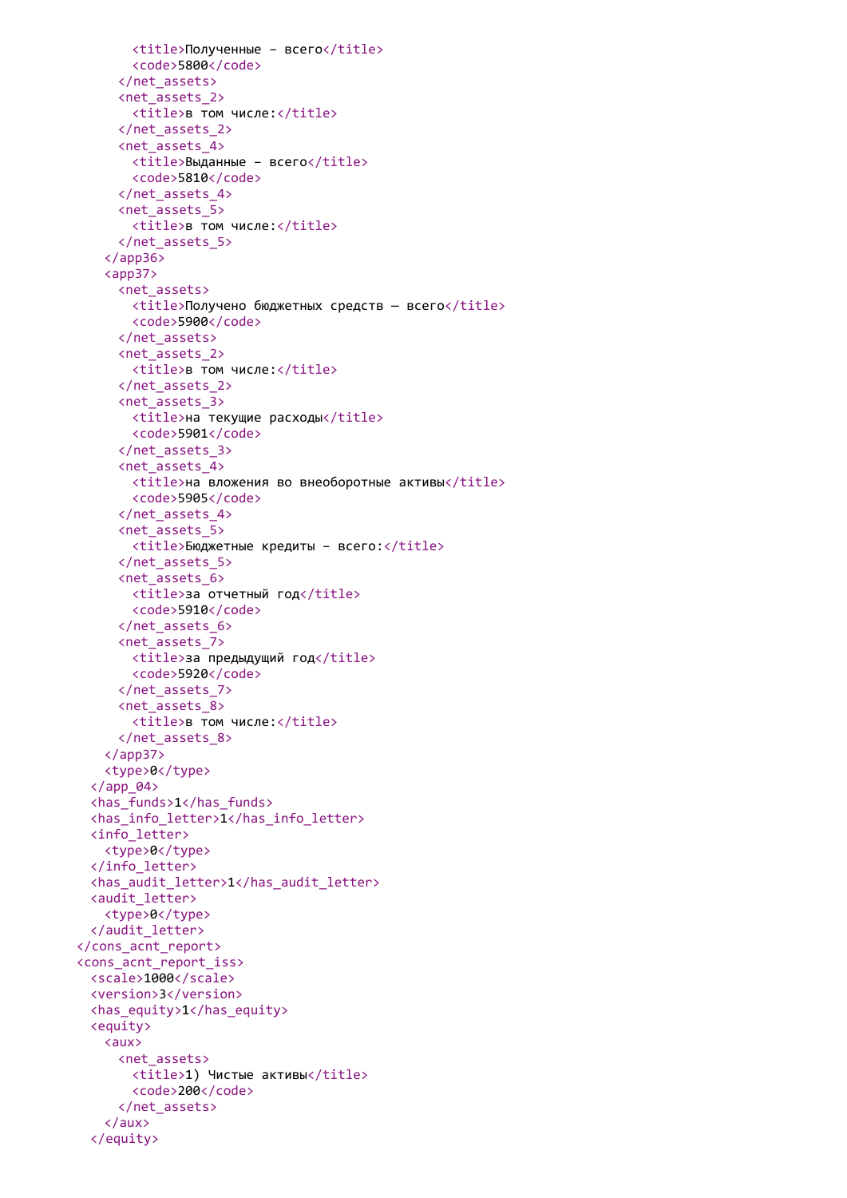```xml
        <title>Полученные – всего</title>
        <code>5800</code>
      </net_assets>
      <net_assets_2>
        <title>в том числе:</title>
      </net_assets_2>
      <net_assets_4>
        <title>Выданные – всего</title>
        <code>5810</code>
      </net_assets_4>
      <net_assets_5>
        <title>в том числе:</title>
      </net_assets_5>
    </app36>
    <app37>
      <net_assets>
        <title>Получено бюджетных средств — всего</title>
        <code>5900</code>
      </net_assets>
      <net_assets_2>
        <title>в том числе:</title>
      </net_assets_2>
      <net_assets_3>
        <title>на текущие расходы</title>
        <code>5901</code>
      </net_assets_3>
      <net_assets_4>
        <title>на вложения во внеоборотные активы</title>
        <code>5905</code>
      </net_assets_4>
      <net_assets_5>
        <title>Бюджетные кредиты – всего:</title>
      </net_assets_5>
      <net_assets_6>
        <title>за отчетный год</title>
        <code>5910</code>
      </net_assets_6>
      <net_assets_7>
        <title>за предыдущий год</title>
        <code>5920</code>
      </net_assets_7>
      <net_assets_8>
        <title>в том числе:</title>
      </net_assets_8>
    </app37>
    <type>0</type>
  </app_04>
  <has_funds>1</has_funds>
  <has_info_letter>1</has_info_letter>
  <info_letter>
    <type>0</type>
  </info_letter>
  <has_audit_letter>1</has_audit_letter>
  <audit_letter>
    <type>0</type>
  </audit_letter>
</cons_acnt_report>
<cons_acnt_report_iss>
  <scale>1000</scale>
  <version>3</version>
  <has_equity>1</has_equity>
  <equity>
    <aux>
      <net_assets>
        <title>1) Чистые активы</title>
        <code>200</code>
      </net_assets>
    </aux>
  </equity>
```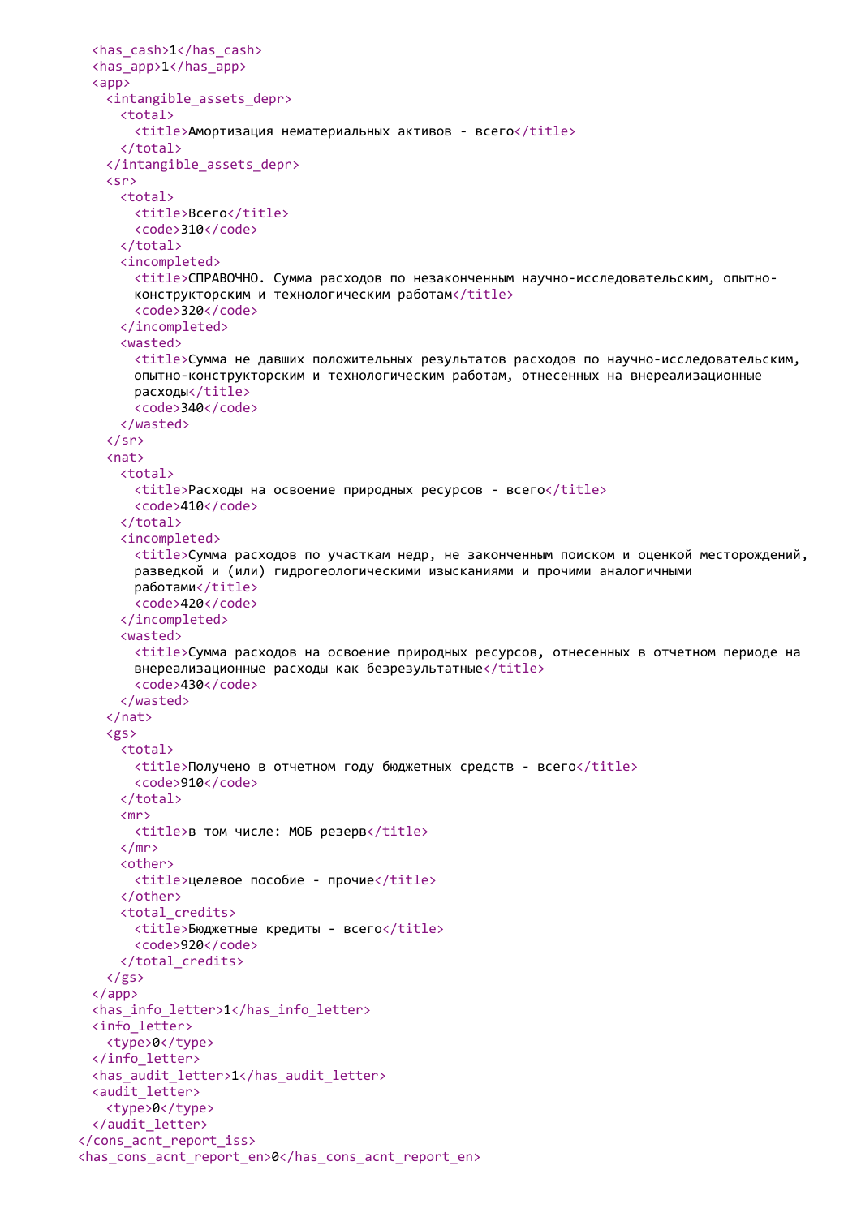```xml
      <has_cash>1</has_cash>
      <has_app>1</has_app>
      <app>
        <intangible_assets_depr>
          <total>
            <title>Амортизация нематериальных активов - всего</title>
          </total>
        </intangible_assets_depr>
        <sr>
          <total>
            <title>Всего</title>
            <code>310</code>
          </total>
          <incompleted>
            <title>СПРАВОЧНО. Сумма расходов по незаконченным научно-исследовательским, опытно-
            конструкторским и технологическим работам</title>
            <code>320</code>
          </incompleted>
          <wasted>
            <title>Сумма не давших положительных результатов расходов по научно-исследовательским,
            опытно-конструкторским и технологическим работам, отнесенных на внереализационные
            расходы</title>
            <code>340</code>
          </wasted>
        </sr>
        <nat>
          <total>
            <title>Расходы на освоение природных ресурсов - всего</title>
            <code>410</code>
          </total>
          <incompleted>
            <title>Сумма расходов по участкам недр, не законченным поиском и оценкой месторождений,
            разведкой и (или) гидрогеологическими изысканиями и прочими аналогичными
            работами</title>
            <code>420</code>
          </incompleted>
          <wasted>
            <title>Сумма расходов на освоение природных ресурсов, отнесенных в отчетном периоде на
            внереализационные расходы как безрезультатные</title>
            <code>430</code>
          </wasted>
        </nat>
        <gs>
          <total>
            <title>Получено в отчетном году бюджетных средств - всего</title>
            <code>910</code>
          </total>
          <mr>
            <title>в том числе: МОБ резерв</title>
          </mr>
          <other>
            <title>целевое пособие - прочие</title>
          </other>
          <total_credits>
            <title>Бюджетные кредиты - всего</title>
            <code>920</code>
          </total_credits>
        </gs>
      </app>
      <has_info_letter>1</has_info_letter>
      <info_letter>
        <type>0</type>
      </info_letter>
      <has_audit_letter>1</has_audit_letter>
      <audit_letter>
        <type>0</type>
      </audit_letter>
    </cons_acnt_report_iss>
    <has_cons_acnt_report_en>0</has_cons_acnt_report_en>
```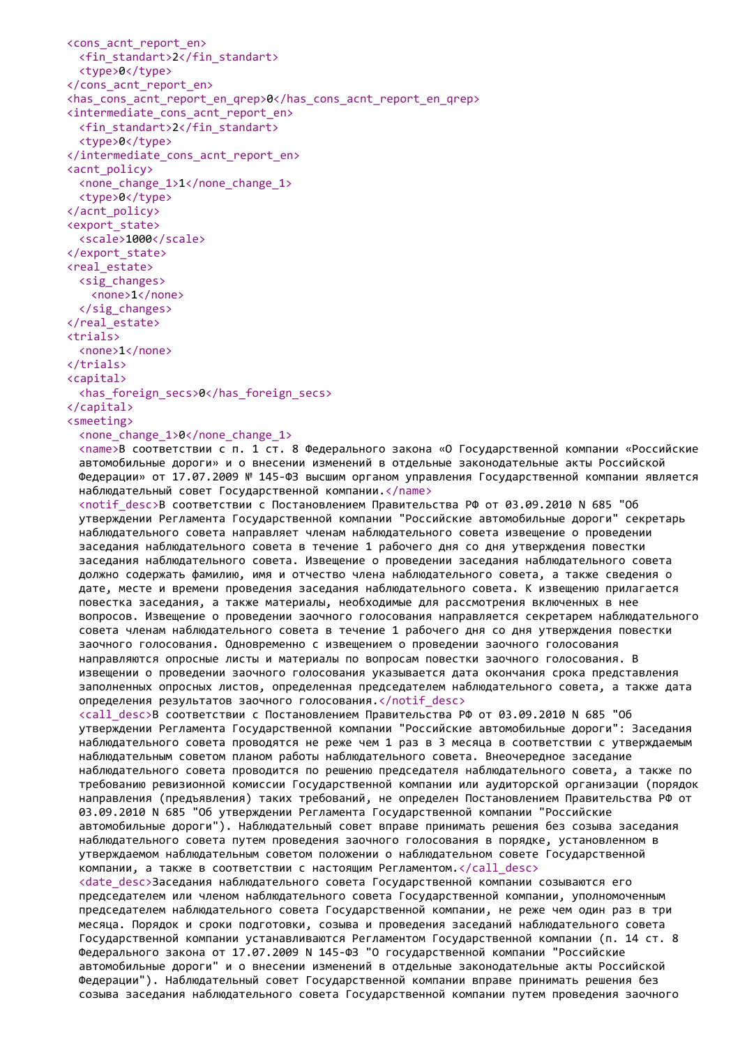```
<cons_acnt_report_en>
  <fin_standart>2</fin_standart>
  <type>0</type>
</cons_acnt_report_en>
<has_cons_acnt_report_en_qrep>0</has_cons_acnt_report_en_qrep>
<intermediate_cons_acnt_report_en>
  <fin_standart>2</fin_standart>
  <type>0</type>
</intermediate_cons_acnt_report_en>
<acnt_policy>
  <none_change_1>1</none_change_1>
  <type>0</type>
</acnt_policy>
<export_state>
  <scale>1000</scale>
</export_state>
<real_estate>
  <sig_changes>
    <none>1</none>
  </sig_changes>
</real_estate>
<trials>
  <none>1</none>
</trials>
<capital>
  <has_foreign_secs>0</has_foreign_secs>
</capital>
<smeeting>
  <none_change_1>0</none_change_1>
  <name>В соответствии с п. 1 ст. 8 Федерального закона «О Государственной компании «Российские автомобильные дороги» и о внесении изменений в отдельные законодательные акты Российской Федерации» от 17.07.2009 № 145-ФЗ высшим органом управления Государственной компании является наблюдательный совет Государственной компании.</name>
  <notif_desc>В соответствии с Постановлением Правительства РФ от 03.09.2010 N 685 "Об утверждении Регламента Государственной компании "Российские автомобильные дороги" секретарь наблюдательного совета направляет членам наблюдательного совета извещение о проведении заседания наблюдательного совета в течение 1 рабочего дня со дня утверждения повестки заседания наблюдательного совета. Извещение о проведении заседания наблюдательного совета должно содержать фамилию, имя и отчество члена наблюдательного совета, а также сведения о дате, месте и времени проведения заседания наблюдательного совета. К извещению прилагается повестка заседания, а также материалы, необходимые для рассмотрения включенных в нее вопросов. Извещение о проведении заочного голосования направляется секретарем наблюдательного совета членам наблюдательного совета в течение 1 рабочего дня со дня утверждения повестки заочного голосования. Одновременно с извещением о проведении заочного голосования направляются опросные листы и материалы по вопросам повестки заочного голосования. В извещении о проведении заочного голосования указывается дата окончания срока представления заполненных опросных листов, определенная председателем наблюдательного совета, а также дата определения результатов заочного голосования.</notif_desc>
  <call_desc>В соответствии с Постановлением Правительства РФ от 03.09.2010 N 685 "Об утверждении Регламента Государственной компании "Российские автомобильные дороги": Заседания наблюдательного совета проводятся не реже чем 1 раз в 3 месяца в соответствии с утверждаемым наблюдательным советом планом работы наблюдательного совета. Внеочередное заседание наблюдательного совета проводится по решению председателя наблюдательного совета, а также по требованию ревизионной комиссии Государственной компании или аудиторской организации (порядок направления (предъявления) таких требований, не определен Постановлением Правительства РФ от 03.09.2010 N 685 "Об утверждении Регламента Государственной компании "Российские автомобильные дороги"). Наблюдательный совет вправе принимать решения без созыва заседания наблюдательного совета путем проведения заочного голосования в порядке, установленном в утверждаемом наблюдательным советом положении о наблюдательном совете Государственной компании, а также в соответствии с настоящим Регламентом.</call_desc>
  <date_desc>Заседания наблюдательного совета Государственной компании созываются его председателем или членом наблюдательного совета Государственной компании, уполномоченным председателем наблюдательного совета Государственной компании, не реже чем один раз в три месяца. Порядок и сроки подготовки, созыва и проведения заседаний наблюдательного совета Государственной компании устанавливаются Регламентом Государственной компании (п. 14 ст. 8 Федерального закона от 17.07.2009 N 145-ФЗ "О государственной компании "Российские автомобильные дороги" и о внесении изменений в отдельные законодательные акты Российской Федерации"). Наблюдательный совет Государственной компании вправе принимать решения без созыва заседания наблюдательного совета Государственной компании путем проведения заочного
```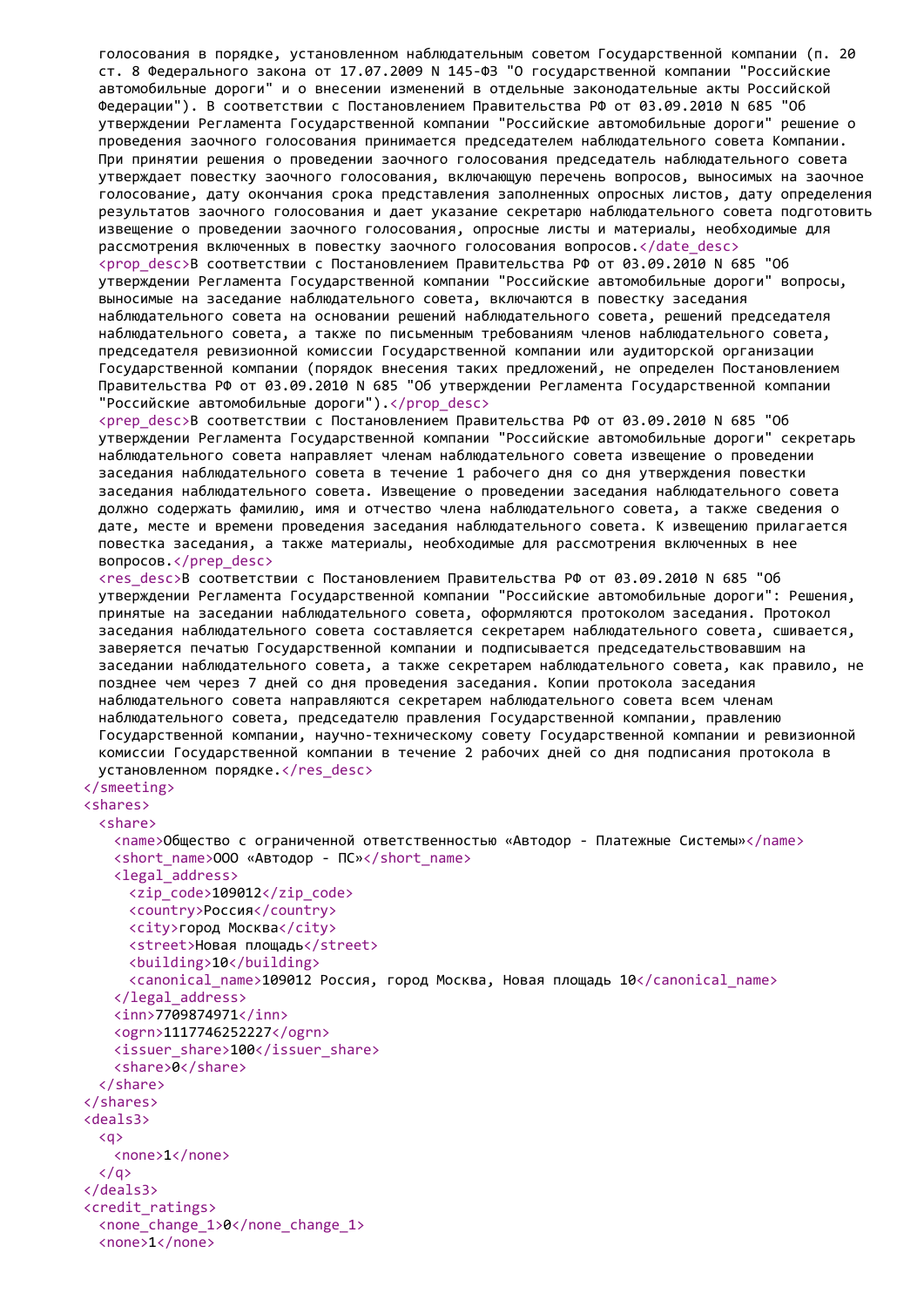```
голосования в порядке, установленном наблюдательным советом Государственной компании (п. 20 ст. 8 Федерального закона от 17.07.2009 N 145-ФЗ "О государственной компании "Российские автомобильные дороги" и о внесении изменений в отдельные законодательные акты Российской Федерации"). В соответствии с Постановлением Правительства РФ от 03.09.2010 N 685 "Об утверждении Регламента Государственной компании "Российские автомобильные дороги" решение о проведении заочного голосования принимается председателем наблюдательного совета Компании. При принятии решения о проведении заочного голосования председатель наблюдательного совета утверждает повестку заочного голосования, включающую перечень вопросов, выносимых на заочное голосование, дату окончания срока представления заполненных опросных листов, дату определения результатов заочного голосования и дает указание секретарю наблюдательного совета подготовить извещение о проведении заочного голосования, опросные листы и материалы, необходимые для рассмотрения включенных в повестку заочного голосования вопросов.</date_desc>
    <prop_desc>В соответствии с Постановлением Правительства РФ от 03.09.2010 N 685 "Об утверждении Регламента Государственной компании "Российские автомобильные дороги" вопросы, выносимые на заседание наблюдательного совета, включаются в повестку заседания наблюдательного совета на основании решений наблюдательного совета, решений председателя наблюдательного совета, а также по письменным требованиям членов наблюдательного совета, председателя ревизионной комиссии Государственной компании или аудиторской организации Государственной компании (порядок внесения таких предложений, не определен Постановлением Правительства РФ от 03.09.2010 N 685 "Об утверждении Регламента Государственной компании "Российские автомобильные дороги").</prop_desc>
    <prep_desc>В соответствии с Постановлением Правительства РФ от 03.09.2010 N 685 "Об утверждении Регламента Государственной компании "Российские автомобильные дороги" секретарь наблюдательного совета направляет членам наблюдательного совета извещение о проведении заседания наблюдательного совета в течение 1 рабочего дня со дня утверждения повестки заседания наблюдательного совета. Извещение о проведении заседания наблюдательного совета должно содержать фамилию, имя и отчество члена наблюдательного совета, а также сведения о дате, месте и времени проведения заседания наблюдательного совета. К извещению прилагается повестка заседания, а также материалы, необходимые для рассмотрения включенных в нее вопросов.</prep_desc>
    <res_desc>В соответствии с Постановлением Правительства РФ от 03.09.2010 N 685 "Об утверждении Регламента Государственной компании "Российские автомобильные дороги": Решения, принятые на заседании наблюдательного совета, оформляются протоколом заседания. Протокол заседания наблюдательного совета составляется секретарем наблюдательного совета, сшивается, заверяется печатью Государственной компании и подписывается председательствовавшим на заседании наблюдательного совета, а также секретарем наблюдательного совета, как правило, не позднее чем через 7 дней со дня проведения заседания. Копии протокола заседания наблюдательного совета направляются секретарем наблюдательного совета всем членам наблюдательного совета, председателю правления Государственной компании, правлению Государственной компании, научно-техническому совету Государственной компании и ревизионной комиссии Государственной компании в течение 2 рабочих дней со дня подписания протокола в установленном порядке.</res_desc>
  </smeeting>
  <shares>
    <share>
      <name>Общество с ограниченной ответственностью «Автодор - Платежные Системы»</name>
      <short_name>ООО «Автодор - ПС»</short_name>
      <legal_address>
        <zip_code>109012</zip_code>
        <country>Россия</country>
        <city>город Москва</city>
        <street>Новая площадь</street>
        <building>10</building>
        <canonical_name>109012 Россия, город Москва, Новая площадь 10</canonical_name>
      </legal_address>
      <inn>7709874971</inn>
      <ogrn>1117746252227</ogrn>
      <issuer_share>100</issuer_share>
      <share>0</share>
    </share>
  </shares>
  <deals3>
    <q>
      <none>1</none>
    </q>
  </deals3>
  <credit_ratings>
    <none_change_1>0</none_change_1>
    <none>1</none>
```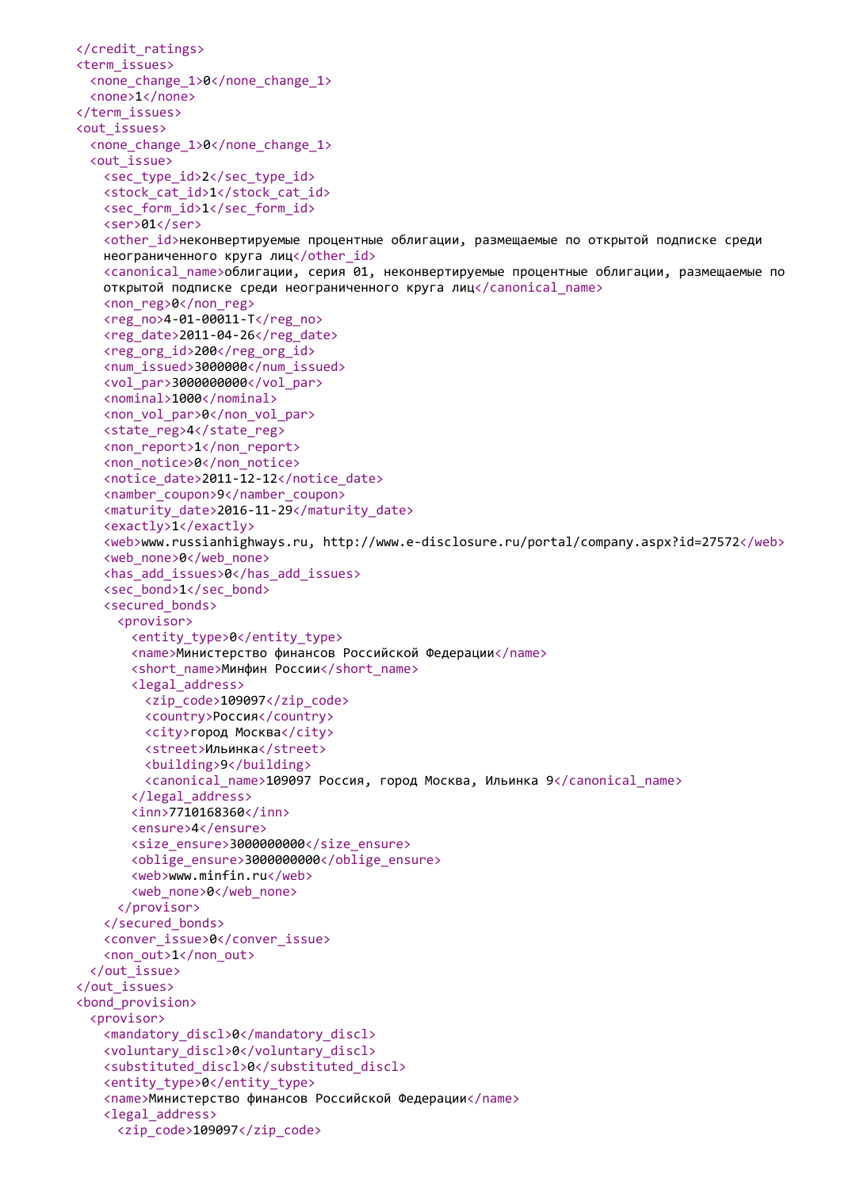```xml
    </credit_ratings>
    <term_issues>
      <none_change_1>0</none_change_1>
      <none>1</none>
    </term_issues>
    <out_issues>
      <none_change_1>0</none_change_1>
      <out_issue>
        <sec_type_id>2</sec_type_id>
        <stock_cat_id>1</stock_cat_id>
        <sec_form_id>1</sec_form_id>
        <ser>01</ser>
        <other_id>неконвертируемые процентные облигации, размещаемые по открытой подписке среди
        неограниченного круга лиц</other_id>
        <canonical_name>облигации, серия 01, неконвертируемые процентные облигации, размещаемые по
        открытой подписке среди неограниченного круга лиц</canonical_name>
        <non_reg>0</non_reg>
        <reg_no>4-01-00011-T</reg_no>
        <reg_date>2011-04-26</reg_date>
        <reg_org_id>200</reg_org_id>
        <num_issued>3000000</num_issued>
        <vol_par>3000000000</vol_par>
        <nominal>1000</nominal>
        <non_vol_par>0</non_vol_par>
        <state_reg>4</state_reg>
        <non_report>1</non_report>
        <non_notice>0</non_notice>
        <notice_date>2011-12-12</notice_date>
        <namber_coupon>9</namber_coupon>
        <maturity_date>2016-11-29</maturity_date>
        <exactly>1</exactly>
        <web>www.russianhighways.ru, http://www.e-disclosure.ru/portal/company.aspx?id=27572</web>
        <web_none>0</web_none>
        <has_add_issues>0</has_add_issues>
        <sec_bond>1</sec_bond>
        <secured_bonds>
          <provisor>
            <entity_type>0</entity_type>
            <name>Министерство финансов Российской Федерации</name>
            <short_name>Минфин России</short_name>
            <legal_address>
              <zip_code>109097</zip_code>
              <country>Россия</country>
              <city>город Москва</city>
              <street>Ильинка</street>
              <building>9</building>
              <canonical_name>109097 Россия, город Москва, Ильинка 9</canonical_name>
            </legal_address>
            <inn>7710168360</inn>
            <ensure>4</ensure>
            <size_ensure>3000000000</size_ensure>
            <oblige_ensure>3000000000</oblige_ensure>
            <web>www.minfin.ru</web>
            <web_none>0</web_none>
          </provisor>
        </secured_bonds>
        <conver_issue>0</conver_issue>
        <non_out>1</non_out>
      </out_issue>
    </out_issues>
    <bond_provision>
      <provisor>
        <mandatory_discl>0</mandatory_discl>
        <voluntary_discl>0</voluntary_discl>
        <substituted_discl>0</substituted_discl>
        <entity_type>0</entity_type>
        <name>Министерство финансов Российской Федерации</name>
        <legal_address>
          <zip_code>109097</zip_code>
```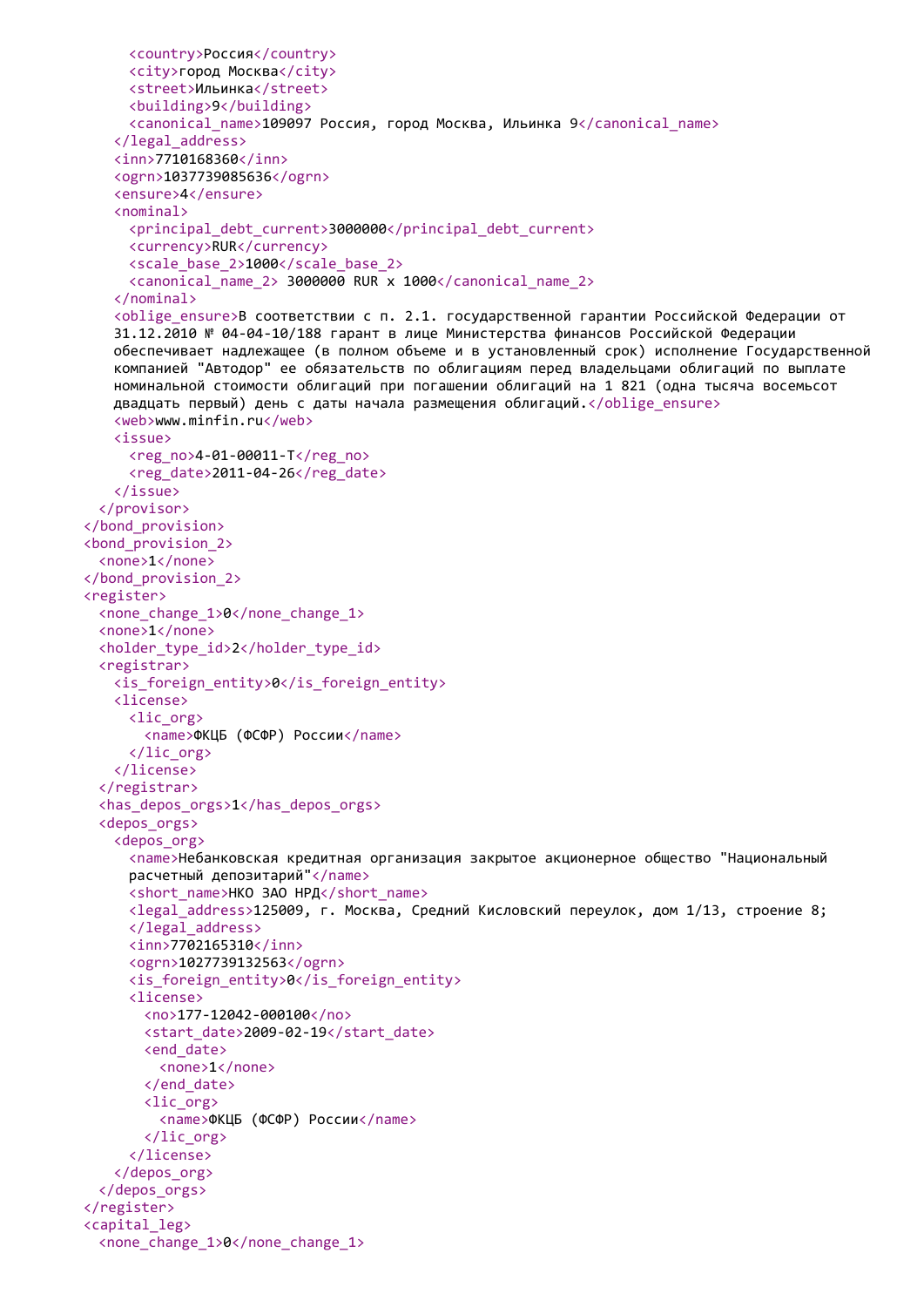```xml
      <country>Россия</country>
      <city>город Москва</city>
      <street>Ильинка</street>
      <building>9</building>
      <canonical_name>109097 Россия, город Москва, Ильинка 9</canonical_name>
    </legal_address>
    <inn>7710168360</inn>
    <ogrn>1037739085636</ogrn>
    <ensure>4</ensure>
    <nominal>
      <principal_debt_current>3000000</principal_debt_current>
      <currency>RUR</currency>
      <scale_base_2>1000</scale_base_2>
      <canonical_name_2> 3000000 RUR x 1000</canonical_name_2>
    </nominal>
    <oblige_ensure>В соответствии с п. 2.1. государственной гарантии Российской Федерации от
    31.12.2010 № 04-04-10/188 гарант в лице Министерства финансов Российской Федерации
    обеспечивает надлежащее (в полном объеме и в установленный срок) исполнение Государственной
    компанией "Автодор" ее обязательств по облигациям перед владельцами облигаций по выплате
    номинальной стоимости облигаций при погашении облигаций на 1 821 (одна тысяча восемьсот
    двадцать первый) день с даты начала размещения облигаций.</oblige_ensure>
    <web>www.minfin.ru</web>
    <issue>
      <reg_no>4-01-00011-T</reg_no>
      <reg_date>2011-04-26</reg_date>
    </issue>
  </provisor>
</bond_provision>
<bond_provision_2>
  <none>1</none>
</bond_provision_2>
<register>
  <none_change_1>0</none_change_1>
  <none>1</none>
  <holder_type_id>2</holder_type_id>
  <registrar>
    <is_foreign_entity>0</is_foreign_entity>
    <license>
      <lic_org>
        <name>ФКЦБ (ФСФР) России</name>
      </lic_org>
    </license>
  </registrar>
  <has_depos_orgs>1</has_depos_orgs>
  <depos_orgs>
    <depos_org>
      <name>Небанковская кредитная организация закрытое акционерное общество "Национальный
      расчетный депозитарий"</name>
      <short_name>НКО ЗАО НРД</short_name>
      <legal_address>125009, г. Москва, Средний Кисловский переулок, дом 1/13, строение 8;
      </legal_address>
      <inn>7702165310</inn>
      <ogrn>1027739132563</ogrn>
      <is_foreign_entity>0</is_foreign_entity>
      <license>
        <no>177-12042-000100</no>
        <start_date>2009-02-19</start_date>
        <end_date>
          <none>1</none>
        </end_date>
        <lic_org>
          <name>ФКЦБ (ФСФР) России</name>
        </lic_org>
      </license>
    </depos_org>
  </depos_orgs>
</register>
<capital_leg>
  <none_change_1>0</none_change_1>
```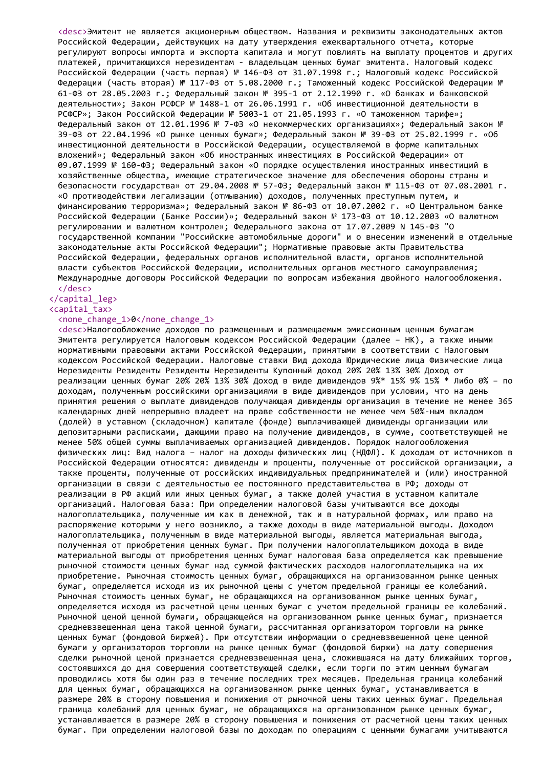<desc>Эмитент не является акционерным обществом. Названия и реквизиты законодательных актов Российской Федерации, действующих на дату утверждения ежеквартального отчета, которые регулируют вопросы импорта и экспорта капитала и могут повлиять на выплату процентов и других платежей, причитающихся нерезидентам - владельцам ценных бумаг эмитента. Налоговый кодекс Российской Федерации (часть первая) № 146-ФЗ от 31.07.1998 г.; Налоговый кодекс Российской Федерации (часть вторая) № 117-ФЗ от 5.08.2000 г.; Таможенный кодекс Российской Федерации № 61-ФЗ от 28.05.2003 г.; Федеральный закон № 395-1 от 2.12.1990 г. «О банках и банковской деятельности»; Закон РСФСР № 1488-1 от 26.06.1991 г. «Об инвестиционной деятельности в РСФСР»; Закон Российской Федерации № 5003-1 от 21.05.1993 г. «О таможенном тарифе»; Федеральный закон от 12.01.1996 № 7-ФЗ «О некоммерческих организациях»; Федеральный закон № 39-ФЗ от 22.04.1996 «О рынке ценных бумаг»; Федеральный закон № 39-ФЗ от 25.02.1999 г. «Об инвестиционной деятельности в Российской Федерации, осуществляемой в форме капитальных вложений»; Федеральный закон «Об иностранных инвестициях в Российской Федерации» от 09.07.1999 № 160-ФЗ; Федеральный закон «О порядке осуществления иностранных инвестиций в хозяйственные общества, имеющие стратегическое значение для обеспечения обороны страны и безопасности государства» от 29.04.2008 № 57-ФЗ; Федеральный закон № 115-ФЗ от 07.08.2001 г. «О противодействии легализации (отмыванию) доходов, полученных преступным путем, и финансированию терроризма»; Федеральный закон № 86-ФЗ от 10.07.2002 г. «О Центральном банке Российской Федерации (Банке России)»; Федеральный закон № 173-ФЗ от 10.12.2003 «О валютном регулировании и валютном контроле»; Федерального закона от 17.07.2009 N 145-ФЗ "О государственной компании "Российские автомобильные дороги" и о внесении изменений в отдельные законодательные акты Российской Федерации"; Нормативные правовые акты Правительства Российской Федерации, федеральных органов исполнительной власти, органов исполнительной власти субъектов Российской Федерации, исполнительных органов местного самоуправления; Международные договоры Российской Федерации по вопросам избежания двойного налогообложения.
</desc>
</capital_leg>
<capital_tax>
<none_change_1>0</none_change_1>
<desc>Налогообложение доходов по размещенным и размещаемым эмиссионным ценным бумагам Эмитента регулируется Налоговым кодексом Российской Федерации (далее – НК), а также иными нормативными правовыми актами Российской Федерации, принятыми в соответствии с Налоговым кодексом Российской Федерации. Налоговые ставки Вид дохода Юридические лица Физические лица Нерезиденты Резиденты Резиденты Нерезиденты Купонный доход 20% 20% 13% 30% Доход от реализации ценных бумаг 20% 20% 13% 30% Доход в виде дивидендов 9%* 15% 9% 15% * Либо 0% – по доходам, полученным российскими организациями в виде дивидендов при условии, что на день принятия решения о выплате дивидендов получающая дивиденды организация в течение не менее 365 календарных дней непрерывно владеет на праве собственности не менее чем 50%-ным вкладом (долей) в уставном (складочном) капитале (фонде) выплачивающей дивиденды организации или депозитарными расписками, дающими право на получение дивидендов, в сумме, соответствующей не менее 50% общей суммы выплачиваемых организацией дивидендов. Порядок налогообложения физических лиц: Вид налога – налог на доходы физических лиц (НДФЛ). К доходам от источников в Российской Федерации относятся: дивиденды и проценты, полученные от российской организации, а также проценты, полученные от российских индивидуальных предпринимателей и (или) иностранной организации в связи с деятельностью ее постоянного представительства в РФ; доходы от реализации в РФ акций или иных ценных бумаг, а также долей участия в уставном капитале организаций. Налоговая база: При определении налоговой базы учитываются все доходы налогоплательщика, полученные им как в денежной, так и в натуральной формах, или право на распоряжение которыми у него возникло, а также доходы в виде материальной выгоды. Доходом налогоплательщика, полученным в виде материальной выгоды, является материальная выгода, полученная от приобретения ценных бумаг. При получении налогоплательщиком дохода в виде материальной выгоды от приобретения ценных бумаг налоговая база определяется как превышение рыночной стоимости ценных бумаг над суммой фактических расходов налогоплательщика на их приобретение. Рыночная стоимость ценных бумаг, обращающихся на организованном рынке ценных бумаг, определяется исходя из их рыночной цены с учетом предельной границы ее колебаний. Рыночная стоимость ценных бумаг, не обращающихся на организованном рынке ценных бумаг, определяется исходя из расчетной цены ценных бумаг с учетом предельной границы ее колебаний. Рыночной ценой ценной бумаги, обращающейся на организованном рынке ценных бумаг, признается средневзвешенная цена такой ценной бумаги, рассчитанная организатором торговли на рынке ценных бумаг (фондовой биржей). При отсутствии информации о средневзвешенной цене ценной бумаги у организаторов торговли на рынке ценных бумаг (фондовой биржи) на дату совершения сделки рыночной ценой признается средневзвешенная цена, сложившаяся на дату ближайших торгов, состоявшихся до дня совершения соответствующей сделки, если торги по этим ценным бумагам проводились хотя бы один раз в течение последних трех месяцев. Предельная граница колебаний для ценных бумаг, обращающихся на организованном рынке ценных бумаг, устанавливается в размере 20% в сторону повышения и понижения от рыночной цены таких ценных бумаг. Предельная граница колебаний для ценных бумаг, не обращающихся на организованном рынке ценных бумаг, устанавливается в размере 20% в сторону повышения и понижения от расчетной цены таких ценных бумаг. При определении налоговой базы по доходам по операциям с ценными бумагами учитываются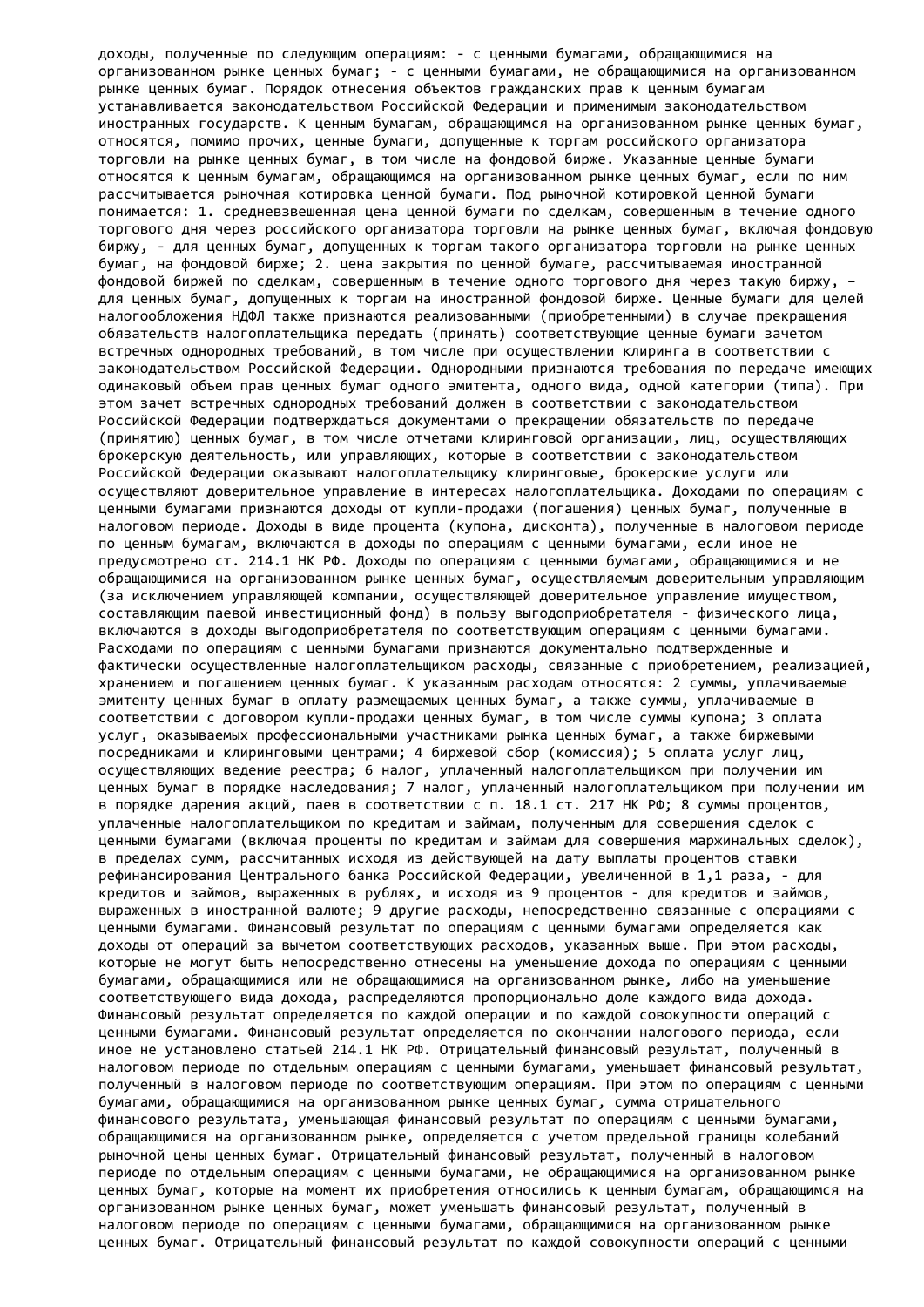доходы, полученные по следующим операциям: - с ценными бумагами, обращающимися на организованном рынке ценных бумаг; - с ценными бумагами, не обращающимися на организованном рынке ценных бумаг. Порядок отнесения объектов гражданских прав к ценным бумагам устанавливается законодательством Российской Федерации и применимым законодательством иностранных государств. К ценным бумагам, обращающимся на организованном рынке ценных бумаг, относятся, помимо прочих, ценные бумаги, допущенные к торгам российского организатора торговли на рынке ценных бумаг, в том числе на фондовой бирже. Указанные ценные бумаги относятся к ценным бумагам, обращающимся на организованном рынке ценных бумаг, если по ним рассчитывается рыночная котировка ценной бумаги. Под рыночной котировкой ценной бумаги понимается: 1. средневзвешенная цена ценной бумаги по сделкам, совершенным в течение одного торгового дня через российского организатора торговли на рынке ценных бумаг, включая фондовую биржу, - для ценных бумаг, допущенных к торгам такого организатора торговли на рынке ценных бумаг, на фондовой бирже; 2. цена закрытия по ценной бумаге, рассчитываемая иностранной фондовой биржей по сделкам, совершенным в течение одного торгового дня через такую биржу, – для ценных бумаг, допущенных к торгам на иностранной фондовой бирже. Ценные бумаги для целей налогообложения НДФЛ также признаются реализованными (приобретенными) в случае прекращения обязательств налогоплательщика передать (принять) соответствующие ценные бумаги зачетом встречных однородных требований, в том числе при осуществлении клиринга в соответствии с законодательством Российской Федерации. Однородными признаются требования по передаче имеющих одинаковый объем прав ценных бумаг одного эмитента, одного вида, одной категории (типа). При этом зачет встречных однородных требований должен в соответствии с законодательством Российской Федерации подтверждаться документами о прекращении обязательств по передаче (принятию) ценных бумаг, в том числе отчетами клиринговой организации, лиц, осуществляющих брокерскую деятельность, или управляющих, которые в соответствии с законодательством Российской Федерации оказывают налогоплательщику клиринговые, брокерские услуги или осуществляют доверительное управление в интересах налогоплательщика. Доходами по операциям с ценными бумагами признаются доходы от купли-продажи (погашения) ценных бумаг, полученные в налоговом периоде. Доходы в виде процента (купона, дисконта), полученные в налоговом периоде по ценным бумагам, включаются в доходы по операциям с ценными бумагами, если иное не предусмотрено ст. 214.1 НК РФ. Доходы по операциям с ценными бумагами, обращающимся и не обращающимся на организованном рынке ценных бумаг, осуществляемым доверительным управляющим (за исключением управляющей компании, осуществляющей доверительное управление имуществом, составляющим паевой инвестиционный фонд) в пользу выгодоприобретателя - физического лица, включаются в доходы выгодоприобретателя по соответствующим операциям с ценными бумагами. Расходами по операциям с ценными бумагами признаются документально подтвержденные и фактически осуществленные налогоплательщиком расходы, связанные с приобретением, реализацией, хранением и погашением ценных бумаг. К указанным расходам относятся: 2 суммы, уплачиваемые эмитенту ценных бумаг в оплату размещаемых ценных бумаг, а также суммы, уплачиваемые в соответствии с договором купли-продажи ценных бумаг, в том числе суммы купона; 3 оплата услуг, оказываемых профессиональными участниками рынка ценных бумаг, а также биржевыми посредниками и клиринговыми центрами; 4 биржевой сбор (комиссия); 5 оплата услуг лиц, осуществляющих ведение реестра; 6 налог, уплаченный налогоплательщиком при получении им ценных бумаг в порядке наследования; 7 налог, уплаченный налогоплательщиком при получении им в порядке дарения акций, паев в соответствии с п. 18.1 ст. 217 НК РФ; 8 суммы процентов, уплаченные налогоплательщиком по кредитам и займам, полученным для совершения сделок с ценными бумагами (включая проценты по кредитам и займам для совершения маржинальных сделок), в пределах сумм, рассчитанных исходя из действующей на дату выплаты процентов ставки рефинансирования Центрального банка Российской Федерации, увеличенной в 1,1 раза, - для кредитов и займов, выраженных в рублях, и исходя из 9 процентов - для кредитов и займов, выраженных в иностранной валюте; 9 другие расходы, непосредственно связанные с операциями с ценными бумагами. Финансовый результат по операциям с ценными бумагами определяется как доходы от операций за вычетом соответствующих расходов, указанных выше. При этом расходы, которые не могут быть непосредственно отнесены на уменьшение дохода по операциям с ценными бумагами, обращающимися или не обращающимися на организованном рынке, либо на уменьшение соответствующего вида дохода, распределяются пропорционально доле каждого вида дохода. Финансовый результат определяется по каждой операции и по каждой совокупности операций с ценными бумагами. Финансовый результат определяется по окончании налогового периода, если иное не установлено статьей 214.1 НК РФ. Отрицательный финансовый результат, полученный в налоговом периоде по отдельным операциям с ценными бумагами, уменьшает финансовый результат, полученный в налоговом периоде по соответствующим операциям. При этом по операциям с ценными бумагами, обращающимися на организованном рынке ценных бумаг, сумма отрицательного финансового результата, уменьшающая финансовый результат по операциям с ценными бумагами, обращающимися на организованном рынке, определяется с учетом предельной границы колебаний рыночной цены ценных бумаг. Отрицательный финансовый результат, полученный в налоговом периоде по отдельным операциям с ценными бумагами, не обращающимися на организованном рынке ценных бумаг, которые на момент их приобретения относились к ценным бумагам, обращающимся на организованном рынке ценных бумаг, может уменьшать финансовый результат, полученный в налоговом периоде по операциям с ценными бумагами, обращающимися на организованном рынке ценных бумаг. Отрицательный финансовый результат по каждой совокупности операций с ценными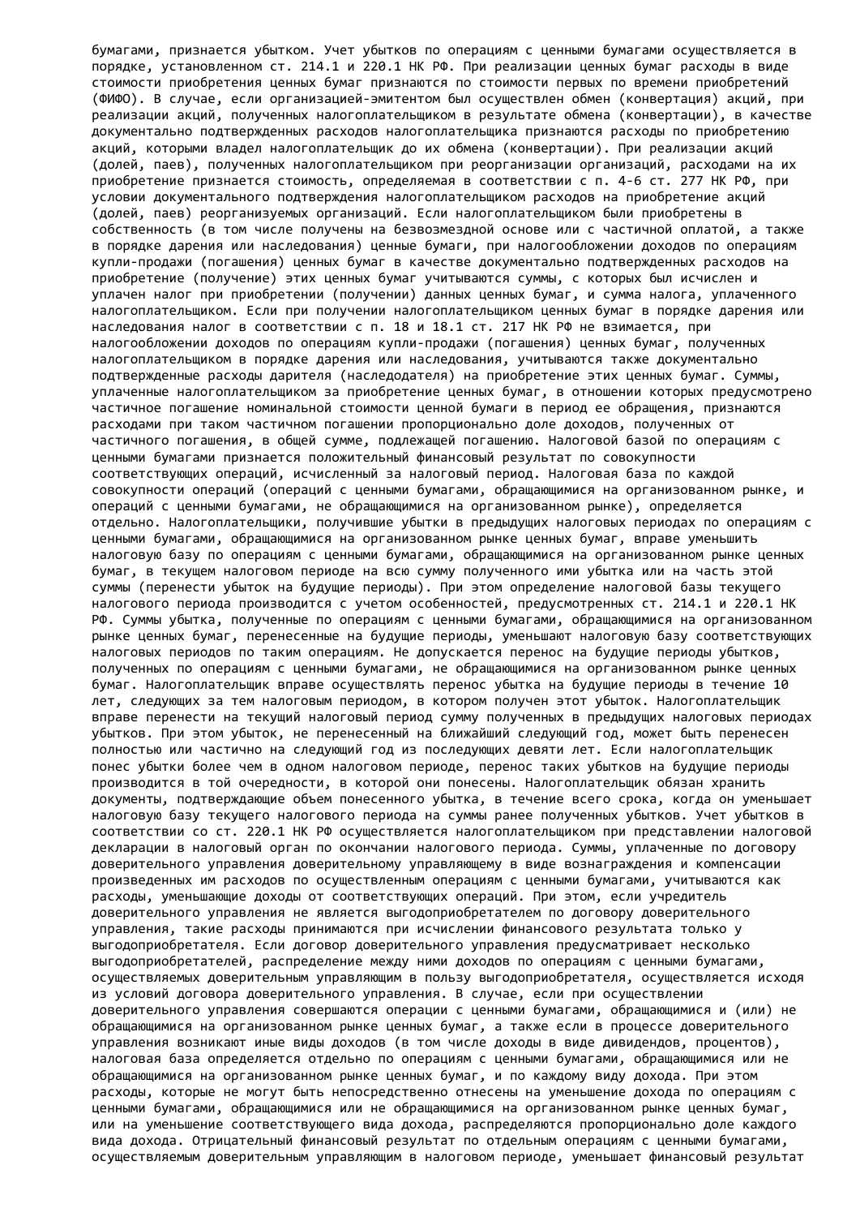бумагами, признается убытком. Учет убытков по операциям с ценными бумагами осуществляется в порядке, установленном ст. 214.1 и 220.1 НК РФ. При реализации ценных бумаг расходы в виде стоимости приобретения ценных бумаг признаются по стоимости первых по времени приобретений (ФИФО). В случае, если организацией-эмитентом был осуществлен обмен (конвертация) акций, при реализации акций, полученных налогоплательщиком в результате обмена (конвертации), в качестве документально подтвержденных расходов налогоплательщика признаются расходы по приобретению акций, которыми владел налогоплательщик до их обмена (конвертации). При реализации акций (долей, паев), полученных налогоплательщиком при реорганизации организаций, расходами на их приобретение признается стоимость, определяемая в соответствии с п. 4-6 ст. 277 НК РФ, при условии документального подтверждения налогоплательщиком расходов на приобретение акций (долей, паев) реорганизуемых организаций. Если налогоплательщиком были приобретены в собственность (в том числе получены на безвозмездной основе или с частичной оплатой, а также в порядке дарения или наследования) ценные бумаги, при налогообложении доходов по операциям купли-продажи (погашения) ценных бумаг в качестве документально подтвержденных расходов на приобретение (получение) этих ценных бумаг учитываются суммы, с которых был исчислен и уплачен налог при приобретении (получении) данных ценных бумаг, и сумма налога, уплаченного налогоплательщиком. Если при получении налогоплательщиком ценных бумаг в порядке дарения или наследования налог в соответствии с п. 18 и 18.1 ст. 217 НК РФ не взимается, при налогообложении доходов по операциям купли-продажи (погашения) ценных бумаг, полученных налогоплательщиком в порядке дарения или наследования, учитываются также документально подтвержденные расходы дарителя (наследодателя) на приобретение этих ценных бумаг. Суммы, уплаченные налогоплательщиком за приобретение ценных бумаг, в отношении которых предусмотрено частичное погашение номинальной стоимости ценной бумаги в период ее обращения, признаются расходами при таком частичном погашении пропорционально доле доходов, полученных от частичного погашения, в общей сумме, подлежащей погашению. Налоговой базой по операциям с ценными бумагами признается положительный финансовый результат по совокупности соответствующих операций, исчисленный за налоговый период. Налоговая база по каждой совокупности операций (операций с ценными бумагами, обращающимися на организованном рынке, и операций с ценными бумагами, не обращающимися на организованном рынке), определяется отдельно. Налогоплательщики, получившие убытки в предыдущих налоговых периодах по операциям с ценными бумагами, обращающимися на организованном рынке ценных бумаг, вправе уменьшить налоговую базу по операциям с ценными бумагами, обращающимися на организованном рынке ценных бумаг, в текущем налоговом периоде на всю сумму полученного ими убытка или на часть этой суммы (перенести убыток на будущие периоды). При этом определение налоговой базы текущего налогового периода производится с учетом особенностей, предусмотренных ст. 214.1 и 220.1 НК РФ. Суммы убытка, полученные по операциям с ценными бумагами, обращающимися на организованном рынке ценных бумаг, перенесенные на будущие периоды, уменьшают налоговую базу соответствующих налоговых периодов по таким операциям. Не допускается перенос на будущие периоды убытков, полученных по операциям с ценными бумагами, не обращающимися на организованном рынке ценных бумаг. Налогоплательщик вправе осуществлять перенос убытка на будущие периоды в течение 10 лет, следующих за тем налоговым периодом, в котором получен этот убыток. Налогоплательщик вправе перенести на текущий налоговый период сумму полученных в предыдущих налоговых периодах убытков. При этом убыток, не перенесенный на ближайший следующий год, может быть перенесен полностью или частично на следующий год из последующих девяти лет. Если налогоплательщик понес убытки более чем в одном налоговом периоде, перенос таких убытков на будущие периоды производится в той очередности, в которой они понесены. Налогоплательщик обязан хранить документы, подтверждающие объем понесенного убытка, в течение всего срока, когда он уменьшает налоговую базу текущего налогового периода на суммы ранее полученных убытков. Учет убытков в соответствии со ст. 220.1 НК РФ осуществляется налогоплательщиком при представлении налоговой декларации в налоговый орган по окончании налогового периода. Суммы, уплаченные по договору доверительного управления доверительному управляющему в виде вознаграждения и компенсации произведенных им расходов по осуществленным операциям с ценными бумагами, учитываются как расходы, уменьшающие доходы от соответствующих операций. При этом, если учредитель доверительного управления не является выгодоприобретателем по договору доверительного управления, такие расходы принимаются при исчислении финансового результата только у выгодоприобретателя. Если договор доверительного управления предусматривает несколько выгодоприобретателей, распределение между ними доходов по операциям с ценными бумагами, осуществляемых доверительным управляющим в пользу выгодоприобретателя, осуществляется исходя из условий договора доверительного управления. В случае, если при осуществлении доверительного управления совершаются операции с ценными бумагами, обращающимися и (или) не обращающимися на организованном рынке ценных бумаг, а также если в процессе доверительного управления возникают иные виды доходов (в том числе доходы в виде дивидендов, процентов), налоговая база определяется отдельно по операциям с ценными бумагами, обращающимися или не обращающимися на организованном рынке ценных бумаг, и по каждому виду дохода. При этом расходы, которые не могут быть непосредственно отнесены на уменьшение дохода по операциям с ценными бумагами, обращающимися или не обращающимися на организованном рынке ценных бумаг, или на уменьшение соответствующего вида дохода, распределяются пропорционально доле каждого вида дохода. Отрицательный финансовый результат по отдельным операциям с ценными бумагами, осуществляемым доверительным управляющим в налоговом периоде, уменьшает финансовый результат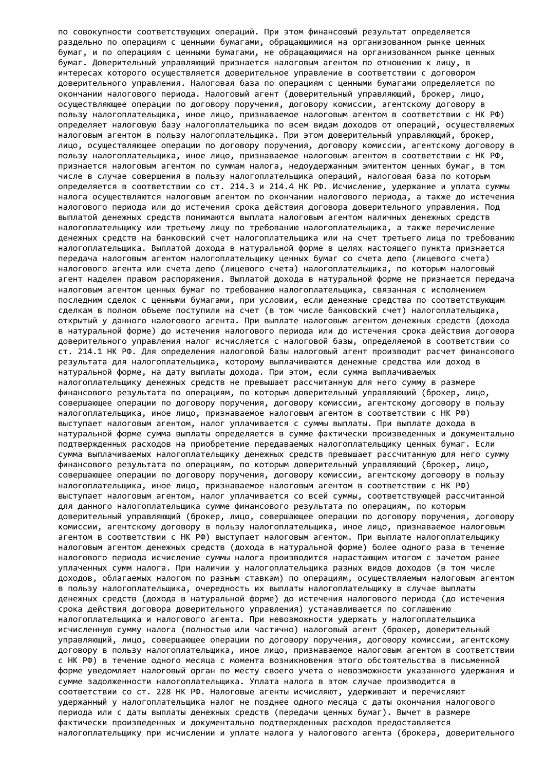по совокупности соответствующих операций. При этом финансовый результат определяется раздельно по операциям с ценными бумагами, обращающимися на организованном рынке ценных бумаг, и по операциям с ценными бумагами, не обращающимися на организованном рынке ценных бумаг. Доверительный управляющий признается налоговым агентом по отношению к лицу, в интересах которого осуществляется доверительное управление в соответствии с договором доверительного управления. Налоговая база по операциям с ценными бумагами определяется по окончании налогового периода. Налоговый агент (доверительный управляющий, брокер, лицо, осуществляющее операции по договору поручения, договору комиссии, агентскому договору в пользу налогоплательщика, иное лицо, признаваемое налоговым агентом в соответствии с НК РФ) определяет налоговую базу налогоплательщика по всем видам доходов от операций, осуществляемых налоговым агентом в пользу налогоплательщика. При этом доверительный управляющий, брокер, лицо, осуществляющее операции по договору поручения, договору комиссии, агентскому договору в пользу налогоплательщика, иное лицо, признаваемое налоговым агентом в соответствии с НК РФ, признается налоговым агентом по суммам налога, недоудержанным эмитентом ценных бумаг, в том числе в случае совершения в пользу налогоплательщика операций, налоговая база по которым определяется в соответствии со ст. 214.3 и 214.4 НК РФ. Исчисление, удержание и уплата суммы налога осуществляются налоговым агентом по окончании налогового периода, а также до истечения налогового периода или до истечения срока действия договора доверительного управления. Под выплатой денежных средств понимаются выплата налоговым агентом наличных денежных средств налогоплательщику или третьему лицу по требованию налогоплательщика, а также перечисление денежных средств на банковский счет налогоплательщика или на счет третьего лица по требованию налогоплательщика. Выплатой дохода в натуральной форме в целях настоящего пункта признается передача налоговым агентом налогоплательщику ценных бумаг со счета депо (лицевого счета) налогового агента или счета депо (лицевого счета) налогоплательщика, по которым налоговый агент наделен правом распоряжения. Выплатой дохода в натуральной форме не признается передача налоговым агентом ценных бумаг по требованию налогоплательщика, связанная с исполнением последним сделок с ценными бумагами, при условии, если денежные средства по соответствующим сделкам в полном объеме поступили на счет (в том числе банковский счет) налогоплательщика, открытый у данного налогового агента. При выплате налоговым агентом денежных средств (дохода в натуральной форме) до истечения налогового периода или до истечения срока действия договора доверительного управления налог исчисляется с налоговой базы, определяемой в соответствии со ст. 214.1 НК РФ. Для определения налоговой базы налоговый агент производит расчет финансового результата для налогоплательщика, которому выплачиваются денежные средства или доход в натуральной форме, на дату выплаты дохода. При этом, если сумма выплачиваемых налогоплательщику денежных средств не превышает рассчитанную для него сумму в размере финансового результата по операциям, по которым доверительный управляющий (брокер, лицо, совершающее операции по договору поручения, договору комиссии, агентскому договору в пользу налогоплательщика, иное лицо, признаваемое налоговым агентом в соответствии с НК РФ) выступает налоговым агентом, налог уплачивается с суммы выплаты. При выплате дохода в натуральной форме сумма выплаты определяется в сумме фактически произведенных и документально подтвержденных расходов на приобретение передаваемых налогоплательщику ценных бумаг. Если сумма выплачиваемых налогоплательщику денежных средств превышает рассчитанную для него сумму финансового результата по операциям, по которым доверительный управляющий (брокер, лицо, совершающее операции по договору поручения, договору комиссии, агентскому договору в пользу налогоплательщика, иное лицо, признаваемое налоговым агентом в соответствии с НК РФ) выступает налоговым агентом, налог уплачивается со всей суммы, соответствующей рассчитанной для данного налогоплательщика сумме финансового результата по операциям, по которым доверительный управляющий (брокер, лицо, совершающее операции по договору поручения, договору комиссии, агентскому договору в пользу налогоплательщика, иное лицо, признаваемое налоговым агентом в соответствии с НК РФ) выступает налоговым агентом. При выплате налогоплательщику налоговым агентом денежных средств (дохода в натуральной форме) более одного раза в течение налогового периода исчисление суммы налога производится нарастающим итогом с зачетом ранее уплаченных сумм налога. При наличии у налогоплательщика разных видов доходов (в том числе доходов, облагаемых налогом по разным ставкам) по операциям, осуществляемым налоговым агентом в пользу налогоплательщика, очередность их выплаты налогоплательщику в случае выплаты денежных средств (дохода в натуральной форме) до истечения налогового периода (до истечения срока действия договора доверительного управления) устанавливается по соглашению налогоплательщика и налогового агента. При невозможности удержать у налогоплательщика исчисленную сумму налога (полностью или частично) налоговый агент (брокер, доверительный управляющий, лицо, совершающее операции по договору поручения, договору комиссии, агентскому договору в пользу налогоплательщика, иное лицо, признаваемое налоговым агентом в соответствии с НК РФ) в течение одного месяца с момента возникновения этого обстоятельства в письменной форме уведомляет налоговый орган по месту своего учета о невозможности указанного удержания и сумме задолженности налогоплательщика. Уплата налога в этом случае производится в соответствии со ст. 228 НК РФ. Налоговые агенты исчисляют, удерживают и перечисляют удержанный у налогоплательщика налог не позднее одного месяца с даты окончания налогового периода или с даты выплаты денежных средств (передачи ценных бумаг). Вычет в размере фактически произведенных и документально подтвержденных расходов предоставляется налогоплательщику при исчислении и уплате налога у налогового агента (брокера, доверительного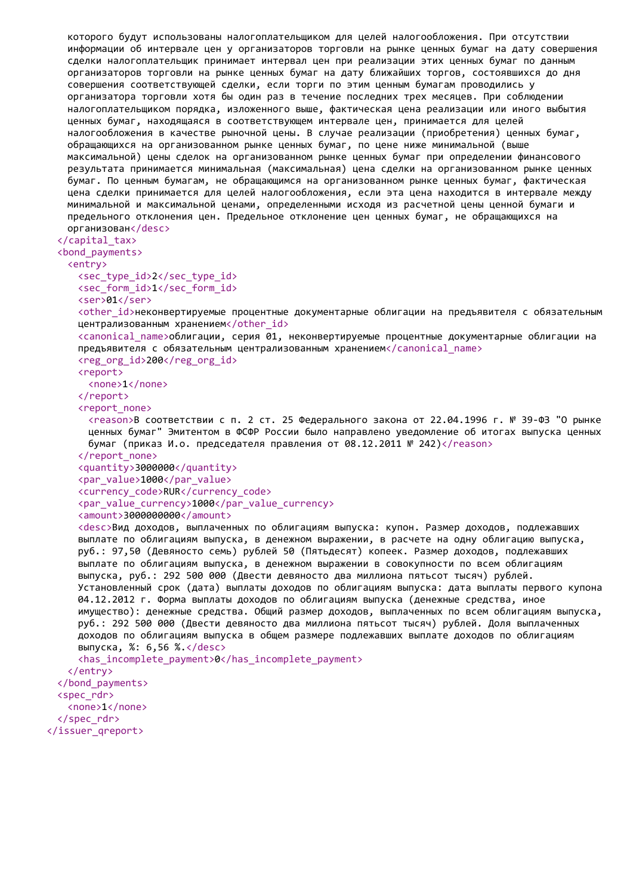```xml
    которого будут использованы налогоплательщиком для целей налогообложения. При отсутствии
    информации об интервале цен у организаторов торговли на рынке ценных бумаг на дату совершения
    сделки налогоплательщик принимает интервал цен при реализации этих ценных бумаг по данным
    организаторов торговли на рынке ценных бумаг на дату ближайших торгов, состоявшихся до дня
    совершения соответствующей сделки, если торги по этим ценным бумагам проводились у
    организатора торговли хотя бы один раз в течение последних трех месяцев. При соблюдении
    налогоплательщиком порядка, изложенного выше, фактическая цена реализации или иного выбытия
    ценных бумаг, находящаяся в соответствующем интервале цен, принимается для целей
    налогообложения в качестве рыночной цены. В случае реализации (приобретения) ценных бумаг,
    обращающихся на организованном рынке ценных бумаг, по цене ниже минимальной (выше
    максимальной) цены сделок на организованном рынке ценных бумаг при определении финансового
    результата принимается минимальная (максимальная) цена сделки на организованном рынке ценных
    бумаг. По ценным бумагам, не обращающимся на организованном рынке ценных бумаг, фактическая
    цена сделки принимается для целей налогообложения, если эта цена находится в интервале между
    минимальной и максимальной ценами, определенными исходя из расчетной цены ценной бумаги и
    предельного отклонения цен. Предельное отклонение цен ценных бумаг, не обращающихся на
    организован</desc>
  </capital_tax>
  <bond_payments>
    <entry>
      <sec_type_id>2</sec_type_id>
      <sec_form_id>1</sec_form_id>
      <ser>01</ser>
      <other_id>неконвертируемые процентные документарные облигации на предъявителя с обязательным
      централизованным хранением</other_id>
      <canonical_name>облигации, серия 01, неконвертируемые процентные документарные облигации на
      предъявителя с обязательным централизованным хранением</canonical_name>
      <reg_org_id>200</reg_org_id>
      <report>
        <none>1</none>
      </report>
      <report_none>
        <reason>В соответствии с п. 2 ст. 25 Федерального закона от 22.04.1996 г. № 39-ФЗ "О рынке
        ценных бумаг" Эмитентом в ФСФР России было направлено уведомление об итогах выпуска ценных
        бумаг (приказ И.о. председателя правления от 08.12.2011 № 242)</reason>
      </report_none>
      <quantity>3000000</quantity>
      <par_value>1000</par_value>
      <currency_code>RUR</currency_code>
      <par_value_currency>1000</par_value_currency>
      <amount>3000000000</amount>
      <desc>Вид доходов, выплаченных по облигациям выпуска: купон. Размер доходов, подлежавших
      выплате по облигациям выпуска, в денежном выражении, в расчете на одну облигацию выпуска,
      руб.: 97,50 (Девяносто семь) рублей 50 (Пятьдесят) копеек. Размер доходов, подлежавших
      выплате по облигациям выпуска, в денежном выражении в совокупности по всем облигациям
      выпуска, руб.: 292 500 000 (Двести девяносто два миллиона пятьсот тысяч) рублей.
      Установленный срок (дата) выплаты доходов по облигациям выпуска: дата выплаты первого купона
      04.12.2012 г. Форма выплаты доходов по облигациям выпуска (денежные средства, иное
      имущество): денежные средства. Общий размер доходов, выплаченных по всем облигациям выпуска,
      руб.: 292 500 000 (Двести девяносто два миллиона пятьсот тысяч) рублей. Доля выплаченных
      доходов по облигациям выпуска в общем размере подлежавших выплате доходов по облигациям
      выпуска, %: 6,56 %.</desc>
      <has_incomplete_payment>0</has_incomplete_payment>
    </entry>
  </bond_payments>
  <spec_rdr>
    <none>1</none>
  </spec_rdr>
</issuer_qreport>
```